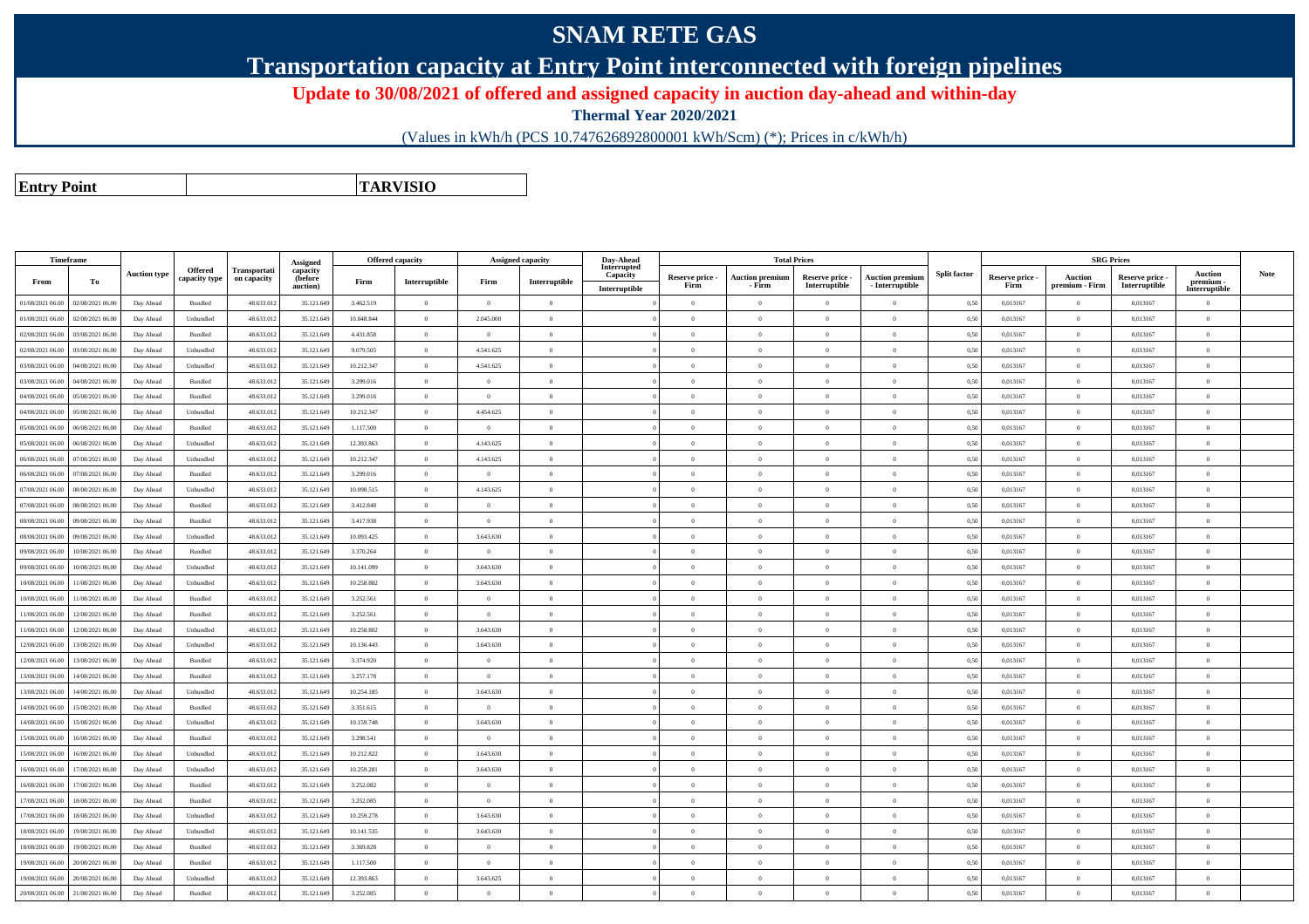# SNAM RETE GAS

## Transportation capacity at Entry Point interconnected with foreign pipelines

### Update to 30/08/2021 of offered and assigned capacity in auction day-ahead and within-day

**Thermal Year 2020/2021**

(Values in kWh/h (PCS 10.747626892800001 kWh/Scm) (*); Prices in c/kWh/h)

| **Entry Point** | **TARVISIO** |
|---|---|

| Timeframe | | Auction type | Offered capacity type | Transportation capacity | Assigned capacity (before auction) | Offered capacity | | Assigned capacity | | Day-Ahead Interrupted Capacity | Total Prices | | | | Split factor | SRG Prices | | | | Note |
|---|---|---|---|---|---|---|---|---|---|---|---|---|---|---|---|---|---|---|---|---|
| From | To | | | | | Firm | Interruptible | Firm | Interruptible | Interruptible | Reserve price - Firm | Auction premium - Firm | Reserve price - Interruptible | Auction premium - Interruptible | | Reserve price - Firm | Auction premium - Firm | Reserve price - Interruptible | Auction premium - Interruptible | |
| 01/08/2021 06.00 | 02/08/2021 06.00 | Day Ahead | Bundled | 48.633.012 | 35.121.649 | 3.462.519 | 0 | 0 | 0 | | 0 | 0 | 0 | 0 | 0,50 | 0,013167 | 0 | 0,013167 | 0 | |
| 01/08/2021 06.00 | 02/08/2021 06.00 | Day Ahead | Unbundled | 48.633.012 | 35.121.649 | 10.048.844 | 0 | 2.045.000 | 0 | | 0 | 0 | 0 | 0 | 0,50 | 0,013167 | 0 | 0,013167 | 0 | |
| 02/08/2021 06.00 | 03/08/2021 06.00 | Day Ahead | Bundled | 48.633.012 | 35.121.649 | 4.431.858 | 0 | 0 | 0 | | 0 | 0 | 0 | 0 | 0,50 | 0,013167 | 0 | 0,013167 | 0 | |
| 02/08/2021 06.00 | 03/08/2021 06.00 | Day Ahead | Unbundled | 48.633.012 | 35.121.649 | 9.079.505 | 0 | 4.541.625 | 0 | | 0 | 0 | 0 | 0 | 0,50 | 0,013167 | 0 | 0,013167 | 0 | |
| 03/08/2021 06.00 | 04/08/2021 06.00 | Day Ahead | Unbundled | 48.633.012 | 35.121.649 | 10.212.347 | 0 | 4.541.625 | 0 | | 0 | 0 | 0 | 0 | 0,50 | 0,013167 | 0 | 0,013167 | 0 | |
| 03/08/2021 06.00 | 04/08/2021 06.00 | Day Ahead | Bundled | 48.633.012 | 35.121.649 | 3.299.016 | 0 | 0 | 0 | | 0 | 0 | 0 | 0 | 0,50 | 0,013167 | 0 | 0,013167 | 0 | |
| 04/08/2021 06.00 | 05/08/2021 06.00 | Day Ahead | Bundled | 48.633.012 | 35.121.649 | 3.299.016 | 0 | 0 | 0 | | 0 | 0 | 0 | 0 | 0,50 | 0,013167 | 0 | 0,013167 | 0 | |
| 04/08/2021 06.00 | 05/08/2021 06.00 | Day Ahead | Unbundled | 48.633.012 | 35.121.649 | 10.212.347 | 0 | 4.454.625 | 0 | | 0 | 0 | 0 | 0 | 0,50 | 0,013167 | 0 | 0,013167 | 0 | |
| 05/08/2021 06.00 | 06/08/2021 06.00 | Day Ahead | Bundled | 48.633.012 | 35.121.649 | 1.117.500 | 0 | 0 | 0 | | 0 | 0 | 0 | 0 | 0,50 | 0,013167 | 0 | 0,013167 | 0 | |
| 05/08/2021 06.00 | 06/08/2021 06.00 | Day Ahead | Unbundled | 48.633.012 | 35.121.649 | 12.393.863 | 0 | 4.143.625 | 0 | | 0 | 0 | 0 | 0 | 0,50 | 0,013167 | 0 | 0,013167 | 0 | |
| 06/08/2021 06.00 | 07/08/2021 06.00 | Day Ahead | Unbundled | 48.633.012 | 35.121.649 | 10.212.347 | 0 | 4.143.625 | 0 | | 0 | 0 | 0 | 0 | 0,50 | 0,013167 | 0 | 0,013167 | 0 | |
| 06/08/2021 06.00 | 07/08/2021 06.00 | Day Ahead | Bundled | 48.633.012 | 35.121.649 | 3.299.016 | 0 | 0 | 0 | | 0 | 0 | 0 | 0 | 0,50 | 0,013167 | 0 | 0,013167 | 0 | |
| 07/08/2021 06.00 | 08/08/2021 06.00 | Day Ahead | Unbundled | 48.633.012 | 35.121.649 | 10.098.515 | 0 | 4.143.625 | 0 | | 0 | 0 | 0 | 0 | 0,50 | 0,013167 | 0 | 0,013167 | 0 | |
| 07/08/2021 06.00 | 08/08/2021 06.00 | Day Ahead | Bundled | 48.633.012 | 35.121.649 | 3.412.848 | 0 | 0 | 0 | | 0 | 0 | 0 | 0 | 0,50 | 0,013167 | 0 | 0,013167 | 0 | |
| 08/08/2021 06.00 | 09/08/2021 06.00 | Day Ahead | Bundled | 48.633.012 | 35.121.649 | 3.417.938 | 0 | 0 | 0 | | 0 | 0 | 0 | 0 | 0,50 | 0,013167 | 0 | 0,013167 | 0 | |
| 08/08/2021 06.00 | 09/08/2021 06.00 | Day Ahead | Unbundled | 48.633.012 | 35.121.649 | 10.093.425 | 0 | 3.643.630 | 0 | | 0 | 0 | 0 | 0 | 0,50 | 0,013167 | 0 | 0,013167 | 0 | |
| 09/08/2021 06.00 | 10/08/2021 06.00 | Day Ahead | Bundled | 48.633.012 | 35.121.649 | 3.370.264 | 0 | 0 | 0 | | 0 | 0 | 0 | 0 | 0,50 | 0,013167 | 0 | 0,013167 | 0 | |
| 09/08/2021 06.00 | 10/08/2021 06.00 | Day Ahead | Unbundled | 48.633.012 | 35.121.649 | 10.141.099 | 0 | 3.643.630 | 0 | | 0 | 0 | 0 | 0 | 0,50 | 0,013167 | 0 | 0,013167 | 0 | |
| 10/08/2021 06.00 | 11/08/2021 06.00 | Day Ahead | Unbundled | 48.633.012 | 35.121.649 | 10.258.802 | 0 | 3.643.630 | 0 | | 0 | 0 | 0 | 0 | 0,50 | 0,013167 | 0 | 0,013167 | 0 | |
| 10/08/2021 06.00 | 11/08/2021 06.00 | Day Ahead | Bundled | 48.633.012 | 35.121.649 | 3.252.561 | 0 | 0 | 0 | | 0 | 0 | 0 | 0 | 0,50 | 0,013167 | 0 | 0,013167 | 0 | |
| 11/08/2021 06.00 | 12/08/2021 06.00 | Day Ahead | Bundled | 48.633.012 | 35.121.649 | 3.252.561 | 0 | 0 | 0 | | 0 | 0 | 0 | 0 | 0,50 | 0,013167 | 0 | 0,013167 | 0 | |
| 11/08/2021 06.00 | 12/08/2021 06.00 | Day Ahead | Unbundled | 48.633.012 | 35.121.649 | 10.258.802 | 0 | 3.643.630 | 0 | | 0 | 0 | 0 | 0 | 0,50 | 0,013167 | 0 | 0,013167 | 0 | |
| 12/08/2021 06.00 | 13/08/2021 06.00 | Day Ahead | Unbundled | 48.633.012 | 35.121.649 | 10.136.443 | 0 | 3.643.630 | 0 | | 0 | 0 | 0 | 0 | 0,50 | 0,013167 | 0 | 0,013167 | 0 | |
| 12/08/2021 06.00 | 13/08/2021 06.00 | Day Ahead | Bundled | 48.633.012 | 35.121.649 | 3.374.920 | 0 | 0 | 0 | | 0 | 0 | 0 | 0 | 0,50 | 0,013167 | 0 | 0,013167 | 0 | |
| 13/08/2021 06.00 | 14/08/2021 06.00 | Day Ahead | Bundled | 48.633.012 | 35.121.649 | 3.257.178 | 0 | 0 | 0 | | 0 | 0 | 0 | 0 | 0,50 | 0,013167 | 0 | 0,013167 | 0 | |
| 13/08/2021 06.00 | 14/08/2021 06.00 | Day Ahead | Unbundled | 48.633.012 | 35.121.649 | 10.254.185 | 0 | 3.643.630 | 0 | | 0 | 0 | 0 | 0 | 0,50 | 0,013167 | 0 | 0,013167 | 0 | |
| 14/08/2021 06.00 | 15/08/2021 06.00 | Day Ahead | Bundled | 48.633.012 | 35.121.649 | 3.351.615 | 0 | 0 | 0 | | 0 | 0 | 0 | 0 | 0,50 | 0,013167 | 0 | 0,013167 | 0 | |
| 14/08/2021 06.00 | 15/08/2021 06.00 | Day Ahead | Unbundled | 48.633.012 | 35.121.649 | 10.159.748 | 0 | 3.643.630 | 0 | | 0 | 0 | 0 | 0 | 0,50 | 0,013167 | 0 | 0,013167 | 0 | |
| 15/08/2021 06.00 | 16/08/2021 06.00 | Day Ahead | Bundled | 48.633.012 | 35.121.649 | 3.298.541 | 0 | 0 | 0 | | 0 | 0 | 0 | 0 | 0,50 | 0,013167 | 0 | 0,013167 | 0 | |
| 15/08/2021 06.00 | 16/08/2021 06.00 | Day Ahead | Unbundled | 48.633.012 | 35.121.649 | 10.212.822 | 0 | 3.643.630 | 0 | | 0 | 0 | 0 | 0 | 0,50 | 0,013167 | 0 | 0,013167 | 0 | |
| 16/08/2021 06.00 | 17/08/2021 06.00 | Day Ahead | Unbundled | 48.633.012 | 35.121.649 | 10.259.281 | 0 | 3.643.630 | 0 | | 0 | 0 | 0 | 0 | 0,50 | 0,013167 | 0 | 0,013167 | 0 | |
| 16/08/2021 06.00 | 17/08/2021 06.00 | Day Ahead | Bundled | 48.633.012 | 35.121.649 | 3.252.082 | 0 | 0 | 0 | | 0 | 0 | 0 | 0 | 0,50 | 0,013167 | 0 | 0,013167 | 0 | |
| 17/08/2021 06.00 | 18/08/2021 06.00 | Day Ahead | Bundled | 48.633.012 | 35.121.649 | 3.252.085 | 0 | 0 | 0 | | 0 | 0 | 0 | 0 | 0,50 | 0,013167 | 0 | 0,013167 | 0 | |
| 17/08/2021 06.00 | 18/08/2021 06.00 | Day Ahead | Unbundled | 48.633.012 | 35.121.649 | 10.259.278 | 0 | 3.643.630 | 0 | | 0 | 0 | 0 | 0 | 0,50 | 0,013167 | 0 | 0,013167 | 0 | |
| 18/08/2021 06.00 | 19/08/2021 06.00 | Day Ahead | Unbundled | 48.633.012 | 35.121.649 | 10.141.535 | 0 | 3.643.630 | 0 | | 0 | 0 | 0 | 0 | 0,50 | 0,013167 | 0 | 0,013167 | 0 | |
| 18/08/2021 06.00 | 19/08/2021 06.00 | Day Ahead | Bundled | 48.633.012 | 35.121.649 | 3.369.828 | 0 | 0 | 0 | | 0 | 0 | 0 | 0 | 0,50 | 0,013167 | 0 | 0,013167 | 0 | |
| 19/08/2021 06.00 | 20/08/2021 06.00 | Day Ahead | Bundled | 48.633.012 | 35.121.649 | 1.117.500 | 0 | 0 | 0 | | 0 | 0 | 0 | 0 | 0,50 | 0,013167 | 0 | 0,013167 | 0 | |
| 19/08/2021 06.00 | 20/08/2021 06.00 | Day Ahead | Unbundled | 48.633.012 | 35.121.649 | 12.393.863 | 0 | 3.643.625 | 0 | | 0 | 0 | 0 | 0 | 0,50 | 0,013167 | 0 | 0,013167 | 0 | |
| 20/08/2021 06.00 | 21/08/2021 06.00 | Day Ahead | Bundled | 48.633.012 | 35.121.649 | 3.252.085 | 0 | 0 | 0 | | 0 | 0 | 0 | 0 | 0,50 | 0,013167 | 0 | 0,013167 | 0 | |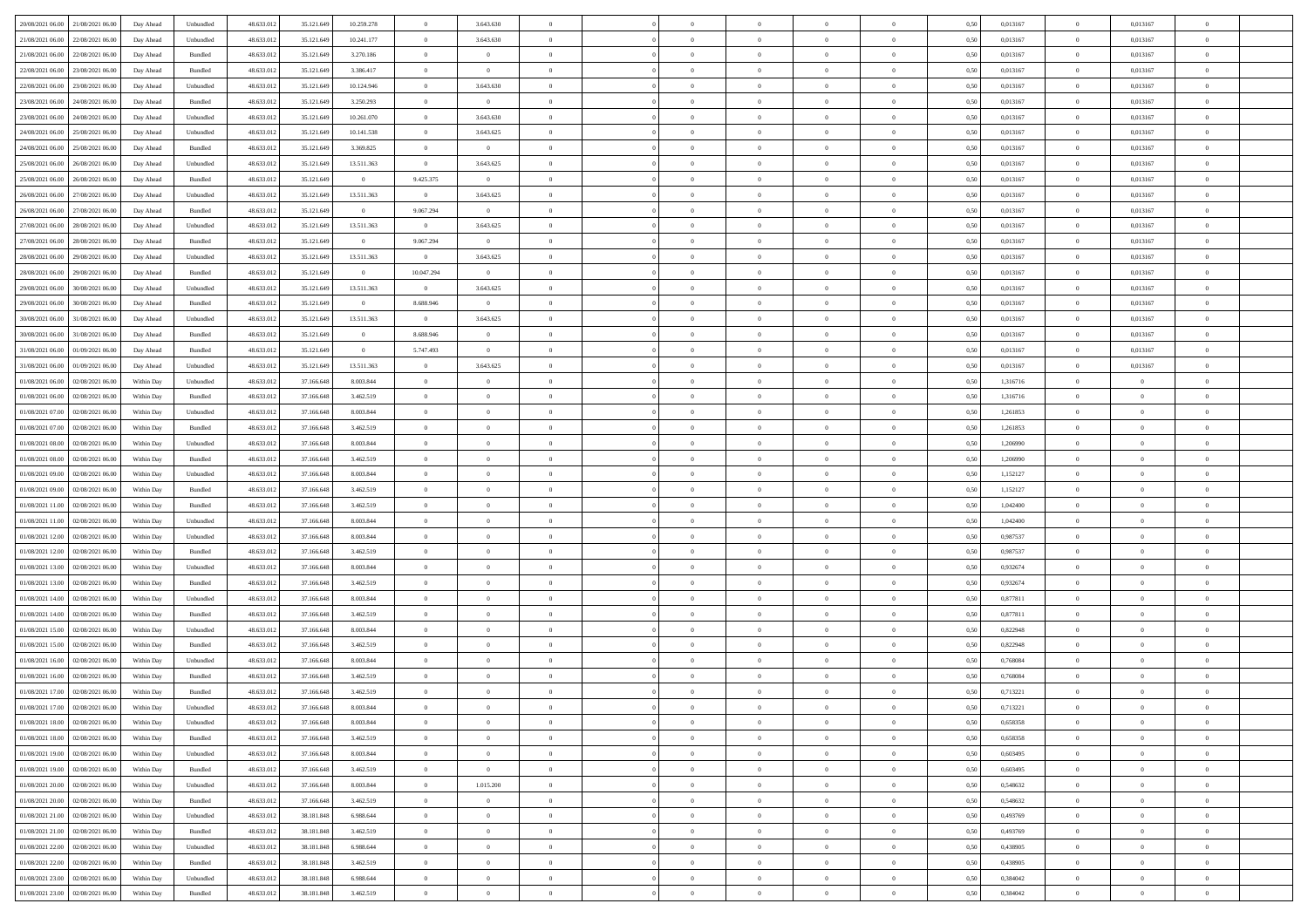| | | | | | | | | | | | | | | | | | | | | | |
|---|---|---|---|---|---|---|---|---|---|---|---|---|---|---|---|---|---|---|---|---|---|
| 20/08/2021 06:00 | 21/08/2021 06:00 | Day Ahead | Unbundled | 48.633.012 | 35.121.649 | 10.259.278 | 0 | 3.643.630 | 0 | | 0 | 0 | 0 | 0 | 0 | 0,50 | 0,013167 | 0 | 0,013167 | 0 | |
| 21/08/2021 06:00 | 22/08/2021 06:00 | Day Ahead | Unbundled | 48.633.012 | 35.121.649 | 10.241.177 | 0 | 3.643.630 | 0 | | 0 | 0 | 0 | 0 | 0 | 0,50 | 0,013167 | 0 | 0,013167 | 0 | |
| 21/08/2021 06:00 | 22/08/2021 06:00 | Day Ahead | Bundled | 48.633.012 | 35.121.649 | 3.270.186 | 0 | 0 | 0 | | 0 | 0 | 0 | 0 | 0 | 0,50 | 0,013167 | 0 | 0,013167 | 0 | |
| 22/08/2021 06:00 | 23/08/2021 06:00 | Day Ahead | Bundled | 48.633.012 | 35.121.649 | 3.386.417 | 0 | 0 | 0 | | 0 | 0 | 0 | 0 | 0 | 0,50 | 0,013167 | 0 | 0,013167 | 0 | |
| 22/08/2021 06:00 | 23/08/2021 06:00 | Day Ahead | Unbundled | 48.633.012 | 35.121.649 | 10.124.946 | 0 | 3.643.630 | 0 | | 0 | 0 | 0 | 0 | 0 | 0,50 | 0,013167 | 0 | 0,013167 | 0 | |
| 23/08/2021 06:00 | 24/08/2021 06:00 | Day Ahead | Bundled | 48.633.012 | 35.121.649 | 3.250.293 | 0 | 0 | 0 | | 0 | 0 | 0 | 0 | 0 | 0,50 | 0,013167 | 0 | 0,013167 | 0 | |
| 23/08/2021 06:00 | 24/08/2021 06:00 | Day Ahead | Unbundled | 48.633.012 | 35.121.649 | 10.261.070 | 0 | 3.643.630 | 0 | | 0 | 0 | 0 | 0 | 0 | 0,50 | 0,013167 | 0 | 0,013167 | 0 | |
| 24/08/2021 06:00 | 25/08/2021 06:00 | Day Ahead | Unbundled | 48.633.012 | 35.121.649 | 10.141.538 | 0 | 3.643.625 | 0 | | 0 | 0 | 0 | 0 | 0 | 0,50 | 0,013167 | 0 | 0,013167 | 0 | |
| 24/08/2021 06:00 | 25/08/2021 06:00 | Day Ahead | Bundled | 48.633.012 | 35.121.649 | 3.369.825 | 0 | 0 | 0 | | 0 | 0 | 0 | 0 | 0 | 0,50 | 0,013167 | 0 | 0,013167 | 0 | |
| 25/08/2021 06:00 | 26/08/2021 06:00 | Day Ahead | Unbundled | 48.633.012 | 35.121.649 | 13.511.363 | 0 | 3.643.625 | 0 | | 0 | 0 | 0 | 0 | 0 | 0,50 | 0,013167 | 0 | 0,013167 | 0 | |
| 25/08/2021 06:00 | 26/08/2021 06:00 | Day Ahead | Bundled | 48.633.012 | 35.121.649 | 0 | 9.425.375 | 0 | 0 | | 0 | 0 | 0 | 0 | 0 | 0,50 | 0,013167 | 0 | 0,013167 | 0 | |
| 26/08/2021 06:00 | 27/08/2021 06:00 | Day Ahead | Unbundled | 48.633.012 | 35.121.649 | 13.511.363 | 0 | 3.643.625 | 0 | | 0 | 0 | 0 | 0 | 0 | 0,50 | 0,013167 | 0 | 0,013167 | 0 | |
| 26/08/2021 06:00 | 27/08/2021 06:00 | Day Ahead | Bundled | 48.633.012 | 35.121.649 | 0 | 9.067.294 | 0 | 0 | | 0 | 0 | 0 | 0 | 0 | 0,50 | 0,013167 | 0 | 0,013167 | 0 | |
| 27/08/2021 06:00 | 28/08/2021 06:00 | Day Ahead | Unbundled | 48.633.012 | 35.121.649 | 13.511.363 | 0 | 3.643.625 | 0 | | 0 | 0 | 0 | 0 | 0 | 0,50 | 0,013167 | 0 | 0,013167 | 0 | |
| 27/08/2021 06:00 | 28/08/2021 06:00 | Day Ahead | Bundled | 48.633.012 | 35.121.649 | 0 | 9.067.294 | 0 | 0 | | 0 | 0 | 0 | 0 | 0 | 0,50 | 0,013167 | 0 | 0,013167 | 0 | |
| 28/08/2021 06:00 | 29/08/2021 06:00 | Day Ahead | Unbundled | 48.633.012 | 35.121.649 | 13.511.363 | 0 | 3.643.625 | 0 | | 0 | 0 | 0 | 0 | 0 | 0,50 | 0,013167 | 0 | 0,013167 | 0 | |
| 28/08/2021 06:00 | 29/08/2021 06:00 | Day Ahead | Bundled | 48.633.012 | 35.121.649 | 0 | 10.047.294 | 0 | 0 | | 0 | 0 | 0 | 0 | 0 | 0,50 | 0,013167 | 0 | 0,013167 | 0 | |
| 29/08/2021 06:00 | 30/08/2021 06:00 | Day Ahead | Unbundled | 48.633.012 | 35.121.649 | 13.511.363 | 0 | 3.643.625 | 0 | | 0 | 0 | 0 | 0 | 0 | 0,50 | 0,013167 | 0 | 0,013167 | 0 | |
| 29/08/2021 06:00 | 30/08/2021 06:00 | Day Ahead | Bundled | 48.633.012 | 35.121.649 | 0 | 8.688.946 | 0 | 0 | | 0 | 0 | 0 | 0 | 0 | 0,50 | 0,013167 | 0 | 0,013167 | 0 | |
| 30/08/2021 06:00 | 31/08/2021 06:00 | Day Ahead | Unbundled | 48.633.012 | 35.121.649 | 13.511.363 | 0 | 3.643.625 | 0 | | 0 | 0 | 0 | 0 | 0 | 0,50 | 0,013167 | 0 | 0,013167 | 0 | |
| 30/08/2021 06:00 | 31/08/2021 06:00 | Day Ahead | Bundled | 48.633.012 | 35.121.649 | 0 | 8.688.946 | 0 | 0 | | 0 | 0 | 0 | 0 | 0 | 0,50 | 0,013167 | 0 | 0,013167 | 0 | |
| 31/08/2021 06:00 | 01/09/2021 06:00 | Day Ahead | Bundled | 48.633.012 | 35.121.649 | 0 | 5.747.493 | 0 | 0 | | 0 | 0 | 0 | 0 | 0 | 0,50 | 0,013167 | 0 | 0,013167 | 0 | |
| 31/08/2021 06:00 | 01/09/2021 06:00 | Day Ahead | Unbundled | 48.633.012 | 35.121.649 | 13.511.363 | 0 | 3.643.625 | 0 | | 0 | 0 | 0 | 0 | 0 | 0,50 | 0,013167 | 0 | 0,013167 | 0 | |
| 01/08/2021 06:00 | 02/08/2021 06:00 | Within Day | Unbundled | 48.633.012 | 37.166.648 | 8.003.844 | 0 | 0 | 0 | | 0 | 0 | 0 | 0 | 0 | 0,50 | 1,316716 | 0 | 0 | 0 | |
| 01/08/2021 06:00 | 02/08/2021 06:00 | Within Day | Bundled | 48.633.012 | 37.166.648 | 3.462.519 | 0 | 0 | 0 | | 0 | 0 | 0 | 0 | 0 | 0,50 | 1,316716 | 0 | 0 | 0 | |
| 01/08/2021 07:00 | 02/08/2021 06:00 | Within Day | Unbundled | 48.633.012 | 37.166.648 | 8.003.844 | 0 | 0 | 0 | | 0 | 0 | 0 | 0 | 0 | 0,50 | 1,261853 | 0 | 0 | 0 | |
| 01/08/2021 07:00 | 02/08/2021 06:00 | Within Day | Bundled | 48.633.012 | 37.166.648 | 3.462.519 | 0 | 0 | 0 | | 0 | 0 | 0 | 0 | 0 | 0,50 | 1,261853 | 0 | 0 | 0 | |
| 01/08/2021 08:00 | 02/08/2021 06:00 | Within Day | Unbundled | 48.633.012 | 37.166.648 | 8.003.844 | 0 | 0 | 0 | | 0 | 0 | 0 | 0 | 0 | 0,50 | 1,206990 | 0 | 0 | 0 | |
| 01/08/2021 08:00 | 02/08/2021 06:00 | Within Day | Bundled | 48.633.012 | 37.166.648 | 3.462.519 | 0 | 0 | 0 | | 0 | 0 | 0 | 0 | 0 | 0,50 | 1,206990 | 0 | 0 | 0 | |
| 01/08/2021 09:00 | 02/08/2021 06:00 | Within Day | Unbundled | 48.633.012 | 37.166.648 | 8.003.844 | 0 | 0 | 0 | | 0 | 0 | 0 | 0 | 0 | 0,50 | 1,152127 | 0 | 0 | 0 | |
| 01/08/2021 09:00 | 02/08/2021 06:00 | Within Day | Bundled | 48.633.012 | 37.166.648 | 3.462.519 | 0 | 0 | 0 | | 0 | 0 | 0 | 0 | 0 | 0,50 | 1,152127 | 0 | 0 | 0 | |
| 01/08/2021 11:00 | 02/08/2021 06:00 | Within Day | Bundled | 48.633.012 | 37.166.648 | 3.462.519 | 0 | 0 | 0 | | 0 | 0 | 0 | 0 | 0 | 0,50 | 1,042400 | 0 | 0 | 0 | |
| 01/08/2021 11:00 | 02/08/2021 06:00 | Within Day | Unbundled | 48.633.012 | 37.166.648 | 8.003.844 | 0 | 0 | 0 | | 0 | 0 | 0 | 0 | 0 | 0,50 | 1,042400 | 0 | 0 | 0 | |
| 01/08/2021 12:00 | 02/08/2021 06:00 | Within Day | Unbundled | 48.633.012 | 37.166.648 | 8.003.844 | 0 | 0 | 0 | | 0 | 0 | 0 | 0 | 0 | 0,50 | 0,987537 | 0 | 0 | 0 | |
| 01/08/2021 12:00 | 02/08/2021 06:00 | Within Day | Bundled | 48.633.012 | 37.166.648 | 3.462.519 | 0 | 0 | 0 | | 0 | 0 | 0 | 0 | 0 | 0,50 | 0,987537 | 0 | 0 | 0 | |
| 01/08/2021 13:00 | 02/08/2021 06:00 | Within Day | Unbundled | 48.633.012 | 37.166.648 | 8.003.844 | 0 | 0 | 0 | | 0 | 0 | 0 | 0 | 0 | 0,50 | 0,932674 | 0 | 0 | 0 | |
| 01/08/2021 13:00 | 02/08/2021 06:00 | Within Day | Bundled | 48.633.012 | 37.166.648 | 3.462.519 | 0 | 0 | 0 | | 0 | 0 | 0 | 0 | 0 | 0,50 | 0,932674 | 0 | 0 | 0 | |
| 01/08/2021 14:00 | 02/08/2021 06:00 | Within Day | Unbundled | 48.633.012 | 37.166.648 | 8.003.844 | 0 | 0 | 0 | | 0 | 0 | 0 | 0 | 0 | 0,50 | 0,877811 | 0 | 0 | 0 | |
| 01/08/2021 14:00 | 02/08/2021 06:00 | Within Day | Bundled | 48.633.012 | 37.166.648 | 3.462.519 | 0 | 0 | 0 | | 0 | 0 | 0 | 0 | 0 | 0,50 | 0,877811 | 0 | 0 | 0 | |
| 01/08/2021 15:00 | 02/08/2021 06:00 | Within Day | Unbundled | 48.633.012 | 37.166.648 | 8.003.844 | 0 | 0 | 0 | | 0 | 0 | 0 | 0 | 0 | 0,50 | 0,822948 | 0 | 0 | 0 | |
| 01/08/2021 15:00 | 02/08/2021 06:00 | Within Day | Bundled | 48.633.012 | 37.166.648 | 3.462.519 | 0 | 0 | 0 | | 0 | 0 | 0 | 0 | 0 | 0,50 | 0,822948 | 0 | 0 | 0 | |
| 01/08/2021 16:00 | 02/08/2021 06:00 | Within Day | Unbundled | 48.633.012 | 37.166.648 | 8.003.844 | 0 | 0 | 0 | | 0 | 0 | 0 | 0 | 0 | 0,50 | 0,768084 | 0 | 0 | 0 | |
| 01/08/2021 16:00 | 02/08/2021 06:00 | Within Day | Bundled | 48.633.012 | 37.166.648 | 3.462.519 | 0 | 0 | 0 | | 0 | 0 | 0 | 0 | 0 | 0,50 | 0,768084 | 0 | 0 | 0 | |
| 01/08/2021 17:00 | 02/08/2021 06:00 | Within Day | Bundled | 48.633.012 | 37.166.648 | 3.462.519 | 0 | 0 | 0 | | 0 | 0 | 0 | 0 | 0 | 0,50 | 0,713221 | 0 | 0 | 0 | |
| 01/08/2021 17:00 | 02/08/2021 06:00 | Within Day | Unbundled | 48.633.012 | 37.166.648 | 8.003.844 | 0 | 0 | 0 | | 0 | 0 | 0 | 0 | 0 | 0,50 | 0,713221 | 0 | 0 | 0 | |
| 01/08/2021 18:00 | 02/08/2021 06:00 | Within Day | Unbundled | 48.633.012 | 37.166.648 | 8.003.844 | 0 | 0 | 0 | | 0 | 0 | 0 | 0 | 0 | 0,50 | 0,658358 | 0 | 0 | 0 | |
| 01/08/2021 18:00 | 02/08/2021 06:00 | Within Day | Bundled | 48.633.012 | 37.166.648 | 3.462.519 | 0 | 0 | 0 | | 0 | 0 | 0 | 0 | 0 | 0,50 | 0,658358 | 0 | 0 | 0 | |
| 01/08/2021 19:00 | 02/08/2021 06:00 | Within Day | Unbundled | 48.633.012 | 37.166.648 | 8.003.844 | 0 | 0 | 0 | | 0 | 0 | 0 | 0 | 0 | 0,50 | 0,603495 | 0 | 0 | 0 | |
| 01/08/2021 19:00 | 02/08/2021 06:00 | Within Day | Bundled | 48.633.012 | 37.166.648 | 3.462.519 | 0 | 0 | 0 | | 0 | 0 | 0 | 0 | 0 | 0,50 | 0,603495 | 0 | 0 | 0 | |
| 01/08/2021 20:00 | 02/08/2021 06:00 | Within Day | Unbundled | 48.633.012 | 37.166.648 | 8.003.844 | 0 | 1.015.200 | 0 | | 0 | 0 | 0 | 0 | 0 | 0,50 | 0,548632 | 0 | 0 | 0 | |
| 01/08/2021 20:00 | 02/08/2021 06:00 | Within Day | Bundled | 48.633.012 | 37.166.648 | 3.462.519 | 0 | 0 | 0 | | 0 | 0 | 0 | 0 | 0 | 0,50 | 0,548632 | 0 | 0 | 0 | |
| 01/08/2021 21:00 | 02/08/2021 06:00 | Within Day | Unbundled | 48.633.012 | 38.181.848 | 6.988.644 | 0 | 0 | 0 | | 0 | 0 | 0 | 0 | 0 | 0,50 | 0,493769 | 0 | 0 | 0 | |
| 01/08/2021 21:00 | 02/08/2021 06:00 | Within Day | Bundled | 48.633.012 | 38.181.848 | 3.462.519 | 0 | 0 | 0 | | 0 | 0 | 0 | 0 | 0 | 0,50 | 0,493769 | 0 | 0 | 0 | |
| 01/08/2021 22:00 | 02/08/2021 06:00 | Within Day | Unbundled | 48.633.012 | 38.181.848 | 6.988.644 | 0 | 0 | 0 | | 0 | 0 | 0 | 0 | 0 | 0,50 | 0,438905 | 0 | 0 | 0 | |
| 01/08/2021 22:00 | 02/08/2021 06:00 | Within Day | Bundled | 48.633.012 | 38.181.848 | 3.462.519 | 0 | 0 | 0 | | 0 | 0 | 0 | 0 | 0 | 0,50 | 0,438905 | 0 | 0 | 0 | |
| 01/08/2021 23:00 | 02/08/2021 06:00 | Within Day | Unbundled | 48.633.012 | 38.181.848 | 6.988.644 | 0 | 0 | 0 | | 0 | 0 | 0 | 0 | 0 | 0,50 | 0,384042 | 0 | 0 | 0 | |
| 01/08/2021 23:00 | 02/08/2021 06:00 | Within Day | Bundled | 48.633.012 | 38.181.848 | 3.462.519 | 0 | 0 | 0 | | 0 | 0 | 0 | 0 | 0 | 0,50 | 0,384042 | 0 | 0 | 0 | |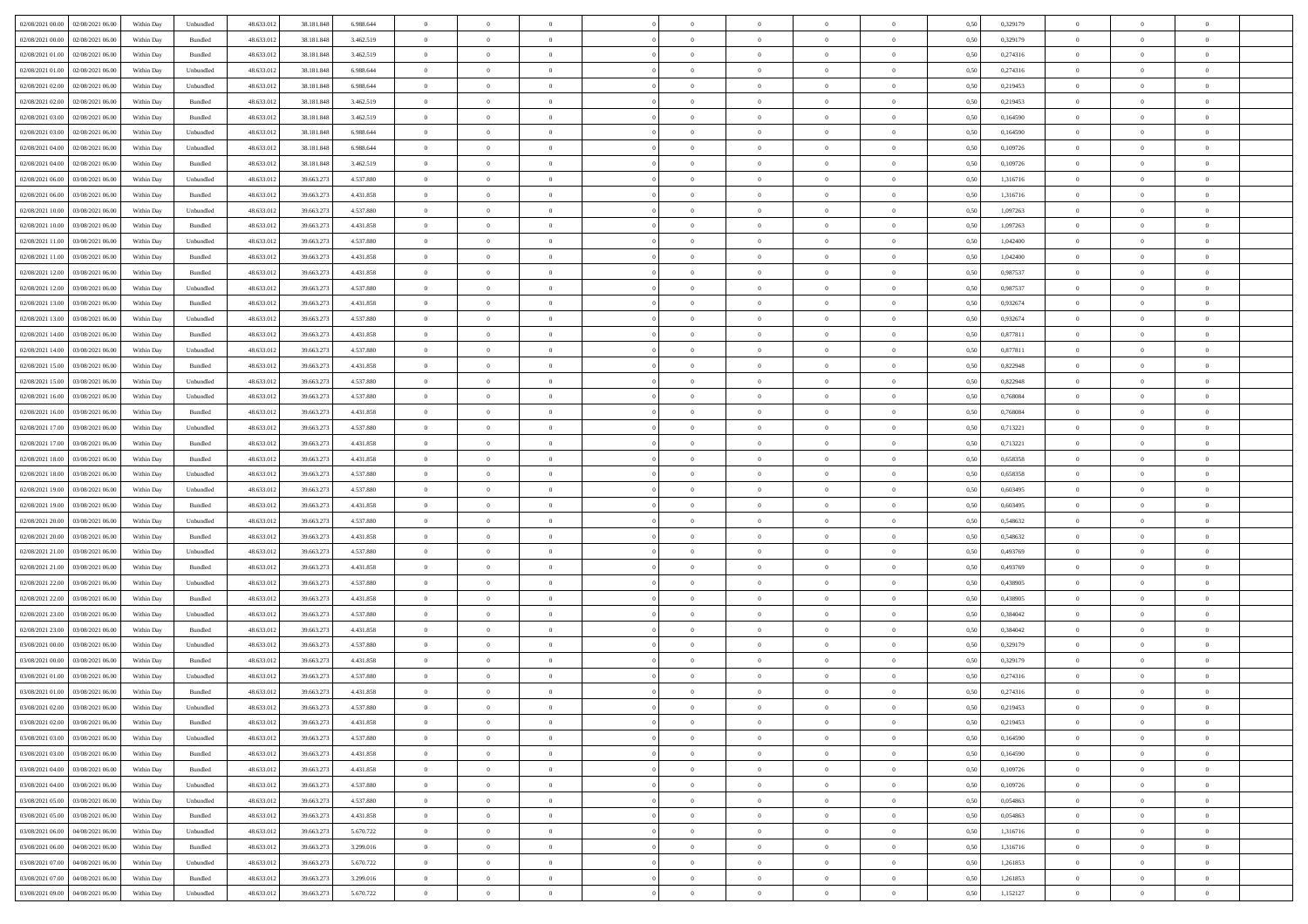| | | | | | | | | | | | | | | | | | | | | |
|---|---|---|---|---|---|---|---|---|---|---|---|---|---|---|---|---|---|---|---|---|
| 02/08/2021 00:00 | 02/08/2021 06:00 | Within Day | Unbundled | 48.633.012 | 38.181.848 | 6.988.644 | 0 | 0 | 0 | | 0 | 0 | 0 | 0 | 0,50 | 0,329179 | 0 | 0 | 0 | |
| 02/08/2021 00:00 | 02/08/2021 06:00 | Within Day | Bundled | 48.633.012 | 38.181.848 | 3.462.519 | 0 | 0 | 0 | | 0 | 0 | 0 | 0 | 0,50 | 0,329179 | 0 | 0 | 0 | |
| 02/08/2021 01:00 | 02/08/2021 06:00 | Within Day | Bundled | 48.633.012 | 38.181.848 | 3.462.519 | 0 | 0 | 0 | | 0 | 0 | 0 | 0 | 0,50 | 0,274316 | 0 | 0 | 0 | |
| 02/08/2021 01:00 | 02/08/2021 06:00 | Within Day | Unbundled | 48.633.012 | 38.181.848 | 6.988.644 | 0 | 0 | 0 | | 0 | 0 | 0 | 0 | 0,50 | 0,274316 | 0 | 0 | 0 | |
| 02/08/2021 02:00 | 02/08/2021 06:00 | Within Day | Unbundled | 48.633.012 | 38.181.848 | 6.988.644 | 0 | 0 | 0 | | 0 | 0 | 0 | 0 | 0,50 | 0,219453 | 0 | 0 | 0 | |
| 02/08/2021 02:00 | 02/08/2021 06:00 | Within Day | Bundled | 48.633.012 | 38.181.848 | 3.462.519 | 0 | 0 | 0 | | 0 | 0 | 0 | 0 | 0,50 | 0,219453 | 0 | 0 | 0 | |
| 02/08/2021 03:00 | 02/08/2021 06:00 | Within Day | Bundled | 48.633.012 | 38.181.848 | 3.462.519 | 0 | 0 | 0 | | 0 | 0 | 0 | 0 | 0,50 | 0,164590 | 0 | 0 | 0 | |
| 02/08/2021 03:00 | 02/08/2021 06:00 | Within Day | Unbundled | 48.633.012 | 38.181.848 | 6.988.644 | 0 | 0 | 0 | | 0 | 0 | 0 | 0 | 0,50 | 0,164590 | 0 | 0 | 0 | |
| 02/08/2021 04:00 | 02/08/2021 06:00 | Within Day | Unbundled | 48.633.012 | 38.181.848 | 6.988.644 | 0 | 0 | 0 | | 0 | 0 | 0 | 0 | 0,50 | 0,109726 | 0 | 0 | 0 | |
| 02/08/2021 04:00 | 02/08/2021 06:00 | Within Day | Bundled | 48.633.012 | 38.181.848 | 3.462.519 | 0 | 0 | 0 | | 0 | 0 | 0 | 0 | 0,50 | 0,109726 | 0 | 0 | 0 | |
| 02/08/2021 06:00 | 03/08/2021 06:00 | Within Day | Unbundled | 48.633.012 | 39.663.273 | 4.537.880 | 0 | 0 | 0 | | 0 | 0 | 0 | 0 | 0,50 | 1,316716 | 0 | 0 | 0 | |
| 02/08/2021 06:00 | 03/08/2021 06:00 | Within Day | Bundled | 48.633.012 | 39.663.273 | 4.431.858 | 0 | 0 | 0 | | 0 | 0 | 0 | 0 | 0,50 | 1,316716 | 0 | 0 | 0 | |
| 02/08/2021 10:00 | 03/08/2021 06:00 | Within Day | Unbundled | 48.633.012 | 39.663.273 | 4.537.880 | 0 | 0 | 0 | | 0 | 0 | 0 | 0 | 0,50 | 1,097263 | 0 | 0 | 0 | |
| 02/08/2021 10:00 | 03/08/2021 06:00 | Within Day | Bundled | 48.633.012 | 39.663.273 | 4.431.858 | 0 | 0 | 0 | | 0 | 0 | 0 | 0 | 0,50 | 1,097263 | 0 | 0 | 0 | |
| 02/08/2021 11:00 | 03/08/2021 06:00 | Within Day | Unbundled | 48.633.012 | 39.663.273 | 4.537.880 | 0 | 0 | 0 | | 0 | 0 | 0 | 0 | 0,50 | 1,042400 | 0 | 0 | 0 | |
| 02/08/2021 11:00 | 03/08/2021 06:00 | Within Day | Bundled | 48.633.012 | 39.663.273 | 4.431.858 | 0 | 0 | 0 | | 0 | 0 | 0 | 0 | 0,50 | 1,042400 | 0 | 0 | 0 | |
| 02/08/2021 12:00 | 03/08/2021 06:00 | Within Day | Bundled | 48.633.012 | 39.663.273 | 4.431.858 | 0 | 0 | 0 | | 0 | 0 | 0 | 0 | 0,50 | 0,987537 | 0 | 0 | 0 | |
| 02/08/2021 12:00 | 03/08/2021 06:00 | Within Day | Unbundled | 48.633.012 | 39.663.273 | 4.537.880 | 0 | 0 | 0 | | 0 | 0 | 0 | 0 | 0,50 | 0,987537 | 0 | 0 | 0 | |
| 02/08/2021 13:00 | 03/08/2021 06:00 | Within Day | Bundled | 48.633.012 | 39.663.273 | 4.431.858 | 0 | 0 | 0 | | 0 | 0 | 0 | 0 | 0,50 | 0,932674 | 0 | 0 | 0 | |
| 02/08/2021 13:00 | 03/08/2021 06:00 | Within Day | Unbundled | 48.633.012 | 39.663.273 | 4.537.880 | 0 | 0 | 0 | | 0 | 0 | 0 | 0 | 0,50 | 0,932674 | 0 | 0 | 0 | |
| 02/08/2021 14:00 | 03/08/2021 06:00 | Within Day | Bundled | 48.633.012 | 39.663.273 | 4.431.858 | 0 | 0 | 0 | | 0 | 0 | 0 | 0 | 0,50 | 0,877811 | 0 | 0 | 0 | |
| 02/08/2021 14:00 | 03/08/2021 06:00 | Within Day | Unbundled | 48.633.012 | 39.663.273 | 4.537.880 | 0 | 0 | 0 | | 0 | 0 | 0 | 0 | 0,50 | 0,877811 | 0 | 0 | 0 | |
| 02/08/2021 15:00 | 03/08/2021 06:00 | Within Day | Bundled | 48.633.012 | 39.663.273 | 4.431.858 | 0 | 0 | 0 | | 0 | 0 | 0 | 0 | 0,50 | 0,822948 | 0 | 0 | 0 | |
| 02/08/2021 15:00 | 03/08/2021 06:00 | Within Day | Unbundled | 48.633.012 | 39.663.273 | 4.537.880 | 0 | 0 | 0 | | 0 | 0 | 0 | 0 | 0,50 | 0,822948 | 0 | 0 | 0 | |
| 02/08/2021 16:00 | 03/08/2021 06:00 | Within Day | Unbundled | 48.633.012 | 39.663.273 | 4.537.880 | 0 | 0 | 0 | | 0 | 0 | 0 | 0 | 0,50 | 0,768084 | 0 | 0 | 0 | |
| 02/08/2021 16:00 | 03/08/2021 06:00 | Within Day | Bundled | 48.633.012 | 39.663.273 | 4.431.858 | 0 | 0 | 0 | | 0 | 0 | 0 | 0 | 0,50 | 0,768084 | 0 | 0 | 0 | |
| 02/08/2021 17:00 | 03/08/2021 06:00 | Within Day | Unbundled | 48.633.012 | 39.663.273 | 4.537.880 | 0 | 0 | 0 | | 0 | 0 | 0 | 0 | 0,50 | 0,713221 | 0 | 0 | 0 | |
| 02/08/2021 17:00 | 03/08/2021 06:00 | Within Day | Bundled | 48.633.012 | 39.663.273 | 4.431.858 | 0 | 0 | 0 | | 0 | 0 | 0 | 0 | 0,50 | 0,713221 | 0 | 0 | 0 | |
| 02/08/2021 18:00 | 03/08/2021 06:00 | Within Day | Bundled | 48.633.012 | 39.663.273 | 4.431.858 | 0 | 0 | 0 | | 0 | 0 | 0 | 0 | 0,50 | 0,658358 | 0 | 0 | 0 | |
| 02/08/2021 18:00 | 03/08/2021 06:00 | Within Day | Unbundled | 48.633.012 | 39.663.273 | 4.537.880 | 0 | 0 | 0 | | 0 | 0 | 0 | 0 | 0,50 | 0,658358 | 0 | 0 | 0 | |
| 02/08/2021 19:00 | 03/08/2021 06:00 | Within Day | Unbundled | 48.633.012 | 39.663.273 | 4.537.880 | 0 | 0 | 0 | | 0 | 0 | 0 | 0 | 0,50 | 0,603495 | 0 | 0 | 0 | |
| 02/08/2021 19:00 | 03/08/2021 06:00 | Within Day | Bundled | 48.633.012 | 39.663.273 | 4.431.858 | 0 | 0 | 0 | | 0 | 0 | 0 | 0 | 0,50 | 0,603495 | 0 | 0 | 0 | |
| 02/08/2021 20:00 | 03/08/2021 06:00 | Within Day | Unbundled | 48.633.012 | 39.663.273 | 4.537.880 | 0 | 0 | 0 | | 0 | 0 | 0 | 0 | 0,50 | 0,548632 | 0 | 0 | 0 | |
| 02/08/2021 20:00 | 03/08/2021 06:00 | Within Day | Bundled | 48.633.012 | 39.663.273 | 4.431.858 | 0 | 0 | 0 | | 0 | 0 | 0 | 0 | 0,50 | 0,548632 | 0 | 0 | 0 | |
| 02/08/2021 21:00 | 03/08/2021 06:00 | Within Day | Unbundled | 48.633.012 | 39.663.273 | 4.537.880 | 0 | 0 | 0 | | 0 | 0 | 0 | 0 | 0,50 | 0,493769 | 0 | 0 | 0 | |
| 02/08/2021 21:00 | 03/08/2021 06:00 | Within Day | Bundled | 48.633.012 | 39.663.273 | 4.431.858 | 0 | 0 | 0 | | 0 | 0 | 0 | 0 | 0,50 | 0,493769 | 0 | 0 | 0 | |
| 02/08/2021 22:00 | 03/08/2021 06:00 | Within Day | Unbundled | 48.633.012 | 39.663.273 | 4.537.880 | 0 | 0 | 0 | | 0 | 0 | 0 | 0 | 0,50 | 0,438905 | 0 | 0 | 0 | |
| 02/08/2021 22:00 | 03/08/2021 06:00 | Within Day | Bundled | 48.633.012 | 39.663.273 | 4.431.858 | 0 | 0 | 0 | | 0 | 0 | 0 | 0 | 0,50 | 0,438905 | 0 | 0 | 0 | |
| 02/08/2021 23:00 | 03/08/2021 06:00 | Within Day | Unbundled | 48.633.012 | 39.663.273 | 4.537.880 | 0 | 0 | 0 | | 0 | 0 | 0 | 0 | 0,50 | 0,384042 | 0 | 0 | 0 | |
| 02/08/2021 23:00 | 03/08/2021 06:00 | Within Day | Bundled | 48.633.012 | 39.663.273 | 4.431.858 | 0 | 0 | 0 | | 0 | 0 | 0 | 0 | 0,50 | 0,384042 | 0 | 0 | 0 | |
| 03/08/2021 00:00 | 03/08/2021 06:00 | Within Day | Unbundled | 48.633.012 | 39.663.273 | 4.537.880 | 0 | 0 | 0 | | 0 | 0 | 0 | 0 | 0,50 | 0,329179 | 0 | 0 | 0 | |
| 03/08/2021 00:00 | 03/08/2021 06:00 | Within Day | Bundled | 48.633.012 | 39.663.273 | 4.431.858 | 0 | 0 | 0 | | 0 | 0 | 0 | 0 | 0,50 | 0,329179 | 0 | 0 | 0 | |
| 03/08/2021 01:00 | 03/08/2021 06:00 | Within Day | Unbundled | 48.633.012 | 39.663.273 | 4.537.880 | 0 | 0 | 0 | | 0 | 0 | 0 | 0 | 0,50 | 0,274316 | 0 | 0 | 0 | |
| 03/08/2021 01:00 | 03/08/2021 06:00 | Within Day | Bundled | 48.633.012 | 39.663.273 | 4.431.858 | 0 | 0 | 0 | | 0 | 0 | 0 | 0 | 0,50 | 0,274316 | 0 | 0 | 0 | |
| 03/08/2021 02:00 | 03/08/2021 06:00 | Within Day | Unbundled | 48.633.012 | 39.663.273 | 4.537.880 | 0 | 0 | 0 | | 0 | 0 | 0 | 0 | 0,50 | 0,219453 | 0 | 0 | 0 | |
| 03/08/2021 02:00 | 03/08/2021 06:00 | Within Day | Bundled | 48.633.012 | 39.663.273 | 4.431.858 | 0 | 0 | 0 | | 0 | 0 | 0 | 0 | 0,50 | 0,219453 | 0 | 0 | 0 | |
| 03/08/2021 03:00 | 03/08/2021 06:00 | Within Day | Unbundled | 48.633.012 | 39.663.273 | 4.537.880 | 0 | 0 | 0 | | 0 | 0 | 0 | 0 | 0,50 | 0,164590 | 0 | 0 | 0 | |
| 03/08/2021 03:00 | 03/08/2021 06:00 | Within Day | Bundled | 48.633.012 | 39.663.273 | 4.431.858 | 0 | 0 | 0 | | 0 | 0 | 0 | 0 | 0,50 | 0,164590 | 0 | 0 | 0 | |
| 03/08/2021 04:00 | 03/08/2021 06:00 | Within Day | Bundled | 48.633.012 | 39.663.273 | 4.431.858 | 0 | 0 | 0 | | 0 | 0 | 0 | 0 | 0,50 | 0,109726 | 0 | 0 | 0 | |
| 03/08/2021 04:00 | 03/08/2021 06:00 | Within Day | Unbundled | 48.633.012 | 39.663.273 | 4.537.880 | 0 | 0 | 0 | | 0 | 0 | 0 | 0 | 0,50 | 0,109726 | 0 | 0 | 0 | |
| 03/08/2021 05:00 | 03/08/2021 06:00 | Within Day | Unbundled | 48.633.012 | 39.663.273 | 4.537.880 | 0 | 0 | 0 | | 0 | 0 | 0 | 0 | 0,50 | 0,054863 | 0 | 0 | 0 | |
| 03/08/2021 05:00 | 03/08/2021 06:00 | Within Day | Bundled | 48.633.012 | 39.663.273 | 4.431.858 | 0 | 0 | 0 | | 0 | 0 | 0 | 0 | 0,50 | 0,054863 | 0 | 0 | 0 | |
| 03/08/2021 06:00 | 04/08/2021 06:00 | Within Day | Unbundled | 48.633.012 | 39.663.273 | 5.670.722 | 0 | 0 | 0 | | 0 | 0 | 0 | 0 | 0,50 | 1,316716 | 0 | 0 | 0 | |
| 03/08/2021 06:00 | 04/08/2021 06:00 | Within Day | Bundled | 48.633.012 | 39.663.273 | 3.299.016 | 0 | 0 | 0 | | 0 | 0 | 0 | 0 | 0,50 | 1,316716 | 0 | 0 | 0 | |
| 03/08/2021 07:00 | 04/08/2021 06:00 | Within Day | Unbundled | 48.633.012 | 39.663.273 | 5.670.722 | 0 | 0 | 0 | | 0 | 0 | 0 | 0 | 0,50 | 1,261853 | 0 | 0 | 0 | |
| 03/08/2021 07:00 | 04/08/2021 06:00 | Within Day | Bundled | 48.633.012 | 39.663.273 | 3.299.016 | 0 | 0 | 0 | | 0 | 0 | 0 | 0 | 0,50 | 1,261853 | 0 | 0 | 0 | |
| 03/08/2021 09:00 | 04/08/2021 06:00 | Within Day | Unbundled | 48.633.012 | 39.663.273 | 5.670.722 | 0 | 0 | 0 | | 0 | 0 | 0 | 0 | 0,50 | 1,152127 | 0 | 0 | 0 | |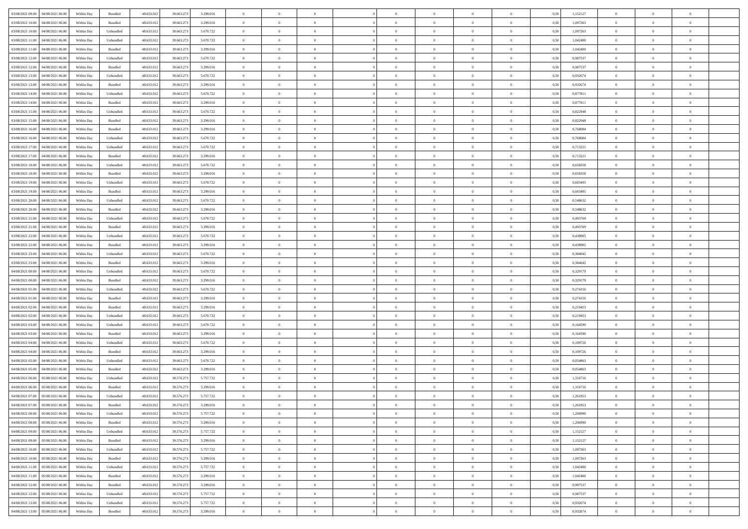| | | | | | | | | | | | | | | | | | | | | |
|---|---|---|---|---|---|---|---|---|---|---|---|---|---|---|---|---|---|---|---|---|
| 03/08/2021 09.00 | 04/08/2021 06.00 | Within Day | Bundled | 48.633.012 | 39.663.273 | 3.299.016 | 0 | 0 | 0 | | 0 | 0 | 0 | 0 | 0,50 | 1,152127 | 0 | 0 | 0 | |
| 03/08/2021 10.00 | 04/08/2021 06.00 | Within Day | Bundled | 48.633.012 | 39.663.273 | 3.299.016 | 0 | 0 | 0 | | 0 | 0 | 0 | 0 | 0,50 | 1,097263 | 0 | 0 | 0 | |
| 03/08/2021 10.00 | 04/08/2021 06.00 | Within Day | Unbundled | 48.633.012 | 39.663.273 | 5.670.722 | 0 | 0 | 0 | | 0 | 0 | 0 | 0 | 0,50 | 1,097263 | 0 | 0 | 0 | |
| 03/08/2021 11.00 | 04/08/2021 06.00 | Within Day | Unbundled | 48.633.012 | 39.663.273 | 5.670.722 | 0 | 0 | 0 | | 0 | 0 | 0 | 0 | 0,50 | 1,042400 | 0 | 0 | 0 | |
| 03/08/2021 11.00 | 04/08/2021 06.00 | Within Day | Bundled | 48.633.012 | 39.663.273 | 3.299.016 | 0 | 0 | 0 | | 0 | 0 | 0 | 0 | 0,50 | 1,042400 | 0 | 0 | 0 | |
| 03/08/2021 12.00 | 04/08/2021 06.00 | Within Day | Unbundled | 48.633.012 | 39.663.273 | 5.670.722 | 0 | 0 | 0 | | 0 | 0 | 0 | 0 | 0,50 | 0,987537 | 0 | 0 | 0 | |
| 03/08/2021 12.00 | 04/08/2021 06.00 | Within Day | Bundled | 48.633.012 | 39.663.273 | 3.299.016 | 0 | 0 | 0 | | 0 | 0 | 0 | 0 | 0,50 | 0,987537 | 0 | 0 | 0 | |
| 03/08/2021 13.00 | 04/08/2021 06.00 | Within Day | Unbundled | 48.633.012 | 39.663.273 | 5.670.722 | 0 | 0 | 0 | | 0 | 0 | 0 | 0 | 0,50 | 0,932674 | 0 | 0 | 0 | |
| 03/08/2021 13.00 | 04/08/2021 06.00 | Within Day | Bundled | 48.633.012 | 39.663.273 | 3.299.016 | 0 | 0 | 0 | | 0 | 0 | 0 | 0 | 0,50 | 0,932674 | 0 | 0 | 0 | |
| 03/08/2021 14.00 | 04/08/2021 06.00 | Within Day | Unbundled | 48.633.012 | 39.663.273 | 5.670.722 | 0 | 0 | 0 | | 0 | 0 | 0 | 0 | 0,50 | 0,877811 | 0 | 0 | 0 | |
| 03/08/2021 14.00 | 04/08/2021 06.00 | Within Day | Bundled | 48.633.012 | 39.663.273 | 3.299.016 | 0 | 0 | 0 | | 0 | 0 | 0 | 0 | 0,50 | 0,877811 | 0 | 0 | 0 | |
| 03/08/2021 15.00 | 04/08/2021 06.00 | Within Day | Unbundled | 48.633.012 | 39.663.273 | 5.670.722 | 0 | 0 | 0 | | 0 | 0 | 0 | 0 | 0,50 | 0,822948 | 0 | 0 | 0 | |
| 03/08/2021 15.00 | 04/08/2021 06.00 | Within Day | Bundled | 48.633.012 | 39.663.273 | 3.299.016 | 0 | 0 | 0 | | 0 | 0 | 0 | 0 | 0,50 | 0,822948 | 0 | 0 | 0 | |
| 03/08/2021 16.00 | 04/08/2021 06.00 | Within Day | Bundled | 48.633.012 | 39.663.273 | 3.299.016 | 0 | 0 | 0 | | 0 | 0 | 0 | 0 | 0,50 | 0,768084 | 0 | 0 | 0 | |
| 03/08/2021 16.00 | 04/08/2021 06.00 | Within Day | Unbundled | 48.633.012 | 39.663.273 | 5.670.722 | 0 | 0 | 0 | | 0 | 0 | 0 | 0 | 0,50 | 0,768084 | 0 | 0 | 0 | |
| 03/08/2021 17.00 | 04/08/2021 06.00 | Within Day | Unbundled | 48.633.012 | 39.663.273 | 5.670.722 | 0 | 0 | 0 | | 0 | 0 | 0 | 0 | 0,50 | 0,713221 | 0 | 0 | 0 | |
| 03/08/2021 17.00 | 04/08/2021 06.00 | Within Day | Bundled | 48.633.012 | 39.663.273 | 3.299.016 | 0 | 0 | 0 | | 0 | 0 | 0 | 0 | 0,50 | 0,713221 | 0 | 0 | 0 | |
| 03/08/2021 18.00 | 04/08/2021 06.00 | Within Day | Unbundled | 48.633.012 | 39.663.273 | 5.670.722 | 0 | 0 | 0 | | 0 | 0 | 0 | 0 | 0,50 | 0,658358 | 0 | 0 | 0 | |
| 03/08/2021 18.00 | 04/08/2021 06.00 | Within Day | Bundled | 48.633.012 | 39.663.273 | 3.299.016 | 0 | 0 | 0 | | 0 | 0 | 0 | 0 | 0,50 | 0,658358 | 0 | 0 | 0 | |
| 03/08/2021 19.00 | 04/08/2021 06.00 | Within Day | Unbundled | 48.633.012 | 39.663.273 | 5.670.722 | 0 | 0 | 0 | | 0 | 0 | 0 | 0 | 0,50 | 0,603495 | 0 | 0 | 0 | |
| 03/08/2021 19.00 | 04/08/2021 06.00 | Within Day | Bundled | 48.633.012 | 39.663.273 | 3.299.016 | 0 | 0 | 0 | | 0 | 0 | 0 | 0 | 0,50 | 0,603495 | 0 | 0 | 0 | |
| 03/08/2021 20.00 | 04/08/2021 06.00 | Within Day | Unbundled | 48.633.012 | 39.663.273 | 5.670.722 | 0 | 0 | 0 | | 0 | 0 | 0 | 0 | 0,50 | 0,548632 | 0 | 0 | 0 | |
| 03/08/2021 20.00 | 04/08/2021 06.00 | Within Day | Bundled | 48.633.012 | 39.663.273 | 3.299.016 | 0 | 0 | 0 | | 0 | 0 | 0 | 0 | 0,50 | 0,548632 | 0 | 0 | 0 | |
| 03/08/2021 21.00 | 04/08/2021 06.00 | Within Day | Unbundled | 48.633.012 | 39.663.273 | 5.670.722 | 0 | 0 | 0 | | 0 | 0 | 0 | 0 | 0,50 | 0,493769 | 0 | 0 | 0 | |
| 03/08/2021 21.00 | 04/08/2021 06.00 | Within Day | Bundled | 48.633.012 | 39.663.273 | 3.299.016 | 0 | 0 | 0 | | 0 | 0 | 0 | 0 | 0,50 | 0,493769 | 0 | 0 | 0 | |
| 03/08/2021 22.00 | 04/08/2021 06.00 | Within Day | Unbundled | 48.633.012 | 39.663.273 | 5.670.722 | 0 | 0 | 0 | | 0 | 0 | 0 | 0 | 0,50 | 0,438905 | 0 | 0 | 0 | |
| 03/08/2021 22.00 | 04/08/2021 06.00 | Within Day | Bundled | 48.633.012 | 39.663.273 | 3.299.016 | 0 | 0 | 0 | | 0 | 0 | 0 | 0 | 0,50 | 0,438905 | 0 | 0 | 0 | |
| 03/08/2021 23.00 | 04/08/2021 06.00 | Within Day | Unbundled | 48.633.012 | 39.663.273 | 5.670.722 | 0 | 0 | 0 | | 0 | 0 | 0 | 0 | 0,50 | 0,384042 | 0 | 0 | 0 | |
| 03/08/2021 23.00 | 04/08/2021 06.00 | Within Day | Bundled | 48.633.012 | 39.663.273 | 3.299.016 | 0 | 0 | 0 | | 0 | 0 | 0 | 0 | 0,50 | 0,384042 | 0 | 0 | 0 | |
| 04/08/2021 00.00 | 04/08/2021 06.00 | Within Day | Unbundled | 48.633.012 | 39.663.273 | 5.670.722 | 0 | 0 | 0 | | 0 | 0 | 0 | 0 | 0,50 | 0,329179 | 0 | 0 | 0 | |
| 04/08/2021 00.00 | 04/08/2021 06.00 | Within Day | Bundled | 48.633.012 | 39.663.273 | 3.299.016 | 0 | 0 | 0 | | 0 | 0 | 0 | 0 | 0,50 | 0,329179 | 0 | 0 | 0 | |
| 04/08/2021 01.00 | 04/08/2021 06.00 | Within Day | Unbundled | 48.633.012 | 39.663.273 | 5.670.722 | 0 | 0 | 0 | | 0 | 0 | 0 | 0 | 0,50 | 0,274316 | 0 | 0 | 0 | |
| 04/08/2021 01.00 | 04/08/2021 06.00 | Within Day | Bundled | 48.633.012 | 39.663.273 | 3.299.016 | 0 | 0 | 0 | | 0 | 0 | 0 | 0 | 0,50 | 0,274316 | 0 | 0 | 0 | |
| 04/08/2021 02.00 | 04/08/2021 06.00 | Within Day | Bundled | 48.633.012 | 39.663.273 | 3.299.016 | 0 | 0 | 0 | | 0 | 0 | 0 | 0 | 0,50 | 0,219453 | 0 | 0 | 0 | |
| 04/08/2021 02.00 | 04/08/2021 06.00 | Within Day | Unbundled | 48.633.012 | 39.663.273 | 5.670.722 | 0 | 0 | 0 | | 0 | 0 | 0 | 0 | 0,50 | 0,219453 | 0 | 0 | 0 | |
| 04/08/2021 03.00 | 04/08/2021 06.00 | Within Day | Unbundled | 48.633.012 | 39.663.273 | 5.670.722 | 0 | 0 | 0 | | 0 | 0 | 0 | 0 | 0,50 | 0,164590 | 0 | 0 | 0 | |
| 04/08/2021 03.00 | 04/08/2021 06.00 | Within Day | Bundled | 48.633.012 | 39.663.273 | 3.299.016 | 0 | 0 | 0 | | 0 | 0 | 0 | 0 | 0,50 | 0,164590 | 0 | 0 | 0 | |
| 04/08/2021 04.00 | 04/08/2021 06.00 | Within Day | Unbundled | 48.633.012 | 39.663.273 | 5.670.722 | 0 | 0 | 0 | | 0 | 0 | 0 | 0 | 0,50 | 0,109726 | 0 | 0 | 0 | |
| 04/08/2021 04.00 | 04/08/2021 06.00 | Within Day | Bundled | 48.633.012 | 39.663.273 | 3.299.016 | 0 | 0 | 0 | | 0 | 0 | 0 | 0 | 0,50 | 0,109726 | 0 | 0 | 0 | |
| 04/08/2021 05.00 | 04/08/2021 06.00 | Within Day | Unbundled | 48.633.012 | 39.663.273 | 5.670.722 | 0 | 0 | 0 | | 0 | 0 | 0 | 0 | 0,50 | 0,054863 | 0 | 0 | 0 | |
| 04/08/2021 05.00 | 04/08/2021 06.00 | Within Day | Bundled | 48.633.012 | 39.663.273 | 3.299.016 | 0 | 0 | 0 | | 0 | 0 | 0 | 0 | 0,50 | 0,054863 | 0 | 0 | 0 | |
| 04/08/2021 06.00 | 05/08/2021 06.00 | Within Day | Unbundled | 48.633.012 | 39.576.273 | 5.757.722 | 0 | 0 | 0 | | 0 | 0 | 0 | 0 | 0,50 | 1,316716 | 0 | 0 | 0 | |
| 04/08/2021 06.00 | 05/08/2021 06.00 | Within Day | Bundled | 48.633.012 | 39.576.273 | 3.299.016 | 0 | 0 | 0 | | 0 | 0 | 0 | 0 | 0,50 | 1,316716 | 0 | 0 | 0 | |
| 04/08/2021 07.00 | 05/08/2021 06.00 | Within Day | Unbundled | 48.633.012 | 39.576.273 | 5.757.722 | 0 | 0 | 0 | | 0 | 0 | 0 | 0 | 0,50 | 1,261853 | 0 | 0 | 0 | |
| 04/08/2021 07.00 | 05/08/2021 06.00 | Within Day | Bundled | 48.633.012 | 39.576.273 | 3.299.016 | 0 | 0 | 0 | | 0 | 0 | 0 | 0 | 0,50 | 1,261853 | 0 | 0 | 0 | |
| 04/08/2021 08.00 | 05/08/2021 06.00 | Within Day | Unbundled | 48.633.012 | 39.576.273 | 5.757.722 | 0 | 0 | 0 | | 0 | 0 | 0 | 0 | 0,50 | 1,206990 | 0 | 0 | 0 | |
| 04/08/2021 08.00 | 05/08/2021 06.00 | Within Day | Bundled | 48.633.012 | 39.576.273 | 3.299.016 | 0 | 0 | 0 | | 0 | 0 | 0 | 0 | 0,50 | 1,206990 | 0 | 0 | 0 | |
| 04/08/2021 09.00 | 05/08/2021 06.00 | Within Day | Unbundled | 48.633.012 | 39.576.273 | 5.757.722 | 0 | 0 | 0 | | 0 | 0 | 0 | 0 | 0,50 | 1,152127 | 0 | 0 | 0 | |
| 04/08/2021 09.00 | 05/08/2021 06.00 | Within Day | Bundled | 48.633.012 | 39.576.273 | 3.299.016 | 0 | 0 | 0 | | 0 | 0 | 0 | 0 | 0,50 | 1,152127 | 0 | 0 | 0 | |
| 04/08/2021 10.00 | 05/08/2021 06.00 | Within Day | Unbundled | 48.633.012 | 39.576.273 | 5.757.722 | 0 | 0 | 0 | | 0 | 0 | 0 | 0 | 0,50 | 1,097263 | 0 | 0 | 0 | |
| 04/08/2021 10.00 | 05/08/2021 06.00 | Within Day | Bundled | 48.633.012 | 39.576.273 | 3.299.016 | 0 | 0 | 0 | | 0 | 0 | 0 | 0 | 0,50 | 1,097263 | 0 | 0 | 0 | |
| 04/08/2021 11.00 | 05/08/2021 06.00 | Within Day | Unbundled | 48.633.012 | 39.576.273 | 5.757.722 | 0 | 0 | 0 | | 0 | 0 | 0 | 0 | 0,50 | 1,042400 | 0 | 0 | 0 | |
| 04/08/2021 11.00 | 05/08/2021 06.00 | Within Day | Bundled | 48.633.012 | 39.576.273 | 3.299.016 | 0 | 0 | 0 | | 0 | 0 | 0 | 0 | 0,50 | 1,042400 | 0 | 0 | 0 | |
| 04/08/2021 12.00 | 05/08/2021 06.00 | Within Day | Bundled | 48.633.012 | 39.576.273 | 3.299.016 | 0 | 0 | 0 | | 0 | 0 | 0 | 0 | 0,50 | 0,987537 | 0 | 0 | 0 | |
| 04/08/2021 12.00 | 05/08/2021 06.00 | Within Day | Unbundled | 48.633.012 | 39.576.273 | 5.757.722 | 0 | 0 | 0 | | 0 | 0 | 0 | 0 | 0,50 | 0,987537 | 0 | 0 | 0 | |
| 04/08/2021 13.00 | 05/08/2021 06.00 | Within Day | Unbundled | 48.633.012 | 39.576.273 | 5.757.722 | 0 | 0 | 0 | | 0 | 0 | 0 | 0 | 0,50 | 0,932674 | 0 | 0 | 0 | |
| 04/08/2021 13.00 | 05/08/2021 06.00 | Within Day | Bundled | 48.633.012 | 39.576.273 | 3.299.016 | 0 | 0 | 0 | | 0 | 0 | 0 | 0 | 0,50 | 0,932674 | 0 | 0 | 0 | |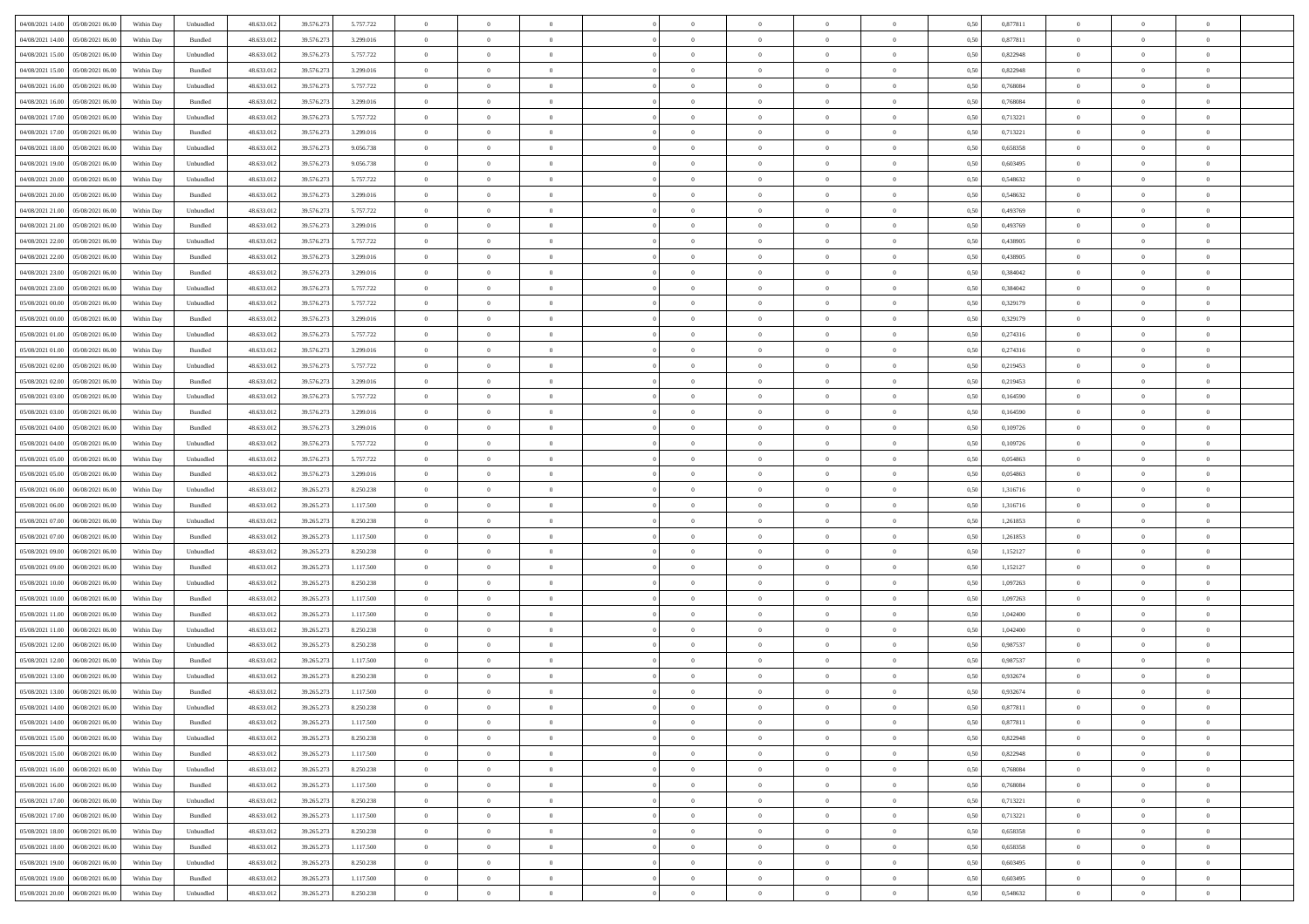| 04/08/2021 14:00 | 05/08/2021 06:00 | Within Day | Unbundled | 48.633.012 | 39.576.273 | 5.757.722 | 0 | 0 | 0 | | 0 | 0 | 0 | 0 | 0,50 | 0,877811 | 0 | 0 | 0 | |
|---|---|---|---|---|---|---|---|---|---|---|---|---|---|---|---|---|---|---|---|---|
| 04/08/2021 14:00 | 05/08/2021 06:00 | Within Day | Bundled | 48.633.012 | 39.576.273 | 3.299.016 | 0 | 0 | 0 | | 0 | 0 | 0 | 0 | 0,50 | 0,877811 | 0 | 0 | 0 | |
| 04/08/2021 15:00 | 05/08/2021 06:00 | Within Day | Unbundled | 48.633.012 | 39.576.273 | 5.757.722 | 0 | 0 | 0 | | 0 | 0 | 0 | 0 | 0,50 | 0,822948 | 0 | 0 | 0 | |
| 04/08/2021 15:00 | 05/08/2021 06:00 | Within Day | Bundled | 48.633.012 | 39.576.273 | 3.299.016 | 0 | 0 | 0 | | 0 | 0 | 0 | 0 | 0,50 | 0,822948 | 0 | 0 | 0 | |
| 04/08/2021 16:00 | 05/08/2021 06:00 | Within Day | Unbundled | 48.633.012 | 39.576.273 | 5.757.722 | 0 | 0 | 0 | | 0 | 0 | 0 | 0 | 0,50 | 0,768084 | 0 | 0 | 0 | |
| 04/08/2021 16:00 | 05/08/2021 06:00 | Within Day | Bundled | 48.633.012 | 39.576.273 | 3.299.016 | 0 | 0 | 0 | | 0 | 0 | 0 | 0 | 0,50 | 0,768084 | 0 | 0 | 0 | |
| 04/08/2021 17:00 | 05/08/2021 06:00 | Within Day | Unbundled | 48.633.012 | 39.576.273 | 5.757.722 | 0 | 0 | 0 | | 0 | 0 | 0 | 0 | 0,50 | 0,713221 | 0 | 0 | 0 | |
| 04/08/2021 17:00 | 05/08/2021 06:00 | Within Day | Bundled | 48.633.012 | 39.576.273 | 3.299.016 | 0 | 0 | 0 | | 0 | 0 | 0 | 0 | 0,50 | 0,713221 | 0 | 0 | 0 | |
| 04/08/2021 18:00 | 05/08/2021 06:00 | Within Day | Unbundled | 48.633.012 | 39.576.273 | 9.056.738 | 0 | 0 | 0 | | 0 | 0 | 0 | 0 | 0,50 | 0,658358 | 0 | 0 | 0 | |
| 04/08/2021 19:00 | 05/08/2021 06:00 | Within Day | Unbundled | 48.633.012 | 39.576.273 | 9.056.738 | 0 | 0 | 0 | | 0 | 0 | 0 | 0 | 0,50 | 0,603495 | 0 | 0 | 0 | |
| 04/08/2021 20:00 | 05/08/2021 06:00 | Within Day | Unbundled | 48.633.012 | 39.576.273 | 5.757.722 | 0 | 0 | 0 | | 0 | 0 | 0 | 0 | 0,50 | 0,548632 | 0 | 0 | 0 | |
| 04/08/2021 20:00 | 05/08/2021 06:00 | Within Day | Bundled | 48.633.012 | 39.576.273 | 3.299.016 | 0 | 0 | 0 | | 0 | 0 | 0 | 0 | 0,50 | 0,548632 | 0 | 0 | 0 | |
| 04/08/2021 21:00 | 05/08/2021 06:00 | Within Day | Unbundled | 48.633.012 | 39.576.273 | 5.757.722 | 0 | 0 | 0 | | 0 | 0 | 0 | 0 | 0,50 | 0,493769 | 0 | 0 | 0 | |
| 04/08/2021 21:00 | 05/08/2021 06:00 | Within Day | Bundled | 48.633.012 | 39.576.273 | 3.299.016 | 0 | 0 | 0 | | 0 | 0 | 0 | 0 | 0,50 | 0,493769 | 0 | 0 | 0 | |
| 04/08/2021 22:00 | 05/08/2021 06:00 | Within Day | Unbundled | 48.633.012 | 39.576.273 | 5.757.722 | 0 | 0 | 0 | | 0 | 0 | 0 | 0 | 0,50 | 0,438905 | 0 | 0 | 0 | |
| 04/08/2021 22:00 | 05/08/2021 06:00 | Within Day | Bundled | 48.633.012 | 39.576.273 | 3.299.016 | 0 | 0 | 0 | | 0 | 0 | 0 | 0 | 0,50 | 0,438905 | 0 | 0 | 0 | |
| 04/08/2021 23:00 | 05/08/2021 06:00 | Within Day | Bundled | 48.633.012 | 39.576.273 | 3.299.016 | 0 | 0 | 0 | | 0 | 0 | 0 | 0 | 0,50 | 0,384042 | 0 | 0 | 0 | |
| 04/08/2021 23:00 | 05/08/2021 06:00 | Within Day | Unbundled | 48.633.012 | 39.576.273 | 5.757.722 | 0 | 0 | 0 | | 0 | 0 | 0 | 0 | 0,50 | 0,384042 | 0 | 0 | 0 | |
| 05/08/2021 00:00 | 05/08/2021 06:00 | Within Day | Unbundled | 48.633.012 | 39.576.273 | 5.757.722 | 0 | 0 | 0 | | 0 | 0 | 0 | 0 | 0,50 | 0,329179 | 0 | 0 | 0 | |
| 05/08/2021 00:00 | 05/08/2021 06:00 | Within Day | Bundled | 48.633.012 | 39.576.273 | 3.299.016 | 0 | 0 | 0 | | 0 | 0 | 0 | 0 | 0,50 | 0,329179 | 0 | 0 | 0 | |
| 05/08/2021 01:00 | 05/08/2021 06:00 | Within Day | Unbundled | 48.633.012 | 39.576.273 | 5.757.722 | 0 | 0 | 0 | | 0 | 0 | 0 | 0 | 0,50 | 0,274316 | 0 | 0 | 0 | |
| 05/08/2021 01:00 | 05/08/2021 06:00 | Within Day | Bundled | 48.633.012 | 39.576.273 | 3.299.016 | 0 | 0 | 0 | | 0 | 0 | 0 | 0 | 0,50 | 0,274316 | 0 | 0 | 0 | |
| 05/08/2021 02:00 | 05/08/2021 06:00 | Within Day | Unbundled | 48.633.012 | 39.576.273 | 5.757.722 | 0 | 0 | 0 | | 0 | 0 | 0 | 0 | 0,50 | 0,219453 | 0 | 0 | 0 | |
| 05/08/2021 02:00 | 05/08/2021 06:00 | Within Day | Bundled | 48.633.012 | 39.576.273 | 3.299.016 | 0 | 0 | 0 | | 0 | 0 | 0 | 0 | 0,50 | 0,219453 | 0 | 0 | 0 | |
| 05/08/2021 03:00 | 05/08/2021 06:00 | Within Day | Unbundled | 48.633.012 | 39.576.273 | 5.757.722 | 0 | 0 | 0 | | 0 | 0 | 0 | 0 | 0,50 | 0,164590 | 0 | 0 | 0 | |
| 05/08/2021 03:00 | 05/08/2021 06:00 | Within Day | Bundled | 48.633.012 | 39.576.273 | 3.299.016 | 0 | 0 | 0 | | 0 | 0 | 0 | 0 | 0,50 | 0,164590 | 0 | 0 | 0 | |
| 05/08/2021 04:00 | 05/08/2021 06:00 | Within Day | Bundled | 48.633.012 | 39.576.273 | 3.299.016 | 0 | 0 | 0 | | 0 | 0 | 0 | 0 | 0,50 | 0,109726 | 0 | 0 | 0 | |
| 05/08/2021 04:00 | 05/08/2021 06:00 | Within Day | Unbundled | 48.633.012 | 39.576.273 | 5.757.722 | 0 | 0 | 0 | | 0 | 0 | 0 | 0 | 0,50 | 0,109726 | 0 | 0 | 0 | |
| 05/08/2021 05:00 | 05/08/2021 06:00 | Within Day | Unbundled | 48.633.012 | 39.576.273 | 5.757.722 | 0 | 0 | 0 | | 0 | 0 | 0 | 0 | 0,50 | 0,054863 | 0 | 0 | 0 | |
| 05/08/2021 05:00 | 05/08/2021 06:00 | Within Day | Bundled | 48.633.012 | 39.576.273 | 3.299.016 | 0 | 0 | 0 | | 0 | 0 | 0 | 0 | 0,50 | 0,054863 | 0 | 0 | 0 | |
| 05/08/2021 06:00 | 06/08/2021 06:00 | Within Day | Unbundled | 48.633.012 | 39.265.273 | 8.250.238 | 0 | 0 | 0 | | 0 | 0 | 0 | 0 | 0,50 | 1,316716 | 0 | 0 | 0 | |
| 05/08/2021 06:00 | 06/08/2021 06:00 | Within Day | Bundled | 48.633.012 | 39.265.273 | 1.117.500 | 0 | 0 | 0 | | 0 | 0 | 0 | 0 | 0,50 | 1,316716 | 0 | 0 | 0 | |
| 05/08/2021 07:00 | 06/08/2021 06:00 | Within Day | Unbundled | 48.633.012 | 39.265.273 | 8.250.238 | 0 | 0 | 0 | | 0 | 0 | 0 | 0 | 0,50 | 1,261853 | 0 | 0 | 0 | |
| 05/08/2021 07:00 | 06/08/2021 06:00 | Within Day | Bundled | 48.633.012 | 39.265.273 | 1.117.500 | 0 | 0 | 0 | | 0 | 0 | 0 | 0 | 0,50 | 1,261853 | 0 | 0 | 0 | |
| 05/08/2021 09:00 | 06/08/2021 06:00 | Within Day | Unbundled | 48.633.012 | 39.265.273 | 8.250.238 | 0 | 0 | 0 | | 0 | 0 | 0 | 0 | 0,50 | 1,152127 | 0 | 0 | 0 | |
| 05/08/2021 09:00 | 06/08/2021 06:00 | Within Day | Bundled | 48.633.012 | 39.265.273 | 1.117.500 | 0 | 0 | 0 | | 0 | 0 | 0 | 0 | 0,50 | 1,152127 | 0 | 0 | 0 | |
| 05/08/2021 10:00 | 06/08/2021 06:00 | Within Day | Unbundled | 48.633.012 | 39.265.273 | 8.250.238 | 0 | 0 | 0 | | 0 | 0 | 0 | 0 | 0,50 | 1,097263 | 0 | 0 | 0 | |
| 05/08/2021 10:00 | 06/08/2021 06:00 | Within Day | Bundled | 48.633.012 | 39.265.273 | 1.117.500 | 0 | 0 | 0 | | 0 | 0 | 0 | 0 | 0,50 | 1,097263 | 0 | 0 | 0 | |
| 05/08/2021 11:00 | 06/08/2021 06:00 | Within Day | Bundled | 48.633.012 | 39.265.273 | 1.117.500 | 0 | 0 | 0 | | 0 | 0 | 0 | 0 | 0,50 | 1,042400 | 0 | 0 | 0 | |
| 05/08/2021 11:00 | 06/08/2021 06:00 | Within Day | Unbundled | 48.633.012 | 39.265.273 | 8.250.238 | 0 | 0 | 0 | | 0 | 0 | 0 | 0 | 0,50 | 1,042400 | 0 | 0 | 0 | |
| 05/08/2021 12:00 | 06/08/2021 06:00 | Within Day | Unbundled | 48.633.012 | 39.265.273 | 8.250.238 | 0 | 0 | 0 | | 0 | 0 | 0 | 0 | 0,50 | 0,987537 | 0 | 0 | 0 | |
| 05/08/2021 12:00 | 06/08/2021 06:00 | Within Day | Bundled | 48.633.012 | 39.265.273 | 1.117.500 | 0 | 0 | 0 | | 0 | 0 | 0 | 0 | 0,50 | 0,987537 | 0 | 0 | 0 | |
| 05/08/2021 13:00 | 06/08/2021 06:00 | Within Day | Unbundled | 48.633.012 | 39.265.273 | 8.250.238 | 0 | 0 | 0 | | 0 | 0 | 0 | 0 | 0,50 | 0,932674 | 0 | 0 | 0 | |
| 05/08/2021 13:00 | 06/08/2021 06:00 | Within Day | Bundled | 48.633.012 | 39.265.273 | 1.117.500 | 0 | 0 | 0 | | 0 | 0 | 0 | 0 | 0,50 | 0,932674 | 0 | 0 | 0 | |
| 05/08/2021 14:00 | 06/08/2021 06:00 | Within Day | Unbundled | 48.633.012 | 39.265.273 | 8.250.238 | 0 | 0 | 0 | | 0 | 0 | 0 | 0 | 0,50 | 0,877811 | 0 | 0 | 0 | |
| 05/08/2021 14:00 | 06/08/2021 06:00 | Within Day | Bundled | 48.633.012 | 39.265.273 | 1.117.500 | 0 | 0 | 0 | | 0 | 0 | 0 | 0 | 0,50 | 0,877811 | 0 | 0 | 0 | |
| 05/08/2021 15:00 | 06/08/2021 06:00 | Within Day | Unbundled | 48.633.012 | 39.265.273 | 8.250.238 | 0 | 0 | 0 | | 0 | 0 | 0 | 0 | 0,50 | 0,822948 | 0 | 0 | 0 | |
| 05/08/2021 15:00 | 06/08/2021 06:00 | Within Day | Bundled | 48.633.012 | 39.265.273 | 1.117.500 | 0 | 0 | 0 | | 0 | 0 | 0 | 0 | 0,50 | 0,822948 | 0 | 0 | 0 | |
| 05/08/2021 16:00 | 06/08/2021 06:00 | Within Day | Unbundled | 48.633.012 | 39.265.273 | 8.250.238 | 0 | 0 | 0 | | 0 | 0 | 0 | 0 | 0,50 | 0,768084 | 0 | 0 | 0 | |
| 05/08/2021 16:00 | 06/08/2021 06:00 | Within Day | Bundled | 48.633.012 | 39.265.273 | 1.117.500 | 0 | 0 | 0 | | 0 | 0 | 0 | 0 | 0,50 | 0,768084 | 0 | 0 | 0 | |
| 05/08/2021 17:00 | 06/08/2021 06:00 | Within Day | Unbundled | 48.633.012 | 39.265.273 | 8.250.238 | 0 | 0 | 0 | | 0 | 0 | 0 | 0 | 0,50 | 0,713221 | 0 | 0 | 0 | |
| 05/08/2021 17:00 | 06/08/2021 06:00 | Within Day | Bundled | 48.633.012 | 39.265.273 | 1.117.500 | 0 | 0 | 0 | | 0 | 0 | 0 | 0 | 0,50 | 0,713221 | 0 | 0 | 0 | |
| 05/08/2021 18:00 | 06/08/2021 06:00 | Within Day | Unbundled | 48.633.012 | 39.265.273 | 8.250.238 | 0 | 0 | 0 | | 0 | 0 | 0 | 0 | 0,50 | 0,658358 | 0 | 0 | 0 | |
| 05/08/2021 18:00 | 06/08/2021 06:00 | Within Day | Bundled | 48.633.012 | 39.265.273 | 1.117.500 | 0 | 0 | 0 | | 0 | 0 | 0 | 0 | 0,50 | 0,658358 | 0 | 0 | 0 | |
| 05/08/2021 19:00 | 06/08/2021 06:00 | Within Day | Unbundled | 48.633.012 | 39.265.273 | 8.250.238 | 0 | 0 | 0 | | 0 | 0 | 0 | 0 | 0,50 | 0,603495 | 0 | 0 | 0 | |
| 05/08/2021 19:00 | 06/08/2021 06:00 | Within Day | Bundled | 48.633.012 | 39.265.273 | 1.117.500 | 0 | 0 | 0 | | 0 | 0 | 0 | 0 | 0,50 | 0,603495 | 0 | 0 | 0 | |
| 05/08/2021 20:00 | 06/08/2021 06:00 | Within Day | Unbundled | 48.633.012 | 39.265.273 | 8.250.238 | 0 | 0 | 0 | | 0 | 0 | 0 | 0 | 0,50 | 0,548632 | 0 | 0 | 0 | |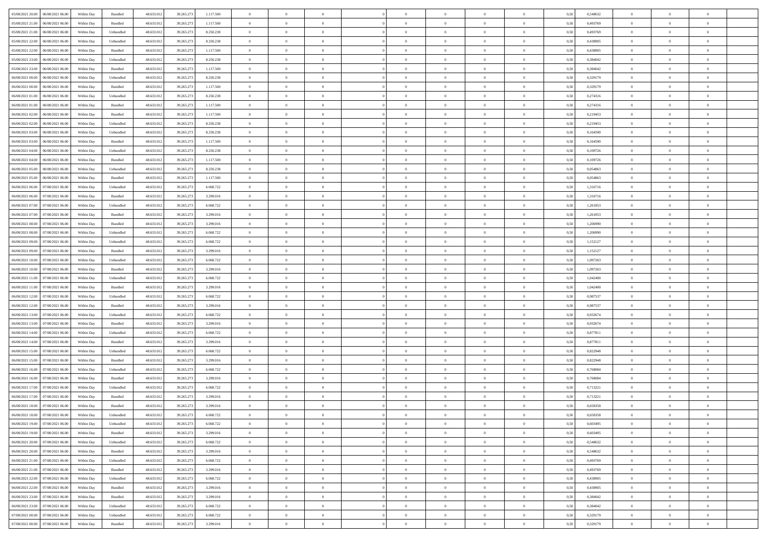| | | | | | | | | | | | | | | | | | | | | |
|---|---|---|---|---|---|---|---|---|---|---|---|---|---|---|---|---|---|---|---|---|
| 05/08/2021 20.00 | 06/08/2021 06.00 | Within Day | Bundled | 48.633.012 | 39.265.273 | 1.117.500 | 0 | 0 | 0 | | 0 | 0 | 0 | 0 | 0,50 | 0,548632 | 0 | 0 | 0 | |
| 05/08/2021 21.00 | 06/08/2021 06.00 | Within Day | Bundled | 48.633.012 | 39.265.273 | 1.117.500 | 0 | 0 | 0 | | 0 | 0 | 0 | 0 | 0,50 | 0,493769 | 0 | 0 | 0 | |
| 05/08/2021 21.00 | 06/08/2021 06.00 | Within Day | Unbundled | 48.633.012 | 39.265.273 | 8.250.238 | 0 | 0 | 0 | | 0 | 0 | 0 | 0 | 0,50 | 0,493769 | 0 | 0 | 0 | |
| 05/08/2021 22.00 | 06/08/2021 06.00 | Within Day | Unbundled | 48.633.012 | 39.265.273 | 8.250.238 | 0 | 0 | 0 | | 0 | 0 | 0 | 0 | 0,50 | 0,438905 | 0 | 0 | 0 | |
| 05/08/2021 22.00 | 06/08/2021 06.00 | Within Day | Bundled | 48.633.012 | 39.265.273 | 1.117.500 | 0 | 0 | 0 | | 0 | 0 | 0 | 0 | 0,50 | 0,438905 | 0 | 0 | 0 | |
| 05/08/2021 23.00 | 06/08/2021 06.00 | Within Day | Unbundled | 48.633.012 | 39.265.273 | 8.250.238 | 0 | 0 | 0 | | 0 | 0 | 0 | 0 | 0,50 | 0,384042 | 0 | 0 | 0 | |
| 05/08/2021 23.00 | 06/08/2021 06.00 | Within Day | Bundled | 48.633.012 | 39.265.273 | 1.117.500 | 0 | 0 | 0 | | 0 | 0 | 0 | 0 | 0,50 | 0,384042 | 0 | 0 | 0 | |
| 06/08/2021 00.00 | 06/08/2021 06.00 | Within Day | Unbundled | 48.633.012 | 39.265.273 | 8.250.238 | 0 | 0 | 0 | | 0 | 0 | 0 | 0 | 0,50 | 0,329179 | 0 | 0 | 0 | |
| 06/08/2021 00.00 | 06/08/2021 06.00 | Within Day | Bundled | 48.633.012 | 39.265.273 | 1.117.500 | 0 | 0 | 0 | | 0 | 0 | 0 | 0 | 0,50 | 0,329179 | 0 | 0 | 0 | |
| 06/08/2021 01.00 | 06/08/2021 06.00 | Within Day | Unbundled | 48.633.012 | 39.265.273 | 8.250.238 | 0 | 0 | 0 | | 0 | 0 | 0 | 0 | 0,50 | 0,274316 | 0 | 0 | 0 | |
| 06/08/2021 01.00 | 06/08/2021 06.00 | Within Day | Bundled | 48.633.012 | 39.265.273 | 1.117.500 | 0 | 0 | 0 | | 0 | 0 | 0 | 0 | 0,50 | 0,274316 | 0 | 0 | 0 | |
| 06/08/2021 02.00 | 06/08/2021 06.00 | Within Day | Bundled | 48.633.012 | 39.265.273 | 1.117.500 | 0 | 0 | 0 | | 0 | 0 | 0 | 0 | 0,50 | 0,219453 | 0 | 0 | 0 | |
| 06/08/2021 02.00 | 06/08/2021 06.00 | Within Day | Unbundled | 48.633.012 | 39.265.273 | 8.250.238 | 0 | 0 | 0 | | 0 | 0 | 0 | 0 | 0,50 | 0,219453 | 0 | 0 | 0 | |
| 06/08/2021 03.00 | 06/08/2021 06.00 | Within Day | Unbundled | 48.633.012 | 39.265.273 | 8.250.238 | 0 | 0 | 0 | | 0 | 0 | 0 | 0 | 0,50 | 0,164590 | 0 | 0 | 0 | |
| 06/08/2021 03.00 | 06/08/2021 06.00 | Within Day | Bundled | 48.633.012 | 39.265.273 | 1.117.500 | 0 | 0 | 0 | | 0 | 0 | 0 | 0 | 0,50 | 0,164590 | 0 | 0 | 0 | |
| 06/08/2021 04.00 | 06/08/2021 06.00 | Within Day | Unbundled | 48.633.012 | 39.265.273 | 8.250.238 | 0 | 0 | 0 | | 0 | 0 | 0 | 0 | 0,50 | 0,109726 | 0 | 0 | 0 | |
| 06/08/2021 04.00 | 06/08/2021 06.00 | Within Day | Bundled | 48.633.012 | 39.265.273 | 1.117.500 | 0 | 0 | 0 | | 0 | 0 | 0 | 0 | 0,50 | 0,109726 | 0 | 0 | 0 | |
| 06/08/2021 05.00 | 06/08/2021 06.00 | Within Day | Unbundled | 48.633.012 | 39.265.273 | 8.250.238 | 0 | 0 | 0 | | 0 | 0 | 0 | 0 | 0,50 | 0,054863 | 0 | 0 | 0 | |
| 06/08/2021 05.00 | 06/08/2021 06.00 | Within Day | Bundled | 48.633.012 | 39.265.273 | 1.117.500 | 0 | 0 | 0 | | 0 | 0 | 0 | 0 | 0,50 | 0,054863 | 0 | 0 | 0 | |
| 06/08/2021 06.00 | 07/08/2021 06.00 | Within Day | Unbundled | 48.633.012 | 39.265.273 | 6.068.722 | 0 | 0 | 0 | | 0 | 0 | 0 | 0 | 0,50 | 1,316716 | 0 | 0 | 0 | |
| 06/08/2021 06.00 | 07/08/2021 06.00 | Within Day | Bundled | 48.633.012 | 39.265.273 | 3.299.016 | 0 | 0 | 0 | | 0 | 0 | 0 | 0 | 0,50 | 1,316716 | 0 | 0 | 0 | |
| 06/08/2021 07.00 | 07/08/2021 06.00 | Within Day | Unbundled | 48.633.012 | 39.265.273 | 6.068.722 | 0 | 0 | 0 | | 0 | 0 | 0 | 0 | 0,50 | 1,261853 | 0 | 0 | 0 | |
| 06/08/2021 07.00 | 07/08/2021 06.00 | Within Day | Bundled | 48.633.012 | 39.265.273 | 3.299.016 | 0 | 0 | 0 | | 0 | 0 | 0 | 0 | 0,50 | 1,261853 | 0 | 0 | 0 | |
| 06/08/2021 08.00 | 07/08/2021 06.00 | Within Day | Bundled | 48.633.012 | 39.265.273 | 3.299.016 | 0 | 0 | 0 | | 0 | 0 | 0 | 0 | 0,50 | 1,206990 | 0 | 0 | 0 | |
| 06/08/2021 08.00 | 07/08/2021 06.00 | Within Day | Unbundled | 48.633.012 | 39.265.273 | 6.068.722 | 0 | 0 | 0 | | 0 | 0 | 0 | 0 | 0,50 | 1,206990 | 0 | 0 | 0 | |
| 06/08/2021 09.00 | 07/08/2021 06.00 | Within Day | Unbundled | 48.633.012 | 39.265.273 | 6.068.722 | 0 | 0 | 0 | | 0 | 0 | 0 | 0 | 0,50 | 1,152127 | 0 | 0 | 0 | |
| 06/08/2021 09.00 | 07/08/2021 06.00 | Within Day | Bundled | 48.633.012 | 39.265.273 | 3.299.016 | 0 | 0 | 0 | | 0 | 0 | 0 | 0 | 0,50 | 1,152127 | 0 | 0 | 0 | |
| 06/08/2021 10.00 | 07/08/2021 06.00 | Within Day | Unbundled | 48.633.012 | 39.265.273 | 6.068.722 | 0 | 0 | 0 | | 0 | 0 | 0 | 0 | 0,50 | 1,097263 | 0 | 0 | 0 | |
| 06/08/2021 10.00 | 07/08/2021 06.00 | Within Day | Bundled | 48.633.012 | 39.265.273 | 3.299.016 | 0 | 0 | 0 | | 0 | 0 | 0 | 0 | 0,50 | 1,097263 | 0 | 0 | 0 | |
| 06/08/2021 11.00 | 07/08/2021 06.00 | Within Day | Unbundled | 48.633.012 | 39.265.273 | 6.068.722 | 0 | 0 | 0 | | 0 | 0 | 0 | 0 | 0,50 | 1,042400 | 0 | 0 | 0 | |
| 06/08/2021 11.00 | 07/08/2021 06.00 | Within Day | Bundled | 48.633.012 | 39.265.273 | 3.299.016 | 0 | 0 | 0 | | 0 | 0 | 0 | 0 | 0,50 | 1,042400 | 0 | 0 | 0 | |
| 06/08/2021 12.00 | 07/08/2021 06.00 | Within Day | Unbundled | 48.633.012 | 39.265.273 | 6.068.722 | 0 | 0 | 0 | | 0 | 0 | 0 | 0 | 0,50 | 0,987537 | 0 | 0 | 0 | |
| 06/08/2021 12.00 | 07/08/2021 06.00 | Within Day | Bundled | 48.633.012 | 39.265.273 | 3.299.016 | 0 | 0 | 0 | | 0 | 0 | 0 | 0 | 0,50 | 0,987537 | 0 | 0 | 0 | |
| 06/08/2021 13.00 | 07/08/2021 06.00 | Within Day | Unbundled | 48.633.012 | 39.265.273 | 6.068.722 | 0 | 0 | 0 | | 0 | 0 | 0 | 0 | 0,50 | 0,932674 | 0 | 0 | 0 | |
| 06/08/2021 13.00 | 07/08/2021 06.00 | Within Day | Bundled | 48.633.012 | 39.265.273 | 3.299.016 | 0 | 0 | 0 | | 0 | 0 | 0 | 0 | 0,50 | 0,932674 | 0 | 0 | 0 | |
| 06/08/2021 14.00 | 07/08/2021 06.00 | Within Day | Unbundled | 48.633.012 | 39.265.273 | 6.068.722 | 0 | 0 | 0 | | 0 | 0 | 0 | 0 | 0,50 | 0,877811 | 0 | 0 | 0 | |
| 06/08/2021 14.00 | 07/08/2021 06.00 | Within Day | Bundled | 48.633.012 | 39.265.273 | 3.299.016 | 0 | 0 | 0 | | 0 | 0 | 0 | 0 | 0,50 | 0,877811 | 0 | 0 | 0 | |
| 06/08/2021 15.00 | 07/08/2021 06.00 | Within Day | Unbundled | 48.633.012 | 39.265.273 | 6.068.722 | 0 | 0 | 0 | | 0 | 0 | 0 | 0 | 0,50 | 0,822948 | 0 | 0 | 0 | |
| 06/08/2021 15.00 | 07/08/2021 06.00 | Within Day | Bundled | 48.633.012 | 39.265.273 | 3.299.016 | 0 | 0 | 0 | | 0 | 0 | 0 | 0 | 0,50 | 0,822948 | 0 | 0 | 0 | |
| 06/08/2021 16.00 | 07/08/2021 06.00 | Within Day | Unbundled | 48.633.012 | 39.265.273 | 6.068.722 | 0 | 0 | 0 | | 0 | 0 | 0 | 0 | 0,50 | 0,768084 | 0 | 0 | 0 | |
| 06/08/2021 16.00 | 07/08/2021 06.00 | Within Day | Bundled | 48.633.012 | 39.265.273 | 3.299.016 | 0 | 0 | 0 | | 0 | 0 | 0 | 0 | 0,50 | 0,768084 | 0 | 0 | 0 | |
| 06/08/2021 17.00 | 07/08/2021 06.00 | Within Day | Unbundled | 48.633.012 | 39.265.273 | 6.068.722 | 0 | 0 | 0 | | 0 | 0 | 0 | 0 | 0,50 | 0,713221 | 0 | 0 | 0 | |
| 06/08/2021 17.00 | 07/08/2021 06.00 | Within Day | Bundled | 48.633.012 | 39.265.273 | 3.299.016 | 0 | 0 | 0 | | 0 | 0 | 0 | 0 | 0,50 | 0,713221 | 0 | 0 | 0 | |
| 06/08/2021 18.00 | 07/08/2021 06.00 | Within Day | Bundled | 48.633.012 | 39.265.273 | 3.299.016 | 0 | 0 | 0 | | 0 | 0 | 0 | 0 | 0,50 | 0,658358 | 0 | 0 | 0 | |
| 06/08/2021 18.00 | 07/08/2021 06.00 | Within Day | Unbundled | 48.633.012 | 39.265.273 | 6.068.722 | 0 | 0 | 0 | | 0 | 0 | 0 | 0 | 0,50 | 0,658358 | 0 | 0 | 0 | |
| 06/08/2021 19.00 | 07/08/2021 06.00 | Within Day | Unbundled | 48.633.012 | 39.265.273 | 6.068.722 | 0 | 0 | 0 | | 0 | 0 | 0 | 0 | 0,50 | 0,603495 | 0 | 0 | 0 | |
| 06/08/2021 19.00 | 07/08/2021 06.00 | Within Day | Bundled | 48.633.012 | 39.265.273 | 3.299.016 | 0 | 0 | 0 | | 0 | 0 | 0 | 0 | 0,50 | 0,603495 | 0 | 0 | 0 | |
| 06/08/2021 20.00 | 07/08/2021 06.00 | Within Day | Unbundled | 48.633.012 | 39.265.273 | 6.068.722 | 0 | 0 | 0 | | 0 | 0 | 0 | 0 | 0,50 | 0,548632 | 0 | 0 | 0 | |
| 06/08/2021 20.00 | 07/08/2021 06.00 | Within Day | Bundled | 48.633.012 | 39.265.273 | 3.299.016 | 0 | 0 | 0 | | 0 | 0 | 0 | 0 | 0,50 | 0,548632 | 0 | 0 | 0 | |
| 06/08/2021 21.00 | 07/08/2021 06.00 | Within Day | Unbundled | 48.633.012 | 39.265.273 | 6.068.722 | 0 | 0 | 0 | | 0 | 0 | 0 | 0 | 0,50 | 0,493769 | 0 | 0 | 0 | |
| 06/08/2021 21.00 | 07/08/2021 06.00 | Within Day | Bundled | 48.633.012 | 39.265.273 | 3.299.016 | 0 | 0 | 0 | | 0 | 0 | 0 | 0 | 0,50 | 0,493769 | 0 | 0 | 0 | |
| 06/08/2021 22.00 | 07/08/2021 06.00 | Within Day | Unbundled | 48.633.012 | 39.265.273 | 6.068.722 | 0 | 0 | 0 | | 0 | 0 | 0 | 0 | 0,50 | 0,438905 | 0 | 0 | 0 | |
| 06/08/2021 22.00 | 07/08/2021 06.00 | Within Day | Bundled | 48.633.012 | 39.265.273 | 3.299.016 | 0 | 0 | 0 | | 0 | 0 | 0 | 0 | 0,50 | 0,438905 | 0 | 0 | 0 | |
| 06/08/2021 23.00 | 07/08/2021 06.00 | Within Day | Bundled | 48.633.012 | 39.265.273 | 3.299.016 | 0 | 0 | 0 | | 0 | 0 | 0 | 0 | 0,50 | 0,384042 | 0 | 0 | 0 | |
| 06/08/2021 23.00 | 07/08/2021 06.00 | Within Day | Unbundled | 48.633.012 | 39.265.273 | 6.068.722 | 0 | 0 | 0 | | 0 | 0 | 0 | 0 | 0,50 | 0,384042 | 0 | 0 | 0 | |
| 07/08/2021 00.00 | 07/08/2021 06.00 | Within Day | Unbundled | 48.633.012 | 39.265.273 | 6.068.722 | 0 | 0 | 0 | | 0 | 0 | 0 | 0 | 0,50 | 0,329179 | 0 | 0 | 0 | |
| 07/08/2021 00.00 | 07/08/2021 06.00 | Within Day | Bundled | 48.633.012 | 39.265.273 | 3.299.016 | 0 | 0 | 0 | | 0 | 0 | 0 | 0 | 0,50 | 0,329179 | 0 | 0 | 0 | |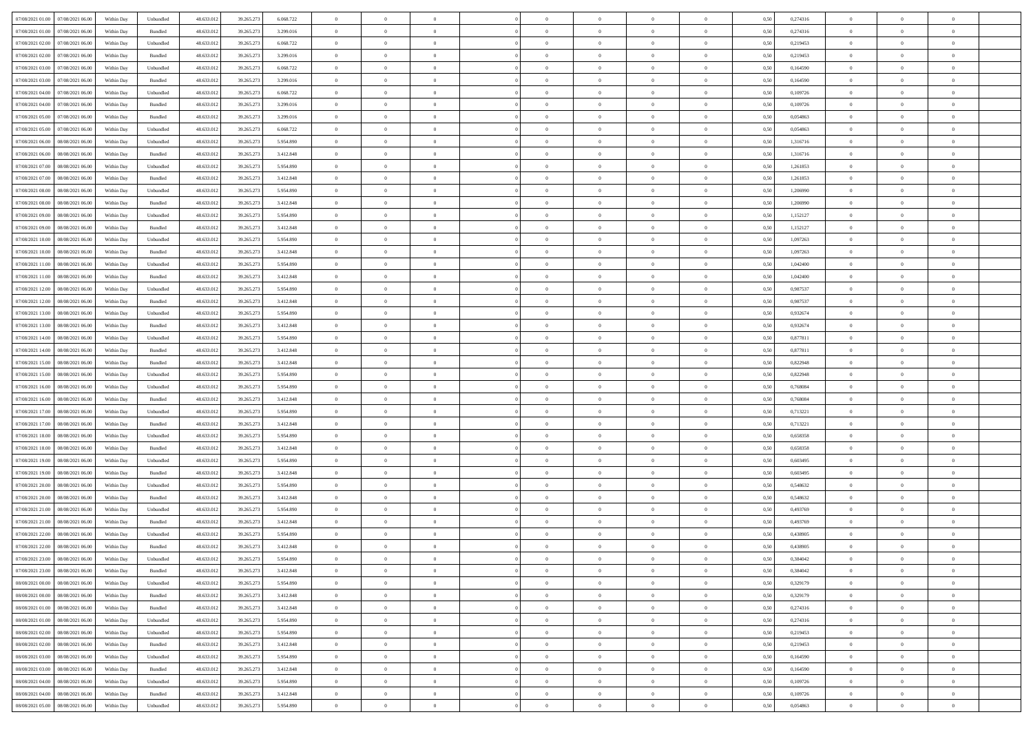| | | | | | | | | | | | | | | | | | | | | |
|---|---|---|---|---|---|---|---|---|---|---|---|---|---|---|---|---|---|---|---|---|
| 07/08/2021 01:00 | 07/08/2021 06:00 | Within Day | Unbundled | 48.633.012 | 39.265.273 | 6.068.722 | 0 | 0 | 0 | | 0 | 0 | 0 | 0 | 0,50 | 0,274316 | 0 | 0 | 0 | |
| 07/08/2021 01:00 | 07/08/2021 06:00 | Within Day | Bundled | 48.633.012 | 39.265.273 | 3.299.016 | 0 | 0 | 0 | | 0 | 0 | 0 | 0 | 0,50 | 0,274316 | 0 | 0 | 0 | |
| 07/08/2021 02:00 | 07/08/2021 06:00 | Within Day | Unbundled | 48.633.012 | 39.265.273 | 6.068.722 | 0 | 0 | 0 | | 0 | 0 | 0 | 0 | 0,50 | 0,219453 | 0 | 0 | 0 | |
| 07/08/2021 02:00 | 07/08/2021 06:00 | Within Day | Bundled | 48.633.012 | 39.265.273 | 3.299.016 | 0 | 0 | 0 | | 0 | 0 | 0 | 0 | 0,50 | 0,219453 | 0 | 0 | 0 | |
| 07/08/2021 03:00 | 07/08/2021 06:00 | Within Day | Unbundled | 48.633.012 | 39.265.273 | 6.068.722 | 0 | 0 | 0 | | 0 | 0 | 0 | 0 | 0,50 | 0,164590 | 0 | 0 | 0 | |
| 07/08/2021 03:00 | 07/08/2021 06:00 | Within Day | Bundled | 48.633.012 | 39.265.273 | 3.299.016 | 0 | 0 | 0 | | 0 | 0 | 0 | 0 | 0,50 | 0,164590 | 0 | 0 | 0 | |
| 07/08/2021 04:00 | 07/08/2021 06:00 | Within Day | Unbundled | 48.633.012 | 39.265.273 | 6.068.722 | 0 | 0 | 0 | | 0 | 0 | 0 | 0 | 0,50 | 0,109726 | 0 | 0 | 0 | |
| 07/08/2021 04:00 | 07/08/2021 06:00 | Within Day | Bundled | 48.633.012 | 39.265.273 | 3.299.016 | 0 | 0 | 0 | | 0 | 0 | 0 | 0 | 0,50 | 0,109726 | 0 | 0 | 0 | |
| 07/08/2021 05:00 | 07/08/2021 06:00 | Within Day | Bundled | 48.633.012 | 39.265.273 | 3.299.016 | 0 | 0 | 0 | | 0 | 0 | 0 | 0 | 0,50 | 0,054863 | 0 | 0 | 0 | |
| 07/08/2021 05:00 | 07/08/2021 06:00 | Within Day | Unbundled | 48.633.012 | 39.265.273 | 6.068.722 | 0 | 0 | 0 | | 0 | 0 | 0 | 0 | 0,50 | 0,054863 | 0 | 0 | 0 | |
| 07/08/2021 06:00 | 08/08/2021 06:00 | Within Day | Unbundled | 48.633.012 | 39.265.273 | 5.954.890 | 0 | 0 | 0 | | 0 | 0 | 0 | 0 | 0,50 | 1,316716 | 0 | 0 | 0 | |
| 07/08/2021 06:00 | 08/08/2021 06:00 | Within Day | Bundled | 48.633.012 | 39.265.273 | 3.412.848 | 0 | 0 | 0 | | 0 | 0 | 0 | 0 | 0,50 | 1,316716 | 0 | 0 | 0 | |
| 07/08/2021 07:00 | 08/08/2021 06:00 | Within Day | Unbundled | 48.633.012 | 39.265.273 | 5.954.890 | 0 | 0 | 0 | | 0 | 0 | 0 | 0 | 0,50 | 1,261853 | 0 | 0 | 0 | |
| 07/08/2021 07:00 | 08/08/2021 06:00 | Within Day | Bundled | 48.633.012 | 39.265.273 | 3.412.848 | 0 | 0 | 0 | | 0 | 0 | 0 | 0 | 0,50 | 1,261853 | 0 | 0 | 0 | |
| 07/08/2021 08:00 | 08/08/2021 06:00 | Within Day | Unbundled | 48.633.012 | 39.265.273 | 5.954.890 | 0 | 0 | 0 | | 0 | 0 | 0 | 0 | 0,50 | 1,206990 | 0 | 0 | 0 | |
| 07/08/2021 08:00 | 08/08/2021 06:00 | Within Day | Bundled | 48.633.012 | 39.265.273 | 3.412.848 | 0 | 0 | 0 | | 0 | 0 | 0 | 0 | 0,50 | 1,206990 | 0 | 0 | 0 | |
| 07/08/2021 09:00 | 08/08/2021 06:00 | Within Day | Unbundled | 48.633.012 | 39.265.273 | 5.954.890 | 0 | 0 | 0 | | 0 | 0 | 0 | 0 | 0,50 | 1,152127 | 0 | 0 | 0 | |
| 07/08/2021 09:00 | 08/08/2021 06:00 | Within Day | Bundled | 48.633.012 | 39.265.273 | 3.412.848 | 0 | 0 | 0 | | 0 | 0 | 0 | 0 | 0,50 | 1,152127 | 0 | 0 | 0 | |
| 07/08/2021 10:00 | 08/08/2021 06:00 | Within Day | Unbundled | 48.633.012 | 39.265.273 | 5.954.890 | 0 | 0 | 0 | | 0 | 0 | 0 | 0 | 0,50 | 1,097263 | 0 | 0 | 0 | |
| 07/08/2021 10:00 | 08/08/2021 06:00 | Within Day | Bundled | 48.633.012 | 39.265.273 | 3.412.848 | 0 | 0 | 0 | | 0 | 0 | 0 | 0 | 0,50 | 1,097263 | 0 | 0 | 0 | |
| 07/08/2021 11:00 | 08/08/2021 06:00 | Within Day | Unbundled | 48.633.012 | 39.265.273 | 5.954.890 | 0 | 0 | 0 | | 0 | 0 | 0 | 0 | 0,50 | 1,042400 | 0 | 0 | 0 | |
| 07/08/2021 11:00 | 08/08/2021 06:00 | Within Day | Bundled | 48.633.012 | 39.265.273 | 3.412.848 | 0 | 0 | 0 | | 0 | 0 | 0 | 0 | 0,50 | 1,042400 | 0 | 0 | 0 | |
| 07/08/2021 12:00 | 08/08/2021 06:00 | Within Day | Unbundled | 48.633.012 | 39.265.273 | 5.954.890 | 0 | 0 | 0 | | 0 | 0 | 0 | 0 | 0,50 | 0,987537 | 0 | 0 | 0 | |
| 07/08/2021 12:00 | 08/08/2021 06:00 | Within Day | Bundled | 48.633.012 | 39.265.273 | 3.412.848 | 0 | 0 | 0 | | 0 | 0 | 0 | 0 | 0,50 | 0,987537 | 0 | 0 | 0 | |
| 07/08/2021 13:00 | 08/08/2021 06:00 | Within Day | Unbundled | 48.633.012 | 39.265.273 | 5.954.890 | 0 | 0 | 0 | | 0 | 0 | 0 | 0 | 0,50 | 0,932674 | 0 | 0 | 0 | |
| 07/08/2021 13:00 | 08/08/2021 06:00 | Within Day | Bundled | 48.633.012 | 39.265.273 | 3.412.848 | 0 | 0 | 0 | | 0 | 0 | 0 | 0 | 0,50 | 0,932674 | 0 | 0 | 0 | |
| 07/08/2021 14:00 | 08/08/2021 06:00 | Within Day | Unbundled | 48.633.012 | 39.265.273 | 5.954.890 | 0 | 0 | 0 | | 0 | 0 | 0 | 0 | 0,50 | 0,877811 | 0 | 0 | 0 | |
| 07/08/2021 14:00 | 08/08/2021 06:00 | Within Day | Bundled | 48.633.012 | 39.265.273 | 3.412.848 | 0 | 0 | 0 | | 0 | 0 | 0 | 0 | 0,50 | 0,877811 | 0 | 0 | 0 | |
| 07/08/2021 15:00 | 08/08/2021 06:00 | Within Day | Bundled | 48.633.012 | 39.265.273 | 3.412.848 | 0 | 0 | 0 | | 0 | 0 | 0 | 0 | 0,50 | 0,822948 | 0 | 0 | 0 | |
| 07/08/2021 15:00 | 08/08/2021 06:00 | Within Day | Unbundled | 48.633.012 | 39.265.273 | 5.954.890 | 0 | 0 | 0 | | 0 | 0 | 0 | 0 | 0,50 | 0,822948 | 0 | 0 | 0 | |
| 07/08/2021 16:00 | 08/08/2021 06:00 | Within Day | Unbundled | 48.633.012 | 39.265.273 | 5.954.890 | 0 | 0 | 0 | | 0 | 0 | 0 | 0 | 0,50 | 0,768084 | 0 | 0 | 0 | |
| 07/08/2021 16:00 | 08/08/2021 06:00 | Within Day | Bundled | 48.633.012 | 39.265.273 | 3.412.848 | 0 | 0 | 0 | | 0 | 0 | 0 | 0 | 0,50 | 0,768084 | 0 | 0 | 0 | |
| 07/08/2021 17:00 | 08/08/2021 06:00 | Within Day | Unbundled | 48.633.012 | 39.265.273 | 5.954.890 | 0 | 0 | 0 | | 0 | 0 | 0 | 0 | 0,50 | 0,713221 | 0 | 0 | 0 | |
| 07/08/2021 17:00 | 08/08/2021 06:00 | Within Day | Bundled | 48.633.012 | 39.265.273 | 3.412.848 | 0 | 0 | 0 | | 0 | 0 | 0 | 0 | 0,50 | 0,713221 | 0 | 0 | 0 | |
| 07/08/2021 18:00 | 08/08/2021 06:00 | Within Day | Unbundled | 48.633.012 | 39.265.273 | 5.954.890 | 0 | 0 | 0 | | 0 | 0 | 0 | 0 | 0,50 | 0,658358 | 0 | 0 | 0 | |
| 07/08/2021 18:00 | 08/08/2021 06:00 | Within Day | Bundled | 48.633.012 | 39.265.273 | 3.412.848 | 0 | 0 | 0 | | 0 | 0 | 0 | 0 | 0,50 | 0,658358 | 0 | 0 | 0 | |
| 07/08/2021 19:00 | 08/08/2021 06:00 | Within Day | Unbundled | 48.633.012 | 39.265.273 | 5.954.890 | 0 | 0 | 0 | | 0 | 0 | 0 | 0 | 0,50 | 0,603495 | 0 | 0 | 0 | |
| 07/08/2021 19:00 | 08/08/2021 06:00 | Within Day | Bundled | 48.633.012 | 39.265.273 | 3.412.848 | 0 | 0 | 0 | | 0 | 0 | 0 | 0 | 0,50 | 0,603495 | 0 | 0 | 0 | |
| 07/08/2021 20:00 | 08/08/2021 06:00 | Within Day | Unbundled | 48.633.012 | 39.265.273 | 5.954.890 | 0 | 0 | 0 | | 0 | 0 | 0 | 0 | 0,50 | 0,548632 | 0 | 0 | 0 | |
| 07/08/2021 20:00 | 08/08/2021 06:00 | Within Day | Bundled | 48.633.012 | 39.265.273 | 3.412.848 | 0 | 0 | 0 | | 0 | 0 | 0 | 0 | 0,50 | 0,548632 | 0 | 0 | 0 | |
| 07/08/2021 21:00 | 08/08/2021 06:00 | Within Day | Unbundled | 48.633.012 | 39.265.273 | 5.954.890 | 0 | 0 | 0 | | 0 | 0 | 0 | 0 | 0,50 | 0,493769 | 0 | 0 | 0 | |
| 07/08/2021 21:00 | 08/08/2021 06:00 | Within Day | Bundled | 48.633.012 | 39.265.273 | 3.412.848 | 0 | 0 | 0 | | 0 | 0 | 0 | 0 | 0,50 | 0,493769 | 0 | 0 | 0 | |
| 07/08/2021 22:00 | 08/08/2021 06:00 | Within Day | Unbundled | 48.633.012 | 39.265.273 | 5.954.890 | 0 | 0 | 0 | | 0 | 0 | 0 | 0 | 0,50 | 0,438905 | 0 | 0 | 0 | |
| 07/08/2021 22:00 | 08/08/2021 06:00 | Within Day | Bundled | 48.633.012 | 39.265.273 | 3.412.848 | 0 | 0 | 0 | | 0 | 0 | 0 | 0 | 0,50 | 0,438905 | 0 | 0 | 0 | |
| 07/08/2021 23:00 | 08/08/2021 06:00 | Within Day | Unbundled | 48.633.012 | 39.265.273 | 5.954.890 | 0 | 0 | 0 | | 0 | 0 | 0 | 0 | 0,50 | 0,384042 | 0 | 0 | 0 | |
| 07/08/2021 23:00 | 08/08/2021 06:00 | Within Day | Bundled | 48.633.012 | 39.265.273 | 3.412.848 | 0 | 0 | 0 | | 0 | 0 | 0 | 0 | 0,50 | 0,384042 | 0 | 0 | 0 | |
| 08/08/2021 00:00 | 08/08/2021 06:00 | Within Day | Unbundled | 48.633.012 | 39.265.273 | 5.954.890 | 0 | 0 | 0 | | 0 | 0 | 0 | 0 | 0,50 | 0,329179 | 0 | 0 | 0 | |
| 08/08/2021 00:00 | 08/08/2021 06:00 | Within Day | Bundled | 48.633.012 | 39.265.273 | 3.412.848 | 0 | 0 | 0 | | 0 | 0 | 0 | 0 | 0,50 | 0,329179 | 0 | 0 | 0 | |
| 08/08/2021 01:00 | 08/08/2021 06:00 | Within Day | Bundled | 48.633.012 | 39.265.273 | 3.412.848 | 0 | 0 | 0 | | 0 | 0 | 0 | 0 | 0,50 | 0,274316 | 0 | 0 | 0 | |
| 08/08/2021 01:00 | 08/08/2021 06:00 | Within Day | Unbundled | 48.633.012 | 39.265.273 | 5.954.890 | 0 | 0 | 0 | | 0 | 0 | 0 | 0 | 0,50 | 0,274316 | 0 | 0 | 0 | |
| 08/08/2021 02:00 | 08/08/2021 06:00 | Within Day | Unbundled | 48.633.012 | 39.265.273 | 5.954.890 | 0 | 0 | 0 | | 0 | 0 | 0 | 0 | 0,50 | 0,219453 | 0 | 0 | 0 | |
| 08/08/2021 02:00 | 08/08/2021 06:00 | Within Day | Bundled | 48.633.012 | 39.265.273 | 3.412.848 | 0 | 0 | 0 | | 0 | 0 | 0 | 0 | 0,50 | 0,219453 | 0 | 0 | 0 | |
| 08/08/2021 03:00 | 08/08/2021 06:00 | Within Day | Unbundled | 48.633.012 | 39.265.273 | 5.954.890 | 0 | 0 | 0 | | 0 | 0 | 0 | 0 | 0,50 | 0,164590 | 0 | 0 | 0 | |
| 08/08/2021 03:00 | 08/08/2021 06:00 | Within Day | Bundled | 48.633.012 | 39.265.273 | 3.412.848 | 0 | 0 | 0 | | 0 | 0 | 0 | 0 | 0,50 | 0,164590 | 0 | 0 | 0 | |
| 08/08/2021 04:00 | 08/08/2021 06:00 | Within Day | Unbundled | 48.633.012 | 39.265.273 | 5.954.890 | 0 | 0 | 0 | | 0 | 0 | 0 | 0 | 0,50 | 0,109726 | 0 | 0 | 0 | |
| 08/08/2021 04:00 | 08/08/2021 06:00 | Within Day | Bundled | 48.633.012 | 39.265.273 | 3.412.848 | 0 | 0 | 0 | | 0 | 0 | 0 | 0 | 0,50 | 0,109726 | 0 | 0 | 0 | |
| 08/08/2021 05:00 | 08/08/2021 06:00 | Within Day | Unbundled | 48.633.012 | 39.265.273 | 5.954.890 | 0 | 0 | 0 | | 0 | 0 | 0 | 0 | 0,50 | 0,054863 | 0 | 0 | 0 | |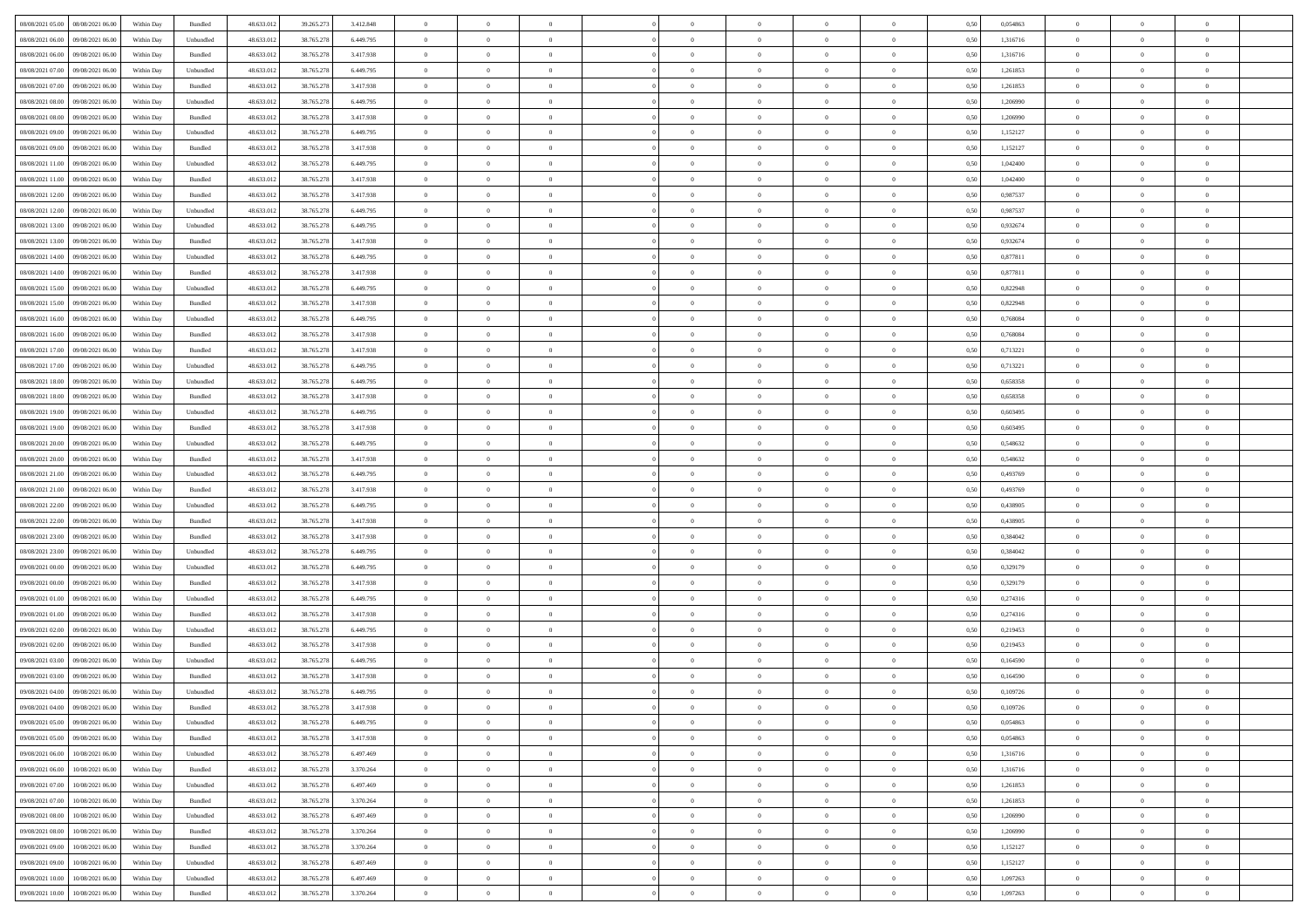| | | | | | | | | | | | | | | | | | | | | |
|---|---|---|---|---|---|---|---|---|---|---|---|---|---|---|---|---|---|---|---|---|
| 08/08/2021 05:00 | 08/08/2021 06:00 | Within Day | Bundled | 48.633.012 | 39.265.273 | 3.412.848 | 0 | 0 | 0 | | 0 | 0 | 0 | 0 | 0,50 | 0,054863 | 0 | 0 | 0 | |
| 08/08/2021 06:00 | 09/08/2021 06:00 | Within Day | Unbundled | 48.633.012 | 38.765.278 | 6.449.795 | 0 | 0 | 0 | | 0 | 0 | 0 | 0 | 0,50 | 1,316716 | 0 | 0 | 0 | |
| 08/08/2021 06:00 | 09/08/2021 06:00 | Within Day | Bundled | 48.633.012 | 38.765.278 | 3.417.938 | 0 | 0 | 0 | | 0 | 0 | 0 | 0 | 0,50 | 1,316716 | 0 | 0 | 0 | |
| 08/08/2021 07:00 | 09/08/2021 06:00 | Within Day | Unbundled | 48.633.012 | 38.765.278 | 6.449.795 | 0 | 0 | 0 | | 0 | 0 | 0 | 0 | 0,50 | 1,261853 | 0 | 0 | 0 | |
| 08/08/2021 07:00 | 09/08/2021 06:00 | Within Day | Bundled | 48.633.012 | 38.765.278 | 3.417.938 | 0 | 0 | 0 | | 0 | 0 | 0 | 0 | 0,50 | 1,261853 | 0 | 0 | 0 | |
| 08/08/2021 08:00 | 09/08/2021 06:00 | Within Day | Unbundled | 48.633.012 | 38.765.278 | 6.449.795 | 0 | 0 | 0 | | 0 | 0 | 0 | 0 | 0,50 | 1,206990 | 0 | 0 | 0 | |
| 08/08/2021 08:00 | 09/08/2021 06:00 | Within Day | Bundled | 48.633.012 | 38.765.278 | 3.417.938 | 0 | 0 | 0 | | 0 | 0 | 0 | 0 | 0,50 | 1,206990 | 0 | 0 | 0 | |
| 08/08/2021 09:00 | 09/08/2021 06:00 | Within Day | Unbundled | 48.633.012 | 38.765.278 | 6.449.795 | 0 | 0 | 0 | | 0 | 0 | 0 | 0 | 0,50 | 1,152127 | 0 | 0 | 0 | |
| 08/08/2021 09:00 | 09/08/2021 06:00 | Within Day | Bundled | 48.633.012 | 38.765.278 | 3.417.938 | 0 | 0 | 0 | | 0 | 0 | 0 | 0 | 0,50 | 1,152127 | 0 | 0 | 0 | |
| 08/08/2021 11:00 | 09/08/2021 06:00 | Within Day | Unbundled | 48.633.012 | 38.765.278 | 6.449.795 | 0 | 0 | 0 | | 0 | 0 | 0 | 0 | 0,50 | 1,042400 | 0 | 0 | 0 | |
| 08/08/2021 11:00 | 09/08/2021 06:00 | Within Day | Bundled | 48.633.012 | 38.765.278 | 3.417.938 | 0 | 0 | 0 | | 0 | 0 | 0 | 0 | 0,50 | 1,042400 | 0 | 0 | 0 | |
| 08/08/2021 12:00 | 09/08/2021 06:00 | Within Day | Bundled | 48.633.012 | 38.765.278 | 3.417.938 | 0 | 0 | 0 | | 0 | 0 | 0 | 0 | 0,50 | 0,987537 | 0 | 0 | 0 | |
| 08/08/2021 12:00 | 09/08/2021 06:00 | Within Day | Unbundled | 48.633.012 | 38.765.278 | 6.449.795 | 0 | 0 | 0 | | 0 | 0 | 0 | 0 | 0,50 | 0,987537 | 0 | 0 | 0 | |
| 08/08/2021 13:00 | 09/08/2021 06:00 | Within Day | Unbundled | 48.633.012 | 38.765.278 | 6.449.795 | 0 | 0 | 0 | | 0 | 0 | 0 | 0 | 0,50 | 0,932674 | 0 | 0 | 0 | |
| 08/08/2021 13:00 | 09/08/2021 06:00 | Within Day | Bundled | 48.633.012 | 38.765.278 | 3.417.938 | 0 | 0 | 0 | | 0 | 0 | 0 | 0 | 0,50 | 0,932674 | 0 | 0 | 0 | |
| 08/08/2021 14:00 | 09/08/2021 06:00 | Within Day | Unbundled | 48.633.012 | 38.765.278 | 6.449.795 | 0 | 0 | 0 | | 0 | 0 | 0 | 0 | 0,50 | 0,877811 | 0 | 0 | 0 | |
| 08/08/2021 14:00 | 09/08/2021 06:00 | Within Day | Bundled | 48.633.012 | 38.765.278 | 3.417.938 | 0 | 0 | 0 | | 0 | 0 | 0 | 0 | 0,50 | 0,877811 | 0 | 0 | 0 | |
| 08/08/2021 15:00 | 09/08/2021 06:00 | Within Day | Unbundled | 48.633.012 | 38.765.278 | 6.449.795 | 0 | 0 | 0 | | 0 | 0 | 0 | 0 | 0,50 | 0,822948 | 0 | 0 | 0 | |
| 08/08/2021 15:00 | 09/08/2021 06:00 | Within Day | Bundled | 48.633.012 | 38.765.278 | 3.417.938 | 0 | 0 | 0 | | 0 | 0 | 0 | 0 | 0,50 | 0,822948 | 0 | 0 | 0 | |
| 08/08/2021 16:00 | 09/08/2021 06:00 | Within Day | Unbundled | 48.633.012 | 38.765.278 | 6.449.795 | 0 | 0 | 0 | | 0 | 0 | 0 | 0 | 0,50 | 0,768084 | 0 | 0 | 0 | |
| 08/08/2021 16:00 | 09/08/2021 06:00 | Within Day | Bundled | 48.633.012 | 38.765.278 | 3.417.938 | 0 | 0 | 0 | | 0 | 0 | 0 | 0 | 0,50 | 0,768084 | 0 | 0 | 0 | |
| 08/08/2021 17:00 | 09/08/2021 06:00 | Within Day | Bundled | 48.633.012 | 38.765.278 | 3.417.938 | 0 | 0 | 0 | | 0 | 0 | 0 | 0 | 0,50 | 0,713221 | 0 | 0 | 0 | |
| 08/08/2021 17:00 | 09/08/2021 06:00 | Within Day | Unbundled | 48.633.012 | 38.765.278 | 6.449.795 | 0 | 0 | 0 | | 0 | 0 | 0 | 0 | 0,50 | 0,713221 | 0 | 0 | 0 | |
| 08/08/2021 18:00 | 09/08/2021 06:00 | Within Day | Unbundled | 48.633.012 | 38.765.278 | 6.449.795 | 0 | 0 | 0 | | 0 | 0 | 0 | 0 | 0,50 | 0,658358 | 0 | 0 | 0 | |
| 08/08/2021 18:00 | 09/08/2021 06:00 | Within Day | Bundled | 48.633.012 | 38.765.278 | 3.417.938 | 0 | 0 | 0 | | 0 | 0 | 0 | 0 | 0,50 | 0,658358 | 0 | 0 | 0 | |
| 08/08/2021 19:00 | 09/08/2021 06:00 | Within Day | Unbundled | 48.633.012 | 38.765.278 | 6.449.795 | 0 | 0 | 0 | | 0 | 0 | 0 | 0 | 0,50 | 0,603495 | 0 | 0 | 0 | |
| 08/08/2021 19:00 | 09/08/2021 06:00 | Within Day | Bundled | 48.633.012 | 38.765.278 | 3.417.938 | 0 | 0 | 0 | | 0 | 0 | 0 | 0 | 0,50 | 0,603495 | 0 | 0 | 0 | |
| 08/08/2021 20:00 | 09/08/2021 06:00 | Within Day | Unbundled | 48.633.012 | 38.765.278 | 6.449.795 | 0 | 0 | 0 | | 0 | 0 | 0 | 0 | 0,50 | 0,548632 | 0 | 0 | 0 | |
| 08/08/2021 20:00 | 09/08/2021 06:00 | Within Day | Bundled | 48.633.012 | 38.765.278 | 3.417.938 | 0 | 0 | 0 | | 0 | 0 | 0 | 0 | 0,50 | 0,548632 | 0 | 0 | 0 | |
| 08/08/2021 21:00 | 09/08/2021 06:00 | Within Day | Unbundled | 48.633.012 | 38.765.278 | 6.449.795 | 0 | 0 | 0 | | 0 | 0 | 0 | 0 | 0,50 | 0,493769 | 0 | 0 | 0 | |
| 08/08/2021 21:00 | 09/08/2021 06:00 | Within Day | Bundled | 48.633.012 | 38.765.278 | 3.417.938 | 0 | 0 | 0 | | 0 | 0 | 0 | 0 | 0,50 | 0,493769 | 0 | 0 | 0 | |
| 08/08/2021 22:00 | 09/08/2021 06:00 | Within Day | Unbundled | 48.633.012 | 38.765.278 | 6.449.795 | 0 | 0 | 0 | | 0 | 0 | 0 | 0 | 0,50 | 0,438905 | 0 | 0 | 0 | |
| 08/08/2021 22:00 | 09/08/2021 06:00 | Within Day | Bundled | 48.633.012 | 38.765.278 | 3.417.938 | 0 | 0 | 0 | | 0 | 0 | 0 | 0 | 0,50 | 0,438905 | 0 | 0 | 0 | |
| 08/08/2021 23:00 | 09/08/2021 06:00 | Within Day | Bundled | 48.633.012 | 38.765.278 | 3.417.938 | 0 | 0 | 0 | | 0 | 0 | 0 | 0 | 0,50 | 0,384042 | 0 | 0 | 0 | |
| 08/08/2021 23:00 | 09/08/2021 06:00 | Within Day | Unbundled | 48.633.012 | 38.765.278 | 6.449.795 | 0 | 0 | 0 | | 0 | 0 | 0 | 0 | 0,50 | 0,384042 | 0 | 0 | 0 | |
| 09/08/2021 00:00 | 09/08/2021 06:00 | Within Day | Unbundled | 48.633.012 | 38.765.278 | 6.449.795 | 0 | 0 | 0 | | 0 | 0 | 0 | 0 | 0,50 | 0,329179 | 0 | 0 | 0 | |
| 09/08/2021 00:00 | 09/08/2021 06:00 | Within Day | Bundled | 48.633.012 | 38.765.278 | 3.417.938 | 0 | 0 | 0 | | 0 | 0 | 0 | 0 | 0,50 | 0,329179 | 0 | 0 | 0 | |
| 09/08/2021 01:00 | 09/08/2021 06:00 | Within Day | Unbundled | 48.633.012 | 38.765.278 | 6.449.795 | 0 | 0 | 0 | | 0 | 0 | 0 | 0 | 0,50 | 0,274316 | 0 | 0 | 0 | |
| 09/08/2021 01:00 | 09/08/2021 06:00 | Within Day | Bundled | 48.633.012 | 38.765.278 | 3.417.938 | 0 | 0 | 0 | | 0 | 0 | 0 | 0 | 0,50 | 0,274316 | 0 | 0 | 0 | |
| 09/08/2021 02:00 | 09/08/2021 06:00 | Within Day | Unbundled | 48.633.012 | 38.765.278 | 6.449.795 | 0 | 0 | 0 | | 0 | 0 | 0 | 0 | 0,50 | 0,219453 | 0 | 0 | 0 | |
| 09/08/2021 02:00 | 09/08/2021 06:00 | Within Day | Bundled | 48.633.012 | 38.765.278 | 3.417.938 | 0 | 0 | 0 | | 0 | 0 | 0 | 0 | 0,50 | 0,219453 | 0 | 0 | 0 | |
| 09/08/2021 03:00 | 09/08/2021 06:00 | Within Day | Unbundled | 48.633.012 | 38.765.278 | 6.449.795 | 0 | 0 | 0 | | 0 | 0 | 0 | 0 | 0,50 | 0,164590 | 0 | 0 | 0 | |
| 09/08/2021 03:00 | 09/08/2021 06:00 | Within Day | Bundled | 48.633.012 | 38.765.278 | 3.417.938 | 0 | 0 | 0 | | 0 | 0 | 0 | 0 | 0,50 | 0,164590 | 0 | 0 | 0 | |
| 09/08/2021 04:00 | 09/08/2021 06:00 | Within Day | Unbundled | 48.633.012 | 38.765.278 | 6.449.795 | 0 | 0 | 0 | | 0 | 0 | 0 | 0 | 0,50 | 0,109726 | 0 | 0 | 0 | |
| 09/08/2021 04:00 | 09/08/2021 06:00 | Within Day | Bundled | 48.633.012 | 38.765.278 | 3.417.938 | 0 | 0 | 0 | | 0 | 0 | 0 | 0 | 0,50 | 0,109726 | 0 | 0 | 0 | |
| 09/08/2021 05:00 | 09/08/2021 06:00 | Within Day | Unbundled | 48.633.012 | 38.765.278 | 6.449.795 | 0 | 0 | 0 | | 0 | 0 | 0 | 0 | 0,50 | 0,054863 | 0 | 0 | 0 | |
| 09/08/2021 05:00 | 09/08/2021 06:00 | Within Day | Bundled | 48.633.012 | 38.765.278 | 3.417.938 | 0 | 0 | 0 | | 0 | 0 | 0 | 0 | 0,50 | 0,054863 | 0 | 0 | 0 | |
| 09/08/2021 06:00 | 10/08/2021 06:00 | Within Day | Unbundled | 48.633.012 | 38.765.278 | 6.497.469 | 0 | 0 | 0 | | 0 | 0 | 0 | 0 | 0,50 | 1,316716 | 0 | 0 | 0 | |
| 09/08/2021 06:00 | 10/08/2021 06:00 | Within Day | Bundled | 48.633.012 | 38.765.278 | 3.370.264 | 0 | 0 | 0 | | 0 | 0 | 0 | 0 | 0,50 | 1,316716 | 0 | 0 | 0 | |
| 09/08/2021 07:00 | 10/08/2021 06:00 | Within Day | Unbundled | 48.633.012 | 38.765.278 | 6.497.469 | 0 | 0 | 0 | | 0 | 0 | 0 | 0 | 0,50 | 1,261853 | 0 | 0 | 0 | |
| 09/08/2021 07:00 | 10/08/2021 06:00 | Within Day | Bundled | 48.633.012 | 38.765.278 | 3.370.264 | 0 | 0 | 0 | | 0 | 0 | 0 | 0 | 0,50 | 1,261853 | 0 | 0 | 0 | |
| 09/08/2021 08:00 | 10/08/2021 06:00 | Within Day | Unbundled | 48.633.012 | 38.765.278 | 6.497.469 | 0 | 0 | 0 | | 0 | 0 | 0 | 0 | 0,50 | 1,206990 | 0 | 0 | 0 | |
| 09/08/2021 08:00 | 10/08/2021 06:00 | Within Day | Bundled | 48.633.012 | 38.765.278 | 3.370.264 | 0 | 0 | 0 | | 0 | 0 | 0 | 0 | 0,50 | 1,206990 | 0 | 0 | 0 | |
| 09/08/2021 09:00 | 10/08/2021 06:00 | Within Day | Bundled | 48.633.012 | 38.765.278 | 3.370.264 | 0 | 0 | 0 | | 0 | 0 | 0 | 0 | 0,50 | 1,152127 | 0 | 0 | 0 | |
| 09/08/2021 09:00 | 10/08/2021 06:00 | Within Day | Unbundled | 48.633.012 | 38.765.278 | 6.497.469 | 0 | 0 | 0 | | 0 | 0 | 0 | 0 | 0,50 | 1,152127 | 0 | 0 | 0 | |
| 09/08/2021 10:00 | 10/08/2021 06:00 | Within Day | Unbundled | 48.633.012 | 38.765.278 | 6.497.469 | 0 | 0 | 0 | | 0 | 0 | 0 | 0 | 0,50 | 1,097263 | 0 | 0 | 0 | |
| 09/08/2021 10:00 | 10/08/2021 06:00 | Within Day | Bundled | 48.633.012 | 38.765.278 | 3.370.264 | 0 | 0 | 0 | | 0 | 0 | 0 | 0 | 0,50 | 1,097263 | 0 | 0 | 0 | |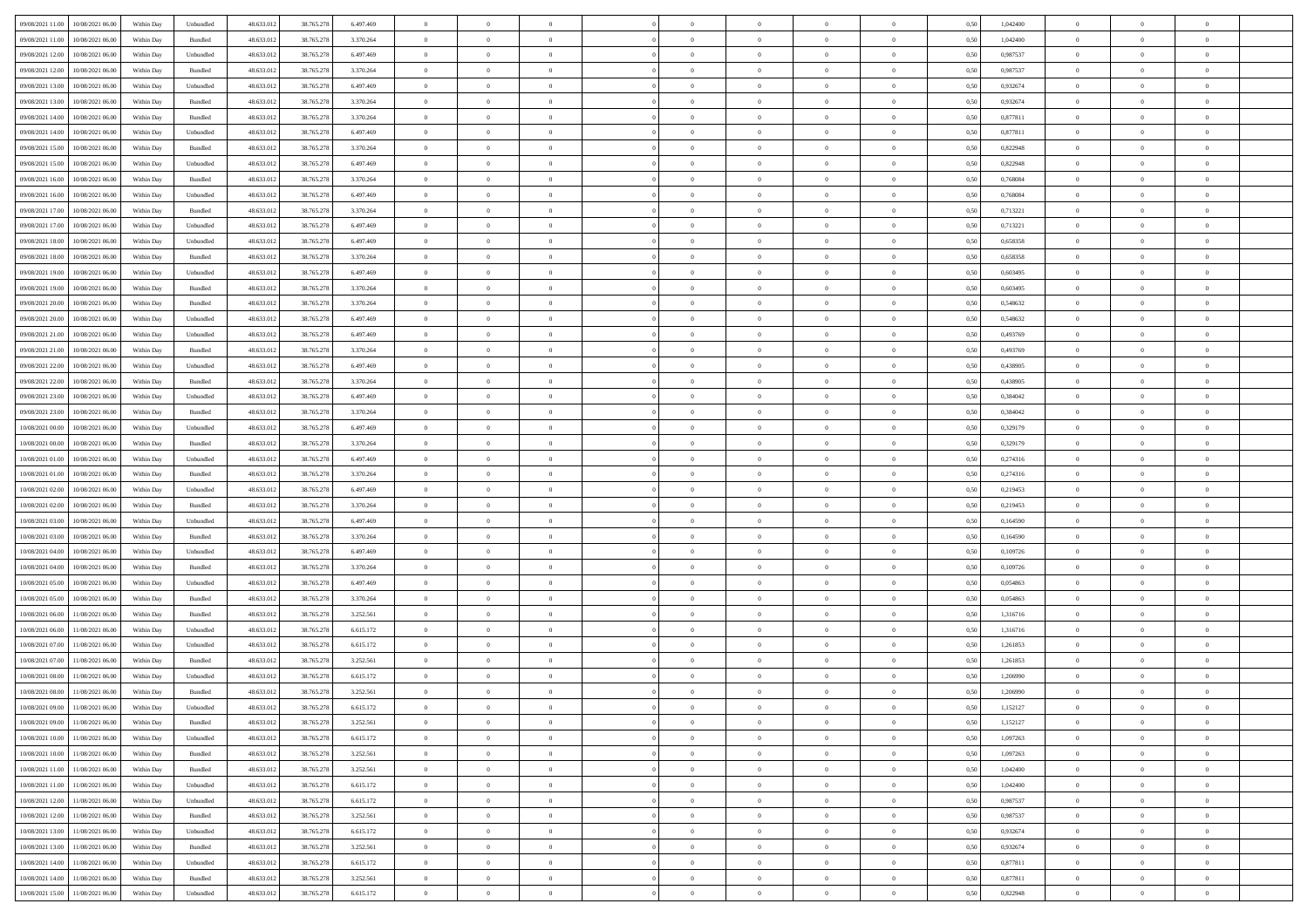| | | | | | | | | | | | | | | | | | | | | |
|---|---|---|---|---|---|---|---|---|---|---|---|---|---|---|---|---|---|---|---|---|
| 09/08/2021 11:00 | 10/08/2021 06:00 | Within Day | Unbundled | 48.633.012 | 38.765.278 | 6.497.469 | 0 | 0 | 0 | | 0 | 0 | 0 | 0 | 0,50 | 1,042400 | 0 | 0 | 0 | |
| 09/08/2021 11:00 | 10/08/2021 06:00 | Within Day | Bundled | 48.633.012 | 38.765.278 | 3.370.264 | 0 | 0 | 0 | | 0 | 0 | 0 | 0 | 0,50 | 1,042400 | 0 | 0 | 0 | |
| 09/08/2021 12:00 | 10/08/2021 06:00 | Within Day | Unbundled | 48.633.012 | 38.765.278 | 6.497.469 | 0 | 0 | 0 | | 0 | 0 | 0 | 0 | 0,50 | 0,987537 | 0 | 0 | 0 | |
| 09/08/2021 12:00 | 10/08/2021 06:00 | Within Day | Bundled | 48.633.012 | 38.765.278 | 3.370.264 | 0 | 0 | 0 | | 0 | 0 | 0 | 0 | 0,50 | 0,987537 | 0 | 0 | 0 | |
| 09/08/2021 13:00 | 10/08/2021 06:00 | Within Day | Unbundled | 48.633.012 | 38.765.278 | 6.497.469 | 0 | 0 | 0 | | 0 | 0 | 0 | 0 | 0,50 | 0,932674 | 0 | 0 | 0 | |
| 09/08/2021 13:00 | 10/08/2021 06:00 | Within Day | Bundled | 48.633.012 | 38.765.278 | 3.370.264 | 0 | 0 | 0 | | 0 | 0 | 0 | 0 | 0,50 | 0,932674 | 0 | 0 | 0 | |
| 09/08/2021 14:00 | 10/08/2021 06:00 | Within Day | Bundled | 48.633.012 | 38.765.278 | 3.370.264 | 0 | 0 | 0 | | 0 | 0 | 0 | 0 | 0,50 | 0,877811 | 0 | 0 | 0 | |
| 09/08/2021 14:00 | 10/08/2021 06:00 | Within Day | Unbundled | 48.633.012 | 38.765.278 | 6.497.469 | 0 | 0 | 0 | | 0 | 0 | 0 | 0 | 0,50 | 0,877811 | 0 | 0 | 0 | |
| 09/08/2021 15:00 | 10/08/2021 06:00 | Within Day | Bundled | 48.633.012 | 38.765.278 | 3.370.264 | 0 | 0 | 0 | | 0 | 0 | 0 | 0 | 0,50 | 0,822948 | 0 | 0 | 0 | |
| 09/08/2021 15:00 | 10/08/2021 06:00 | Within Day | Unbundled | 48.633.012 | 38.765.278 | 6.497.469 | 0 | 0 | 0 | | 0 | 0 | 0 | 0 | 0,50 | 0,822948 | 0 | 0 | 0 | |
| 09/08/2021 16:00 | 10/08/2021 06:00 | Within Day | Bundled | 48.633.012 | 38.765.278 | 3.370.264 | 0 | 0 | 0 | | 0 | 0 | 0 | 0 | 0,50 | 0,768084 | 0 | 0 | 0 | |
| 09/08/2021 16:00 | 10/08/2021 06:00 | Within Day | Unbundled | 48.633.012 | 38.765.278 | 6.497.469 | 0 | 0 | 0 | | 0 | 0 | 0 | 0 | 0,50 | 0,768084 | 0 | 0 | 0 | |
| 09/08/2021 17:00 | 10/08/2021 06:00 | Within Day | Bundled | 48.633.012 | 38.765.278 | 3.370.264 | 0 | 0 | 0 | | 0 | 0 | 0 | 0 | 0,50 | 0,713221 | 0 | 0 | 0 | |
| 09/08/2021 17:00 | 10/08/2021 06:00 | Within Day | Unbundled | 48.633.012 | 38.765.278 | 6.497.469 | 0 | 0 | 0 | | 0 | 0 | 0 | 0 | 0,50 | 0,713221 | 0 | 0 | 0 | |
| 09/08/2021 18:00 | 10/08/2021 06:00 | Within Day | Unbundled | 48.633.012 | 38.765.278 | 6.497.469 | 0 | 0 | 0 | | 0 | 0 | 0 | 0 | 0,50 | 0,658358 | 0 | 0 | 0 | |
| 09/08/2021 18:00 | 10/08/2021 06:00 | Within Day | Bundled | 48.633.012 | 38.765.278 | 3.370.264 | 0 | 0 | 0 | | 0 | 0 | 0 | 0 | 0,50 | 0,658358 | 0 | 0 | 0 | |
| 09/08/2021 19:00 | 10/08/2021 06:00 | Within Day | Unbundled | 48.633.012 | 38.765.278 | 6.497.469 | 0 | 0 | 0 | | 0 | 0 | 0 | 0 | 0,50 | 0,603495 | 0 | 0 | 0 | |
| 09/08/2021 19:00 | 10/08/2021 06:00 | Within Day | Bundled | 48.633.012 | 38.765.278 | 3.370.264 | 0 | 0 | 0 | | 0 | 0 | 0 | 0 | 0,50 | 0,603495 | 0 | 0 | 0 | |
| 09/08/2021 20:00 | 10/08/2021 06:00 | Within Day | Bundled | 48.633.012 | 38.765.278 | 3.370.264 | 0 | 0 | 0 | | 0 | 0 | 0 | 0 | 0,50 | 0,548632 | 0 | 0 | 0 | |
| 09/08/2021 20:00 | 10/08/2021 06:00 | Within Day | Unbundled | 48.633.012 | 38.765.278 | 6.497.469 | 0 | 0 | 0 | | 0 | 0 | 0 | 0 | 0,50 | 0,548632 | 0 | 0 | 0 | |
| 09/08/2021 21:00 | 10/08/2021 06:00 | Within Day | Unbundled | 48.633.012 | 38.765.278 | 6.497.469 | 0 | 0 | 0 | | 0 | 0 | 0 | 0 | 0,50 | 0,493769 | 0 | 0 | 0 | |
| 09/08/2021 21:00 | 10/08/2021 06:00 | Within Day | Bundled | 48.633.012 | 38.765.278 | 3.370.264 | 0 | 0 | 0 | | 0 | 0 | 0 | 0 | 0,50 | 0,493769 | 0 | 0 | 0 | |
| 09/08/2021 22:00 | 10/08/2021 06:00 | Within Day | Unbundled | 48.633.012 | 38.765.278 | 6.497.469 | 0 | 0 | 0 | | 0 | 0 | 0 | 0 | 0,50 | 0,438905 | 0 | 0 | 0 | |
| 09/08/2021 22:00 | 10/08/2021 06:00 | Within Day | Bundled | 48.633.012 | 38.765.278 | 3.370.264 | 0 | 0 | 0 | | 0 | 0 | 0 | 0 | 0,50 | 0,438905 | 0 | 0 | 0 | |
| 09/08/2021 23:00 | 10/08/2021 06:00 | Within Day | Unbundled | 48.633.012 | 38.765.278 | 6.497.469 | 0 | 0 | 0 | | 0 | 0 | 0 | 0 | 0,50 | 0,384042 | 0 | 0 | 0 | |
| 09/08/2021 23:00 | 10/08/2021 06:00 | Within Day | Bundled | 48.633.012 | 38.765.278 | 3.370.264 | 0 | 0 | 0 | | 0 | 0 | 0 | 0 | 0,50 | 0,384042 | 0 | 0 | 0 | |
| 10/08/2021 00:00 | 10/08/2021 06:00 | Within Day | Unbundled | 48.633.012 | 38.765.278 | 6.497.469 | 0 | 0 | 0 | | 0 | 0 | 0 | 0 | 0,50 | 0,329179 | 0 | 0 | 0 | |
| 10/08/2021 00:00 | 10/08/2021 06:00 | Within Day | Bundled | 48.633.012 | 38.765.278 | 3.370.264 | 0 | 0 | 0 | | 0 | 0 | 0 | 0 | 0,50 | 0,329179 | 0 | 0 | 0 | |
| 10/08/2021 01:00 | 10/08/2021 06:00 | Within Day | Unbundled | 48.633.012 | 38.765.278 | 6.497.469 | 0 | 0 | 0 | | 0 | 0 | 0 | 0 | 0,50 | 0,274316 | 0 | 0 | 0 | |
| 10/08/2021 01:00 | 10/08/2021 06:00 | Within Day | Bundled | 48.633.012 | 38.765.278 | 3.370.264 | 0 | 0 | 0 | | 0 | 0 | 0 | 0 | 0,50 | 0,274316 | 0 | 0 | 0 | |
| 10/08/2021 02:00 | 10/08/2021 06:00 | Within Day | Unbundled | 48.633.012 | 38.765.278 | 6.497.469 | 0 | 0 | 0 | | 0 | 0 | 0 | 0 | 0,50 | 0,219453 | 0 | 0 | 0 | |
| 10/08/2021 02:00 | 10/08/2021 06:00 | Within Day | Bundled | 48.633.012 | 38.765.278 | 3.370.264 | 0 | 0 | 0 | | 0 | 0 | 0 | 0 | 0,50 | 0,219453 | 0 | 0 | 0 | |
| 10/08/2021 03:00 | 10/08/2021 06:00 | Within Day | Unbundled | 48.633.012 | 38.765.278 | 6.497.469 | 0 | 0 | 0 | | 0 | 0 | 0 | 0 | 0,50 | 0,164590 | 0 | 0 | 0 | |
| 10/08/2021 03:00 | 10/08/2021 06:00 | Within Day | Bundled | 48.633.012 | 38.765.278 | 3.370.264 | 0 | 0 | 0 | | 0 | 0 | 0 | 0 | 0,50 | 0,164590 | 0 | 0 | 0 | |
| 10/08/2021 04:00 | 10/08/2021 06:00 | Within Day | Unbundled | 48.633.012 | 38.765.278 | 6.497.469 | 0 | 0 | 0 | | 0 | 0 | 0 | 0 | 0,50 | 0,109726 | 0 | 0 | 0 | |
| 10/08/2021 04:00 | 10/08/2021 06:00 | Within Day | Bundled | 48.633.012 | 38.765.278 | 3.370.264 | 0 | 0 | 0 | | 0 | 0 | 0 | 0 | 0,50 | 0,109726 | 0 | 0 | 0 | |
| 10/08/2021 05:00 | 10/08/2021 06:00 | Within Day | Unbundled | 48.633.012 | 38.765.278 | 6.497.469 | 0 | 0 | 0 | | 0 | 0 | 0 | 0 | 0,50 | 0,054863 | 0 | 0 | 0 | |
| 10/08/2021 05:00 | 10/08/2021 06:00 | Within Day | Bundled | 48.633.012 | 38.765.278 | 3.370.264 | 0 | 0 | 0 | | 0 | 0 | 0 | 0 | 0,50 | 0,054863 | 0 | 0 | 0 | |
| 10/08/2021 06:00 | 11/08/2021 06:00 | Within Day | Bundled | 48.633.012 | 38.765.278 | 3.252.561 | 0 | 0 | 0 | | 0 | 0 | 0 | 0 | 0,50 | 1,316716 | 0 | 0 | 0 | |
| 10/08/2021 06:00 | 11/08/2021 06:00 | Within Day | Unbundled | 48.633.012 | 38.765.278 | 6.615.172 | 0 | 0 | 0 | | 0 | 0 | 0 | 0 | 0,50 | 1,316716 | 0 | 0 | 0 | |
| 10/08/2021 07:00 | 11/08/2021 06:00 | Within Day | Unbundled | 48.633.012 | 38.765.278 | 6.615.172 | 0 | 0 | 0 | | 0 | 0 | 0 | 0 | 0,50 | 1,261853 | 0 | 0 | 0 | |
| 10/08/2021 07:00 | 11/08/2021 06:00 | Within Day | Bundled | 48.633.012 | 38.765.278 | 3.252.561 | 0 | 0 | 0 | | 0 | 0 | 0 | 0 | 0,50 | 1,261853 | 0 | 0 | 0 | |
| 10/08/2021 08:00 | 11/08/2021 06:00 | Within Day | Unbundled | 48.633.012 | 38.765.278 | 6.615.172 | 0 | 0 | 0 | | 0 | 0 | 0 | 0 | 0,50 | 1,206990 | 0 | 0 | 0 | |
| 10/08/2021 08:00 | 11/08/2021 06:00 | Within Day | Bundled | 48.633.012 | 38.765.278 | 3.252.561 | 0 | 0 | 0 | | 0 | 0 | 0 | 0 | 0,50 | 1,206990 | 0 | 0 | 0 | |
| 10/08/2021 09:00 | 11/08/2021 06:00 | Within Day | Unbundled | 48.633.012 | 38.765.278 | 6.615.172 | 0 | 0 | 0 | | 0 | 0 | 0 | 0 | 0,50 | 1,152127 | 0 | 0 | 0 | |
| 10/08/2021 09:00 | 11/08/2021 06:00 | Within Day | Bundled | 48.633.012 | 38.765.278 | 3.252.561 | 0 | 0 | 0 | | 0 | 0 | 0 | 0 | 0,50 | 1,152127 | 0 | 0 | 0 | |
| 10/08/2021 10:00 | 11/08/2021 06:00 | Within Day | Unbundled | 48.633.012 | 38.765.278 | 6.615.172 | 0 | 0 | 0 | | 0 | 0 | 0 | 0 | 0,50 | 1,097263 | 0 | 0 | 0 | |
| 10/08/2021 10:00 | 11/08/2021 06:00 | Within Day | Bundled | 48.633.012 | 38.765.278 | 3.252.561 | 0 | 0 | 0 | | 0 | 0 | 0 | 0 | 0,50 | 1,097263 | 0 | 0 | 0 | |
| 10/08/2021 11:00 | 11/08/2021 06:00 | Within Day | Bundled | 48.633.012 | 38.765.278 | 3.252.561 | 0 | 0 | 0 | | 0 | 0 | 0 | 0 | 0,50 | 1,042400 | 0 | 0 | 0 | |
| 10/08/2021 11:00 | 11/08/2021 06:00 | Within Day | Unbundled | 48.633.012 | 38.765.278 | 6.615.172 | 0 | 0 | 0 | | 0 | 0 | 0 | 0 | 0,50 | 1,042400 | 0 | 0 | 0 | |
| 10/08/2021 12:00 | 11/08/2021 06:00 | Within Day | Unbundled | 48.633.012 | 38.765.278 | 6.615.172 | 0 | 0 | 0 | | 0 | 0 | 0 | 0 | 0,50 | 0,987537 | 0 | 0 | 0 | |
| 10/08/2021 12:00 | 11/08/2021 06:00 | Within Day | Bundled | 48.633.012 | 38.765.278 | 3.252.561 | 0 | 0 | 0 | | 0 | 0 | 0 | 0 | 0,50 | 0,987537 | 0 | 0 | 0 | |
| 10/08/2021 13:00 | 11/08/2021 06:00 | Within Day | Unbundled | 48.633.012 | 38.765.278 | 6.615.172 | 0 | 0 | 0 | | 0 | 0 | 0 | 0 | 0,50 | 0,932674 | 0 | 0 | 0 | |
| 10/08/2021 13:00 | 11/08/2021 06:00 | Within Day | Bundled | 48.633.012 | 38.765.278 | 3.252.561 | 0 | 0 | 0 | | 0 | 0 | 0 | 0 | 0,50 | 0,932674 | 0 | 0 | 0 | |
| 10/08/2021 14:00 | 11/08/2021 06:00 | Within Day | Unbundled | 48.633.012 | 38.765.278 | 6.615.172 | 0 | 0 | 0 | | 0 | 0 | 0 | 0 | 0,50 | 0,877811 | 0 | 0 | 0 | |
| 10/08/2021 14:00 | 11/08/2021 06:00 | Within Day | Bundled | 48.633.012 | 38.765.278 | 3.252.561 | 0 | 0 | 0 | | 0 | 0 | 0 | 0 | 0,50 | 0,877811 | 0 | 0 | 0 | |
| 10/08/2021 15:00 | 11/08/2021 06:00 | Within Day | Unbundled | 48.633.012 | 38.765.278 | 6.615.172 | 0 | 0 | 0 | | 0 | 0 | 0 | 0 | 0,50 | 0,822948 | 0 | 0 | 0 | |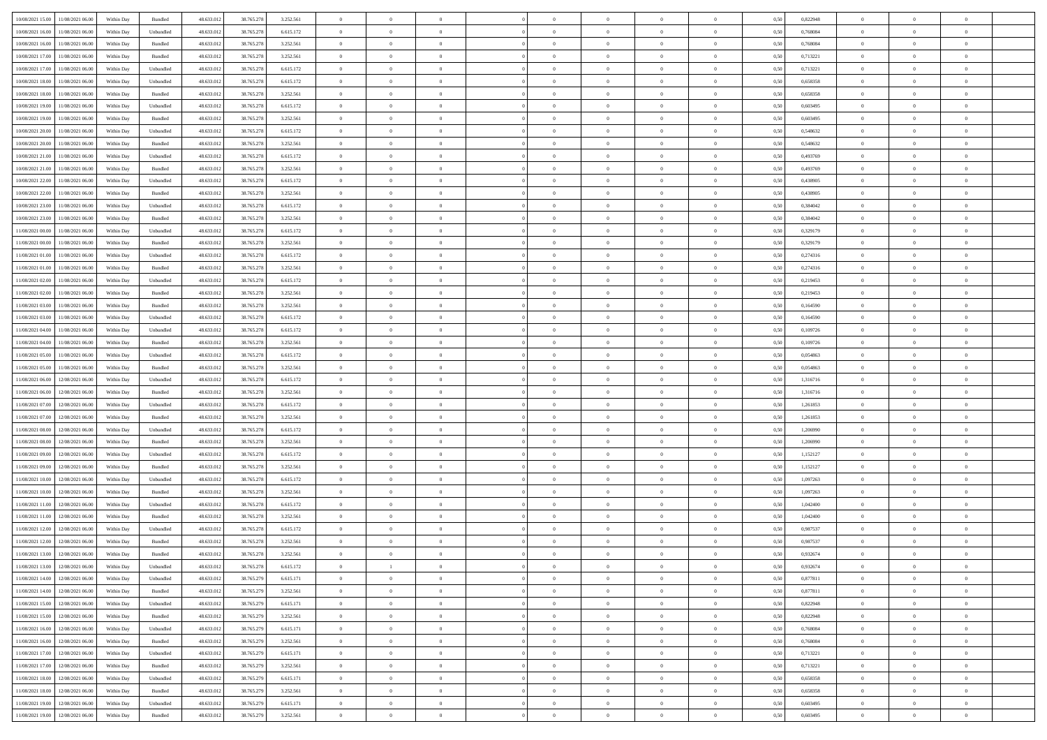| | | | | | | | | | | | | | | | | | | | | | |
|---|---|---|---|---|---|---|---|---|---|---|---|---|---|---|---|---|---|---|---|---|---|
| 10/08/2021 15:00 | 11/08/2021 06:00 | Within Day | Bundled | 48.633.012 | 38.765.278 | 3.252.561 | 0 | 0 | 0 | | 0 | 0 | 0 | 0 | 0 | 0,50 | 0,822948 | 0 | 0 | 0 | |
| 10/08/2021 16:00 | 11/08/2021 06:00 | Within Day | Unbundled | 48.633.012 | 38.765.278 | 6.615.172 | 0 | 0 | 0 | | 0 | 0 | 0 | 0 | 0 | 0,50 | 0,768084 | 0 | 0 | 0 | |
| 10/08/2021 16:00 | 11/08/2021 06:00 | Within Day | Bundled | 48.633.012 | 38.765.278 | 3.252.561 | 0 | 0 | 0 | | 0 | 0 | 0 | 0 | 0 | 0,50 | 0,768084 | 0 | 0 | 0 | |
| 10/08/2021 17:00 | 11/08/2021 06:00 | Within Day | Bundled | 48.633.012 | 38.765.278 | 3.252.561 | 0 | 0 | 0 | | 0 | 0 | 0 | 0 | 0 | 0,50 | 0,713221 | 0 | 0 | 0 | |
| 10/08/2021 17:00 | 11/08/2021 06:00 | Within Day | Unbundled | 48.633.012 | 38.765.278 | 6.615.172 | 0 | 0 | 0 | | 0 | 0 | 0 | 0 | 0 | 0,50 | 0,713221 | 0 | 0 | 0 | |
| 10/08/2021 18:00 | 11/08/2021 06:00 | Within Day | Unbundled | 48.633.012 | 38.765.278 | 6.615.172 | 0 | 0 | 0 | | 0 | 0 | 0 | 0 | 0 | 0,50 | 0,658358 | 0 | 0 | 0 | |
| 10/08/2021 18:00 | 11/08/2021 06:00 | Within Day | Bundled | 48.633.012 | 38.765.278 | 3.252.561 | 0 | 0 | 0 | | 0 | 0 | 0 | 0 | 0 | 0,50 | 0,658358 | 0 | 0 | 0 | |
| 10/08/2021 19:00 | 11/08/2021 06:00 | Within Day | Unbundled | 48.633.012 | 38.765.278 | 6.615.172 | 0 | 0 | 0 | | 0 | 0 | 0 | 0 | 0 | 0,50 | 0,603495 | 0 | 0 | 0 | |
| 10/08/2021 19:00 | 11/08/2021 06:00 | Within Day | Bundled | 48.633.012 | 38.765.278 | 3.252.561 | 0 | 0 | 0 | | 0 | 0 | 0 | 0 | 0 | 0,50 | 0,603495 | 0 | 0 | 0 | |
| 10/08/2021 20:00 | 11/08/2021 06:00 | Within Day | Unbundled | 48.633.012 | 38.765.278 | 6.615.172 | 0 | 0 | 0 | | 0 | 0 | 0 | 0 | 0 | 0,50 | 0,548632 | 0 | 0 | 0 | |
| 10/08/2021 20:00 | 11/08/2021 06:00 | Within Day | Bundled | 48.633.012 | 38.765.278 | 3.252.561 | 0 | 0 | 0 | | 0 | 0 | 0 | 0 | 0 | 0,50 | 0,548632 | 0 | 0 | 0 | |
| 10/08/2021 21:00 | 11/08/2021 06:00 | Within Day | Unbundled | 48.633.012 | 38.765.278 | 6.615.172 | 0 | 0 | 0 | | 0 | 0 | 0 | 0 | 0 | 0,50 | 0,493769 | 0 | 0 | 0 | |
| 10/08/2021 21:00 | 11/08/2021 06:00 | Within Day | Bundled | 48.633.012 | 38.765.278 | 3.252.561 | 0 | 0 | 0 | | 0 | 0 | 0 | 0 | 0 | 0,50 | 0,493769 | 0 | 0 | 0 | |
| 10/08/2021 22:00 | 11/08/2021 06:00 | Within Day | Unbundled | 48.633.012 | 38.765.278 | 6.615.172 | 0 | 0 | 0 | | 0 | 0 | 0 | 0 | 0 | 0,50 | 0,438905 | 0 | 0 | 0 | |
| 10/08/2021 22:00 | 11/08/2021 06:00 | Within Day | Bundled | 48.633.012 | 38.765.278 | 3.252.561 | 0 | 0 | 0 | | 0 | 0 | 0 | 0 | 0 | 0,50 | 0,438905 | 0 | 0 | 0 | |
| 10/08/2021 23:00 | 11/08/2021 06:00 | Within Day | Unbundled | 48.633.012 | 38.765.278 | 6.615.172 | 0 | 0 | 0 | | 0 | 0 | 0 | 0 | 0 | 0,50 | 0,384042 | 0 | 0 | 0 | |
| 10/08/2021 23:00 | 11/08/2021 06:00 | Within Day | Bundled | 48.633.012 | 38.765.278 | 3.252.561 | 0 | 0 | 0 | | 0 | 0 | 0 | 0 | 0 | 0,50 | 0,384042 | 0 | 0 | 0 | |
| 11/08/2021 00:00 | 11/08/2021 06:00 | Within Day | Unbundled | 48.633.012 | 38.765.278 | 6.615.172 | 0 | 0 | 0 | | 0 | 0 | 0 | 0 | 0 | 0,50 | 0,329179 | 0 | 0 | 0 | |
| 11/08/2021 00:00 | 11/08/2021 06:00 | Within Day | Bundled | 48.633.012 | 38.765.278 | 3.252.561 | 0 | 0 | 0 | | 0 | 0 | 0 | 0 | 0 | 0,50 | 0,329179 | 0 | 0 | 0 | |
| 11/08/2021 01:00 | 11/08/2021 06:00 | Within Day | Unbundled | 48.633.012 | 38.765.278 | 6.615.172 | 0 | 0 | 0 | | 0 | 0 | 0 | 0 | 0 | 0,50 | 0,274316 | 0 | 0 | 0 | |
| 11/08/2021 01:00 | 11/08/2021 06:00 | Within Day | Bundled | 48.633.012 | 38.765.278 | 3.252.561 | 0 | 0 | 0 | | 0 | 0 | 0 | 0 | 0 | 0,50 | 0,274316 | 0 | 0 | 0 | |
| 11/08/2021 02:00 | 11/08/2021 06:00 | Within Day | Unbundled | 48.633.012 | 38.765.278 | 6.615.172 | 0 | 0 | 0 | | 0 | 0 | 0 | 0 | 0 | 0,50 | 0,219453 | 0 | 0 | 0 | |
| 11/08/2021 02:00 | 11/08/2021 06:00 | Within Day | Bundled | 48.633.012 | 38.765.278 | 3.252.561 | 0 | 0 | 0 | | 0 | 0 | 0 | 0 | 0 | 0,50 | 0,219453 | 0 | 0 | 0 | |
| 11/08/2021 03:00 | 11/08/2021 06:00 | Within Day | Bundled | 48.633.012 | 38.765.278 | 3.252.561 | 0 | 0 | 0 | | 0 | 0 | 0 | 0 | 0 | 0,50 | 0,164590 | 0 | 0 | 0 | |
| 11/08/2021 03:00 | 11/08/2021 06:00 | Within Day | Unbundled | 48.633.012 | 38.765.278 | 6.615.172 | 0 | 0 | 0 | | 0 | 0 | 0 | 0 | 0 | 0,50 | 0,164590 | 0 | 0 | 0 | |
| 11/08/2021 04:00 | 11/08/2021 06:00 | Within Day | Unbundled | 48.633.012 | 38.765.278 | 6.615.172 | 0 | 0 | 0 | | 0 | 0 | 0 | 0 | 0 | 0,50 | 0,109726 | 0 | 0 | 0 | |
| 11/08/2021 04:00 | 11/08/2021 06:00 | Within Day | Bundled | 48.633.012 | 38.765.278 | 3.252.561 | 0 | 0 | 0 | | 0 | 0 | 0 | 0 | 0 | 0,50 | 0,109726 | 0 | 0 | 0 | |
| 11/08/2021 05:00 | 11/08/2021 06:00 | Within Day | Unbundled | 48.633.012 | 38.765.278 | 6.615.172 | 0 | 0 | 0 | | 0 | 0 | 0 | 0 | 0 | 0,50 | 0,054863 | 0 | 0 | 0 | |
| 11/08/2021 05:00 | 11/08/2021 06:00 | Within Day | Bundled | 48.633.012 | 38.765.278 | 3.252.561 | 0 | 0 | 0 | | 0 | 0 | 0 | 0 | 0 | 0,50 | 0,054863 | 0 | 0 | 0 | |
| 11/08/2021 06:00 | 12/08/2021 06:00 | Within Day | Unbundled | 48.633.012 | 38.765.278 | 6.615.172 | 0 | 0 | 0 | | 0 | 0 | 0 | 0 | 0 | 0,50 | 1,316716 | 0 | 0 | 0 | |
| 11/08/2021 06:00 | 12/08/2021 06:00 | Within Day | Bundled | 48.633.012 | 38.765.278 | 3.252.561 | 0 | 0 | 0 | | 0 | 0 | 0 | 0 | 0 | 0,50 | 1,316716 | 0 | 0 | 0 | |
| 11/08/2021 07:00 | 12/08/2021 06:00 | Within Day | Unbundled | 48.633.012 | 38.765.278 | 6.615.172 | 0 | 0 | 0 | | 0 | 0 | 0 | 0 | 0 | 0,50 | 1,261853 | 0 | 0 | 0 | |
| 11/08/2021 07:00 | 12/08/2021 06:00 | Within Day | Bundled | 48.633.012 | 38.765.278 | 3.252.561 | 0 | 0 | 0 | | 0 | 0 | 0 | 0 | 0 | 0,50 | 1,261853 | 0 | 0 | 0 | |
| 11/08/2021 08:00 | 12/08/2021 06:00 | Within Day | Unbundled | 48.633.012 | 38.765.278 | 6.615.172 | 0 | 0 | 0 | | 0 | 0 | 0 | 0 | 0 | 0,50 | 1,206990 | 0 | 0 | 0 | |
| 11/08/2021 08:00 | 12/08/2021 06:00 | Within Day | Bundled | 48.633.012 | 38.765.278 | 3.252.561 | 0 | 0 | 0 | | 0 | 0 | 0 | 0 | 0 | 0,50 | 1,206990 | 0 | 0 | 0 | |
| 11/08/2021 09:00 | 12/08/2021 06:00 | Within Day | Unbundled | 48.633.012 | 38.765.278 | 6.615.172 | 0 | 0 | 0 | | 0 | 0 | 0 | 0 | 0 | 0,50 | 1,152127 | 0 | 0 | 0 | |
| 11/08/2021 09:00 | 12/08/2021 06:00 | Within Day | Bundled | 48.633.012 | 38.765.278 | 3.252.561 | 0 | 0 | 0 | | 0 | 0 | 0 | 0 | 0 | 0,50 | 1,152127 | 0 | 0 | 0 | |
| 11/08/2021 10:00 | 12/08/2021 06:00 | Within Day | Unbundled | 48.633.012 | 38.765.278 | 6.615.172 | 0 | 0 | 0 | | 0 | 0 | 0 | 0 | 0 | 0,50 | 1,097263 | 0 | 0 | 0 | |
| 11/08/2021 10:00 | 12/08/2021 06:00 | Within Day | Bundled | 48.633.012 | 38.765.278 | 3.252.561 | 0 | 0 | 0 | | 0 | 0 | 0 | 0 | 0 | 0,50 | 1,097263 | 0 | 0 | 0 | |
| 11/08/2021 11:00 | 12/08/2021 06:00 | Within Day | Unbundled | 48.633.012 | 38.765.278 | 6.615.172 | 0 | 0 | 0 | | 0 | 0 | 0 | 0 | 0 | 0,50 | 1,042400 | 0 | 0 | 0 | |
| 11/08/2021 11:00 | 12/08/2021 06:00 | Within Day | Bundled | 48.633.012 | 38.765.278 | 3.252.561 | 0 | 0 | 0 | | 0 | 0 | 0 | 0 | 0 | 0,50 | 1,042400 | 0 | 0 | 0 | |
| 11/08/2021 12:00 | 12/08/2021 06:00 | Within Day | Unbundled | 48.633.012 | 38.765.278 | 6.615.172 | 0 | 0 | 0 | | 0 | 0 | 0 | 0 | 0 | 0,50 | 0,987537 | 0 | 0 | 0 | |
| 11/08/2021 12:00 | 12/08/2021 06:00 | Within Day | Bundled | 48.633.012 | 38.765.278 | 3.252.561 | 0 | 0 | 0 | | 0 | 0 | 0 | 0 | 0 | 0,50 | 0,987537 | 0 | 0 | 0 | |
| 11/08/2021 13:00 | 12/08/2021 06:00 | Within Day | Bundled | 48.633.012 | 38.765.278 | 3.252.561 | 0 | 0 | 0 | | 0 | 0 | 0 | 0 | 0 | 0,50 | 0,932674 | 0 | 0 | 0 | |
| 11/08/2021 13:00 | 12/08/2021 06:00 | Within Day | Unbundled | 48.633.012 | 38.765.278 | 6.615.172 | 0 | 1 | 0 | | 0 | 0 | 0 | 0 | 0 | 0,50 | 0,932674 | 0 | 0 | 0 | |
| 11/08/2021 14:00 | 12/08/2021 06:00 | Within Day | Unbundled | 48.633.012 | 38.765.279 | 6.615.171 | 0 | 0 | 0 | | 0 | 0 | 0 | 0 | 0 | 0,50 | 0,877811 | 0 | 0 | 0 | |
| 11/08/2021 14:00 | 12/08/2021 06:00 | Within Day | Bundled | 48.633.012 | 38.765.279 | 3.252.561 | 0 | 0 | 0 | | 0 | 0 | 0 | 0 | 0 | 0,50 | 0,877811 | 0 | 0 | 0 | |
| 11/08/2021 15:00 | 12/08/2021 06:00 | Within Day | Unbundled | 48.633.012 | 38.765.279 | 6.615.171 | 0 | 0 | 0 | | 0 | 0 | 0 | 0 | 0 | 0,50 | 0,822948 | 0 | 0 | 0 | |
| 11/08/2021 15:00 | 12/08/2021 06:00 | Within Day | Bundled | 48.633.012 | 38.765.279 | 3.252.561 | 0 | 0 | 0 | | 0 | 0 | 0 | 0 | 0 | 0,50 | 0,822948 | 0 | 0 | 0 | |
| 11/08/2021 16:00 | 12/08/2021 06:00 | Within Day | Unbundled | 48.633.012 | 38.765.279 | 6.615.171 | 0 | 0 | 0 | | 0 | 0 | 0 | 0 | 0 | 0,50 | 0,768084 | 0 | 0 | 0 | |
| 11/08/2021 16:00 | 12/08/2021 06:00 | Within Day | Bundled | 48.633.012 | 38.765.279 | 3.252.561 | 0 | 0 | 0 | | 0 | 0 | 0 | 0 | 0 | 0,50 | 0,768084 | 0 | 0 | 0 | |
| 11/08/2021 17:00 | 12/08/2021 06:00 | Within Day | Unbundled | 48.633.012 | 38.765.279 | 6.615.171 | 0 | 0 | 0 | | 0 | 0 | 0 | 0 | 0 | 0,50 | 0,713221 | 0 | 0 | 0 | |
| 11/08/2021 17:00 | 12/08/2021 06:00 | Within Day | Bundled | 48.633.012 | 38.765.279 | 3.252.561 | 0 | 0 | 0 | | 0 | 0 | 0 | 0 | 0 | 0,50 | 0,713221 | 0 | 0 | 0 | |
| 11/08/2021 18:00 | 12/08/2021 06:00 | Within Day | Unbundled | 48.633.012 | 38.765.279 | 6.615.171 | 0 | 0 | 0 | | 0 | 0 | 0 | 0 | 0 | 0,50 | 0,658358 | 0 | 0 | 0 | |
| 11/08/2021 18:00 | 12/08/2021 06:00 | Within Day | Bundled | 48.633.012 | 38.765.279 | 3.252.561 | 0 | 0 | 0 | | 0 | 0 | 0 | 0 | 0 | 0,50 | 0,658358 | 0 | 0 | 0 | |
| 11/08/2021 19:00 | 12/08/2021 06:00 | Within Day | Unbundled | 48.633.012 | 38.765.279 | 6.615.171 | 0 | 0 | 0 | | 0 | 0 | 0 | 0 | 0 | 0,50 | 0,603495 | 0 | 0 | 0 | |
| 11/08/2021 19:00 | 12/08/2021 06:00 | Within Day | Bundled | 48.633.012 | 38.765.279 | 3.252.561 | 0 | 0 | 0 | | 0 | 0 | 0 | 0 | 0 | 0,50 | 0,603495 | 0 | 0 | 0 | |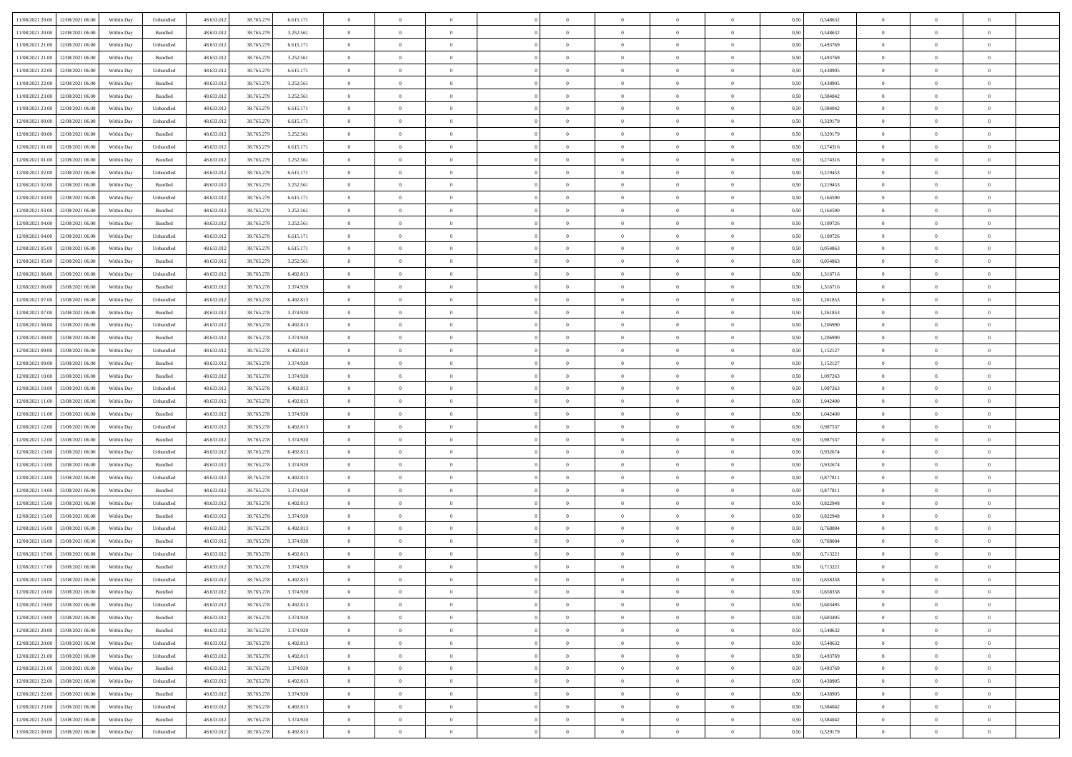| | | | | | | | | | | | | | | | | | | | | | |
|---|---|---|---|---|---|---|---|---|---|---|---|---|---|---|---|---|---|---|---|---|---|
| 11/08/2021 20:00 | 12/08/2021 06:00 | Within Day | Unbundled | 48.633.012 | 38.765.279 | 6.615.171 | 0 | 0 | 0 | | 0 | 0 | 0 | 0 | 0,50 | 0,548632 | 0 | 0 | 0 | |
| 11/08/2021 20:00 | 12/08/2021 06:00 | Within Day | Bundled | 48.633.012 | 38.765.279 | 3.252.561 | 0 | 0 | 0 | | 0 | 0 | 0 | 0 | 0,50 | 0,548632 | 0 | 0 | 0 | |
| 11/08/2021 21:00 | 12/08/2021 06:00 | Within Day | Unbundled | 48.633.012 | 38.765.279 | 6.615.171 | 0 | 0 | 0 | | 0 | 0 | 0 | 0 | 0,50 | 0,493769 | 0 | 0 | 0 | |
| 11/08/2021 21:00 | 12/08/2021 06:00 | Within Day | Bundled | 48.633.012 | 38.765.279 | 3.252.561 | 0 | 0 | 0 | | 0 | 0 | 0 | 0 | 0,50 | 0,493769 | 0 | 0 | 0 | |
| 11/08/2021 22:00 | 12/08/2021 06:00 | Within Day | Unbundled | 48.633.012 | 38.765.279 | 6.615.171 | 0 | 0 | 0 | | 0 | 0 | 0 | 0 | 0,50 | 0,438905 | 0 | 0 | 0 | |
| 11/08/2021 22:00 | 12/08/2021 06:00 | Within Day | Bundled | 48.633.012 | 38.765.279 | 3.252.561 | 0 | 0 | 0 | | 0 | 0 | 0 | 0 | 0,50 | 0,438905 | 0 | 0 | 0 | |
| 11/08/2021 23:00 | 12/08/2021 06:00 | Within Day | Bundled | 48.633.012 | 38.765.279 | 3.252.561 | 0 | 0 | 0 | | 0 | 0 | 0 | 0 | 0,50 | 0,384042 | 0 | 0 | 0 | |
| 11/08/2021 23:00 | 12/08/2021 06:00 | Within Day | Unbundled | 48.633.012 | 38.765.279 | 6.615.171 | 0 | 0 | 0 | | 0 | 0 | 0 | 0 | 0,50 | 0,384042 | 0 | 0 | 0 | |
| 12/08/2021 00:00 | 12/08/2021 06:00 | Within Day | Unbundled | 48.633.012 | 38.765.279 | 6.615.171 | 0 | 0 | 0 | | 0 | 0 | 0 | 0 | 0,50 | 0,329179 | 0 | 0 | 0 | |
| 12/08/2021 00:00 | 12/08/2021 06:00 | Within Day | Bundled | 48.633.012 | 38.765.279 | 3.252.561 | 0 | 0 | 0 | | 0 | 0 | 0 | 0 | 0,50 | 0,329179 | 0 | 0 | 0 | |
| 12/08/2021 01:00 | 12/08/2021 06:00 | Within Day | Unbundled | 48.633.012 | 38.765.279 | 6.615.171 | 0 | 0 | 0 | | 0 | 0 | 0 | 0 | 0,50 | 0,274316 | 0 | 0 | 0 | |
| 12/08/2021 01:00 | 12/08/2021 06:00 | Within Day | Bundled | 48.633.012 | 38.765.279 | 3.252.561 | 0 | 0 | 0 | | 0 | 0 | 0 | 0 | 0,50 | 0,274316 | 0 | 0 | 0 | |
| 12/08/2021 02:00 | 12/08/2021 06:00 | Within Day | Unbundled | 48.633.012 | 38.765.279 | 6.615.171 | 0 | 0 | 0 | | 0 | 0 | 0 | 0 | 0,50 | 0,219453 | 0 | 0 | 0 | |
| 12/08/2021 02:00 | 12/08/2021 06:00 | Within Day | Bundled | 48.633.012 | 38.765.279 | 3.252.561 | 0 | 0 | 0 | | 0 | 0 | 0 | 0 | 0,50 | 0,219453 | 0 | 0 | 0 | |
| 12/08/2021 03:00 | 12/08/2021 06:00 | Within Day | Unbundled | 48.633.012 | 38.765.279 | 6.615.171 | 0 | 0 | 0 | | 0 | 0 | 0 | 0 | 0,50 | 0,164590 | 0 | 0 | 0 | |
| 12/08/2021 03:00 | 12/08/2021 06:00 | Within Day | Bundled | 48.633.012 | 38.765.279 | 3.252.561 | 0 | 0 | 0 | | 0 | 0 | 0 | 0 | 0,50 | 0,164590 | 0 | 0 | 0 | |
| 12/08/2021 04:00 | 12/08/2021 06:00 | Within Day | Bundled | 48.633.012 | 38.765.279 | 3.252.561 | 0 | 0 | 0 | | 0 | 0 | 0 | 0 | 0,50 | 0,109726 | 0 | 0 | 0 | |
| 12/08/2021 04:00 | 12/08/2021 06:00 | Within Day | Unbundled | 48.633.012 | 38.765.279 | 6.615.171 | 0 | 0 | 0 | | 0 | 0 | 0 | 0 | 0,50 | 0,109726 | 0 | 0 | 0 | |
| 12/08/2021 05:00 | 12/08/2021 06:00 | Within Day | Unbundled | 48.633.012 | 38.765.279 | 6.615.171 | 0 | 0 | 0 | | 0 | 0 | 0 | 0 | 0,50 | 0,054863 | 0 | 0 | 0 | |
| 12/08/2021 05:00 | 12/08/2021 06:00 | Within Day | Bundled | 48.633.012 | 38.765.279 | 3.252.561 | 0 | 0 | 0 | | 0 | 0 | 0 | 0 | 0,50 | 0,054863 | 0 | 0 | 0 | |
| 12/08/2021 06:00 | 13/08/2021 06:00 | Within Day | Unbundled | 48.633.012 | 38.765.278 | 6.492.813 | 0 | 0 | 0 | | 0 | 0 | 0 | 0 | 0,50 | 1,316716 | 0 | 0 | 0 | |
| 12/08/2021 06:00 | 13/08/2021 06:00 | Within Day | Bundled | 48.633.012 | 38.765.278 | 3.374.920 | 0 | 0 | 0 | | 0 | 0 | 0 | 0 | 0,50 | 1,316716 | 0 | 0 | 0 | |
| 12/08/2021 07:00 | 13/08/2021 06:00 | Within Day | Unbundled | 48.633.012 | 38.765.278 | 6.492.813 | 0 | 0 | 0 | | 0 | 0 | 0 | 0 | 0,50 | 1,261853 | 0 | 0 | 0 | |
| 12/08/2021 07:00 | 13/08/2021 06:00 | Within Day | Bundled | 48.633.012 | 38.765.278 | 3.374.920 | 0 | 0 | 0 | | 0 | 0 | 0 | 0 | 0,50 | 1,261853 | 0 | 0 | 0 | |
| 12/08/2021 08:00 | 13/08/2021 06:00 | Within Day | Unbundled | 48.633.012 | 38.765.278 | 6.492.813 | 0 | 0 | 0 | | 0 | 0 | 0 | 0 | 0,50 | 1,206990 | 0 | 0 | 0 | |
| 12/08/2021 08:00 | 13/08/2021 06:00 | Within Day | Bundled | 48.633.012 | 38.765.278 | 3.374.920 | 0 | 0 | 0 | | 0 | 0 | 0 | 0 | 0,50 | 1,206990 | 0 | 0 | 0 | |
| 12/08/2021 09:00 | 13/08/2021 06:00 | Within Day | Unbundled | 48.633.012 | 38.765.278 | 6.492.813 | 0 | 0 | 0 | | 0 | 0 | 0 | 0 | 0,50 | 1,152127 | 0 | 0 | 0 | |
| 12/08/2021 09:00 | 13/08/2021 06:00 | Within Day | Bundled | 48.633.012 | 38.765.278 | 3.374.920 | 0 | 0 | 0 | | 0 | 0 | 0 | 0 | 0,50 | 1,152127 | 0 | 0 | 0 | |
| 12/08/2021 10:00 | 13/08/2021 06:00 | Within Day | Bundled | 48.633.012 | 38.765.278 | 3.374.920 | 0 | 0 | 0 | | 0 | 0 | 0 | 0 | 0,50 | 1,097263 | 0 | 0 | 0 | |
| 12/08/2021 10:00 | 13/08/2021 06:00 | Within Day | Unbundled | 48.633.012 | 38.765.278 | 6.492.813 | 0 | 0 | 0 | | 0 | 0 | 0 | 0 | 0,50 | 1,097263 | 0 | 0 | 0 | |
| 12/08/2021 11:00 | 13/08/2021 06:00 | Within Day | Unbundled | 48.633.012 | 38.765.278 | 6.492.813 | 0 | 0 | 0 | | 0 | 0 | 0 | 0 | 0,50 | 1,042400 | 0 | 0 | 0 | |
| 12/08/2021 11:00 | 13/08/2021 06:00 | Within Day | Bundled | 48.633.012 | 38.765.278 | 3.374.920 | 0 | 0 | 0 | | 0 | 0 | 0 | 0 | 0,50 | 1,042400 | 0 | 0 | 0 | |
| 12/08/2021 12:00 | 13/08/2021 06:00 | Within Day | Unbundled | 48.633.012 | 38.765.278 | 6.492.813 | 0 | 0 | 0 | | 0 | 0 | 0 | 0 | 0,50 | 0,987537 | 0 | 0 | 0 | |
| 12/08/2021 12:00 | 13/08/2021 06:00 | Within Day | Bundled | 48.633.012 | 38.765.278 | 3.374.920 | 0 | 0 | 0 | | 0 | 0 | 0 | 0 | 0,50 | 0,987537 | 0 | 0 | 0 | |
| 12/08/2021 13:00 | 13/08/2021 06:00 | Within Day | Unbundled | 48.633.012 | 38.765.278 | 6.492.813 | 0 | 0 | 0 | | 0 | 0 | 0 | 0 | 0,50 | 0,932674 | 0 | 0 | 0 | |
| 12/08/2021 13:00 | 13/08/2021 06:00 | Within Day | Bundled | 48.633.012 | 38.765.278 | 3.374.920 | 0 | 0 | 0 | | 0 | 0 | 0 | 0 | 0,50 | 0,932674 | 0 | 0 | 0 | |
| 12/08/2021 14:00 | 13/08/2021 06:00 | Within Day | Unbundled | 48.633.012 | 38.765.278 | 6.492.813 | 0 | 0 | 0 | | 0 | 0 | 0 | 0 | 0,50 | 0,877811 | 0 | 0 | 0 | |
| 12/08/2021 14:00 | 13/08/2021 06:00 | Within Day | Bundled | 48.633.012 | 38.765.278 | 3.374.920 | 0 | 0 | 0 | | 0 | 0 | 0 | 0 | 0,50 | 0,877811 | 0 | 0 | 0 | |
| 12/08/2021 15:00 | 13/08/2021 06:00 | Within Day | Unbundled | 48.633.012 | 38.765.278 | 6.492.813 | 0 | 0 | 0 | | 0 | 0 | 0 | 0 | 0,50 | 0,822948 | 0 | 0 | 0 | |
| 12/08/2021 15:00 | 13/08/2021 06:00 | Within Day | Bundled | 48.633.012 | 38.765.278 | 3.374.920 | 0 | 0 | 0 | | 0 | 0 | 0 | 0 | 0,50 | 0,822948 | 0 | 0 | 0 | |
| 12/08/2021 16:00 | 13/08/2021 06:00 | Within Day | Unbundled | 48.633.012 | 38.765.278 | 6.492.813 | 0 | 0 | 0 | | 0 | 0 | 0 | 0 | 0,50 | 0,768084 | 0 | 0 | 0 | |
| 12/08/2021 16:00 | 13/08/2021 06:00 | Within Day | Bundled | 48.633.012 | 38.765.278 | 3.374.920 | 0 | 0 | 0 | | 0 | 0 | 0 | 0 | 0,50 | 0,768084 | 0 | 0 | 0 | |
| 12/08/2021 17:00 | 13/08/2021 06:00 | Within Day | Unbundled | 48.633.012 | 38.765.278 | 6.492.813 | 0 | 0 | 0 | | 0 | 0 | 0 | 0 | 0,50 | 0,713221 | 0 | 0 | 0 | |
| 12/08/2021 17:00 | 13/08/2021 06:00 | Within Day | Bundled | 48.633.012 | 38.765.278 | 3.374.920 | 0 | 0 | 0 | | 0 | 0 | 0 | 0 | 0,50 | 0,713221 | 0 | 0 | 0 | |
| 12/08/2021 18:00 | 13/08/2021 06:00 | Within Day | Unbundled | 48.633.012 | 38.765.278 | 6.492.813 | 0 | 0 | 0 | | 0 | 0 | 0 | 0 | 0,50 | 0,658358 | 0 | 0 | 0 | |
| 12/08/2021 18:00 | 13/08/2021 06:00 | Within Day | Bundled | 48.633.012 | 38.765.278 | 3.374.920 | 0 | 0 | 0 | | 0 | 0 | 0 | 0 | 0,50 | 0,658358 | 0 | 0 | 0 | |
| 12/08/2021 19:00 | 13/08/2021 06:00 | Within Day | Unbundled | 48.633.012 | 38.765.278 | 6.492.813 | 0 | 0 | 0 | | 0 | 0 | 0 | 0 | 0,50 | 0,603495 | 0 | 0 | 0 | |
| 12/08/2021 19:00 | 13/08/2021 06:00 | Within Day | Bundled | 48.633.012 | 38.765.278 | 3.374.920 | 0 | 0 | 0 | | 0 | 0 | 0 | 0 | 0,50 | 0,603495 | 0 | 0 | 0 | |
| 12/08/2021 20:00 | 13/08/2021 06:00 | Within Day | Bundled | 48.633.012 | 38.765.278 | 3.374.920 | 0 | 0 | 0 | | 0 | 0 | 0 | 0 | 0,50 | 0,548632 | 0 | 0 | 0 | |
| 12/08/2021 20:00 | 13/08/2021 06:00 | Within Day | Unbundled | 48.633.012 | 38.765.278 | 6.492.813 | 0 | 0 | 0 | | 0 | 0 | 0 | 0 | 0,50 | 0,548632 | 0 | 0 | 0 | |
| 12/08/2021 21:00 | 13/08/2021 06:00 | Within Day | Unbundled | 48.633.012 | 38.765.278 | 6.492.813 | 0 | 0 | 0 | | 0 | 0 | 0 | 0 | 0,50 | 0,493769 | 0 | 0 | 0 | |
| 12/08/2021 21:00 | 13/08/2021 06:00 | Within Day | Bundled | 48.633.012 | 38.765.278 | 3.374.920 | 0 | 0 | 0 | | 0 | 0 | 0 | 0 | 0,50 | 0,493769 | 0 | 0 | 0 | |
| 12/08/2021 22:00 | 13/08/2021 06:00 | Within Day | Unbundled | 48.633.012 | 38.765.278 | 6.492.813 | 0 | 0 | 0 | | 0 | 0 | 0 | 0 | 0,50 | 0,438905 | 0 | 0 | 0 | |
| 12/08/2021 22:00 | 13/08/2021 06:00 | Within Day | Bundled | 48.633.012 | 38.765.278 | 3.374.920 | 0 | 0 | 0 | | 0 | 0 | 0 | 0 | 0,50 | 0,438905 | 0 | 0 | 0 | |
| 12/08/2021 23:00 | 13/08/2021 06:00 | Within Day | Unbundled | 48.633.012 | 38.765.278 | 6.492.813 | 0 | 0 | 0 | | 0 | 0 | 0 | 0 | 0,50 | 0,384042 | 0 | 0 | 0 | |
| 12/08/2021 23:00 | 13/08/2021 06:00 | Within Day | Bundled | 48.633.012 | 38.765.278 | 3.374.920 | 0 | 0 | 0 | | 0 | 0 | 0 | 0 | 0,50 | 0,384042 | 0 | 0 | 0 | |
| 13/08/2021 00:00 | 13/08/2021 06:00 | Within Day | Unbundled | 48.633.012 | 38.765.278 | 6.492.813 | 0 | 0 | 0 | | 0 | 0 | 0 | 0 | 0,50 | 0,329179 | 0 | 0 | 0 | |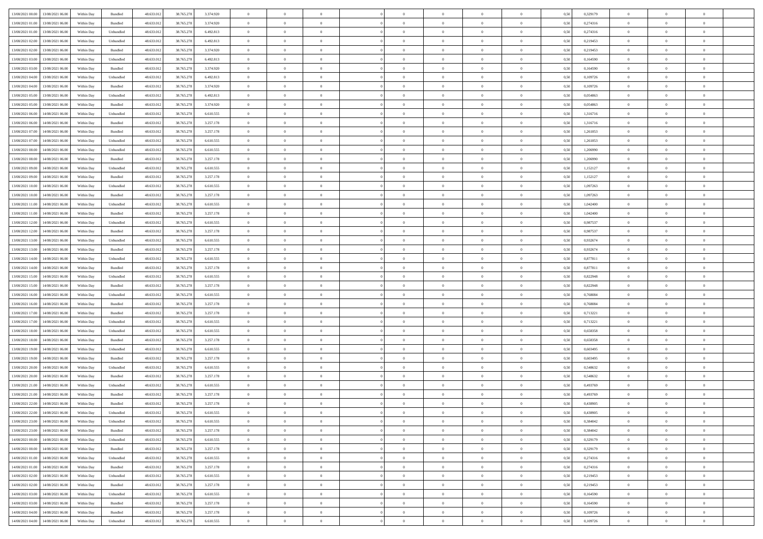| | | | | | | | | | | | | | | | | | | | | | |
|---|---|---|---|---|---|---|---|---|---|---|---|---|---|---|---|---|---|---|---|---|---|
| 13/08/2021 00:00 | 13/08/2021 06:00 | Within Day | Bundled | 48.633.012 | 38.765.278 | 3.374.920 | 0 | 0 | 0 | | 0 | 0 | 0 | 0 | 0,50 | 0,329179 | 0 | 0 | 0 | |
| 13/08/2021 01:00 | 13/08/2021 06:00 | Within Day | Bundled | 48.633.012 | 38.765.278 | 3.374.920 | 0 | 0 | 0 | | 0 | 0 | 0 | 0 | 0,50 | 0,274316 | 0 | 0 | 0 | |
| 13/08/2021 01:00 | 13/08/2021 06:00 | Within Day | Unbundled | 48.633.012 | 38.765.278 | 6.492.813 | 0 | 0 | 0 | | 0 | 0 | 0 | 0 | 0,50 | 0,274316 | 0 | 0 | 0 | |
| 13/08/2021 02:00 | 13/08/2021 06:00 | Within Day | Unbundled | 48.633.012 | 38.765.278 | 6.492.813 | 0 | 0 | 0 | | 0 | 0 | 0 | 0 | 0,50 | 0,219453 | 0 | 0 | 0 | |
| 13/08/2021 02:00 | 13/08/2021 06:00 | Within Day | Bundled | 48.633.012 | 38.765.278 | 3.374.920 | 0 | 0 | 0 | | 0 | 0 | 0 | 0 | 0,50 | 0,219453 | 0 | 0 | 0 | |
| 13/08/2021 03:00 | 13/08/2021 06:00 | Within Day | Unbundled | 48.633.012 | 38.765.278 | 6.492.813 | 0 | 0 | 0 | | 0 | 0 | 0 | 0 | 0,50 | 0,164590 | 0 | 0 | 0 | |
| 13/08/2021 03:00 | 13/08/2021 06:00 | Within Day | Bundled | 48.633.012 | 38.765.278 | 3.374.920 | 0 | 0 | 0 | | 0 | 0 | 0 | 0 | 0,50 | 0,164590 | 0 | 0 | 0 | |
| 13/08/2021 04:00 | 13/08/2021 06:00 | Within Day | Unbundled | 48.633.012 | 38.765.278 | 6.492.813 | 0 | 0 | 0 | | 0 | 0 | 0 | 0 | 0,50 | 0,109726 | 0 | 0 | 0 | |
| 13/08/2021 04:00 | 13/08/2021 06:00 | Within Day | Bundled | 48.633.012 | 38.765.278 | 3.374.920 | 0 | 0 | 0 | | 0 | 0 | 0 | 0 | 0,50 | 0,109726 | 0 | 0 | 0 | |
| 13/08/2021 05:00 | 13/08/2021 06:00 | Within Day | Unbundled | 48.633.012 | 38.765.278 | 6.492.813 | 0 | 0 | 0 | | 0 | 0 | 0 | 0 | 0,50 | 0,054863 | 0 | 0 | 0 | |
| 13/08/2021 05:00 | 13/08/2021 06:00 | Within Day | Bundled | 48.633.012 | 38.765.278 | 3.374.920 | 0 | 0 | 0 | | 0 | 0 | 0 | 0 | 0,50 | 0,054863 | 0 | 0 | 0 | |
| 13/08/2021 06:00 | 14/08/2021 06:00 | Within Day | Unbundled | 48.633.012 | 38.765.278 | 6.610.555 | 0 | 0 | 0 | | 0 | 0 | 0 | 0 | 0,50 | 1,316716 | 0 | 0 | 0 | |
| 13/08/2021 06:00 | 14/08/2021 06:00 | Within Day | Bundled | 48.633.012 | 38.765.278 | 3.257.178 | 0 | 0 | 0 | | 0 | 0 | 0 | 0 | 0,50 | 1,316716 | 0 | 0 | 0 | |
| 13/08/2021 07:00 | 14/08/2021 06:00 | Within Day | Bundled | 48.633.012 | 38.765.278 | 3.257.178 | 0 | 0 | 0 | | 0 | 0 | 0 | 0 | 0,50 | 1,261853 | 0 | 0 | 0 | |
| 13/08/2021 07:00 | 14/08/2021 06:00 | Within Day | Unbundled | 48.633.012 | 38.765.278 | 6.610.555 | 0 | 0 | 0 | | 0 | 0 | 0 | 0 | 0,50 | 1,261853 | 0 | 0 | 0 | |
| 13/08/2021 08:00 | 14/08/2021 06:00 | Within Day | Unbundled | 48.633.012 | 38.765.278 | 6.610.555 | 0 | 0 | 0 | | 0 | 0 | 0 | 0 | 0,50 | 1,206990 | 0 | 0 | 0 | |
| 13/08/2021 08:00 | 14/08/2021 06:00 | Within Day | Bundled | 48.633.012 | 38.765.278 | 3.257.178 | 0 | 0 | 0 | | 0 | 0 | 0 | 0 | 0,50 | 1,206990 | 0 | 0 | 0 | |
| 13/08/2021 09:00 | 14/08/2021 06:00 | Within Day | Unbundled | 48.633.012 | 38.765.278 | 6.610.555 | 0 | 0 | 0 | | 0 | 0 | 0 | 0 | 0,50 | 1,152127 | 0 | 0 | 0 | |
| 13/08/2021 09:00 | 14/08/2021 06:00 | Within Day | Bundled | 48.633.012 | 38.765.278 | 3.257.178 | 0 | 0 | 0 | | 0 | 0 | 0 | 0 | 0,50 | 1,152127 | 0 | 0 | 0 | |
| 13/08/2021 10:00 | 14/08/2021 06:00 | Within Day | Unbundled | 48.633.012 | 38.765.278 | 6.610.555 | 0 | 0 | 0 | | 0 | 0 | 0 | 0 | 0,50 | 1,097263 | 0 | 0 | 0 | |
| 13/08/2021 10:00 | 14/08/2021 06:00 | Within Day | Bundled | 48.633.012 | 38.765.278 | 3.257.178 | 0 | 0 | 0 | | 0 | 0 | 0 | 0 | 0,50 | 1,097263 | 0 | 0 | 0 | |
| 13/08/2021 11:00 | 14/08/2021 06:00 | Within Day | Unbundled | 48.633.012 | 38.765.278 | 6.610.555 | 0 | 0 | 0 | | 0 | 0 | 0 | 0 | 0,50 | 1,042400 | 0 | 0 | 0 | |
| 13/08/2021 11:00 | 14/08/2021 06:00 | Within Day | Bundled | 48.633.012 | 38.765.278 | 3.257.178 | 0 | 0 | 0 | | 0 | 0 | 0 | 0 | 0,50 | 1,042400 | 0 | 0 | 0 | |
| 13/08/2021 12:00 | 14/08/2021 06:00 | Within Day | Unbundled | 48.633.012 | 38.765.278 | 6.610.555 | 0 | 0 | 0 | | 0 | 0 | 0 | 0 | 0,50 | 0,987537 | 0 | 0 | 0 | |
| 13/08/2021 12:00 | 14/08/2021 06:00 | Within Day | Bundled | 48.633.012 | 38.765.278 | 3.257.178 | 0 | 0 | 0 | | 0 | 0 | 0 | 0 | 0,50 | 0,987537 | 0 | 0 | 0 | |
| 13/08/2021 13:00 | 14/08/2021 06:00 | Within Day | Unbundled | 48.633.012 | 38.765.278 | 6.610.555 | 0 | 0 | 0 | | 0 | 0 | 0 | 0 | 0,50 | 0,932674 | 0 | 0 | 0 | |
| 13/08/2021 13:00 | 14/08/2021 06:00 | Within Day | Bundled | 48.633.012 | 38.765.278 | 3.257.178 | 0 | 0 | 0 | | 0 | 0 | 0 | 0 | 0,50 | 0,932674 | 0 | 0 | 0 | |
| 13/08/2021 14:00 | 14/08/2021 06:00 | Within Day | Unbundled | 48.633.012 | 38.765.278 | 6.610.555 | 0 | 0 | 0 | | 0 | 0 | 0 | 0 | 0,50 | 0,877811 | 0 | 0 | 0 | |
| 13/08/2021 14:00 | 14/08/2021 06:00 | Within Day | Bundled | 48.633.012 | 38.765.278 | 3.257.178 | 0 | 0 | 0 | | 0 | 0 | 0 | 0 | 0,50 | 0,877811 | 0 | 0 | 0 | |
| 13/08/2021 15:00 | 14/08/2021 06:00 | Within Day | Unbundled | 48.633.012 | 38.765.278 | 6.610.555 | 0 | 0 | 0 | | 0 | 0 | 0 | 0 | 0,50 | 0,822948 | 0 | 0 | 0 | |
| 13/08/2021 15:00 | 14/08/2021 06:00 | Within Day | Bundled | 48.633.012 | 38.765.278 | 3.257.178 | 0 | 0 | 0 | | 0 | 0 | 0 | 0 | 0,50 | 0,822948 | 0 | 0 | 0 | |
| 13/08/2021 16:00 | 14/08/2021 06:00 | Within Day | Unbundled | 48.633.012 | 38.765.278 | 6.610.555 | 0 | 0 | 0 | | 0 | 0 | 0 | 0 | 0,50 | 0,768084 | 0 | 0 | 0 | |
| 13/08/2021 16:00 | 14/08/2021 06:00 | Within Day | Bundled | 48.633.012 | 38.765.278 | 3.257.178 | 0 | 0 | 0 | | 0 | 0 | 0 | 0 | 0,50 | 0,768084 | 0 | 0 | 0 | |
| 13/08/2021 17:00 | 14/08/2021 06:00 | Within Day | Bundled | 48.633.012 | 38.765.278 | 3.257.178 | 0 | 0 | 0 | | 0 | 0 | 0 | 0 | 0,50 | 0,713221 | 0 | 0 | 0 | |
| 13/08/2021 17:00 | 14/08/2021 06:00 | Within Day | Unbundled | 48.633.012 | 38.765.278 | 6.610.555 | 0 | 0 | 0 | | 0 | 0 | 0 | 0 | 0,50 | 0,713221 | 0 | 0 | 0 | |
| 13/08/2021 18:00 | 14/08/2021 06:00 | Within Day | Unbundled | 48.633.012 | 38.765.278 | 6.610.555 | 0 | 0 | 0 | | 0 | 0 | 0 | 0 | 0,50 | 0,658358 | 0 | 0 | 0 | |
| 13/08/2021 18:00 | 14/08/2021 06:00 | Within Day | Bundled | 48.633.012 | 38.765.278 | 3.257.178 | 0 | 0 | 0 | | 0 | 0 | 0 | 0 | 0,50 | 0,658358 | 0 | 0 | 0 | |
| 13/08/2021 19:00 | 14/08/2021 06:00 | Within Day | Unbundled | 48.633.012 | 38.765.278 | 6.610.555 | 0 | 0 | 0 | | 0 | 0 | 0 | 0 | 0,50 | 0,603495 | 0 | 0 | 0 | |
| 13/08/2021 19:00 | 14/08/2021 06:00 | Within Day | Bundled | 48.633.012 | 38.765.278 | 3.257.178 | 0 | 0 | 0 | | 0 | 0 | 0 | 0 | 0,50 | 0,603495 | 0 | 0 | 0 | |
| 13/08/2021 20:00 | 14/08/2021 06:00 | Within Day | Unbundled | 48.633.012 | 38.765.278 | 6.610.555 | 0 | 0 | 0 | | 0 | 0 | 0 | 0 | 0,50 | 0,548632 | 0 | 0 | 0 | |
| 13/08/2021 20:00 | 14/08/2021 06:00 | Within Day | Bundled | 48.633.012 | 38.765.278 | 3.257.178 | 0 | 0 | 0 | | 0 | 0 | 0 | 0 | 0,50 | 0,548632 | 0 | 0 | 0 | |
| 13/08/2021 21:00 | 14/08/2021 06:00 | Within Day | Unbundled | 48.633.012 | 38.765.278 | 6.610.555 | 0 | 0 | 0 | | 0 | 0 | 0 | 0 | 0,50 | 0,493769 | 0 | 0 | 0 | |
| 13/08/2021 21:00 | 14/08/2021 06:00 | Within Day | Bundled | 48.633.012 | 38.765.278 | 3.257.178 | 0 | 0 | 0 | | 0 | 0 | 0 | 0 | 0,50 | 0,493769 | 0 | 0 | 0 | |
| 13/08/2021 22:00 | 14/08/2021 06:00 | Within Day | Bundled | 48.633.012 | 38.765.278 | 3.257.178 | 0 | 0 | 0 | | 0 | 0 | 0 | 0 | 0,50 | 0,438905 | 0 | 0 | 0 | |
| 13/08/2021 22:00 | 14/08/2021 06:00 | Within Day | Unbundled | 48.633.012 | 38.765.278 | 6.610.555 | 0 | 0 | 0 | | 0 | 0 | 0 | 0 | 0,50 | 0,438905 | 0 | 0 | 0 | |
| 13/08/2021 23:00 | 14/08/2021 06:00 | Within Day | Unbundled | 48.633.012 | 38.765.278 | 6.610.555 | 0 | 0 | 0 | | 0 | 0 | 0 | 0 | 0,50 | 0,384042 | 0 | 0 | 0 | |
| 13/08/2021 23:00 | 14/08/2021 06:00 | Within Day | Bundled | 48.633.012 | 38.765.278 | 3.257.178 | 0 | 0 | 0 | | 0 | 0 | 0 | 0 | 0,50 | 0,384042 | 0 | 0 | 0 | |
| 14/08/2021 00:00 | 14/08/2021 06:00 | Within Day | Unbundled | 48.633.012 | 38.765.278 | 6.610.555 | 0 | 0 | 0 | | 0 | 0 | 0 | 0 | 0,50 | 0,329179 | 0 | 0 | 0 | |
| 14/08/2021 00:00 | 14/08/2021 06:00 | Within Day | Bundled | 48.633.012 | 38.765.278 | 3.257.178 | 0 | 0 | 0 | | 0 | 0 | 0 | 0 | 0,50 | 0,329179 | 0 | 0 | 0 | |
| 14/08/2021 01:00 | 14/08/2021 06:00 | Within Day | Unbundled | 48.633.012 | 38.765.278 | 6.610.555 | 0 | 0 | 0 | | 0 | 0 | 0 | 0 | 0,50 | 0,274316 | 0 | 0 | 0 | |
| 14/08/2021 01:00 | 14/08/2021 06:00 | Within Day | Bundled | 48.633.012 | 38.765.278 | 3.257.178 | 0 | 0 | 0 | | 0 | 0 | 0 | 0 | 0,50 | 0,274316 | 0 | 0 | 0 | |
| 14/08/2021 02:00 | 14/08/2021 06:00 | Within Day | Unbundled | 48.633.012 | 38.765.278 | 6.610.555 | 0 | 0 | 0 | | 0 | 0 | 0 | 0 | 0,50 | 0,219453 | 0 | 0 | 0 | |
| 14/08/2021 02:00 | 14/08/2021 06:00 | Within Day | Bundled | 48.633.012 | 38.765.278 | 3.257.178 | 0 | 0 | 0 | | 0 | 0 | 0 | 0 | 0,50 | 0,219453 | 0 | 0 | 0 | |
| 14/08/2021 03:00 | 14/08/2021 06:00 | Within Day | Unbundled | 48.633.012 | 38.765.278 | 6.610.555 | 0 | 0 | 0 | | 0 | 0 | 0 | 0 | 0,50 | 0,164590 | 0 | 0 | 0 | |
| 14/08/2021 03:00 | 14/08/2021 06:00 | Within Day | Bundled | 48.633.012 | 38.765.278 | 3.257.178 | 0 | 0 | 0 | | 0 | 0 | 0 | 0 | 0,50 | 0,164590 | 0 | 0 | 0 | |
| 14/08/2021 04:00 | 14/08/2021 06:00 | Within Day | Bundled | 48.633.012 | 38.765.278 | 3.257.178 | 0 | 0 | 0 | | 0 | 0 | 0 | 0 | 0,50 | 0,109726 | 0 | 0 | 0 | |
| 14/08/2021 04:00 | 14/08/2021 06:00 | Within Day | Unbundled | 48.633.012 | 38.765.278 | 6.610.555 | 0 | 0 | 0 | | 0 | 0 | 0 | 0 | 0,50 | 0,109726 | 0 | 0 | 0 | |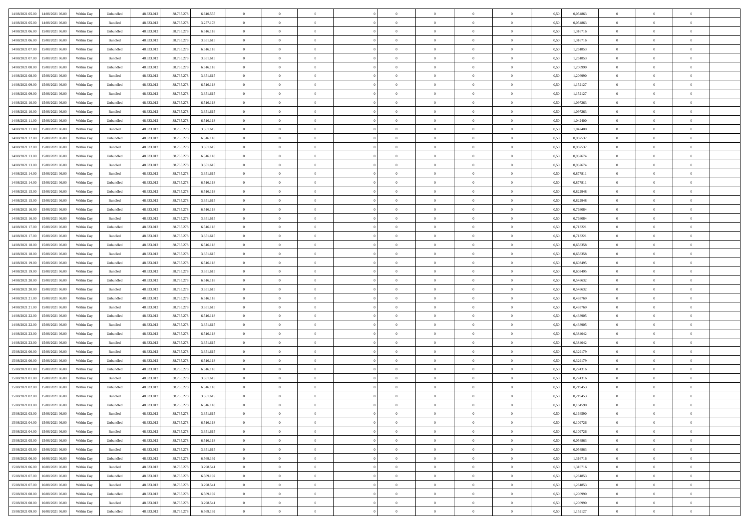| | | | | | | | | | | | | | | | | | | | | | |
|---|---|---|---|---|---|---|---|---|---|---|---|---|---|---|---|---|---|---|---|---|---|
| 14/08/2021 05:00 | 14/08/2021 06:00 | Within Day | Unbundled | 48.633.012 | 38.765.278 | 6.610.555 | 0 | 0 | 0 | | 0 | 0 | 0 | 0 | 0 | 0,50 | 0,054863 | 0 | 0 | 0 | |
| 14/08/2021 05:00 | 14/08/2021 06:00 | Within Day | Bundled | 48.633.012 | 38.765.278 | 3.257.178 | 0 | 0 | 0 | | 0 | 0 | 0 | 0 | 0 | 0,50 | 0,054863 | 0 | 0 | 0 | |
| 14/08/2021 06:00 | 15/08/2021 06:00 | Within Day | Unbundled | 48.633.012 | 38.765.278 | 6.516.118 | 0 | 0 | 0 | | 0 | 0 | 0 | 0 | 0 | 0,50 | 1,316716 | 0 | 0 | 0 | |
| 14/08/2021 06:00 | 15/08/2021 06:00 | Within Day | Bundled | 48.633.012 | 38.765.278 | 3.351.615 | 0 | 0 | 0 | | 0 | 0 | 0 | 0 | 0 | 0,50 | 1,316716 | 0 | 0 | 0 | |
| 14/08/2021 07:00 | 15/08/2021 06:00 | Within Day | Unbundled | 48.633.012 | 38.765.278 | 6.516.118 | 0 | 0 | 0 | | 0 | 0 | 0 | 0 | 0 | 0,50 | 1,261853 | 0 | 0 | 0 | |
| 14/08/2021 07:00 | 15/08/2021 06:00 | Within Day | Bundled | 48.633.012 | 38.765.278 | 3.351.615 | 0 | 0 | 0 | | 0 | 0 | 0 | 0 | 0 | 0,50 | 1,261853 | 0 | 0 | 0 | |
| 14/08/2021 08:00 | 15/08/2021 06:00 | Within Day | Unbundled | 48.633.012 | 38.765.278 | 6.516.118 | 0 | 0 | 0 | | 0 | 0 | 0 | 0 | 0 | 0,50 | 1,206990 | 0 | 0 | 0 | |
| 14/08/2021 08:00 | 15/08/2021 06:00 | Within Day | Bundled | 48.633.012 | 38.765.278 | 3.351.615 | 0 | 0 | 0 | | 0 | 0 | 0 | 0 | 0 | 0,50 | 1,206990 | 0 | 0 | 0 | |
| 14/08/2021 09:00 | 15/08/2021 06:00 | Within Day | Unbundled | 48.633.012 | 38.765.278 | 6.516.118 | 0 | 0 | 0 | | 0 | 0 | 0 | 0 | 0 | 0,50 | 1,152127 | 0 | 0 | 0 | |
| 14/08/2021 09:00 | 15/08/2021 06:00 | Within Day | Bundled | 48.633.012 | 38.765.278 | 3.351.615 | 0 | 0 | 0 | | 0 | 0 | 0 | 0 | 0 | 0,50 | 1,152127 | 0 | 0 | 0 | |
| 14/08/2021 10:00 | 15/08/2021 06:00 | Within Day | Unbundled | 48.633.012 | 38.765.278 | 6.516.118 | 0 | 0 | 0 | | 0 | 0 | 0 | 0 | 0 | 0,50 | 1,097263 | 0 | 0 | 0 | |
| 14/08/2021 10:00 | 15/08/2021 06:00 | Within Day | Bundled | 48.633.012 | 38.765.278 | 3.351.615 | 0 | 0 | 0 | | 0 | 0 | 0 | 0 | 0 | 0,50 | 1,097263 | 0 | 0 | 0 | |
| 14/08/2021 11:00 | 15/08/2021 06:00 | Within Day | Unbundled | 48.633.012 | 38.765.278 | 6.516.118 | 0 | 0 | 0 | | 0 | 0 | 0 | 0 | 0 | 0,50 | 1,042400 | 0 | 0 | 0 | |
| 14/08/2021 11:00 | 15/08/2021 06:00 | Within Day | Bundled | 48.633.012 | 38.765.278 | 3.351.615 | 0 | 0 | 0 | | 0 | 0 | 0 | 0 | 0 | 0,50 | 1,042400 | 0 | 0 | 0 | |
| 14/08/2021 12:00 | 15/08/2021 06:00 | Within Day | Unbundled | 48.633.012 | 38.765.278 | 6.516.118 | 0 | 0 | 0 | | 0 | 0 | 0 | 0 | 0 | 0,50 | 0,987537 | 0 | 0 | 0 | |
| 14/08/2021 12:00 | 15/08/2021 06:00 | Within Day | Bundled | 48.633.012 | 38.765.278 | 3.351.615 | 0 | 0 | 0 | | 0 | 0 | 0 | 0 | 0 | 0,50 | 0,987537 | 0 | 0 | 0 | |
| 14/08/2021 13:00 | 15/08/2021 06:00 | Within Day | Unbundled | 48.633.012 | 38.765.278 | 6.516.118 | 0 | 0 | 0 | | 0 | 0 | 0 | 0 | 0 | 0,50 | 0,932674 | 0 | 0 | 0 | |
| 14/08/2021 13:00 | 15/08/2021 06:00 | Within Day | Bundled | 48.633.012 | 38.765.278 | 3.351.615 | 0 | 0 | 0 | | 0 | 0 | 0 | 0 | 0 | 0,50 | 0,932674 | 0 | 0 | 0 | |
| 14/08/2021 14:00 | 15/08/2021 06:00 | Within Day | Bundled | 48.633.012 | 38.765.278 | 3.351.615 | 0 | 0 | 0 | | 0 | 0 | 0 | 0 | 0 | 0,50 | 0,877811 | 0 | 0 | 0 | |
| 14/08/2021 14:00 | 15/08/2021 06:00 | Within Day | Unbundled | 48.633.012 | 38.765.278 | 6.516.118 | 0 | 0 | 0 | | 0 | 0 | 0 | 0 | 0 | 0,50 | 0,877811 | 0 | 0 | 0 | |
| 14/08/2021 15:00 | 15/08/2021 06:00 | Within Day | Unbundled | 48.633.012 | 38.765.278 | 6.516.118 | 0 | 0 | 0 | | 0 | 0 | 0 | 0 | 0 | 0,50 | 0,822948 | 0 | 0 | 0 | |
| 14/08/2021 15:00 | 15/08/2021 06:00 | Within Day | Bundled | 48.633.012 | 38.765.278 | 3.351.615 | 0 | 0 | 0 | | 0 | 0 | 0 | 0 | 0 | 0,50 | 0,822948 | 0 | 0 | 0 | |
| 14/08/2021 16:00 | 15/08/2021 06:00 | Within Day | Unbundled | 48.633.012 | 38.765.278 | 6.516.118 | 0 | 0 | 0 | | 0 | 0 | 0 | 0 | 0 | 0,50 | 0,768084 | 0 | 0 | 0 | |
| 14/08/2021 16:00 | 15/08/2021 06:00 | Within Day | Bundled | 48.633.012 | 38.765.278 | 3.351.615 | 0 | 0 | 0 | | 0 | 0 | 0 | 0 | 0 | 0,50 | 0,768084 | 0 | 0 | 0 | |
| 14/08/2021 17:00 | 15/08/2021 06:00 | Within Day | Unbundled | 48.633.012 | 38.765.278 | 6.516.118 | 0 | 0 | 0 | | 0 | 0 | 0 | 0 | 0 | 0,50 | 0,713221 | 0 | 0 | 0 | |
| 14/08/2021 17:00 | 15/08/2021 06:00 | Within Day | Bundled | 48.633.012 | 38.765.278 | 3.351.615 | 0 | 0 | 0 | | 0 | 0 | 0 | 0 | 0 | 0,50 | 0,713221 | 0 | 0 | 0 | |
| 14/08/2021 18:00 | 15/08/2021 06:00 | Within Day | Unbundled | 48.633.012 | 38.765.278 | 6.516.118 | 0 | 0 | 0 | | 0 | 0 | 0 | 0 | 0 | 0,50 | 0,658358 | 0 | 0 | 0 | |
| 14/08/2021 18:00 | 15/08/2021 06:00 | Within Day | Bundled | 48.633.012 | 38.765.278 | 3.351.615 | 0 | 0 | 0 | | 0 | 0 | 0 | 0 | 0 | 0,50 | 0,658358 | 0 | 0 | 0 | |
| 14/08/2021 19:00 | 15/08/2021 06:00 | Within Day | Unbundled | 48.633.012 | 38.765.278 | 6.516.118 | 0 | 0 | 0 | | 0 | 0 | 0 | 0 | 0 | 0,50 | 0,603495 | 0 | 0 | 0 | |
| 14/08/2021 19:00 | 15/08/2021 06:00 | Within Day | Bundled | 48.633.012 | 38.765.278 | 3.351.615 | 0 | 0 | 0 | | 0 | 0 | 0 | 0 | 0 | 0,50 | 0,603495 | 0 | 0 | 0 | |
| 14/08/2021 20:00 | 15/08/2021 06:00 | Within Day | Unbundled | 48.633.012 | 38.765.278 | 6.516.118 | 0 | 0 | 0 | | 0 | 0 | 0 | 0 | 0 | 0,50 | 0,548632 | 0 | 0 | 0 | |
| 14/08/2021 20:00 | 15/08/2021 06:00 | Within Day | Bundled | 48.633.012 | 38.765.278 | 3.351.615 | 0 | 0 | 0 | | 0 | 0 | 0 | 0 | 0 | 0,50 | 0,548632 | 0 | 0 | 0 | |
| 14/08/2021 21:00 | 15/08/2021 06:00 | Within Day | Unbundled | 48.633.012 | 38.765.278 | 6.516.118 | 0 | 0 | 0 | | 0 | 0 | 0 | 0 | 0 | 0,50 | 0,493769 | 0 | 0 | 0 | |
| 14/08/2021 21:00 | 15/08/2021 06:00 | Within Day | Bundled | 48.633.012 | 38.765.278 | 3.351.615 | 0 | 0 | 0 | | 0 | 0 | 0 | 0 | 0 | 0,50 | 0,493769 | 0 | 0 | 0 | |
| 14/08/2021 22:00 | 15/08/2021 06:00 | Within Day | Unbundled | 48.633.012 | 38.765.278 | 6.516.118 | 0 | 0 | 0 | | 0 | 0 | 0 | 0 | 0 | 0,50 | 0,438905 | 0 | 0 | 0 | |
| 14/08/2021 22:00 | 15/08/2021 06:00 | Within Day | Bundled | 48.633.012 | 38.765.278 | 3.351.615 | 0 | 0 | 0 | | 0 | 0 | 0 | 0 | 0 | 0,50 | 0,438905 | 0 | 0 | 0 | |
| 14/08/2021 23:00 | 15/08/2021 06:00 | Within Day | Unbundled | 48.633.012 | 38.765.278 | 6.516.118 | 0 | 0 | 0 | | 0 | 0 | 0 | 0 | 0 | 0,50 | 0,384042 | 0 | 0 | 0 | |
| 14/08/2021 23:00 | 15/08/2021 06:00 | Within Day | Bundled | 48.633.012 | 38.765.278 | 3.351.615 | 0 | 0 | 0 | | 0 | 0 | 0 | 0 | 0 | 0,50 | 0,384042 | 0 | 0 | 0 | |
| 15/08/2021 00:00 | 15/08/2021 06:00 | Within Day | Bundled | 48.633.012 | 38.765.278 | 3.351.615 | 0 | 0 | 0 | | 0 | 0 | 0 | 0 | 0 | 0,50 | 0,329179 | 0 | 0 | 0 | |
| 15/08/2021 00:00 | 15/08/2021 06:00 | Within Day | Unbundled | 48.633.012 | 38.765.278 | 6.516.118 | 0 | 0 | 0 | | 0 | 0 | 0 | 0 | 0 | 0,50 | 0,329179 | 0 | 0 | 0 | |
| 15/08/2021 01:00 | 15/08/2021 06:00 | Within Day | Unbundled | 48.633.012 | 38.765.278 | 6.516.118 | 0 | 0 | 0 | | 0 | 0 | 0 | 0 | 0 | 0,50 | 0,274316 | 0 | 0 | 0 | |
| 15/08/2021 01:00 | 15/08/2021 06:00 | Within Day | Bundled | 48.633.012 | 38.765.278 | 3.351.615 | 0 | 0 | 0 | | 0 | 0 | 0 | 0 | 0 | 0,50 | 0,274316 | 0 | 0 | 0 | |
| 15/08/2021 02:00 | 15/08/2021 06:00 | Within Day | Unbundled | 48.633.012 | 38.765.278 | 6.516.118 | 0 | 0 | 0 | | 0 | 0 | 0 | 0 | 0 | 0,50 | 0,219453 | 0 | 0 | 0 | |
| 15/08/2021 02:00 | 15/08/2021 06:00 | Within Day | Bundled | 48.633.012 | 38.765.278 | 3.351.615 | 0 | 0 | 0 | | 0 | 0 | 0 | 0 | 0 | 0,50 | 0,219453 | 0 | 0 | 0 | |
| 15/08/2021 03:00 | 15/08/2021 06:00 | Within Day | Unbundled | 48.633.012 | 38.765.278 | 6.516.118 | 0 | 0 | 0 | | 0 | 0 | 0 | 0 | 0 | 0,50 | 0,164590 | 0 | 0 | 0 | |
| 15/08/2021 03:00 | 15/08/2021 06:00 | Within Day | Bundled | 48.633.012 | 38.765.278 | 3.351.615 | 0 | 0 | 0 | | 0 | 0 | 0 | 0 | 0 | 0,50 | 0,164590 | 0 | 0 | 0 | |
| 15/08/2021 04:00 | 15/08/2021 06:00 | Within Day | Unbundled | 48.633.012 | 38.765.278 | 6.516.118 | 0 | 0 | 0 | | 0 | 0 | 0 | 0 | 0 | 0,50 | 0,109726 | 0 | 0 | 0 | |
| 15/08/2021 04:00 | 15/08/2021 06:00 | Within Day | Bundled | 48.633.012 | 38.765.278 | 3.351.615 | 0 | 0 | 0 | | 0 | 0 | 0 | 0 | 0 | 0,50 | 0,109726 | 0 | 0 | 0 | |
| 15/08/2021 05:00 | 15/08/2021 06:00 | Within Day | Unbundled | 48.633.012 | 38.765.278 | 6.516.118 | 0 | 0 | 0 | | 0 | 0 | 0 | 0 | 0 | 0,50 | 0,054863 | 0 | 0 | 0 | |
| 15/08/2021 05:00 | 15/08/2021 06:00 | Within Day | Bundled | 48.633.012 | 38.765.278 | 3.351.615 | 0 | 0 | 0 | | 0 | 0 | 0 | 0 | 0 | 0,50 | 0,054863 | 0 | 0 | 0 | |
| 15/08/2021 06:00 | 16/08/2021 06:00 | Within Day | Unbundled | 48.633.012 | 38.765.278 | 6.569.192 | 0 | 0 | 0 | | 0 | 0 | 0 | 0 | 0 | 0,50 | 1,316716 | 0 | 0 | 0 | |
| 15/08/2021 06:00 | 16/08/2021 06:00 | Within Day | Bundled | 48.633.012 | 38.765.278 | 3.298.541 | 0 | 0 | 0 | | 0 | 0 | 0 | 0 | 0 | 0,50 | 1,316716 | 0 | 0 | 0 | |
| 15/08/2021 07:00 | 16/08/2021 06:00 | Within Day | Unbundled | 48.633.012 | 38.765.278 | 6.569.192 | 0 | 0 | 0 | | 0 | 0 | 0 | 0 | 0 | 0,50 | 1,261853 | 0 | 0 | 0 | |
| 15/08/2021 07:00 | 16/08/2021 06:00 | Within Day | Bundled | 48.633.012 | 38.765.278 | 3.298.541 | 0 | 0 | 0 | | 0 | 0 | 0 | 0 | 0 | 0,50 | 1,261853 | 0 | 0 | 0 | |
| 15/08/2021 08:00 | 16/08/2021 06:00 | Within Day | Unbundled | 48.633.012 | 38.765.278 | 6.569.192 | 0 | 0 | 0 | | 0 | 0 | 0 | 0 | 0 | 0,50 | 1,206990 | 0 | 0 | 0 | |
| 15/08/2021 08:00 | 16/08/2021 06:00 | Within Day | Bundled | 48.633.012 | 38.765.278 | 3.298.541 | 0 | 0 | 0 | | 0 | 0 | 0 | 0 | 0 | 0,50 | 1,206990 | 0 | 0 | 0 | |
| 15/08/2021 09:00 | 16/08/2021 06:00 | Within Day | Unbundled | 48.633.012 | 38.765.278 | 6.569.192 | 0 | 0 | 0 | | 0 | 0 | 0 | 0 | 0 | 0,50 | 1,152127 | 0 | 0 | 0 | |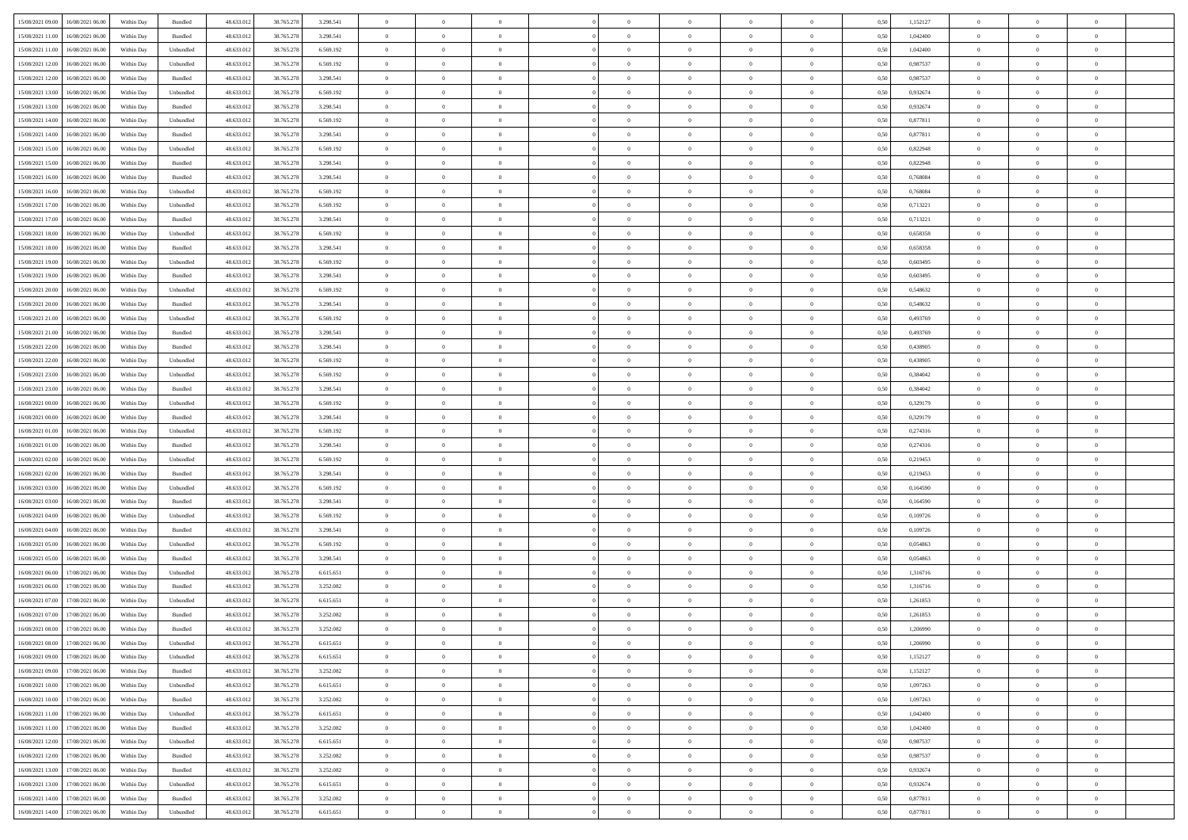| | | | | | | | | | | | | | | | | | | | | |
|---|---|---|---|---|---|---|---|---|---|---|---|---|---|---|---|---|---|---|---|---|
| 15/08/2021 09:00 | 16/08/2021 06:00 | Within Day | Bundled | 48.633.012 | 38.765.278 | 3.298.541 | 0 | 0 | 0 | | 0 | 0 | 0 | 0 | 0,50 | 1,152127 | 0 | 0 | 0 | |
| 15/08/2021 11:00 | 16/08/2021 06:00 | Within Day | Bundled | 48.633.012 | 38.765.278 | 3.298.541 | 0 | 0 | 0 | | 0 | 0 | 0 | 0 | 0,50 | 1,042400 | 0 | 0 | 0 | |
| 15/08/2021 11:00 | 16/08/2021 06:00 | Within Day | Unbundled | 48.633.012 | 38.765.278 | 6.569.192 | 0 | 0 | 0 | | 0 | 0 | 0 | 0 | 0,50 | 1,042400 | 0 | 0 | 0 | |
| 15/08/2021 12:00 | 16/08/2021 06:00 | Within Day | Unbundled | 48.633.012 | 38.765.278 | 6.569.192 | 0 | 0 | 0 | | 0 | 0 | 0 | 0 | 0,50 | 0,987537 | 0 | 0 | 0 | |
| 15/08/2021 12:00 | 16/08/2021 06:00 | Within Day | Bundled | 48.633.012 | 38.765.278 | 3.298.541 | 0 | 0 | 0 | | 0 | 0 | 0 | 0 | 0,50 | 0,987537 | 0 | 0 | 0 | |
| 15/08/2021 13:00 | 16/08/2021 06:00 | Within Day | Unbundled | 48.633.012 | 38.765.278 | 6.569.192 | 0 | 0 | 0 | | 0 | 0 | 0 | 0 | 0,50 | 0,932674 | 0 | 0 | 0 | |
| 15/08/2021 13:00 | 16/08/2021 06:00 | Within Day | Bundled | 48.633.012 | 38.765.278 | 3.298.541 | 0 | 0 | 0 | | 0 | 0 | 0 | 0 | 0,50 | 0,932674 | 0 | 0 | 0 | |
| 15/08/2021 14:00 | 16/08/2021 06:00 | Within Day | Unbundled | 48.633.012 | 38.765.278 | 6.569.192 | 0 | 0 | 0 | | 0 | 0 | 0 | 0 | 0,50 | 0,877811 | 0 | 0 | 0 | |
| 15/08/2021 14:00 | 16/08/2021 06:00 | Within Day | Bundled | 48.633.012 | 38.765.278 | 3.298.541 | 0 | 0 | 0 | | 0 | 0 | 0 | 0 | 0,50 | 0,877811 | 0 | 0 | 0 | |
| 15/08/2021 15:00 | 16/08/2021 06:00 | Within Day | Unbundled | 48.633.012 | 38.765.278 | 6.569.192 | 0 | 0 | 0 | | 0 | 0 | 0 | 0 | 0,50 | 0,822948 | 0 | 0 | 0 | |
| 15/08/2021 15:00 | 16/08/2021 06:00 | Within Day | Bundled | 48.633.012 | 38.765.278 | 3.298.541 | 0 | 0 | 0 | | 0 | 0 | 0 | 0 | 0,50 | 0,822948 | 0 | 0 | 0 | |
| 15/08/2021 16:00 | 16/08/2021 06:00 | Within Day | Bundled | 48.633.012 | 38.765.278 | 3.298.541 | 0 | 0 | 0 | | 0 | 0 | 0 | 0 | 0,50 | 0,768084 | 0 | 0 | 0 | |
| 15/08/2021 16:00 | 16/08/2021 06:00 | Within Day | Unbundled | 48.633.012 | 38.765.278 | 6.569.192 | 0 | 0 | 0 | | 0 | 0 | 0 | 0 | 0,50 | 0,768084 | 0 | 0 | 0 | |
| 15/08/2021 17:00 | 16/08/2021 06:00 | Within Day | Unbundled | 48.633.012 | 38.765.278 | 6.569.192 | 0 | 0 | 0 | | 0 | 0 | 0 | 0 | 0,50 | 0,713221 | 0 | 0 | 0 | |
| 15/08/2021 17:00 | 16/08/2021 06:00 | Within Day | Bundled | 48.633.012 | 38.765.278 | 3.298.541 | 0 | 0 | 0 | | 0 | 0 | 0 | 0 | 0,50 | 0,713221 | 0 | 0 | 0 | |
| 15/08/2021 18:00 | 16/08/2021 06:00 | Within Day | Unbundled | 48.633.012 | 38.765.278 | 6.569.192 | 0 | 0 | 0 | | 0 | 0 | 0 | 0 | 0,50 | 0,658358 | 0 | 0 | 0 | |
| 15/08/2021 18:00 | 16/08/2021 06:00 | Within Day | Bundled | 48.633.012 | 38.765.278 | 3.298.541 | 0 | 0 | 0 | | 0 | 0 | 0 | 0 | 0,50 | 0,658358 | 0 | 0 | 0 | |
| 15/08/2021 19:00 | 16/08/2021 06:00 | Within Day | Unbundled | 48.633.012 | 38.765.278 | 6.569.192 | 0 | 0 | 0 | | 0 | 0 | 0 | 0 | 0,50 | 0,603495 | 0 | 0 | 0 | |
| 15/08/2021 19:00 | 16/08/2021 06:00 | Within Day | Bundled | 48.633.012 | 38.765.278 | 3.298.541 | 0 | 0 | 0 | | 0 | 0 | 0 | 0 | 0,50 | 0,603495 | 0 | 0 | 0 | |
| 15/08/2021 20:00 | 16/08/2021 06:00 | Within Day | Unbundled | 48.633.012 | 38.765.278 | 6.569.192 | 0 | 0 | 0 | | 0 | 0 | 0 | 0 | 0,50 | 0,548632 | 0 | 0 | 0 | |
| 15/08/2021 20:00 | 16/08/2021 06:00 | Within Day | Bundled | 48.633.012 | 38.765.278 | 3.298.541 | 0 | 0 | 0 | | 0 | 0 | 0 | 0 | 0,50 | 0,548632 | 0 | 0 | 0 | |
| 15/08/2021 21:00 | 16/08/2021 06:00 | Within Day | Unbundled | 48.633.012 | 38.765.278 | 6.569.192 | 0 | 0 | 0 | | 0 | 0 | 0 | 0 | 0,50 | 0,493769 | 0 | 0 | 0 | |
| 15/08/2021 21:00 | 16/08/2021 06:00 | Within Day | Bundled | 48.633.012 | 38.765.278 | 3.298.541 | 0 | 0 | 0 | | 0 | 0 | 0 | 0 | 0,50 | 0,493769 | 0 | 0 | 0 | |
| 15/08/2021 22:00 | 16/08/2021 06:00 | Within Day | Bundled | 48.633.012 | 38.765.278 | 3.298.541 | 0 | 0 | 0 | | 0 | 0 | 0 | 0 | 0,50 | 0,438905 | 0 | 0 | 0 | |
| 15/08/2021 22:00 | 16/08/2021 06:00 | Within Day | Unbundled | 48.633.012 | 38.765.278 | 6.569.192 | 0 | 0 | 0 | | 0 | 0 | 0 | 0 | 0,50 | 0,438905 | 0 | 0 | 0 | |
| 15/08/2021 23:00 | 16/08/2021 06:00 | Within Day | Unbundled | 48.633.012 | 38.765.278 | 6.569.192 | 0 | 0 | 0 | | 0 | 0 | 0 | 0 | 0,50 | 0,384042 | 0 | 0 | 0 | |
| 15/08/2021 23:00 | 16/08/2021 06:00 | Within Day | Bundled | 48.633.012 | 38.765.278 | 3.298.541 | 0 | 0 | 0 | | 0 | 0 | 0 | 0 | 0,50 | 0,384042 | 0 | 0 | 0 | |
| 16/08/2021 00:00 | 16/08/2021 06:00 | Within Day | Unbundled | 48.633.012 | 38.765.278 | 6.569.192 | 0 | 0 | 0 | | 0 | 0 | 0 | 0 | 0,50 | 0,329179 | 0 | 0 | 0 | |
| 16/08/2021 00:00 | 16/08/2021 06:00 | Within Day | Bundled | 48.633.012 | 38.765.278 | 3.298.541 | 0 | 0 | 0 | | 0 | 0 | 0 | 0 | 0,50 | 0,329179 | 0 | 0 | 0 | |
| 16/08/2021 01:00 | 16/08/2021 06:00 | Within Day | Unbundled | 48.633.012 | 38.765.278 | 6.569.192 | 0 | 0 | 0 | | 0 | 0 | 0 | 0 | 0,50 | 0,274316 | 0 | 0 | 0 | |
| 16/08/2021 01:00 | 16/08/2021 06:00 | Within Day | Bundled | 48.633.012 | 38.765.278 | 3.298.541 | 0 | 0 | 0 | | 0 | 0 | 0 | 0 | 0,50 | 0,274316 | 0 | 0 | 0 | |
| 16/08/2021 02:00 | 16/08/2021 06:00 | Within Day | Unbundled | 48.633.012 | 38.765.278 | 6.569.192 | 0 | 0 | 0 | | 0 | 0 | 0 | 0 | 0,50 | 0,219453 | 0 | 0 | 0 | |
| 16/08/2021 02:00 | 16/08/2021 06:00 | Within Day | Bundled | 48.633.012 | 38.765.278 | 3.298.541 | 0 | 0 | 0 | | 0 | 0 | 0 | 0 | 0,50 | 0,219453 | 0 | 0 | 0 | |
| 16/08/2021 03:00 | 16/08/2021 06:00 | Within Day | Unbundled | 48.633.012 | 38.765.278 | 6.569.192 | 0 | 0 | 0 | | 0 | 0 | 0 | 0 | 0,50 | 0,164590 | 0 | 0 | 0 | |
| 16/08/2021 03:00 | 16/08/2021 06:00 | Within Day | Bundled | 48.633.012 | 38.765.278 | 3.298.541 | 0 | 0 | 0 | | 0 | 0 | 0 | 0 | 0,50 | 0,164590 | 0 | 0 | 0 | |
| 16/08/2021 04:00 | 16/08/2021 06:00 | Within Day | Unbundled | 48.633.012 | 38.765.278 | 6.569.192 | 0 | 0 | 0 | | 0 | 0 | 0 | 0 | 0,50 | 0,109726 | 0 | 0 | 0 | |
| 16/08/2021 04:00 | 16/08/2021 06:00 | Within Day | Bundled | 48.633.012 | 38.765.278 | 3.298.541 | 0 | 0 | 0 | | 0 | 0 | 0 | 0 | 0,50 | 0,109726 | 0 | 0 | 0 | |
| 16/08/2021 05:00 | 16/08/2021 06:00 | Within Day | Unbundled | 48.633.012 | 38.765.278 | 6.569.192 | 0 | 0 | 0 | | 0 | 0 | 0 | 0 | 0,50 | 0,054863 | 0 | 0 | 0 | |
| 16/08/2021 05:00 | 16/08/2021 06:00 | Within Day | Bundled | 48.633.012 | 38.765.278 | 3.298.541 | 0 | 0 | 0 | | 0 | 0 | 0 | 0 | 0,50 | 0,054863 | 0 | 0 | 0 | |
| 16/08/2021 06:00 | 17/08/2021 06:00 | Within Day | Unbundled | 48.633.012 | 38.765.278 | 6.615.651 | 0 | 0 | 0 | | 0 | 0 | 0 | 0 | 0,50 | 1,316716 | 0 | 0 | 0 | |
| 16/08/2021 06:00 | 17/08/2021 06:00 | Within Day | Bundled | 48.633.012 | 38.765.278 | 3.252.082 | 0 | 0 | 0 | | 0 | 0 | 0 | 0 | 0,50 | 1,316716 | 0 | 0 | 0 | |
| 16/08/2021 07:00 | 17/08/2021 06:00 | Within Day | Unbundled | 48.633.012 | 38.765.278 | 6.615.651 | 0 | 0 | 0 | | 0 | 0 | 0 | 0 | 0,50 | 1,261853 | 0 | 0 | 0 | |
| 16/08/2021 07:00 | 17/08/2021 06:00 | Within Day | Bundled | 48.633.012 | 38.765.278 | 3.252.082 | 0 | 0 | 0 | | 0 | 0 | 0 | 0 | 0,50 | 1,261853 | 0 | 0 | 0 | |
| 16/08/2021 08:00 | 17/08/2021 06:00 | Within Day | Bundled | 48.633.012 | 38.765.278 | 3.252.082 | 0 | 0 | 0 | | 0 | 0 | 0 | 0 | 0,50 | 1,206990 | 0 | 0 | 0 | |
| 16/08/2021 08:00 | 17/08/2021 06:00 | Within Day | Unbundled | 48.633.012 | 38.765.278 | 6.615.651 | 0 | 0 | 0 | | 0 | 0 | 0 | 0 | 0,50 | 1,206990 | 0 | 0 | 0 | |
| 16/08/2021 09:00 | 17/08/2021 06:00 | Within Day | Unbundled | 48.633.012 | 38.765.278 | 6.615.651 | 0 | 0 | 0 | | 0 | 0 | 0 | 0 | 0,50 | 1,152127 | 0 | 0 | 0 | |
| 16/08/2021 09:00 | 17/08/2021 06:00 | Within Day | Bundled | 48.633.012 | 38.765.278 | 3.252.082 | 0 | 0 | 0 | | 0 | 0 | 0 | 0 | 0,50 | 1,152127 | 0 | 0 | 0 | |
| 16/08/2021 10:00 | 17/08/2021 06:00 | Within Day | Unbundled | 48.633.012 | 38.765.278 | 6.615.651 | 0 | 0 | 0 | | 0 | 0 | 0 | 0 | 0,50 | 1,097263 | 0 | 0 | 0 | |
| 16/08/2021 10:00 | 17/08/2021 06:00 | Within Day | Bundled | 48.633.012 | 38.765.278 | 3.252.082 | 0 | 0 | 0 | | 0 | 0 | 0 | 0 | 0,50 | 1,097263 | 0 | 0 | 0 | |
| 16/08/2021 11:00 | 17/08/2021 06:00 | Within Day | Unbundled | 48.633.012 | 38.765.278 | 6.615.651 | 0 | 0 | 0 | | 0 | 0 | 0 | 0 | 0,50 | 1,042400 | 0 | 0 | 0 | |
| 16/08/2021 11:00 | 17/08/2021 06:00 | Within Day | Bundled | 48.633.012 | 38.765.278 | 3.252.082 | 0 | 0 | 0 | | 0 | 0 | 0 | 0 | 0,50 | 1,042400 | 0 | 0 | 0 | |
| 16/08/2021 12:00 | 17/08/2021 06:00 | Within Day | Unbundled | 48.633.012 | 38.765.278 | 6.615.651 | 0 | 0 | 0 | | 0 | 0 | 0 | 0 | 0,50 | 0,987537 | 0 | 0 | 0 | |
| 16/08/2021 12:00 | 17/08/2021 06:00 | Within Day | Bundled | 48.633.012 | 38.765.278 | 3.252.082 | 0 | 0 | 0 | | 0 | 0 | 0 | 0 | 0,50 | 0,987537 | 0 | 0 | 0 | |
| 16/08/2021 13:00 | 17/08/2021 06:00 | Within Day | Bundled | 48.633.012 | 38.765.278 | 3.252.082 | 0 | 0 | 0 | | 0 | 0 | 0 | 0 | 0,50 | 0,932674 | 0 | 0 | 0 | |
| 16/08/2021 13:00 | 17/08/2021 06:00 | Within Day | Unbundled | 48.633.012 | 38.765.278 | 6.615.651 | 0 | 0 | 0 | | 0 | 0 | 0 | 0 | 0,50 | 0,932674 | 0 | 0 | 0 | |
| 16/08/2021 14:00 | 17/08/2021 06:00 | Within Day | Bundled | 48.633.012 | 38.765.278 | 3.252.082 | 0 | 0 | 0 | | 0 | 0 | 0 | 0 | 0,50 | 0,877811 | 0 | 0 | 0 | |
| 16/08/2021 14:00 | 17/08/2021 06:00 | Within Day | Unbundled | 48.633.012 | 38.765.278 | 6.615.651 | 0 | 0 | 0 | | 0 | 0 | 0 | 0 | 0,50 | 0,877811 | 0 | 0 | 0 | |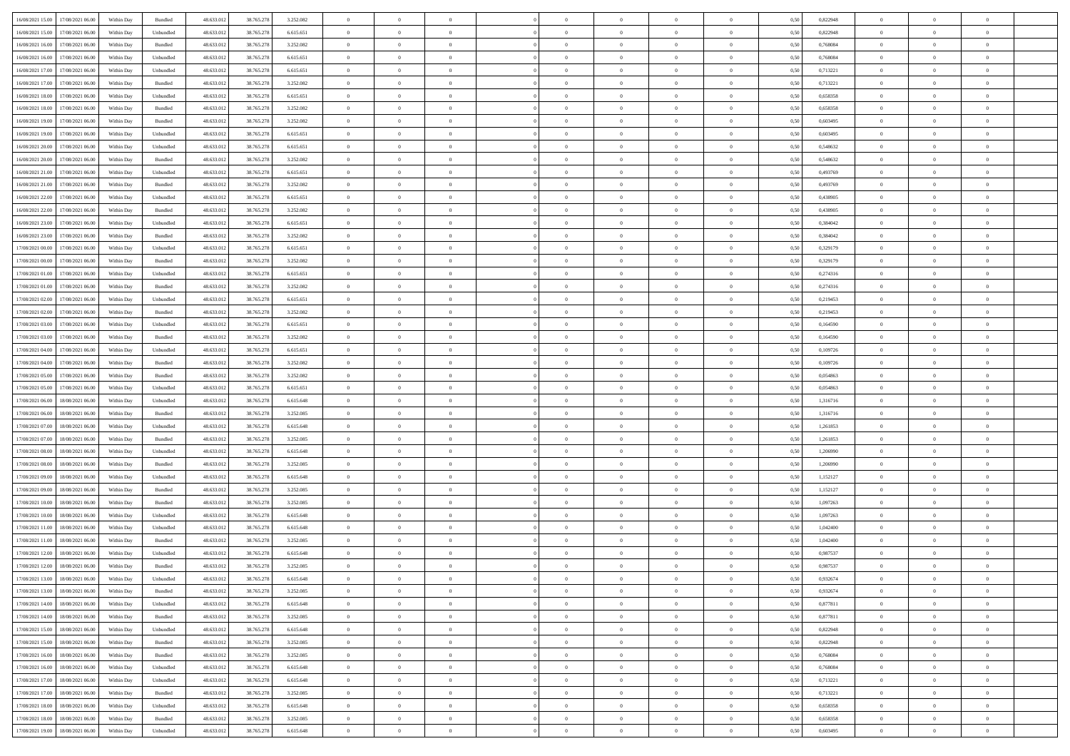| | | | | | | | | | | | | | | | | | | | | |
|---|---|---|---|---|---|---|---|---|---|---|---|---|---|---|---|---|---|---|---|---|
| 16/08/2021 15:00 | 17/08/2021 06:00 | Within Day | Bundled | 48.633.012 | 38.765.278 | 3.252.082 | 0 | 0 | 0 | | 0 | 0 | 0 | 0 | 0,50 | 0,822948 | 0 | 0 | 0 | |
| 16/08/2021 15:00 | 17/08/2021 06:00 | Within Day | Unbundled | 48.633.012 | 38.765.278 | 6.615.651 | 0 | 0 | 0 | | 0 | 0 | 0 | 0 | 0,50 | 0,822948 | 0 | 0 | 0 | |
| 16/08/2021 16:00 | 17/08/2021 06:00 | Within Day | Bundled | 48.633.012 | 38.765.278 | 3.252.082 | 0 | 0 | 0 | | 0 | 0 | 0 | 0 | 0,50 | 0,768084 | 0 | 0 | 0 | |
| 16/08/2021 16:00 | 17/08/2021 06:00 | Within Day | Unbundled | 48.633.012 | 38.765.278 | 6.615.651 | 0 | 0 | 0 | | 0 | 0 | 0 | 0 | 0,50 | 0,768084 | 0 | 0 | 0 | |
| 16/08/2021 17:00 | 17/08/2021 06:00 | Within Day | Unbundled | 48.633.012 | 38.765.278 | 6.615.651 | 0 | 0 | 0 | | 0 | 0 | 0 | 0 | 0,50 | 0,713221 | 0 | 0 | 0 | |
| 16/08/2021 17:00 | 17/08/2021 06:00 | Within Day | Bundled | 48.633.012 | 38.765.278 | 3.252.082 | 0 | 0 | 0 | | 0 | 0 | 0 | 0 | 0,50 | 0,713221 | 0 | 0 | 0 | |
| 16/08/2021 18:00 | 17/08/2021 06:00 | Within Day | Unbundled | 48.633.012 | 38.765.278 | 6.615.651 | 0 | 0 | 0 | | 0 | 0 | 0 | 0 | 0,50 | 0,658358 | 0 | 0 | 0 | |
| 16/08/2021 18:00 | 17/08/2021 06:00 | Within Day | Bundled | 48.633.012 | 38.765.278 | 3.252.082 | 0 | 0 | 0 | | 0 | 0 | 0 | 0 | 0,50 | 0,658358 | 0 | 0 | 0 | |
| 16/08/2021 19:00 | 17/08/2021 06:00 | Within Day | Bundled | 48.633.012 | 38.765.278 | 3.252.082 | 0 | 0 | 0 | | 0 | 0 | 0 | 0 | 0,50 | 0,603495 | 0 | 0 | 0 | |
| 16/08/2021 19:00 | 17/08/2021 06:00 | Within Day | Unbundled | 48.633.012 | 38.765.278 | 6.615.651 | 0 | 0 | 0 | | 0 | 0 | 0 | 0 | 0,50 | 0,603495 | 0 | 0 | 0 | |
| 16/08/2021 20:00 | 17/08/2021 06:00 | Within Day | Unbundled | 48.633.012 | 38.765.278 | 6.615.651 | 0 | 0 | 0 | | 0 | 0 | 0 | 0 | 0,50 | 0,548632 | 0 | 0 | 0 | |
| 16/08/2021 20:00 | 17/08/2021 06:00 | Within Day | Bundled | 48.633.012 | 38.765.278 | 3.252.082 | 0 | 0 | 0 | | 0 | 0 | 0 | 0 | 0,50 | 0,548632 | 0 | 0 | 0 | |
| 16/08/2021 21:00 | 17/08/2021 06:00 | Within Day | Unbundled | 48.633.012 | 38.765.278 | 6.615.651 | 0 | 0 | 0 | | 0 | 0 | 0 | 0 | 0,50 | 0,493769 | 0 | 0 | 0 | |
| 16/08/2021 21:00 | 17/08/2021 06:00 | Within Day | Bundled | 48.633.012 | 38.765.278 | 3.252.082 | 0 | 0 | 0 | | 0 | 0 | 0 | 0 | 0,50 | 0,493769 | 0 | 0 | 0 | |
| 16/08/2021 22:00 | 17/08/2021 06:00 | Within Day | Unbundled | 48.633.012 | 38.765.278 | 6.615.651 | 0 | 0 | 0 | | 0 | 0 | 0 | 0 | 0,50 | 0,438905 | 0 | 0 | 0 | |
| 16/08/2021 22:00 | 17/08/2021 06:00 | Within Day | Bundled | 48.633.012 | 38.765.278 | 3.252.082 | 0 | 0 | 0 | | 0 | 0 | 0 | 0 | 0,50 | 0,438905 | 0 | 0 | 0 | |
| 16/08/2021 23:00 | 17/08/2021 06:00 | Within Day | Unbundled | 48.633.012 | 38.765.278 | 6.615.651 | 0 | 0 | 0 | | 0 | 0 | 0 | 0 | 0,50 | 0,384042 | 0 | 0 | 0 | |
| 16/08/2021 23:00 | 17/08/2021 06:00 | Within Day | Bundled | 48.633.012 | 38.765.278 | 3.252.082 | 0 | 0 | 0 | | 0 | 0 | 0 | 0 | 0,50 | 0,384042 | 0 | 0 | 0 | |
| 17/08/2021 00:00 | 17/08/2021 06:00 | Within Day | Unbundled | 48.633.012 | 38.765.278 | 6.615.651 | 0 | 0 | 0 | | 0 | 0 | 0 | 0 | 0,50 | 0,329179 | 0 | 0 | 0 | |
| 17/08/2021 00:00 | 17/08/2021 06:00 | Within Day | Bundled | 48.633.012 | 38.765.278 | 3.252.082 | 0 | 0 | 0 | | 0 | 0 | 0 | 0 | 0,50 | 0,329179 | 0 | 0 | 0 | |
| 17/08/2021 01:00 | 17/08/2021 06:00 | Within Day | Unbundled | 48.633.012 | 38.765.278 | 6.615.651 | 0 | 0 | 0 | | 0 | 0 | 0 | 0 | 0,50 | 0,274316 | 0 | 0 | 0 | |
| 17/08/2021 01:00 | 17/08/2021 06:00 | Within Day | Bundled | 48.633.012 | 38.765.278 | 3.252.082 | 0 | 0 | 0 | | 0 | 0 | 0 | 0 | 0,50 | 0,274316 | 0 | 0 | 0 | |
| 17/08/2021 02:00 | 17/08/2021 06:00 | Within Day | Unbundled | 48.633.012 | 38.765.278 | 6.615.651 | 0 | 0 | 0 | | 0 | 0 | 0 | 0 | 0,50 | 0,219453 | 0 | 0 | 0 | |
| 17/08/2021 02:00 | 17/08/2021 06:00 | Within Day | Bundled | 48.633.012 | 38.765.278 | 3.252.082 | 0 | 0 | 0 | | 0 | 0 | 0 | 0 | 0,50 | 0,219453 | 0 | 0 | 0 | |
| 17/08/2021 03:00 | 17/08/2021 06:00 | Within Day | Unbundled | 48.633.012 | 38.765.278 | 6.615.651 | 0 | 0 | 0 | | 0 | 0 | 0 | 0 | 0,50 | 0,164590 | 0 | 0 | 0 | |
| 17/08/2021 03:00 | 17/08/2021 06:00 | Within Day | Bundled | 48.633.012 | 38.765.278 | 3.252.082 | 0 | 0 | 0 | | 0 | 0 | 0 | 0 | 0,50 | 0,164590 | 0 | 0 | 0 | |
| 17/08/2021 04:00 | 17/08/2021 06:00 | Within Day | Unbundled | 48.633.012 | 38.765.278 | 6.615.651 | 0 | 0 | 0 | | 0 | 0 | 0 | 0 | 0,50 | 0,109726 | 0 | 0 | 0 | |
| 17/08/2021 04:00 | 17/08/2021 06:00 | Within Day | Bundled | 48.633.012 | 38.765.278 | 3.252.082 | 0 | 0 | 0 | | 0 | 0 | 0 | 0 | 0,50 | 0,109726 | 0 | 0 | 0 | |
| 17/08/2021 05:00 | 17/08/2021 06:00 | Within Day | Bundled | 48.633.012 | 38.765.278 | 3.252.082 | 0 | 0 | 0 | | 0 | 0 | 0 | 0 | 0,50 | 0,054863 | 0 | 0 | 0 | |
| 17/08/2021 05:00 | 17/08/2021 06:00 | Within Day | Unbundled | 48.633.012 | 38.765.278 | 6.615.651 | 0 | 0 | 0 | | 0 | 0 | 0 | 0 | 0,50 | 0,054863 | 0 | 0 | 0 | |
| 17/08/2021 06:00 | 18/08/2021 06:00 | Within Day | Unbundled | 48.633.012 | 38.765.278 | 6.615.648 | 0 | 0 | 0 | | 0 | 0 | 0 | 0 | 0,50 | 1,316716 | 0 | 0 | 0 | |
| 17/08/2021 06:00 | 18/08/2021 06:00 | Within Day | Bundled | 48.633.012 | 38.765.278 | 3.252.085 | 0 | 0 | 0 | | 0 | 0 | 0 | 0 | 0,50 | 1,316716 | 0 | 0 | 0 | |
| 17/08/2021 07:00 | 18/08/2021 06:00 | Within Day | Unbundled | 48.633.012 | 38.765.278 | 6.615.648 | 0 | 0 | 0 | | 0 | 0 | 0 | 0 | 0,50 | 1,261853 | 0 | 0 | 0 | |
| 17/08/2021 07:00 | 18/08/2021 06:00 | Within Day | Bundled | 48.633.012 | 38.765.278 | 3.252.085 | 0 | 0 | 0 | | 0 | 0 | 0 | 0 | 0,50 | 1,261853 | 0 | 0 | 0 | |
| 17/08/2021 08:00 | 18/08/2021 06:00 | Within Day | Unbundled | 48.633.012 | 38.765.278 | 6.615.648 | 0 | 0 | 0 | | 0 | 0 | 0 | 0 | 0,50 | 1,206990 | 0 | 0 | 0 | |
| 17/08/2021 08:00 | 18/08/2021 06:00 | Within Day | Bundled | 48.633.012 | 38.765.278 | 3.252.085 | 0 | 0 | 0 | | 0 | 0 | 0 | 0 | 0,50 | 1,206990 | 0 | 0 | 0 | |
| 17/08/2021 09:00 | 18/08/2021 06:00 | Within Day | Unbundled | 48.633.012 | 38.765.278 | 6.615.648 | 0 | 0 | 0 | | 0 | 0 | 0 | 0 | 0,50 | 1,152127 | 0 | 0 | 0 | |
| 17/08/2021 09:00 | 18/08/2021 06:00 | Within Day | Bundled | 48.633.012 | 38.765.278 | 3.252.085 | 0 | 0 | 0 | | 0 | 0 | 0 | 0 | 0,50 | 1,152127 | 0 | 0 | 0 | |
| 17/08/2021 10:00 | 18/08/2021 06:00 | Within Day | Bundled | 48.633.012 | 38.765.278 | 3.252.085 | 0 | 0 | 0 | | 0 | 0 | 0 | 0 | 0,50 | 1,097263 | 0 | 0 | 0 | |
| 17/08/2021 10:00 | 18/08/2021 06:00 | Within Day | Unbundled | 48.633.012 | 38.765.278 | 6.615.648 | 0 | 0 | 0 | | 0 | 0 | 0 | 0 | 0,50 | 1,097263 | 0 | 0 | 0 | |
| 17/08/2021 11:00 | 18/08/2021 06:00 | Within Day | Unbundled | 48.633.012 | 38.765.278 | 6.615.648 | 0 | 0 | 0 | | 0 | 0 | 0 | 0 | 0,50 | 1,042400 | 0 | 0 | 0 | |
| 17/08/2021 11:00 | 18/08/2021 06:00 | Within Day | Bundled | 48.633.012 | 38.765.278 | 3.252.085 | 0 | 0 | 0 | | 0 | 0 | 0 | 0 | 0,50 | 1,042400 | 0 | 0 | 0 | |
| 17/08/2021 12:00 | 18/08/2021 06:00 | Within Day | Unbundled | 48.633.012 | 38.765.278 | 6.615.648 | 0 | 0 | 0 | | 0 | 0 | 0 | 0 | 0,50 | 0,987537 | 0 | 0 | 0 | |
| 17/08/2021 12:00 | 18/08/2021 06:00 | Within Day | Bundled | 48.633.012 | 38.765.278 | 3.252.085 | 0 | 0 | 0 | | 0 | 0 | 0 | 0 | 0,50 | 0,987537 | 0 | 0 | 0 | |
| 17/08/2021 13:00 | 18/08/2021 06:00 | Within Day | Unbundled | 48.633.012 | 38.765.278 | 6.615.648 | 0 | 0 | 0 | | 0 | 0 | 0 | 0 | 0,50 | 0,932674 | 0 | 0 | 0 | |
| 17/08/2021 13:00 | 18/08/2021 06:00 | Within Day | Bundled | 48.633.012 | 38.765.278 | 3.252.085 | 0 | 0 | 0 | | 0 | 0 | 0 | 0 | 0,50 | 0,932674 | 0 | 0 | 0 | |
| 17/08/2021 14:00 | 18/08/2021 06:00 | Within Day | Unbundled | 48.633.012 | 38.765.278 | 6.615.648 | 0 | 0 | 0 | | 0 | 0 | 0 | 0 | 0,50 | 0,877811 | 0 | 0 | 0 | |
| 17/08/2021 14:00 | 18/08/2021 06:00 | Within Day | Bundled | 48.633.012 | 38.765.278 | 3.252.085 | 0 | 0 | 0 | | 0 | 0 | 0 | 0 | 0,50 | 0,877811 | 0 | 0 | 0 | |
| 17/08/2021 15:00 | 18/08/2021 06:00 | Within Day | Unbundled | 48.633.012 | 38.765.278 | 6.615.648 | 0 | 0 | 0 | | 0 | 0 | 0 | 0 | 0,50 | 0,822948 | 0 | 0 | 0 | |
| 17/08/2021 15:00 | 18/08/2021 06:00 | Within Day | Bundled | 48.633.012 | 38.765.278 | 3.252.085 | 0 | 0 | 0 | | 0 | 0 | 0 | 0 | 0,50 | 0,822948 | 0 | 0 | 0 | |
| 17/08/2021 16:00 | 18/08/2021 06:00 | Within Day | Bundled | 48.633.012 | 38.765.278 | 3.252.085 | 0 | 0 | 0 | | 0 | 0 | 0 | 0 | 0,50 | 0,768084 | 0 | 0 | 0 | |
| 17/08/2021 16:00 | 18/08/2021 06:00 | Within Day | Unbundled | 48.633.012 | 38.765.278 | 6.615.648 | 0 | 0 | 0 | | 0 | 0 | 0 | 0 | 0,50 | 0,768084 | 0 | 0 | 0 | |
| 17/08/2021 17:00 | 18/08/2021 06:00 | Within Day | Unbundled | 48.633.012 | 38.765.278 | 6.615.648 | 0 | 0 | 0 | | 0 | 0 | 0 | 0 | 0,50 | 0,713221 | 0 | 0 | 0 | |
| 17/08/2021 17:00 | 18/08/2021 06:00 | Within Day | Bundled | 48.633.012 | 38.765.278 | 3.252.085 | 0 | 0 | 0 | | 0 | 0 | 0 | 0 | 0,50 | 0,713221 | 0 | 0 | 0 | |
| 17/08/2021 18:00 | 18/08/2021 06:00 | Within Day | Unbundled | 48.633.012 | 38.765.278 | 6.615.648 | 0 | 0 | 0 | | 0 | 0 | 0 | 0 | 0,50 | 0,658358 | 0 | 0 | 0 | |
| 17/08/2021 18:00 | 18/08/2021 06:00 | Within Day | Bundled | 48.633.012 | 38.765.278 | 3.252.085 | 0 | 0 | 0 | | 0 | 0 | 0 | 0 | 0,50 | 0,658358 | 0 | 0 | 0 | |
| 17/08/2021 19:00 | 18/08/2021 06:00 | Within Day | Unbundled | 48.633.012 | 38.765.278 | 6.615.648 | 0 | 0 | 0 | | 0 | 0 | 0 | 0 | 0,50 | 0,603495 | 0 | 0 | 0 | |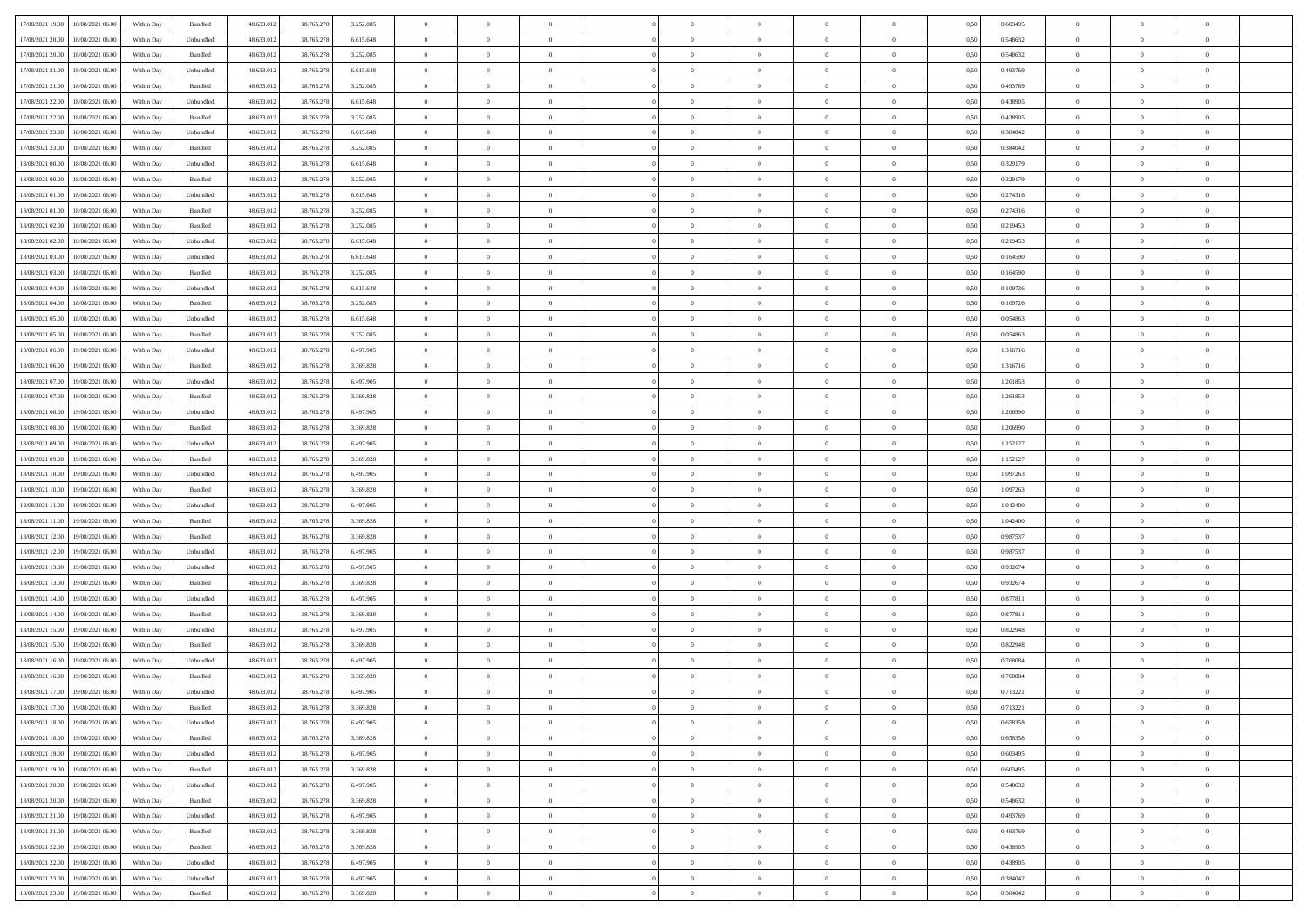| | | | | | | | | | | | | | | | | | | | | |
|---|---|---|---|---|---|---|---|---|---|---|---|---|---|---|---|---|---|---|---|---|
| 17/08/2021 19.00 | 18/08/2021 06.00 | Within Day | Bundled | 48.633.012 | 38.765.278 | 3.252.085 | 0 | 0 | 0 | | 0 | 0 | 0 | 0 | 0,50 | 0,603495 | 0 | 0 | 0 | |
| 17/08/2021 20.00 | 18/08/2021 06.00 | Within Day | Unbundled | 48.633.012 | 38.765.278 | 6.615.648 | 0 | 0 | 0 | | 0 | 0 | 0 | 0 | 0,50 | 0,548632 | 0 | 0 | 0 | |
| 17/08/2021 20.00 | 18/08/2021 06.00 | Within Day | Bundled | 48.633.012 | 38.765.278 | 3.252.085 | 0 | 0 | 0 | | 0 | 0 | 0 | 0 | 0,50 | 0,548632 | 0 | 0 | 0 | |
| 17/08/2021 21.00 | 18/08/2021 06.00 | Within Day | Unbundled | 48.633.012 | 38.765.278 | 6.615.648 | 0 | 0 | 0 | | 0 | 0 | 0 | 0 | 0,50 | 0,493769 | 0 | 0 | 0 | |
| 17/08/2021 21.00 | 18/08/2021 06.00 | Within Day | Bundled | 48.633.012 | 38.765.278 | 3.252.085 | 0 | 0 | 0 | | 0 | 0 | 0 | 0 | 0,50 | 0,493769 | 0 | 0 | 0 | |
| 17/08/2021 22.00 | 18/08/2021 06.00 | Within Day | Unbundled | 48.633.012 | 38.765.278 | 6.615.648 | 0 | 0 | 0 | | 0 | 0 | 0 | 0 | 0,50 | 0,438905 | 0 | 0 | 0 | |
| 17/08/2021 22.00 | 18/08/2021 06.00 | Within Day | Bundled | 48.633.012 | 38.765.278 | 3.252.085 | 0 | 0 | 0 | | 0 | 0 | 0 | 0 | 0,50 | 0,438905 | 0 | 0 | 0 | |
| 17/08/2021 23.00 | 18/08/2021 06.00 | Within Day | Unbundled | 48.633.012 | 38.765.278 | 6.615.648 | 0 | 0 | 0 | | 0 | 0 | 0 | 0 | 0,50 | 0,384042 | 0 | 0 | 0 | |
| 17/08/2021 23.00 | 18/08/2021 06.00 | Within Day | Bundled | 48.633.012 | 38.765.278 | 3.252.085 | 0 | 0 | 0 | | 0 | 0 | 0 | 0 | 0,50 | 0,384042 | 0 | 0 | 0 | |
| 18/08/2021 00.00 | 18/08/2021 06.00 | Within Day | Unbundled | 48.633.012 | 38.765.278 | 6.615.648 | 0 | 0 | 0 | | 0 | 0 | 0 | 0 | 0,50 | 0,329179 | 0 | 0 | 0 | |
| 18/08/2021 00.00 | 18/08/2021 06.00 | Within Day | Bundled | 48.633.012 | 38.765.278 | 3.252.085 | 0 | 0 | 0 | | 0 | 0 | 0 | 0 | 0,50 | 0,329179 | 0 | 0 | 0 | |
| 18/08/2021 01.00 | 18/08/2021 06.00 | Within Day | Unbundled | 48.633.012 | 38.765.278 | 6.615.648 | 0 | 0 | 0 | | 0 | 0 | 0 | 0 | 0,50 | 0,274316 | 0 | 0 | 0 | |
| 18/08/2021 01.00 | 18/08/2021 06.00 | Within Day | Bundled | 48.633.012 | 38.765.278 | 3.252.085 | 0 | 0 | 0 | | 0 | 0 | 0 | 0 | 0,50 | 0,274316 | 0 | 0 | 0 | |
| 18/08/2021 02.00 | 18/08/2021 06.00 | Within Day | Bundled | 48.633.012 | 38.765.278 | 3.252.085 | 0 | 0 | 0 | | 0 | 0 | 0 | 0 | 0,50 | 0,219453 | 0 | 0 | 0 | |
| 18/08/2021 02.00 | 18/08/2021 06.00 | Within Day | Unbundled | 48.633.012 | 38.765.278 | 6.615.648 | 0 | 0 | 0 | | 0 | 0 | 0 | 0 | 0,50 | 0,219453 | 0 | 0 | 0 | |
| 18/08/2021 03.00 | 18/08/2021 06.00 | Within Day | Unbundled | 48.633.012 | 38.765.278 | 6.615.648 | 0 | 0 | 0 | | 0 | 0 | 0 | 0 | 0,50 | 0,164590 | 0 | 0 | 0 | |
| 18/08/2021 03.00 | 18/08/2021 06.00 | Within Day | Bundled | 48.633.012 | 38.765.278 | 3.252.085 | 0 | 0 | 0 | | 0 | 0 | 0 | 0 | 0,50 | 0,164590 | 0 | 0 | 0 | |
| 18/08/2021 04.00 | 18/08/2021 06.00 | Within Day | Unbundled | 48.633.012 | 38.765.278 | 6.615.648 | 0 | 0 | 0 | | 0 | 0 | 0 | 0 | 0,50 | 0,109726 | 0 | 0 | 0 | |
| 18/08/2021 04.00 | 18/08/2021 06.00 | Within Day | Bundled | 48.633.012 | 38.765.278 | 3.252.085 | 0 | 0 | 0 | | 0 | 0 | 0 | 0 | 0,50 | 0,109726 | 0 | 0 | 0 | |
| 18/08/2021 05.00 | 18/08/2021 06.00 | Within Day | Unbundled | 48.633.012 | 38.765.278 | 6.615.648 | 0 | 0 | 0 | | 0 | 0 | 0 | 0 | 0,50 | 0,054863 | 0 | 0 | 0 | |
| 18/08/2021 05.00 | 18/08/2021 06.00 | Within Day | Bundled | 48.633.012 | 38.765.278 | 3.252.085 | 0 | 0 | 0 | | 0 | 0 | 0 | 0 | 0,50 | 0,054863 | 0 | 0 | 0 | |
| 18/08/2021 06.00 | 19/08/2021 06.00 | Within Day | Unbundled | 48.633.012 | 38.765.278 | 6.497.905 | 0 | 0 | 0 | | 0 | 0 | 0 | 0 | 0,50 | 1,316716 | 0 | 0 | 0 | |
| 18/08/2021 06.00 | 19/08/2021 06.00 | Within Day | Bundled | 48.633.012 | 38.765.278 | 3.369.828 | 0 | 0 | 0 | | 0 | 0 | 0 | 0 | 0,50 | 1,316716 | 0 | 0 | 0 | |
| 18/08/2021 07.00 | 19/08/2021 06.00 | Within Day | Unbundled | 48.633.012 | 38.765.278 | 6.497.905 | 0 | 0 | 0 | | 0 | 0 | 0 | 0 | 0,50 | 1,261853 | 0 | 0 | 0 | |
| 18/08/2021 07.00 | 19/08/2021 06.00 | Within Day | Bundled | 48.633.012 | 38.765.278 | 3.369.828 | 0 | 0 | 0 | | 0 | 0 | 0 | 0 | 0,50 | 1,261853 | 0 | 0 | 0 | |
| 18/08/2021 08.00 | 19/08/2021 06.00 | Within Day | Unbundled | 48.633.012 | 38.765.278 | 6.497.905 | 0 | 0 | 0 | | 0 | 0 | 0 | 0 | 0,50 | 1,206990 | 0 | 0 | 0 | |
| 18/08/2021 08.00 | 19/08/2021 06.00 | Within Day | Bundled | 48.633.012 | 38.765.278 | 3.369.828 | 0 | 0 | 0 | | 0 | 0 | 0 | 0 | 0,50 | 1,206990 | 0 | 0 | 0 | |
| 18/08/2021 09.00 | 19/08/2021 06.00 | Within Day | Unbundled | 48.633.012 | 38.765.278 | 6.497.905 | 0 | 0 | 0 | | 0 | 0 | 0 | 0 | 0,50 | 1,152127 | 0 | 0 | 0 | |
| 18/08/2021 09.00 | 19/08/2021 06.00 | Within Day | Bundled | 48.633.012 | 38.765.278 | 3.369.828 | 0 | 0 | 0 | | 0 | 0 | 0 | 0 | 0,50 | 1,152127 | 0 | 0 | 0 | |
| 18/08/2021 10.00 | 19/08/2021 06.00 | Within Day | Unbundled | 48.633.012 | 38.765.278 | 6.497.905 | 0 | 0 | 0 | | 0 | 0 | 0 | 0 | 0,50 | 1,097263 | 0 | 0 | 0 | |
| 18/08/2021 10.00 | 19/08/2021 06.00 | Within Day | Bundled | 48.633.012 | 38.765.278 | 3.369.828 | 0 | 0 | 0 | | 0 | 0 | 0 | 0 | 0,50 | 1,097263 | 0 | 0 | 0 | |
| 18/08/2021 11.00 | 19/08/2021 06.00 | Within Day | Unbundled | 48.633.012 | 38.765.278 | 6.497.905 | 0 | 0 | 0 | | 0 | 0 | 0 | 0 | 0,50 | 1,042400 | 0 | 0 | 0 | |
| 18/08/2021 11.00 | 19/08/2021 06.00 | Within Day | Bundled | 48.633.012 | 38.765.278 | 3.369.828 | 0 | 0 | 0 | | 0 | 0 | 0 | 0 | 0,50 | 1,042400 | 0 | 0 | 0 | |
| 18/08/2021 12.00 | 19/08/2021 06.00 | Within Day | Bundled | 48.633.012 | 38.765.278 | 3.369.828 | 0 | 0 | 0 | | 0 | 0 | 0 | 0 | 0,50 | 0,987537 | 0 | 0 | 0 | |
| 18/08/2021 12.00 | 19/08/2021 06.00 | Within Day | Unbundled | 48.633.012 | 38.765.278 | 6.497.905 | 0 | 0 | 0 | | 0 | 0 | 0 | 0 | 0,50 | 0,987537 | 0 | 0 | 0 | |
| 18/08/2021 13.00 | 19/08/2021 06.00 | Within Day | Unbundled | 48.633.012 | 38.765.278 | 6.497.905 | 0 | 0 | 0 | | 0 | 0 | 0 | 0 | 0,50 | 0,932674 | 0 | 0 | 0 | |
| 18/08/2021 13.00 | 19/08/2021 06.00 | Within Day | Bundled | 48.633.012 | 38.765.278 | 3.369.828 | 0 | 0 | 0 | | 0 | 0 | 0 | 0 | 0,50 | 0,932674 | 0 | 0 | 0 | |
| 18/08/2021 14.00 | 19/08/2021 06.00 | Within Day | Unbundled | 48.633.012 | 38.765.278 | 6.497.905 | 0 | 0 | 0 | | 0 | 0 | 0 | 0 | 0,50 | 0,877811 | 0 | 0 | 0 | |
| 18/08/2021 14.00 | 19/08/2021 06.00 | Within Day | Bundled | 48.633.012 | 38.765.278 | 3.369.828 | 0 | 0 | 0 | | 0 | 0 | 0 | 0 | 0,50 | 0,877811 | 0 | 0 | 0 | |
| 18/08/2021 15.00 | 19/08/2021 06.00 | Within Day | Unbundled | 48.633.012 | 38.765.278 | 6.497.905 | 0 | 0 | 0 | | 0 | 0 | 0 | 0 | 0,50 | 0,822948 | 0 | 0 | 0 | |
| 18/08/2021 15.00 | 19/08/2021 06.00 | Within Day | Bundled | 48.633.012 | 38.765.278 | 3.369.828 | 0 | 0 | 0 | | 0 | 0 | 0 | 0 | 0,50 | 0,822948 | 0 | 0 | 0 | |
| 18/08/2021 16.00 | 19/08/2021 06.00 | Within Day | Unbundled | 48.633.012 | 38.765.278 | 6.497.905 | 0 | 0 | 0 | | 0 | 0 | 0 | 0 | 0,50 | 0,768084 | 0 | 0 | 0 | |
| 18/08/2021 16.00 | 19/08/2021 06.00 | Within Day | Bundled | 48.633.012 | 38.765.278 | 3.369.828 | 0 | 0 | 0 | | 0 | 0 | 0 | 0 | 0,50 | 0,768084 | 0 | 0 | 0 | |
| 18/08/2021 17.00 | 19/08/2021 06.00 | Within Day | Unbundled | 48.633.012 | 38.765.278 | 6.497.905 | 0 | 0 | 0 | | 0 | 0 | 0 | 0 | 0,50 | 0,713221 | 0 | 0 | 0 | |
| 18/08/2021 17.00 | 19/08/2021 06.00 | Within Day | Bundled | 48.633.012 | 38.765.278 | 3.369.828 | 0 | 0 | 0 | | 0 | 0 | 0 | 0 | 0,50 | 0,713221 | 0 | 0 | 0 | |
| 18/08/2021 18.00 | 19/08/2021 06.00 | Within Day | Unbundled | 48.633.012 | 38.765.278 | 6.497.905 | 0 | 0 | 0 | | 0 | 0 | 0 | 0 | 0,50 | 0,658358 | 0 | 0 | 0 | |
| 18/08/2021 18.00 | 19/08/2021 06.00 | Within Day | Bundled | 48.633.012 | 38.765.278 | 3.369.828 | 0 | 0 | 0 | | 0 | 0 | 0 | 0 | 0,50 | 0,658358 | 0 | 0 | 0 | |
| 18/08/2021 19.00 | 19/08/2021 06.00 | Within Day | Unbundled | 48.633.012 | 38.765.278 | 6.497.905 | 0 | 0 | 0 | | 0 | 0 | 0 | 0 | 0,50 | 0,603495 | 0 | 0 | 0 | |
| 18/08/2021 19.00 | 19/08/2021 06.00 | Within Day | Bundled | 48.633.012 | 38.765.278 | 3.369.828 | 0 | 0 | 0 | | 0 | 0 | 0 | 0 | 0,50 | 0,603495 | 0 | 0 | 0 | |
| 18/08/2021 20.00 | 19/08/2021 06.00 | Within Day | Unbundled | 48.633.012 | 38.765.278 | 6.497.905 | 0 | 0 | 0 | | 0 | 0 | 0 | 0 | 0,50 | 0,548632 | 0 | 0 | 0 | |
| 18/08/2021 20.00 | 19/08/2021 06.00 | Within Day | Bundled | 48.633.012 | 38.765.278 | 3.369.828 | 0 | 0 | 0 | | 0 | 0 | 0 | 0 | 0,50 | 0,548632 | 0 | 0 | 0 | |
| 18/08/2021 21.00 | 19/08/2021 06.00 | Within Day | Unbundled | 48.633.012 | 38.765.278 | 6.497.905 | 0 | 0 | 0 | | 0 | 0 | 0 | 0 | 0,50 | 0,493769 | 0 | 0 | 0 | |
| 18/08/2021 21.00 | 19/08/2021 06.00 | Within Day | Bundled | 48.633.012 | 38.765.278 | 3.369.828 | 0 | 0 | 0 | | 0 | 0 | 0 | 0 | 0,50 | 0,493769 | 0 | 0 | 0 | |
| 18/08/2021 22.00 | 19/08/2021 06.00 | Within Day | Bundled | 48.633.012 | 38.765.278 | 3.369.828 | 0 | 0 | 0 | | 0 | 0 | 0 | 0 | 0,50 | 0,438905 | 0 | 0 | 0 | |
| 18/08/2021 22.00 | 19/08/2021 06.00 | Within Day | Unbundled | 48.633.012 | 38.765.278 | 6.497.905 | 0 | 0 | 0 | | 0 | 0 | 0 | 0 | 0,50 | 0,438905 | 0 | 0 | 0 | |
| 18/08/2021 23.00 | 19/08/2021 06.00 | Within Day | Unbundled | 48.633.012 | 38.765.278 | 6.497.905 | 0 | 0 | 0 | | 0 | 0 | 0 | 0 | 0,50 | 0,384042 | 0 | 0 | 0 | |
| 18/08/2021 23.00 | 19/08/2021 06.00 | Within Day | Bundled | 48.633.012 | 38.765.278 | 3.369.828 | 0 | 0 | 0 | | 0 | 0 | 0 | 0 | 0,50 | 0,384042 | 0 | 0 | 0 | |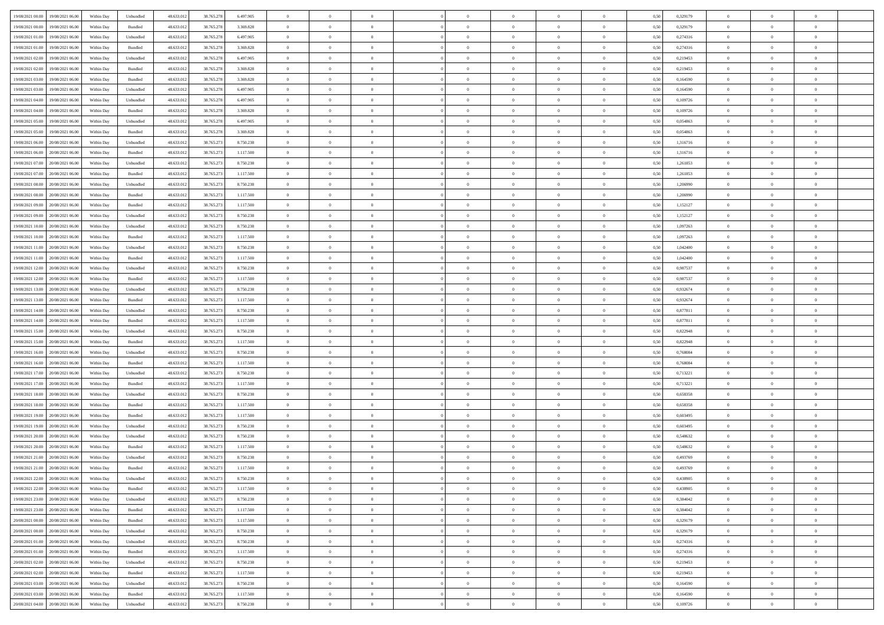| | | | | | | | | | | | | | | | | | | | | |
|---|---|---|---|---|---|---|---|---|---|---|---|---|---|---|---|---|---|---|---|---|
| 19/08/2021 00:00 | 19/08/2021 06:00 | Within Day | Unbundled | 48.633.012 | 38.765.278 | 6.497.905 | 0 | 0 | 0 | | 0 | 0 | 0 | 0 | 0,50 | 0,329179 | 0 | 0 | 0 | |
| 19/08/2021 00:00 | 19/08/2021 06:00 | Within Day | Bundled | 48.633.012 | 38.765.278 | 3.369.828 | 0 | 0 | 0 | | 0 | 0 | 0 | 0 | 0,50 | 0,329179 | 0 | 0 | 0 | |
| 19/08/2021 01:00 | 19/08/2021 06:00 | Within Day | Unbundled | 48.633.012 | 38.765.278 | 6.497.905 | 0 | 0 | 0 | | 0 | 0 | 0 | 0 | 0,50 | 0,274316 | 0 | 0 | 0 | |
| 19/08/2021 01:00 | 19/08/2021 06:00 | Within Day | Bundled | 48.633.012 | 38.765.278 | 3.369.828 | 0 | 0 | 0 | | 0 | 0 | 0 | 0 | 0,50 | 0,274316 | 0 | 0 | 0 | |
| 19/08/2021 02:00 | 19/08/2021 06:00 | Within Day | Unbundled | 48.633.012 | 38.765.278 | 6.497.905 | 0 | 0 | 0 | | 0 | 0 | 0 | 0 | 0,50 | 0,219453 | 0 | 0 | 0 | |
| 19/08/2021 02:00 | 19/08/2021 06:00 | Within Day | Bundled | 48.633.012 | 38.765.278 | 3.369.828 | 0 | 0 | 0 | | 0 | 0 | 0 | 0 | 0,50 | 0,219453 | 0 | 0 | 0 | |
| 19/08/2021 03:00 | 19/08/2021 06:00 | Within Day | Bundled | 48.633.012 | 38.765.278 | 3.369.828 | 0 | 0 | 0 | | 0 | 0 | 0 | 0 | 0,50 | 0,164590 | 0 | 0 | 0 | |
| 19/08/2021 03:00 | 19/08/2021 06:00 | Within Day | Unbundled | 48.633.012 | 38.765.278 | 6.497.905 | 0 | 0 | 0 | | 0 | 0 | 0 | 0 | 0,50 | 0,164590 | 0 | 0 | 0 | |
| 19/08/2021 04:00 | 19/08/2021 06:00 | Within Day | Unbundled | 48.633.012 | 38.765.278 | 6.497.905 | 0 | 0 | 0 | | 0 | 0 | 0 | 0 | 0,50 | 0,109726 | 0 | 0 | 0 | |
| 19/08/2021 04:00 | 19/08/2021 06:00 | Within Day | Bundled | 48.633.012 | 38.765.278 | 3.369.828 | 0 | 0 | 0 | | 0 | 0 | 0 | 0 | 0,50 | 0,109726 | 0 | 0 | 0 | |
| 19/08/2021 05:00 | 19/08/2021 06:00 | Within Day | Unbundled | 48.633.012 | 38.765.278 | 6.497.905 | 0 | 0 | 0 | | 0 | 0 | 0 | 0 | 0,50 | 0,054863 | 0 | 0 | 0 | |
| 19/08/2021 05:00 | 19/08/2021 06:00 | Within Day | Bundled | 48.633.012 | 38.765.278 | 3.369.828 | 0 | 0 | 0 | | 0 | 0 | 0 | 0 | 0,50 | 0,054863 | 0 | 0 | 0 | |
| 19/08/2021 06:00 | 20/08/2021 06:00 | Within Day | Unbundled | 48.633.012 | 38.765.273 | 8.750.238 | 0 | 0 | 0 | | 0 | 0 | 0 | 0 | 0,50 | 1,316716 | 0 | 0 | 0 | |
| 19/08/2021 06:00 | 20/08/2021 06:00 | Within Day | Bundled | 48.633.012 | 38.765.273 | 1.117.500 | 0 | 0 | 0 | | 0 | 0 | 0 | 0 | 0,50 | 1,316716 | 0 | 0 | 0 | |
| 19/08/2021 07:00 | 20/08/2021 06:00 | Within Day | Unbundled | 48.633.012 | 38.765.273 | 8.750.238 | 0 | 0 | 0 | | 0 | 0 | 0 | 0 | 0,50 | 1,261853 | 0 | 0 | 0 | |
| 19/08/2021 07:00 | 20/08/2021 06:00 | Within Day | Bundled | 48.633.012 | 38.765.273 | 1.117.500 | 0 | 0 | 0 | | 0 | 0 | 0 | 0 | 0,50 | 1,261853 | 0 | 0 | 0 | |
| 19/08/2021 08:00 | 20/08/2021 06:00 | Within Day | Unbundled | 48.633.012 | 38.765.273 | 8.750.238 | 0 | 0 | 0 | | 0 | 0 | 0 | 0 | 0,50 | 1,206990 | 0 | 0 | 0 | |
| 19/08/2021 08:00 | 20/08/2021 06:00 | Within Day | Bundled | 48.633.012 | 38.765.273 | 1.117.500 | 0 | 0 | 0 | | 0 | 0 | 0 | 0 | 0,50 | 1,206990 | 0 | 0 | 0 | |
| 19/08/2021 09:00 | 20/08/2021 06:00 | Within Day | Bundled | 48.633.012 | 38.765.273 | 1.117.500 | 0 | 0 | 0 | | 0 | 0 | 0 | 0 | 0,50 | 1,152127 | 0 | 0 | 0 | |
| 19/08/2021 09:00 | 20/08/2021 06:00 | Within Day | Unbundled | 48.633.012 | 38.765.273 | 8.750.238 | 0 | 0 | 0 | | 0 | 0 | 0 | 0 | 0,50 | 1,152127 | 0 | 0 | 0 | |
| 19/08/2021 10:00 | 20/08/2021 06:00 | Within Day | Unbundled | 48.633.012 | 38.765.273 | 8.750.238 | 0 | 0 | 0 | | 0 | 0 | 0 | 0 | 0,50 | 1,097263 | 0 | 0 | 0 | |
| 19/08/2021 10:00 | 20/08/2021 06:00 | Within Day | Bundled | 48.633.012 | 38.765.273 | 1.117.500 | 0 | 0 | 0 | | 0 | 0 | 0 | 0 | 0,50 | 1,097263 | 0 | 0 | 0 | |
| 19/08/2021 11:00 | 20/08/2021 06:00 | Within Day | Unbundled | 48.633.012 | 38.765.273 | 8.750.238 | 0 | 0 | 0 | | 0 | 0 | 0 | 0 | 0,50 | 1,042400 | 0 | 0 | 0 | |
| 19/08/2021 11:00 | 20/08/2021 06:00 | Within Day | Bundled | 48.633.012 | 38.765.273 | 1.117.500 | 0 | 0 | 0 | | 0 | 0 | 0 | 0 | 0,50 | 1,042400 | 0 | 0 | 0 | |
| 19/08/2021 12:00 | 20/08/2021 06:00 | Within Day | Unbundled | 48.633.012 | 38.765.273 | 8.750.238 | 0 | 0 | 0 | | 0 | 0 | 0 | 0 | 0,50 | 0,987537 | 0 | 0 | 0 | |
| 19/08/2021 12:00 | 20/08/2021 06:00 | Within Day | Bundled | 48.633.012 | 38.765.273 | 1.117.500 | 0 | 0 | 0 | | 0 | 0 | 0 | 0 | 0,50 | 0,987537 | 0 | 0 | 0 | |
| 19/08/2021 13:00 | 20/08/2021 06:00 | Within Day | Unbundled | 48.633.012 | 38.765.273 | 8.750.238 | 0 | 0 | 0 | | 0 | 0 | 0 | 0 | 0,50 | 0,932674 | 0 | 0 | 0 | |
| 19/08/2021 13:00 | 20/08/2021 06:00 | Within Day | Bundled | 48.633.012 | 38.765.273 | 1.117.500 | 0 | 0 | 0 | | 0 | 0 | 0 | 0 | 0,50 | 0,932674 | 0 | 0 | 0 | |
| 19/08/2021 14:00 | 20/08/2021 06:00 | Within Day | Unbundled | 48.633.012 | 38.765.273 | 8.750.238 | 0 | 0 | 0 | | 0 | 0 | 0 | 0 | 0,50 | 0,877811 | 0 | 0 | 0 | |
| 19/08/2021 14:00 | 20/08/2021 06:00 | Within Day | Bundled | 48.633.012 | 38.765.273 | 1.117.500 | 0 | 0 | 0 | | 0 | 0 | 0 | 0 | 0,50 | 0,877811 | 0 | 0 | 0 | |
| 19/08/2021 15:00 | 20/08/2021 06:00 | Within Day | Unbundled | 48.633.012 | 38.765.273 | 8.750.238 | 0 | 0 | 0 | | 0 | 0 | 0 | 0 | 0,50 | 0,822948 | 0 | 0 | 0 | |
| 19/08/2021 15:00 | 20/08/2021 06:00 | Within Day | Bundled | 48.633.012 | 38.765.273 | 1.117.500 | 0 | 0 | 0 | | 0 | 0 | 0 | 0 | 0,50 | 0,822948 | 0 | 0 | 0 | |
| 19/08/2021 16:00 | 20/08/2021 06:00 | Within Day | Unbundled | 48.633.012 | 38.765.273 | 8.750.238 | 0 | 0 | 0 | | 0 | 0 | 0 | 0 | 0,50 | 0,768084 | 0 | 0 | 0 | |
| 19/08/2021 16:00 | 20/08/2021 06:00 | Within Day | Bundled | 48.633.012 | 38.765.273 | 1.117.500 | 0 | 0 | 0 | | 0 | 0 | 0 | 0 | 0,50 | 0,768084 | 0 | 0 | 0 | |
| 19/08/2021 17:00 | 20/08/2021 06:00 | Within Day | Unbundled | 48.633.012 | 38.765.273 | 8.750.238 | 0 | 0 | 0 | | 0 | 0 | 0 | 0 | 0,50 | 0,713221 | 0 | 0 | 0 | |
| 19/08/2021 17:00 | 20/08/2021 06:00 | Within Day | Bundled | 48.633.012 | 38.765.273 | 1.117.500 | 0 | 0 | 0 | | 0 | 0 | 0 | 0 | 0,50 | 0,713221 | 0 | 0 | 0 | |
| 19/08/2021 18:00 | 20/08/2021 06:00 | Within Day | Unbundled | 48.633.012 | 38.765.273 | 8.750.238 | 0 | 0 | 0 | | 0 | 0 | 0 | 0 | 0,50 | 0,658358 | 0 | 0 | 0 | |
| 19/08/2021 18:00 | 20/08/2021 06:00 | Within Day | Bundled | 48.633.012 | 38.765.273 | 1.117.500 | 0 | 0 | 0 | | 0 | 0 | 0 | 0 | 0,50 | 0,658358 | 0 | 0 | 0 | |
| 19/08/2021 19:00 | 20/08/2021 06:00 | Within Day | Bundled | 48.633.012 | 38.765.273 | 1.117.500 | 0 | 0 | 0 | | 0 | 0 | 0 | 0 | 0,50 | 0,603495 | 0 | 0 | 0 | |
| 19/08/2021 19:00 | 20/08/2021 06:00 | Within Day | Unbundled | 48.633.012 | 38.765.273 | 8.750.238 | 0 | 0 | 0 | | 0 | 0 | 0 | 0 | 0,50 | 0,603495 | 0 | 0 | 0 | |
| 19/08/2021 20:00 | 20/08/2021 06:00 | Within Day | Unbundled | 48.633.012 | 38.765.273 | 8.750.238 | 0 | 0 | 0 | | 0 | 0 | 0 | 0 | 0,50 | 0,548632 | 0 | 0 | 0 | |
| 19/08/2021 20:00 | 20/08/2021 06:00 | Within Day | Bundled | 48.633.012 | 38.765.273 | 1.117.500 | 0 | 0 | 0 | | 0 | 0 | 0 | 0 | 0,50 | 0,548632 | 0 | 0 | 0 | |
| 19/08/2021 21:00 | 20/08/2021 06:00 | Within Day | Unbundled | 48.633.012 | 38.765.273 | 8.750.238 | 0 | 0 | 0 | | 0 | 0 | 0 | 0 | 0,50 | 0,493769 | 0 | 0 | 0 | |
| 19/08/2021 21:00 | 20/08/2021 06:00 | Within Day | Bundled | 48.633.012 | 38.765.273 | 1.117.500 | 0 | 0 | 0 | | 0 | 0 | 0 | 0 | 0,50 | 0,493769 | 0 | 0 | 0 | |
| 19/08/2021 22:00 | 20/08/2021 06:00 | Within Day | Unbundled | 48.633.012 | 38.765.273 | 8.750.238 | 0 | 0 | 0 | | 0 | 0 | 0 | 0 | 0,50 | 0,438905 | 0 | 0 | 0 | |
| 19/08/2021 22:00 | 20/08/2021 06:00 | Within Day | Bundled | 48.633.012 | 38.765.273 | 1.117.500 | 0 | 0 | 0 | | 0 | 0 | 0 | 0 | 0,50 | 0,438905 | 0 | 0 | 0 | |
| 19/08/2021 23:00 | 20/08/2021 06:00 | Within Day | Unbundled | 48.633.012 | 38.765.273 | 8.750.238 | 0 | 0 | 0 | | 0 | 0 | 0 | 0 | 0,50 | 0,384042 | 0 | 0 | 0 | |
| 19/08/2021 23:00 | 20/08/2021 06:00 | Within Day | Bundled | 48.633.012 | 38.765.273 | 1.117.500 | 0 | 0 | 0 | | 0 | 0 | 0 | 0 | 0,50 | 0,384042 | 0 | 0 | 0 | |
| 20/08/2021 00:00 | 20/08/2021 06:00 | Within Day | Bundled | 48.633.012 | 38.765.273 | 1.117.500 | 0 | 0 | 0 | | 0 | 0 | 0 | 0 | 0,50 | 0,329179 | 0 | 0 | 0 | |
| 20/08/2021 00:00 | 20/08/2021 06:00 | Within Day | Unbundled | 48.633.012 | 38.765.273 | 8.750.238 | 0 | 0 | 0 | | 0 | 0 | 0 | 0 | 0,50 | 0,329179 | 0 | 0 | 0 | |
| 20/08/2021 01:00 | 20/08/2021 06:00 | Within Day | Unbundled | 48.633.012 | 38.765.273 | 8.750.238 | 0 | 0 | 0 | | 0 | 0 | 0 | 0 | 0,50 | 0,274316 | 0 | 0 | 0 | |
| 20/08/2021 01:00 | 20/08/2021 06:00 | Within Day | Bundled | 48.633.012 | 38.765.273 | 1.117.500 | 0 | 0 | 0 | | 0 | 0 | 0 | 0 | 0,50 | 0,274316 | 0 | 0 | 0 | |
| 20/08/2021 02:00 | 20/08/2021 06:00 | Within Day | Unbundled | 48.633.012 | 38.765.273 | 8.750.238 | 0 | 0 | 0 | | 0 | 0 | 0 | 0 | 0,50 | 0,219453 | 0 | 0 | 0 | |
| 20/08/2021 02:00 | 20/08/2021 06:00 | Within Day | Bundled | 48.633.012 | 38.765.273 | 1.117.500 | 0 | 0 | 0 | | 0 | 0 | 0 | 0 | 0,50 | 0,219453 | 0 | 0 | 0 | |
| 20/08/2021 03:00 | 20/08/2021 06:00 | Within Day | Unbundled | 48.633.012 | 38.765.273 | 8.750.238 | 0 | 0 | 0 | | 0 | 0 | 0 | 0 | 0,50 | 0,164590 | 0 | 0 | 0 | |
| 20/08/2021 03:00 | 20/08/2021 06:00 | Within Day | Bundled | 48.633.012 | 38.765.273 | 1.117.500 | 0 | 0 | 0 | | 0 | 0 | 0 | 0 | 0,50 | 0,164590 | 0 | 0 | 0 | |
| 20/08/2021 04:00 | 20/08/2021 06:00 | Within Day | Unbundled | 48.633.012 | 38.765.273 | 8.750.238 | 0 | 0 | 0 | | 0 | 0 | 0 | 0 | 0,50 | 0,109726 | 0 | 0 | 0 | |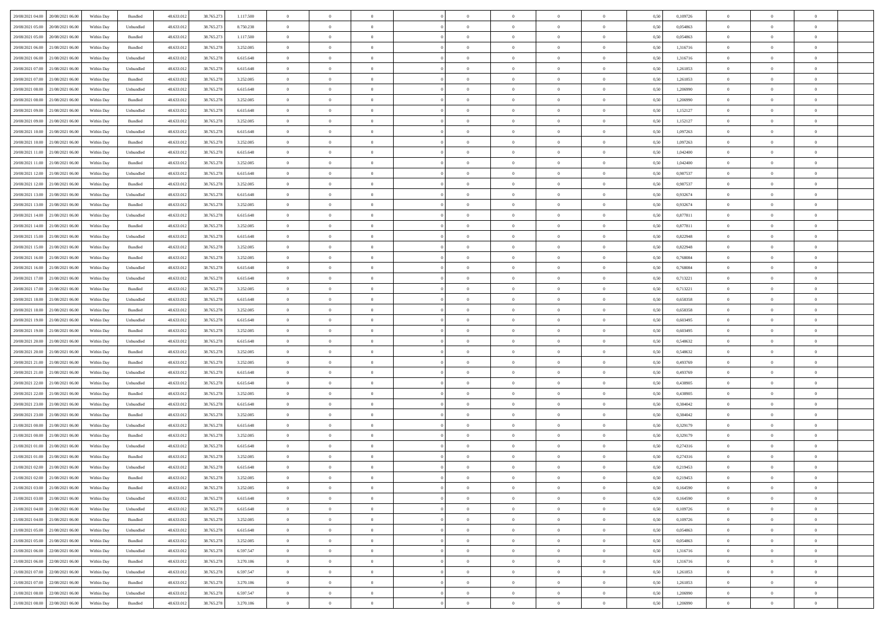| | | | | | | | | | | | | | | | | | | | | |
|---|---|---|---|---|---|---|---|---|---|---|---|---|---|---|---|---|---|---|---|---|
| 20/08/2021 04:00 | 20/08/2021 06:00 | Within Day | Bundled | 48.633.012 | 38.765.273 | 1.117.500 | 0 | 0 | 0 | | 0 | 0 | 0 | 0 | 0,50 | 0,109726 | 0 | 0 | 0 | |
| 20/08/2021 05:00 | 20/08/2021 06:00 | Within Day | Unbundled | 48.633.012 | 38.765.273 | 8.750.238 | 0 | 0 | 0 | | 0 | 0 | 0 | 0 | 0,50 | 0,054863 | 0 | 0 | 0 | |
| 20/08/2021 05:00 | 20/08/2021 06:00 | Within Day | Bundled | 48.633.012 | 38.765.273 | 1.117.500 | 0 | 0 | 0 | | 0 | 0 | 0 | 0 | 0,50 | 0,054863 | 0 | 0 | 0 | |
| 20/08/2021 06:00 | 21/08/2021 06:00 | Within Day | Bundled | 48.633.012 | 38.765.278 | 3.252.085 | 0 | 0 | 0 | | 0 | 0 | 0 | 0 | 0,50 | 1,316716 | 0 | 0 | 0 | |
| 20/08/2021 06:00 | 21/08/2021 06:00 | Within Day | Unbundled | 48.633.012 | 38.765.278 | 6.615.648 | 0 | 0 | 0 | | 0 | 0 | 0 | 0 | 0,50 | 1,316716 | 0 | 0 | 0 | |
| 20/08/2021 07:00 | 21/08/2021 06:00 | Within Day | Unbundled | 48.633.012 | 38.765.278 | 6.615.648 | 0 | 0 | 0 | | 0 | 0 | 0 | 0 | 0,50 | 1,261853 | 0 | 0 | 0 | |
| 20/08/2021 07:00 | 21/08/2021 06:00 | Within Day | Bundled | 48.633.012 | 38.765.278 | 3.252.085 | 0 | 0 | 0 | | 0 | 0 | 0 | 0 | 0,50 | 1,261853 | 0 | 0 | 0 | |
| 20/08/2021 08:00 | 21/08/2021 06:00 | Within Day | Unbundled | 48.633.012 | 38.765.278 | 6.615.648 | 0 | 0 | 0 | | 0 | 0 | 0 | 0 | 0,50 | 1,206990 | 0 | 0 | 0 | |
| 20/08/2021 08:00 | 21/08/2021 06:00 | Within Day | Bundled | 48.633.012 | 38.765.278 | 3.252.085 | 0 | 0 | 0 | | 0 | 0 | 0 | 0 | 0,50 | 1,206990 | 0 | 0 | 0 | |
| 20/08/2021 09:00 | 21/08/2021 06:00 | Within Day | Unbundled | 48.633.012 | 38.765.278 | 6.615.648 | 0 | 0 | 0 | | 0 | 0 | 0 | 0 | 0,50 | 1,152127 | 0 | 0 | 0 | |
| 20/08/2021 09:00 | 21/08/2021 06:00 | Within Day | Bundled | 48.633.012 | 38.765.278 | 3.252.085 | 0 | 0 | 0 | | 0 | 0 | 0 | 0 | 0,50 | 1,152127 | 0 | 0 | 0 | |
| 20/08/2021 10:00 | 21/08/2021 06:00 | Within Day | Unbundled | 48.633.012 | 38.765.278 | 6.615.648 | 0 | 0 | 0 | | 0 | 0 | 0 | 0 | 0,50 | 1,097263 | 0 | 0 | 0 | |
| 20/08/2021 10:00 | 21/08/2021 06:00 | Within Day | Bundled | 48.633.012 | 38.765.278 | 3.252.085 | 0 | 0 | 0 | | 0 | 0 | 0 | 0 | 0,50 | 1,097263 | 0 | 0 | 0 | |
| 20/08/2021 11:00 | 21/08/2021 06:00 | Within Day | Unbundled | 48.633.012 | 38.765.278 | 6.615.648 | 0 | 0 | 0 | | 0 | 0 | 0 | 0 | 0,50 | 1,042400 | 0 | 0 | 0 | |
| 20/08/2021 11:00 | 21/08/2021 06:00 | Within Day | Bundled | 48.633.012 | 38.765.278 | 3.252.085 | 0 | 0 | 0 | | 0 | 0 | 0 | 0 | 0,50 | 1,042400 | 0 | 0 | 0 | |
| 20/08/2021 12:00 | 21/08/2021 06:00 | Within Day | Unbundled | 48.633.012 | 38.765.278 | 6.615.648 | 0 | 0 | 0 | | 0 | 0 | 0 | 0 | 0,50 | 0,987537 | 0 | 0 | 0 | |
| 20/08/2021 12:00 | 21/08/2021 06:00 | Within Day | Bundled | 48.633.012 | 38.765.278 | 3.252.085 | 0 | 0 | 0 | | 0 | 0 | 0 | 0 | 0,50 | 0,987537 | 0 | 0 | 0 | |
| 20/08/2021 13:00 | 21/08/2021 06:00 | Within Day | Unbundled | 48.633.012 | 38.765.278 | 6.615.648 | 0 | 0 | 0 | | 0 | 0 | 0 | 0 | 0,50 | 0,932674 | 0 | 0 | 0 | |
| 20/08/2021 13:00 | 21/08/2021 06:00 | Within Day | Bundled | 48.633.012 | 38.765.278 | 3.252.085 | 0 | 0 | 0 | | 0 | 0 | 0 | 0 | 0,50 | 0,932674 | 0 | 0 | 0 | |
| 20/08/2021 14:00 | 21/08/2021 06:00 | Within Day | Unbundled | 48.633.012 | 38.765.278 | 6.615.648 | 0 | 0 | 0 | | 0 | 0 | 0 | 0 | 0,50 | 0,877811 | 0 | 0 | 0 | |
| 20/08/2021 14:00 | 21/08/2021 06:00 | Within Day | Bundled | 48.633.012 | 38.765.278 | 3.252.085 | 0 | 0 | 0 | | 0 | 0 | 0 | 0 | 0,50 | 0,877811 | 0 | 0 | 0 | |
| 20/08/2021 15:00 | 21/08/2021 06:00 | Within Day | Unbundled | 48.633.012 | 38.765.278 | 6.615.648 | 0 | 0 | 0 | | 0 | 0 | 0 | 0 | 0,50 | 0,822948 | 0 | 0 | 0 | |
| 20/08/2021 15:00 | 21/08/2021 06:00 | Within Day | Bundled | 48.633.012 | 38.765.278 | 3.252.085 | 0 | 0 | 0 | | 0 | 0 | 0 | 0 | 0,50 | 0,822948 | 0 | 0 | 0 | |
| 20/08/2021 16:00 | 21/08/2021 06:00 | Within Day | Bundled | 48.633.012 | 38.765.278 | 3.252.085 | 0 | 0 | 0 | | 0 | 0 | 0 | 0 | 0,50 | 0,768084 | 0 | 0 | 0 | |
| 20/08/2021 16:00 | 21/08/2021 06:00 | Within Day | Unbundled | 48.633.012 | 38.765.278 | 6.615.648 | 0 | 0 | 0 | | 0 | 0 | 0 | 0 | 0,50 | 0,768084 | 0 | 0 | 0 | |
| 20/08/2021 17:00 | 21/08/2021 06:00 | Within Day | Unbundled | 48.633.012 | 38.765.278 | 6.615.648 | 0 | 0 | 0 | | 0 | 0 | 0 | 0 | 0,50 | 0,713221 | 0 | 0 | 0 | |
| 20/08/2021 17:00 | 21/08/2021 06:00 | Within Day | Bundled | 48.633.012 | 38.765.278 | 3.252.085 | 0 | 0 | 0 | | 0 | 0 | 0 | 0 | 0,50 | 0,713221 | 0 | 0 | 0 | |
| 20/08/2021 18:00 | 21/08/2021 06:00 | Within Day | Unbundled | 48.633.012 | 38.765.278 | 6.615.648 | 0 | 0 | 0 | | 0 | 0 | 0 | 0 | 0,50 | 0,658358 | 0 | 0 | 0 | |
| 20/08/2021 18:00 | 21/08/2021 06:00 | Within Day | Bundled | 48.633.012 | 38.765.278 | 3.252.085 | 0 | 0 | 0 | | 0 | 0 | 0 | 0 | 0,50 | 0,658358 | 0 | 0 | 0 | |
| 20/08/2021 19:00 | 21/08/2021 06:00 | Within Day | Unbundled | 48.633.012 | 38.765.278 | 6.615.648 | 0 | 0 | 0 | | 0 | 0 | 0 | 0 | 0,50 | 0,603495 | 0 | 0 | 0 | |
| 20/08/2021 19:00 | 21/08/2021 06:00 | Within Day | Bundled | 48.633.012 | 38.765.278 | 3.252.085 | 0 | 0 | 0 | | 0 | 0 | 0 | 0 | 0,50 | 0,603495 | 0 | 0 | 0 | |
| 20/08/2021 20:00 | 21/08/2021 06:00 | Within Day | Unbundled | 48.633.012 | 38.765.278 | 6.615.648 | 0 | 0 | 0 | | 0 | 0 | 0 | 0 | 0,50 | 0,548632 | 0 | 0 | 0 | |
| 20/08/2021 20:00 | 21/08/2021 06:00 | Within Day | Bundled | 48.633.012 | 38.765.278 | 3.252.085 | 0 | 0 | 0 | | 0 | 0 | 0 | 0 | 0,50 | 0,548632 | 0 | 0 | 0 | |
| 20/08/2021 21:00 | 21/08/2021 06:00 | Within Day | Bundled | 48.633.012 | 38.765.278 | 3.252.085 | 0 | 0 | 0 | | 0 | 0 | 0 | 0 | 0,50 | 0,493769 | 0 | 0 | 0 | |
| 20/08/2021 21:00 | 21/08/2021 06:00 | Within Day | Unbundled | 48.633.012 | 38.765.278 | 6.615.648 | 0 | 0 | 0 | | 0 | 0 | 0 | 0 | 0,50 | 0,493769 | 0 | 0 | 0 | |
| 20/08/2021 22:00 | 21/08/2021 06:00 | Within Day | Unbundled | 48.633.012 | 38.765.278 | 6.615.648 | 0 | 0 | 0 | | 0 | 0 | 0 | 0 | 0,50 | 0,438905 | 0 | 0 | 0 | |
| 20/08/2021 22:00 | 21/08/2021 06:00 | Within Day | Bundled | 48.633.012 | 38.765.278 | 3.252.085 | 0 | 0 | 0 | | 0 | 0 | 0 | 0 | 0,50 | 0,438905 | 0 | 0 | 0 | |
| 20/08/2021 23:00 | 21/08/2021 06:00 | Within Day | Unbundled | 48.633.012 | 38.765.278 | 6.615.648 | 0 | 0 | 0 | | 0 | 0 | 0 | 0 | 0,50 | 0,384042 | 0 | 0 | 0 | |
| 20/08/2021 23:00 | 21/08/2021 06:00 | Within Day | Bundled | 48.633.012 | 38.765.278 | 3.252.085 | 0 | 0 | 0 | | 0 | 0 | 0 | 0 | 0,50 | 0,384042 | 0 | 0 | 0 | |
| 21/08/2021 00:00 | 21/08/2021 06:00 | Within Day | Unbundled | 48.633.012 | 38.765.278 | 6.615.648 | 0 | 0 | 0 | | 0 | 0 | 0 | 0 | 0,50 | 0,329179 | 0 | 0 | 0 | |
| 21/08/2021 00:00 | 21/08/2021 06:00 | Within Day | Bundled | 48.633.012 | 38.765.278 | 3.252.085 | 0 | 0 | 0 | | 0 | 0 | 0 | 0 | 0,50 | 0,329179 | 0 | 0 | 0 | |
| 21/08/2021 01:00 | 21/08/2021 06:00 | Within Day | Unbundled | 48.633.012 | 38.765.278 | 6.615.648 | 0 | 0 | 0 | | 0 | 0 | 0 | 0 | 0,50 | 0,274316 | 0 | 0 | 0 | |
| 21/08/2021 01:00 | 21/08/2021 06:00 | Within Day | Bundled | 48.633.012 | 38.765.278 | 3.252.085 | 0 | 0 | 0 | | 0 | 0 | 0 | 0 | 0,50 | 0,274316 | 0 | 0 | 0 | |
| 21/08/2021 02:00 | 21/08/2021 06:00 | Within Day | Unbundled | 48.633.012 | 38.765.278 | 6.615.648 | 0 | 0 | 0 | | 0 | 0 | 0 | 0 | 0,50 | 0,219453 | 0 | 0 | 0 | |
| 21/08/2021 02:00 | 21/08/2021 06:00 | Within Day | Bundled | 48.633.012 | 38.765.278 | 3.252.085 | 0 | 0 | 0 | | 0 | 0 | 0 | 0 | 0,50 | 0,219453 | 0 | 0 | 0 | |
| 21/08/2021 03:00 | 21/08/2021 06:00 | Within Day | Bundled | 48.633.012 | 38.765.278 | 3.252.085 | 0 | 0 | 0 | | 0 | 0 | 0 | 0 | 0,50 | 0,164590 | 0 | 0 | 0 | |
| 21/08/2021 03:00 | 21/08/2021 06:00 | Within Day | Unbundled | 48.633.012 | 38.765.278 | 6.615.648 | 0 | 0 | 0 | | 0 | 0 | 0 | 0 | 0,50 | 0,164590 | 0 | 0 | 0 | |
| 21/08/2021 04:00 | 21/08/2021 06:00 | Within Day | Unbundled | 48.633.012 | 38.765.278 | 6.615.648 | 0 | 0 | 0 | | 0 | 0 | 0 | 0 | 0,50 | 0,109726 | 0 | 0 | 0 | |
| 21/08/2021 04:00 | 21/08/2021 06:00 | Within Day | Bundled | 48.633.012 | 38.765.278 | 3.252.085 | 0 | 0 | 0 | | 0 | 0 | 0 | 0 | 0,50 | 0,109726 | 0 | 0 | 0 | |
| 21/08/2021 05:00 | 21/08/2021 06:00 | Within Day | Unbundled | 48.633.012 | 38.765.278 | 6.615.648 | 0 | 0 | 0 | | 0 | 0 | 0 | 0 | 0,50 | 0,054863 | 0 | 0 | 0 | |
| 21/08/2021 05:00 | 21/08/2021 06:00 | Within Day | Bundled | 48.633.012 | 38.765.278 | 3.252.085 | 0 | 0 | 0 | | 0 | 0 | 0 | 0 | 0,50 | 0,054863 | 0 | 0 | 0 | |
| 21/08/2021 06:00 | 22/08/2021 06:00 | Within Day | Unbundled | 48.633.012 | 38.765.278 | 6.597.547 | 0 | 0 | 0 | | 0 | 0 | 0 | 0 | 0,50 | 1,316716 | 0 | 0 | 0 | |
| 21/08/2021 06:00 | 22/08/2021 06:00 | Within Day | Bundled | 48.633.012 | 38.765.278 | 3.270.186 | 0 | 0 | 0 | | 0 | 0 | 0 | 0 | 0,50 | 1,316716 | 0 | 0 | 0 | |
| 21/08/2021 07:00 | 22/08/2021 06:00 | Within Day | Unbundled | 48.633.012 | 38.765.278 | 6.597.547 | 0 | 0 | 0 | | 0 | 0 | 0 | 0 | 0,50 | 1,261853 | 0 | 0 | 0 | |
| 21/08/2021 07:00 | 22/08/2021 06:00 | Within Day | Bundled | 48.633.012 | 38.765.278 | 3.270.186 | 0 | 0 | 0 | | 0 | 0 | 0 | 0 | 0,50 | 1,261853 | 0 | 0 | 0 | |
| 21/08/2021 08:00 | 22/08/2021 06:00 | Within Day | Unbundled | 48.633.012 | 38.765.278 | 6.597.547 | 0 | 0 | 0 | | 0 | 0 | 0 | 0 | 0,50 | 1,206990 | 0 | 0 | 0 | |
| 21/08/2021 08:00 | 22/08/2021 06:00 | Within Day | Bundled | 48.633.012 | 38.765.278 | 3.270.186 | 0 | 0 | 0 | | 0 | 0 | 0 | 0 | 0,50 | 1,206990 | 0 | 0 | 0 | |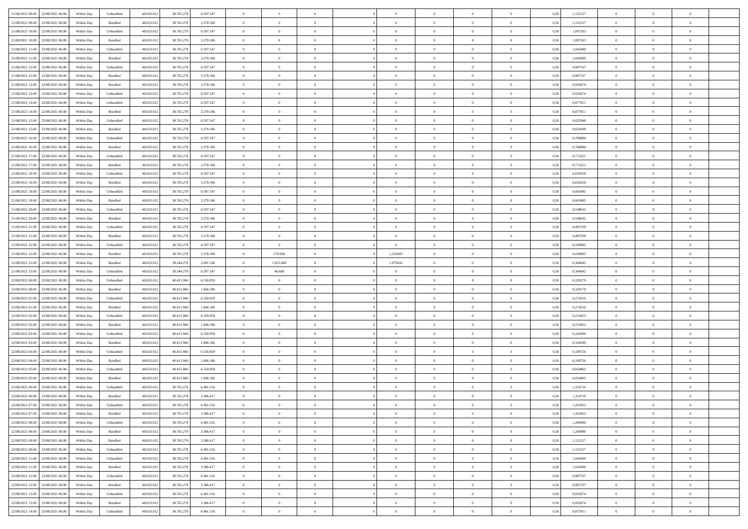| | | | | | | | | | | | | | | | | | | | | |
|---|---|---|---|---|---|---|---|---|---|---|---|---|---|---|---|---|---|---|---|---|
| 21/08/2021 09:00 | 22/08/2021 06:00 | Within Day | Unbundled | 48.633.012 | 38.765.278 | 6.597.547 | 0 | 0 | 0 | | 0 | 0 | 0 | 0 | 0,50 | 1,152127 | 0 | 0 | 0 | |
| 21/08/2021 09:00 | 22/08/2021 06:00 | Within Day | Bundled | 48.633.012 | 38.765.278 | 3.270.186 | 0 | 0 | 0 | | 0 | 0 | 0 | 0 | 0,50 | 1,152127 | 0 | 0 | 0 | |
| 21/08/2021 10:00 | 22/08/2021 06:00 | Within Day | Unbundled | 48.633.012 | 38.765.278 | 6.597.547 | 0 | 0 | 0 | | 0 | 0 | 0 | 0 | 0,50 | 1,097263 | 0 | 0 | 0 | |
| 21/08/2021 10:00 | 22/08/2021 06:00 | Within Day | Bundled | 48.633.012 | 38.765.278 | 3.270.186 | 0 | 0 | 0 | | 0 | 0 | 0 | 0 | 0,50 | 1,097263 | 0 | 0 | 0 | |
| 21/08/2021 11:00 | 22/08/2021 06:00 | Within Day | Unbundled | 48.633.012 | 38.765.278 | 6.597.547 | 0 | 0 | 0 | | 0 | 0 | 0 | 0 | 0,50 | 1,042400 | 0 | 0 | 0 | |
| 21/08/2021 11:00 | 22/08/2021 06:00 | Within Day | Bundled | 48.633.012 | 38.765.278 | 3.270.186 | 0 | 0 | 0 | | 0 | 0 | 0 | 0 | 0,50 | 1,042400 | 0 | 0 | 0 | |
| 21/08/2021 12:00 | 22/08/2021 06:00 | Within Day | Unbundled | 48.633.012 | 38.765.278 | 6.597.547 | 0 | 0 | 0 | | 0 | 0 | 0 | 0 | 0,50 | 0,987537 | 0 | 0 | 0 | |
| 21/08/2021 12:00 | 22/08/2021 06:00 | Within Day | Bundled | 48.633.012 | 38.765.278 | 3.270.186 | 0 | 0 | 0 | | 0 | 0 | 0 | 0 | 0,50 | 0,987537 | 0 | 0 | 0 | |
| 21/08/2021 13:00 | 22/08/2021 06:00 | Within Day | Bundled | 48.633.012 | 38.765.278 | 3.270.186 | 0 | 0 | 0 | | 0 | 0 | 0 | 0 | 0,50 | 0,932674 | 0 | 0 | 0 | |
| 21/08/2021 13:00 | 22/08/2021 06:00 | Within Day | Unbundled | 48.633.012 | 38.765.278 | 6.597.547 | 0 | 0 | 0 | | 0 | 0 | 0 | 0 | 0,50 | 0,932674 | 0 | 0 | 0 | |
| 21/08/2021 14:00 | 22/08/2021 06:00 | Within Day | Unbundled | 48.633.012 | 38.765.278 | 6.597.547 | 0 | 0 | 0 | | 0 | 0 | 0 | 0 | 0,50 | 0,877811 | 0 | 0 | 0 | |
| 21/08/2021 14:00 | 22/08/2021 06:00 | Within Day | Bundled | 48.633.012 | 38.765.278 | 3.270.186 | 0 | 0 | 0 | | 0 | 0 | 0 | 0 | 0,50 | 0,877811 | 0 | 0 | 0 | |
| 21/08/2021 15:00 | 22/08/2021 06:00 | Within Day | Unbundled | 48.633.012 | 38.765.278 | 6.597.547 | 0 | 0 | 0 | | 0 | 0 | 0 | 0 | 0,50 | 0,822948 | 0 | 0 | 0 | |
| 21/08/2021 15:00 | 22/08/2021 06:00 | Within Day | Bundled | 48.633.012 | 38.765.278 | 3.270.186 | 0 | 0 | 0 | | 0 | 0 | 0 | 0 | 0,50 | 0,822948 | 0 | 0 | 0 | |
| 21/08/2021 16:00 | 22/08/2021 06:00 | Within Day | Unbundled | 48.633.012 | 38.765.278 | 6.597.547 | 0 | 0 | 0 | | 0 | 0 | 0 | 0 | 0,50 | 0,768084 | 0 | 0 | 0 | |
| 21/08/2021 16:00 | 22/08/2021 06:00 | Within Day | Bundled | 48.633.012 | 38.765.278 | 3.270.186 | 0 | 0 | 0 | | 0 | 0 | 0 | 0 | 0,50 | 0,768084 | 0 | 0 | 0 | |
| 21/08/2021 17:00 | 22/08/2021 06:00 | Within Day | Unbundled | 48.633.012 | 38.765.278 | 6.597.547 | 0 | 0 | 0 | | 0 | 0 | 0 | 0 | 0,50 | 0,713221 | 0 | 0 | 0 | |
| 21/08/2021 17:00 | 22/08/2021 06:00 | Within Day | Bundled | 48.633.012 | 38.765.278 | 3.270.186 | 0 | 0 | 0 | | 0 | 0 | 0 | 0 | 0,50 | 0,713221 | 0 | 0 | 0 | |
| 21/08/2021 18:00 | 22/08/2021 06:00 | Within Day | Unbundled | 48.633.012 | 38.765.278 | 6.597.547 | 0 | 0 | 0 | | 0 | 0 | 0 | 0 | 0,50 | 0,658358 | 0 | 0 | 0 | |
| 21/08/2021 18:00 | 22/08/2021 06:00 | Within Day | Bundled | 48.633.012 | 38.765.278 | 3.270.186 | 0 | 0 | 0 | | 0 | 0 | 0 | 0 | 0,50 | 0,658358 | 0 | 0 | 0 | |
| 21/08/2021 19:00 | 22/08/2021 06:00 | Within Day | Unbundled | 48.633.012 | 38.765.278 | 6.597.547 | 0 | 0 | 0 | | 0 | 0 | 0 | 0 | 0,50 | 0,603495 | 0 | 0 | 0 | |
| 21/08/2021 19:00 | 22/08/2021 06:00 | Within Day | Bundled | 48.633.012 | 38.765.278 | 3.270.186 | 0 | 0 | 0 | | 0 | 0 | 0 | 0 | 0,50 | 0,603495 | 0 | 0 | 0 | |
| 21/08/2021 20:00 | 22/08/2021 06:00 | Within Day | Unbundled | 48.633.012 | 38.765.278 | 6.597.547 | 0 | 0 | 0 | | 0 | 0 | 0 | 0 | 0,50 | 0,548632 | 0 | 0 | 0 | |
| 21/08/2021 20:00 | 22/08/2021 06:00 | Within Day | Bundled | 48.633.012 | 38.765.278 | 3.270.186 | 0 | 0 | 0 | | 0 | 0 | 0 | 0 | 0,50 | 0,548632 | 0 | 0 | 0 | |
| 21/08/2021 21:00 | 22/08/2021 06:00 | Within Day | Unbundled | 48.633.012 | 38.765.278 | 6.597.547 | 0 | 0 | 0 | | 0 | 0 | 0 | 0 | 0,50 | 0,493769 | 0 | 0 | 0 | |
| 21/08/2021 21:00 | 22/08/2021 06:00 | Within Day | Bundled | 48.633.012 | 38.765.278 | 3.270.186 | 0 | 0 | 0 | | 0 | 0 | 0 | 0 | 0,50 | 0,493769 | 0 | 0 | 0 | |
| 21/08/2021 22:00 | 22/08/2021 06:00 | Within Day | Unbundled | 48.633.012 | 38.765.278 | 6.597.547 | 0 | 0 | 0 | | 0 | 0 | 0 | 0 | 0,50 | 0,438905 | 0 | 0 | 0 | |
| 21/08/2021 22:00 | 22/08/2021 06:00 | Within Day | Bundled | 48.633.012 | 38.765.278 | 3.270.186 | 0 | 579.000 | 0 | | 1,233405 | 0 | 0 | 0 | 0,50 | 0,438905 | 0 | 0 | 0 | |
| 21/08/2021 23:00 | 22/08/2021 06:00 | Within Day | Bundled | 48.633.012 | 39.344.278 | 2.691.186 | 0 | 1.025.000 | 0 | | 1,079242 | 0 | 0 | 0 | 0,50 | 0,384042 | 0 | 0 | 0 | |
| 21/08/2021 23:00 | 22/08/2021 06:00 | Within Day | Unbundled | 48.633.012 | 39.344.278 | 6.597.547 | 0 | 46.688 | 0 | | 0 | 0 | 0 | 0 | 0,50 | 0,384042 | 0 | 0 | 0 | |
| 22/08/2021 00:00 | 22/08/2021 06:00 | Within Day | Unbundled | 48.633.012 | 40.415.966 | 6.550.859 | 0 | 0 | 0 | | 0 | 0 | 0 | 0 | 0,50 | 0,329179 | 0 | 0 | 0 | |
| 22/08/2021 00:00 | 22/08/2021 06:00 | Within Day | Bundled | 48.633.012 | 40.415.966 | 1.666.186 | 0 | 0 | 0 | | 0 | 0 | 0 | 0 | 0,50 | 0,329179 | 0 | 0 | 0 | |
| 22/08/2021 01:00 | 22/08/2021 06:00 | Within Day | Unbundled | 48.633.012 | 40.415.966 | 6.550.859 | 0 | 0 | 0 | | 0 | 0 | 0 | 0 | 0,50 | 0,274316 | 0 | 0 | 0 | |
| 22/08/2021 01:00 | 22/08/2021 06:00 | Within Day | Bundled | 48.633.012 | 40.415.966 | 1.666.186 | 0 | 0 | 0 | | 0 | 0 | 0 | 0 | 0,50 | 0,274316 | 0 | 0 | 0 | |
| 22/08/2021 02:00 | 22/08/2021 06:00 | Within Day | Unbundled | 48.633.012 | 40.415.966 | 6.550.859 | 0 | 0 | 0 | | 0 | 0 | 0 | 0 | 0,50 | 0,219453 | 0 | 0 | 0 | |
| 22/08/2021 02:00 | 22/08/2021 06:00 | Within Day | Bundled | 48.633.012 | 40.415.966 | 1.666.186 | 0 | 0 | 0 | | 0 | 0 | 0 | 0 | 0,50 | 0,219453 | 0 | 0 | 0 | |
| 22/08/2021 03:00 | 22/08/2021 06:00 | Within Day | Unbundled | 48.633.012 | 40.415.966 | 6.550.859 | 0 | 0 | 0 | | 0 | 0 | 0 | 0 | 0,50 | 0,164590 | 0 | 0 | 0 | |
| 22/08/2021 03:00 | 22/08/2021 06:00 | Within Day | Bundled | 48.633.012 | 40.415.966 | 1.666.186 | 0 | 0 | 0 | | 0 | 0 | 0 | 0 | 0,50 | 0,164590 | 0 | 0 | 0 | |
| 22/08/2021 04:00 | 22/08/2021 06:00 | Within Day | Unbundled | 48.633.012 | 40.415.966 | 6.550.859 | 0 | 0 | 0 | | 0 | 0 | 0 | 0 | 0,50 | 0,109726 | 0 | 0 | 0 | |
| 22/08/2021 04:00 | 22/08/2021 06:00 | Within Day | Bundled | 48.633.012 | 40.415.966 | 1.666.186 | 0 | 0 | 0 | | 0 | 0 | 0 | 0 | 0,50 | 0,109726 | 0 | 0 | 0 | |
| 22/08/2021 05:00 | 22/08/2021 06:00 | Within Day | Unbundled | 48.633.012 | 40.415.966 | 6.550.859 | 0 | 0 | 0 | | 0 | 0 | 0 | 0 | 0,50 | 0,054863 | 0 | 0 | 0 | |
| 22/08/2021 05:00 | 22/08/2021 06:00 | Within Day | Bundled | 48.633.012 | 40.415.966 | 1.666.186 | 0 | 0 | 0 | | 0 | 0 | 0 | 0 | 0,50 | 0,054863 | 0 | 0 | 0 | |
| 22/08/2021 06:00 | 23/08/2021 06:00 | Within Day | Unbundled | 48.633.012 | 38.765.278 | 6.481.316 | 0 | 0 | 0 | | 0 | 0 | 0 | 0 | 0,50 | 1,316716 | 0 | 0 | 0 | |
| 22/08/2021 06:00 | 23/08/2021 06:00 | Within Day | Bundled | 48.633.012 | 38.765.278 | 3.386.417 | 0 | 0 | 0 | | 0 | 0 | 0 | 0 | 0,50 | 1,316716 | 0 | 0 | 0 | |
| 22/08/2021 07:00 | 23/08/2021 06:00 | Within Day | Unbundled | 48.633.012 | 38.765.278 | 6.481.316 | 0 | 0 | 0 | | 0 | 0 | 0 | 0 | 0,50 | 1,261853 | 0 | 0 | 0 | |
| 22/08/2021 07:00 | 23/08/2021 06:00 | Within Day | Bundled | 48.633.012 | 38.765.278 | 3.386.417 | 0 | 0 | 0 | | 0 | 0 | 0 | 0 | 0,50 | 1,261853 | 0 | 0 | 0 | |
| 22/08/2021 08:00 | 23/08/2021 06:00 | Within Day | Unbundled | 48.633.012 | 38.765.278 | 6.481.316 | 0 | 0 | 0 | | 0 | 0 | 0 | 0 | 0,50 | 1,206990 | 0 | 0 | 0 | |
| 22/08/2021 08:00 | 23/08/2021 06:00 | Within Day | Bundled | 48.633.012 | 38.765.278 | 3.386.417 | 0 | 0 | 0 | | 0 | 0 | 0 | 0 | 0,50 | 1,206990 | 0 | 0 | 0 | |
| 22/08/2021 09:00 | 23/08/2021 06:00 | Within Day | Bundled | 48.633.012 | 38.765.278 | 3.386.417 | 0 | 0 | 0 | | 0 | 0 | 0 | 0 | 0,50 | 1,152127 | 0 | 0 | 0 | |
| 22/08/2021 09:00 | 23/08/2021 06:00 | Within Day | Unbundled | 48.633.012 | 38.765.278 | 6.481.316 | 0 | 0 | 0 | | 0 | 0 | 0 | 0 | 0,50 | 1,152127 | 0 | 0 | 0 | |
| 22/08/2021 11:00 | 23/08/2021 06:00 | Within Day | Unbundled | 48.633.012 | 38.765.278 | 6.481.316 | 0 | 0 | 0 | | 0 | 0 | 0 | 0 | 0,50 | 1,042400 | 0 | 0 | 0 | |
| 22/08/2021 11:00 | 23/08/2021 06:00 | Within Day | Bundled | 48.633.012 | 38.765.278 | 3.386.417 | 0 | 0 | 0 | | 0 | 0 | 0 | 0 | 0,50 | 1,042400 | 0 | 0 | 0 | |
| 22/08/2021 12:00 | 23/08/2021 06:00 | Within Day | Unbundled | 48.633.012 | 38.765.278 | 6.481.316 | 0 | 0 | 0 | | 0 | 0 | 0 | 0 | 0,50 | 0,987537 | 0 | 0 | 0 | |
| 22/08/2021 12:00 | 23/08/2021 06:00 | Within Day | Bundled | 48.633.012 | 38.765.278 | 3.386.417 | 0 | 0 | 0 | | 0 | 0 | 0 | 0 | 0,50 | 0,987537 | 0 | 0 | 0 | |
| 22/08/2021 13:00 | 23/08/2021 06:00 | Within Day | Unbundled | 48.633.012 | 38.765.278 | 6.481.316 | 0 | 0 | 0 | | 0 | 0 | 0 | 0 | 0,50 | 0,932674 | 0 | 0 | 0 | |
| 22/08/2021 13:00 | 23/08/2021 06:00 | Within Day | Bundled | 48.633.012 | 38.765.278 | 3.386.417 | 0 | 0 | 0 | | 0 | 0 | 0 | 0 | 0,50 | 0,932674 | 0 | 0 | 0 | |
| 22/08/2021 14:00 | 23/08/2021 06:00 | Within Day | Unbundled | 48.633.012 | 38.765.278 | 6.481.316 | 0 | 0 | 0 | | 0 | 0 | 0 | 0 | 0,50 | 0,877811 | 0 | 0 | 0 | |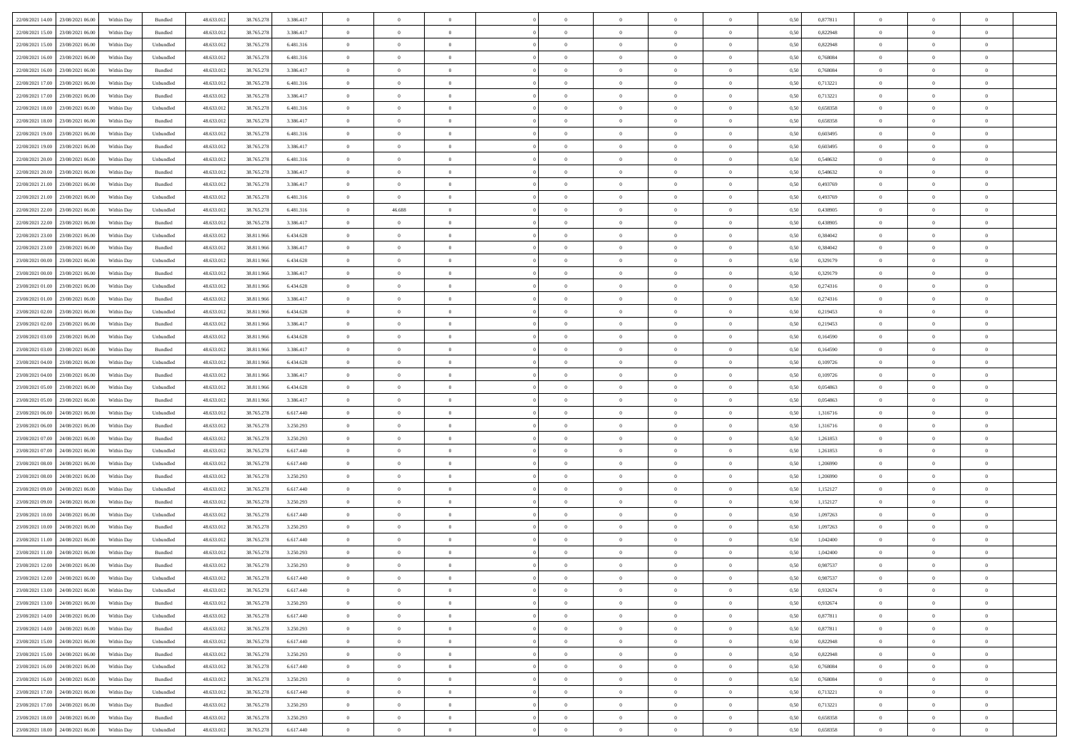| | | | | | | | | | | | | | | | | | | | | |
|---|---|---|---|---|---|---|---|---|---|---|---|---|---|---|---|---|---|---|---|---|
| 22/08/2021 14:00 | 23/08/2021 06:00 | Within Day | Bundled | 48.633.012 | 38.765.278 | 3.386.417 | 0 | 0 | 0 | | 0 | 0 | 0 | 0 | 0,50 | 0,877811 | 0 | 0 | 0 | |
| 22/08/2021 15:00 | 23/08/2021 06:00 | Within Day | Bundled | 48.633.012 | 38.765.278 | 3.386.417 | 0 | 0 | 0 | | 0 | 0 | 0 | 0 | 0,50 | 0,822948 | 0 | 0 | 0 | |
| 22/08/2021 15:00 | 23/08/2021 06:00 | Within Day | Unbundled | 48.633.012 | 38.765.278 | 6.481.316 | 0 | 0 | 0 | | 0 | 0 | 0 | 0 | 0,50 | 0,822948 | 0 | 0 | 0 | |
| 22/08/2021 16:00 | 23/08/2021 06:00 | Within Day | Unbundled | 48.633.012 | 38.765.278 | 6.481.316 | 0 | 0 | 0 | | 0 | 0 | 0 | 0 | 0,50 | 0,768084 | 0 | 0 | 0 | |
| 22/08/2021 16:00 | 23/08/2021 06:00 | Within Day | Bundled | 48.633.012 | 38.765.278 | 3.386.417 | 0 | 0 | 0 | | 0 | 0 | 0 | 0 | 0,50 | 0,768084 | 0 | 0 | 0 | |
| 22/08/2021 17:00 | 23/08/2021 06:00 | Within Day | Unbundled | 48.633.012 | 38.765.278 | 6.481.316 | 0 | 0 | 0 | | 0 | 0 | 0 | 0 | 0,50 | 0,713221 | 0 | 0 | 0 | |
| 22/08/2021 17:00 | 23/08/2021 06:00 | Within Day | Bundled | 48.633.012 | 38.765.278 | 3.386.417 | 0 | 0 | 0 | | 0 | 0 | 0 | 0 | 0,50 | 0,713221 | 0 | 0 | 0 | |
| 22/08/2021 18:00 | 23/08/2021 06:00 | Within Day | Unbundled | 48.633.012 | 38.765.278 | 6.481.316 | 0 | 0 | 0 | | 0 | 0 | 0 | 0 | 0,50 | 0,658358 | 0 | 0 | 0 | |
| 22/08/2021 18:00 | 23/08/2021 06:00 | Within Day | Bundled | 48.633.012 | 38.765.278 | 3.386.417 | 0 | 0 | 0 | | 0 | 0 | 0 | 0 | 0,50 | 0,658358 | 0 | 0 | 0 | |
| 22/08/2021 19:00 | 23/08/2021 06:00 | Within Day | Unbundled | 48.633.012 | 38.765.278 | 6.481.316 | 0 | 0 | 0 | | 0 | 0 | 0 | 0 | 0,50 | 0,603495 | 0 | 0 | 0 | |
| 22/08/2021 19:00 | 23/08/2021 06:00 | Within Day | Bundled | 48.633.012 | 38.765.278 | 3.386.417 | 0 | 0 | 0 | | 0 | 0 | 0 | 0 | 0,50 | 0,603495 | 0 | 0 | 0 | |
| 22/08/2021 20:00 | 23/08/2021 06:00 | Within Day | Unbundled | 48.633.012 | 38.765.278 | 6.481.316 | 0 | 0 | 0 | | 0 | 0 | 0 | 0 | 0,50 | 0,548632 | 0 | 0 | 0 | |
| 22/08/2021 20:00 | 23/08/2021 06:00 | Within Day | Bundled | 48.633.012 | 38.765.278 | 3.386.417 | 0 | 0 | 0 | | 0 | 0 | 0 | 0 | 0,50 | 0,548632 | 0 | 0 | 0 | |
| 22/08/2021 21:00 | 23/08/2021 06:00 | Within Day | Bundled | 48.633.012 | 38.765.278 | 3.386.417 | 0 | 0 | 0 | | 0 | 0 | 0 | 0 | 0,50 | 0,493769 | 0 | 0 | 0 | |
| 22/08/2021 21:00 | 23/08/2021 06:00 | Within Day | Unbundled | 48.633.012 | 38.765.278 | 6.481.316 | 0 | 0 | 0 | | 0 | 0 | 0 | 0 | 0,50 | 0,493769 | 0 | 0 | 0 | |
| 22/08/2021 22:00 | 23/08/2021 06:00 | Within Day | Unbundled | 48.633.012 | 38.765.278 | 6.481.316 | 0 | 46.688 | 0 | | 0 | 0 | 0 | 0 | 0,50 | 0,438905 | 0 | 0 | 0 | |
| 22/08/2021 22:00 | 23/08/2021 06:00 | Within Day | Bundled | 48.633.012 | 38.765.278 | 3.386.417 | 0 | 0 | 0 | | 0 | 0 | 0 | 0 | 0,50 | 0,438905 | 0 | 0 | 0 | |
| 22/08/2021 23:00 | 23/08/2021 06:00 | Within Day | Unbundled | 48.633.012 | 38.811.966 | 6.434.628 | 0 | 0 | 0 | | 0 | 0 | 0 | 0 | 0,50 | 0,384042 | 0 | 0 | 0 | |
| 22/08/2021 23:00 | 23/08/2021 06:00 | Within Day | Bundled | 48.633.012 | 38.811.966 | 3.386.417 | 0 | 0 | 0 | | 0 | 0 | 0 | 0 | 0,50 | 0,384042 | 0 | 0 | 0 | |
| 23/08/2021 00:00 | 23/08/2021 06:00 | Within Day | Unbundled | 48.633.012 | 38.811.966 | 6.434.628 | 0 | 0 | 0 | | 0 | 0 | 0 | 0 | 0,50 | 0,329179 | 0 | 0 | 0 | |
| 23/08/2021 00:00 | 23/08/2021 06:00 | Within Day | Bundled | 48.633.012 | 38.811.966 | 3.386.417 | 0 | 0 | 0 | | 0 | 0 | 0 | 0 | 0,50 | 0,329179 | 0 | 0 | 0 | |
| 23/08/2021 01:00 | 23/08/2021 06:00 | Within Day | Unbundled | 48.633.012 | 38.811.966 | 6.434.628 | 0 | 0 | 0 | | 0 | 0 | 0 | 0 | 0,50 | 0,274316 | 0 | 0 | 0 | |
| 23/08/2021 01:00 | 23/08/2021 06:00 | Within Day | Bundled | 48.633.012 | 38.811.966 | 3.386.417 | 0 | 0 | 0 | | 0 | 0 | 0 | 0 | 0,50 | 0,274316 | 0 | 0 | 0 | |
| 23/08/2021 02:00 | 23/08/2021 06:00 | Within Day | Unbundled | 48.633.012 | 38.811.966 | 6.434.628 | 0 | 0 | 0 | | 0 | 0 | 0 | 0 | 0,50 | 0,219453 | 0 | 0 | 0 | |
| 23/08/2021 02:00 | 23/08/2021 06:00 | Within Day | Bundled | 48.633.012 | 38.811.966 | 3.386.417 | 0 | 0 | 0 | | 0 | 0 | 0 | 0 | 0,50 | 0,219453 | 0 | 0 | 0 | |
| 23/08/2021 03:00 | 23/08/2021 06:00 | Within Day | Unbundled | 48.633.012 | 38.811.966 | 6.434.628 | 0 | 0 | 0 | | 0 | 0 | 0 | 0 | 0,50 | 0,164590 | 0 | 0 | 0 | |
| 23/08/2021 03:00 | 23/08/2021 06:00 | Within Day | Bundled | 48.633.012 | 38.811.966 | 3.386.417 | 0 | 0 | 0 | | 0 | 0 | 0 | 0 | 0,50 | 0,164590 | 0 | 0 | 0 | |
| 23/08/2021 04:00 | 23/08/2021 06:00 | Within Day | Unbundled | 48.633.012 | 38.811.966 | 6.434.628 | 0 | 0 | 0 | | 0 | 0 | 0 | 0 | 0,50 | 0,109726 | 0 | 0 | 0 | |
| 23/08/2021 04:00 | 23/08/2021 06:00 | Within Day | Bundled | 48.633.012 | 38.811.966 | 3.386.417 | 0 | 0 | 0 | | 0 | 0 | 0 | 0 | 0,50 | 0,109726 | 0 | 0 | 0 | |
| 23/08/2021 05:00 | 23/08/2021 06:00 | Within Day | Unbundled | 48.633.012 | 38.811.966 | 6.434.628 | 0 | 0 | 0 | | 0 | 0 | 0 | 0 | 0,50 | 0,054863 | 0 | 0 | 0 | |
| 23/08/2021 05:00 | 23/08/2021 06:00 | Within Day | Bundled | 48.633.012 | 38.811.966 | 3.386.417 | 0 | 0 | 0 | | 0 | 0 | 0 | 0 | 0,50 | 0,054863 | 0 | 0 | 0 | |
| 23/08/2021 06:00 | 24/08/2021 06:00 | Within Day | Unbundled | 48.633.012 | 38.765.278 | 6.617.440 | 0 | 0 | 0 | | 0 | 0 | 0 | 0 | 0,50 | 1,316716 | 0 | 0 | 0 | |
| 23/08/2021 06:00 | 24/08/2021 06:00 | Within Day | Bundled | 48.633.012 | 38.765.278 | 3.250.293 | 0 | 0 | 0 | | 0 | 0 | 0 | 0 | 0,50 | 1,316716 | 0 | 0 | 0 | |
| 23/08/2021 07:00 | 24/08/2021 06:00 | Within Day | Bundled | 48.633.012 | 38.765.278 | 3.250.293 | 0 | 0 | 0 | | 0 | 0 | 0 | 0 | 0,50 | 1,261853 | 0 | 0 | 0 | |
| 23/08/2021 07:00 | 24/08/2021 06:00 | Within Day | Unbundled | 48.633.012 | 38.765.278 | 6.617.440 | 0 | 0 | 0 | | 0 | 0 | 0 | 0 | 0,50 | 1,261853 | 0 | 0 | 0 | |
| 23/08/2021 08:00 | 24/08/2021 06:00 | Within Day | Unbundled | 48.633.012 | 38.765.278 | 6.617.440 | 0 | 0 | 0 | | 0 | 0 | 0 | 0 | 0,50 | 1,206990 | 0 | 0 | 0 | |
| 23/08/2021 08:00 | 24/08/2021 06:00 | Within Day | Bundled | 48.633.012 | 38.765.278 | 3.250.293 | 0 | 0 | 0 | | 0 | 0 | 0 | 0 | 0,50 | 1,206990 | 0 | 0 | 0 | |
| 23/08/2021 09:00 | 24/08/2021 06:00 | Within Day | Unbundled | 48.633.012 | 38.765.278 | 6.617.440 | 0 | 0 | 0 | | 0 | 0 | 0 | 0 | 0,50 | 1,152127 | 0 | 0 | 0 | |
| 23/08/2021 09:00 | 24/08/2021 06:00 | Within Day | Bundled | 48.633.012 | 38.765.278 | 3.250.293 | 0 | 0 | 0 | | 0 | 0 | 0 | 0 | 0,50 | 1,152127 | 0 | 0 | 0 | |
| 23/08/2021 10:00 | 24/08/2021 06:00 | Within Day | Unbundled | 48.633.012 | 38.765.278 | 6.617.440 | 0 | 0 | 0 | | 0 | 0 | 0 | 0 | 0,50 | 1,097263 | 0 | 0 | 0 | |
| 23/08/2021 10:00 | 24/08/2021 06:00 | Within Day | Bundled | 48.633.012 | 38.765.278 | 3.250.293 | 0 | 0 | 0 | | 0 | 0 | 0 | 0 | 0,50 | 1,097263 | 0 | 0 | 0 | |
| 23/08/2021 11:00 | 24/08/2021 06:00 | Within Day | Unbundled | 48.633.012 | 38.765.278 | 6.617.440 | 0 | 0 | 0 | | 0 | 0 | 0 | 0 | 0,50 | 1,042400 | 0 | 0 | 0 | |
| 23/08/2021 11:00 | 24/08/2021 06:00 | Within Day | Bundled | 48.633.012 | 38.765.278 | 3.250.293 | 0 | 0 | 0 | | 0 | 0 | 0 | 0 | 0,50 | 1,042400 | 0 | 0 | 0 | |
| 23/08/2021 12:00 | 24/08/2021 06:00 | Within Day | Bundled | 48.633.012 | 38.765.278 | 3.250.293 | 0 | 0 | 0 | | 0 | 0 | 0 | 0 | 0,50 | 0,987537 | 0 | 0 | 0 | |
| 23/08/2021 12:00 | 24/08/2021 06:00 | Within Day | Unbundled | 48.633.012 | 38.765.278 | 6.617.440 | 0 | 0 | 0 | | 0 | 0 | 0 | 0 | 0,50 | 0,987537 | 0 | 0 | 0 | |
| 23/08/2021 13:00 | 24/08/2021 06:00 | Within Day | Unbundled | 48.633.012 | 38.765.278 | 6.617.440 | 0 | 0 | 0 | | 0 | 0 | 0 | 0 | 0,50 | 0,932674 | 0 | 0 | 0 | |
| 23/08/2021 13:00 | 24/08/2021 06:00 | Within Day | Bundled | 48.633.012 | 38.765.278 | 3.250.293 | 0 | 0 | 0 | | 0 | 0 | 0 | 0 | 0,50 | 0,932674 | 0 | 0 | 0 | |
| 23/08/2021 14:00 | 24/08/2021 06:00 | Within Day | Unbundled | 48.633.012 | 38.765.278 | 6.617.440 | 0 | 0 | 0 | | 0 | 0 | 0 | 0 | 0,50 | 0,877811 | 0 | 0 | 0 | |
| 23/08/2021 14:00 | 24/08/2021 06:00 | Within Day | Bundled | 48.633.012 | 38.765.278 | 3.250.293 | 0 | 0 | 0 | | 0 | 0 | 0 | 0 | 0,50 | 0,877811 | 0 | 0 | 0 | |
| 23/08/2021 15:00 | 24/08/2021 06:00 | Within Day | Unbundled | 48.633.012 | 38.765.278 | 6.617.440 | 0 | 0 | 0 | | 0 | 0 | 0 | 0 | 0,50 | 0,822948 | 0 | 0 | 0 | |
| 23/08/2021 15:00 | 24/08/2021 06:00 | Within Day | Bundled | 48.633.012 | 38.765.278 | 3.250.293 | 0 | 0 | 0 | | 0 | 0 | 0 | 0 | 0,50 | 0,822948 | 0 | 0 | 0 | |
| 23/08/2021 16:00 | 24/08/2021 06:00 | Within Day | Unbundled | 48.633.012 | 38.765.278 | 6.617.440 | 0 | 0 | 0 | | 0 | 0 | 0 | 0 | 0,50 | 0,768084 | 0 | 0 | 0 | |
| 23/08/2021 16:00 | 24/08/2021 06:00 | Within Day | Bundled | 48.633.012 | 38.765.278 | 3.250.293 | 0 | 0 | 0 | | 0 | 0 | 0 | 0 | 0,50 | 0,768084 | 0 | 0 | 0 | |
| 23/08/2021 17:00 | 24/08/2021 06:00 | Within Day | Unbundled | 48.633.012 | 38.765.278 | 6.617.440 | 0 | 0 | 0 | | 0 | 0 | 0 | 0 | 0,50 | 0,713221 | 0 | 0 | 0 | |
| 23/08/2021 17:00 | 24/08/2021 06:00 | Within Day | Bundled | 48.633.012 | 38.765.278 | 3.250.293 | 0 | 0 | 0 | | 0 | 0 | 0 | 0 | 0,50 | 0,713221 | 0 | 0 | 0 | |
| 23/08/2021 18:00 | 24/08/2021 06:00 | Within Day | Bundled | 48.633.012 | 38.765.278 | 3.250.293 | 0 | 0 | 0 | | 0 | 0 | 0 | 0 | 0,50 | 0,658358 | 0 | 0 | 0 | |
| 23/08/2021 18:00 | 24/08/2021 06:00 | Within Day | Unbundled | 48.633.012 | 38.765.278 | 6.617.440 | 0 | 0 | 0 | | 0 | 0 | 0 | 0 | 0,50 | 0,658358 | 0 | 0 | 0 | |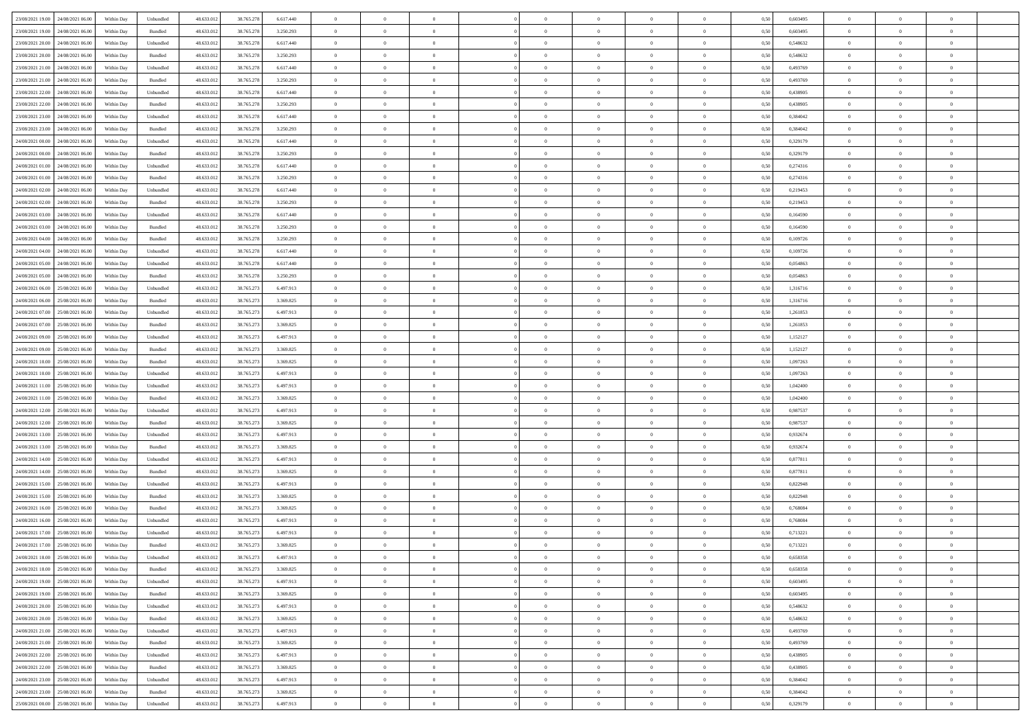| 23/08/2021 19:00 | 24/08/2021 06:00 | Within Day | Unbundled | 48.633.012 | 38.765.278 | 6.617.440 | 0 | 0 | 0 | 0 | 0 | 0 | 0 | 0,50 | 0,603495 | 0 | 0 | 0 |
|---|---|---|---|---|---|---|---|---|---|---|---|---|---|---|---|---|---|---|
| 23/08/2021 19:00 | 24/08/2021 06:00 | Within Day | Bundled | 48.633.012 | 38.765.278 | 3.250.293 | 0 | 0 | 0 | 0 | 0 | 0 | 0 | 0,50 | 0,603495 | 0 | 0 | 0 |
| 23/08/2021 20:00 | 24/08/2021 06:00 | Within Day | Unbundled | 48.633.012 | 38.765.278 | 6.617.440 | 0 | 0 | 0 | 0 | 0 | 0 | 0 | 0,50 | 0,548632 | 0 | 0 | 0 |
| 23/08/2021 20:00 | 24/08/2021 06:00 | Within Day | Bundled | 48.633.012 | 38.765.278 | 3.250.293 | 0 | 0 | 0 | 0 | 0 | 0 | 0 | 0,50 | 0,548632 | 0 | 0 | 0 |
| 23/08/2021 21:00 | 24/08/2021 06:00 | Within Day | Unbundled | 48.633.012 | 38.765.278 | 6.617.440 | 0 | 0 | 0 | 0 | 0 | 0 | 0 | 0,50 | 0,493769 | 0 | 0 | 0 |
| 23/08/2021 21:00 | 24/08/2021 06:00 | Within Day | Bundled | 48.633.012 | 38.765.278 | 3.250.293 | 0 | 0 | 0 | 0 | 0 | 0 | 0 | 0,50 | 0,493769 | 0 | 0 | 0 |
| 23/08/2021 22:00 | 24/08/2021 06:00 | Within Day | Unbundled | 48.633.012 | 38.765.278 | 6.617.440 | 0 | 0 | 0 | 0 | 0 | 0 | 0 | 0,50 | 0,438905 | 0 | 0 | 0 |
| 23/08/2021 22:00 | 24/08/2021 06:00 | Within Day | Bundled | 48.633.012 | 38.765.278 | 3.250.293 | 0 | 0 | 0 | 0 | 0 | 0 | 0 | 0,50 | 0,438905 | 0 | 0 | 0 |
| 23/08/2021 23:00 | 24/08/2021 06:00 | Within Day | Unbundled | 48.633.012 | 38.765.278 | 6.617.440 | 0 | 0 | 0 | 0 | 0 | 0 | 0 | 0,50 | 0,384042 | 0 | 0 | 0 |
| 23/08/2021 23:00 | 24/08/2021 06:00 | Within Day | Bundled | 48.633.012 | 38.765.278 | 3.250.293 | 0 | 0 | 0 | 0 | 0 | 0 | 0 | 0,50 | 0,384042 | 0 | 0 | 0 |
| 24/08/2021 00:00 | 24/08/2021 06:00 | Within Day | Unbundled | 48.633.012 | 38.765.278 | 6.617.440 | 0 | 0 | 0 | 0 | 0 | 0 | 0 | 0,50 | 0,329179 | 0 | 0 | 0 |
| 24/08/2021 00:00 | 24/08/2021 06:00 | Within Day | Bundled | 48.633.012 | 38.765.278 | 3.250.293 | 0 | 0 | 0 | 0 | 0 | 0 | 0 | 0,50 | 0,329179 | 0 | 0 | 0 |
| 24/08/2021 01:00 | 24/08/2021 06:00 | Within Day | Unbundled | 48.633.012 | 38.765.278 | 6.617.440 | 0 | 0 | 0 | 0 | 0 | 0 | 0 | 0,50 | 0,274316 | 0 | 0 | 0 |
| 24/08/2021 01:00 | 24/08/2021 06:00 | Within Day | Bundled | 48.633.012 | 38.765.278 | 3.250.293 | 0 | 0 | 0 | 0 | 0 | 0 | 0 | 0,50 | 0,274316 | 0 | 0 | 0 |
| 24/08/2021 02:00 | 24/08/2021 06:00 | Within Day | Unbundled | 48.633.012 | 38.765.278 | 6.617.440 | 0 | 0 | 0 | 0 | 0 | 0 | 0 | 0,50 | 0,219453 | 0 | 0 | 0 |
| 24/08/2021 02:00 | 24/08/2021 06:00 | Within Day | Bundled | 48.633.012 | 38.765.278 | 3.250.293 | 0 | 0 | 0 | 0 | 0 | 0 | 0 | 0,50 | 0,219453 | 0 | 0 | 0 |
| 24/08/2021 03:00 | 24/08/2021 06:00 | Within Day | Unbundled | 48.633.012 | 38.765.278 | 6.617.440 | 0 | 0 | 0 | 0 | 0 | 0 | 0 | 0,50 | 0,164590 | 0 | 0 | 0 |
| 24/08/2021 03:00 | 24/08/2021 06:00 | Within Day | Bundled | 48.633.012 | 38.765.278 | 3.250.293 | 0 | 0 | 0 | 0 | 0 | 0 | 0 | 0,50 | 0,164590 | 0 | 0 | 0 |
| 24/08/2021 04:00 | 24/08/2021 06:00 | Within Day | Bundled | 48.633.012 | 38.765.278 | 3.250.293 | 0 | 0 | 0 | 0 | 0 | 0 | 0 | 0,50 | 0,109726 | 0 | 0 | 0 |
| 24/08/2021 04:00 | 24/08/2021 06:00 | Within Day | Unbundled | 48.633.012 | 38.765.278 | 6.617.440 | 0 | 0 | 0 | 0 | 0 | 0 | 0 | 0,50 | 0,109726 | 0 | 0 | 0 |
| 24/08/2021 05:00 | 24/08/2021 06:00 | Within Day | Unbundled | 48.633.012 | 38.765.278 | 6.617.440 | 0 | 0 | 0 | 0 | 0 | 0 | 0 | 0,50 | 0,054863 | 0 | 0 | 0 |
| 24/08/2021 05:00 | 24/08/2021 06:00 | Within Day | Bundled | 48.633.012 | 38.765.278 | 3.250.293 | 0 | 0 | 0 | 0 | 0 | 0 | 0 | 0,50 | 0,054863 | 0 | 0 | 0 |
| 24/08/2021 06:00 | 25/08/2021 06:00 | Within Day | Unbundled | 48.633.012 | 38.765.273 | 6.497.913 | 0 | 0 | 0 | 0 | 0 | 0 | 0 | 0,50 | 1,316716 | 0 | 0 | 0 |
| 24/08/2021 06:00 | 25/08/2021 06:00 | Within Day | Bundled | 48.633.012 | 38.765.273 | 3.369.825 | 0 | 0 | 0 | 0 | 0 | 0 | 0 | 0,50 | 1,316716 | 0 | 0 | 0 |
| 24/08/2021 07:00 | 25/08/2021 06:00 | Within Day | Unbundled | 48.633.012 | 38.765.273 | 6.497.913 | 0 | 0 | 0 | 0 | 0 | 0 | 0 | 0,50 | 1,261853 | 0 | 0 | 0 |
| 24/08/2021 07:00 | 25/08/2021 06:00 | Within Day | Bundled | 48.633.012 | 38.765.273 | 3.369.825 | 0 | 0 | 0 | 0 | 0 | 0 | 0 | 0,50 | 1,261853 | 0 | 0 | 0 |
| 24/08/2021 09:00 | 25/08/2021 06:00 | Within Day | Unbundled | 48.633.012 | 38.765.273 | 6.497.913 | 0 | 0 | 0 | 0 | 0 | 0 | 0 | 0,50 | 1,152127 | 0 | 0 | 0 |
| 24/08/2021 09:00 | 25/08/2021 06:00 | Within Day | Bundled | 48.633.012 | 38.765.273 | 3.369.825 | 0 | 0 | 0 | 0 | 0 | 0 | 0 | 0,50 | 1,152127 | 0 | 0 | 0 |
| 24/08/2021 10:00 | 25/08/2021 06:00 | Within Day | Bundled | 48.633.012 | 38.765.273 | 3.369.825 | 0 | 0 | 0 | 0 | 0 | 0 | 0 | 0,50 | 1,097263 | 0 | 0 | 0 |
| 24/08/2021 10:00 | 25/08/2021 06:00 | Within Day | Unbundled | 48.633.012 | 38.765.273 | 6.497.913 | 0 | 0 | 0 | 0 | 0 | 0 | 0 | 0,50 | 1,097263 | 0 | 0 | 0 |
| 24/08/2021 11:00 | 25/08/2021 06:00 | Within Day | Unbundled | 48.633.012 | 38.765.273 | 6.497.913 | 0 | 0 | 0 | 0 | 0 | 0 | 0 | 0,50 | 1,042400 | 0 | 0 | 0 |
| 24/08/2021 11:00 | 25/08/2021 06:00 | Within Day | Bundled | 48.633.012 | 38.765.273 | 3.369.825 | 0 | 0 | 0 | 0 | 0 | 0 | 0 | 0,50 | 1,042400 | 0 | 0 | 0 |
| 24/08/2021 12:00 | 25/08/2021 06:00 | Within Day | Unbundled | 48.633.012 | 38.765.273 | 6.497.913 | 0 | 0 | 0 | 0 | 0 | 0 | 0 | 0,50 | 0,987537 | 0 | 0 | 0 |
| 24/08/2021 12:00 | 25/08/2021 06:00 | Within Day | Bundled | 48.633.012 | 38.765.273 | 3.369.825 | 0 | 0 | 0 | 0 | 0 | 0 | 0 | 0,50 | 0,987537 | 0 | 0 | 0 |
| 24/08/2021 13:00 | 25/08/2021 06:00 | Within Day | Unbundled | 48.633.012 | 38.765.273 | 6.497.913 | 0 | 0 | 0 | 0 | 0 | 0 | 0 | 0,50 | 0,932674 | 0 | 0 | 0 |
| 24/08/2021 13:00 | 25/08/2021 06:00 | Within Day | Bundled | 48.633.012 | 38.765.273 | 3.369.825 | 0 | 0 | 0 | 0 | 0 | 0 | 0 | 0,50 | 0,932674 | 0 | 0 | 0 |
| 24/08/2021 14:00 | 25/08/2021 06:00 | Within Day | Unbundled | 48.633.012 | 38.765.273 | 6.497.913 | 0 | 0 | 0 | 0 | 0 | 0 | 0 | 0,50 | 0,877811 | 0 | 0 | 0 |
| 24/08/2021 14:00 | 25/08/2021 06:00 | Within Day | Bundled | 48.633.012 | 38.765.273 | 3.369.825 | 0 | 0 | 0 | 0 | 0 | 0 | 0 | 0,50 | 0,877811 | 0 | 0 | 0 |
| 24/08/2021 15:00 | 25/08/2021 06:00 | Within Day | Unbundled | 48.633.012 | 38.765.273 | 6.497.913 | 0 | 0 | 0 | 0 | 0 | 0 | 0 | 0,50 | 0,822948 | 0 | 0 | 0 |
| 24/08/2021 15:00 | 25/08/2021 06:00 | Within Day | Bundled | 48.633.012 | 38.765.273 | 3.369.825 | 0 | 0 | 0 | 0 | 0 | 0 | 0 | 0,50 | 0,822948 | 0 | 0 | 0 |
| 24/08/2021 16:00 | 25/08/2021 06:00 | Within Day | Bundled | 48.633.012 | 38.765.273 | 3.369.825 | 0 | 0 | 0 | 0 | 0 | 0 | 0 | 0,50 | 0,768084 | 0 | 0 | 0 |
| 24/08/2021 16:00 | 25/08/2021 06:00 | Within Day | Unbundled | 48.633.012 | 38.765.273 | 6.497.913 | 0 | 0 | 0 | 0 | 0 | 0 | 0 | 0,50 | 0,768084 | 0 | 0 | 0 |
| 24/08/2021 17:00 | 25/08/2021 06:00 | Within Day | Unbundled | 48.633.012 | 38.765.273 | 6.497.913 | 0 | 0 | 0 | 0 | 0 | 0 | 0 | 0,50 | 0,713221 | 0 | 0 | 0 |
| 24/08/2021 17:00 | 25/08/2021 06:00 | Within Day | Bundled | 48.633.012 | 38.765.273 | 3.369.825 | 0 | 0 | 0 | 0 | 0 | 0 | 0 | 0,50 | 0,713221 | 0 | 0 | 0 |
| 24/08/2021 18:00 | 25/08/2021 06:00 | Within Day | Unbundled | 48.633.012 | 38.765.273 | 6.497.913 | 0 | 0 | 0 | 0 | 0 | 0 | 0 | 0,50 | 0,658358 | 0 | 0 | 0 |
| 24/08/2021 18:00 | 25/08/2021 06:00 | Within Day | Bundled | 48.633.012 | 38.765.273 | 3.369.825 | 0 | 0 | 0 | 0 | 0 | 0 | 0 | 0,50 | 0,658358 | 0 | 0 | 0 |
| 24/08/2021 19:00 | 25/08/2021 06:00 | Within Day | Unbundled | 48.633.012 | 38.765.273 | 6.497.913 | 0 | 0 | 0 | 0 | 0 | 0 | 0 | 0,50 | 0,603495 | 0 | 0 | 0 |
| 24/08/2021 19:00 | 25/08/2021 06:00 | Within Day | Bundled | 48.633.012 | 38.765.273 | 3.369.825 | 0 | 0 | 0 | 0 | 0 | 0 | 0 | 0,50 | 0,603495 | 0 | 0 | 0 |
| 24/08/2021 20:00 | 25/08/2021 06:00 | Within Day | Unbundled | 48.633.012 | 38.765.273 | 6.497.913 | 0 | 0 | 0 | 0 | 0 | 0 | 0 | 0,50 | 0,548632 | 0 | 0 | 0 |
| 24/08/2021 20:00 | 25/08/2021 06:00 | Within Day | Bundled | 48.633.012 | 38.765.273 | 3.369.825 | 0 | 0 | 0 | 0 | 0 | 0 | 0 | 0,50 | 0,548632 | 0 | 0 | 0 |
| 24/08/2021 21:00 | 25/08/2021 06:00 | Within Day | Unbundled | 48.633.012 | 38.765.273 | 6.497.913 | 0 | 0 | 0 | 0 | 0 | 0 | 0 | 0,50 | 0,493769 | 0 | 0 | 0 |
| 24/08/2021 21:00 | 25/08/2021 06:00 | Within Day | Bundled | 48.633.012 | 38.765.273 | 3.369.825 | 0 | 0 | 0 | 0 | 0 | 0 | 0 | 0,50 | 0,493769 | 0 | 0 | 0 |
| 24/08/2021 22:00 | 25/08/2021 06:00 | Within Day | Unbundled | 48.633.012 | 38.765.273 | 6.497.913 | 0 | 0 | 0 | 0 | 0 | 0 | 0 | 0,50 | 0,438905 | 0 | 0 | 0 |
| 24/08/2021 22:00 | 25/08/2021 06:00 | Within Day | Bundled | 48.633.012 | 38.765.273 | 3.369.825 | 0 | 0 | 0 | 0 | 0 | 0 | 0 | 0,50 | 0,438905 | 0 | 0 | 0 |
| 24/08/2021 23:00 | 25/08/2021 06:00 | Within Day | Unbundled | 48.633.012 | 38.765.273 | 6.497.913 | 0 | 0 | 0 | 0 | 0 | 0 | 0 | 0,50 | 0,384042 | 0 | 0 | 0 |
| 24/08/2021 23:00 | 25/08/2021 06:00 | Within Day | Bundled | 48.633.012 | 38.765.273 | 3.369.825 | 0 | 0 | 0 | 0 | 0 | 0 | 0 | 0,50 | 0,384042 | 0 | 0 | 0 |
| 25/08/2021 00:00 | 25/08/2021 06:00 | Within Day | Unbundled | 48.633.012 | 38.765.273 | 6.497.913 | 0 | 0 | 0 | 0 | 0 | 0 | 0 | 0,50 | 0,329179 | 0 | 0 | 0 |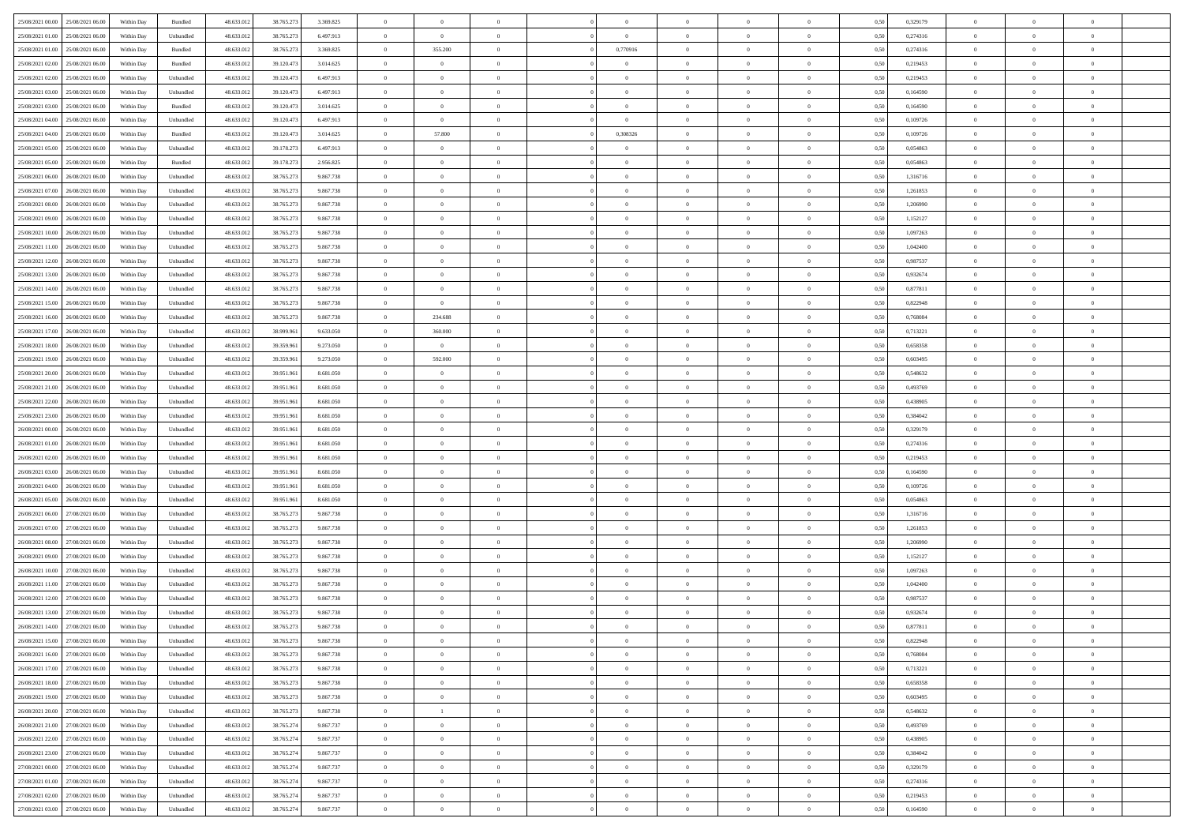| | | | | | | | | | | | | | | | | | | | | | |
|---|---|---|---|---|---|---|---|---|---|---|---|---|---|---|---|---|---|---|---|---|---|
| 25/08/2021 00:00 | 25/08/2021 06:00 | Within Day | Bundled | 48.633.012 | 38.765.273 | 3.369.825 | 0 | 0 | 0 | | | 0 | 0 | 0 | 0 | 0,50 | 0,329179 | 0 | 0 | 0 | |
| 25/08/2021 01:00 | 25/08/2021 06:00 | Within Day | Unbundled | 48.633.012 | 38.765.273 | 6.497.913 | 0 | 0 | 0 | | | 0 | 0 | 0 | 0 | 0,50 | 0,274316 | 0 | 0 | 0 | |
| 25/08/2021 01:00 | 25/08/2021 06:00 | Within Day | Bundled | 48.633.012 | 38.765.273 | 3.369.825 | 0 | 355.200 | 0 | | | 0,770916 | 0 | 0 | 0 | 0,50 | 0,274316 | 0 | 0 | 0 | |
| 25/08/2021 02:00 | 25/08/2021 06:00 | Within Day | Bundled | 48.633.012 | 39.120.473 | 3.014.625 | 0 | 0 | 0 | | | 0 | 0 | 0 | 0 | 0,50 | 0,219453 | 0 | 0 | 0 | |
| 25/08/2021 02:00 | 25/08/2021 06:00 | Within Day | Unbundled | 48.633.012 | 39.120.473 | 6.497.913 | 0 | 0 | 0 | | | 0 | 0 | 0 | 0 | 0,50 | 0,219453 | 0 | 0 | 0 | |
| 25/08/2021 03:00 | 25/08/2021 06:00 | Within Day | Unbundled | 48.633.012 | 39.120.473 | 6.497.913 | 0 | 0 | 0 | | | 0 | 0 | 0 | 0 | 0,50 | 0,164590 | 0 | 0 | 0 | |
| 25/08/2021 03:00 | 25/08/2021 06:00 | Within Day | Bundled | 48.633.012 | 39.120.473 | 3.014.625 | 0 | 0 | 0 | | | 0 | 0 | 0 | 0 | 0,50 | 0,164590 | 0 | 0 | 0 | |
| 25/08/2021 04:00 | 25/08/2021 06:00 | Within Day | Unbundled | 48.633.012 | 39.120.473 | 6.497.913 | 0 | 0 | 0 | | | 0 | 0 | 0 | 0 | 0,50 | 0,109726 | 0 | 0 | 0 | |
| 25/08/2021 04:00 | 25/08/2021 06:00 | Within Day | Bundled | 48.633.012 | 39.120.473 | 3.014.625 | 0 | 57.800 | 0 | | | 0,308326 | 0 | 0 | 0 | 0,50 | 0,109726 | 0 | 0 | 0 | |
| 25/08/2021 05:00 | 25/08/2021 06:00 | Within Day | Unbundled | 48.633.012 | 39.178.273 | 6.497.913 | 0 | 0 | 0 | | | 0 | 0 | 0 | 0 | 0,50 | 0,054863 | 0 | 0 | 0 | |
| 25/08/2021 05:00 | 25/08/2021 06:00 | Within Day | Bundled | 48.633.012 | 39.178.273 | 2.956.825 | 0 | 0 | 0 | | | 0 | 0 | 0 | 0 | 0,50 | 0,054863 | 0 | 0 | 0 | |
| 25/08/2021 06:00 | 26/08/2021 06:00 | Within Day | Unbundled | 48.633.012 | 38.765.273 | 9.867.738 | 0 | 0 | 0 | | | 0 | 0 | 0 | 0 | 0,50 | 1,316716 | 0 | 0 | 0 | |
| 25/08/2021 07:00 | 26/08/2021 06:00 | Within Day | Unbundled | 48.633.012 | 38.765.273 | 9.867.738 | 0 | 0 | 0 | | | 0 | 0 | 0 | 0 | 0,50 | 1,261853 | 0 | 0 | 0 | |
| 25/08/2021 08:00 | 26/08/2021 06:00 | Within Day | Unbundled | 48.633.012 | 38.765.273 | 9.867.738 | 0 | 0 | 0 | | | 0 | 0 | 0 | 0 | 0,50 | 1,206990 | 0 | 0 | 0 | |
| 25/08/2021 09:00 | 26/08/2021 06:00 | Within Day | Unbundled | 48.633.012 | 38.765.273 | 9.867.738 | 0 | 0 | 0 | | | 0 | 0 | 0 | 0 | 0,50 | 1,152127 | 0 | 0 | 0 | |
| 25/08/2021 10:00 | 26/08/2021 06:00 | Within Day | Unbundled | 48.633.012 | 38.765.273 | 9.867.738 | 0 | 0 | 0 | | | 0 | 0 | 0 | 0 | 0,50 | 1,097263 | 0 | 0 | 0 | |
| 25/08/2021 11:00 | 26/08/2021 06:00 | Within Day | Unbundled | 48.633.012 | 38.765.273 | 9.867.738 | 0 | 0 | 0 | | | 0 | 0 | 0 | 0 | 0,50 | 1,042400 | 0 | 0 | 0 | |
| 25/08/2021 12:00 | 26/08/2021 06:00 | Within Day | Unbundled | 48.633.012 | 38.765.273 | 9.867.738 | 0 | 0 | 0 | | | 0 | 0 | 0 | 0 | 0,50 | 0,987537 | 0 | 0 | 0 | |
| 25/08/2021 13:00 | 26/08/2021 06:00 | Within Day | Unbundled | 48.633.012 | 38.765.273 | 9.867.738 | 0 | 0 | 0 | | | 0 | 0 | 0 | 0 | 0,50 | 0,932674 | 0 | 0 | 0 | |
| 25/08/2021 14:00 | 26/08/2021 06:00 | Within Day | Unbundled | 48.633.012 | 38.765.273 | 9.867.738 | 0 | 0 | 0 | | | 0 | 0 | 0 | 0 | 0,50 | 0,877811 | 0 | 0 | 0 | |
| 25/08/2021 15:00 | 26/08/2021 06:00 | Within Day | Unbundled | 48.633.012 | 38.765.273 | 9.867.738 | 0 | 0 | 0 | | | 0 | 0 | 0 | 0 | 0,50 | 0,822948 | 0 | 0 | 0 | |
| 25/08/2021 16:00 | 26/08/2021 06:00 | Within Day | Unbundled | 48.633.012 | 38.765.273 | 9.867.738 | 0 | 234.688 | 0 | | | 0 | 0 | 0 | 0 | 0,50 | 0,768084 | 0 | 0 | 0 | |
| 25/08/2021 17:00 | 26/08/2021 06:00 | Within Day | Unbundled | 48.633.012 | 38.999.961 | 9.633.050 | 0 | 360.000 | 0 | | | 0 | 0 | 0 | 0 | 0,50 | 0,713221 | 0 | 0 | 0 | |
| 25/08/2021 18:00 | 26/08/2021 06:00 | Within Day | Unbundled | 48.633.012 | 39.359.961 | 9.273.050 | 0 | 0 | 0 | | | 0 | 0 | 0 | 0 | 0,50 | 0,658358 | 0 | 0 | 0 | |
| 25/08/2021 19:00 | 26/08/2021 06:00 | Within Day | Unbundled | 48.633.012 | 39.359.961 | 9.273.050 | 0 | 592.000 | 0 | | | 0 | 0 | 0 | 0 | 0,50 | 0,603495 | 0 | 0 | 0 | |
| 25/08/2021 20:00 | 26/08/2021 06:00 | Within Day | Unbundled | 48.633.012 | 39.951.961 | 8.681.050 | 0 | 0 | 0 | | | 0 | 0 | 0 | 0 | 0,50 | 0,548632 | 0 | 0 | 0 | |
| 25/08/2021 21:00 | 26/08/2021 06:00 | Within Day | Unbundled | 48.633.012 | 39.951.961 | 8.681.050 | 0 | 0 | 0 | | | 0 | 0 | 0 | 0 | 0,50 | 0,493769 | 0 | 0 | 0 | |
| 25/08/2021 22:00 | 26/08/2021 06:00 | Within Day | Unbundled | 48.633.012 | 39.951.961 | 8.681.050 | 0 | 0 | 0 | | | 0 | 0 | 0 | 0 | 0,50 | 0,438905 | 0 | 0 | 0 | |
| 25/08/2021 23:00 | 26/08/2021 06:00 | Within Day | Unbundled | 48.633.012 | 39.951.961 | 8.681.050 | 0 | 0 | 0 | | | 0 | 0 | 0 | 0 | 0,50 | 0,384042 | 0 | 0 | 0 | |
| 26/08/2021 00:00 | 26/08/2021 06:00 | Within Day | Unbundled | 48.633.012 | 39.951.961 | 8.681.050 | 0 | 0 | 0 | | | 0 | 0 | 0 | 0 | 0,50 | 0,329179 | 0 | 0 | 0 | |
| 26/08/2021 01:00 | 26/08/2021 06:00 | Within Day | Unbundled | 48.633.012 | 39.951.961 | 8.681.050 | 0 | 0 | 0 | | | 0 | 0 | 0 | 0 | 0,50 | 0,274316 | 0 | 0 | 0 | |
| 26/08/2021 02:00 | 26/08/2021 06:00 | Within Day | Unbundled | 48.633.012 | 39.951.961 | 8.681.050 | 0 | 0 | 0 | | | 0 | 0 | 0 | 0 | 0,50 | 0,219453 | 0 | 0 | 0 | |
| 26/08/2021 03:00 | 26/08/2021 06:00 | Within Day | Unbundled | 48.633.012 | 39.951.961 | 8.681.050 | 0 | 0 | 0 | | | 0 | 0 | 0 | 0 | 0,50 | 0,164590 | 0 | 0 | 0 | |
| 26/08/2021 04:00 | 26/08/2021 06:00 | Within Day | Unbundled | 48.633.012 | 39.951.961 | 8.681.050 | 0 | 0 | 0 | | | 0 | 0 | 0 | 0 | 0,50 | 0,109726 | 0 | 0 | 0 | |
| 26/08/2021 05:00 | 26/08/2021 06:00 | Within Day | Unbundled | 48.633.012 | 39.951.961 | 8.681.050 | 0 | 0 | 0 | | | 0 | 0 | 0 | 0 | 0,50 | 0,054863 | 0 | 0 | 0 | |
| 26/08/2021 06:00 | 27/08/2021 06:00 | Within Day | Unbundled | 48.633.012 | 38.765.273 | 9.867.738 | 0 | 0 | 0 | | | 0 | 0 | 0 | 0 | 0,50 | 1,316716 | 0 | 0 | 0 | |
| 26/08/2021 07:00 | 27/08/2021 06:00 | Within Day | Unbundled | 48.633.012 | 38.765.273 | 9.867.738 | 0 | 0 | 0 | | | 0 | 0 | 0 | 0 | 0,50 | 1,261853 | 0 | 0 | 0 | |
| 26/08/2021 08:00 | 27/08/2021 06:00 | Within Day | Unbundled | 48.633.012 | 38.765.273 | 9.867.738 | 0 | 0 | 0 | | | 0 | 0 | 0 | 0 | 0,50 | 1,206990 | 0 | 0 | 0 | |
| 26/08/2021 09:00 | 27/08/2021 06:00 | Within Day | Unbundled | 48.633.012 | 38.765.273 | 9.867.738 | 0 | 0 | 0 | | | 0 | 0 | 0 | 0 | 0,50 | 1,152127 | 0 | 0 | 0 | |
| 26/08/2021 10:00 | 27/08/2021 06:00 | Within Day | Unbundled | 48.633.012 | 38.765.273 | 9.867.738 | 0 | 0 | 0 | | | 0 | 0 | 0 | 0 | 0,50 | 1,097263 | 0 | 0 | 0 | |
| 26/08/2021 11:00 | 27/08/2021 06:00 | Within Day | Unbundled | 48.633.012 | 38.765.273 | 9.867.738 | 0 | 0 | 0 | | | 0 | 0 | 0 | 0 | 0,50 | 1,042400 | 0 | 0 | 0 | |
| 26/08/2021 12:00 | 27/08/2021 06:00 | Within Day | Unbundled | 48.633.012 | 38.765.273 | 9.867.738 | 0 | 0 | 0 | | | 0 | 0 | 0 | 0 | 0,50 | 0,987537 | 0 | 0 | 0 | |
| 26/08/2021 13:00 | 27/08/2021 06:00 | Within Day | Unbundled | 48.633.012 | 38.765.273 | 9.867.738 | 0 | 0 | 0 | | | 0 | 0 | 0 | 0 | 0,50 | 0,932674 | 0 | 0 | 0 | |
| 26/08/2021 14:00 | 27/08/2021 06:00 | Within Day | Unbundled | 48.633.012 | 38.765.273 | 9.867.738 | 0 | 0 | 0 | | | 0 | 0 | 0 | 0 | 0,50 | 0,877811 | 0 | 0 | 0 | |
| 26/08/2021 15:00 | 27/08/2021 06:00 | Within Day | Unbundled | 48.633.012 | 38.765.273 | 9.867.738 | 0 | 0 | 0 | | | 0 | 0 | 0 | 0 | 0,50 | 0,822948 | 0 | 0 | 0 | |
| 26/08/2021 16:00 | 27/08/2021 06:00 | Within Day | Unbundled | 48.633.012 | 38.765.273 | 9.867.738 | 0 | 0 | 0 | | | 0 | 0 | 0 | 0 | 0,50 | 0,768084 | 0 | 0 | 0 | |
| 26/08/2021 17:00 | 27/08/2021 06:00 | Within Day | Unbundled | 48.633.012 | 38.765.273 | 9.867.738 | 0 | 0 | 0 | | | 0 | 0 | 0 | 0 | 0,50 | 0,713221 | 0 | 0 | 0 | |
| 26/08/2021 18:00 | 27/08/2021 06:00 | Within Day | Unbundled | 48.633.012 | 38.765.273 | 9.867.738 | 0 | 0 | 0 | | | 0 | 0 | 0 | 0 | 0,50 | 0,658358 | 0 | 0 | 0 | |
| 26/08/2021 19:00 | 27/08/2021 06:00 | Within Day | Unbundled | 48.633.012 | 38.765.273 | 9.867.738 | 0 | 0 | 0 | | | 0 | 0 | 0 | 0 | 0,50 | 0,603495 | 0 | 0 | 0 | |
| 26/08/2021 20:00 | 27/08/2021 06:00 | Within Day | Unbundled | 48.633.012 | 38.765.273 | 9.867.738 | 0 | 1 | 0 | | | 0 | 0 | 0 | 0 | 0,50 | 0,548632 | 0 | 0 | 0 | |
| 26/08/2021 21:00 | 27/08/2021 06:00 | Within Day | Unbundled | 48.633.012 | 38.765.274 | 9.867.737 | 0 | 0 | 0 | | | 0 | 0 | 0 | 0 | 0,50 | 0,493769 | 0 | 0 | 0 | |
| 26/08/2021 22:00 | 27/08/2021 06:00 | Within Day | Unbundled | 48.633.012 | 38.765.274 | 9.867.737 | 0 | 0 | 0 | | | 0 | 0 | 0 | 0 | 0,50 | 0,438905 | 0 | 0 | 0 | |
| 26/08/2021 23:00 | 27/08/2021 06:00 | Within Day | Unbundled | 48.633.012 | 38.765.274 | 9.867.737 | 0 | 0 | 0 | | | 0 | 0 | 0 | 0 | 0,50 | 0,384042 | 0 | 0 | 0 | |
| 27/08/2021 00:00 | 27/08/2021 06:00 | Within Day | Unbundled | 48.633.012 | 38.765.274 | 9.867.737 | 0 | 0 | 0 | | | 0 | 0 | 0 | 0 | 0,50 | 0,329179 | 0 | 0 | 0 | |
| 27/08/2021 01:00 | 27/08/2021 06:00 | Within Day | Unbundled | 48.633.012 | 38.765.274 | 9.867.737 | 0 | 0 | 0 | | | 0 | 0 | 0 | 0 | 0,50 | 0,274316 | 0 | 0 | 0 | |
| 27/08/2021 02:00 | 27/08/2021 06:00 | Within Day | Unbundled | 48.633.012 | 38.765.274 | 9.867.737 | 0 | 0 | 0 | | | 0 | 0 | 0 | 0 | 0,50 | 0,219453 | 0 | 0 | 0 | |
| 27/08/2021 03:00 | 27/08/2021 06:00 | Within Day | Unbundled | 48.633.012 | 38.765.274 | 9.867.737 | 0 | 0 | 0 | | | 0 | 0 | 0 | 0 | 0,50 | 0,164590 | 0 | 0 | 0 | |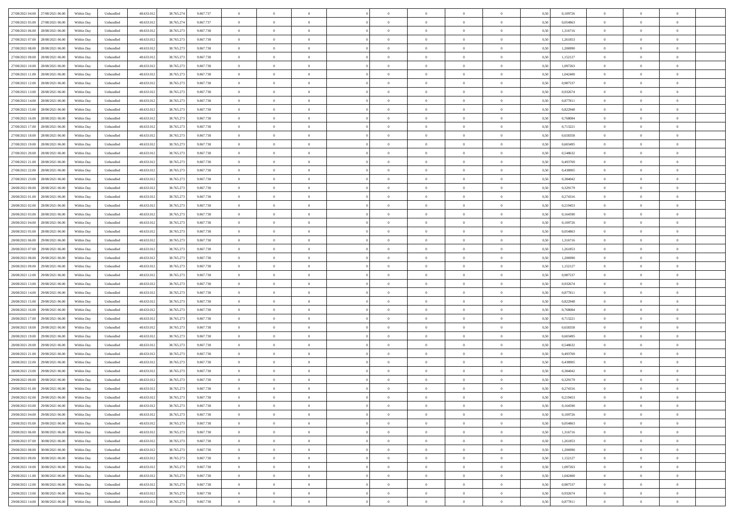| | | | | | | | | | | | | | | | | | | | | | |
|---|---|---|---|---|---|---|---|---|---|---|---|---|---|---|---|---|---|---|---|---|---|
| 27/08/2021 04:00 | 27/08/2021 06:00 | Within Day | Unbundled | 48.633.012 | 38.765.274 | 9.867.737 | 0 | 0 | 0 | | 0 | 0 | 0 | 0 | 0,50 | 0,109726 | 0 | 0 | 0 | |
| 27/08/2021 05:00 | 27/08/2021 06:00 | Within Day | Unbundled | 48.633.012 | 38.765.274 | 9.867.737 | 0 | 0 | 0 | | 0 | 0 | 0 | 0 | 0,50 | 0,054863 | 0 | 0 | 0 | |
| 27/08/2021 06:00 | 28/08/2021 06:00 | Within Day | Unbundled | 48.633.012 | 38.765.273 | 9.867.738 | 0 | 0 | 0 | | 0 | 0 | 0 | 0 | 0,50 | 1,316716 | 0 | 0 | 0 | |
| 27/08/2021 07:00 | 28/08/2021 06:00 | Within Day | Unbundled | 48.633.012 | 38.765.273 | 9.867.738 | 0 | 0 | 0 | | 0 | 0 | 0 | 0 | 0,50 | 1,261853 | 0 | 0 | 0 | |
| 27/08/2021 08:00 | 28/08/2021 06:00 | Within Day | Unbundled | 48.633.012 | 38.765.273 | 9.867.738 | 0 | 0 | 0 | | 0 | 0 | 0 | 0 | 0,50 | 1,206990 | 0 | 0 | 0 | |
| 27/08/2021 09:00 | 28/08/2021 06:00 | Within Day | Unbundled | 48.633.012 | 38.765.273 | 9.867.738 | 0 | 0 | 0 | | 0 | 0 | 0 | 0 | 0,50 | 1,152127 | 0 | 0 | 0 | |
| 27/08/2021 10:00 | 28/08/2021 06:00 | Within Day | Unbundled | 48.633.012 | 38.765.273 | 9.867.738 | 0 | 0 | 0 | | 0 | 0 | 0 | 0 | 0,50 | 1,097263 | 0 | 0 | 0 | |
| 27/08/2021 11:00 | 28/08/2021 06:00 | Within Day | Unbundled | 48.633.012 | 38.765.273 | 9.867.738 | 0 | 0 | 0 | | 0 | 0 | 0 | 0 | 0,50 | 1,042400 | 0 | 0 | 0 | |
| 27/08/2021 12:00 | 28/08/2021 06:00 | Within Day | Unbundled | 48.633.012 | 38.765.273 | 9.867.738 | 0 | 0 | 0 | | 0 | 0 | 0 | 0 | 0,50 | 0,987537 | 0 | 0 | 0 | |
| 27/08/2021 13:00 | 28/08/2021 06:00 | Within Day | Unbundled | 48.633.012 | 38.765.273 | 9.867.738 | 0 | 0 | 0 | | 0 | 0 | 0 | 0 | 0,50 | 0,932674 | 0 | 0 | 0 | |
| 27/08/2021 14:00 | 28/08/2021 06:00 | Within Day | Unbundled | 48.633.012 | 38.765.273 | 9.867.738 | 0 | 0 | 0 | | 0 | 0 | 0 | 0 | 0,50 | 0,877811 | 0 | 0 | 0 | |
| 27/08/2021 15:00 | 28/08/2021 06:00 | Within Day | Unbundled | 48.633.012 | 38.765.273 | 9.867.738 | 0 | 0 | 0 | | 0 | 0 | 0 | 0 | 0,50 | 0,822948 | 0 | 0 | 0 | |
| 27/08/2021 16:00 | 28/08/2021 06:00 | Within Day | Unbundled | 48.633.012 | 38.765.273 | 9.867.738 | 0 | 0 | 0 | | 0 | 0 | 0 | 0 | 0,50 | 0,768084 | 0 | 0 | 0 | |
| 27/08/2021 17:00 | 28/08/2021 06:00 | Within Day | Unbundled | 48.633.012 | 38.765.273 | 9.867.738 | 0 | 0 | 0 | | 0 | 0 | 0 | 0 | 0,50 | 0,713221 | 0 | 0 | 0 | |
| 27/08/2021 18:00 | 28/08/2021 06:00 | Within Day | Unbundled | 48.633.012 | 38.765.273 | 9.867.738 | 0 | 0 | 0 | | 0 | 0 | 0 | 0 | 0,50 | 0,658358 | 0 | 0 | 0 | |
| 27/08/2021 19:00 | 28/08/2021 06:00 | Within Day | Unbundled | 48.633.012 | 38.765.273 | 9.867.738 | 0 | 0 | 0 | | 0 | 0 | 0 | 0 | 0,50 | 0,603495 | 0 | 0 | 0 | |
| 27/08/2021 20:00 | 28/08/2021 06:00 | Within Day | Unbundled | 48.633.012 | 38.765.273 | 9.867.738 | 0 | 0 | 0 | | 0 | 0 | 0 | 0 | 0,50 | 0,548632 | 0 | 0 | 0 | |
| 27/08/2021 21:00 | 28/08/2021 06:00 | Within Day | Unbundled | 48.633.012 | 38.765.273 | 9.867.738 | 0 | 0 | 0 | | 0 | 0 | 0 | 0 | 0,50 | 0,493769 | 0 | 0 | 0 | |
| 27/08/2021 22:00 | 28/08/2021 06:00 | Within Day | Unbundled | 48.633.012 | 38.765.273 | 9.867.738 | 0 | 0 | 0 | | 0 | 0 | 0 | 0 | 0,50 | 0,438905 | 0 | 0 | 0 | |
| 27/08/2021 23:00 | 28/08/2021 06:00 | Within Day | Unbundled | 48.633.012 | 38.765.273 | 9.867.738 | 0 | 0 | 0 | | 0 | 0 | 0 | 0 | 0,50 | 0,384042 | 0 | 0 | 0 | |
| 28/08/2021 00:00 | 28/08/2021 06:00 | Within Day | Unbundled | 48.633.012 | 38.765.273 | 9.867.738 | 0 | 0 | 0 | | 0 | 0 | 0 | 0 | 0,50 | 0,329179 | 0 | 0 | 0 | |
| 28/08/2021 01:00 | 28/08/2021 06:00 | Within Day | Unbundled | 48.633.012 | 38.765.273 | 9.867.738 | 0 | 0 | 0 | | 0 | 0 | 0 | 0 | 0,50 | 0,274316 | 0 | 0 | 0 | |
| 28/08/2021 02:00 | 28/08/2021 06:00 | Within Day | Unbundled | 48.633.012 | 38.765.273 | 9.867.738 | 0 | 0 | 0 | | 0 | 0 | 0 | 0 | 0,50 | 0,219453 | 0 | 0 | 0 | |
| 28/08/2021 03:00 | 28/08/2021 06:00 | Within Day | Unbundled | 48.633.012 | 38.765.273 | 9.867.738 | 0 | 0 | 0 | | 0 | 0 | 0 | 0 | 0,50 | 0,164590 | 0 | 0 | 0 | |
| 28/08/2021 04:00 | 28/08/2021 06:00 | Within Day | Unbundled | 48.633.012 | 38.765.273 | 9.867.738 | 0 | 0 | 0 | | 0 | 0 | 0 | 0 | 0,50 | 0,109726 | 0 | 0 | 0 | |
| 28/08/2021 05:00 | 28/08/2021 06:00 | Within Day | Unbundled | 48.633.012 | 38.765.273 | 9.867.738 | 0 | 0 | 0 | | 0 | 0 | 0 | 0 | 0,50 | 0,054863 | 0 | 0 | 0 | |
| 28/08/2021 06:00 | 29/08/2021 06:00 | Within Day | Unbundled | 48.633.012 | 38.765.273 | 9.867.738 | 0 | 0 | 0 | | 0 | 0 | 0 | 0 | 0,50 | 1,316716 | 0 | 0 | 0 | |
| 28/08/2021 07:00 | 29/08/2021 06:00 | Within Day | Unbundled | 48.633.012 | 38.765.273 | 9.867.738 | 0 | 0 | 0 | | 0 | 0 | 0 | 0 | 0,50 | 1,261853 | 0 | 0 | 0 | |
| 28/08/2021 08:00 | 29/08/2021 06:00 | Within Day | Unbundled | 48.633.012 | 38.765.273 | 9.867.738 | 0 | 0 | 0 | | 0 | 0 | 0 | 0 | 0,50 | 1,206990 | 0 | 0 | 0 | |
| 28/08/2021 09:00 | 29/08/2021 06:00 | Within Day | Unbundled | 48.633.012 | 38.765.273 | 9.867.738 | 0 | 0 | 0 | | 0 | 0 | 0 | 0 | 0,50 | 1,152127 | 0 | 0 | 0 | |
| 28/08/2021 12:00 | 29/08/2021 06:00 | Within Day | Unbundled | 48.633.012 | 38.765.273 | 9.867.738 | 0 | 0 | 0 | | 0 | 0 | 0 | 0 | 0,50 | 0,987537 | 0 | 0 | 0 | |
| 28/08/2021 13:00 | 29/08/2021 06:00 | Within Day | Unbundled | 48.633.012 | 38.765.273 | 9.867.738 | 0 | 0 | 0 | | 0 | 0 | 0 | 0 | 0,50 | 0,932674 | 0 | 0 | 0 | |
| 28/08/2021 14:00 | 29/08/2021 06:00 | Within Day | Unbundled | 48.633.012 | 38.765.273 | 9.867.738 | 0 | 0 | 0 | | 0 | 0 | 0 | 0 | 0,50 | 0,877811 | 0 | 0 | 0 | |
| 28/08/2021 15:00 | 29/08/2021 06:00 | Within Day | Unbundled | 48.633.012 | 38.765.273 | 9.867.738 | 0 | 0 | 0 | | 0 | 0 | 0 | 0 | 0,50 | 0,822948 | 0 | 0 | 0 | |
| 28/08/2021 16:00 | 29/08/2021 06:00 | Within Day | Unbundled | 48.633.012 | 38.765.273 | 9.867.738 | 0 | 0 | 0 | | 0 | 0 | 0 | 0 | 0,50 | 0,768084 | 0 | 0 | 0 | |
| 28/08/2021 17:00 | 29/08/2021 06:00 | Within Day | Unbundled | 48.633.012 | 38.765.273 | 9.867.738 | 0 | 0 | 0 | | 0 | 0 | 0 | 0 | 0,50 | 0,713221 | 0 | 0 | 0 | |
| 28/08/2021 18:00 | 29/08/2021 06:00 | Within Day | Unbundled | 48.633.012 | 38.765.273 | 9.867.738 | 0 | 0 | 0 | | 0 | 0 | 0 | 0 | 0,50 | 0,658358 | 0 | 0 | 0 | |
| 28/08/2021 19:00 | 29/08/2021 06:00 | Within Day | Unbundled | 48.633.012 | 38.765.273 | 9.867.738 | 0 | 0 | 0 | | 0 | 0 | 0 | 0 | 0,50 | 0,603495 | 0 | 0 | 0 | |
| 28/08/2021 20:00 | 29/08/2021 06:00 | Within Day | Unbundled | 48.633.012 | 38.765.273 | 9.867.738 | 0 | 0 | 0 | | 0 | 0 | 0 | 0 | 0,50 | 0,548632 | 0 | 0 | 0 | |
| 28/08/2021 21:00 | 29/08/2021 06:00 | Within Day | Unbundled | 48.633.012 | 38.765.273 | 9.867.738 | 0 | 0 | 0 | | 0 | 0 | 0 | 0 | 0,50 | 0,493769 | 0 | 0 | 0 | |
| 28/08/2021 22:00 | 29/08/2021 06:00 | Within Day | Unbundled | 48.633.012 | 38.765.273 | 9.867.738 | 0 | 0 | 0 | | 0 | 0 | 0 | 0 | 0,50 | 0,438905 | 0 | 0 | 0 | |
| 28/08/2021 23:00 | 29/08/2021 06:00 | Within Day | Unbundled | 48.633.012 | 38.765.273 | 9.867.738 | 0 | 0 | 0 | | 0 | 0 | 0 | 0 | 0,50 | 0,384042 | 0 | 0 | 0 | |
| 29/08/2021 00:00 | 29/08/2021 06:00 | Within Day | Unbundled | 48.633.012 | 38.765.273 | 9.867.738 | 0 | 0 | 0 | | 0 | 0 | 0 | 0 | 0,50 | 0,329179 | 0 | 0 | 0 | |
| 29/08/2021 01:00 | 29/08/2021 06:00 | Within Day | Unbundled | 48.633.012 | 38.765.273 | 9.867.738 | 0 | 0 | 0 | | 0 | 0 | 0 | 0 | 0,50 | 0,274316 | 0 | 0 | 0 | |
| 29/08/2021 02:00 | 29/08/2021 06:00 | Within Day | Unbundled | 48.633.012 | 38.765.273 | 9.867.738 | 0 | 0 | 0 | | 0 | 0 | 0 | 0 | 0,50 | 0,219453 | 0 | 0 | 0 | |
| 29/08/2021 03:00 | 29/08/2021 06:00 | Within Day | Unbundled | 48.633.012 | 38.765.273 | 9.867.738 | 0 | 0 | 0 | | 0 | 0 | 0 | 0 | 0,50 | 0,164590 | 0 | 0 | 0 | |
| 29/08/2021 04:00 | 29/08/2021 06:00 | Within Day | Unbundled | 48.633.012 | 38.765.273 | 9.867.738 | 0 | 0 | 0 | | 0 | 0 | 0 | 0 | 0,50 | 0,109726 | 0 | 0 | 0 | |
| 29/08/2021 05:00 | 29/08/2021 06:00 | Within Day | Unbundled | 48.633.012 | 38.765.273 | 9.867.738 | 0 | 0 | 0 | | 0 | 0 | 0 | 0 | 0,50 | 0,054863 | 0 | 0 | 0 | |
| 29/08/2021 06:00 | 30/08/2021 06:00 | Within Day | Unbundled | 48.633.012 | 38.765.273 | 9.867.738 | 0 | 0 | 0 | | 0 | 0 | 0 | 0 | 0,50 | 1,316716 | 0 | 0 | 0 | |
| 29/08/2021 07:00 | 30/08/2021 06:00 | Within Day | Unbundled | 48.633.012 | 38.765.273 | 9.867.738 | 0 | 0 | 0 | | 0 | 0 | 0 | 0 | 0,50 | 1,261853 | 0 | 0 | 0 | |
| 29/08/2021 08:00 | 30/08/2021 06:00 | Within Day | Unbundled | 48.633.012 | 38.765.273 | 9.867.738 | 0 | 0 | 0 | | 0 | 0 | 0 | 0 | 0,50 | 1,206990 | 0 | 0 | 0 | |
| 29/08/2021 09:00 | 30/08/2021 06:00 | Within Day | Unbundled | 48.633.012 | 38.765.273 | 9.867.738 | 0 | 0 | 0 | | 0 | 0 | 0 | 0 | 0,50 | 1,152127 | 0 | 0 | 0 | |
| 29/08/2021 10:00 | 30/08/2021 06:00 | Within Day | Unbundled | 48.633.012 | 38.765.273 | 9.867.738 | 0 | 0 | 0 | | 0 | 0 | 0 | 0 | 0,50 | 1,097263 | 0 | 0 | 0 | |
| 29/08/2021 11:00 | 30/08/2021 06:00 | Within Day | Unbundled | 48.633.012 | 38.765.273 | 9.867.738 | 0 | 0 | 0 | | 0 | 0 | 0 | 0 | 0,50 | 1,042400 | 0 | 0 | 0 | |
| 29/08/2021 12:00 | 30/08/2021 06:00 | Within Day | Unbundled | 48.633.012 | 38.765.273 | 9.867.738 | 0 | 0 | 0 | | 0 | 0 | 0 | 0 | 0,50 | 0,987537 | 0 | 0 | 0 | |
| 29/08/2021 13:00 | 30/08/2021 06:00 | Within Day | Unbundled | 48.633.012 | 38.765.273 | 9.867.738 | 0 | 0 | 0 | | 0 | 0 | 0 | 0 | 0,50 | 0,932674 | 0 | 0 | 0 | |
| 29/08/2021 14:00 | 30/08/2021 06:00 | Within Day | Unbundled | 48.633.012 | 38.765.273 | 9.867.738 | 0 | 0 | 0 | | 0 | 0 | 0 | 0 | 0,50 | 0,877811 | 0 | 0 | 0 | |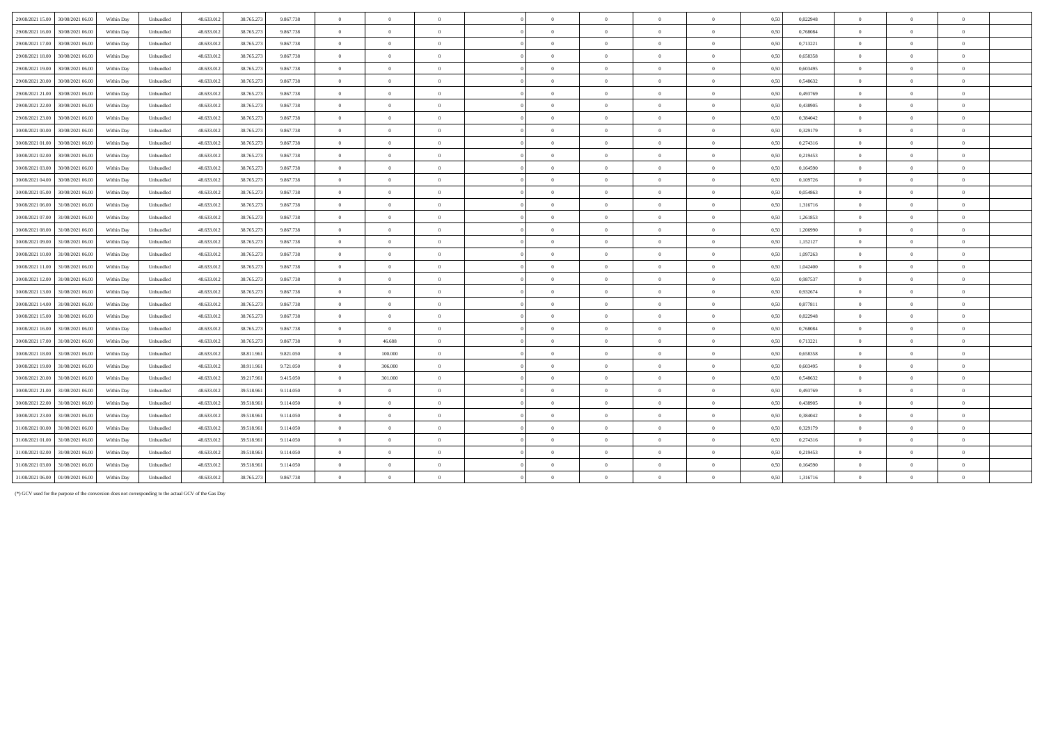| | | | | | | | | | | | | | | | | | | | | | |
|---|---|---|---|---|---|---|---|---|---|---|---|---|---|---|---|---|---|---|---|---|---|
| 29/08/2021 15.00 | 30/08/2021 06.00 | Within Day | Unbundled | 48.633.012 | 38.765.273 | 9.867.738 | 0 | 0 | 0 | | 0 | 0 | 0 | 0 | 0 | 0,50 | 0,822948 | 0 | 0 | 0 | |
| 29/08/2021 16.00 | 30/08/2021 06.00 | Within Day | Unbundled | 48.633.012 | 38.765.273 | 9.867.738 | 0 | 0 | 0 | | 0 | 0 | 0 | 0 | 0 | 0,50 | 0,768084 | 0 | 0 | 0 | |
| 29/08/2021 17.00 | 30/08/2021 06.00 | Within Day | Unbundled | 48.633.012 | 38.765.273 | 9.867.738 | 0 | 0 | 0 | | 0 | 0 | 0 | 0 | 0 | 0,50 | 0,713221 | 0 | 0 | 0 | |
| 29/08/2021 18.00 | 30/08/2021 06.00 | Within Day | Unbundled | 48.633.012 | 38.765.273 | 9.867.738 | 0 | 0 | 0 | | 0 | 0 | 0 | 0 | 0 | 0,50 | 0,658358 | 0 | 0 | 0 | |
| 29/08/2021 19.00 | 30/08/2021 06.00 | Within Day | Unbundled | 48.633.012 | 38.765.273 | 9.867.738 | 0 | 0 | 0 | | 0 | 0 | 0 | 0 | 0 | 0,50 | 0,603495 | 0 | 0 | 0 | |
| 29/08/2021 20.00 | 30/08/2021 06.00 | Within Day | Unbundled | 48.633.012 | 38.765.273 | 9.867.738 | 0 | 0 | 0 | | 0 | 0 | 0 | 0 | 0 | 0,50 | 0,548632 | 0 | 0 | 0 | |
| 29/08/2021 21.00 | 30/08/2021 06.00 | Within Day | Unbundled | 48.633.012 | 38.765.273 | 9.867.738 | 0 | 0 | 0 | | 0 | 0 | 0 | 0 | 0 | 0,50 | 0,493769 | 0 | 0 | 0 | |
| 29/08/2021 22.00 | 30/08/2021 06.00 | Within Day | Unbundled | 48.633.012 | 38.765.273 | 9.867.738 | 0 | 0 | 0 | | 0 | 0 | 0 | 0 | 0 | 0,50 | 0,438905 | 0 | 0 | 0 | |
| 29/08/2021 23.00 | 30/08/2021 06.00 | Within Day | Unbundled | 48.633.012 | 38.765.273 | 9.867.738 | 0 | 0 | 0 | | 0 | 0 | 0 | 0 | 0 | 0,50 | 0,384042 | 0 | 0 | 0 | |
| 30/08/2021 00.00 | 30/08/2021 06.00 | Within Day | Unbundled | 48.633.012 | 38.765.273 | 9.867.738 | 0 | 0 | 0 | | 0 | 0 | 0 | 0 | 0 | 0,50 | 0,329179 | 0 | 0 | 0 | |
| 30/08/2021 01.00 | 30/08/2021 06.00 | Within Day | Unbundled | 48.633.012 | 38.765.273 | 9.867.738 | 0 | 0 | 0 | | 0 | 0 | 0 | 0 | 0 | 0,50 | 0,274316 | 0 | 0 | 0 | |
| 30/08/2021 02.00 | 30/08/2021 06.00 | Within Day | Unbundled | 48.633.012 | 38.765.273 | 9.867.738 | 0 | 0 | 0 | | 0 | 0 | 0 | 0 | 0 | 0,50 | 0,219453 | 0 | 0 | 0 | |
| 30/08/2021 03.00 | 30/08/2021 06.00 | Within Day | Unbundled | 48.633.012 | 38.765.273 | 9.867.738 | 0 | 0 | 0 | | 0 | 0 | 0 | 0 | 0 | 0,50 | 0,164590 | 0 | 0 | 0 | |
| 30/08/2021 04.00 | 30/08/2021 06.00 | Within Day | Unbundled | 48.633.012 | 38.765.273 | 9.867.738 | 0 | 0 | 0 | | 0 | 0 | 0 | 0 | 0 | 0,50 | 0,109726 | 0 | 0 | 0 | |
| 30/08/2021 05.00 | 30/08/2021 06.00 | Within Day | Unbundled | 48.633.012 | 38.765.273 | 9.867.738 | 0 | 0 | 0 | | 0 | 0 | 0 | 0 | 0 | 0,50 | 0,054863 | 0 | 0 | 0 | |
| 30/08/2021 06.00 | 31/08/2021 06.00 | Within Day | Unbundled | 48.633.012 | 38.765.273 | 9.867.738 | 0 | 0 | 0 | | 0 | 0 | 0 | 0 | 0 | 0,50 | 1,316716 | 0 | 0 | 0 | |
| 30/08/2021 07.00 | 31/08/2021 06.00 | Within Day | Unbundled | 48.633.012 | 38.765.273 | 9.867.738 | 0 | 0 | 0 | | 0 | 0 | 0 | 0 | 0 | 0,50 | 1,261853 | 0 | 0 | 0 | |
| 30/08/2021 08.00 | 31/08/2021 06.00 | Within Day | Unbundled | 48.633.012 | 38.765.273 | 9.867.738 | 0 | 0 | 0 | | 0 | 0 | 0 | 0 | 0 | 0,50 | 1,206990 | 0 | 0 | 0 | |
| 30/08/2021 09.00 | 31/08/2021 06.00 | Within Day | Unbundled | 48.633.012 | 38.765.273 | 9.867.738 | 0 | 0 | 0 | | 0 | 0 | 0 | 0 | 0 | 0,50 | 1,152127 | 0 | 0 | 0 | |
| 30/08/2021 10.00 | 31/08/2021 06.00 | Within Day | Unbundled | 48.633.012 | 38.765.273 | 9.867.738 | 0 | 0 | 0 | | 0 | 0 | 0 | 0 | 0 | 0,50 | 1,097263 | 0 | 0 | 0 | |
| 30/08/2021 11.00 | 31/08/2021 06.00 | Within Day | Unbundled | 48.633.012 | 38.765.273 | 9.867.738 | 0 | 0 | 0 | | 0 | 0 | 0 | 0 | 0 | 0,50 | 1,042400 | 0 | 0 | 0 | |
| 30/08/2021 12.00 | 31/08/2021 06.00 | Within Day | Unbundled | 48.633.012 | 38.765.273 | 9.867.738 | 0 | 0 | 0 | | 0 | 0 | 0 | 0 | 0 | 0,50 | 0,987537 | 0 | 0 | 0 | |
| 30/08/2021 13.00 | 31/08/2021 06.00 | Within Day | Unbundled | 48.633.012 | 38.765.273 | 9.867.738 | 0 | 0 | 0 | | 0 | 0 | 0 | 0 | 0 | 0,50 | 0,932674 | 0 | 0 | 0 | |
| 30/08/2021 14.00 | 31/08/2021 06.00 | Within Day | Unbundled | 48.633.012 | 38.765.273 | 9.867.738 | 0 | 0 | 0 | | 0 | 0 | 0 | 0 | 0 | 0,50 | 0,877811 | 0 | 0 | 0 | |
| 30/08/2021 15.00 | 31/08/2021 06.00 | Within Day | Unbundled | 48.633.012 | 38.765.273 | 9.867.738 | 0 | 0 | 0 | | 0 | 0 | 0 | 0 | 0 | 0,50 | 0,822948 | 0 | 0 | 0 | |
| 30/08/2021 16.00 | 31/08/2021 06.00 | Within Day | Unbundled | 48.633.012 | 38.765.273 | 9.867.738 | 0 | 0 | 0 | | 0 | 0 | 0 | 0 | 0 | 0,50 | 0,768084 | 0 | 0 | 0 | |
| 30/08/2021 17.00 | 31/08/2021 06.00 | Within Day | Unbundled | 48.633.012 | 38.765.273 | 9.867.738 | 0 | 46.688 | 0 | | 0 | 0 | 0 | 0 | 0 | 0,50 | 0,713221 | 0 | 0 | 0 | |
| 30/08/2021 18.00 | 31/08/2021 06.00 | Within Day | Unbundled | 48.633.012 | 38.811.961 | 9.821.050 | 0 | 100.000 | 0 | | 0 | 0 | 0 | 0 | 0 | 0,50 | 0,658358 | 0 | 0 | 0 | |
| 30/08/2021 19.00 | 31/08/2021 06.00 | Within Day | Unbundled | 48.633.012 | 38.911.961 | 9.721.050 | 0 | 306.000 | 0 | | 0 | 0 | 0 | 0 | 0 | 0,50 | 0,603495 | 0 | 0 | 0 | |
| 30/08/2021 20.00 | 31/08/2021 06.00 | Within Day | Unbundled | 48.633.012 | 39.217.961 | 9.415.050 | 0 | 301.000 | 0 | | 0 | 0 | 0 | 0 | 0 | 0,50 | 0,548632 | 0 | 0 | 0 | |
| 30/08/2021 21.00 | 31/08/2021 06.00 | Within Day | Unbundled | 48.633.012 | 39.518.961 | 9.114.050 | 0 | 0 | 0 | | 0 | 0 | 0 | 0 | 0 | 0,50 | 0,493769 | 0 | 0 | 0 | |
| 30/08/2021 22.00 | 31/08/2021 06.00 | Within Day | Unbundled | 48.633.012 | 39.518.961 | 9.114.050 | 0 | 0 | 0 | | 0 | 0 | 0 | 0 | 0 | 0,50 | 0,438905 | 0 | 0 | 0 | |
| 30/08/2021 23.00 | 31/08/2021 06.00 | Within Day | Unbundled | 48.633.012 | 39.518.961 | 9.114.050 | 0 | 0 | 0 | | 0 | 0 | 0 | 0 | 0 | 0,50 | 0,384042 | 0 | 0 | 0 | |
| 31/08/2021 00.00 | 31/08/2021 06.00 | Within Day | Unbundled | 48.633.012 | 39.518.961 | 9.114.050 | 0 | 0 | 0 | | 0 | 0 | 0 | 0 | 0 | 0,50 | 0,329179 | 0 | 0 | 0 | |
| 31/08/2021 01.00 | 31/08/2021 06.00 | Within Day | Unbundled | 48.633.012 | 39.518.961 | 9.114.050 | 0 | 0 | 0 | | 0 | 0 | 0 | 0 | 0 | 0,50 | 0,274316 | 0 | 0 | 0 | |
| 31/08/2021 02.00 | 31/08/2021 06.00 | Within Day | Unbundled | 48.633.012 | 39.518.961 | 9.114.050 | 0 | 0 | 0 | | 0 | 0 | 0 | 0 | 0 | 0,50 | 0,219453 | 0 | 0 | 0 | |
| 31/08/2021 03.00 | 31/08/2021 06.00 | Within Day | Unbundled | 48.633.012 | 39.518.961 | 9.114.050 | 0 | 0 | 0 | | 0 | 0 | 0 | 0 | 0 | 0,50 | 0,164590 | 0 | 0 | 0 | |
| 31/08/2021 06.00 | 01/09/2021 06.00 | Within Day | Unbundled | 48.633.012 | 38.765.273 | 9.867.738 | 0 | 0 | 0 | | 0 | 0 | 0 | 0 | 0 | 0,50 | 1,316716 | 0 | 0 | 0 | |

(*) GCV used for the purpose of the conversion does not corresponding to the actual GCV of the Gas Day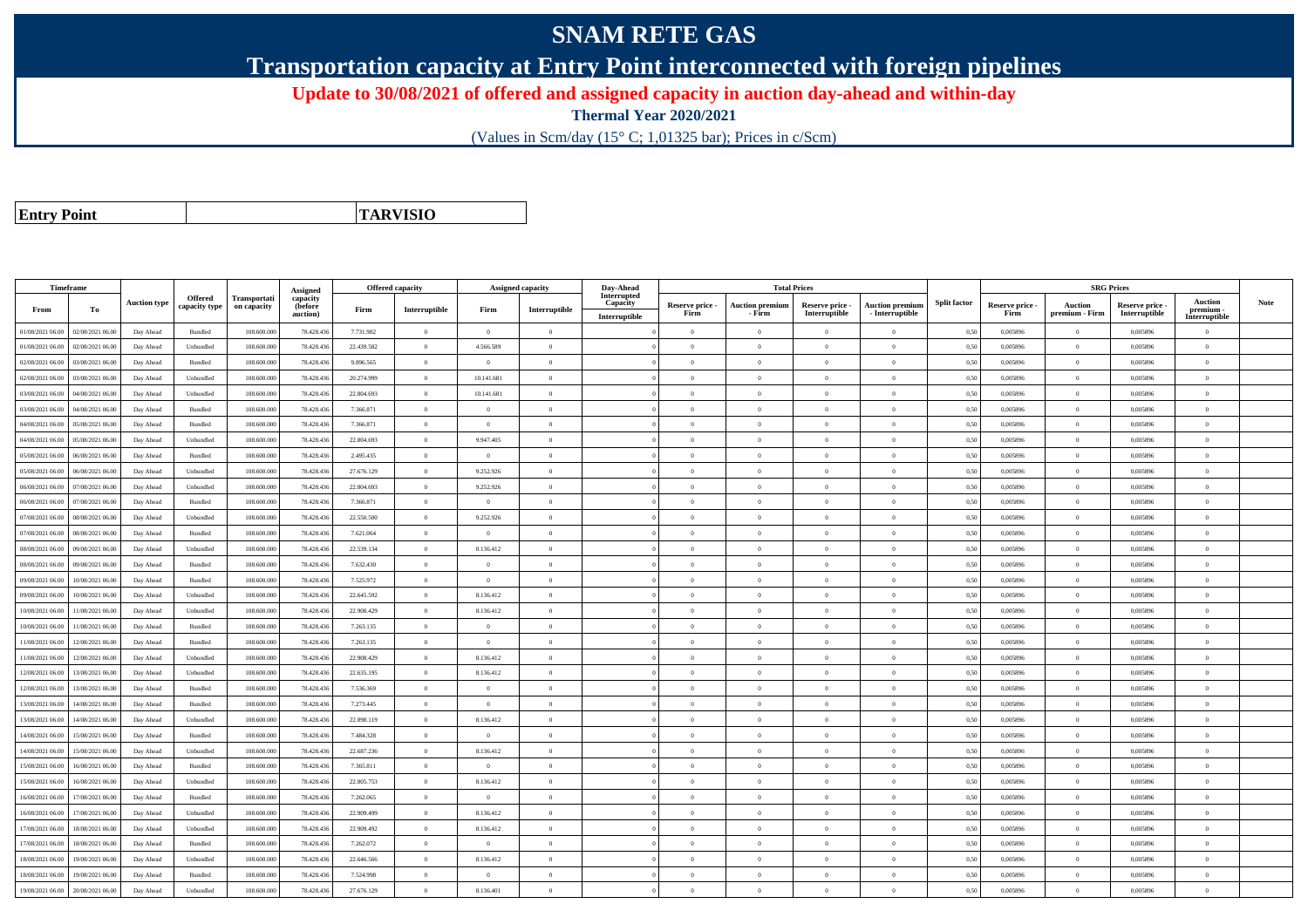# SNAM RETE GAS

## Transportation capacity at Entry Point interconnected with foreign pipelines

**Update to 30/08/2021 of offered and assigned capacity in auction day-ahead and within-day**

**Thermal Year 2020/2021**

(Values in Scm/day (15° C; 1,01325 bar); Prices in c/Scm)

| **Entry Point** | **TARVISIO** |
|---|---|

| Timeframe | | Auction type | Offered capacity type | Transportation capacity | Assigned capacity (before auction) | Offered capacity | | Assigned capacity | | Day-Ahead Interrupted Capacity | Total Prices | | | | Split factor | SRG Prices | | | | Note |
|---|---|---|---|---|---|---|---|---|---|---|---|---|---|---|---|---|---|---|---|---|
| From | To | | | | | Firm | Interruptible | Firm | Interruptible | Interruptible | Reserve price - Firm | Auction premium - Firm | Reserve price - Interruptible | Auction premium - Interruptible | | Reserve price - Firm | Auction premium - Firm | Reserve price - Interruptible | Auction premium - Interruptible | |
| 01/08/2021 06.00 | 02/08/2021 06.00 | Day Ahead | Bundled | 108.600.000 | 78.428.436 | 7.731.982 | 0 | 0 | 0 | 0 | 0 | 0 | 0 | 0 | 0,50 | 0,005896 | 0 | 0,005896 | 0 | |
| 01/08/2021 06.00 | 02/08/2021 06.00 | Day Ahead | Unbundled | 108.600.000 | 78.428.436 | 22.439.582 | 0 | 4.566.589 | 0 | 0 | 0 | 0 | 0 | 0 | 0,50 | 0,005896 | 0 | 0,005896 | 0 | |
| 02/08/2021 06.00 | 03/08/2021 06.00 | Day Ahead | Bundled | 108.600.000 | 78.428.436 | 9.896.565 | 0 | 0 | 0 | 0 | 0 | 0 | 0 | 0 | 0,50 | 0,005896 | 0 | 0,005896 | 0 | |
| 02/08/2021 06.00 | 03/08/2021 06.00 | Day Ahead | Unbundled | 108.600.000 | 78.428.436 | 20.274.999 | 0 | 10.141.681 | 0 | 0 | 0 | 0 | 0 | 0 | 0,50 | 0,005896 | 0 | 0,005896 | 0 | |
| 03/08/2021 06.00 | 04/08/2021 06.00 | Day Ahead | Unbundled | 108.600.000 | 78.428.436 | 22.804.693 | 0 | 10.141.681 | 0 | 0 | 0 | 0 | 0 | 0 | 0,50 | 0,005896 | 0 | 0,005896 | 0 | |
| 03/08/2021 06.00 | 04/08/2021 06.00 | Day Ahead | Bundled | 108.600.000 | 78.428.436 | 7.366.871 | 0 | 0 | 0 | 0 | 0 | 0 | 0 | 0 | 0,50 | 0,005896 | 0 | 0,005896 | 0 | |
| 04/08/2021 06.00 | 05/08/2021 06.00 | Day Ahead | Bundled | 108.600.000 | 78.428.436 | 7.366.871 | 0 | 0 | 0 | 0 | 0 | 0 | 0 | 0 | 0,50 | 0,005896 | 0 | 0,005896 | 0 | |
| 04/08/2021 06.00 | 05/08/2021 06.00 | Day Ahead | Unbundled | 108.600.000 | 78.428.436 | 22.804.693 | 0 | 9.947.405 | 0 | 0 | 0 | 0 | 0 | 0 | 0,50 | 0,005896 | 0 | 0,005896 | 0 | |
| 05/08/2021 06.00 | 06/08/2021 06.00 | Day Ahead | Bundled | 108.600.000 | 78.428.436 | 2.495.435 | 0 | 0 | 0 | 0 | 0 | 0 | 0 | 0 | 0,50 | 0,005896 | 0 | 0,005896 | 0 | |
| 05/08/2021 06.00 | 06/08/2021 06.00 | Day Ahead | Unbundled | 108.600.000 | 78.428.436 | 27.676.129 | 0 | 9.252.926 | 0 | 0 | 0 | 0 | 0 | 0 | 0,50 | 0,005896 | 0 | 0,005896 | 0 | |
| 06/08/2021 06.00 | 07/08/2021 06.00 | Day Ahead | Unbundled | 108.600.000 | 78.428.436 | 22.804.693 | 0 | 9.252.926 | 0 | 0 | 0 | 0 | 0 | 0 | 0,50 | 0,005896 | 0 | 0,005896 | 0 | |
| 06/08/2021 06.00 | 07/08/2021 06.00 | Day Ahead | Bundled | 108.600.000 | 78.428.436 | 7.366.871 | 0 | 0 | 0 | 0 | 0 | 0 | 0 | 0 | 0,50 | 0,005896 | 0 | 0,005896 | 0 | |
| 07/08/2021 06.00 | 08/08/2021 06.00 | Day Ahead | Unbundled | 108.600.000 | 78.428.436 | 22.550.500 | 0 | 9.252.926 | 0 | 0 | 0 | 0 | 0 | 0 | 0,50 | 0,005896 | 0 | 0,005896 | 0 | |
| 07/08/2021 06.00 | 08/08/2021 06.00 | Day Ahead | Bundled | 108.600.000 | 78.428.436 | 7.621.064 | 0 | 0 | 0 | 0 | 0 | 0 | 0 | 0 | 0,50 | 0,005896 | 0 | 0,005896 | 0 | |
| 08/08/2021 06.00 | 09/08/2021 06.00 | Day Ahead | Unbundled | 108.600.000 | 78.428.436 | 22.539.134 | 0 | 8.136.412 | 0 | 0 | 0 | 0 | 0 | 0 | 0,50 | 0,005896 | 0 | 0,005896 | 0 | |
| 08/08/2021 06.00 | 09/08/2021 06.00 | Day Ahead | Bundled | 108.600.000 | 78.428.436 | 7.632.430 | 0 | 0 | 0 | 0 | 0 | 0 | 0 | 0 | 0,50 | 0,005896 | 0 | 0,005896 | 0 | |
| 09/08/2021 06.00 | 10/08/2021 06.00 | Day Ahead | Bundled | 108.600.000 | 78.428.436 | 7.525.972 | 0 | 0 | 0 | 0 | 0 | 0 | 0 | 0 | 0,50 | 0,005896 | 0 | 0,005896 | 0 | |
| 09/08/2021 06.00 | 10/08/2021 06.00 | Day Ahead | Unbundled | 108.600.000 | 78.428.436 | 22.645.592 | 0 | 8.136.412 | 0 | 0 | 0 | 0 | 0 | 0 | 0,50 | 0,005896 | 0 | 0,005896 | 0 | |
| 10/08/2021 06.00 | 11/08/2021 06.00 | Day Ahead | Unbundled | 108.600.000 | 78.428.436 | 22.908.429 | 0 | 8.136.412 | 0 | 0 | 0 | 0 | 0 | 0 | 0,50 | 0,005896 | 0 | 0,005896 | 0 | |
| 10/08/2021 06.00 | 11/08/2021 06.00 | Day Ahead | Bundled | 108.600.000 | 78.428.436 | 7.263.135 | 0 | 0 | 0 | 0 | 0 | 0 | 0 | 0 | 0,50 | 0,005896 | 0 | 0,005896 | 0 | |
| 11/08/2021 06.00 | 12/08/2021 06.00 | Day Ahead | Bundled | 108.600.000 | 78.428.436 | 7.263.135 | 0 | 0 | 0 | 0 | 0 | 0 | 0 | 0 | 0,50 | 0,005896 | 0 | 0,005896 | 0 | |
| 11/08/2021 06.00 | 12/08/2021 06.00 | Day Ahead | Unbundled | 108.600.000 | 78.428.436 | 22.908.429 | 0 | 8.136.412 | 0 | 0 | 0 | 0 | 0 | 0 | 0,50 | 0,005896 | 0 | 0,005896 | 0 | |
| 12/08/2021 06.00 | 13/08/2021 06.00 | Day Ahead | Unbundled | 108.600.000 | 78.428.436 | 22.635.195 | 0 | 8.136.412 | 0 | 0 | 0 | 0 | 0 | 0 | 0,50 | 0,005896 | 0 | 0,005896 | 0 | |
| 12/08/2021 06.00 | 13/08/2021 06.00 | Day Ahead | Bundled | 108.600.000 | 78.428.436 | 7.536.369 | 0 | 0 | 0 | 0 | 0 | 0 | 0 | 0 | 0,50 | 0,005896 | 0 | 0,005896 | 0 | |
| 13/08/2021 06.00 | 14/08/2021 06.00 | Day Ahead | Bundled | 108.600.000 | 78.428.436 | 7.273.445 | 0 | 0 | 0 | 0 | 0 | 0 | 0 | 0 | 0,50 | 0,005896 | 0 | 0,005896 | 0 | |
| 13/08/2021 06.00 | 14/08/2021 06.00 | Day Ahead | Unbundled | 108.600.000 | 78.428.436 | 22.898.119 | 0 | 8.136.412 | 0 | 0 | 0 | 0 | 0 | 0 | 0,50 | 0,005896 | 0 | 0,005896 | 0 | |
| 14/08/2021 06.00 | 15/08/2021 06.00 | Day Ahead | Bundled | 108.600.000 | 78.428.436 | 7.484.328 | 0 | 0 | 0 | 0 | 0 | 0 | 0 | 0 | 0,50 | 0,005896 | 0 | 0,005896 | 0 | |
| 14/08/2021 06.00 | 15/08/2021 06.00 | Day Ahead | Unbundled | 108.600.000 | 78.428.436 | 22.687.236 | 0 | 8.136.412 | 0 | 0 | 0 | 0 | 0 | 0 | 0,50 | 0,005896 | 0 | 0,005896 | 0 | |
| 15/08/2021 06.00 | 16/08/2021 06.00 | Day Ahead | Bundled | 108.600.000 | 78.428.436 | 7.365.811 | 0 | 0 | 0 | 0 | 0 | 0 | 0 | 0 | 0,50 | 0,005896 | 0 | 0,005896 | 0 | |
| 15/08/2021 06.00 | 16/08/2021 06.00 | Day Ahead | Unbundled | 108.600.000 | 78.428.436 | 22.805.753 | 0 | 8.136.412 | 0 | 0 | 0 | 0 | 0 | 0 | 0,50 | 0,005896 | 0 | 0,005896 | 0 | |
| 16/08/2021 06.00 | 17/08/2021 06.00 | Day Ahead | Bundled | 108.600.000 | 78.428.436 | 7.262.065 | 0 | 0 | 0 | 0 | 0 | 0 | 0 | 0 | 0,50 | 0,005896 | 0 | 0,005896 | 0 | |
| 16/08/2021 06.00 | 17/08/2021 06.00 | Day Ahead | Unbundled | 108.600.000 | 78.428.436 | 22.909.499 | 0 | 8.136.412 | 0 | 0 | 0 | 0 | 0 | 0 | 0,50 | 0,005896 | 0 | 0,005896 | 0 | |
| 17/08/2021 06.00 | 18/08/2021 06.00 | Day Ahead | Unbundled | 108.600.000 | 78.428.436 | 22.909.492 | 0 | 8.136.412 | 0 | 0 | 0 | 0 | 0 | 0 | 0,50 | 0,005896 | 0 | 0,005896 | 0 | |
| 17/08/2021 06.00 | 18/08/2021 06.00 | Day Ahead | Bundled | 108.600.000 | 78.428.436 | 7.262.072 | 0 | 0 | 0 | 0 | 0 | 0 | 0 | 0 | 0,50 | 0,005896 | 0 | 0,005896 | 0 | |
| 18/08/2021 06.00 | 19/08/2021 06.00 | Day Ahead | Unbundled | 108.600.000 | 78.428.436 | 22.646.566 | 0 | 8.136.412 | 0 | 0 | 0 | 0 | 0 | 0 | 0,50 | 0,005896 | 0 | 0,005896 | 0 | |
| 18/08/2021 06.00 | 19/08/2021 06.00 | Day Ahead | Bundled | 108.600.000 | 78.428.436 | 7.524.998 | 0 | 0 | 0 | 0 | 0 | 0 | 0 | 0 | 0,50 | 0,005896 | 0 | 0,005896 | 0 | |
| 19/08/2021 06.00 | 20/08/2021 06.00 | Day Ahead | Unbundled | 108.600.000 | 78.428.436 | 27.676.129 | 0 | 8.136.401 | 0 | 0 | 0 | 0 | 0 | 0 | 0,50 | 0,005896 | 0 | 0,005896 | 0 | |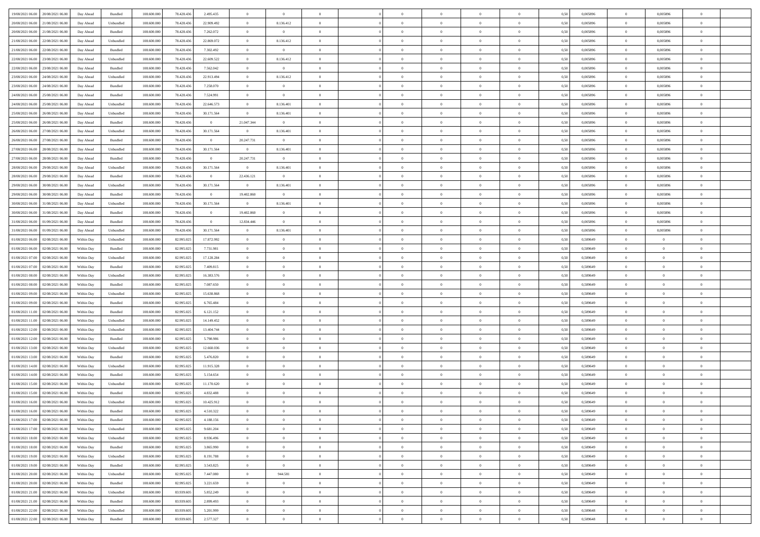| 19/08/2021 06:00 | 20/08/2021 06:00 | Day Ahead | Bundled | 108.600.000 | 78.428.436 | 2.495.435 | 0 | 0 | 0 | | 0 | 0 | 0 | 0 | 0,50 | 0,005896 | 0 | 0,005896 | 0 | |
|---|---|---|---|---|---|---|---|---|---|---|---|---|---|---|---|---|---|---|---|---|
| 20/08/2021 06:00 | 21/08/2021 06:00 | Day Ahead | Unbundled | 108.600.000 | 78.428.436 | 22.909.492 | 0 | 8.136.412 | 0 | | 0 | 0 | 0 | 0 | 0,50 | 0,005896 | 0 | 0,005896 | 0 | |
| 20/08/2021 06:00 | 21/08/2021 06:00 | Day Ahead | Bundled | 108.600.000 | 78.428.436 | 7.262.072 | 0 | 0 | 0 | | 0 | 0 | 0 | 0 | 0,50 | 0,005896 | 0 | 0,005896 | 0 | |
| 21/08/2021 06:00 | 22/08/2021 06:00 | Day Ahead | Unbundled | 108.600.000 | 78.428.436 | 22.869.072 | 0 | 8.136.412 | 0 | | 0 | 0 | 0 | 0 | 0,50 | 0,005896 | 0 | 0,005896 | 0 | |
| 21/08/2021 06:00 | 22/08/2021 06:00 | Day Ahead | Bundled | 108.600.000 | 78.428.436 | 7.302.492 | 0 | 0 | 0 | | 0 | 0 | 0 | 0 | 0,50 | 0,005896 | 0 | 0,005896 | 0 | |
| 22/08/2021 06:00 | 23/08/2021 06:00 | Day Ahead | Unbundled | 108.600.000 | 78.428.436 | 22.609.522 | 0 | 8.136.412 | 0 | | 0 | 0 | 0 | 0 | 0,50 | 0,005896 | 0 | 0,005896 | 0 | |
| 22/08/2021 06:00 | 23/08/2021 06:00 | Day Ahead | Bundled | 108.600.000 | 78.428.436 | 7.562.042 | 0 | 0 | 0 | | 0 | 0 | 0 | 0 | 0,50 | 0,005896 | 0 | 0,005896 | 0 | |
| 23/08/2021 06:00 | 24/08/2021 06:00 | Day Ahead | Unbundled | 108.600.000 | 78.428.436 | 22.913.494 | 0 | 8.136.412 | 0 | | 0 | 0 | 0 | 0 | 0,50 | 0,005896 | 0 | 0,005896 | 0 | |
| 23/08/2021 06:00 | 24/08/2021 06:00 | Day Ahead | Bundled | 108.600.000 | 78.428.436 | 7.258.070 | 0 | 0 | 0 | | 0 | 0 | 0 | 0 | 0,50 | 0,005896 | 0 | 0,005896 | 0 | |
| 24/08/2021 06:00 | 25/08/2021 06:00 | Day Ahead | Bundled | 108.600.000 | 78.428.436 | 7.524.991 | 0 | 0 | 0 | | 0 | 0 | 0 | 0 | 0,50 | 0,005896 | 0 | 0,005896 | 0 | |
| 24/08/2021 06:00 | 25/08/2021 06:00 | Day Ahead | Unbundled | 108.600.000 | 78.428.436 | 22.646.573 | 0 | 8.136.401 | 0 | | 0 | 0 | 0 | 0 | 0,50 | 0,005896 | 0 | 0,005896 | 0 | |
| 25/08/2021 06:00 | 26/08/2021 06:00 | Day Ahead | Unbundled | 108.600.000 | 78.428.436 | 30.171.564 | 0 | 8.136.401 | 0 | | 0 | 0 | 0 | 0 | 0,50 | 0,005896 | 0 | 0,005896 | 0 | |
| 25/08/2021 06:00 | 26/08/2021 06:00 | Day Ahead | Bundled | 108.600.000 | 78.428.436 | 0 | 21.047.344 | 0 | 0 | | 0 | 0 | 0 | 0 | 0,50 | 0,005896 | 0 | 0,005896 | 0 | |
| 26/08/2021 06:00 | 27/08/2021 06:00 | Day Ahead | Unbundled | 108.600.000 | 78.428.436 | 30.171.564 | 0 | 8.136.401 | 0 | | 0 | 0 | 0 | 0 | 0,50 | 0,005896 | 0 | 0,005896 | 0 | |
| 26/08/2021 06:00 | 27/08/2021 06:00 | Day Ahead | Bundled | 108.600.000 | 78.428.436 | 0 | 20.247.731 | 0 | 0 | | 0 | 0 | 0 | 0 | 0,50 | 0,005896 | 0 | 0,005896 | 0 | |
| 27/08/2021 06:00 | 28/08/2021 06:00 | Day Ahead | Unbundled | 108.600.000 | 78.428.436 | 30.171.564 | 0 | 8.136.401 | 0 | | 0 | 0 | 0 | 0 | 0,50 | 0,005896 | 0 | 0,005896 | 0 | |
| 27/08/2021 06:00 | 28/08/2021 06:00 | Day Ahead | Bundled | 108.600.000 | 78.428.436 | 0 | 20.247.731 | 0 | 0 | | 0 | 0 | 0 | 0 | 0,50 | 0,005896 | 0 | 0,005896 | 0 | |
| 28/08/2021 06:00 | 29/08/2021 06:00 | Day Ahead | Unbundled | 108.600.000 | 78.428.436 | 30.171.564 | 0 | 8.136.401 | 0 | | 0 | 0 | 0 | 0 | 0,50 | 0,005896 | 0 | 0,005896 | 0 | |
| 28/08/2021 06:00 | 29/08/2021 06:00 | Day Ahead | Bundled | 108.600.000 | 78.428.436 | 0 | 22.436.121 | 0 | 0 | | 0 | 0 | 0 | 0 | 0,50 | 0,005896 | 0 | 0,005896 | 0 | |
| 29/08/2021 06:00 | 30/08/2021 06:00 | Day Ahead | Unbundled | 108.600.000 | 78.428.436 | 30.171.564 | 0 | 8.136.401 | 0 | | 0 | 0 | 0 | 0 | 0,50 | 0,005896 | 0 | 0,005896 | 0 | |
| 29/08/2021 06:00 | 30/08/2021 06:00 | Day Ahead | Bundled | 108.600.000 | 78.428.436 | 0 | 19.402.860 | 0 | 0 | | 0 | 0 | 0 | 0 | 0,50 | 0,005896 | 0 | 0,005896 | 0 | |
| 30/08/2021 06:00 | 31/08/2021 06:00 | Day Ahead | Unbundled | 108.600.000 | 78.428.436 | 30.171.564 | 0 | 8.136.401 | 0 | | 0 | 0 | 0 | 0 | 0,50 | 0,005896 | 0 | 0,005896 | 0 | |
| 30/08/2021 06:00 | 31/08/2021 06:00 | Day Ahead | Bundled | 108.600.000 | 78.428.436 | 0 | 19.402.860 | 0 | 0 | | 0 | 0 | 0 | 0 | 0,50 | 0,005896 | 0 | 0,005896 | 0 | |
| 31/08/2021 06:00 | 01/09/2021 06:00 | Day Ahead | Bundled | 108.600.000 | 78.428.436 | 0 | 12.834.446 | 0 | 0 | | 0 | 0 | 0 | 0 | 0,50 | 0,005896 | 0 | 0,005896 | 0 | |
| 31/08/2021 06:00 | 01/09/2021 06:00 | Day Ahead | Unbundled | 108.600.000 | 78.428.436 | 30.171.564 | 0 | 8.136.401 | 0 | | 0 | 0 | 0 | 0 | 0,50 | 0,005896 | 0 | 0,005896 | 0 | |
| 01/08/2021 06:00 | 02/08/2021 06:00 | Within Day | Unbundled | 108.600.000 | 82.995.025 | 17.872.992 | 0 | 0 | 0 | | 0 | 0 | 0 | 0 | 0,50 | 0,589649 | 0 | 0 | 0 | |
| 01/08/2021 06:00 | 02/08/2021 06:00 | Within Day | Bundled | 108.600.000 | 82.995.025 | 7.731.981 | 0 | 0 | 0 | | 0 | 0 | 0 | 0 | 0,50 | 0,589649 | 0 | 0 | 0 | |
| 01/08/2021 07:00 | 02/08/2021 06:00 | Within Day | Unbundled | 108.600.000 | 82.995.025 | 17.128.284 | 0 | 0 | 0 | | 0 | 0 | 0 | 0 | 0,50 | 0,589649 | 0 | 0 | 0 | |
| 01/08/2021 07:00 | 02/08/2021 06:00 | Within Day | Bundled | 108.600.000 | 82.995.025 | 7.409.815 | 0 | 0 | 0 | | 0 | 0 | 0 | 0 | 0,50 | 0,589649 | 0 | 0 | 0 | |
| 01/08/2021 08:00 | 02/08/2021 06:00 | Within Day | Unbundled | 108.600.000 | 82.995.025 | 16.383.576 | 0 | 0 | 0 | | 0 | 0 | 0 | 0 | 0,50 | 0,589649 | 0 | 0 | 0 | |
| 01/08/2021 08:00 | 02/08/2021 06:00 | Within Day | Bundled | 108.600.000 | 82.995.025 | 7.087.650 | 0 | 0 | 0 | | 0 | 0 | 0 | 0 | 0,50 | 0,589649 | 0 | 0 | 0 | |
| 01/08/2021 09:00 | 02/08/2021 06:00 | Within Day | Unbundled | 108.600.000 | 82.995.025 | 15.638.868 | 0 | 0 | 0 | | 0 | 0 | 0 | 0 | 0,50 | 0,589649 | 0 | 0 | 0 | |
| 01/08/2021 09:00 | 02/08/2021 06:00 | Within Day | Bundled | 108.600.000 | 82.995.025 | 6.765.484 | 0 | 0 | 0 | | 0 | 0 | 0 | 0 | 0,50 | 0,589649 | 0 | 0 | 0 | |
| 01/08/2021 11:00 | 02/08/2021 06:00 | Within Day | Bundled | 108.600.000 | 82.995.025 | 6.121.152 | 0 | 0 | 0 | | 0 | 0 | 0 | 0 | 0,50 | 0,589649 | 0 | 0 | 0 | |
| 01/08/2021 11:00 | 02/08/2021 06:00 | Within Day | Unbundled | 108.600.000 | 82.995.025 | 14.149.452 | 0 | 0 | 0 | | 0 | 0 | 0 | 0 | 0,50 | 0,589649 | 0 | 0 | 0 | |
| 01/08/2021 12:00 | 02/08/2021 06:00 | Within Day | Unbundled | 108.600.000 | 82.995.025 | 13.404.744 | 0 | 0 | 0 | | 0 | 0 | 0 | 0 | 0,50 | 0,589649 | 0 | 0 | 0 | |
| 01/08/2021 12:00 | 02/08/2021 06:00 | Within Day | Bundled | 108.600.000 | 82.995.025 | 5.798.986 | 0 | 0 | 0 | | 0 | 0 | 0 | 0 | 0,50 | 0,589649 | 0 | 0 | 0 | |
| 01/08/2021 13:00 | 02/08/2021 06:00 | Within Day | Unbundled | 108.600.000 | 82.995.025 | 12.660.036 | 0 | 0 | 0 | | 0 | 0 | 0 | 0 | 0,50 | 0,589649 | 0 | 0 | 0 | |
| 01/08/2021 13:00 | 02/08/2021 06:00 | Within Day | Bundled | 108.600.000 | 82.995.025 | 5.476.820 | 0 | 0 | 0 | | 0 | 0 | 0 | 0 | 0,50 | 0,589649 | 0 | 0 | 0 | |
| 01/08/2021 14:00 | 02/08/2021 06:00 | Within Day | Unbundled | 108.600.000 | 82.995.025 | 11.915.328 | 0 | 0 | 0 | | 0 | 0 | 0 | 0 | 0,50 | 0,589649 | 0 | 0 | 0 | |
| 01/08/2021 14:00 | 02/08/2021 06:00 | Within Day | Bundled | 108.600.000 | 82.995.025 | 5.154.654 | 0 | 0 | 0 | | 0 | 0 | 0 | 0 | 0,50 | 0,589649 | 0 | 0 | 0 | |
| 01/08/2021 15:00 | 02/08/2021 06:00 | Within Day | Unbundled | 108.600.000 | 82.995.025 | 11.170.620 | 0 | 0 | 0 | | 0 | 0 | 0 | 0 | 0,50 | 0,589649 | 0 | 0 | 0 | |
| 01/08/2021 15:00 | 02/08/2021 06:00 | Within Day | Bundled | 108.600.000 | 82.995.025 | 4.832.488 | 0 | 0 | 0 | | 0 | 0 | 0 | 0 | 0,50 | 0,589649 | 0 | 0 | 0 | |
| 01/08/2021 16:00 | 02/08/2021 06:00 | Within Day | Unbundled | 108.600.000 | 82.995.025 | 10.425.912 | 0 | 0 | 0 | | 0 | 0 | 0 | 0 | 0,50 | 0,589649 | 0 | 0 | 0 | |
| 01/08/2021 16:00 | 02/08/2021 06:00 | Within Day | Bundled | 108.600.000 | 82.995.025 | 4.510.322 | 0 | 0 | 0 | | 0 | 0 | 0 | 0 | 0,50 | 0,589649 | 0 | 0 | 0 | |
| 01/08/2021 17:00 | 02/08/2021 06:00 | Within Day | Bundled | 108.600.000 | 82.995.025 | 4.188.156 | 0 | 0 | 0 | | 0 | 0 | 0 | 0 | 0,50 | 0,589649 | 0 | 0 | 0 | |
| 01/08/2021 17:00 | 02/08/2021 06:00 | Within Day | Unbundled | 108.600.000 | 82.995.025 | 9.681.204 | 0 | 0 | 0 | | 0 | 0 | 0 | 0 | 0,50 | 0,589649 | 0 | 0 | 0 | |
| 01/08/2021 18:00 | 02/08/2021 06:00 | Within Day | Unbundled | 108.600.000 | 82.995.025 | 8.936.496 | 0 | 0 | 0 | | 0 | 0 | 0 | 0 | 0,50 | 0,589649 | 0 | 0 | 0 | |
| 01/08/2021 18:00 | 02/08/2021 06:00 | Within Day | Bundled | 108.600.000 | 82.995.025 | 3.865.990 | 0 | 0 | 0 | | 0 | 0 | 0 | 0 | 0,50 | 0,589649 | 0 | 0 | 0 | |
| 01/08/2021 19:00 | 02/08/2021 06:00 | Within Day | Unbundled | 108.600.000 | 82.995.025 | 8.191.788 | 0 | 0 | 0 | | 0 | 0 | 0 | 0 | 0,50 | 0,589649 | 0 | 0 | 0 | |
| 01/08/2021 19:00 | 02/08/2021 06:00 | Within Day | Bundled | 108.600.000 | 82.995.025 | 3.543.825 | 0 | 0 | 0 | | 0 | 0 | 0 | 0 | 0,50 | 0,589649 | 0 | 0 | 0 | |
| 01/08/2021 20:00 | 02/08/2021 06:00 | Within Day | Unbundled | 108.600.000 | 82.995.025 | 7.447.080 | 0 | 944.581 | 0 | | 0 | 0 | 0 | 0 | 0,50 | 0,589649 | 0 | 0 | 0 | |
| 01/08/2021 20:00 | 02/08/2021 06:00 | Within Day | Bundled | 108.600.000 | 82.995.025 | 3.221.659 | 0 | 0 | 0 | | 0 | 0 | 0 | 0 | 0,50 | 0,589649 | 0 | 0 | 0 | |
| 01/08/2021 21:00 | 02/08/2021 06:00 | Within Day | Unbundled | 108.600.000 | 83.939.605 | 5.852.249 | 0 | 0 | 0 | | 0 | 0 | 0 | 0 | 0,50 | 0,589649 | 0 | 0 | 0 | |
| 01/08/2021 21:00 | 02/08/2021 06:00 | Within Day | Bundled | 108.600.000 | 83.939.605 | 2.899.493 | 0 | 0 | 0 | | 0 | 0 | 0 | 0 | 0,50 | 0,589649 | 0 | 0 | 0 | |
| 01/08/2021 22:00 | 02/08/2021 06:00 | Within Day | Unbundled | 108.600.000 | 83.939.605 | 5.201.999 | 0 | 0 | 0 | | 0 | 0 | 0 | 0 | 0,50 | 0,589648 | 0 | 0 | 0 | |
| 01/08/2021 22:00 | 02/08/2021 06:00 | Within Day | Bundled | 108.600.000 | 83.939.605 | 2.577.327 | 0 | 0 | 0 | | 0 | 0 | 0 | 0 | 0,50 | 0,589648 | 0 | 0 | 0 | |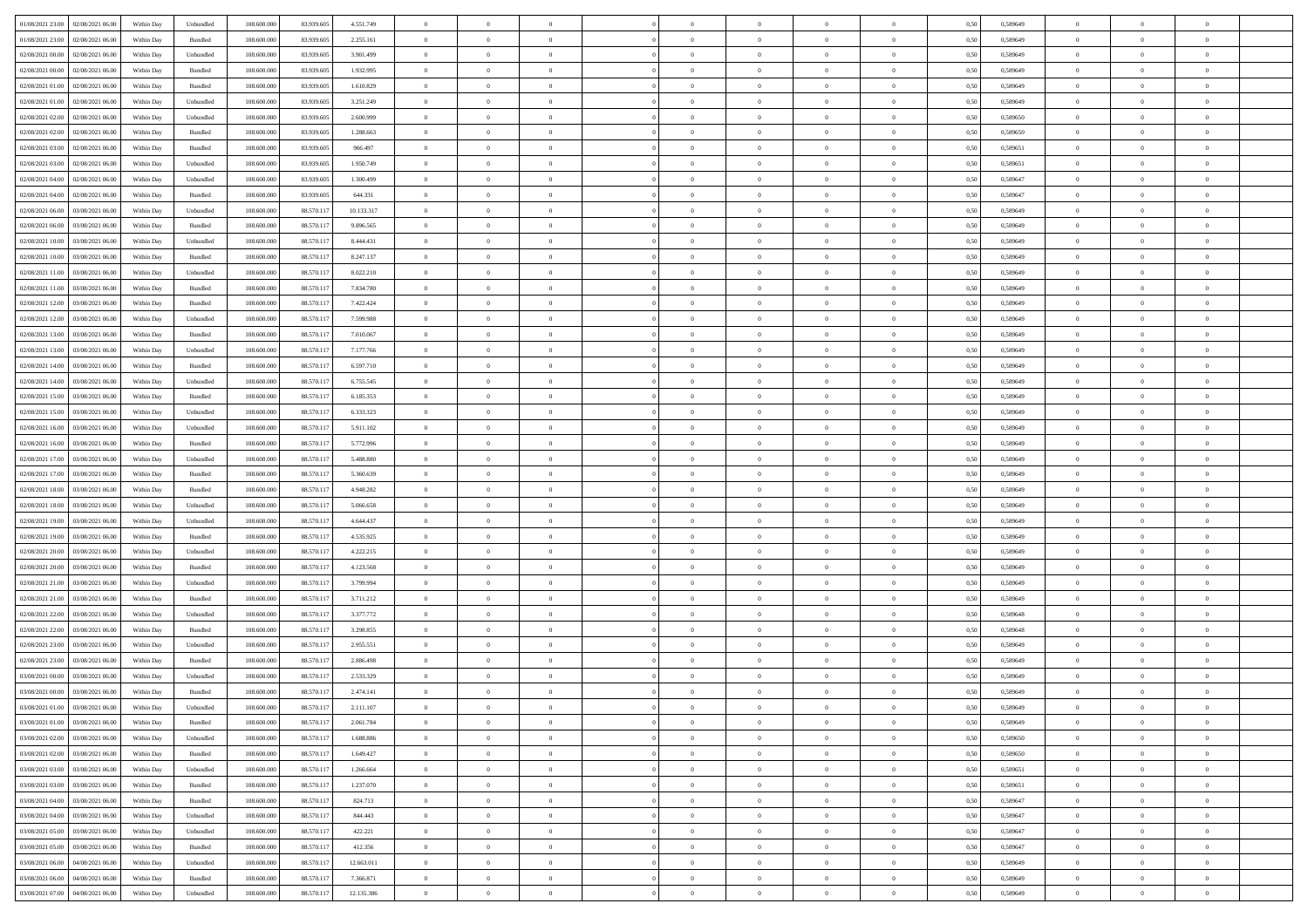| | | | | | | | | | | | | | | | | | | | | |
|---|---|---|---|---|---|---|---|---|---|---|---|---|---|---|---|---|---|---|---|---|
| 01/08/2021 23:00 | 02/08/2021 06:00 | Within Day | Unbundled | 108.600.000 | 83.939.605 | 4.551.749 | 0 | 0 | 0 | | 0 | 0 | 0 | 0 | 0,50 | 0,589649 | 0 | 0 | 0 | |
| 01/08/2021 23:00 | 02/08/2021 06:00 | Within Day | Bundled | 108.600.000 | 83.939.605 | 2.255.161 | 0 | 0 | 0 | | 0 | 0 | 0 | 0 | 0,50 | 0,589649 | 0 | 0 | 0 | |
| 02/08/2021 00:00 | 02/08/2021 06:00 | Within Day | Unbundled | 108.600.000 | 83.939.605 | 3.901.499 | 0 | 0 | 0 | | 0 | 0 | 0 | 0 | 0,50 | 0,589649 | 0 | 0 | 0 | |
| 02/08/2021 00:00 | 02/08/2021 06:00 | Within Day | Bundled | 108.600.000 | 83.939.605 | 1.932.995 | 0 | 0 | 0 | | 0 | 0 | 0 | 0 | 0,50 | 0,589649 | 0 | 0 | 0 | |
| 02/08/2021 01:00 | 02/08/2021 06:00 | Within Day | Bundled | 108.600.000 | 83.939.605 | 1.610.829 | 0 | 0 | 0 | | 0 | 0 | 0 | 0 | 0,50 | 0,589649 | 0 | 0 | 0 | |
| 02/08/2021 01:00 | 02/08/2021 06:00 | Within Day | Unbundled | 108.600.000 | 83.939.605 | 3.251.249 | 0 | 0 | 0 | | 0 | 0 | 0 | 0 | 0,50 | 0,589649 | 0 | 0 | 0 | |
| 02/08/2021 02:00 | 02/08/2021 06:00 | Within Day | Unbundled | 108.600.000 | 83.939.605 | 2.600.999 | 0 | 0 | 0 | | 0 | 0 | 0 | 0 | 0,50 | 0,589650 | 0 | 0 | 0 | |
| 02/08/2021 02:00 | 02/08/2021 06:00 | Within Day | Bundled | 108.600.000 | 83.939.605 | 1.288.663 | 0 | 0 | 0 | | 0 | 0 | 0 | 0 | 0,50 | 0,589650 | 0 | 0 | 0 | |
| 02/08/2021 03:00 | 02/08/2021 06:00 | Within Day | Bundled | 108.600.000 | 83.939.605 | 966.497 | 0 | 0 | 0 | | 0 | 0 | 0 | 0 | 0,50 | 0,589651 | 0 | 0 | 0 | |
| 02/08/2021 03:00 | 02/08/2021 06:00 | Within Day | Unbundled | 108.600.000 | 83.939.605 | 1.950.749 | 0 | 0 | 0 | | 0 | 0 | 0 | 0 | 0,50 | 0,589651 | 0 | 0 | 0 | |
| 02/08/2021 04:00 | 02/08/2021 06:00 | Within Day | Unbundled | 108.600.000 | 83.939.605 | 1.300.499 | 0 | 0 | 0 | | 0 | 0 | 0 | 0 | 0,50 | 0,589647 | 0 | 0 | 0 | |
| 02/08/2021 04:00 | 02/08/2021 06:00 | Within Day | Bundled | 108.600.000 | 83.939.605 | 644.331 | 0 | 0 | 0 | | 0 | 0 | 0 | 0 | 0,50 | 0,589647 | 0 | 0 | 0 | |
| 02/08/2021 06:00 | 03/08/2021 06:00 | Within Day | Unbundled | 108.600.000 | 88.570.117 | 10.133.317 | 0 | 0 | 0 | | 0 | 0 | 0 | 0 | 0,50 | 0,589649 | 0 | 0 | 0 | |
| 02/08/2021 06:00 | 03/08/2021 06:00 | Within Day | Bundled | 108.600.000 | 88.570.117 | 9.896.565 | 0 | 0 | 0 | | 0 | 0 | 0 | 0 | 0,50 | 0,589649 | 0 | 0 | 0 | |
| 02/08/2021 10:00 | 03/08/2021 06:00 | Within Day | Unbundled | 108.600.000 | 88.570.117 | 8.444.431 | 0 | 0 | 0 | | 0 | 0 | 0 | 0 | 0,50 | 0,589649 | 0 | 0 | 0 | |
| 02/08/2021 10:00 | 03/08/2021 06:00 | Within Day | Bundled | 108.600.000 | 88.570.117 | 8.247.137 | 0 | 0 | 0 | | 0 | 0 | 0 | 0 | 0,50 | 0,589649 | 0 | 0 | 0 | |
| 02/08/2021 11:00 | 03/08/2021 06:00 | Within Day | Unbundled | 108.600.000 | 88.570.117 | 8.022.210 | 0 | 0 | 0 | | 0 | 0 | 0 | 0 | 0,50 | 0,589649 | 0 | 0 | 0 | |
| 02/08/2021 11:00 | 03/08/2021 06:00 | Within Day | Bundled | 108.600.000 | 88.570.117 | 7.834.780 | 0 | 0 | 0 | | 0 | 0 | 0 | 0 | 0,50 | 0,589649 | 0 | 0 | 0 | |
| 02/08/2021 12:00 | 03/08/2021 06:00 | Within Day | Bundled | 108.600.000 | 88.570.117 | 7.422.424 | 0 | 0 | 0 | | 0 | 0 | 0 | 0 | 0,50 | 0,589649 | 0 | 0 | 0 | |
| 02/08/2021 12:00 | 03/08/2021 06:00 | Within Day | Unbundled | 108.600.000 | 88.570.117 | 7.599.988 | 0 | 0 | 0 | | 0 | 0 | 0 | 0 | 0,50 | 0,589649 | 0 | 0 | 0 | |
| 02/08/2021 13:00 | 03/08/2021 06:00 | Within Day | Bundled | 108.600.000 | 88.570.117 | 7.010.067 | 0 | 0 | 0 | | 0 | 0 | 0 | 0 | 0,50 | 0,589649 | 0 | 0 | 0 | |
| 02/08/2021 13:00 | 03/08/2021 06:00 | Within Day | Unbundled | 108.600.000 | 88.570.117 | 7.177.766 | 0 | 0 | 0 | | 0 | 0 | 0 | 0 | 0,50 | 0,589649 | 0 | 0 | 0 | |
| 02/08/2021 14:00 | 03/08/2021 06:00 | Within Day | Bundled | 108.600.000 | 88.570.117 | 6.597.710 | 0 | 0 | 0 | | 0 | 0 | 0 | 0 | 0,50 | 0,589649 | 0 | 0 | 0 | |
| 02/08/2021 14:00 | 03/08/2021 06:00 | Within Day | Unbundled | 108.600.000 | 88.570.117 | 6.755.545 | 0 | 0 | 0 | | 0 | 0 | 0 | 0 | 0,50 | 0,589649 | 0 | 0 | 0 | |
| 02/08/2021 15:00 | 03/08/2021 06:00 | Within Day | Bundled | 108.600.000 | 88.570.117 | 6.185.353 | 0 | 0 | 0 | | 0 | 0 | 0 | 0 | 0,50 | 0,589649 | 0 | 0 | 0 | |
| 02/08/2021 15:00 | 03/08/2021 06:00 | Within Day | Unbundled | 108.600.000 | 88.570.117 | 6.333.323 | 0 | 0 | 0 | | 0 | 0 | 0 | 0 | 0,50 | 0,589649 | 0 | 0 | 0 | |
| 02/08/2021 16:00 | 03/08/2021 06:00 | Within Day | Unbundled | 108.600.000 | 88.570.117 | 5.911.102 | 0 | 0 | 0 | | 0 | 0 | 0 | 0 | 0,50 | 0,589649 | 0 | 0 | 0 | |
| 02/08/2021 16:00 | 03/08/2021 06:00 | Within Day | Bundled | 108.600.000 | 88.570.117 | 5.772.996 | 0 | 0 | 0 | | 0 | 0 | 0 | 0 | 0,50 | 0,589649 | 0 | 0 | 0 | |
| 02/08/2021 17:00 | 03/08/2021 06:00 | Within Day | Unbundled | 108.600.000 | 88.570.117 | 5.488.880 | 0 | 0 | 0 | | 0 | 0 | 0 | 0 | 0,50 | 0,589649 | 0 | 0 | 0 | |
| 02/08/2021 17:00 | 03/08/2021 06:00 | Within Day | Bundled | 108.600.000 | 88.570.117 | 5.360.639 | 0 | 0 | 0 | | 0 | 0 | 0 | 0 | 0,50 | 0,589649 | 0 | 0 | 0 | |
| 02/08/2021 18:00 | 03/08/2021 06:00 | Within Day | Bundled | 108.600.000 | 88.570.117 | 4.948.282 | 0 | 0 | 0 | | 0 | 0 | 0 | 0 | 0,50 | 0,589649 | 0 | 0 | 0 | |
| 02/08/2021 18:00 | 03/08/2021 06:00 | Within Day | Unbundled | 108.600.000 | 88.570.117 | 5.066.658 | 0 | 0 | 0 | | 0 | 0 | 0 | 0 | 0,50 | 0,589649 | 0 | 0 | 0 | |
| 02/08/2021 19:00 | 03/08/2021 06:00 | Within Day | Unbundled | 108.600.000 | 88.570.117 | 4.644.437 | 0 | 0 | 0 | | 0 | 0 | 0 | 0 | 0,50 | 0,589649 | 0 | 0 | 0 | |
| 02/08/2021 19:00 | 03/08/2021 06:00 | Within Day | Bundled | 108.600.000 | 88.570.117 | 4.535.925 | 0 | 0 | 0 | | 0 | 0 | 0 | 0 | 0,50 | 0,589649 | 0 | 0 | 0 | |
| 02/08/2021 20:00 | 03/08/2021 06:00 | Within Day | Unbundled | 108.600.000 | 88.570.117 | 4.222.215 | 0 | 0 | 0 | | 0 | 0 | 0 | 0 | 0,50 | 0,589649 | 0 | 0 | 0 | |
| 02/08/2021 20:00 | 03/08/2021 06:00 | Within Day | Bundled | 108.600.000 | 88.570.117 | 4.123.568 | 0 | 0 | 0 | | 0 | 0 | 0 | 0 | 0,50 | 0,589649 | 0 | 0 | 0 | |
| 02/08/2021 21:00 | 03/08/2021 06:00 | Within Day | Unbundled | 108.600.000 | 88.570.117 | 3.799.994 | 0 | 0 | 0 | | 0 | 0 | 0 | 0 | 0,50 | 0,589649 | 0 | 0 | 0 | |
| 02/08/2021 21:00 | 03/08/2021 06:00 | Within Day | Bundled | 108.600.000 | 88.570.117 | 3.711.212 | 0 | 0 | 0 | | 0 | 0 | 0 | 0 | 0,50 | 0,589649 | 0 | 0 | 0 | |
| 02/08/2021 22:00 | 03/08/2021 06:00 | Within Day | Unbundled | 108.600.000 | 88.570.117 | 3.377.772 | 0 | 0 | 0 | | 0 | 0 | 0 | 0 | 0,50 | 0,589648 | 0 | 0 | 0 | |
| 02/08/2021 22:00 | 03/08/2021 06:00 | Within Day | Bundled | 108.600.000 | 88.570.117 | 3.298.855 | 0 | 0 | 0 | | 0 | 0 | 0 | 0 | 0,50 | 0,589648 | 0 | 0 | 0 | |
| 02/08/2021 23:00 | 03/08/2021 06:00 | Within Day | Unbundled | 108.600.000 | 88.570.117 | 2.955.551 | 0 | 0 | 0 | | 0 | 0 | 0 | 0 | 0,50 | 0,589649 | 0 | 0 | 0 | |
| 02/08/2021 23:00 | 03/08/2021 06:00 | Within Day | Bundled | 108.600.000 | 88.570.117 | 2.886.498 | 0 | 0 | 0 | | 0 | 0 | 0 | 0 | 0,50 | 0,589649 | 0 | 0 | 0 | |
| 03/08/2021 00:00 | 03/08/2021 06:00 | Within Day | Unbundled | 108.600.000 | 88.570.117 | 2.533.329 | 0 | 0 | 0 | | 0 | 0 | 0 | 0 | 0,50 | 0,589649 | 0 | 0 | 0 | |
| 03/08/2021 00:00 | 03/08/2021 06:00 | Within Day | Bundled | 108.600.000 | 88.570.117 | 2.474.141 | 0 | 0 | 0 | | 0 | 0 | 0 | 0 | 0,50 | 0,589649 | 0 | 0 | 0 | |
| 03/08/2021 01:00 | 03/08/2021 06:00 | Within Day | Unbundled | 108.600.000 | 88.570.117 | 2.111.107 | 0 | 0 | 0 | | 0 | 0 | 0 | 0 | 0,50 | 0,589649 | 0 | 0 | 0 | |
| 03/08/2021 01:00 | 03/08/2021 06:00 | Within Day | Bundled | 108.600.000 | 88.570.117 | 2.061.784 | 0 | 0 | 0 | | 0 | 0 | 0 | 0 | 0,50 | 0,589649 | 0 | 0 | 0 | |
| 03/08/2021 02:00 | 03/08/2021 06:00 | Within Day | Unbundled | 108.600.000 | 88.570.117 | 1.688.886 | 0 | 0 | 0 | | 0 | 0 | 0 | 0 | 0,50 | 0,589650 | 0 | 0 | 0 | |
| 03/08/2021 02:00 | 03/08/2021 06:00 | Within Day | Bundled | 108.600.000 | 88.570.117 | 1.649.427 | 0 | 0 | 0 | | 0 | 0 | 0 | 0 | 0,50 | 0,589650 | 0 | 0 | 0 | |
| 03/08/2021 03:00 | 03/08/2021 06:00 | Within Day | Unbundled | 108.600.000 | 88.570.117 | 1.266.664 | 0 | 0 | 0 | | 0 | 0 | 0 | 0 | 0,50 | 0,589651 | 0 | 0 | 0 | |
| 03/08/2021 03:00 | 03/08/2021 06:00 | Within Day | Bundled | 108.600.000 | 88.570.117 | 1.237.070 | 0 | 0 | 0 | | 0 | 0 | 0 | 0 | 0,50 | 0,589651 | 0 | 0 | 0 | |
| 03/08/2021 04:00 | 03/08/2021 06:00 | Within Day | Bundled | 108.600.000 | 88.570.117 | 824.713 | 0 | 0 | 0 | | 0 | 0 | 0 | 0 | 0,50 | 0,589647 | 0 | 0 | 0 | |
| 03/08/2021 04:00 | 03/08/2021 06:00 | Within Day | Unbundled | 108.600.000 | 88.570.117 | 844.443 | 0 | 0 | 0 | | 0 | 0 | 0 | 0 | 0,50 | 0,589647 | 0 | 0 | 0 | |
| 03/08/2021 05:00 | 03/08/2021 06:00 | Within Day | Unbundled | 108.600.000 | 88.570.117 | 422.221 | 0 | 0 | 0 | | 0 | 0 | 0 | 0 | 0,50 | 0,589647 | 0 | 0 | 0 | |
| 03/08/2021 05:00 | 03/08/2021 06:00 | Within Day | Bundled | 108.600.000 | 88.570.117 | 412.356 | 0 | 0 | 0 | | 0 | 0 | 0 | 0 | 0,50 | 0,589647 | 0 | 0 | 0 | |
| 03/08/2021 06:00 | 04/08/2021 06:00 | Within Day | Unbundled | 108.600.000 | 88.570.117 | 12.663.011 | 0 | 0 | 0 | | 0 | 0 | 0 | 0 | 0,50 | 0,589649 | 0 | 0 | 0 | |
| 03/08/2021 06:00 | 04/08/2021 06:00 | Within Day | Bundled | 108.600.000 | 88.570.117 | 7.366.871 | 0 | 0 | 0 | | 0 | 0 | 0 | 0 | 0,50 | 0,589649 | 0 | 0 | 0 | |
| 03/08/2021 07:00 | 04/08/2021 06:00 | Within Day | Unbundled | 108.600.000 | 88.570.117 | 12.135.386 | 0 | 0 | 0 | | 0 | 0 | 0 | 0 | 0,50 | 0,589649 | 0 | 0 | 0 | |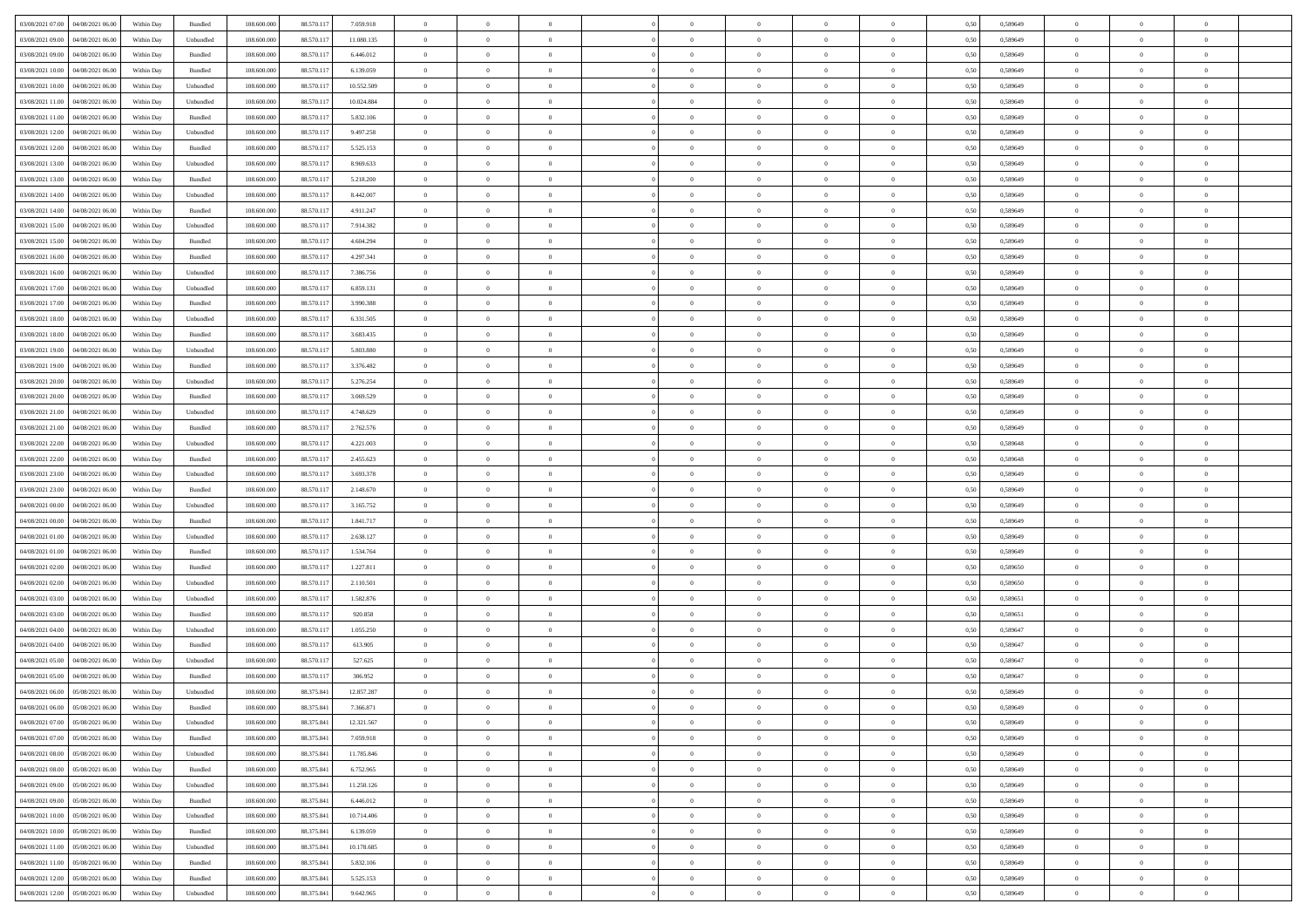| 03/08/2021 07:00 | 04/08/2021 06:00 | Within Day | Bundled | 108.600.000 | 88.570.117 | 7.059.918 | 0 | 0 | 0 | | 0 | 0 | 0 | 0 | 0,50 | 0,589649 | 0 | 0 | 0 | |
|---|---|---|---|---|---|---|---|---|---|---|---|---|---|---|---|---|---|---|---|---|
| 03/08/2021 09:00 | 04/08/2021 06:00 | Within Day | Unbundled | 108.600.000 | 88.570.117 | 11.080.135 | 0 | 0 | 0 | | 0 | 0 | 0 | 0 | 0,50 | 0,589649 | 0 | 0 | 0 | |
| 03/08/2021 09:00 | 04/08/2021 06:00 | Within Day | Bundled | 108.600.000 | 88.570.117 | 6.446.012 | 0 | 0 | 0 | | 0 | 0 | 0 | 0 | 0,50 | 0,589649 | 0 | 0 | 0 | |
| 03/08/2021 10:00 | 04/08/2021 06:00 | Within Day | Bundled | 108.600.000 | 88.570.117 | 6.139.059 | 0 | 0 | 0 | | 0 | 0 | 0 | 0 | 0,50 | 0,589649 | 0 | 0 | 0 | |
| 03/08/2021 10:00 | 04/08/2021 06:00 | Within Day | Unbundled | 108.600.000 | 88.570.117 | 10.552.509 | 0 | 0 | 0 | | 0 | 0 | 0 | 0 | 0,50 | 0,589649 | 0 | 0 | 0 | |
| 03/08/2021 11:00 | 04/08/2021 06:00 | Within Day | Unbundled | 108.600.000 | 88.570.117 | 10.024.884 | 0 | 0 | 0 | | 0 | 0 | 0 | 0 | 0,50 | 0,589649 | 0 | 0 | 0 | |
| 03/08/2021 11:00 | 04/08/2021 06:00 | Within Day | Bundled | 108.600.000 | 88.570.117 | 5.832.106 | 0 | 0 | 0 | | 0 | 0 | 0 | 0 | 0,50 | 0,589649 | 0 | 0 | 0 | |
| 03/08/2021 12:00 | 04/08/2021 06:00 | Within Day | Unbundled | 108.600.000 | 88.570.117 | 9.497.258 | 0 | 0 | 0 | | 0 | 0 | 0 | 0 | 0,50 | 0,589649 | 0 | 0 | 0 | |
| 03/08/2021 12:00 | 04/08/2021 06:00 | Within Day | Bundled | 108.600.000 | 88.570.117 | 5.525.153 | 0 | 0 | 0 | | 0 | 0 | 0 | 0 | 0,50 | 0,589649 | 0 | 0 | 0 | |
| 03/08/2021 13:00 | 04/08/2021 06:00 | Within Day | Unbundled | 108.600.000 | 88.570.117 | 8.969.633 | 0 | 0 | 0 | | 0 | 0 | 0 | 0 | 0,50 | 0,589649 | 0 | 0 | 0 | |
| 03/08/2021 13:00 | 04/08/2021 06:00 | Within Day | Bundled | 108.600.000 | 88.570.117 | 5.218.200 | 0 | 0 | 0 | | 0 | 0 | 0 | 0 | 0,50 | 0,589649 | 0 | 0 | 0 | |
| 03/08/2021 14:00 | 04/08/2021 06:00 | Within Day | Unbundled | 108.600.000 | 88.570.117 | 8.442.007 | 0 | 0 | 0 | | 0 | 0 | 0 | 0 | 0,50 | 0,589649 | 0 | 0 | 0 | |
| 03/08/2021 14:00 | 04/08/2021 06:00 | Within Day | Bundled | 108.600.000 | 88.570.117 | 4.911.247 | 0 | 0 | 0 | | 0 | 0 | 0 | 0 | 0,50 | 0,589649 | 0 | 0 | 0 | |
| 03/08/2021 15:00 | 04/08/2021 06:00 | Within Day | Unbundled | 108.600.000 | 88.570.117 | 7.914.382 | 0 | 0 | 0 | | 0 | 0 | 0 | 0 | 0,50 | 0,589649 | 0 | 0 | 0 | |
| 03/08/2021 15:00 | 04/08/2021 06:00 | Within Day | Bundled | 108.600.000 | 88.570.117 | 4.604.294 | 0 | 0 | 0 | | 0 | 0 | 0 | 0 | 0,50 | 0,589649 | 0 | 0 | 0 | |
| 03/08/2021 16:00 | 04/08/2021 06:00 | Within Day | Bundled | 108.600.000 | 88.570.117 | 4.297.341 | 0 | 0 | 0 | | 0 | 0 | 0 | 0 | 0,50 | 0,589649 | 0 | 0 | 0 | |
| 03/08/2021 16:00 | 04/08/2021 06:00 | Within Day | Unbundled | 108.600.000 | 88.570.117 | 7.386.756 | 0 | 0 | 0 | | 0 | 0 | 0 | 0 | 0,50 | 0,589649 | 0 | 0 | 0 | |
| 03/08/2021 17:00 | 04/08/2021 06:00 | Within Day | Unbundled | 108.600.000 | 88.570.117 | 6.859.131 | 0 | 0 | 0 | | 0 | 0 | 0 | 0 | 0,50 | 0,589649 | 0 | 0 | 0 | |
| 03/08/2021 17:00 | 04/08/2021 06:00 | Within Day | Bundled | 108.600.000 | 88.570.117 | 3.990.388 | 0 | 0 | 0 | | 0 | 0 | 0 | 0 | 0,50 | 0,589649 | 0 | 0 | 0 | |
| 03/08/2021 18:00 | 04/08/2021 06:00 | Within Day | Unbundled | 108.600.000 | 88.570.117 | 6.331.505 | 0 | 0 | 0 | | 0 | 0 | 0 | 0 | 0,50 | 0,589649 | 0 | 0 | 0 | |
| 03/08/2021 18:00 | 04/08/2021 06:00 | Within Day | Bundled | 108.600.000 | 88.570.117 | 3.683.435 | 0 | 0 | 0 | | 0 | 0 | 0 | 0 | 0,50 | 0,589649 | 0 | 0 | 0 | |
| 03/08/2021 19:00 | 04/08/2021 06:00 | Within Day | Unbundled | 108.600.000 | 88.570.117 | 5.803.880 | 0 | 0 | 0 | | 0 | 0 | 0 | 0 | 0,50 | 0,589649 | 0 | 0 | 0 | |
| 03/08/2021 19:00 | 04/08/2021 06:00 | Within Day | Bundled | 108.600.000 | 88.570.117 | 3.376.482 | 0 | 0 | 0 | | 0 | 0 | 0 | 0 | 0,50 | 0,589649 | 0 | 0 | 0 | |
| 03/08/2021 20:00 | 04/08/2021 06:00 | Within Day | Unbundled | 108.600.000 | 88.570.117 | 5.276.254 | 0 | 0 | 0 | | 0 | 0 | 0 | 0 | 0,50 | 0,589649 | 0 | 0 | 0 | |
| 03/08/2021 20:00 | 04/08/2021 06:00 | Within Day | Bundled | 108.600.000 | 88.570.117 | 3.069.529 | 0 | 0 | 0 | | 0 | 0 | 0 | 0 | 0,50 | 0,589649 | 0 | 0 | 0 | |
| 03/08/2021 21:00 | 04/08/2021 06:00 | Within Day | Unbundled | 108.600.000 | 88.570.117 | 4.748.629 | 0 | 0 | 0 | | 0 | 0 | 0 | 0 | 0,50 | 0,589649 | 0 | 0 | 0 | |
| 03/08/2021 21:00 | 04/08/2021 06:00 | Within Day | Bundled | 108.600.000 | 88.570.117 | 2.762.576 | 0 | 0 | 0 | | 0 | 0 | 0 | 0 | 0,50 | 0,589649 | 0 | 0 | 0 | |
| 03/08/2021 22:00 | 04/08/2021 06:00 | Within Day | Unbundled | 108.600.000 | 88.570.117 | 4.221.003 | 0 | 0 | 0 | | 0 | 0 | 0 | 0 | 0,50 | 0,589648 | 0 | 0 | 0 | |
| 03/08/2021 22:00 | 04/08/2021 06:00 | Within Day | Bundled | 108.600.000 | 88.570.117 | 2.455.623 | 0 | 0 | 0 | | 0 | 0 | 0 | 0 | 0,50 | 0,589648 | 0 | 0 | 0 | |
| 03/08/2021 23:00 | 04/08/2021 06:00 | Within Day | Unbundled | 108.600.000 | 88.570.117 | 3.693.378 | 0 | 0 | 0 | | 0 | 0 | 0 | 0 | 0,50 | 0,589649 | 0 | 0 | 0 | |
| 03/08/2021 23:00 | 04/08/2021 06:00 | Within Day | Bundled | 108.600.000 | 88.570.117 | 2.148.670 | 0 | 0 | 0 | | 0 | 0 | 0 | 0 | 0,50 | 0,589649 | 0 | 0 | 0 | |
| 04/08/2021 00:00 | 04/08/2021 06:00 | Within Day | Unbundled | 108.600.000 | 88.570.117 | 3.165.752 | 0 | 0 | 0 | | 0 | 0 | 0 | 0 | 0,50 | 0,589649 | 0 | 0 | 0 | |
| 04/08/2021 00:00 | 04/08/2021 06:00 | Within Day | Bundled | 108.600.000 | 88.570.117 | 1.841.717 | 0 | 0 | 0 | | 0 | 0 | 0 | 0 | 0,50 | 0,589649 | 0 | 0 | 0 | |
| 04/08/2021 01:00 | 04/08/2021 06:00 | Within Day | Unbundled | 108.600.000 | 88.570.117 | 2.638.127 | 0 | 0 | 0 | | 0 | 0 | 0 | 0 | 0,50 | 0,589649 | 0 | 0 | 0 | |
| 04/08/2021 01:00 | 04/08/2021 06:00 | Within Day | Bundled | 108.600.000 | 88.570.117 | 1.534.764 | 0 | 0 | 0 | | 0 | 0 | 0 | 0 | 0,50 | 0,589649 | 0 | 0 | 0 | |
| 04/08/2021 02:00 | 04/08/2021 06:00 | Within Day | Bundled | 108.600.000 | 88.570.117 | 1.227.811 | 0 | 0 | 0 | | 0 | 0 | 0 | 0 | 0,50 | 0,589650 | 0 | 0 | 0 | |
| 04/08/2021 02:00 | 04/08/2021 06:00 | Within Day | Unbundled | 108.600.000 | 88.570.117 | 2.110.501 | 0 | 0 | 0 | | 0 | 0 | 0 | 0 | 0,50 | 0,589650 | 0 | 0 | 0 | |
| 04/08/2021 03:00 | 04/08/2021 06:00 | Within Day | Unbundled | 108.600.000 | 88.570.117 | 1.582.876 | 0 | 0 | 0 | | 0 | 0 | 0 | 0 | 0,50 | 0,589651 | 0 | 0 | 0 | |
| 04/08/2021 03:00 | 04/08/2021 06:00 | Within Day | Bundled | 108.600.000 | 88.570.117 | 920.858 | 0 | 0 | 0 | | 0 | 0 | 0 | 0 | 0,50 | 0,589651 | 0 | 0 | 0 | |
| 04/08/2021 04:00 | 04/08/2021 06:00 | Within Day | Unbundled | 108.600.000 | 88.570.117 | 1.055.250 | 0 | 0 | 0 | | 0 | 0 | 0 | 0 | 0,50 | 0,589647 | 0 | 0 | 0 | |
| 04/08/2021 04:00 | 04/08/2021 06:00 | Within Day | Bundled | 108.600.000 | 88.570.117 | 613.905 | 0 | 0 | 0 | | 0 | 0 | 0 | 0 | 0,50 | 0,589647 | 0 | 0 | 0 | |
| 04/08/2021 05:00 | 04/08/2021 06:00 | Within Day | Unbundled | 108.600.000 | 88.570.117 | 527.625 | 0 | 0 | 0 | | 0 | 0 | 0 | 0 | 0,50 | 0,589647 | 0 | 0 | 0 | |
| 04/08/2021 05:00 | 04/08/2021 06:00 | Within Day | Bundled | 108.600.000 | 88.570.117 | 306.952 | 0 | 0 | 0 | | 0 | 0 | 0 | 0 | 0,50 | 0,589647 | 0 | 0 | 0 | |
| 04/08/2021 06:00 | 05/08/2021 06:00 | Within Day | Unbundled | 108.600.000 | 88.375.841 | 12.857.287 | 0 | 0 | 0 | | 0 | 0 | 0 | 0 | 0,50 | 0,589649 | 0 | 0 | 0 | |
| 04/08/2021 06:00 | 05/08/2021 06:00 | Within Day | Bundled | 108.600.000 | 88.375.841 | 7.366.871 | 0 | 0 | 0 | | 0 | 0 | 0 | 0 | 0,50 | 0,589649 | 0 | 0 | 0 | |
| 04/08/2021 07:00 | 05/08/2021 06:00 | Within Day | Unbundled | 108.600.000 | 88.375.841 | 12.321.567 | 0 | 0 | 0 | | 0 | 0 | 0 | 0 | 0,50 | 0,589649 | 0 | 0 | 0 | |
| 04/08/2021 07:00 | 05/08/2021 06:00 | Within Day | Bundled | 108.600.000 | 88.375.841 | 7.059.918 | 0 | 0 | 0 | | 0 | 0 | 0 | 0 | 0,50 | 0,589649 | 0 | 0 | 0 | |
| 04/08/2021 08:00 | 05/08/2021 06:00 | Within Day | Unbundled | 108.600.000 | 88.375.841 | 11.785.846 | 0 | 0 | 0 | | 0 | 0 | 0 | 0 | 0,50 | 0,589649 | 0 | 0 | 0 | |
| 04/08/2021 08:00 | 05/08/2021 06:00 | Within Day | Bundled | 108.600.000 | 88.375.841 | 6.752.965 | 0 | 0 | 0 | | 0 | 0 | 0 | 0 | 0,50 | 0,589649 | 0 | 0 | 0 | |
| 04/08/2021 09:00 | 05/08/2021 06:00 | Within Day | Unbundled | 108.600.000 | 88.375.841 | 11.250.126 | 0 | 0 | 0 | | 0 | 0 | 0 | 0 | 0,50 | 0,589649 | 0 | 0 | 0 | |
| 04/08/2021 09:00 | 05/08/2021 06:00 | Within Day | Bundled | 108.600.000 | 88.375.841 | 6.446.012 | 0 | 0 | 0 | | 0 | 0 | 0 | 0 | 0,50 | 0,589649 | 0 | 0 | 0 | |
| 04/08/2021 10:00 | 05/08/2021 06:00 | Within Day | Unbundled | 108.600.000 | 88.375.841 | 10.714.406 | 0 | 0 | 0 | | 0 | 0 | 0 | 0 | 0,50 | 0,589649 | 0 | 0 | 0 | |
| 04/08/2021 10:00 | 05/08/2021 06:00 | Within Day | Bundled | 108.600.000 | 88.375.841 | 6.139.059 | 0 | 0 | 0 | | 0 | 0 | 0 | 0 | 0,50 | 0,589649 | 0 | 0 | 0 | |
| 04/08/2021 11:00 | 05/08/2021 06:00 | Within Day | Unbundled | 108.600.000 | 88.375.841 | 10.178.685 | 0 | 0 | 0 | | 0 | 0 | 0 | 0 | 0,50 | 0,589649 | 0 | 0 | 0 | |
| 04/08/2021 11:00 | 05/08/2021 06:00 | Within Day | Bundled | 108.600.000 | 88.375.841 | 5.832.106 | 0 | 0 | 0 | | 0 | 0 | 0 | 0 | 0,50 | 0,589649 | 0 | 0 | 0 | |
| 04/08/2021 12:00 | 05/08/2021 06:00 | Within Day | Bundled | 108.600.000 | 88.375.841 | 5.525.153 | 0 | 0 | 0 | | 0 | 0 | 0 | 0 | 0,50 | 0,589649 | 0 | 0 | 0 | |
| 04/08/2021 12:00 | 05/08/2021 06:00 | Within Day | Unbundled | 108.600.000 | 88.375.841 | 9.642.965 | 0 | 0 | 0 | | 0 | 0 | 0 | 0 | 0,50 | 0,589649 | 0 | 0 | 0 | |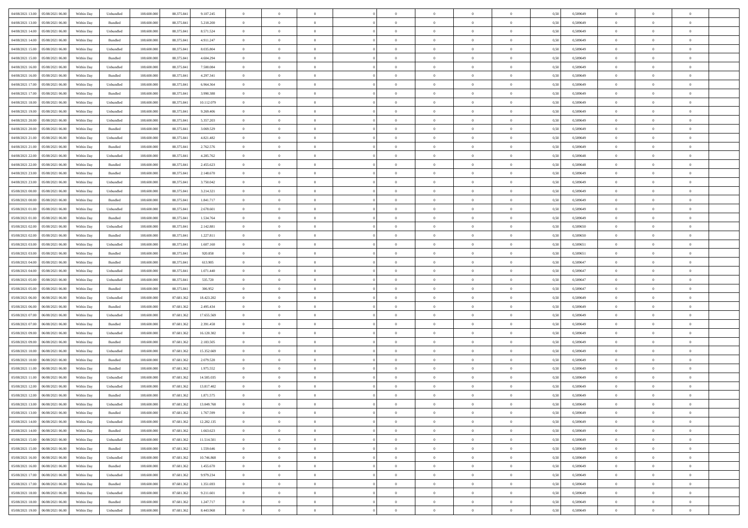| | | | | | | | | | | | | | | | | | | | | | |
|---|---|---|---|---|---|---|---|---|---|---|---|---|---|---|---|---|---|---|---|---|---|
| 04/08/2021 13.00 | 05/08/2021 06.00 | Within Day | Unbundled | 108.600.000 | 88.375.841 | 9.107.245 | 0 | 0 | 0 | | 0 | 0 | 0 | 0 | 0,50 | 0,589649 | 0 | 0 | 0 | |
| 04/08/2021 13.00 | 05/08/2021 06.00 | Within Day | Bundled | 108.600.000 | 88.375.841 | 5.218.200 | 0 | 0 | 0 | | 0 | 0 | 0 | 0 | 0,50 | 0,589649 | 0 | 0 | 0 | |
| 04/08/2021 14.00 | 05/08/2021 06.00 | Within Day | Unbundled | 108.600.000 | 88.375.841 | 8.571.524 | 0 | 0 | 0 | | 0 | 0 | 0 | 0 | 0,50 | 0,589649 | 0 | 0 | 0 | |
| 04/08/2021 14.00 | 05/08/2021 06.00 | Within Day | Bundled | 108.600.000 | 88.375.841 | 4.911.247 | 0 | 0 | 0 | | 0 | 0 | 0 | 0 | 0,50 | 0,589649 | 0 | 0 | 0 | |
| 04/08/2021 15.00 | 05/08/2021 06.00 | Within Day | Unbundled | 108.600.000 | 88.375.841 | 8.035.804 | 0 | 0 | 0 | | 0 | 0 | 0 | 0 | 0,50 | 0,589649 | 0 | 0 | 0 | |
| 04/08/2021 15.00 | 05/08/2021 06.00 | Within Day | Bundled | 108.600.000 | 88.375.841 | 4.604.294 | 0 | 0 | 0 | | 0 | 0 | 0 | 0 | 0,50 | 0,589649 | 0 | 0 | 0 | |
| 04/08/2021 16.00 | 05/08/2021 06.00 | Within Day | Unbundled | 108.600.000 | 88.375.841 | 7.500.084 | 0 | 0 | 0 | | 0 | 0 | 0 | 0 | 0,50 | 0,589649 | 0 | 0 | 0 | |
| 04/08/2021 16.00 | 05/08/2021 06.00 | Within Day | Bundled | 108.600.000 | 88.375.841 | 4.297.341 | 0 | 0 | 0 | | 0 | 0 | 0 | 0 | 0,50 | 0,589649 | 0 | 0 | 0 | |
| 04/08/2021 17.00 | 05/08/2021 06.00 | Within Day | Unbundled | 108.600.000 | 88.375.841 | 6.964.364 | 0 | 0 | 0 | | 0 | 0 | 0 | 0 | 0,50 | 0,589649 | 0 | 0 | 0 | |
| 04/08/2021 17.00 | 05/08/2021 06.00 | Within Day | Bundled | 108.600.000 | 88.375.841 | 3.990.388 | 0 | 0 | 0 | | 0 | 0 | 0 | 0 | 0,50 | 0,589649 | 0 | 0 | 0 | |
| 04/08/2021 18.00 | 05/08/2021 06.00 | Within Day | Unbundled | 108.600.000 | 88.375.841 | 10.112.079 | 0 | 0 | 0 | | 0 | 0 | 0 | 0 | 0,50 | 0,589649 | 0 | 0 | 0 | |
| 04/08/2021 19.00 | 05/08/2021 06.00 | Within Day | Unbundled | 108.600.000 | 88.375.841 | 9.269.406 | 0 | 0 | 0 | | 0 | 0 | 0 | 0 | 0,50 | 0,589649 | 0 | 0 | 0 | |
| 04/08/2021 20.00 | 05/08/2021 06.00 | Within Day | Unbundled | 108.600.000 | 88.375.841 | 5.357.203 | 0 | 0 | 0 | | 0 | 0 | 0 | 0 | 0,50 | 0,589649 | 0 | 0 | 0 | |
| 04/08/2021 20.00 | 05/08/2021 06.00 | Within Day | Bundled | 108.600.000 | 88.375.841 | 3.069.529 | 0 | 0 | 0 | | 0 | 0 | 0 | 0 | 0,50 | 0,589649 | 0 | 0 | 0 | |
| 04/08/2021 21.00 | 05/08/2021 06.00 | Within Day | Unbundled | 108.600.000 | 88.375.841 | 4.821.482 | 0 | 0 | 0 | | 0 | 0 | 0 | 0 | 0,50 | 0,589649 | 0 | 0 | 0 | |
| 04/08/2021 21.00 | 05/08/2021 06.00 | Within Day | Bundled | 108.600.000 | 88.375.841 | 2.762.576 | 0 | 0 | 0 | | 0 | 0 | 0 | 0 | 0,50 | 0,589649 | 0 | 0 | 0 | |
| 04/08/2021 22.00 | 05/08/2021 06.00 | Within Day | Unbundled | 108.600.000 | 88.375.841 | 4.285.762 | 0 | 0 | 0 | | 0 | 0 | 0 | 0 | 0,50 | 0,589648 | 0 | 0 | 0 | |
| 04/08/2021 22.00 | 05/08/2021 06.00 | Within Day | Bundled | 108.600.000 | 88.375.841 | 2.455.623 | 0 | 0 | 0 | | 0 | 0 | 0 | 0 | 0,50 | 0,589648 | 0 | 0 | 0 | |
| 04/08/2021 23.00 | 05/08/2021 06.00 | Within Day | Bundled | 108.600.000 | 88.375.841 | 2.148.670 | 0 | 0 | 0 | | 0 | 0 | 0 | 0 | 0,50 | 0,589649 | 0 | 0 | 0 | |
| 04/08/2021 23.00 | 05/08/2021 06.00 | Within Day | Unbundled | 108.600.000 | 88.375.841 | 3.750.042 | 0 | 0 | 0 | | 0 | 0 | 0 | 0 | 0,50 | 0,589649 | 0 | 0 | 0 | |
| 05/08/2021 00.00 | 05/08/2021 06.00 | Within Day | Unbundled | 108.600.000 | 88.375.841 | 3.214.321 | 0 | 0 | 0 | | 0 | 0 | 0 | 0 | 0,50 | 0,589649 | 0 | 0 | 0 | |
| 05/08/2021 00.00 | 05/08/2021 06.00 | Within Day | Bundled | 108.600.000 | 88.375.841 | 1.841.717 | 0 | 0 | 0 | | 0 | 0 | 0 | 0 | 0,50 | 0,589649 | 0 | 0 | 0 | |
| 05/08/2021 01.00 | 05/08/2021 06.00 | Within Day | Unbundled | 108.600.000 | 88.375.841 | 2.678.601 | 0 | 0 | 0 | | 0 | 0 | 0 | 0 | 0,50 | 0,589649 | 0 | 0 | 0 | |
| 05/08/2021 01.00 | 05/08/2021 06.00 | Within Day | Bundled | 108.600.000 | 88.375.841 | 1.534.764 | 0 | 0 | 0 | | 0 | 0 | 0 | 0 | 0,50 | 0,589649 | 0 | 0 | 0 | |
| 05/08/2021 02.00 | 05/08/2021 06.00 | Within Day | Unbundled | 108.600.000 | 88.375.841 | 2.142.881 | 0 | 0 | 0 | | 0 | 0 | 0 | 0 | 0,50 | 0,589650 | 0 | 0 | 0 | |
| 05/08/2021 02.00 | 05/08/2021 06.00 | Within Day | Bundled | 108.600.000 | 88.375.841 | 1.227.811 | 0 | 0 | 0 | | 0 | 0 | 0 | 0 | 0,50 | 0,589650 | 0 | 0 | 0 | |
| 05/08/2021 03.00 | 05/08/2021 06.00 | Within Day | Unbundled | 108.600.000 | 88.375.841 | 1.607.160 | 0 | 0 | 0 | | 0 | 0 | 0 | 0 | 0,50 | 0,589651 | 0 | 0 | 0 | |
| 05/08/2021 03.00 | 05/08/2021 06.00 | Within Day | Bundled | 108.600.000 | 88.375.841 | 920.858 | 0 | 0 | 0 | | 0 | 0 | 0 | 0 | 0,50 | 0,589651 | 0 | 0 | 0 | |
| 05/08/2021 04.00 | 05/08/2021 06.00 | Within Day | Bundled | 108.600.000 | 88.375.841 | 613.905 | 0 | 0 | 0 | | 0 | 0 | 0 | 0 | 0,50 | 0,589647 | 0 | 0 | 0 | |
| 05/08/2021 04.00 | 05/08/2021 06.00 | Within Day | Unbundled | 108.600.000 | 88.375.841 | 1.071.440 | 0 | 0 | 0 | | 0 | 0 | 0 | 0 | 0,50 | 0,589647 | 0 | 0 | 0 | |
| 05/08/2021 05.00 | 05/08/2021 06.00 | Within Day | Unbundled | 108.600.000 | 88.375.841 | 535.720 | 0 | 0 | 0 | | 0 | 0 | 0 | 0 | 0,50 | 0,589647 | 0 | 0 | 0 | |
| 05/08/2021 05.00 | 05/08/2021 06.00 | Within Day | Bundled | 108.600.000 | 88.375.841 | 306.952 | 0 | 0 | 0 | | 0 | 0 | 0 | 0 | 0,50 | 0,589647 | 0 | 0 | 0 | |
| 05/08/2021 06.00 | 06/08/2021 06.00 | Within Day | Unbundled | 108.600.000 | 87.681.362 | 18.423.202 | 0 | 0 | 0 | | 0 | 0 | 0 | 0 | 0,50 | 0,589649 | 0 | 0 | 0 | |
| 05/08/2021 06.00 | 06/08/2021 06.00 | Within Day | Bundled | 108.600.000 | 87.681.362 | 2.495.434 | 0 | 0 | 0 | | 0 | 0 | 0 | 0 | 0,50 | 0,589649 | 0 | 0 | 0 | |
| 05/08/2021 07.00 | 06/08/2021 06.00 | Within Day | Unbundled | 108.600.000 | 87.681.362 | 17.655.569 | 0 | 0 | 0 | | 0 | 0 | 0 | 0 | 0,50 | 0,589649 | 0 | 0 | 0 | |
| 05/08/2021 07.00 | 06/08/2021 06.00 | Within Day | Bundled | 108.600.000 | 87.681.362 | 2.391.458 | 0 | 0 | 0 | | 0 | 0 | 0 | 0 | 0,50 | 0,589649 | 0 | 0 | 0 | |
| 05/08/2021 09.00 | 06/08/2021 06.00 | Within Day | Unbundled | 108.600.000 | 87.681.362 | 16.120.302 | 0 | 0 | 0 | | 0 | 0 | 0 | 0 | 0,50 | 0,589649 | 0 | 0 | 0 | |
| 05/08/2021 09.00 | 06/08/2021 06.00 | Within Day | Bundled | 108.600.000 | 87.681.362 | 2.183.505 | 0 | 0 | 0 | | 0 | 0 | 0 | 0 | 0,50 | 0,589649 | 0 | 0 | 0 | |
| 05/08/2021 10.00 | 06/08/2021 06.00 | Within Day | Unbundled | 108.600.000 | 87.681.362 | 15.352.669 | 0 | 0 | 0 | | 0 | 0 | 0 | 0 | 0,50 | 0,589649 | 0 | 0 | 0 | |
| 05/08/2021 10.00 | 06/08/2021 06.00 | Within Day | Bundled | 108.600.000 | 87.681.362 | 2.079.528 | 0 | 0 | 0 | | 0 | 0 | 0 | 0 | 0,50 | 0,589649 | 0 | 0 | 0 | |
| 05/08/2021 11.00 | 06/08/2021 06.00 | Within Day | Bundled | 108.600.000 | 87.681.362 | 1.975.552 | 0 | 0 | 0 | | 0 | 0 | 0 | 0 | 0,50 | 0,589649 | 0 | 0 | 0 | |
| 05/08/2021 11.00 | 06/08/2021 06.00 | Within Day | Unbundled | 108.600.000 | 87.681.362 | 14.585.035 | 0 | 0 | 0 | | 0 | 0 | 0 | 0 | 0,50 | 0,589649 | 0 | 0 | 0 | |
| 05/08/2021 12.00 | 06/08/2021 06.00 | Within Day | Unbundled | 108.600.000 | 87.681.362 | 13.817.402 | 0 | 0 | 0 | | 0 | 0 | 0 | 0 | 0,50 | 0,589649 | 0 | 0 | 0 | |
| 05/08/2021 12.00 | 06/08/2021 06.00 | Within Day | Bundled | 108.600.000 | 87.681.362 | 1.871.575 | 0 | 0 | 0 | | 0 | 0 | 0 | 0 | 0,50 | 0,589649 | 0 | 0 | 0 | |
| 05/08/2021 13.00 | 06/08/2021 06.00 | Within Day | Unbundled | 108.600.000 | 87.681.362 | 13.049.768 | 0 | 0 | 0 | | 0 | 0 | 0 | 0 | 0,50 | 0,589649 | 0 | 0 | 0 | |
| 05/08/2021 13.00 | 06/08/2021 06.00 | Within Day | Bundled | 108.600.000 | 87.681.362 | 1.767.599 | 0 | 0 | 0 | | 0 | 0 | 0 | 0 | 0,50 | 0,589649 | 0 | 0 | 0 | |
| 05/08/2021 14.00 | 06/08/2021 06.00 | Within Day | Unbundled | 108.600.000 | 87.681.362 | 12.282.135 | 0 | 0 | 0 | | 0 | 0 | 0 | 0 | 0,50 | 0,589649 | 0 | 0 | 0 | |
| 05/08/2021 14.00 | 06/08/2021 06.00 | Within Day | Bundled | 108.600.000 | 87.681.362 | 1.663.623 | 0 | 0 | 0 | | 0 | 0 | 0 | 0 | 0,50 | 0,589649 | 0 | 0 | 0 | |
| 05/08/2021 15.00 | 06/08/2021 06.00 | Within Day | Unbundled | 108.600.000 | 87.681.362 | 11.514.501 | 0 | 0 | 0 | | 0 | 0 | 0 | 0 | 0,50 | 0,589649 | 0 | 0 | 0 | |
| 05/08/2021 15.00 | 06/08/2021 06.00 | Within Day | Bundled | 108.600.000 | 87.681.362 | 1.559.646 | 0 | 0 | 0 | | 0 | 0 | 0 | 0 | 0,50 | 0,589649 | 0 | 0 | 0 | |
| 05/08/2021 16.00 | 06/08/2021 06.00 | Within Day | Unbundled | 108.600.000 | 87.681.362 | 10.746.868 | 0 | 0 | 0 | | 0 | 0 | 0 | 0 | 0,50 | 0,589649 | 0 | 0 | 0 | |
| 05/08/2021 16.00 | 06/08/2021 06.00 | Within Day | Bundled | 108.600.000 | 87.681.362 | 1.455.670 | 0 | 0 | 0 | | 0 | 0 | 0 | 0 | 0,50 | 0,589649 | 0 | 0 | 0 | |
| 05/08/2021 17.00 | 06/08/2021 06.00 | Within Day | Unbundled | 108.600.000 | 87.681.362 | 9.979.234 | 0 | 0 | 0 | | 0 | 0 | 0 | 0 | 0,50 | 0,589649 | 0 | 0 | 0 | |
| 05/08/2021 17.00 | 06/08/2021 06.00 | Within Day | Bundled | 108.600.000 | 87.681.362 | 1.351.693 | 0 | 0 | 0 | | 0 | 0 | 0 | 0 | 0,50 | 0,589649 | 0 | 0 | 0 | |
| 05/08/2021 18.00 | 06/08/2021 06.00 | Within Day | Unbundled | 108.600.000 | 87.681.362 | 9.211.601 | 0 | 0 | 0 | | 0 | 0 | 0 | 0 | 0,50 | 0,589649 | 0 | 0 | 0 | |
| 05/08/2021 18.00 | 06/08/2021 06.00 | Within Day | Bundled | 108.600.000 | 87.681.362 | 1.247.717 | 0 | 0 | 0 | | 0 | 0 | 0 | 0 | 0,50 | 0,589649 | 0 | 0 | 0 | |
| 05/08/2021 19.00 | 06/08/2021 06.00 | Within Day | Unbundled | 108.600.000 | 87.681.362 | 8.443.968 | 0 | 0 | 0 | | 0 | 0 | 0 | 0 | 0,50 | 0,589649 | 0 | 0 | 0 | |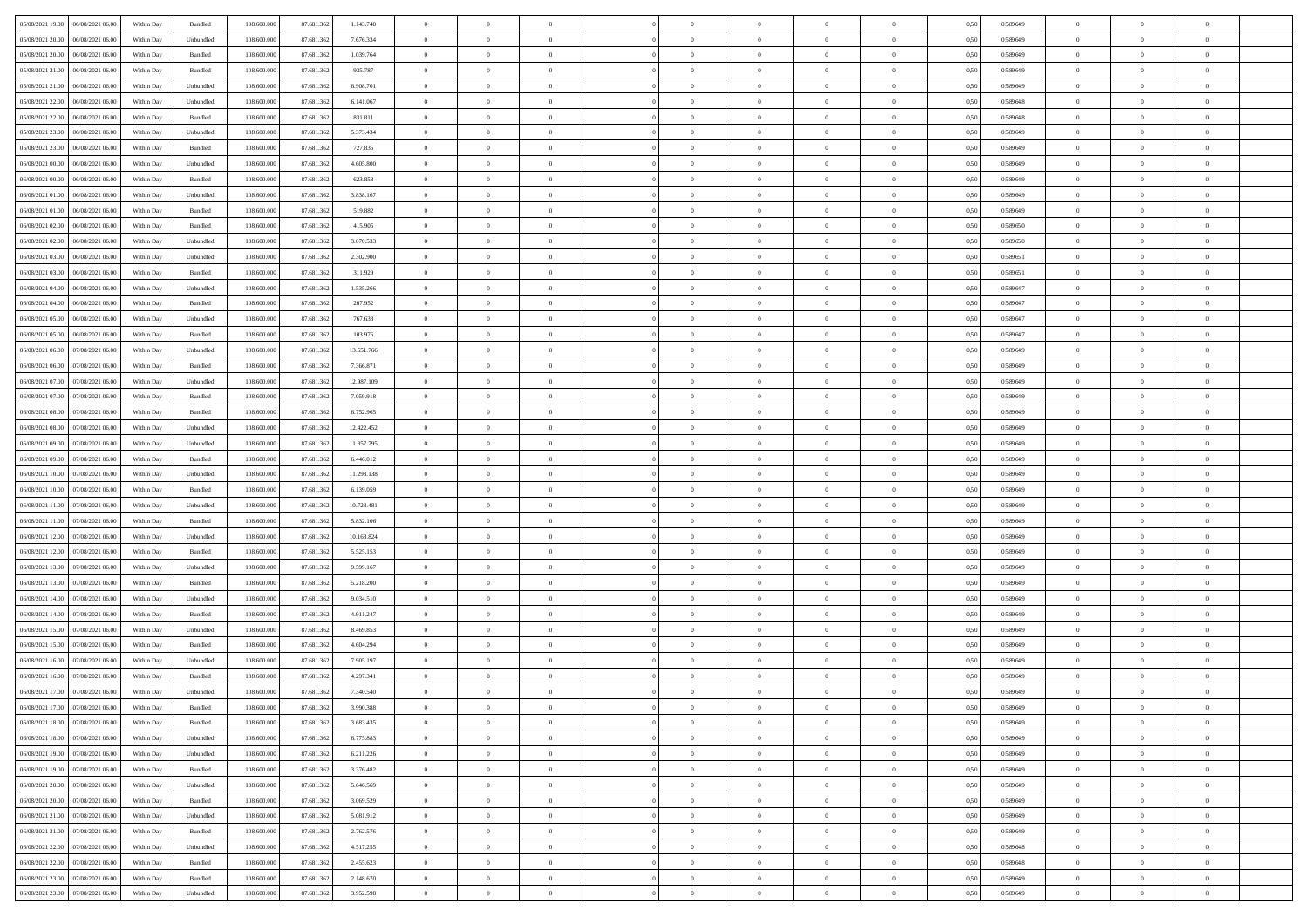| | | | | | | | | | | | | | | | | | | | | |
|---|---|---|---|---|---|---|---|---|---|---|---|---|---|---|---|---|---|---|---|---|
| 05/08/2021 19:00 | 06/08/2021 06:00 | Within Day | Bundled | 108.600.000 | 87.681.362 | 1.143.740 | 0 | 0 | 0 | | 0 | 0 | 0 | 0 | 0,50 | 0,589649 | 0 | 0 | 0 | |
| 05/08/2021 20:00 | 06/08/2021 06:00 | Within Day | Unbundled | 108.600.000 | 87.681.362 | 7.676.334 | 0 | 0 | 0 | | 0 | 0 | 0 | 0 | 0,50 | 0,589649 | 0 | 0 | 0 | |
| 05/08/2021 20:00 | 06/08/2021 06:00 | Within Day | Bundled | 108.600.000 | 87.681.362 | 1.039.764 | 0 | 0 | 0 | | 0 | 0 | 0 | 0 | 0,50 | 0,589649 | 0 | 0 | 0 | |
| 05/08/2021 21:00 | 06/08/2021 06:00 | Within Day | Bundled | 108.600.000 | 87.681.362 | 935.787 | 0 | 0 | 0 | | 0 | 0 | 0 | 0 | 0,50 | 0,589649 | 0 | 0 | 0 | |
| 05/08/2021 21:00 | 06/08/2021 06:00 | Within Day | Unbundled | 108.600.000 | 87.681.362 | 6.908.701 | 0 | 0 | 0 | | 0 | 0 | 0 | 0 | 0,50 | 0,589649 | 0 | 0 | 0 | |
| 05/08/2021 22:00 | 06/08/2021 06:00 | Within Day | Unbundled | 108.600.000 | 87.681.362 | 6.141.067 | 0 | 0 | 0 | | 0 | 0 | 0 | 0 | 0,50 | 0,589648 | 0 | 0 | 0 | |
| 05/08/2021 22:00 | 06/08/2021 06:00 | Within Day | Bundled | 108.600.000 | 87.681.362 | 831.811 | 0 | 0 | 0 | | 0 | 0 | 0 | 0 | 0,50 | 0,589648 | 0 | 0 | 0 | |
| 05/08/2021 23:00 | 06/08/2021 06:00 | Within Day | Unbundled | 108.600.000 | 87.681.362 | 5.373.434 | 0 | 0 | 0 | | 0 | 0 | 0 | 0 | 0,50 | 0,589649 | 0 | 0 | 0 | |
| 05/08/2021 23:00 | 06/08/2021 06:00 | Within Day | Bundled | 108.600.000 | 87.681.362 | 727.835 | 0 | 0 | 0 | | 0 | 0 | 0 | 0 | 0,50 | 0,589649 | 0 | 0 | 0 | |
| 06/08/2021 00:00 | 06/08/2021 06:00 | Within Day | Unbundled | 108.600.000 | 87.681.362 | 4.605.800 | 0 | 0 | 0 | | 0 | 0 | 0 | 0 | 0,50 | 0,589649 | 0 | 0 | 0 | |
| 06/08/2021 00:00 | 06/08/2021 06:00 | Within Day | Bundled | 108.600.000 | 87.681.362 | 623.858 | 0 | 0 | 0 | | 0 | 0 | 0 | 0 | 0,50 | 0,589649 | 0 | 0 | 0 | |
| 06/08/2021 01:00 | 06/08/2021 06:00 | Within Day | Unbundled | 108.600.000 | 87.681.362 | 3.838.167 | 0 | 0 | 0 | | 0 | 0 | 0 | 0 | 0,50 | 0,589649 | 0 | 0 | 0 | |
| 06/08/2021 01:00 | 06/08/2021 06:00 | Within Day | Bundled | 108.600.000 | 87.681.362 | 519.882 | 0 | 0 | 0 | | 0 | 0 | 0 | 0 | 0,50 | 0,589649 | 0 | 0 | 0 | |
| 06/08/2021 02:00 | 06/08/2021 06:00 | Within Day | Bundled | 108.600.000 | 87.681.362 | 415.905 | 0 | 0 | 0 | | 0 | 0 | 0 | 0 | 0,50 | 0,589650 | 0 | 0 | 0 | |
| 06/08/2021 02:00 | 06/08/2021 06:00 | Within Day | Unbundled | 108.600.000 | 87.681.362 | 3.070.533 | 0 | 0 | 0 | | 0 | 0 | 0 | 0 | 0,50 | 0,589650 | 0 | 0 | 0 | |
| 06/08/2021 03:00 | 06/08/2021 06:00 | Within Day | Unbundled | 108.600.000 | 87.681.362 | 2.302.900 | 0 | 0 | 0 | | 0 | 0 | 0 | 0 | 0,50 | 0,589651 | 0 | 0 | 0 | |
| 06/08/2021 03:00 | 06/08/2021 06:00 | Within Day | Bundled | 108.600.000 | 87.681.362 | 311.929 | 0 | 0 | 0 | | 0 | 0 | 0 | 0 | 0,50 | 0,589651 | 0 | 0 | 0 | |
| 06/08/2021 04:00 | 06/08/2021 06:00 | Within Day | Unbundled | 108.600.000 | 87.681.362 | 1.535.266 | 0 | 0 | 0 | | 0 | 0 | 0 | 0 | 0,50 | 0,589647 | 0 | 0 | 0 | |
| 06/08/2021 04:00 | 06/08/2021 06:00 | Within Day | Bundled | 108.600.000 | 87.681.362 | 207.952 | 0 | 0 | 0 | | 0 | 0 | 0 | 0 | 0,50 | 0,589647 | 0 | 0 | 0 | |
| 06/08/2021 05:00 | 06/08/2021 06:00 | Within Day | Unbundled | 108.600.000 | 87.681.362 | 767.633 | 0 | 0 | 0 | | 0 | 0 | 0 | 0 | 0,50 | 0,589647 | 0 | 0 | 0 | |
| 06/08/2021 05:00 | 06/08/2021 06:00 | Within Day | Bundled | 108.600.000 | 87.681.362 | 103.976 | 0 | 0 | 0 | | 0 | 0 | 0 | 0 | 0,50 | 0,589647 | 0 | 0 | 0 | |
| 06/08/2021 06:00 | 07/08/2021 06:00 | Within Day | Unbundled | 108.600.000 | 87.681.362 | 13.551.766 | 0 | 0 | 0 | | 0 | 0 | 0 | 0 | 0,50 | 0,589649 | 0 | 0 | 0 | |
| 06/08/2021 06:00 | 07/08/2021 06:00 | Within Day | Bundled | 108.600.000 | 87.681.362 | 7.366.871 | 0 | 0 | 0 | | 0 | 0 | 0 | 0 | 0,50 | 0,589649 | 0 | 0 | 0 | |
| 06/08/2021 07:00 | 07/08/2021 06:00 | Within Day | Unbundled | 108.600.000 | 87.681.362 | 12.987.109 | 0 | 0 | 0 | | 0 | 0 | 0 | 0 | 0,50 | 0,589649 | 0 | 0 | 0 | |
| 06/08/2021 07:00 | 07/08/2021 06:00 | Within Day | Bundled | 108.600.000 | 87.681.362 | 7.059.918 | 0 | 0 | 0 | | 0 | 0 | 0 | 0 | 0,50 | 0,589649 | 0 | 0 | 0 | |
| 06/08/2021 08:00 | 07/08/2021 06:00 | Within Day | Bundled | 108.600.000 | 87.681.362 | 6.752.965 | 0 | 0 | 0 | | 0 | 0 | 0 | 0 | 0,50 | 0,589649 | 0 | 0 | 0 | |
| 06/08/2021 08:00 | 07/08/2021 06:00 | Within Day | Unbundled | 108.600.000 | 87.681.362 | 12.422.452 | 0 | 0 | 0 | | 0 | 0 | 0 | 0 | 0,50 | 0,589649 | 0 | 0 | 0 | |
| 06/08/2021 09:00 | 07/08/2021 06:00 | Within Day | Unbundled | 108.600.000 | 87.681.362 | 11.857.795 | 0 | 0 | 0 | | 0 | 0 | 0 | 0 | 0,50 | 0,589649 | 0 | 0 | 0 | |
| 06/08/2021 09:00 | 07/08/2021 06:00 | Within Day | Bundled | 108.600.000 | 87.681.362 | 6.446.012 | 0 | 0 | 0 | | 0 | 0 | 0 | 0 | 0,50 | 0,589649 | 0 | 0 | 0 | |
| 06/08/2021 10:00 | 07/08/2021 06:00 | Within Day | Unbundled | 108.600.000 | 87.681.362 | 11.293.138 | 0 | 0 | 0 | | 0 | 0 | 0 | 0 | 0,50 | 0,589649 | 0 | 0 | 0 | |
| 06/08/2021 10:00 | 07/08/2021 06:00 | Within Day | Bundled | 108.600.000 | 87.681.362 | 6.139.059 | 0 | 0 | 0 | | 0 | 0 | 0 | 0 | 0,50 | 0,589649 | 0 | 0 | 0 | |
| 06/08/2021 11:00 | 07/08/2021 06:00 | Within Day | Unbundled | 108.600.000 | 87.681.362 | 10.728.481 | 0 | 0 | 0 | | 0 | 0 | 0 | 0 | 0,50 | 0,589649 | 0 | 0 | 0 | |
| 06/08/2021 11:00 | 07/08/2021 06:00 | Within Day | Bundled | 108.600.000 | 87.681.362 | 5.832.106 | 0 | 0 | 0 | | 0 | 0 | 0 | 0 | 0,50 | 0,589649 | 0 | 0 | 0 | |
| 06/08/2021 12:00 | 07/08/2021 06:00 | Within Day | Unbundled | 108.600.000 | 87.681.362 | 10.163.824 | 0 | 0 | 0 | | 0 | 0 | 0 | 0 | 0,50 | 0,589649 | 0 | 0 | 0 | |
| 06/08/2021 12:00 | 07/08/2021 06:00 | Within Day | Bundled | 108.600.000 | 87.681.362 | 5.525.153 | 0 | 0 | 0 | | 0 | 0 | 0 | 0 | 0,50 | 0,589649 | 0 | 0 | 0 | |
| 06/08/2021 13:00 | 07/08/2021 06:00 | Within Day | Unbundled | 108.600.000 | 87.681.362 | 9.599.167 | 0 | 0 | 0 | | 0 | 0 | 0 | 0 | 0,50 | 0,589649 | 0 | 0 | 0 | |
| 06/08/2021 13:00 | 07/08/2021 06:00 | Within Day | Bundled | 108.600.000 | 87.681.362 | 5.218.200 | 0 | 0 | 0 | | 0 | 0 | 0 | 0 | 0,50 | 0,589649 | 0 | 0 | 0 | |
| 06/08/2021 14:00 | 07/08/2021 06:00 | Within Day | Unbundled | 108.600.000 | 87.681.362 | 9.034.510 | 0 | 0 | 0 | | 0 | 0 | 0 | 0 | 0,50 | 0,589649 | 0 | 0 | 0 | |
| 06/08/2021 14:00 | 07/08/2021 06:00 | Within Day | Bundled | 108.600.000 | 87.681.362 | 4.911.247 | 0 | 0 | 0 | | 0 | 0 | 0 | 0 | 0,50 | 0,589649 | 0 | 0 | 0 | |
| 06/08/2021 15:00 | 07/08/2021 06:00 | Within Day | Unbundled | 108.600.000 | 87.681.362 | 8.469.853 | 0 | 0 | 0 | | 0 | 0 | 0 | 0 | 0,50 | 0,589649 | 0 | 0 | 0 | |
| 06/08/2021 15:00 | 07/08/2021 06:00 | Within Day | Bundled | 108.600.000 | 87.681.362 | 4.604.294 | 0 | 0 | 0 | | 0 | 0 | 0 | 0 | 0,50 | 0,589649 | 0 | 0 | 0 | |
| 06/08/2021 16:00 | 07/08/2021 06:00 | Within Day | Unbundled | 108.600.000 | 87.681.362 | 7.905.197 | 0 | 0 | 0 | | 0 | 0 | 0 | 0 | 0,50 | 0,589649 | 0 | 0 | 0 | |
| 06/08/2021 16:00 | 07/08/2021 06:00 | Within Day | Bundled | 108.600.000 | 87.681.362 | 4.297.341 | 0 | 0 | 0 | | 0 | 0 | 0 | 0 | 0,50 | 0,589649 | 0 | 0 | 0 | |
| 06/08/2021 17:00 | 07/08/2021 06:00 | Within Day | Unbundled | 108.600.000 | 87.681.362 | 7.340.540 | 0 | 0 | 0 | | 0 | 0 | 0 | 0 | 0,50 | 0,589649 | 0 | 0 | 0 | |
| 06/08/2021 17:00 | 07/08/2021 06:00 | Within Day | Bundled | 108.600.000 | 87.681.362 | 3.990.388 | 0 | 0 | 0 | | 0 | 0 | 0 | 0 | 0,50 | 0,589649 | 0 | 0 | 0 | |
| 06/08/2021 18:00 | 07/08/2021 06:00 | Within Day | Bundled | 108.600.000 | 87.681.362 | 3.683.435 | 0 | 0 | 0 | | 0 | 0 | 0 | 0 | 0,50 | 0,589649 | 0 | 0 | 0 | |
| 06/08/2021 18:00 | 07/08/2021 06:00 | Within Day | Unbundled | 108.600.000 | 87.681.362 | 6.775.883 | 0 | 0 | 0 | | 0 | 0 | 0 | 0 | 0,50 | 0,589649 | 0 | 0 | 0 | |
| 06/08/2021 19:00 | 07/08/2021 06:00 | Within Day | Unbundled | 108.600.000 | 87.681.362 | 6.211.226 | 0 | 0 | 0 | | 0 | 0 | 0 | 0 | 0,50 | 0,589649 | 0 | 0 | 0 | |
| 06/08/2021 19:00 | 07/08/2021 06:00 | Within Day | Bundled | 108.600.000 | 87.681.362 | 3.376.482 | 0 | 0 | 0 | | 0 | 0 | 0 | 0 | 0,50 | 0,589649 | 0 | 0 | 0 | |
| 06/08/2021 20:00 | 07/08/2021 06:00 | Within Day | Unbundled | 108.600.000 | 87.681.362 | 5.646.569 | 0 | 0 | 0 | | 0 | 0 | 0 | 0 | 0,50 | 0,589649 | 0 | 0 | 0 | |
| 06/08/2021 20:00 | 07/08/2021 06:00 | Within Day | Bundled | 108.600.000 | 87.681.362 | 3.069.529 | 0 | 0 | 0 | | 0 | 0 | 0 | 0 | 0,50 | 0,589649 | 0 | 0 | 0 | |
| 06/08/2021 21:00 | 07/08/2021 06:00 | Within Day | Unbundled | 108.600.000 | 87.681.362 | 5.081.912 | 0 | 0 | 0 | | 0 | 0 | 0 | 0 | 0,50 | 0,589649 | 0 | 0 | 0 | |
| 06/08/2021 21:00 | 07/08/2021 06:00 | Within Day | Bundled | 108.600.000 | 87.681.362 | 2.762.576 | 0 | 0 | 0 | | 0 | 0 | 0 | 0 | 0,50 | 0,589649 | 0 | 0 | 0 | |
| 06/08/2021 22:00 | 07/08/2021 06:00 | Within Day | Unbundled | 108.600.000 | 87.681.362 | 4.517.255 | 0 | 0 | 0 | | 0 | 0 | 0 | 0 | 0,50 | 0,589648 | 0 | 0 | 0 | |
| 06/08/2021 22:00 | 07/08/2021 06:00 | Within Day | Bundled | 108.600.000 | 87.681.362 | 2.455.623 | 0 | 0 | 0 | | 0 | 0 | 0 | 0 | 0,50 | 0,589648 | 0 | 0 | 0 | |
| 06/08/2021 23:00 | 07/08/2021 06:00 | Within Day | Bundled | 108.600.000 | 87.681.362 | 2.148.670 | 0 | 0 | 0 | | 0 | 0 | 0 | 0 | 0,50 | 0,589649 | 0 | 0 | 0 | |
| 06/08/2021 23:00 | 07/08/2021 06:00 | Within Day | Unbundled | 108.600.000 | 87.681.362 | 3.952.598 | 0 | 0 | 0 | | 0 | 0 | 0 | 0 | 0,50 | 0,589649 | 0 | 0 | 0 | |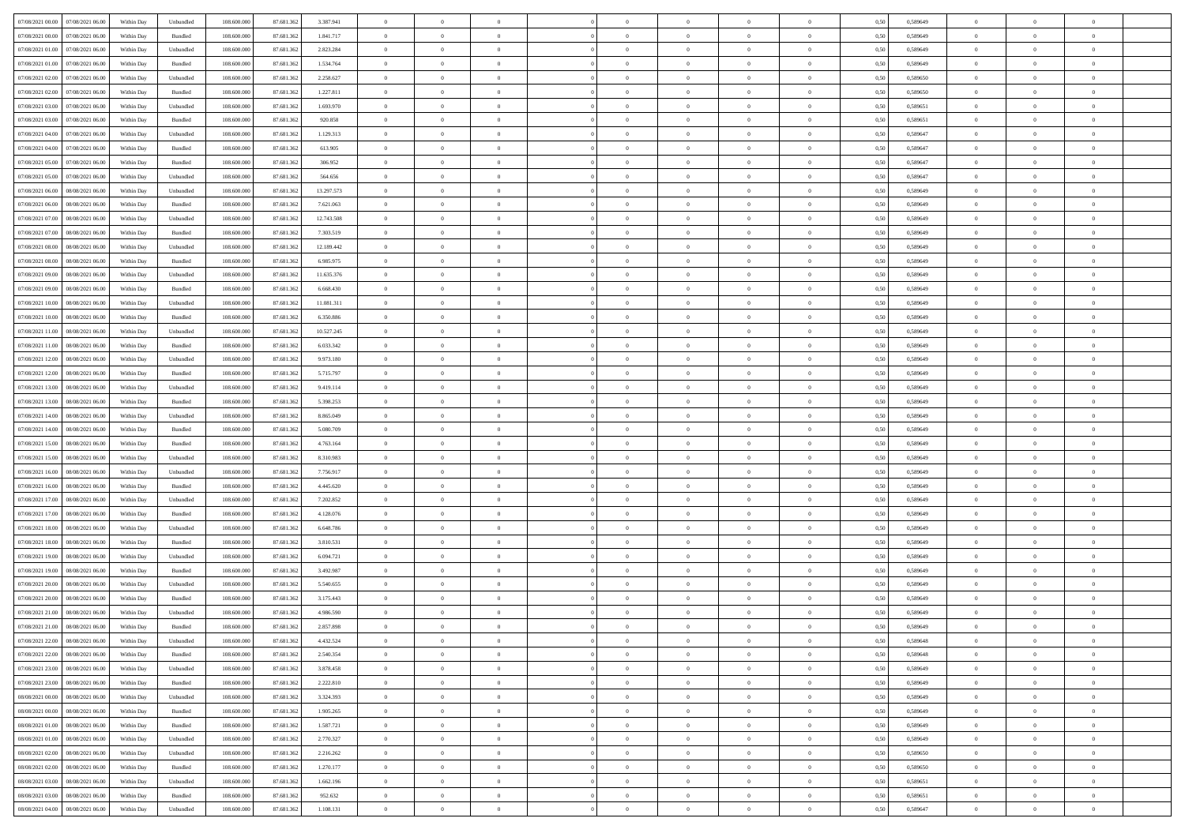| | | | | | | | | | | | | | | | | | | | | |
|---|---|---|---|---|---|---|---|---|---|---|---|---|---|---|---|---|---|---|---|---|
| 07/08/2021 00:00 | 07/08/2021 06:00 | Within Day | Unbundled | 108.600.000 | 87.681.362 | 3.387.941 | 0 | 0 | 0 | | 0 | 0 | 0 | 0 | 0,50 | 0,589649 | 0 | 0 | 0 | |
| 07/08/2021 00:00 | 07/08/2021 06:00 | Within Day | Bundled | 108.600.000 | 87.681.362 | 1.841.717 | 0 | 0 | 0 | | 0 | 0 | 0 | 0 | 0,50 | 0,589649 | 0 | 0 | 0 | |
| 07/08/2021 01:00 | 07/08/2021 06:00 | Within Day | Unbundled | 108.600.000 | 87.681.362 | 2.823.284 | 0 | 0 | 0 | | 0 | 0 | 0 | 0 | 0,50 | 0,589649 | 0 | 0 | 0 | |
| 07/08/2021 01:00 | 07/08/2021 06:00 | Within Day | Bundled | 108.600.000 | 87.681.362 | 1.534.764 | 0 | 0 | 0 | | 0 | 0 | 0 | 0 | 0,50 | 0,589649 | 0 | 0 | 0 | |
| 07/08/2021 02:00 | 07/08/2021 06:00 | Within Day | Unbundled | 108.600.000 | 87.681.362 | 2.258.627 | 0 | 0 | 0 | | 0 | 0 | 0 | 0 | 0,50 | 0,589650 | 0 | 0 | 0 | |
| 07/08/2021 02:00 | 07/08/2021 06:00 | Within Day | Bundled | 108.600.000 | 87.681.362 | 1.227.811 | 0 | 0 | 0 | | 0 | 0 | 0 | 0 | 0,50 | 0,589650 | 0 | 0 | 0 | |
| 07/08/2021 03:00 | 07/08/2021 06:00 | Within Day | Unbundled | 108.600.000 | 87.681.362 | 1.693.970 | 0 | 0 | 0 | | 0 | 0 | 0 | 0 | 0,50 | 0,589651 | 0 | 0 | 0 | |
| 07/08/2021 03:00 | 07/08/2021 06:00 | Within Day | Bundled | 108.600.000 | 87.681.362 | 920.858 | 0 | 0 | 0 | | 0 | 0 | 0 | 0 | 0,50 | 0,589651 | 0 | 0 | 0 | |
| 07/08/2021 04:00 | 07/08/2021 06:00 | Within Day | Unbundled | 108.600.000 | 87.681.362 | 1.129.313 | 0 | 0 | 0 | | 0 | 0 | 0 | 0 | 0,50 | 0,589647 | 0 | 0 | 0 | |
| 07/08/2021 04:00 | 07/08/2021 06:00 | Within Day | Bundled | 108.600.000 | 87.681.362 | 613.905 | 0 | 0 | 0 | | 0 | 0 | 0 | 0 | 0,50 | 0,589647 | 0 | 0 | 0 | |
| 07/08/2021 05:00 | 07/08/2021 06:00 | Within Day | Bundled | 108.600.000 | 87.681.362 | 306.952 | 0 | 0 | 0 | | 0 | 0 | 0 | 0 | 0,50 | 0,589647 | 0 | 0 | 0 | |
| 07/08/2021 05:00 | 07/08/2021 06:00 | Within Day | Unbundled | 108.600.000 | 87.681.362 | 564.656 | 0 | 0 | 0 | | 0 | 0 | 0 | 0 | 0,50 | 0,589647 | 0 | 0 | 0 | |
| 07/08/2021 06:00 | 08/08/2021 06:00 | Within Day | Unbundled | 108.600.000 | 87.681.362 | 13.297.573 | 0 | 0 | 0 | | 0 | 0 | 0 | 0 | 0,50 | 0,589649 | 0 | 0 | 0 | |
| 07/08/2021 06:00 | 08/08/2021 06:00 | Within Day | Bundled | 108.600.000 | 87.681.362 | 7.621.063 | 0 | 0 | 0 | | 0 | 0 | 0 | 0 | 0,50 | 0,589649 | 0 | 0 | 0 | |
| 07/08/2021 07:00 | 08/08/2021 06:00 | Within Day | Unbundled | 108.600.000 | 87.681.362 | 12.743.508 | 0 | 0 | 0 | | 0 | 0 | 0 | 0 | 0,50 | 0,589649 | 0 | 0 | 0 | |
| 07/08/2021 07:00 | 08/08/2021 06:00 | Within Day | Bundled | 108.600.000 | 87.681.362 | 7.303.519 | 0 | 0 | 0 | | 0 | 0 | 0 | 0 | 0,50 | 0,589649 | 0 | 0 | 0 | |
| 07/08/2021 08:00 | 08/08/2021 06:00 | Within Day | Unbundled | 108.600.000 | 87.681.362 | 12.189.442 | 0 | 0 | 0 | | 0 | 0 | 0 | 0 | 0,50 | 0,589649 | 0 | 0 | 0 | |
| 07/08/2021 08:00 | 08/08/2021 06:00 | Within Day | Bundled | 108.600.000 | 87.681.362 | 6.985.975 | 0 | 0 | 0 | | 0 | 0 | 0 | 0 | 0,50 | 0,589649 | 0 | 0 | 0 | |
| 07/08/2021 09:00 | 08/08/2021 06:00 | Within Day | Unbundled | 108.600.000 | 87.681.362 | 11.635.376 | 0 | 0 | 0 | | 0 | 0 | 0 | 0 | 0,50 | 0,589649 | 0 | 0 | 0 | |
| 07/08/2021 09:00 | 08/08/2021 06:00 | Within Day | Bundled | 108.600.000 | 87.681.362 | 6.668.430 | 0 | 0 | 0 | | 0 | 0 | 0 | 0 | 0,50 | 0,589649 | 0 | 0 | 0 | |
| 07/08/2021 10:00 | 08/08/2021 06:00 | Within Day | Unbundled | 108.600.000 | 87.681.362 | 11.081.311 | 0 | 0 | 0 | | 0 | 0 | 0 | 0 | 0,50 | 0,589649 | 0 | 0 | 0 | |
| 07/08/2021 10:00 | 08/08/2021 06:00 | Within Day | Bundled | 108.600.000 | 87.681.362 | 6.350.886 | 0 | 0 | 0 | | 0 | 0 | 0 | 0 | 0,50 | 0,589649 | 0 | 0 | 0 | |
| 07/08/2021 11:00 | 08/08/2021 06:00 | Within Day | Unbundled | 108.600.000 | 87.681.362 | 10.527.245 | 0 | 0 | 0 | | 0 | 0 | 0 | 0 | 0,50 | 0,589649 | 0 | 0 | 0 | |
| 07/08/2021 11:00 | 08/08/2021 06:00 | Within Day | Bundled | 108.600.000 | 87.681.362 | 6.033.342 | 0 | 0 | 0 | | 0 | 0 | 0 | 0 | 0,50 | 0,589649 | 0 | 0 | 0 | |
| 07/08/2021 12:00 | 08/08/2021 06:00 | Within Day | Unbundled | 108.600.000 | 87.681.362 | 9.973.180 | 0 | 0 | 0 | | 0 | 0 | 0 | 0 | 0,50 | 0,589649 | 0 | 0 | 0 | |
| 07/08/2021 12:00 | 08/08/2021 06:00 | Within Day | Bundled | 108.600.000 | 87.681.362 | 5.715.797 | 0 | 0 | 0 | | 0 | 0 | 0 | 0 | 0,50 | 0,589649 | 0 | 0 | 0 | |
| 07/08/2021 13:00 | 08/08/2021 06:00 | Within Day | Unbundled | 108.600.000 | 87.681.362 | 9.419.114 | 0 | 0 | 0 | | 0 | 0 | 0 | 0 | 0,50 | 0,589649 | 0 | 0 | 0 | |
| 07/08/2021 13:00 | 08/08/2021 06:00 | Within Day | Bundled | 108.600.000 | 87.681.362 | 5.398.253 | 0 | 0 | 0 | | 0 | 0 | 0 | 0 | 0,50 | 0,589649 | 0 | 0 | 0 | |
| 07/08/2021 14:00 | 08/08/2021 06:00 | Within Day | Unbundled | 108.600.000 | 87.681.362 | 8.865.049 | 0 | 0 | 0 | | 0 | 0 | 0 | 0 | 0,50 | 0,589649 | 0 | 0 | 0 | |
| 07/08/2021 14:00 | 08/08/2021 06:00 | Within Day | Bundled | 108.600.000 | 87.681.362 | 5.080.709 | 0 | 0 | 0 | | 0 | 0 | 0 | 0 | 0,50 | 0,589649 | 0 | 0 | 0 | |
| 07/08/2021 15:00 | 08/08/2021 06:00 | Within Day | Bundled | 108.600.000 | 87.681.362 | 4.763.164 | 0 | 0 | 0 | | 0 | 0 | 0 | 0 | 0,50 | 0,589649 | 0 | 0 | 0 | |
| 07/08/2021 15:00 | 08/08/2021 06:00 | Within Day | Unbundled | 108.600.000 | 87.681.362 | 8.310.983 | 0 | 0 | 0 | | 0 | 0 | 0 | 0 | 0,50 | 0,589649 | 0 | 0 | 0 | |
| 07/08/2021 16:00 | 08/08/2021 06:00 | Within Day | Unbundled | 108.600.000 | 87.681.362 | 7.756.917 | 0 | 0 | 0 | | 0 | 0 | 0 | 0 | 0,50 | 0,589649 | 0 | 0 | 0 | |
| 07/08/2021 16:00 | 08/08/2021 06:00 | Within Day | Bundled | 108.600.000 | 87.681.362 | 4.445.620 | 0 | 0 | 0 | | 0 | 0 | 0 | 0 | 0,50 | 0,589649 | 0 | 0 | 0 | |
| 07/08/2021 17:00 | 08/08/2021 06:00 | Within Day | Unbundled | 108.600.000 | 87.681.362 | 7.202.852 | 0 | 0 | 0 | | 0 | 0 | 0 | 0 | 0,50 | 0,589649 | 0 | 0 | 0 | |
| 07/08/2021 17:00 | 08/08/2021 06:00 | Within Day | Bundled | 108.600.000 | 87.681.362 | 4.128.076 | 0 | 0 | 0 | | 0 | 0 | 0 | 0 | 0,50 | 0,589649 | 0 | 0 | 0 | |
| 07/08/2021 18:00 | 08/08/2021 06:00 | Within Day | Unbundled | 108.600.000 | 87.681.362 | 6.648.786 | 0 | 0 | 0 | | 0 | 0 | 0 | 0 | 0,50 | 0,589649 | 0 | 0 | 0 | |
| 07/08/2021 18:00 | 08/08/2021 06:00 | Within Day | Bundled | 108.600.000 | 87.681.362 | 3.810.531 | 0 | 0 | 0 | | 0 | 0 | 0 | 0 | 0,50 | 0,589649 | 0 | 0 | 0 | |
| 07/08/2021 19:00 | 08/08/2021 06:00 | Within Day | Unbundled | 108.600.000 | 87.681.362 | 6.094.721 | 0 | 0 | 0 | | 0 | 0 | 0 | 0 | 0,50 | 0,589649 | 0 | 0 | 0 | |
| 07/08/2021 19:00 | 08/08/2021 06:00 | Within Day | Bundled | 108.600.000 | 87.681.362 | 3.492.987 | 0 | 0 | 0 | | 0 | 0 | 0 | 0 | 0,50 | 0,589649 | 0 | 0 | 0 | |
| 07/08/2021 20:00 | 08/08/2021 06:00 | Within Day | Unbundled | 108.600.000 | 87.681.362 | 5.540.655 | 0 | 0 | 0 | | 0 | 0 | 0 | 0 | 0,50 | 0,589649 | 0 | 0 | 0 | |
| 07/08/2021 20:00 | 08/08/2021 06:00 | Within Day | Bundled | 108.600.000 | 87.681.362 | 3.175.443 | 0 | 0 | 0 | | 0 | 0 | 0 | 0 | 0,50 | 0,589649 | 0 | 0 | 0 | |
| 07/08/2021 21:00 | 08/08/2021 06:00 | Within Day | Unbundled | 108.600.000 | 87.681.362 | 4.986.590 | 0 | 0 | 0 | | 0 | 0 | 0 | 0 | 0,50 | 0,589649 | 0 | 0 | 0 | |
| 07/08/2021 21:00 | 08/08/2021 06:00 | Within Day | Bundled | 108.600.000 | 87.681.362 | 2.857.898 | 0 | 0 | 0 | | 0 | 0 | 0 | 0 | 0,50 | 0,589649 | 0 | 0 | 0 | |
| 07/08/2021 22:00 | 08/08/2021 06:00 | Within Day | Unbundled | 108.600.000 | 87.681.362 | 4.432.524 | 0 | 0 | 0 | | 0 | 0 | 0 | 0 | 0,50 | 0,589648 | 0 | 0 | 0 | |
| 07/08/2021 22:00 | 08/08/2021 06:00 | Within Day | Bundled | 108.600.000 | 87.681.362 | 2.540.354 | 0 | 0 | 0 | | 0 | 0 | 0 | 0 | 0,50 | 0,589648 | 0 | 0 | 0 | |
| 07/08/2021 23:00 | 08/08/2021 06:00 | Within Day | Unbundled | 108.600.000 | 87.681.362 | 3.878.458 | 0 | 0 | 0 | | 0 | 0 | 0 | 0 | 0,50 | 0,589649 | 0 | 0 | 0 | |
| 07/08/2021 23:00 | 08/08/2021 06:00 | Within Day | Bundled | 108.600.000 | 87.681.362 | 2.222.810 | 0 | 0 | 0 | | 0 | 0 | 0 | 0 | 0,50 | 0,589649 | 0 | 0 | 0 | |
| 08/08/2021 00:00 | 08/08/2021 06:00 | Within Day | Unbundled | 108.600.000 | 87.681.362 | 3.324.393 | 0 | 0 | 0 | | 0 | 0 | 0 | 0 | 0,50 | 0,589649 | 0 | 0 | 0 | |
| 08/08/2021 00:00 | 08/08/2021 06:00 | Within Day | Bundled | 108.600.000 | 87.681.362 | 1.905.265 | 0 | 0 | 0 | | 0 | 0 | 0 | 0 | 0,50 | 0,589649 | 0 | 0 | 0 | |
| 08/08/2021 01:00 | 08/08/2021 06:00 | Within Day | Bundled | 108.600.000 | 87.681.362 | 1.587.721 | 0 | 0 | 0 | | 0 | 0 | 0 | 0 | 0,50 | 0,589649 | 0 | 0 | 0 | |
| 08/08/2021 01:00 | 08/08/2021 06:00 | Within Day | Unbundled | 108.600.000 | 87.681.362 | 2.770.327 | 0 | 0 | 0 | | 0 | 0 | 0 | 0 | 0,50 | 0,589649 | 0 | 0 | 0 | |
| 08/08/2021 02:00 | 08/08/2021 06:00 | Within Day | Unbundled | 108.600.000 | 87.681.362 | 2.216.262 | 0 | 0 | 0 | | 0 | 0 | 0 | 0 | 0,50 | 0,589650 | 0 | 0 | 0 | |
| 08/08/2021 02:00 | 08/08/2021 06:00 | Within Day | Bundled | 108.600.000 | 87.681.362 | 1.270.177 | 0 | 0 | 0 | | 0 | 0 | 0 | 0 | 0,50 | 0,589650 | 0 | 0 | 0 | |
| 08/08/2021 03:00 | 08/08/2021 06:00 | Within Day | Unbundled | 108.600.000 | 87.681.362 | 1.662.196 | 0 | 0 | 0 | | 0 | 0 | 0 | 0 | 0,50 | 0,589651 | 0 | 0 | 0 | |
| 08/08/2021 03:00 | 08/08/2021 06:00 | Within Day | Bundled | 108.600.000 | 87.681.362 | 952.632 | 0 | 0 | 0 | | 0 | 0 | 0 | 0 | 0,50 | 0,589651 | 0 | 0 | 0 | |
| 08/08/2021 04:00 | 08/08/2021 06:00 | Within Day | Unbundled | 108.600.000 | 87.681.362 | 1.108.131 | 0 | 0 | 0 | | 0 | 0 | 0 | 0 | 0,50 | 0,589647 | 0 | 0 | 0 | |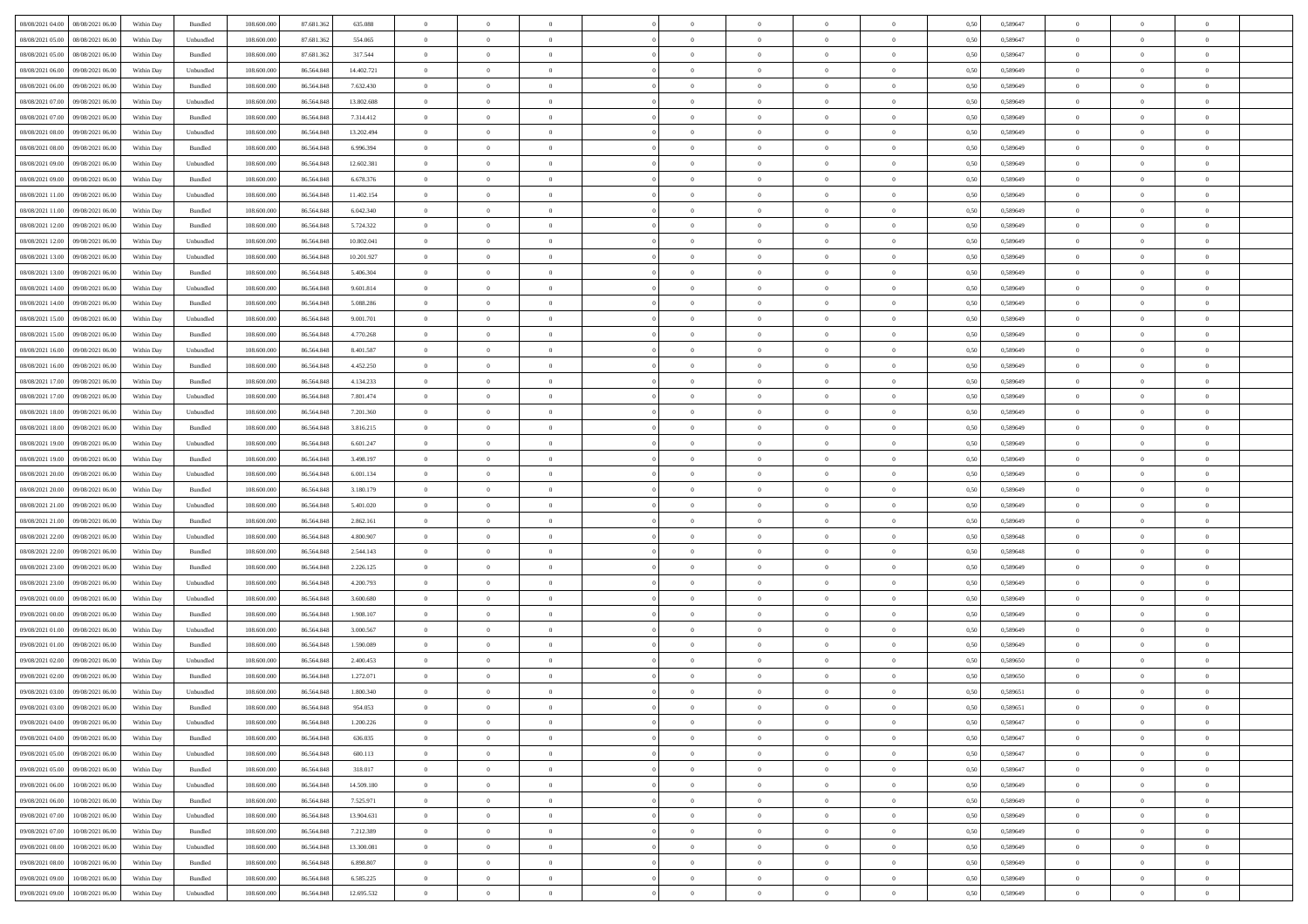| | | | | | | | | | | | | | | | | | | | | | |
|---|---|---|---|---|---|---|---|---|---|---|---|---|---|---|---|---|---|---|---|---|---|
| 08/08/2021 04:00 | 08/08/2021 06:00 | Within Day | Bundled | 108.600.000 | 87.681.362 | 635.088 | 0 | 0 | 0 | | 0 | 0 | 0 | 0 | 0,50 | 0,589647 | 0 | 0 | 0 | |
| 08/08/2021 05:00 | 08/08/2021 06:00 | Within Day | Unbundled | 108.600.000 | 87.681.362 | 554.065 | 0 | 0 | 0 | | 0 | 0 | 0 | 0 | 0,50 | 0,589647 | 0 | 0 | 0 | |
| 08/08/2021 05:00 | 08/08/2021 06:00 | Within Day | Bundled | 108.600.000 | 87.681.362 | 317.544 | 0 | 0 | 0 | | 0 | 0 | 0 | 0 | 0,50 | 0,589647 | 0 | 0 | 0 | |
| 08/08/2021 06:00 | 09/08/2021 06:00 | Within Day | Unbundled | 108.600.000 | 86.564.848 | 14.402.721 | 0 | 0 | 0 | | 0 | 0 | 0 | 0 | 0,50 | 0,589649 | 0 | 0 | 0 | |
| 08/08/2021 06:00 | 09/08/2021 06:00 | Within Day | Bundled | 108.600.000 | 86.564.848 | 7.632.430 | 0 | 0 | 0 | | 0 | 0 | 0 | 0 | 0,50 | 0,589649 | 0 | 0 | 0 | |
| 08/08/2021 07:00 | 09/08/2021 06:00 | Within Day | Unbundled | 108.600.000 | 86.564.848 | 13.802.608 | 0 | 0 | 0 | | 0 | 0 | 0 | 0 | 0,50 | 0,589649 | 0 | 0 | 0 | |
| 08/08/2021 07:00 | 09/08/2021 06:00 | Within Day | Bundled | 108.600.000 | 86.564.848 | 7.314.412 | 0 | 0 | 0 | | 0 | 0 | 0 | 0 | 0,50 | 0,589649 | 0 | 0 | 0 | |
| 08/08/2021 08:00 | 09/08/2021 06:00 | Within Day | Unbundled | 108.600.000 | 86.564.848 | 13.202.494 | 0 | 0 | 0 | | 0 | 0 | 0 | 0 | 0,50 | 0,589649 | 0 | 0 | 0 | |
| 08/08/2021 08:00 | 09/08/2021 06:00 | Within Day | Bundled | 108.600.000 | 86.564.848 | 6.996.394 | 0 | 0 | 0 | | 0 | 0 | 0 | 0 | 0,50 | 0,589649 | 0 | 0 | 0 | |
| 08/08/2021 09:00 | 09/08/2021 06:00 | Within Day | Unbundled | 108.600.000 | 86.564.848 | 12.602.381 | 0 | 0 | 0 | | 0 | 0 | 0 | 0 | 0,50 | 0,589649 | 0 | 0 | 0 | |
| 08/08/2021 09:00 | 09/08/2021 06:00 | Within Day | Bundled | 108.600.000 | 86.564.848 | 6.678.376 | 0 | 0 | 0 | | 0 | 0 | 0 | 0 | 0,50 | 0,589649 | 0 | 0 | 0 | |
| 08/08/2021 11:00 | 09/08/2021 06:00 | Within Day | Unbundled | 108.600.000 | 86.564.848 | 11.402.154 | 0 | 0 | 0 | | 0 | 0 | 0 | 0 | 0,50 | 0,589649 | 0 | 0 | 0 | |
| 08/08/2021 11:00 | 09/08/2021 06:00 | Within Day | Bundled | 108.600.000 | 86.564.848 | 6.042.340 | 0 | 0 | 0 | | 0 | 0 | 0 | 0 | 0,50 | 0,589649 | 0 | 0 | 0 | |
| 08/08/2021 12:00 | 09/08/2021 06:00 | Within Day | Bundled | 108.600.000 | 86.564.848 | 5.724.322 | 0 | 0 | 0 | | 0 | 0 | 0 | 0 | 0,50 | 0,589649 | 0 | 0 | 0 | |
| 08/08/2021 12:00 | 09/08/2021 06:00 | Within Day | Unbundled | 108.600.000 | 86.564.848 | 10.802.041 | 0 | 0 | 0 | | 0 | 0 | 0 | 0 | 0,50 | 0,589649 | 0 | 0 | 0 | |
| 08/08/2021 13:00 | 09/08/2021 06:00 | Within Day | Unbundled | 108.600.000 | 86.564.848 | 10.201.927 | 0 | 0 | 0 | | 0 | 0 | 0 | 0 | 0,50 | 0,589649 | 0 | 0 | 0 | |
| 08/08/2021 13:00 | 09/08/2021 06:00 | Within Day | Bundled | 108.600.000 | 86.564.848 | 5.406.304 | 0 | 0 | 0 | | 0 | 0 | 0 | 0 | 0,50 | 0,589649 | 0 | 0 | 0 | |
| 08/08/2021 14:00 | 09/08/2021 06:00 | Within Day | Unbundled | 108.600.000 | 86.564.848 | 9.601.814 | 0 | 0 | 0 | | 0 | 0 | 0 | 0 | 0,50 | 0,589649 | 0 | 0 | 0 | |
| 08/08/2021 14:00 | 09/08/2021 06:00 | Within Day | Bundled | 108.600.000 | 86.564.848 | 5.088.286 | 0 | 0 | 0 | | 0 | 0 | 0 | 0 | 0,50 | 0,589649 | 0 | 0 | 0 | |
| 08/08/2021 15:00 | 09/08/2021 06:00 | Within Day | Unbundled | 108.600.000 | 86.564.848 | 9.001.701 | 0 | 0 | 0 | | 0 | 0 | 0 | 0 | 0,50 | 0,589649 | 0 | 0 | 0 | |
| 08/08/2021 15:00 | 09/08/2021 06:00 | Within Day | Bundled | 108.600.000 | 86.564.848 | 4.770.268 | 0 | 0 | 0 | | 0 | 0 | 0 | 0 | 0,50 | 0,589649 | 0 | 0 | 0 | |
| 08/08/2021 16:00 | 09/08/2021 06:00 | Within Day | Unbundled | 108.600.000 | 86.564.848 | 8.401.587 | 0 | 0 | 0 | | 0 | 0 | 0 | 0 | 0,50 | 0,589649 | 0 | 0 | 0 | |
| 08/08/2021 16:00 | 09/08/2021 06:00 | Within Day | Bundled | 108.600.000 | 86.564.848 | 4.452.250 | 0 | 0 | 0 | | 0 | 0 | 0 | 0 | 0,50 | 0,589649 | 0 | 0 | 0 | |
| 08/08/2021 17:00 | 09/08/2021 06:00 | Within Day | Bundled | 108.600.000 | 86.564.848 | 4.134.233 | 0 | 0 | 0 | | 0 | 0 | 0 | 0 | 0,50 | 0,589649 | 0 | 0 | 0 | |
| 08/08/2021 17:00 | 09/08/2021 06:00 | Within Day | Unbundled | 108.600.000 | 86.564.848 | 7.801.474 | 0 | 0 | 0 | | 0 | 0 | 0 | 0 | 0,50 | 0,589649 | 0 | 0 | 0 | |
| 08/08/2021 18:00 | 09/08/2021 06:00 | Within Day | Unbundled | 108.600.000 | 86.564.848 | 7.201.360 | 0 | 0 | 0 | | 0 | 0 | 0 | 0 | 0,50 | 0,589649 | 0 | 0 | 0 | |
| 08/08/2021 18:00 | 09/08/2021 06:00 | Within Day | Bundled | 108.600.000 | 86.564.848 | 3.816.215 | 0 | 0 | 0 | | 0 | 0 | 0 | 0 | 0,50 | 0,589649 | 0 | 0 | 0 | |
| 08/08/2021 19:00 | 09/08/2021 06:00 | Within Day | Unbundled | 108.600.000 | 86.564.848 | 6.601.247 | 0 | 0 | 0 | | 0 | 0 | 0 | 0 | 0,50 | 0,589649 | 0 | 0 | 0 | |
| 08/08/2021 19:00 | 09/08/2021 06:00 | Within Day | Bundled | 108.600.000 | 86.564.848 | 3.498.197 | 0 | 0 | 0 | | 0 | 0 | 0 | 0 | 0,50 | 0,589649 | 0 | 0 | 0 | |
| 08/08/2021 20:00 | 09/08/2021 06:00 | Within Day | Unbundled | 108.600.000 | 86.564.848 | 6.001.134 | 0 | 0 | 0 | | 0 | 0 | 0 | 0 | 0,50 | 0,589649 | 0 | 0 | 0 | |
| 08/08/2021 20:00 | 09/08/2021 06:00 | Within Day | Bundled | 108.600.000 | 86.564.848 | 3.180.179 | 0 | 0 | 0 | | 0 | 0 | 0 | 0 | 0,50 | 0,589649 | 0 | 0 | 0 | |
| 08/08/2021 21:00 | 09/08/2021 06:00 | Within Day | Unbundled | 108.600.000 | 86.564.848 | 5.401.020 | 0 | 0 | 0 | | 0 | 0 | 0 | 0 | 0,50 | 0,589649 | 0 | 0 | 0 | |
| 08/08/2021 21:00 | 09/08/2021 06:00 | Within Day | Bundled | 108.600.000 | 86.564.848 | 2.862.161 | 0 | 0 | 0 | | 0 | 0 | 0 | 0 | 0,50 | 0,589649 | 0 | 0 | 0 | |
| 08/08/2021 22:00 | 09/08/2021 06:00 | Within Day | Unbundled | 108.600.000 | 86.564.848 | 4.800.907 | 0 | 0 | 0 | | 0 | 0 | 0 | 0 | 0,50 | 0,589648 | 0 | 0 | 0 | |
| 08/08/2021 22:00 | 09/08/2021 06:00 | Within Day | Bundled | 108.600.000 | 86.564.848 | 2.544.143 | 0 | 0 | 0 | | 0 | 0 | 0 | 0 | 0,50 | 0,589648 | 0 | 0 | 0 | |
| 08/08/2021 23:00 | 09/08/2021 06:00 | Within Day | Bundled | 108.600.000 | 86.564.848 | 2.226.125 | 0 | 0 | 0 | | 0 | 0 | 0 | 0 | 0,50 | 0,589649 | 0 | 0 | 0 | |
| 08/08/2021 23:00 | 09/08/2021 06:00 | Within Day | Unbundled | 108.600.000 | 86.564.848 | 4.200.793 | 0 | 0 | 0 | | 0 | 0 | 0 | 0 | 0,50 | 0,589649 | 0 | 0 | 0 | |
| 09/08/2021 00:00 | 09/08/2021 06:00 | Within Day | Unbundled | 108.600.000 | 86.564.848 | 3.600.680 | 0 | 0 | 0 | | 0 | 0 | 0 | 0 | 0,50 | 0,589649 | 0 | 0 | 0 | |
| 09/08/2021 00:00 | 09/08/2021 06:00 | Within Day | Bundled | 108.600.000 | 86.564.848 | 1.908.107 | 0 | 0 | 0 | | 0 | 0 | 0 | 0 | 0,50 | 0,589649 | 0 | 0 | 0 | |
| 09/08/2021 01:00 | 09/08/2021 06:00 | Within Day | Unbundled | 108.600.000 | 86.564.848 | 3.000.567 | 0 | 0 | 0 | | 0 | 0 | 0 | 0 | 0,50 | 0,589649 | 0 | 0 | 0 | |
| 09/08/2021 01:00 | 09/08/2021 06:00 | Within Day | Bundled | 108.600.000 | 86.564.848 | 1.590.089 | 0 | 0 | 0 | | 0 | 0 | 0 | 0 | 0,50 | 0,589649 | 0 | 0 | 0 | |
| 09/08/2021 02:00 | 09/08/2021 06:00 | Within Day | Unbundled | 108.600.000 | 86.564.848 | 2.400.453 | 0 | 0 | 0 | | 0 | 0 | 0 | 0 | 0,50 | 0,589650 | 0 | 0 | 0 | |
| 09/08/2021 02:00 | 09/08/2021 06:00 | Within Day | Bundled | 108.600.000 | 86.564.848 | 1.272.071 | 0 | 0 | 0 | | 0 | 0 | 0 | 0 | 0,50 | 0,589650 | 0 | 0 | 0 | |
| 09/08/2021 03:00 | 09/08/2021 06:00 | Within Day | Unbundled | 108.600.000 | 86.564.848 | 1.800.340 | 0 | 0 | 0 | | 0 | 0 | 0 | 0 | 0,50 | 0,589651 | 0 | 0 | 0 | |
| 09/08/2021 03:00 | 09/08/2021 06:00 | Within Day | Bundled | 108.600.000 | 86.564.848 | 954.053 | 0 | 0 | 0 | | 0 | 0 | 0 | 0 | 0,50 | 0,589651 | 0 | 0 | 0 | |
| 09/08/2021 04:00 | 09/08/2021 06:00 | Within Day | Unbundled | 108.600.000 | 86.564.848 | 1.200.226 | 0 | 0 | 0 | | 0 | 0 | 0 | 0 | 0,50 | 0,589647 | 0 | 0 | 0 | |
| 09/08/2021 04:00 | 09/08/2021 06:00 | Within Day | Bundled | 108.600.000 | 86.564.848 | 636.035 | 0 | 0 | 0 | | 0 | 0 | 0 | 0 | 0,50 | 0,589647 | 0 | 0 | 0 | |
| 09/08/2021 05:00 | 09/08/2021 06:00 | Within Day | Unbundled | 108.600.000 | 86.564.848 | 600.113 | 0 | 0 | 0 | | 0 | 0 | 0 | 0 | 0,50 | 0,589647 | 0 | 0 | 0 | |
| 09/08/2021 05:00 | 09/08/2021 06:00 | Within Day | Bundled | 108.600.000 | 86.564.848 | 318.017 | 0 | 0 | 0 | | 0 | 0 | 0 | 0 | 0,50 | 0,589647 | 0 | 0 | 0 | |
| 09/08/2021 06:00 | 10/08/2021 06:00 | Within Day | Unbundled | 108.600.000 | 86.564.848 | 14.509.180 | 0 | 0 | 0 | | 0 | 0 | 0 | 0 | 0,50 | 0,589649 | 0 | 0 | 0 | |
| 09/08/2021 06:00 | 10/08/2021 06:00 | Within Day | Bundled | 108.600.000 | 86.564.848 | 7.525.971 | 0 | 0 | 0 | | 0 | 0 | 0 | 0 | 0,50 | 0,589649 | 0 | 0 | 0 | |
| 09/08/2021 07:00 | 10/08/2021 06:00 | Within Day | Unbundled | 108.600.000 | 86.564.848 | 13.904.631 | 0 | 0 | 0 | | 0 | 0 | 0 | 0 | 0,50 | 0,589649 | 0 | 0 | 0 | |
| 09/08/2021 07:00 | 10/08/2021 06:00 | Within Day | Bundled | 108.600.000 | 86.564.848 | 7.212.389 | 0 | 0 | 0 | | 0 | 0 | 0 | 0 | 0,50 | 0,589649 | 0 | 0 | 0 | |
| 09/08/2021 08:00 | 10/08/2021 06:00 | Within Day | Unbundled | 108.600.000 | 86.564.848 | 13.300.081 | 0 | 0 | 0 | | 0 | 0 | 0 | 0 | 0,50 | 0,589649 | 0 | 0 | 0 | |
| 09/08/2021 08:00 | 10/08/2021 06:00 | Within Day | Bundled | 108.600.000 | 86.564.848 | 6.898.807 | 0 | 0 | 0 | | 0 | 0 | 0 | 0 | 0,50 | 0,589649 | 0 | 0 | 0 | |
| 09/08/2021 09:00 | 10/08/2021 06:00 | Within Day | Bundled | 108.600.000 | 86.564.848 | 6.585.225 | 0 | 0 | 0 | | 0 | 0 | 0 | 0 | 0,50 | 0,589649 | 0 | 0 | 0 | |
| 09/08/2021 09:00 | 10/08/2021 06:00 | Within Day | Unbundled | 108.600.000 | 86.564.848 | 12.695.532 | 0 | 0 | 0 | | 0 | 0 | 0 | 0 | 0,50 | 0,589649 | 0 | 0 | 0 | |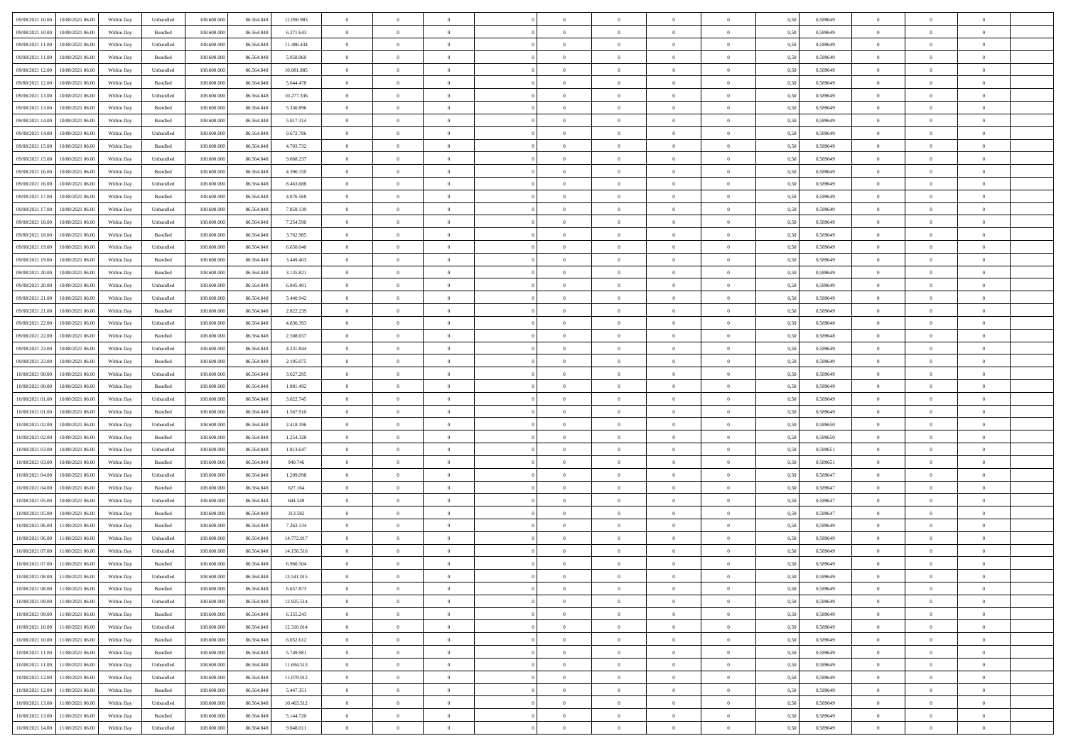| | | | | | | | | | | | | | | | | | | | | |
|---|---|---|---|---|---|---|---|---|---|---|---|---|---|---|---|---|---|---|---|---|
| 09/08/2021 10:00 | 10/08/2021 06:00 | Within Day | Unbundled | 108.600.000 | 86.564.848 | 12.090.983 | 0 | 0 | 0 | | 0 | 0 | 0 | 0 | 0,50 | 0,589649 | 0 | 0 | 0 | |
| 09/08/2021 10:00 | 10/08/2021 06:00 | Within Day | Bundled | 108.600.000 | 86.564.848 | 6.271.643 | 0 | 0 | 0 | | 0 | 0 | 0 | 0 | 0,50 | 0,589649 | 0 | 0 | 0 | |
| 09/08/2021 11:00 | 10/08/2021 06:00 | Within Day | Unbundled | 108.600.000 | 86.564.848 | 11.486.434 | 0 | 0 | 0 | | 0 | 0 | 0 | 0 | 0,50 | 0,589649 | 0 | 0 | 0 | |
| 09/08/2021 11:00 | 10/08/2021 06:00 | Within Day | Bundled | 108.600.000 | 86.564.848 | 5.958.060 | 0 | 0 | 0 | | 0 | 0 | 0 | 0 | 0,50 | 0,589649 | 0 | 0 | 0 | |
| 09/08/2021 12:00 | 10/08/2021 06:00 | Within Day | Unbundled | 108.600.000 | 86.564.848 | 10.881.885 | 0 | 0 | 0 | | 0 | 0 | 0 | 0 | 0,50 | 0,589649 | 0 | 0 | 0 | |
| 09/08/2021 12:00 | 10/08/2021 06:00 | Within Day | Bundled | 108.600.000 | 86.564.848 | 5.644.478 | 0 | 0 | 0 | | 0 | 0 | 0 | 0 | 0,50 | 0,589649 | 0 | 0 | 0 | |
| 09/08/2021 13:00 | 10/08/2021 06:00 | Within Day | Unbundled | 108.600.000 | 86.564.848 | 10.277.336 | 0 | 0 | 0 | | 0 | 0 | 0 | 0 | 0,50 | 0,589649 | 0 | 0 | 0 | |
| 09/08/2021 13:00 | 10/08/2021 06:00 | Within Day | Bundled | 108.600.000 | 86.564.848 | 5.330.896 | 0 | 0 | 0 | | 0 | 0 | 0 | 0 | 0,50 | 0,589649 | 0 | 0 | 0 | |
| 09/08/2021 14:00 | 10/08/2021 06:00 | Within Day | Bundled | 108.600.000 | 86.564.848 | 5.017.314 | 0 | 0 | 0 | | 0 | 0 | 0 | 0 | 0,50 | 0,589649 | 0 | 0 | 0 | |
| 09/08/2021 14:00 | 10/08/2021 06:00 | Within Day | Unbundled | 108.600.000 | 86.564.848 | 9.672.786 | 0 | 0 | 0 | | 0 | 0 | 0 | 0 | 0,50 | 0,589649 | 0 | 0 | 0 | |
| 09/08/2021 15:00 | 10/08/2021 06:00 | Within Day | Bundled | 108.600.000 | 86.564.848 | 4.703.732 | 0 | 0 | 0 | | 0 | 0 | 0 | 0 | 0,50 | 0,589649 | 0 | 0 | 0 | |
| 09/08/2021 15:00 | 10/08/2021 06:00 | Within Day | Unbundled | 108.600.000 | 86.564.848 | 9.068.237 | 0 | 0 | 0 | | 0 | 0 | 0 | 0 | 0,50 | 0,589649 | 0 | 0 | 0 | |
| 09/08/2021 16:00 | 10/08/2021 06:00 | Within Day | Bundled | 108.600.000 | 86.564.848 | 4.390.150 | 0 | 0 | 0 | | 0 | 0 | 0 | 0 | 0,50 | 0,589649 | 0 | 0 | 0 | |
| 09/08/2021 16:00 | 10/08/2021 06:00 | Within Day | Unbundled | 108.600.000 | 86.564.848 | 8.463.688 | 0 | 0 | 0 | | 0 | 0 | 0 | 0 | 0,50 | 0,589649 | 0 | 0 | 0 | |
| 09/08/2021 17:00 | 10/08/2021 06:00 | Within Day | Bundled | 108.600.000 | 86.564.848 | 4.076.568 | 0 | 0 | 0 | | 0 | 0 | 0 | 0 | 0,50 | 0,589649 | 0 | 0 | 0 | |
| 09/08/2021 17:00 | 10/08/2021 06:00 | Within Day | Unbundled | 108.600.000 | 86.564.848 | 7.859.139 | 0 | 0 | 0 | | 0 | 0 | 0 | 0 | 0,50 | 0,589649 | 0 | 0 | 0 | |
| 09/08/2021 18:00 | 10/08/2021 06:00 | Within Day | Unbundled | 108.600.000 | 86.564.848 | 7.254.590 | 0 | 0 | 0 | | 0 | 0 | 0 | 0 | 0,50 | 0,589649 | 0 | 0 | 0 | |
| 09/08/2021 18:00 | 10/08/2021 06:00 | Within Day | Bundled | 108.600.000 | 86.564.848 | 3.762.985 | 0 | 0 | 0 | | 0 | 0 | 0 | 0 | 0,50 | 0,589649 | 0 | 0 | 0 | |
| 09/08/2021 19:00 | 10/08/2021 06:00 | Within Day | Unbundled | 108.600.000 | 86.564.848 | 6.650.040 | 0 | 0 | 0 | | 0 | 0 | 0 | 0 | 0,50 | 0,589649 | 0 | 0 | 0 | |
| 09/08/2021 19:00 | 10/08/2021 06:00 | Within Day | Bundled | 108.600.000 | 86.564.848 | 3.449.403 | 0 | 0 | 0 | | 0 | 0 | 0 | 0 | 0,50 | 0,589649 | 0 | 0 | 0 | |
| 09/08/2021 20:00 | 10/08/2021 06:00 | Within Day | Bundled | 108.600.000 | 86.564.848 | 3.135.821 | 0 | 0 | 0 | | 0 | 0 | 0 | 0 | 0,50 | 0,589649 | 0 | 0 | 0 | |
| 09/08/2021 20:00 | 10/08/2021 06:00 | Within Day | Unbundled | 108.600.000 | 86.564.848 | 6.045.491 | 0 | 0 | 0 | | 0 | 0 | 0 | 0 | 0,50 | 0,589649 | 0 | 0 | 0 | |
| 09/08/2021 21:00 | 10/08/2021 06:00 | Within Day | Unbundled | 108.600.000 | 86.564.848 | 5.440.942 | 0 | 0 | 0 | | 0 | 0 | 0 | 0 | 0,50 | 0,589649 | 0 | 0 | 0 | |
| 09/08/2021 21:00 | 10/08/2021 06:00 | Within Day | Bundled | 108.600.000 | 86.564.848 | 2.822.239 | 0 | 0 | 0 | | 0 | 0 | 0 | 0 | 0,50 | 0,589649 | 0 | 0 | 0 | |
| 09/08/2021 22:00 | 10/08/2021 06:00 | Within Day | Unbundled | 108.600.000 | 86.564.848 | 4.836.393 | 0 | 0 | 0 | | 0 | 0 | 0 | 0 | 0,50 | 0,589648 | 0 | 0 | 0 | |
| 09/08/2021 22:00 | 10/08/2021 06:00 | Within Day | Bundled | 108.600.000 | 86.564.848 | 2.508.657 | 0 | 0 | 0 | | 0 | 0 | 0 | 0 | 0,50 | 0,589648 | 0 | 0 | 0 | |
| 09/08/2021 23:00 | 10/08/2021 06:00 | Within Day | Unbundled | 108.600.000 | 86.564.848 | 4.231.844 | 0 | 0 | 0 | | 0 | 0 | 0 | 0 | 0,50 | 0,589649 | 0 | 0 | 0 | |
| 09/08/2021 23:00 | 10/08/2021 06:00 | Within Day | Bundled | 108.600.000 | 86.564.848 | 2.195.075 | 0 | 0 | 0 | | 0 | 0 | 0 | 0 | 0,50 | 0,589649 | 0 | 0 | 0 | |
| 10/08/2021 00:00 | 10/08/2021 06:00 | Within Day | Unbundled | 108.600.000 | 86.564.848 | 3.627.295 | 0 | 0 | 0 | | 0 | 0 | 0 | 0 | 0,50 | 0,589649 | 0 | 0 | 0 | |
| 10/08/2021 00:00 | 10/08/2021 06:00 | Within Day | Bundled | 108.600.000 | 86.564.848 | 1.881.492 | 0 | 0 | 0 | | 0 | 0 | 0 | 0 | 0,50 | 0,589649 | 0 | 0 | 0 | |
| 10/08/2021 01:00 | 10/08/2021 06:00 | Within Day | Unbundled | 108.600.000 | 86.564.848 | 3.022.745 | 0 | 0 | 0 | | 0 | 0 | 0 | 0 | 0,50 | 0,589649 | 0 | 0 | 0 | |
| 10/08/2021 01:00 | 10/08/2021 06:00 | Within Day | Bundled | 108.600.000 | 86.564.848 | 1.567.910 | 0 | 0 | 0 | | 0 | 0 | 0 | 0 | 0,50 | 0,589649 | 0 | 0 | 0 | |
| 10/08/2021 02:00 | 10/08/2021 06:00 | Within Day | Unbundled | 108.600.000 | 86.564.848 | 2.418.196 | 0 | 0 | 0 | | 0 | 0 | 0 | 0 | 0,50 | 0,589650 | 0 | 0 | 0 | |
| 10/08/2021 02:00 | 10/08/2021 06:00 | Within Day | Bundled | 108.600.000 | 86.564.848 | 1.254.328 | 0 | 0 | 0 | | 0 | 0 | 0 | 0 | 0,50 | 0,589650 | 0 | 0 | 0 | |
| 10/08/2021 03:00 | 10/08/2021 06:00 | Within Day | Unbundled | 108.600.000 | 86.564.848 | 1.813.647 | 0 | 0 | 0 | | 0 | 0 | 0 | 0 | 0,50 | 0,589651 | 0 | 0 | 0 | |
| 10/08/2021 03:00 | 10/08/2021 06:00 | Within Day | Bundled | 108.600.000 | 86.564.848 | 940.746 | 0 | 0 | 0 | | 0 | 0 | 0 | 0 | 0,50 | 0,589651 | 0 | 0 | 0 | |
| 10/08/2021 04:00 | 10/08/2021 06:00 | Within Day | Unbundled | 108.600.000 | 86.564.848 | 1.209.098 | 0 | 0 | 0 | | 0 | 0 | 0 | 0 | 0,50 | 0,589647 | 0 | 0 | 0 | |
| 10/08/2021 04:00 | 10/08/2021 06:00 | Within Day | Bundled | 108.600.000 | 86.564.848 | 627.164 | 0 | 0 | 0 | | 0 | 0 | 0 | 0 | 0,50 | 0,589647 | 0 | 0 | 0 | |
| 10/08/2021 05:00 | 10/08/2021 06:00 | Within Day | Unbundled | 108.600.000 | 86.564.848 | 604.549 | 0 | 0 | 0 | | 0 | 0 | 0 | 0 | 0,50 | 0,589647 | 0 | 0 | 0 | |
| 10/08/2021 05:00 | 10/08/2021 06:00 | Within Day | Bundled | 108.600.000 | 86.564.848 | 313.582 | 0 | 0 | 0 | | 0 | 0 | 0 | 0 | 0,50 | 0,589647 | 0 | 0 | 0 | |
| 10/08/2021 06:00 | 11/08/2021 06:00 | Within Day | Bundled | 108.600.000 | 86.564.848 | 7.263.134 | 0 | 0 | 0 | | 0 | 0 | 0 | 0 | 0,50 | 0,589649 | 0 | 0 | 0 | |
| 10/08/2021 06:00 | 11/08/2021 06:00 | Within Day | Unbundled | 108.600.000 | 86.564.848 | 14.772.017 | 0 | 0 | 0 | | 0 | 0 | 0 | 0 | 0,50 | 0,589649 | 0 | 0 | 0 | |
| 10/08/2021 07:00 | 11/08/2021 06:00 | Within Day | Unbundled | 108.600.000 | 86.564.848 | 14.156.516 | 0 | 0 | 0 | | 0 | 0 | 0 | 0 | 0,50 | 0,589649 | 0 | 0 | 0 | |
| 10/08/2021 07:00 | 11/08/2021 06:00 | Within Day | Bundled | 108.600.000 | 86.564.848 | 6.960.504 | 0 | 0 | 0 | | 0 | 0 | 0 | 0 | 0,50 | 0,589649 | 0 | 0 | 0 | |
| 10/08/2021 08:00 | 11/08/2021 06:00 | Within Day | Unbundled | 108.600.000 | 86.564.848 | 13.541.015 | 0 | 0 | 0 | | 0 | 0 | 0 | 0 | 0,50 | 0,589649 | 0 | 0 | 0 | |
| 10/08/2021 08:00 | 11/08/2021 06:00 | Within Day | Bundled | 108.600.000 | 86.564.848 | 6.657.873 | 0 | 0 | 0 | | 0 | 0 | 0 | 0 | 0,50 | 0,589649 | 0 | 0 | 0 | |
| 10/08/2021 09:00 | 11/08/2021 06:00 | Within Day | Unbundled | 108.600.000 | 86.564.848 | 12.925.514 | 0 | 0 | 0 | | 0 | 0 | 0 | 0 | 0,50 | 0,589649 | 0 | 0 | 0 | |
| 10/08/2021 09:00 | 11/08/2021 06:00 | Within Day | Bundled | 108.600.000 | 86.564.848 | 6.355.243 | 0 | 0 | 0 | | 0 | 0 | 0 | 0 | 0,50 | 0,589649 | 0 | 0 | 0 | |
| 10/08/2021 10:00 | 11/08/2021 06:00 | Within Day | Unbundled | 108.600.000 | 86.564.848 | 12.310.014 | 0 | 0 | 0 | | 0 | 0 | 0 | 0 | 0,50 | 0,589649 | 0 | 0 | 0 | |
| 10/08/2021 10:00 | 11/08/2021 06:00 | Within Day | Bundled | 108.600.000 | 86.564.848 | 6.052.612 | 0 | 0 | 0 | | 0 | 0 | 0 | 0 | 0,50 | 0,589649 | 0 | 0 | 0 | |
| 10/08/2021 11:00 | 11/08/2021 06:00 | Within Day | Bundled | 108.600.000 | 86.564.848 | 5.749.981 | 0 | 0 | 0 | | 0 | 0 | 0 | 0 | 0,50 | 0,589649 | 0 | 0 | 0 | |
| 10/08/2021 11:00 | 11/08/2021 06:00 | Within Day | Unbundled | 108.600.000 | 86.564.848 | 11.694.513 | 0 | 0 | 0 | | 0 | 0 | 0 | 0 | 0,50 | 0,589649 | 0 | 0 | 0 | |
| 10/08/2021 12:00 | 11/08/2021 06:00 | Within Day | Unbundled | 108.600.000 | 86.564.848 | 11.079.012 | 0 | 0 | 0 | | 0 | 0 | 0 | 0 | 0,50 | 0,589649 | 0 | 0 | 0 | |
| 10/08/2021 12:00 | 11/08/2021 06:00 | Within Day | Bundled | 108.600.000 | 86.564.848 | 5.447.351 | 0 | 0 | 0 | | 0 | 0 | 0 | 0 | 0,50 | 0,589649 | 0 | 0 | 0 | |
| 10/08/2021 13:00 | 11/08/2021 06:00 | Within Day | Unbundled | 108.600.000 | 86.564.848 | 10.463.512 | 0 | 0 | 0 | | 0 | 0 | 0 | 0 | 0,50 | 0,589649 | 0 | 0 | 0 | |
| 10/08/2021 13:00 | 11/08/2021 06:00 | Within Day | Bundled | 108.600.000 | 86.564.848 | 5.144.720 | 0 | 0 | 0 | | 0 | 0 | 0 | 0 | 0,50 | 0,589649 | 0 | 0 | 0 | |
| 10/08/2021 14:00 | 11/08/2021 06:00 | Within Day | Unbundled | 108.600.000 | 86.564.848 | 9.848.011 | 0 | 0 | 0 | | 0 | 0 | 0 | 0 | 0,50 | 0,589649 | 0 | 0 | 0 | |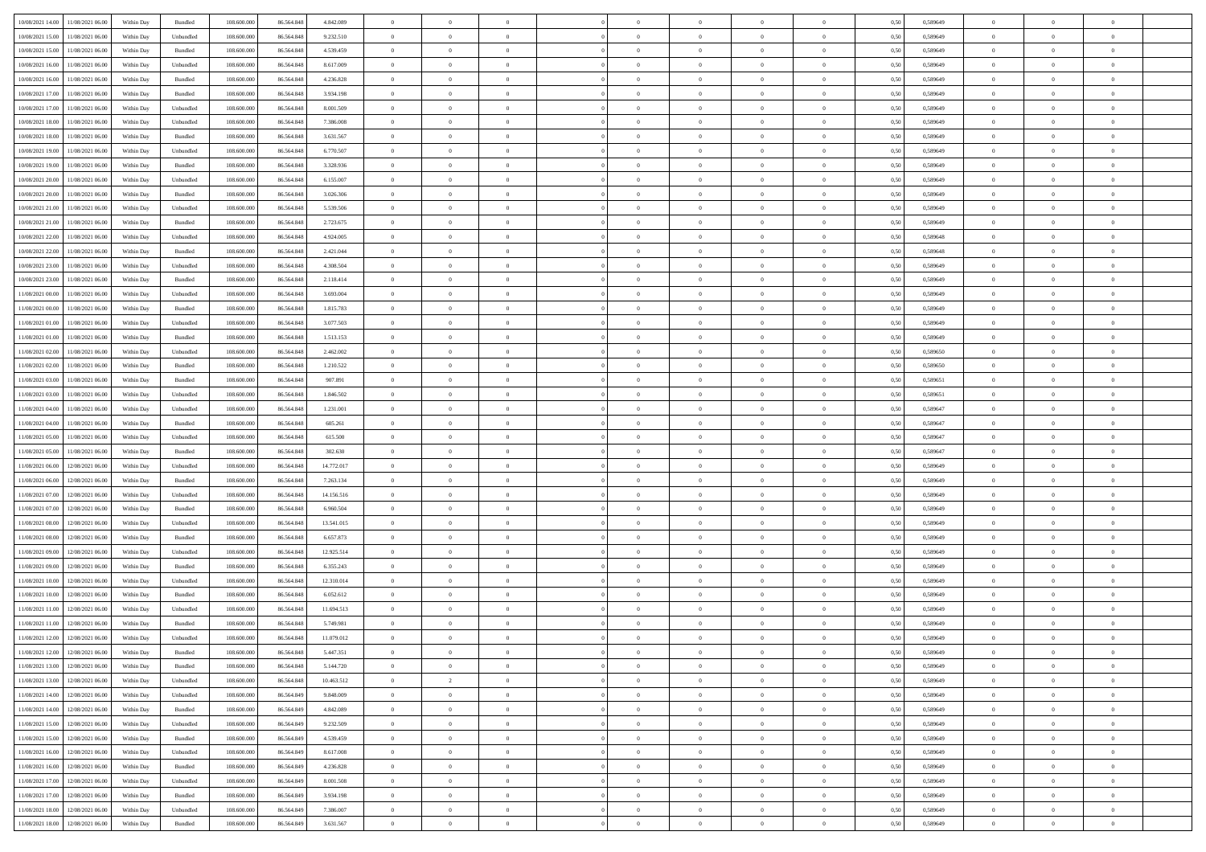| | | | | | | | | | | | | | | | | | | | | |
|---|---|---|---|---|---|---|---|---|---|---|---|---|---|---|---|---|---|---|---|---|
| 10/08/2021 14:00 | 11/08/2021 06:00 | Within Day | Bundled | 108.600.000 | 86.564.848 | 4.842.089 | 0 | 0 | 0 | | 0 | 0 | 0 | 0 | 0,50 | 0,589649 | 0 | 0 | 0 | |
| 10/08/2021 15:00 | 11/08/2021 06:00 | Within Day | Unbundled | 108.600.000 | 86.564.848 | 9.232.510 | 0 | 0 | 0 | | 0 | 0 | 0 | 0 | 0,50 | 0,589649 | 0 | 0 | 0 | |
| 10/08/2021 15:00 | 11/08/2021 06:00 | Within Day | Bundled | 108.600.000 | 86.564.848 | 4.539.459 | 0 | 0 | 0 | | 0 | 0 | 0 | 0 | 0,50 | 0,589649 | 0 | 0 | 0 | |
| 10/08/2021 16:00 | 11/08/2021 06:00 | Within Day | Unbundled | 108.600.000 | 86.564.848 | 8.617.009 | 0 | 0 | 0 | | 0 | 0 | 0 | 0 | 0,50 | 0,589649 | 0 | 0 | 0 | |
| 10/08/2021 16:00 | 11/08/2021 06:00 | Within Day | Bundled | 108.600.000 | 86.564.848 | 4.236.828 | 0 | 0 | 0 | | 0 | 0 | 0 | 0 | 0,50 | 0,589649 | 0 | 0 | 0 | |
| 10/08/2021 17:00 | 11/08/2021 06:00 | Within Day | Bundled | 108.600.000 | 86.564.848 | 3.934.198 | 0 | 0 | 0 | | 0 | 0 | 0 | 0 | 0,50 | 0,589649 | 0 | 0 | 0 | |
| 10/08/2021 17:00 | 11/08/2021 06:00 | Within Day | Unbundled | 108.600.000 | 86.564.848 | 8.001.509 | 0 | 0 | 0 | | 0 | 0 | 0 | 0 | 0,50 | 0,589649 | 0 | 0 | 0 | |
| 10/08/2021 18:00 | 11/08/2021 06:00 | Within Day | Unbundled | 108.600.000 | 86.564.848 | 7.386.008 | 0 | 0 | 0 | | 0 | 0 | 0 | 0 | 0,50 | 0,589649 | 0 | 0 | 0 | |
| 10/08/2021 18:00 | 11/08/2021 06:00 | Within Day | Bundled | 108.600.000 | 86.564.848 | 3.631.567 | 0 | 0 | 0 | | 0 | 0 | 0 | 0 | 0,50 | 0,589649 | 0 | 0 | 0 | |
| 10/08/2021 19:00 | 11/08/2021 06:00 | Within Day | Unbundled | 108.600.000 | 86.564.848 | 6.770.507 | 0 | 0 | 0 | | 0 | 0 | 0 | 0 | 0,50 | 0,589649 | 0 | 0 | 0 | |
| 10/08/2021 19:00 | 11/08/2021 06:00 | Within Day | Bundled | 108.600.000 | 86.564.848 | 3.328.936 | 0 | 0 | 0 | | 0 | 0 | 0 | 0 | 0,50 | 0,589649 | 0 | 0 | 0 | |
| 10/08/2021 20:00 | 11/08/2021 06:00 | Within Day | Unbundled | 108.600.000 | 86.564.848 | 6.155.007 | 0 | 0 | 0 | | 0 | 0 | 0 | 0 | 0,50 | 0,589649 | 0 | 0 | 0 | |
| 10/08/2021 20:00 | 11/08/2021 06:00 | Within Day | Bundled | 108.600.000 | 86.564.848 | 3.026.306 | 0 | 0 | 0 | | 0 | 0 | 0 | 0 | 0,50 | 0,589649 | 0 | 0 | 0 | |
| 10/08/2021 21:00 | 11/08/2021 06:00 | Within Day | Unbundled | 108.600.000 | 86.564.848 | 5.539.506 | 0 | 0 | 0 | | 0 | 0 | 0 | 0 | 0,50 | 0,589649 | 0 | 0 | 0 | |
| 10/08/2021 21:00 | 11/08/2021 06:00 | Within Day | Bundled | 108.600.000 | 86.564.848 | 2.723.675 | 0 | 0 | 0 | | 0 | 0 | 0 | 0 | 0,50 | 0,589649 | 0 | 0 | 0 | |
| 10/08/2021 22:00 | 11/08/2021 06:00 | Within Day | Unbundled | 108.600.000 | 86.564.848 | 4.924.005 | 0 | 0 | 0 | | 0 | 0 | 0 | 0 | 0,50 | 0,589648 | 0 | 0 | 0 | |
| 10/08/2021 22:00 | 11/08/2021 06:00 | Within Day | Bundled | 108.600.000 | 86.564.848 | 2.421.044 | 0 | 0 | 0 | | 0 | 0 | 0 | 0 | 0,50 | 0,589648 | 0 | 0 | 0 | |
| 10/08/2021 23:00 | 11/08/2021 06:00 | Within Day | Unbundled | 108.600.000 | 86.564.848 | 4.308.504 | 0 | 0 | 0 | | 0 | 0 | 0 | 0 | 0,50 | 0,589649 | 0 | 0 | 0 | |
| 10/08/2021 23:00 | 11/08/2021 06:00 | Within Day | Bundled | 108.600.000 | 86.564.848 | 2.118.414 | 0 | 0 | 0 | | 0 | 0 | 0 | 0 | 0,50 | 0,589649 | 0 | 0 | 0 | |
| 11/08/2021 00:00 | 11/08/2021 06:00 | Within Day | Unbundled | 108.600.000 | 86.564.848 | 3.693.004 | 0 | 0 | 0 | | 0 | 0 | 0 | 0 | 0,50 | 0,589649 | 0 | 0 | 0 | |
| 11/08/2021 00:00 | 11/08/2021 06:00 | Within Day | Bundled | 108.600.000 | 86.564.848 | 1.815.783 | 0 | 0 | 0 | | 0 | 0 | 0 | 0 | 0,50 | 0,589649 | 0 | 0 | 0 | |
| 11/08/2021 01:00 | 11/08/2021 06:00 | Within Day | Unbundled | 108.600.000 | 86.564.848 | 3.077.503 | 0 | 0 | 0 | | 0 | 0 | 0 | 0 | 0,50 | 0,589649 | 0 | 0 | 0 | |
| 11/08/2021 01:00 | 11/08/2021 06:00 | Within Day | Bundled | 108.600.000 | 86.564.848 | 1.513.153 | 0 | 0 | 0 | | 0 | 0 | 0 | 0 | 0,50 | 0,589649 | 0 | 0 | 0 | |
| 11/08/2021 02:00 | 11/08/2021 06:00 | Within Day | Unbundled | 108.600.000 | 86.564.848 | 2.462.002 | 0 | 0 | 0 | | 0 | 0 | 0 | 0 | 0,50 | 0,589650 | 0 | 0 | 0 | |
| 11/08/2021 02:00 | 11/08/2021 06:00 | Within Day | Bundled | 108.600.000 | 86.564.848 | 1.210.522 | 0 | 0 | 0 | | 0 | 0 | 0 | 0 | 0,50 | 0,589650 | 0 | 0 | 0 | |
| 11/08/2021 03:00 | 11/08/2021 06:00 | Within Day | Bundled | 108.600.000 | 86.564.848 | 907.891 | 0 | 0 | 0 | | 0 | 0 | 0 | 0 | 0,50 | 0,589651 | 0 | 0 | 0 | |
| 11/08/2021 03:00 | 11/08/2021 06:00 | Within Day | Unbundled | 108.600.000 | 86.564.848 | 1.846.502 | 0 | 0 | 0 | | 0 | 0 | 0 | 0 | 0,50 | 0,589651 | 0 | 0 | 0 | |
| 11/08/2021 04:00 | 11/08/2021 06:00 | Within Day | Unbundled | 108.600.000 | 86.564.848 | 1.231.001 | 0 | 0 | 0 | | 0 | 0 | 0 | 0 | 0,50 | 0,589647 | 0 | 0 | 0 | |
| 11/08/2021 04:00 | 11/08/2021 06:00 | Within Day | Bundled | 108.600.000 | 86.564.848 | 605.261 | 0 | 0 | 0 | | 0 | 0 | 0 | 0 | 0,50 | 0,589647 | 0 | 0 | 0 | |
| 11/08/2021 05:00 | 11/08/2021 06:00 | Within Day | Unbundled | 108.600.000 | 86.564.848 | 615.500 | 0 | 0 | 0 | | 0 | 0 | 0 | 0 | 0,50 | 0,589647 | 0 | 0 | 0 | |
| 11/08/2021 05:00 | 11/08/2021 06:00 | Within Day | Bundled | 108.600.000 | 86.564.848 | 302.630 | 0 | 0 | 0 | | 0 | 0 | 0 | 0 | 0,50 | 0,589647 | 0 | 0 | 0 | |
| 11/08/2021 06:00 | 12/08/2021 06:00 | Within Day | Unbundled | 108.600.000 | 86.564.848 | 14.772.017 | 0 | 0 | 0 | | 0 | 0 | 0 | 0 | 0,50 | 0,589649 | 0 | 0 | 0 | |
| 11/08/2021 06:00 | 12/08/2021 06:00 | Within Day | Bundled | 108.600.000 | 86.564.848 | 7.263.134 | 0 | 0 | 0 | | 0 | 0 | 0 | 0 | 0,50 | 0,589649 | 0 | 0 | 0 | |
| 11/08/2021 07:00 | 12/08/2021 06:00 | Within Day | Unbundled | 108.600.000 | 86.564.848 | 14.156.516 | 0 | 0 | 0 | | 0 | 0 | 0 | 0 | 0,50 | 0,589649 | 0 | 0 | 0 | |
| 11/08/2021 07:00 | 12/08/2021 06:00 | Within Day | Bundled | 108.600.000 | 86.564.848 | 6.960.504 | 0 | 0 | 0 | | 0 | 0 | 0 | 0 | 0,50 | 0,589649 | 0 | 0 | 0 | |
| 11/08/2021 08:00 | 12/08/2021 06:00 | Within Day | Unbundled | 108.600.000 | 86.564.848 | 13.541.015 | 0 | 0 | 0 | | 0 | 0 | 0 | 0 | 0,50 | 0,589649 | 0 | 0 | 0 | |
| 11/08/2021 08:00 | 12/08/2021 06:00 | Within Day | Bundled | 108.600.000 | 86.564.848 | 6.657.873 | 0 | 0 | 0 | | 0 | 0 | 0 | 0 | 0,50 | 0,589649 | 0 | 0 | 0 | |
| 11/08/2021 09:00 | 12/08/2021 06:00 | Within Day | Unbundled | 108.600.000 | 86.564.848 | 12.925.514 | 0 | 0 | 0 | | 0 | 0 | 0 | 0 | 0,50 | 0,589649 | 0 | 0 | 0 | |
| 11/08/2021 09:00 | 12/08/2021 06:00 | Within Day | Bundled | 108.600.000 | 86.564.848 | 6.355.243 | 0 | 0 | 0 | | 0 | 0 | 0 | 0 | 0,50 | 0,589649 | 0 | 0 | 0 | |
| 11/08/2021 10:00 | 12/08/2021 06:00 | Within Day | Unbundled | 108.600.000 | 86.564.848 | 12.310.014 | 0 | 0 | 0 | | 0 | 0 | 0 | 0 | 0,50 | 0,589649 | 0 | 0 | 0 | |
| 11/08/2021 10:00 | 12/08/2021 06:00 | Within Day | Bundled | 108.600.000 | 86.564.848 | 6.052.612 | 0 | 0 | 0 | | 0 | 0 | 0 | 0 | 0,50 | 0,589649 | 0 | 0 | 0 | |
| 11/08/2021 11:00 | 12/08/2021 06:00 | Within Day | Unbundled | 108.600.000 | 86.564.848 | 11.694.513 | 0 | 0 | 0 | | 0 | 0 | 0 | 0 | 0,50 | 0,589649 | 0 | 0 | 0 | |
| 11/08/2021 11:00 | 12/08/2021 06:00 | Within Day | Bundled | 108.600.000 | 86.564.848 | 5.749.981 | 0 | 0 | 0 | | 0 | 0 | 0 | 0 | 0,50 | 0,589649 | 0 | 0 | 0 | |
| 11/08/2021 12:00 | 12/08/2021 06:00 | Within Day | Unbundled | 108.600.000 | 86.564.848 | 11.079.012 | 0 | 0 | 0 | | 0 | 0 | 0 | 0 | 0,50 | 0,589649 | 0 | 0 | 0 | |
| 11/08/2021 12:00 | 12/08/2021 06:00 | Within Day | Bundled | 108.600.000 | 86.564.848 | 5.447.351 | 0 | 0 | 0 | | 0 | 0 | 0 | 0 | 0,50 | 0,589649 | 0 | 0 | 0 | |
| 11/08/2021 13:00 | 12/08/2021 06:00 | Within Day | Bundled | 108.600.000 | 86.564.848 | 5.144.720 | 0 | 0 | 0 | | 0 | 0 | 0 | 0 | 0,50 | 0,589649 | 0 | 0 | 0 | |
| 11/08/2021 13:00 | 12/08/2021 06:00 | Within Day | Unbundled | 108.600.000 | 86.564.848 | 10.463.512 | 0 | 2 | 0 | | 0 | 0 | 0 | 0 | 0,50 | 0,589649 | 0 | 0 | 0 | |
| 11/08/2021 14:00 | 12/08/2021 06:00 | Within Day | Unbundled | 108.600.000 | 86.564.849 | 9.848.009 | 0 | 0 | 0 | | 0 | 0 | 0 | 0 | 0,50 | 0,589649 | 0 | 0 | 0 | |
| 11/08/2021 14:00 | 12/08/2021 06:00 | Within Day | Bundled | 108.600.000 | 86.564.849 | 4.842.089 | 0 | 0 | 0 | | 0 | 0 | 0 | 0 | 0,50 | 0,589649 | 0 | 0 | 0 | |
| 11/08/2021 15:00 | 12/08/2021 06:00 | Within Day | Unbundled | 108.600.000 | 86.564.849 | 9.232.509 | 0 | 0 | 0 | | 0 | 0 | 0 | 0 | 0,50 | 0,589649 | 0 | 0 | 0 | |
| 11/08/2021 15:00 | 12/08/2021 06:00 | Within Day | Bundled | 108.600.000 | 86.564.849 | 4.539.459 | 0 | 0 | 0 | | 0 | 0 | 0 | 0 | 0,50 | 0,589649 | 0 | 0 | 0 | |
| 11/08/2021 16:00 | 12/08/2021 06:00 | Within Day | Unbundled | 108.600.000 | 86.564.849 | 8.617.008 | 0 | 0 | 0 | | 0 | 0 | 0 | 0 | 0,50 | 0,589649 | 0 | 0 | 0 | |
| 11/08/2021 16:00 | 12/08/2021 06:00 | Within Day | Bundled | 108.600.000 | 86.564.849 | 4.236.828 | 0 | 0 | 0 | | 0 | 0 | 0 | 0 | 0,50 | 0,589649 | 0 | 0 | 0 | |
| 11/08/2021 17:00 | 12/08/2021 06:00 | Within Day | Unbundled | 108.600.000 | 86.564.849 | 8.001.508 | 0 | 0 | 0 | | 0 | 0 | 0 | 0 | 0,50 | 0,589649 | 0 | 0 | 0 | |
| 11/08/2021 17:00 | 12/08/2021 06:00 | Within Day | Bundled | 108.600.000 | 86.564.849 | 3.934.198 | 0 | 0 | 0 | | 0 | 0 | 0 | 0 | 0,50 | 0,589649 | 0 | 0 | 0 | |
| 11/08/2021 18:00 | 12/08/2021 06:00 | Within Day | Unbundled | 108.600.000 | 86.564.849 | 7.386.007 | 0 | 0 | 0 | | 0 | 0 | 0 | 0 | 0,50 | 0,589649 | 0 | 0 | 0 | |
| 11/08/2021 18:00 | 12/08/2021 06:00 | Within Day | Bundled | 108.600.000 | 86.564.849 | 3.631.567 | 0 | 0 | 0 | | 0 | 0 | 0 | 0 | 0,50 | 0,589649 | 0 | 0 | 0 | |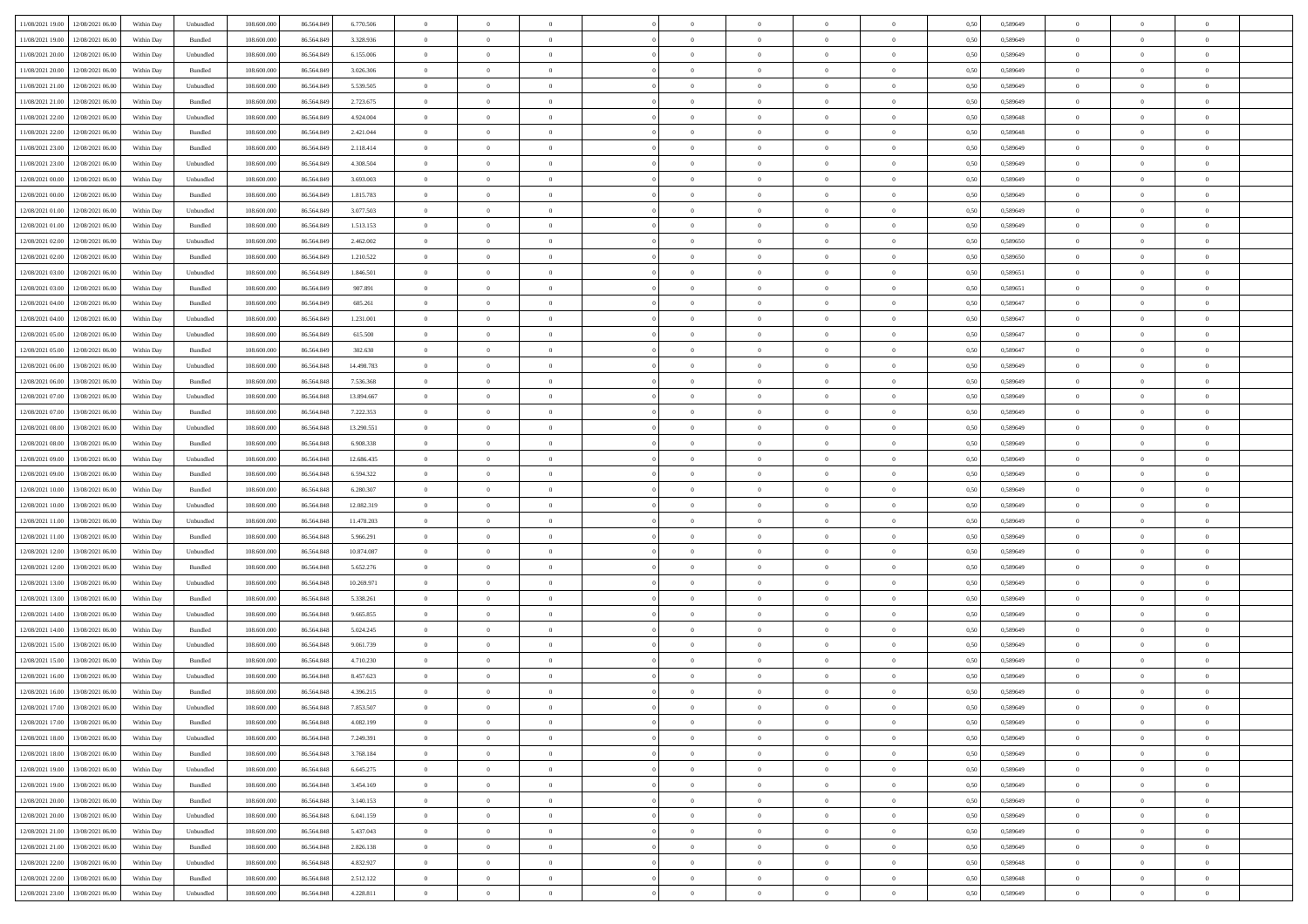| | | | | | | | | | | | | | | | | | | | | |
|---|---|---|---|---|---|---|---|---|---|---|---|---|---|---|---|---|---|---|---|---|
| 11/08/2021 19.00 | 12/08/2021 06.00 | Within Day | Unbundled | 108.600.000 | 86.564.849 | 6.770.506 | 0 | 0 | 0 | | 0 | 0 | 0 | 0 | 0,50 | 0,589649 | 0 | 0 | 0 | |
| 11/08/2021 19.00 | 12/08/2021 06.00 | Within Day | Bundled | 108.600.000 | 86.564.849 | 3.328.936 | 0 | 0 | 0 | | 0 | 0 | 0 | 0 | 0,50 | 0,589649 | 0 | 0 | 0 | |
| 11/08/2021 20.00 | 12/08/2021 06.00 | Within Day | Unbundled | 108.600.000 | 86.564.849 | 6.155.006 | 0 | 0 | 0 | | 0 | 0 | 0 | 0 | 0,50 | 0,589649 | 0 | 0 | 0 | |
| 11/08/2021 20.00 | 12/08/2021 06.00 | Within Day | Bundled | 108.600.000 | 86.564.849 | 3.026.306 | 0 | 0 | 0 | | 0 | 0 | 0 | 0 | 0,50 | 0,589649 | 0 | 0 | 0 | |
| 11/08/2021 21.00 | 12/08/2021 06.00 | Within Day | Unbundled | 108.600.000 | 86.564.849 | 5.539.505 | 0 | 0 | 0 | | 0 | 0 | 0 | 0 | 0,50 | 0,589649 | 0 | 0 | 0 | |
| 11/08/2021 21.00 | 12/08/2021 06.00 | Within Day | Bundled | 108.600.000 | 86.564.849 | 2.723.675 | 0 | 0 | 0 | | 0 | 0 | 0 | 0 | 0,50 | 0,589649 | 0 | 0 | 0 | |
| 11/08/2021 22.00 | 12/08/2021 06.00 | Within Day | Unbundled | 108.600.000 | 86.564.849 | 4.924.004 | 0 | 0 | 0 | | 0 | 0 | 0 | 0 | 0,50 | 0,589648 | 0 | 0 | 0 | |
| 11/08/2021 22.00 | 12/08/2021 06.00 | Within Day | Bundled | 108.600.000 | 86.564.849 | 2.421.044 | 0 | 0 | 0 | | 0 | 0 | 0 | 0 | 0,50 | 0,589648 | 0 | 0 | 0 | |
| 11/08/2021 23.00 | 12/08/2021 06.00 | Within Day | Bundled | 108.600.000 | 86.564.849 | 2.118.414 | 0 | 0 | 0 | | 0 | 0 | 0 | 0 | 0,50 | 0,589649 | 0 | 0 | 0 | |
| 11/08/2021 23.00 | 12/08/2021 06.00 | Within Day | Unbundled | 108.600.000 | 86.564.849 | 4.308.504 | 0 | 0 | 0 | | 0 | 0 | 0 | 0 | 0,50 | 0,589649 | 0 | 0 | 0 | |
| 12/08/2021 00.00 | 12/08/2021 06.00 | Within Day | Unbundled | 108.600.000 | 86.564.849 | 3.693.003 | 0 | 0 | 0 | | 0 | 0 | 0 | 0 | 0,50 | 0,589649 | 0 | 0 | 0 | |
| 12/08/2021 00.00 | 12/08/2021 06.00 | Within Day | Bundled | 108.600.000 | 86.564.849 | 1.815.783 | 0 | 0 | 0 | | 0 | 0 | 0 | 0 | 0,50 | 0,589649 | 0 | 0 | 0 | |
| 12/08/2021 01.00 | 12/08/2021 06.00 | Within Day | Unbundled | 108.600.000 | 86.564.849 | 3.077.503 | 0 | 0 | 0 | | 0 | 0 | 0 | 0 | 0,50 | 0,589649 | 0 | 0 | 0 | |
| 12/08/2021 01.00 | 12/08/2021 06.00 | Within Day | Bundled | 108.600.000 | 86.564.849 | 1.513.153 | 0 | 0 | 0 | | 0 | 0 | 0 | 0 | 0,50 | 0,589649 | 0 | 0 | 0 | |
| 12/08/2021 02.00 | 12/08/2021 06.00 | Within Day | Unbundled | 108.600.000 | 86.564.849 | 2.462.002 | 0 | 0 | 0 | | 0 | 0 | 0 | 0 | 0,50 | 0,589650 | 0 | 0 | 0 | |
| 12/08/2021 02.00 | 12/08/2021 06.00 | Within Day | Bundled | 108.600.000 | 86.564.849 | 1.210.522 | 0 | 0 | 0 | | 0 | 0 | 0 | 0 | 0,50 | 0,589650 | 0 | 0 | 0 | |
| 12/08/2021 03.00 | 12/08/2021 06.00 | Within Day | Unbundled | 108.600.000 | 86.564.849 | 1.846.501 | 0 | 0 | 0 | | 0 | 0 | 0 | 0 | 0,50 | 0,589651 | 0 | 0 | 0 | |
| 12/08/2021 03.00 | 12/08/2021 06.00 | Within Day | Bundled | 108.600.000 | 86.564.849 | 907.891 | 0 | 0 | 0 | | 0 | 0 | 0 | 0 | 0,50 | 0,589651 | 0 | 0 | 0 | |
| 12/08/2021 04.00 | 12/08/2021 06.00 | Within Day | Bundled | 108.600.000 | 86.564.849 | 605.261 | 0 | 0 | 0 | | 0 | 0 | 0 | 0 | 0,50 | 0,589647 | 0 | 0 | 0 | |
| 12/08/2021 04.00 | 12/08/2021 06.00 | Within Day | Unbundled | 108.600.000 | 86.564.849 | 1.231.001 | 0 | 0 | 0 | | 0 | 0 | 0 | 0 | 0,50 | 0,589647 | 0 | 0 | 0 | |
| 12/08/2021 05.00 | 12/08/2021 06.00 | Within Day | Unbundled | 108.600.000 | 86.564.849 | 615.500 | 0 | 0 | 0 | | 0 | 0 | 0 | 0 | 0,50 | 0,589647 | 0 | 0 | 0 | |
| 12/08/2021 05.00 | 12/08/2021 06.00 | Within Day | Bundled | 108.600.000 | 86.564.849 | 302.630 | 0 | 0 | 0 | | 0 | 0 | 0 | 0 | 0,50 | 0,589647 | 0 | 0 | 0 | |
| 12/08/2021 06.00 | 13/08/2021 06.00 | Within Day | Unbundled | 108.600.000 | 86.564.848 | 14.498.783 | 0 | 0 | 0 | | 0 | 0 | 0 | 0 | 0,50 | 0,589649 | 0 | 0 | 0 | |
| 12/08/2021 06.00 | 13/08/2021 06.00 | Within Day | Bundled | 108.600.000 | 86.564.848 | 7.536.368 | 0 | 0 | 0 | | 0 | 0 | 0 | 0 | 0,50 | 0,589649 | 0 | 0 | 0 | |
| 12/08/2021 07.00 | 13/08/2021 06.00 | Within Day | Unbundled | 108.600.000 | 86.564.848 | 13.894.667 | 0 | 0 | 0 | | 0 | 0 | 0 | 0 | 0,50 | 0,589649 | 0 | 0 | 0 | |
| 12/08/2021 07.00 | 13/08/2021 06.00 | Within Day | Bundled | 108.600.000 | 86.564.848 | 7.222.353 | 0 | 0 | 0 | | 0 | 0 | 0 | 0 | 0,50 | 0,589649 | 0 | 0 | 0 | |
| 12/08/2021 08.00 | 13/08/2021 06.00 | Within Day | Unbundled | 108.600.000 | 86.564.848 | 13.290.551 | 0 | 0 | 0 | | 0 | 0 | 0 | 0 | 0,50 | 0,589649 | 0 | 0 | 0 | |
| 12/08/2021 08.00 | 13/08/2021 06.00 | Within Day | Bundled | 108.600.000 | 86.564.848 | 6.908.338 | 0 | 0 | 0 | | 0 | 0 | 0 | 0 | 0,50 | 0,589649 | 0 | 0 | 0 | |
| 12/08/2021 09.00 | 13/08/2021 06.00 | Within Day | Unbundled | 108.600.000 | 86.564.848 | 12.686.435 | 0 | 0 | 0 | | 0 | 0 | 0 | 0 | 0,50 | 0,589649 | 0 | 0 | 0 | |
| 12/08/2021 09.00 | 13/08/2021 06.00 | Within Day | Bundled | 108.600.000 | 86.564.848 | 6.594.322 | 0 | 0 | 0 | | 0 | 0 | 0 | 0 | 0,50 | 0,589649 | 0 | 0 | 0 | |
| 12/08/2021 10.00 | 13/08/2021 06.00 | Within Day | Bundled | 108.600.000 | 86.564.848 | 6.280.307 | 0 | 0 | 0 | | 0 | 0 | 0 | 0 | 0,50 | 0,589649 | 0 | 0 | 0 | |
| 12/08/2021 10.00 | 13/08/2021 06.00 | Within Day | Unbundled | 108.600.000 | 86.564.848 | 12.082.319 | 0 | 0 | 0 | | 0 | 0 | 0 | 0 | 0,50 | 0,589649 | 0 | 0 | 0 | |
| 12/08/2021 11.00 | 13/08/2021 06.00 | Within Day | Unbundled | 108.600.000 | 86.564.848 | 11.478.203 | 0 | 0 | 0 | | 0 | 0 | 0 | 0 | 0,50 | 0,589649 | 0 | 0 | 0 | |
| 12/08/2021 11.00 | 13/08/2021 06.00 | Within Day | Bundled | 108.600.000 | 86.564.848 | 5.966.291 | 0 | 0 | 0 | | 0 | 0 | 0 | 0 | 0,50 | 0,589649 | 0 | 0 | 0 | |
| 12/08/2021 12.00 | 13/08/2021 06.00 | Within Day | Unbundled | 108.600.000 | 86.564.848 | 10.874.087 | 0 | 0 | 0 | | 0 | 0 | 0 | 0 | 0,50 | 0,589649 | 0 | 0 | 0 | |
| 12/08/2021 12.00 | 13/08/2021 06.00 | Within Day | Bundled | 108.600.000 | 86.564.848 | 5.652.276 | 0 | 0 | 0 | | 0 | 0 | 0 | 0 | 0,50 | 0,589649 | 0 | 0 | 0 | |
| 12/08/2021 13.00 | 13/08/2021 06.00 | Within Day | Unbundled | 108.600.000 | 86.564.848 | 10.269.971 | 0 | 0 | 0 | | 0 | 0 | 0 | 0 | 0,50 | 0,589649 | 0 | 0 | 0 | |
| 12/08/2021 13.00 | 13/08/2021 06.00 | Within Day | Bundled | 108.600.000 | 86.564.848 | 5.338.261 | 0 | 0 | 0 | | 0 | 0 | 0 | 0 | 0,50 | 0,589649 | 0 | 0 | 0 | |
| 12/08/2021 14.00 | 13/08/2021 06.00 | Within Day | Unbundled | 108.600.000 | 86.564.848 | 9.665.855 | 0 | 0 | 0 | | 0 | 0 | 0 | 0 | 0,50 | 0,589649 | 0 | 0 | 0 | |
| 12/08/2021 14.00 | 13/08/2021 06.00 | Within Day | Bundled | 108.600.000 | 86.564.848 | 5.024.245 | 0 | 0 | 0 | | 0 | 0 | 0 | 0 | 0,50 | 0,589649 | 0 | 0 | 0 | |
| 12/08/2021 15.00 | 13/08/2021 06.00 | Within Day | Unbundled | 108.600.000 | 86.564.848 | 9.061.739 | 0 | 0 | 0 | | 0 | 0 | 0 | 0 | 0,50 | 0,589649 | 0 | 0 | 0 | |
| 12/08/2021 15.00 | 13/08/2021 06.00 | Within Day | Bundled | 108.600.000 | 86.564.848 | 4.710.230 | 0 | 0 | 0 | | 0 | 0 | 0 | 0 | 0,50 | 0,589649 | 0 | 0 | 0 | |
| 12/08/2021 16.00 | 13/08/2021 06.00 | Within Day | Unbundled | 108.600.000 | 86.564.848 | 8.457.623 | 0 | 0 | 0 | | 0 | 0 | 0 | 0 | 0,50 | 0,589649 | 0 | 0 | 0 | |
| 12/08/2021 16.00 | 13/08/2021 06.00 | Within Day | Bundled | 108.600.000 | 86.564.848 | 4.396.215 | 0 | 0 | 0 | | 0 | 0 | 0 | 0 | 0,50 | 0,589649 | 0 | 0 | 0 | |
| 12/08/2021 17.00 | 13/08/2021 06.00 | Within Day | Unbundled | 108.600.000 | 86.564.848 | 7.853.507 | 0 | 0 | 0 | | 0 | 0 | 0 | 0 | 0,50 | 0,589649 | 0 | 0 | 0 | |
| 12/08/2021 17.00 | 13/08/2021 06.00 | Within Day | Bundled | 108.600.000 | 86.564.848 | 4.082.199 | 0 | 0 | 0 | | 0 | 0 | 0 | 0 | 0,50 | 0,589649 | 0 | 0 | 0 | |
| 12/08/2021 18.00 | 13/08/2021 06.00 | Within Day | Unbundled | 108.600.000 | 86.564.848 | 7.249.391 | 0 | 0 | 0 | | 0 | 0 | 0 | 0 | 0,50 | 0,589649 | 0 | 0 | 0 | |
| 12/08/2021 18.00 | 13/08/2021 06.00 | Within Day | Bundled | 108.600.000 | 86.564.848 | 3.768.184 | 0 | 0 | 0 | | 0 | 0 | 0 | 0 | 0,50 | 0,589649 | 0 | 0 | 0 | |
| 12/08/2021 19.00 | 13/08/2021 06.00 | Within Day | Unbundled | 108.600.000 | 86.564.848 | 6.645.275 | 0 | 0 | 0 | | 0 | 0 | 0 | 0 | 0,50 | 0,589649 | 0 | 0 | 0 | |
| 12/08/2021 19.00 | 13/08/2021 06.00 | Within Day | Bundled | 108.600.000 | 86.564.848 | 3.454.169 | 0 | 0 | 0 | | 0 | 0 | 0 | 0 | 0,50 | 0,589649 | 0 | 0 | 0 | |
| 12/08/2021 20.00 | 13/08/2021 06.00 | Within Day | Bundled | 108.600.000 | 86.564.848 | 3.140.153 | 0 | 0 | 0 | | 0 | 0 | 0 | 0 | 0,50 | 0,589649 | 0 | 0 | 0 | |
| 12/08/2021 20.00 | 13/08/2021 06.00 | Within Day | Unbundled | 108.600.000 | 86.564.848 | 6.041.159 | 0 | 0 | 0 | | 0 | 0 | 0 | 0 | 0,50 | 0,589649 | 0 | 0 | 0 | |
| 12/08/2021 21.00 | 13/08/2021 06.00 | Within Day | Unbundled | 108.600.000 | 86.564.848 | 5.437.043 | 0 | 0 | 0 | | 0 | 0 | 0 | 0 | 0,50 | 0,589649 | 0 | 0 | 0 | |
| 12/08/2021 21.00 | 13/08/2021 06.00 | Within Day | Bundled | 108.600.000 | 86.564.848 | 2.826.138 | 0 | 0 | 0 | | 0 | 0 | 0 | 0 | 0,50 | 0,589649 | 0 | 0 | 0 | |
| 12/08/2021 22.00 | 13/08/2021 06.00 | Within Day | Unbundled | 108.600.000 | 86.564.848 | 4.832.927 | 0 | 0 | 0 | | 0 | 0 | 0 | 0 | 0,50 | 0,589648 | 0 | 0 | 0 | |
| 12/08/2021 22.00 | 13/08/2021 06.00 | Within Day | Bundled | 108.600.000 | 86.564.848 | 2.512.122 | 0 | 0 | 0 | | 0 | 0 | 0 | 0 | 0,50 | 0,589648 | 0 | 0 | 0 | |
| 12/08/2021 23.00 | 13/08/2021 06.00 | Within Day | Unbundled | 108.600.000 | 86.564.848 | 4.228.811 | 0 | 0 | 0 | | 0 | 0 | 0 | 0 | 0,50 | 0,589649 | 0 | 0 | 0 | |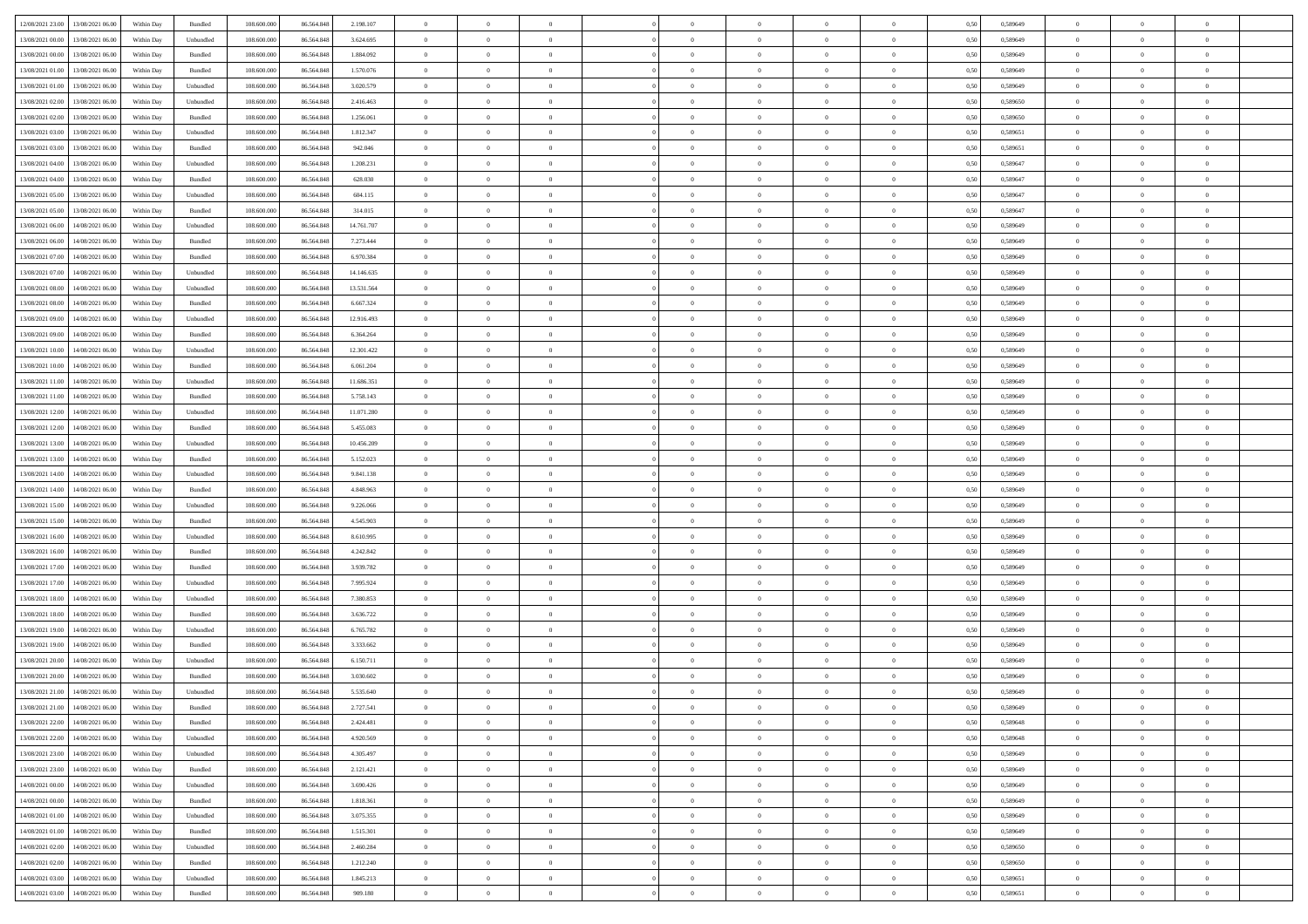| | | | | | | | | | | | | | | | | | | | | | |
|---|---|---|---|---|---|---|---|---|---|---|---|---|---|---|---|---|---|---|---|---|---|
| 12/08/2021 23:00 | 13/08/2021 06:00 | Within Day | Bundled | 108.600.000 | 86.564.848 | 2.198.107 | 0 | 0 | 0 | | 0 | 0 | 0 | 0 | 0,50 | 0,589649 | 0 | 0 | 0 | |
| 13/08/2021 00:00 | 13/08/2021 06:00 | Within Day | Unbundled | 108.600.000 | 86.564.848 | 3.624.695 | 0 | 0 | 0 | | 0 | 0 | 0 | 0 | 0,50 | 0,589649 | 0 | 0 | 0 | |
| 13/08/2021 00:00 | 13/08/2021 06:00 | Within Day | Bundled | 108.600.000 | 86.564.848 | 1.884.092 | 0 | 0 | 0 | | 0 | 0 | 0 | 0 | 0,50 | 0,589649 | 0 | 0 | 0 | |
| 13/08/2021 01:00 | 13/08/2021 06:00 | Within Day | Bundled | 108.600.000 | 86.564.848 | 1.570.076 | 0 | 0 | 0 | | 0 | 0 | 0 | 0 | 0,50 | 0,589649 | 0 | 0 | 0 | |
| 13/08/2021 01:00 | 13/08/2021 06:00 | Within Day | Unbundled | 108.600.000 | 86.564.848 | 3.020.579 | 0 | 0 | 0 | | 0 | 0 | 0 | 0 | 0,50 | 0,589649 | 0 | 0 | 0 | |
| 13/08/2021 02:00 | 13/08/2021 06:00 | Within Day | Unbundled | 108.600.000 | 86.564.848 | 2.416.463 | 0 | 0 | 0 | | 0 | 0 | 0 | 0 | 0,50 | 0,589650 | 0 | 0 | 0 | |
| 13/08/2021 02:00 | 13/08/2021 06:00 | Within Day | Bundled | 108.600.000 | 86.564.848 | 1.256.061 | 0 | 0 | 0 | | 0 | 0 | 0 | 0 | 0,50 | 0,589650 | 0 | 0 | 0 | |
| 13/08/2021 03:00 | 13/08/2021 06:00 | Within Day | Unbundled | 108.600.000 | 86.564.848 | 1.812.347 | 0 | 0 | 0 | | 0 | 0 | 0 | 0 | 0,50 | 0,589651 | 0 | 0 | 0 | |
| 13/08/2021 03:00 | 13/08/2021 06:00 | Within Day | Bundled | 108.600.000 | 86.564.848 | 942.046 | 0 | 0 | 0 | | 0 | 0 | 0 | 0 | 0,50 | 0,589651 | 0 | 0 | 0 | |
| 13/08/2021 04:00 | 13/08/2021 06:00 | Within Day | Unbundled | 108.600.000 | 86.564.848 | 1.208.231 | 0 | 0 | 0 | | 0 | 0 | 0 | 0 | 0,50 | 0,589647 | 0 | 0 | 0 | |
| 13/08/2021 04:00 | 13/08/2021 06:00 | Within Day | Bundled | 108.600.000 | 86.564.848 | 628.030 | 0 | 0 | 0 | | 0 | 0 | 0 | 0 | 0,50 | 0,589647 | 0 | 0 | 0 | |
| 13/08/2021 05:00 | 13/08/2021 06:00 | Within Day | Unbundled | 108.600.000 | 86.564.848 | 604.115 | 0 | 0 | 0 | | 0 | 0 | 0 | 0 | 0,50 | 0,589647 | 0 | 0 | 0 | |
| 13/08/2021 05:00 | 13/08/2021 06:00 | Within Day | Bundled | 108.600.000 | 86.564.848 | 314.015 | 0 | 0 | 0 | | 0 | 0 | 0 | 0 | 0,50 | 0,589647 | 0 | 0 | 0 | |
| 13/08/2021 06:00 | 14/08/2021 06:00 | Within Day | Unbundled | 108.600.000 | 86.564.848 | 14.761.707 | 0 | 0 | 0 | | 0 | 0 | 0 | 0 | 0,50 | 0,589649 | 0 | 0 | 0 | |
| 13/08/2021 06:00 | 14/08/2021 06:00 | Within Day | Bundled | 108.600.000 | 86.564.848 | 7.273.444 | 0 | 0 | 0 | | 0 | 0 | 0 | 0 | 0,50 | 0,589649 | 0 | 0 | 0 | |
| 13/08/2021 07:00 | 14/08/2021 06:00 | Within Day | Bundled | 108.600.000 | 86.564.848 | 6.970.384 | 0 | 0 | 0 | | 0 | 0 | 0 | 0 | 0,50 | 0,589649 | 0 | 0 | 0 | |
| 13/08/2021 07:00 | 14/08/2021 06:00 | Within Day | Unbundled | 108.600.000 | 86.564.848 | 14.146.635 | 0 | 0 | 0 | | 0 | 0 | 0 | 0 | 0,50 | 0,589649 | 0 | 0 | 0 | |
| 13/08/2021 08:00 | 14/08/2021 06:00 | Within Day | Unbundled | 108.600.000 | 86.564.848 | 13.531.564 | 0 | 0 | 0 | | 0 | 0 | 0 | 0 | 0,50 | 0,589649 | 0 | 0 | 0 | |
| 13/08/2021 08:00 | 14/08/2021 06:00 | Within Day | Bundled | 108.600.000 | 86.564.848 | 6.667.324 | 0 | 0 | 0 | | 0 | 0 | 0 | 0 | 0,50 | 0,589649 | 0 | 0 | 0 | |
| 13/08/2021 09:00 | 14/08/2021 06:00 | Within Day | Unbundled | 108.600.000 | 86.564.848 | 12.916.493 | 0 | 0 | 0 | | 0 | 0 | 0 | 0 | 0,50 | 0,589649 | 0 | 0 | 0 | |
| 13/08/2021 09:00 | 14/08/2021 06:00 | Within Day | Bundled | 108.600.000 | 86.564.848 | 6.364.264 | 0 | 0 | 0 | | 0 | 0 | 0 | 0 | 0,50 | 0,589649 | 0 | 0 | 0 | |
| 13/08/2021 10:00 | 14/08/2021 06:00 | Within Day | Unbundled | 108.600.000 | 86.564.848 | 12.301.422 | 0 | 0 | 0 | | 0 | 0 | 0 | 0 | 0,50 | 0,589649 | 0 | 0 | 0 | |
| 13/08/2021 10:00 | 14/08/2021 06:00 | Within Day | Bundled | 108.600.000 | 86.564.848 | 6.061.204 | 0 | 0 | 0 | | 0 | 0 | 0 | 0 | 0,50 | 0,589649 | 0 | 0 | 0 | |
| 13/08/2021 11:00 | 14/08/2021 06:00 | Within Day | Unbundled | 108.600.000 | 86.564.848 | 11.686.351 | 0 | 0 | 0 | | 0 | 0 | 0 | 0 | 0,50 | 0,589649 | 0 | 0 | 0 | |
| 13/08/2021 11:00 | 14/08/2021 06:00 | Within Day | Bundled | 108.600.000 | 86.564.848 | 5.758.143 | 0 | 0 | 0 | | 0 | 0 | 0 | 0 | 0,50 | 0,589649 | 0 | 0 | 0 | |
| 13/08/2021 12:00 | 14/08/2021 06:00 | Within Day | Unbundled | 108.600.000 | 86.564.848 | 11.071.280 | 0 | 0 | 0 | | 0 | 0 | 0 | 0 | 0,50 | 0,589649 | 0 | 0 | 0 | |
| 13/08/2021 12:00 | 14/08/2021 06:00 | Within Day | Bundled | 108.600.000 | 86.564.848 | 5.455.083 | 0 | 0 | 0 | | 0 | 0 | 0 | 0 | 0,50 | 0,589649 | 0 | 0 | 0 | |
| 13/08/2021 13:00 | 14/08/2021 06:00 | Within Day | Unbundled | 108.600.000 | 86.564.848 | 10.456.209 | 0 | 0 | 0 | | 0 | 0 | 0 | 0 | 0,50 | 0,589649 | 0 | 0 | 0 | |
| 13/08/2021 13:00 | 14/08/2021 06:00 | Within Day | Bundled | 108.600.000 | 86.564.848 | 5.152.023 | 0 | 0 | 0 | | 0 | 0 | 0 | 0 | 0,50 | 0,589649 | 0 | 0 | 0 | |
| 13/08/2021 14:00 | 14/08/2021 06:00 | Within Day | Unbundled | 108.600.000 | 86.564.848 | 9.841.138 | 0 | 0 | 0 | | 0 | 0 | 0 | 0 | 0,50 | 0,589649 | 0 | 0 | 0 | |
| 13/08/2021 14:00 | 14/08/2021 06:00 | Within Day | Bundled | 108.600.000 | 86.564.848 | 4.848.963 | 0 | 0 | 0 | | 0 | 0 | 0 | 0 | 0,50 | 0,589649 | 0 | 0 | 0 | |
| 13/08/2021 15:00 | 14/08/2021 06:00 | Within Day | Unbundled | 108.600.000 | 86.564.848 | 9.226.066 | 0 | 0 | 0 | | 0 | 0 | 0 | 0 | 0,50 | 0,589649 | 0 | 0 | 0 | |
| 13/08/2021 15:00 | 14/08/2021 06:00 | Within Day | Bundled | 108.600.000 | 86.564.848 | 4.545.903 | 0 | 0 | 0 | | 0 | 0 | 0 | 0 | 0,50 | 0,589649 | 0 | 0 | 0 | |
| 13/08/2021 16:00 | 14/08/2021 06:00 | Within Day | Unbundled | 108.600.000 | 86.564.848 | 8.610.995 | 0 | 0 | 0 | | 0 | 0 | 0 | 0 | 0,50 | 0,589649 | 0 | 0 | 0 | |
| 13/08/2021 16:00 | 14/08/2021 06:00 | Within Day | Bundled | 108.600.000 | 86.564.848 | 4.242.842 | 0 | 0 | 0 | | 0 | 0 | 0 | 0 | 0,50 | 0,589649 | 0 | 0 | 0 | |
| 13/08/2021 17:00 | 14/08/2021 06:00 | Within Day | Bundled | 108.600.000 | 86.564.848 | 3.939.782 | 0 | 0 | 0 | | 0 | 0 | 0 | 0 | 0,50 | 0,589649 | 0 | 0 | 0 | |
| 13/08/2021 17:00 | 14/08/2021 06:00 | Within Day | Unbundled | 108.600.000 | 86.564.848 | 7.995.924 | 0 | 0 | 0 | | 0 | 0 | 0 | 0 | 0,50 | 0,589649 | 0 | 0 | 0 | |
| 13/08/2021 18:00 | 14/08/2021 06:00 | Within Day | Unbundled | 108.600.000 | 86.564.848 | 7.380.853 | 0 | 0 | 0 | | 0 | 0 | 0 | 0 | 0,50 | 0,589649 | 0 | 0 | 0 | |
| 13/08/2021 18:00 | 14/08/2021 06:00 | Within Day | Bundled | 108.600.000 | 86.564.848 | 3.636.722 | 0 | 0 | 0 | | 0 | 0 | 0 | 0 | 0,50 | 0,589649 | 0 | 0 | 0 | |
| 13/08/2021 19:00 | 14/08/2021 06:00 | Within Day | Unbundled | 108.600.000 | 86.564.848 | 6.765.782 | 0 | 0 | 0 | | 0 | 0 | 0 | 0 | 0,50 | 0,589649 | 0 | 0 | 0 | |
| 13/08/2021 19:00 | 14/08/2021 06:00 | Within Day | Bundled | 108.600.000 | 86.564.848 | 3.333.662 | 0 | 0 | 0 | | 0 | 0 | 0 | 0 | 0,50 | 0,589649 | 0 | 0 | 0 | |
| 13/08/2021 20:00 | 14/08/2021 06:00 | Within Day | Unbundled | 108.600.000 | 86.564.848 | 6.150.711 | 0 | 0 | 0 | | 0 | 0 | 0 | 0 | 0,50 | 0,589649 | 0 | 0 | 0 | |
| 13/08/2021 20:00 | 14/08/2021 06:00 | Within Day | Bundled | 108.600.000 | 86.564.848 | 3.030.602 | 0 | 0 | 0 | | 0 | 0 | 0 | 0 | 0,50 | 0,589649 | 0 | 0 | 0 | |
| 13/08/2021 21:00 | 14/08/2021 06:00 | Within Day | Unbundled | 108.600.000 | 86.564.848 | 5.535.640 | 0 | 0 | 0 | | 0 | 0 | 0 | 0 | 0,50 | 0,589649 | 0 | 0 | 0 | |
| 13/08/2021 21:00 | 14/08/2021 06:00 | Within Day | Bundled | 108.600.000 | 86.564.848 | 2.727.541 | 0 | 0 | 0 | | 0 | 0 | 0 | 0 | 0,50 | 0,589649 | 0 | 0 | 0 | |
| 13/08/2021 22:00 | 14/08/2021 06:00 | Within Day | Bundled | 108.600.000 | 86.564.848 | 2.424.481 | 0 | 0 | 0 | | 0 | 0 | 0 | 0 | 0,50 | 0,589648 | 0 | 0 | 0 | |
| 13/08/2021 22:00 | 14/08/2021 06:00 | Within Day | Unbundled | 108.600.000 | 86.564.848 | 4.920.569 | 0 | 0 | 0 | | 0 | 0 | 0 | 0 | 0,50 | 0,589648 | 0 | 0 | 0 | |
| 13/08/2021 23:00 | 14/08/2021 06:00 | Within Day | Unbundled | 108.600.000 | 86.564.848 | 4.305.497 | 0 | 0 | 0 | | 0 | 0 | 0 | 0 | 0,50 | 0,589649 | 0 | 0 | 0 | |
| 13/08/2021 23:00 | 14/08/2021 06:00 | Within Day | Bundled | 108.600.000 | 86.564.848 | 2.121.421 | 0 | 0 | 0 | | 0 | 0 | 0 | 0 | 0,50 | 0,589649 | 0 | 0 | 0 | |
| 14/08/2021 00:00 | 14/08/2021 06:00 | Within Day | Unbundled | 108.600.000 | 86.564.848 | 3.690.426 | 0 | 0 | 0 | | 0 | 0 | 0 | 0 | 0,50 | 0,589649 | 0 | 0 | 0 | |
| 14/08/2021 00:00 | 14/08/2021 06:00 | Within Day | Bundled | 108.600.000 | 86.564.848 | 1.818.361 | 0 | 0 | 0 | | 0 | 0 | 0 | 0 | 0,50 | 0,589649 | 0 | 0 | 0 | |
| 14/08/2021 01:00 | 14/08/2021 06:00 | Within Day | Unbundled | 108.600.000 | 86.564.848 | 3.075.355 | 0 | 0 | 0 | | 0 | 0 | 0 | 0 | 0,50 | 0,589649 | 0 | 0 | 0 | |
| 14/08/2021 01:00 | 14/08/2021 06:00 | Within Day | Bundled | 108.600.000 | 86.564.848 | 1.515.301 | 0 | 0 | 0 | | 0 | 0 | 0 | 0 | 0,50 | 0,589649 | 0 | 0 | 0 | |
| 14/08/2021 02:00 | 14/08/2021 06:00 | Within Day | Unbundled | 108.600.000 | 86.564.848 | 2.460.284 | 0 | 0 | 0 | | 0 | 0 | 0 | 0 | 0,50 | 0,589650 | 0 | 0 | 0 | |
| 14/08/2021 02:00 | 14/08/2021 06:00 | Within Day | Bundled | 108.600.000 | 86.564.848 | 1.212.240 | 0 | 0 | 0 | | 0 | 0 | 0 | 0 | 0,50 | 0,589650 | 0 | 0 | 0 | |
| 14/08/2021 03:00 | 14/08/2021 06:00 | Within Day | Unbundled | 108.600.000 | 86.564.848 | 1.845.213 | 0 | 0 | 0 | | 0 | 0 | 0 | 0 | 0,50 | 0,589651 | 0 | 0 | 0 | |
| 14/08/2021 03:00 | 14/08/2021 06:00 | Within Day | Bundled | 108.600.000 | 86.564.848 | 909.180 | 0 | 0 | 0 | | 0 | 0 | 0 | 0 | 0,50 | 0,589651 | 0 | 0 | 0 | |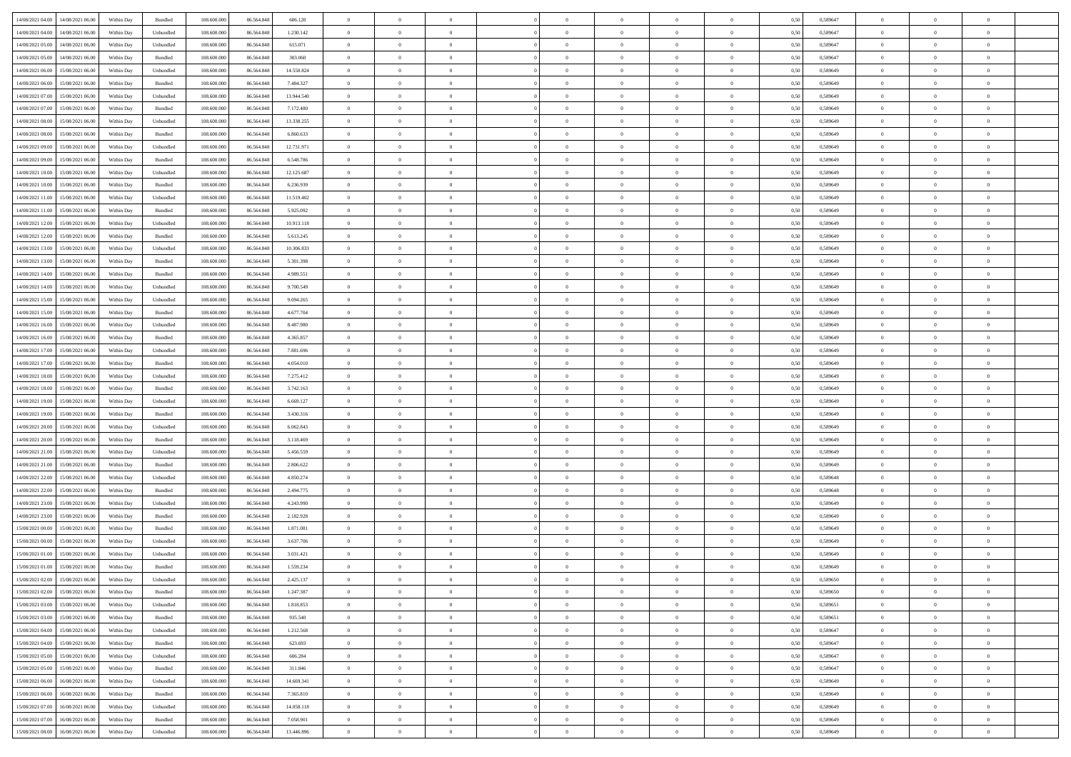| | | | | | | | | | | | | | | | | | | | | | |
|---|---|---|---|---|---|---|---|---|---|---|---|---|---|---|---|---|---|---|---|---|---|
| 14/08/2021 04:00 | 14/08/2021 06:00 | Within Day | Bundled | 108.600.000 | 86.564.848 | 606.120 | 0 | 0 | 0 | | 0 | 0 | 0 | 0 | 0,50 | 0,589647 | 0 | 0 | 0 | |
| 14/08/2021 04:00 | 14/08/2021 06:00 | Within Day | Unbundled | 108.600.000 | 86.564.848 | 1.230.142 | 0 | 0 | 0 | | 0 | 0 | 0 | 0 | 0,50 | 0,589647 | 0 | 0 | 0 | |
| 14/08/2021 05:00 | 14/08/2021 06:00 | Within Day | Unbundled | 108.600.000 | 86.564.848 | 615.071 | 0 | 0 | 0 | | 0 | 0 | 0 | 0 | 0,50 | 0,589647 | 0 | 0 | 0 | |
| 14/08/2021 05:00 | 14/08/2021 06:00 | Within Day | Bundled | 108.600.000 | 86.564.848 | 303.060 | 0 | 0 | 0 | | 0 | 0 | 0 | 0 | 0,50 | 0,589647 | 0 | 0 | 0 | |
| 14/08/2021 06:00 | 15/08/2021 06:00 | Within Day | Unbundled | 108.600.000 | 86.564.848 | 14.550.824 | 0 | 0 | 0 | | 0 | 0 | 0 | 0 | 0,50 | 0,589649 | 0 | 0 | 0 | |
| 14/08/2021 06:00 | 15/08/2021 06:00 | Within Day | Bundled | 108.600.000 | 86.564.848 | 7.484.327 | 0 | 0 | 0 | | 0 | 0 | 0 | 0 | 0,50 | 0,589649 | 0 | 0 | 0 | |
| 14/08/2021 07:00 | 15/08/2021 06:00 | Within Day | Unbundled | 108.600.000 | 86.564.848 | 13.944.540 | 0 | 0 | 0 | | 0 | 0 | 0 | 0 | 0,50 | 0,589649 | 0 | 0 | 0 | |
| 14/08/2021 07:00 | 15/08/2021 06:00 | Within Day | Bundled | 108.600.000 | 86.564.848 | 7.172.480 | 0 | 0 | 0 | | 0 | 0 | 0 | 0 | 0,50 | 0,589649 | 0 | 0 | 0 | |
| 14/08/2021 08:00 | 15/08/2021 06:00 | Within Day | Unbundled | 108.600.000 | 86.564.848 | 13.338.255 | 0 | 0 | 0 | | 0 | 0 | 0 | 0 | 0,50 | 0,589649 | 0 | 0 | 0 | |
| 14/08/2021 08:00 | 15/08/2021 06:00 | Within Day | Bundled | 108.600.000 | 86.564.848 | 6.860.633 | 0 | 0 | 0 | | 0 | 0 | 0 | 0 | 0,50 | 0,589649 | 0 | 0 | 0 | |
| 14/08/2021 09:00 | 15/08/2021 06:00 | Within Day | Unbundled | 108.600.000 | 86.564.848 | 12.731.971 | 0 | 0 | 0 | | 0 | 0 | 0 | 0 | 0,50 | 0,589649 | 0 | 0 | 0 | |
| 14/08/2021 09:00 | 15/08/2021 06:00 | Within Day | Bundled | 108.600.000 | 86.564.848 | 6.548.786 | 0 | 0 | 0 | | 0 | 0 | 0 | 0 | 0,50 | 0,589649 | 0 | 0 | 0 | |
| 14/08/2021 10:00 | 15/08/2021 06:00 | Within Day | Unbundled | 108.600.000 | 86.564.848 | 12.125.687 | 0 | 0 | 0 | | 0 | 0 | 0 | 0 | 0,50 | 0,589649 | 0 | 0 | 0 | |
| 14/08/2021 10:00 | 15/08/2021 06:00 | Within Day | Bundled | 108.600.000 | 86.564.848 | 6.236.939 | 0 | 0 | 0 | | 0 | 0 | 0 | 0 | 0,50 | 0,589649 | 0 | 0 | 0 | |
| 14/08/2021 11:00 | 15/08/2021 06:00 | Within Day | Unbundled | 108.600.000 | 86.564.848 | 11.519.402 | 0 | 0 | 0 | | 0 | 0 | 0 | 0 | 0,50 | 0,589649 | 0 | 0 | 0 | |
| 14/08/2021 11:00 | 15/08/2021 06:00 | Within Day | Bundled | 108.600.000 | 86.564.848 | 5.925.092 | 0 | 0 | 0 | | 0 | 0 | 0 | 0 | 0,50 | 0,589649 | 0 | 0 | 0 | |
| 14/08/2021 12:00 | 15/08/2021 06:00 | Within Day | Unbundled | 108.600.000 | 86.564.848 | 10.913.118 | 0 | 0 | 0 | | 0 | 0 | 0 | 0 | 0,50 | 0,589649 | 0 | 0 | 0 | |
| 14/08/2021 12:00 | 15/08/2021 06:00 | Within Day | Bundled | 108.600.000 | 86.564.848 | 5.613.245 | 0 | 0 | 0 | | 0 | 0 | 0 | 0 | 0,50 | 0,589649 | 0 | 0 | 0 | |
| 14/08/2021 13:00 | 15/08/2021 06:00 | Within Day | Unbundled | 108.600.000 | 86.564.848 | 10.306.833 | 0 | 0 | 0 | | 0 | 0 | 0 | 0 | 0,50 | 0,589649 | 0 | 0 | 0 | |
| 14/08/2021 13:00 | 15/08/2021 06:00 | Within Day | Bundled | 108.600.000 | 86.564.848 | 5.301.398 | 0 | 0 | 0 | | 0 | 0 | 0 | 0 | 0,50 | 0,589649 | 0 | 0 | 0 | |
| 14/08/2021 14:00 | 15/08/2021 06:00 | Within Day | Bundled | 108.600.000 | 86.564.848 | 4.989.551 | 0 | 0 | 0 | | 0 | 0 | 0 | 0 | 0,50 | 0,589649 | 0 | 0 | 0 | |
| 14/08/2021 14:00 | 15/08/2021 06:00 | Within Day | Unbundled | 108.600.000 | 86.564.848 | 9.700.549 | 0 | 0 | 0 | | 0 | 0 | 0 | 0 | 0,50 | 0,589649 | 0 | 0 | 0 | |
| 14/08/2021 15:00 | 15/08/2021 06:00 | Within Day | Unbundled | 108.600.000 | 86.564.848 | 9.094.265 | 0 | 0 | 0 | | 0 | 0 | 0 | 0 | 0,50 | 0,589649 | 0 | 0 | 0 | |
| 14/08/2021 15:00 | 15/08/2021 06:00 | Within Day | Bundled | 108.600.000 | 86.564.848 | 4.677.704 | 0 | 0 | 0 | | 0 | 0 | 0 | 0 | 0,50 | 0,589649 | 0 | 0 | 0 | |
| 14/08/2021 16:00 | 15/08/2021 06:00 | Within Day | Unbundled | 108.600.000 | 86.564.848 | 8.487.980 | 0 | 0 | 0 | | 0 | 0 | 0 | 0 | 0,50 | 0,589649 | 0 | 0 | 0 | |
| 14/08/2021 16:00 | 15/08/2021 06:00 | Within Day | Bundled | 108.600.000 | 86.564.848 | 4.365.857 | 0 | 0 | 0 | | 0 | 0 | 0 | 0 | 0,50 | 0,589649 | 0 | 0 | 0 | |
| 14/08/2021 17:00 | 15/08/2021 06:00 | Within Day | Unbundled | 108.600.000 | 86.564.848 | 7.881.696 | 0 | 0 | 0 | | 0 | 0 | 0 | 0 | 0,50 | 0,589649 | 0 | 0 | 0 | |
| 14/08/2021 17:00 | 15/08/2021 06:00 | Within Day | Bundled | 108.600.000 | 86.564.848 | 4.054.010 | 0 | 0 | 0 | | 0 | 0 | 0 | 0 | 0,50 | 0,589649 | 0 | 0 | 0 | |
| 14/08/2021 18:00 | 15/08/2021 06:00 | Within Day | Unbundled | 108.600.000 | 86.564.848 | 7.275.412 | 0 | 0 | 0 | | 0 | 0 | 0 | 0 | 0,50 | 0,589649 | 0 | 0 | 0 | |
| 14/08/2021 18:00 | 15/08/2021 06:00 | Within Day | Bundled | 108.600.000 | 86.564.848 | 3.742.163 | 0 | 0 | 0 | | 0 | 0 | 0 | 0 | 0,50 | 0,589649 | 0 | 0 | 0 | |
| 14/08/2021 19:00 | 15/08/2021 06:00 | Within Day | Unbundled | 108.600.000 | 86.564.848 | 6.669.127 | 0 | 0 | 0 | | 0 | 0 | 0 | 0 | 0,50 | 0,589649 | 0 | 0 | 0 | |
| 14/08/2021 19:00 | 15/08/2021 06:00 | Within Day | Bundled | 108.600.000 | 86.564.848 | 3.430.316 | 0 | 0 | 0 | | 0 | 0 | 0 | 0 | 0,50 | 0,589649 | 0 | 0 | 0 | |
| 14/08/2021 20:00 | 15/08/2021 06:00 | Within Day | Unbundled | 108.600.000 | 86.564.848 | 6.062.843 | 0 | 0 | 0 | | 0 | 0 | 0 | 0 | 0,50 | 0,589649 | 0 | 0 | 0 | |
| 14/08/2021 20:00 | 15/08/2021 06:00 | Within Day | Bundled | 108.600.000 | 86.564.848 | 3.118.469 | 0 | 0 | 0 | | 0 | 0 | 0 | 0 | 0,50 | 0,589649 | 0 | 0 | 0 | |
| 14/08/2021 21:00 | 15/08/2021 06:00 | Within Day | Unbundled | 108.600.000 | 86.564.848 | 5.456.559 | 0 | 0 | 0 | | 0 | 0 | 0 | 0 | 0,50 | 0,589649 | 0 | 0 | 0 | |
| 14/08/2021 21:00 | 15/08/2021 06:00 | Within Day | Bundled | 108.600.000 | 86.564.848 | 2.806.622 | 0 | 0 | 0 | | 0 | 0 | 0 | 0 | 0,50 | 0,589649 | 0 | 0 | 0 | |
| 14/08/2021 22:00 | 15/08/2021 06:00 | Within Day | Unbundled | 108.600.000 | 86.564.848 | 4.850.274 | 0 | 0 | 0 | | 0 | 0 | 0 | 0 | 0,50 | 0,589648 | 0 | 0 | 0 | |
| 14/08/2021 22:00 | 15/08/2021 06:00 | Within Day | Bundled | 108.600.000 | 86.564.848 | 2.494.775 | 0 | 0 | 0 | | 0 | 0 | 0 | 0 | 0,50 | 0,589648 | 0 | 0 | 0 | |
| 14/08/2021 23:00 | 15/08/2021 06:00 | Within Day | Unbundled | 108.600.000 | 86.564.848 | 4.243.990 | 0 | 0 | 0 | | 0 | 0 | 0 | 0 | 0,50 | 0,589649 | 0 | 0 | 0 | |
| 14/08/2021 23:00 | 15/08/2021 06:00 | Within Day | Bundled | 108.600.000 | 86.564.848 | 2.182.928 | 0 | 0 | 0 | | 0 | 0 | 0 | 0 | 0,50 | 0,589649 | 0 | 0 | 0 | |
| 15/08/2021 00:00 | 15/08/2021 06:00 | Within Day | Bundled | 108.600.000 | 86.564.848 | 1.871.081 | 0 | 0 | 0 | | 0 | 0 | 0 | 0 | 0,50 | 0,589649 | 0 | 0 | 0 | |
| 15/08/2021 00:00 | 15/08/2021 06:00 | Within Day | Unbundled | 108.600.000 | 86.564.848 | 3.637.706 | 0 | 0 | 0 | | 0 | 0 | 0 | 0 | 0,50 | 0,589649 | 0 | 0 | 0 | |
| 15/08/2021 01:00 | 15/08/2021 06:00 | Within Day | Unbundled | 108.600.000 | 86.564.848 | 3.031.421 | 0 | 0 | 0 | | 0 | 0 | 0 | 0 | 0,50 | 0,589649 | 0 | 0 | 0 | |
| 15/08/2021 01:00 | 15/08/2021 06:00 | Within Day | Bundled | 108.600.000 | 86.564.848 | 1.559.234 | 0 | 0 | 0 | | 0 | 0 | 0 | 0 | 0,50 | 0,589649 | 0 | 0 | 0 | |
| 15/08/2021 02:00 | 15/08/2021 06:00 | Within Day | Unbundled | 108.600.000 | 86.564.848 | 2.425.137 | 0 | 0 | 0 | | 0 | 0 | 0 | 0 | 0,50 | 0,589650 | 0 | 0 | 0 | |
| 15/08/2021 02:00 | 15/08/2021 06:00 | Within Day | Bundled | 108.600.000 | 86.564.848 | 1.247.387 | 0 | 0 | 0 | | 0 | 0 | 0 | 0 | 0,50 | 0,589650 | 0 | 0 | 0 | |
| 15/08/2021 03:00 | 15/08/2021 06:00 | Within Day | Unbundled | 108.600.000 | 86.564.848 | 1.818.853 | 0 | 0 | 0 | | 0 | 0 | 0 | 0 | 0,50 | 0,589651 | 0 | 0 | 0 | |
| 15/08/2021 03:00 | 15/08/2021 06:00 | Within Day | Bundled | 108.600.000 | 86.564.848 | 935.540 | 0 | 0 | 0 | | 0 | 0 | 0 | 0 | 0,50 | 0,589651 | 0 | 0 | 0 | |
| 15/08/2021 04:00 | 15/08/2021 06:00 | Within Day | Unbundled | 108.600.000 | 86.564.848 | 1.212.568 | 0 | 0 | 0 | | 0 | 0 | 0 | 0 | 0,50 | 0,589647 | 0 | 0 | 0 | |
| 15/08/2021 04:00 | 15/08/2021 06:00 | Within Day | Bundled | 108.600.000 | 86.564.848 | 623.693 | 0 | 0 | 0 | | 0 | 0 | 0 | 0 | 0,50 | 0,589647 | 0 | 0 | 0 | |
| 15/08/2021 05:00 | 15/08/2021 06:00 | Within Day | Unbundled | 108.600.000 | 86.564.848 | 606.284 | 0 | 0 | 0 | | 0 | 0 | 0 | 0 | 0,50 | 0,589647 | 0 | 0 | 0 | |
| 15/08/2021 05:00 | 15/08/2021 06:00 | Within Day | Bundled | 108.600.000 | 86.564.848 | 311.846 | 0 | 0 | 0 | | 0 | 0 | 0 | 0 | 0,50 | 0,589647 | 0 | 0 | 0 | |
| 15/08/2021 06:00 | 16/08/2021 06:00 | Within Day | Unbundled | 108.600.000 | 86.564.848 | 14.669.341 | 0 | 0 | 0 | | 0 | 0 | 0 | 0 | 0,50 | 0,589649 | 0 | 0 | 0 | |
| 15/08/2021 06:00 | 16/08/2021 06:00 | Within Day | Bundled | 108.600.000 | 86.564.848 | 7.365.810 | 0 | 0 | 0 | | 0 | 0 | 0 | 0 | 0,50 | 0,589649 | 0 | 0 | 0 | |
| 15/08/2021 07:00 | 16/08/2021 06:00 | Within Day | Unbundled | 108.600.000 | 86.564.848 | 14.058.118 | 0 | 0 | 0 | | 0 | 0 | 0 | 0 | 0,50 | 0,589649 | 0 | 0 | 0 | |
| 15/08/2021 07:00 | 16/08/2021 06:00 | Within Day | Bundled | 108.600.000 | 86.564.848 | 7.058.901 | 0 | 0 | 0 | | 0 | 0 | 0 | 0 | 0,50 | 0,589649 | 0 | 0 | 0 | |
| 15/08/2021 08:00 | 16/08/2021 06:00 | Within Day | Unbundled | 108.600.000 | 86.564.848 | 13.446.896 | 0 | 0 | 0 | | 0 | 0 | 0 | 0 | 0,50 | 0,589649 | 0 | 0 | 0 | |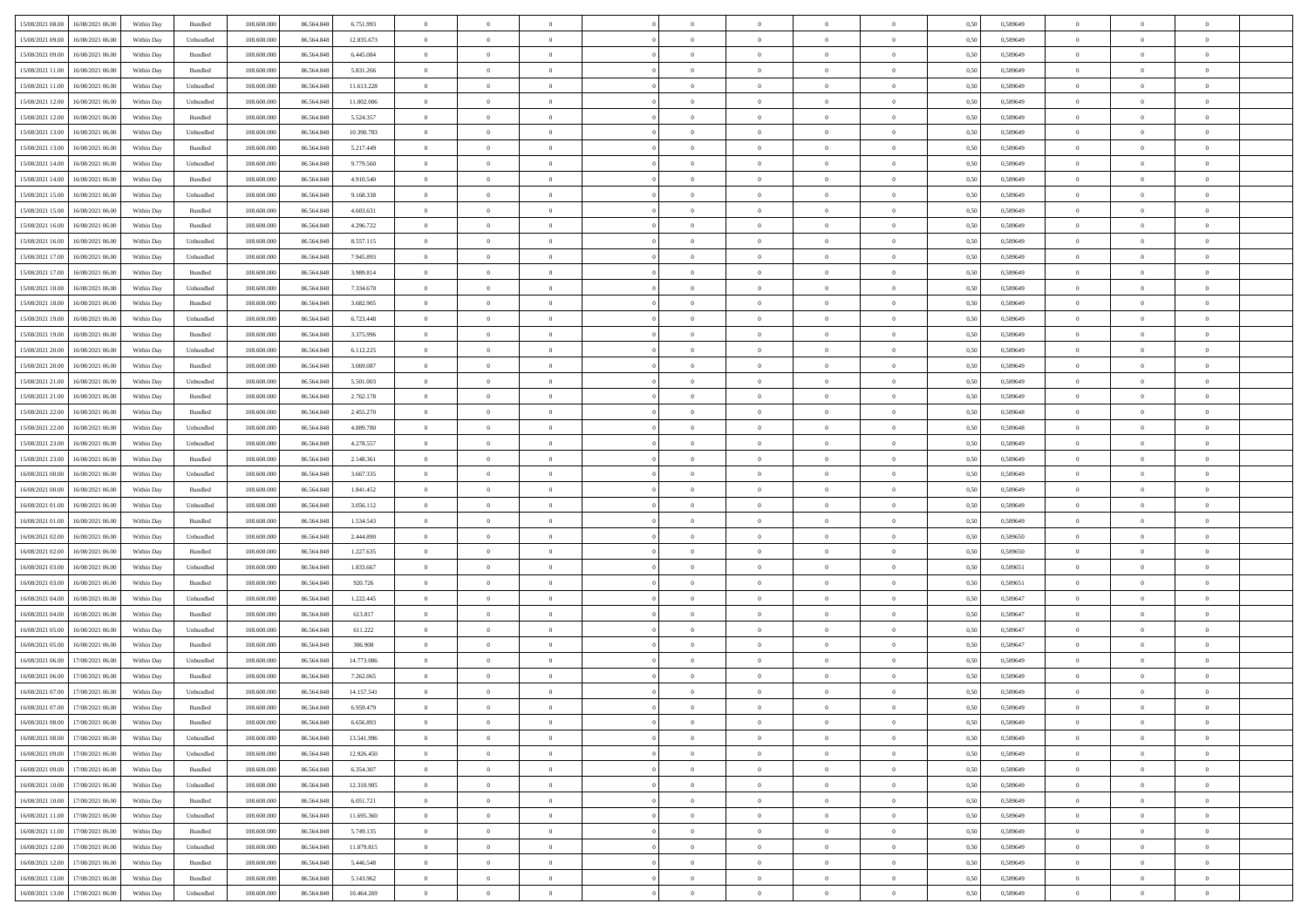| | | | | | | | | | | | | | | | | | | | | | |
|---|---|---|---|---|---|---|---|---|---|---|---|---|---|---|---|---|---|---|---|---|---|
| 15/08/2021 08:00 | 16/08/2021 06:00 | Within Day | Bundled | 108.600.000 | 86.564.848 | 6.751.993 | 0 | 0 | 0 | | 0 | 0 | 0 | 0 | 0,50 | 0,589649 | 0 | 0 | 0 | |
| 15/08/2021 09:00 | 16/08/2021 06:00 | Within Day | Unbundled | 108.600.000 | 86.564.848 | 12.835.673 | 0 | 0 | 0 | | 0 | 0 | 0 | 0 | 0,50 | 0,589649 | 0 | 0 | 0 | |
| 15/08/2021 09:00 | 16/08/2021 06:00 | Within Day | Bundled | 108.600.000 | 86.564.848 | 6.445.084 | 0 | 0 | 0 | | 0 | 0 | 0 | 0 | 0,50 | 0,589649 | 0 | 0 | 0 | |
| 15/08/2021 11:00 | 16/08/2021 06:00 | Within Day | Bundled | 108.600.000 | 86.564.848 | 5.831.266 | 0 | 0 | 0 | | 0 | 0 | 0 | 0 | 0,50 | 0,589649 | 0 | 0 | 0 | |
| 15/08/2021 11:00 | 16/08/2021 06:00 | Within Day | Unbundled | 108.600.000 | 86.564.848 | 11.613.228 | 0 | 0 | 0 | | 0 | 0 | 0 | 0 | 0,50 | 0,589649 | 0 | 0 | 0 | |
| 15/08/2021 12:00 | 16/08/2021 06:00 | Within Day | Unbundled | 108.600.000 | 86.564.848 | 11.002.006 | 0 | 0 | 0 | | 0 | 0 | 0 | 0 | 0,50 | 0,589649 | 0 | 0 | 0 | |
| 15/08/2021 12:00 | 16/08/2021 06:00 | Within Day | Bundled | 108.600.000 | 86.564.848 | 5.524.357 | 0 | 0 | 0 | | 0 | 0 | 0 | 0 | 0,50 | 0,589649 | 0 | 0 | 0 | |
| 15/08/2021 13:00 | 16/08/2021 06:00 | Within Day | Unbundled | 108.600.000 | 86.564.848 | 10.390.783 | 0 | 0 | 0 | | 0 | 0 | 0 | 0 | 0,50 | 0,589649 | 0 | 0 | 0 | |
| 15/08/2021 13:00 | 16/08/2021 06:00 | Within Day | Bundled | 108.600.000 | 86.564.848 | 5.217.449 | 0 | 0 | 0 | | 0 | 0 | 0 | 0 | 0,50 | 0,589649 | 0 | 0 | 0 | |
| 15/08/2021 14:00 | 16/08/2021 06:00 | Within Day | Unbundled | 108.600.000 | 86.564.848 | 9.779.560 | 0 | 0 | 0 | | 0 | 0 | 0 | 0 | 0,50 | 0,589649 | 0 | 0 | 0 | |
| 15/08/2021 14:00 | 16/08/2021 06:00 | Within Day | Bundled | 108.600.000 | 86.564.848 | 4.910.540 | 0 | 0 | 0 | | 0 | 0 | 0 | 0 | 0,50 | 0,589649 | 0 | 0 | 0 | |
| 15/08/2021 15:00 | 16/08/2021 06:00 | Within Day | Unbundled | 108.600.000 | 86.564.848 | 9.168.338 | 0 | 0 | 0 | | 0 | 0 | 0 | 0 | 0,50 | 0,589649 | 0 | 0 | 0 | |
| 15/08/2021 15:00 | 16/08/2021 06:00 | Within Day | Bundled | 108.600.000 | 86.564.848 | 4.603.631 | 0 | 0 | 0 | | 0 | 0 | 0 | 0 | 0,50 | 0,589649 | 0 | 0 | 0 | |
| 15/08/2021 16:00 | 16/08/2021 06:00 | Within Day | Bundled | 108.600.000 | 86.564.848 | 4.296.722 | 0 | 0 | 0 | | 0 | 0 | 0 | 0 | 0,50 | 0,589649 | 0 | 0 | 0 | |
| 15/08/2021 16:00 | 16/08/2021 06:00 | Within Day | Unbundled | 108.600.000 | 86.564.848 | 8.557.115 | 0 | 0 | 0 | | 0 | 0 | 0 | 0 | 0,50 | 0,589649 | 0 | 0 | 0 | |
| 15/08/2021 17:00 | 16/08/2021 06:00 | Within Day | Unbundled | 108.600.000 | 86.564.848 | 7.945.893 | 0 | 0 | 0 | | 0 | 0 | 0 | 0 | 0,50 | 0,589649 | 0 | 0 | 0 | |
| 15/08/2021 17:00 | 16/08/2021 06:00 | Within Day | Bundled | 108.600.000 | 86.564.848 | 3.989.814 | 0 | 0 | 0 | | 0 | 0 | 0 | 0 | 0,50 | 0,589649 | 0 | 0 | 0 | |
| 15/08/2021 18:00 | 16/08/2021 06:00 | Within Day | Unbundled | 108.600.000 | 86.564.848 | 7.334.670 | 0 | 0 | 0 | | 0 | 0 | 0 | 0 | 0,50 | 0,589649 | 0 | 0 | 0 | |
| 15/08/2021 18:00 | 16/08/2021 06:00 | Within Day | Bundled | 108.600.000 | 86.564.848 | 3.682.905 | 0 | 0 | 0 | | 0 | 0 | 0 | 0 | 0,50 | 0,589649 | 0 | 0 | 0 | |
| 15/08/2021 19:00 | 16/08/2021 06:00 | Within Day | Unbundled | 108.600.000 | 86.564.848 | 6.723.448 | 0 | 0 | 0 | | 0 | 0 | 0 | 0 | 0,50 | 0,589649 | 0 | 0 | 0 | |
| 15/08/2021 19:00 | 16/08/2021 06:00 | Within Day | Bundled | 108.600.000 | 86.564.848 | 3.375.996 | 0 | 0 | 0 | | 0 | 0 | 0 | 0 | 0,50 | 0,589649 | 0 | 0 | 0 | |
| 15/08/2021 20:00 | 16/08/2021 06:00 | Within Day | Unbundled | 108.600.000 | 86.564.848 | 6.112.225 | 0 | 0 | 0 | | 0 | 0 | 0 | 0 | 0,50 | 0,589649 | 0 | 0 | 0 | |
| 15/08/2021 20:00 | 16/08/2021 06:00 | Within Day | Bundled | 108.600.000 | 86.564.848 | 3.069.087 | 0 | 0 | 0 | | 0 | 0 | 0 | 0 | 0,50 | 0,589649 | 0 | 0 | 0 | |
| 15/08/2021 21:00 | 16/08/2021 06:00 | Within Day | Unbundled | 108.600.000 | 86.564.848 | 5.501.003 | 0 | 0 | 0 | | 0 | 0 | 0 | 0 | 0,50 | 0,589649 | 0 | 0 | 0 | |
| 15/08/2021 21:00 | 16/08/2021 06:00 | Within Day | Bundled | 108.600.000 | 86.564.848 | 2.762.178 | 0 | 0 | 0 | | 0 | 0 | 0 | 0 | 0,50 | 0,589649 | 0 | 0 | 0 | |
| 15/08/2021 22:00 | 16/08/2021 06:00 | Within Day | Bundled | 108.600.000 | 86.564.848 | 2.455.270 | 0 | 0 | 0 | | 0 | 0 | 0 | 0 | 0,50 | 0,589648 | 0 | 0 | 0 | |
| 15/08/2021 22:00 | 16/08/2021 06:00 | Within Day | Unbundled | 108.600.000 | 86.564.848 | 4.889.780 | 0 | 0 | 0 | | 0 | 0 | 0 | 0 | 0,50 | 0,589648 | 0 | 0 | 0 | |
| 15/08/2021 23:00 | 16/08/2021 06:00 | Within Day | Unbundled | 108.600.000 | 86.564.848 | 4.278.557 | 0 | 0 | 0 | | 0 | 0 | 0 | 0 | 0,50 | 0,589649 | 0 | 0 | 0 | |
| 15/08/2021 23:00 | 16/08/2021 06:00 | Within Day | Bundled | 108.600.000 | 86.564.848 | 2.148.361 | 0 | 0 | 0 | | 0 | 0 | 0 | 0 | 0,50 | 0,589649 | 0 | 0 | 0 | |
| 16/08/2021 00:00 | 16/08/2021 06:00 | Within Day | Unbundled | 108.600.000 | 86.564.848 | 3.667.335 | 0 | 0 | 0 | | 0 | 0 | 0 | 0 | 0,50 | 0,589649 | 0 | 0 | 0 | |
| 16/08/2021 00:00 | 16/08/2021 06:00 | Within Day | Bundled | 108.600.000 | 86.564.848 | 1.841.452 | 0 | 0 | 0 | | 0 | 0 | 0 | 0 | 0,50 | 0,589649 | 0 | 0 | 0 | |
| 16/08/2021 01:00 | 16/08/2021 06:00 | Within Day | Unbundled | 108.600.000 | 86.564.848 | 3.056.112 | 0 | 0 | 0 | | 0 | 0 | 0 | 0 | 0,50 | 0,589649 | 0 | 0 | 0 | |
| 16/08/2021 01:00 | 16/08/2021 06:00 | Within Day | Bundled | 108.600.000 | 86.564.848 | 1.534.543 | 0 | 0 | 0 | | 0 | 0 | 0 | 0 | 0,50 | 0,589649 | 0 | 0 | 0 | |
| 16/08/2021 02:00 | 16/08/2021 06:00 | Within Day | Unbundled | 108.600.000 | 86.564.848 | 2.444.890 | 0 | 0 | 0 | | 0 | 0 | 0 | 0 | 0,50 | 0,589650 | 0 | 0 | 0 | |
| 16/08/2021 02:00 | 16/08/2021 06:00 | Within Day | Bundled | 108.600.000 | 86.564.848 | 1.227.635 | 0 | 0 | 0 | | 0 | 0 | 0 | 0 | 0,50 | 0,589650 | 0 | 0 | 0 | |
| 16/08/2021 03:00 | 16/08/2021 06:00 | Within Day | Unbundled | 108.600.000 | 86.564.848 | 1.833.667 | 0 | 0 | 0 | | 0 | 0 | 0 | 0 | 0,50 | 0,589651 | 0 | 0 | 0 | |
| 16/08/2021 03:00 | 16/08/2021 06:00 | Within Day | Bundled | 108.600.000 | 86.564.848 | 920.726 | 0 | 0 | 0 | | 0 | 0 | 0 | 0 | 0,50 | 0,589651 | 0 | 0 | 0 | |
| 16/08/2021 04:00 | 16/08/2021 06:00 | Within Day | Unbundled | 108.600.000 | 86.564.848 | 1.222.445 | 0 | 0 | 0 | | 0 | 0 | 0 | 0 | 0,50 | 0,589647 | 0 | 0 | 0 | |
| 16/08/2021 04:00 | 16/08/2021 06:00 | Within Day | Bundled | 108.600.000 | 86.564.848 | 613.817 | 0 | 0 | 0 | | 0 | 0 | 0 | 0 | 0,50 | 0,589647 | 0 | 0 | 0 | |
| 16/08/2021 05:00 | 16/08/2021 06:00 | Within Day | Unbundled | 108.600.000 | 86.564.848 | 611.222 | 0 | 0 | 0 | | 0 | 0 | 0 | 0 | 0,50 | 0,589647 | 0 | 0 | 0 | |
| 16/08/2021 05:00 | 16/08/2021 06:00 | Within Day | Bundled | 108.600.000 | 86.564.848 | 306.908 | 0 | 0 | 0 | | 0 | 0 | 0 | 0 | 0,50 | 0,589647 | 0 | 0 | 0 | |
| 16/08/2021 06:00 | 17/08/2021 06:00 | Within Day | Unbundled | 108.600.000 | 86.564.848 | 14.773.086 | 0 | 0 | 0 | | 0 | 0 | 0 | 0 | 0,50 | 0,589649 | 0 | 0 | 0 | |
| 16/08/2021 06:00 | 17/08/2021 06:00 | Within Day | Bundled | 108.600.000 | 86.564.848 | 7.262.065 | 0 | 0 | 0 | | 0 | 0 | 0 | 0 | 0,50 | 0,589649 | 0 | 0 | 0 | |
| 16/08/2021 07:00 | 17/08/2021 06:00 | Within Day | Unbundled | 108.600.000 | 86.564.848 | 14.157.541 | 0 | 0 | 0 | | 0 | 0 | 0 | 0 | 0,50 | 0,589649 | 0 | 0 | 0 | |
| 16/08/2021 07:00 | 17/08/2021 06:00 | Within Day | Bundled | 108.600.000 | 86.564.848 | 6.959.479 | 0 | 0 | 0 | | 0 | 0 | 0 | 0 | 0,50 | 0,589649 | 0 | 0 | 0 | |
| 16/08/2021 08:00 | 17/08/2021 06:00 | Within Day | Bundled | 108.600.000 | 86.564.848 | 6.656.893 | 0 | 0 | 0 | | 0 | 0 | 0 | 0 | 0,50 | 0,589649 | 0 | 0 | 0 | |
| 16/08/2021 08:00 | 17/08/2021 06:00 | Within Day | Unbundled | 108.600.000 | 86.564.848 | 13.541.996 | 0 | 0 | 0 | | 0 | 0 | 0 | 0 | 0,50 | 0,589649 | 0 | 0 | 0 | |
| 16/08/2021 09:00 | 17/08/2021 06:00 | Within Day | Unbundled | 108.600.000 | 86.564.848 | 12.926.450 | 0 | 0 | 0 | | 0 | 0 | 0 | 0 | 0,50 | 0,589649 | 0 | 0 | 0 | |
| 16/08/2021 09:00 | 17/08/2021 06:00 | Within Day | Bundled | 108.600.000 | 86.564.848 | 6.354.307 | 0 | 0 | 0 | | 0 | 0 | 0 | 0 | 0,50 | 0,589649 | 0 | 0 | 0 | |
| 16/08/2021 10:00 | 17/08/2021 06:00 | Within Day | Unbundled | 108.600.000 | 86.564.848 | 12.310.905 | 0 | 0 | 0 | | 0 | 0 | 0 | 0 | 0,50 | 0,589649 | 0 | 0 | 0 | |
| 16/08/2021 10:00 | 17/08/2021 06:00 | Within Day | Bundled | 108.600.000 | 86.564.848 | 6.051.721 | 0 | 0 | 0 | | 0 | 0 | 0 | 0 | 0,50 | 0,589649 | 0 | 0 | 0 | |
| 16/08/2021 11:00 | 17/08/2021 06:00 | Within Day | Unbundled | 108.600.000 | 86.564.848 | 11.695.360 | 0 | 0 | 0 | | 0 | 0 | 0 | 0 | 0,50 | 0,589649 | 0 | 0 | 0 | |
| 16/08/2021 11:00 | 17/08/2021 06:00 | Within Day | Bundled | 108.600.000 | 86.564.848 | 5.749.135 | 0 | 0 | 0 | | 0 | 0 | 0 | 0 | 0,50 | 0,589649 | 0 | 0 | 0 | |
| 16/08/2021 12:00 | 17/08/2021 06:00 | Within Day | Unbundled | 108.600.000 | 86.564.848 | 11.079.815 | 0 | 0 | 0 | | 0 | 0 | 0 | 0 | 0,50 | 0,589649 | 0 | 0 | 0 | |
| 16/08/2021 12:00 | 17/08/2021 06:00 | Within Day | Bundled | 108.600.000 | 86.564.848 | 5.446.548 | 0 | 0 | 0 | | 0 | 0 | 0 | 0 | 0,50 | 0,589649 | 0 | 0 | 0 | |
| 16/08/2021 13:00 | 17/08/2021 06:00 | Within Day | Bundled | 108.600.000 | 86.564.848 | 5.143.962 | 0 | 0 | 0 | | 0 | 0 | 0 | 0 | 0,50 | 0,589649 | 0 | 0 | 0 | |
| 16/08/2021 13:00 | 17/08/2021 06:00 | Within Day | Unbundled | 108.600.000 | 86.564.848 | 10.464.269 | 0 | 0 | 0 | | 0 | 0 | 0 | 0 | 0,50 | 0,589649 | 0 | 0 | 0 | |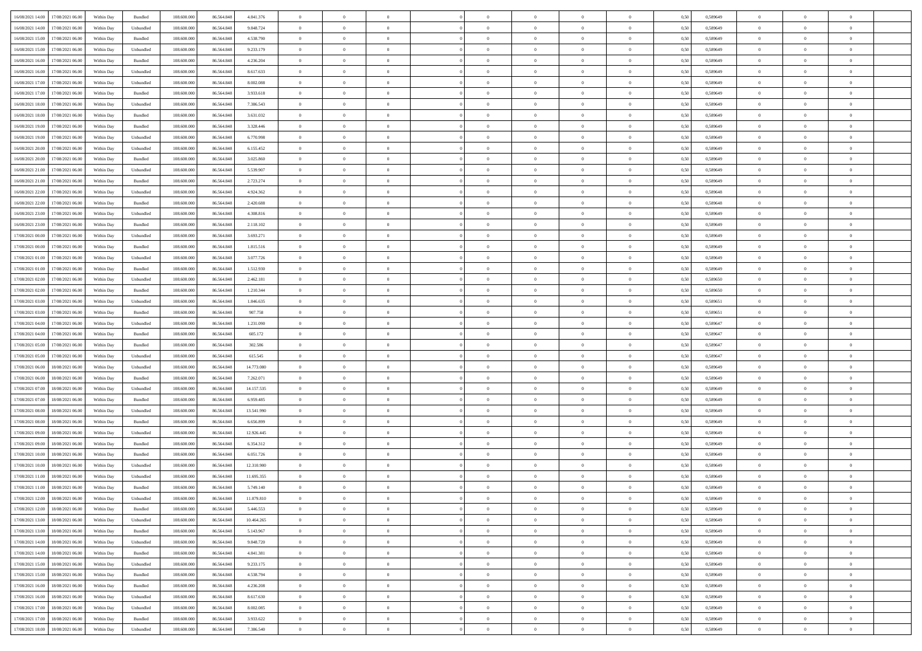| | | | | | | | | | | | | | | | | | | | | |
|---|---|---|---|---|---|---|---|---|---|---|---|---|---|---|---|---|---|---|---|---|
| 16/08/2021 14:00 | 17/08/2021 06:00 | Within Day | Bundled | 108.600.000 | 86.564.848 | 4.841.376 | 0 | 0 | 0 | | 0 | 0 | 0 | 0 | 0,50 | 0,589649 | 0 | 0 | 0 | |
| 16/08/2021 14:00 | 17/08/2021 06:00 | Within Day | Unbundled | 108.600.000 | 86.564.848 | 9.848.724 | 0 | 0 | 0 | | 0 | 0 | 0 | 0 | 0,50 | 0,589649 | 0 | 0 | 0 | |
| 16/08/2021 15:00 | 17/08/2021 06:00 | Within Day | Bundled | 108.600.000 | 86.564.848 | 4.538.790 | 0 | 0 | 0 | | 0 | 0 | 0 | 0 | 0,50 | 0,589649 | 0 | 0 | 0 | |
| 16/08/2021 15:00 | 17/08/2021 06:00 | Within Day | Unbundled | 108.600.000 | 86.564.848 | 9.233.179 | 0 | 0 | 0 | | 0 | 0 | 0 | 0 | 0,50 | 0,589649 | 0 | 0 | 0 | |
| 16/08/2021 16:00 | 17/08/2021 06:00 | Within Day | Bundled | 108.600.000 | 86.564.848 | 4.236.204 | 0 | 0 | 0 | | 0 | 0 | 0 | 0 | 0,50 | 0,589649 | 0 | 0 | 0 | |
| 16/08/2021 16:00 | 17/08/2021 06:00 | Within Day | Unbundled | 108.600.000 | 86.564.848 | 8.617.633 | 0 | 0 | 0 | | 0 | 0 | 0 | 0 | 0,50 | 0,589649 | 0 | 0 | 0 | |
| 16/08/2021 17:00 | 17/08/2021 06:00 | Within Day | Unbundled | 108.600.000 | 86.564.848 | 8.002.088 | 0 | 0 | 0 | | 0 | 0 | 0 | 0 | 0,50 | 0,589649 | 0 | 0 | 0 | |
| 16/08/2021 17:00 | 17/08/2021 06:00 | Within Day | Bundled | 108.600.000 | 86.564.848 | 3.933.618 | 0 | 0 | 0 | | 0 | 0 | 0 | 0 | 0,50 | 0,589649 | 0 | 0 | 0 | |
| 16/08/2021 18:00 | 17/08/2021 06:00 | Within Day | Unbundled | 108.600.000 | 86.564.848 | 7.386.543 | 0 | 0 | 0 | | 0 | 0 | 0 | 0 | 0,50 | 0,589649 | 0 | 0 | 0 | |
| 16/08/2021 18:00 | 17/08/2021 06:00 | Within Day | Bundled | 108.600.000 | 86.564.848 | 3.631.032 | 0 | 0 | 0 | | 0 | 0 | 0 | 0 | 0,50 | 0,589649 | 0 | 0 | 0 | |
| 16/08/2021 19:00 | 17/08/2021 06:00 | Within Day | Bundled | 108.600.000 | 86.564.848 | 3.328.446 | 0 | 0 | 0 | | 0 | 0 | 0 | 0 | 0,50 | 0,589649 | 0 | 0 | 0 | |
| 16/08/2021 19:00 | 17/08/2021 06:00 | Within Day | Unbundled | 108.600.000 | 86.564.848 | 6.770.998 | 0 | 0 | 0 | | 0 | 0 | 0 | 0 | 0,50 | 0,589649 | 0 | 0 | 0 | |
| 16/08/2021 20:00 | 17/08/2021 06:00 | Within Day | Unbundled | 108.600.000 | 86.564.848 | 6.155.452 | 0 | 0 | 0 | | 0 | 0 | 0 | 0 | 0,50 | 0,589649 | 0 | 0 | 0 | |
| 16/08/2021 20:00 | 17/08/2021 06:00 | Within Day | Bundled | 108.600.000 | 86.564.848 | 3.025.860 | 0 | 0 | 0 | | 0 | 0 | 0 | 0 | 0,50 | 0,589649 | 0 | 0 | 0 | |
| 16/08/2021 21:00 | 17/08/2021 06:00 | Within Day | Unbundled | 108.600.000 | 86.564.848 | 5.539.907 | 0 | 0 | 0 | | 0 | 0 | 0 | 0 | 0,50 | 0,589649 | 0 | 0 | 0 | |
| 16/08/2021 21:00 | 17/08/2021 06:00 | Within Day | Bundled | 108.600.000 | 86.564.848 | 2.723.274 | 0 | 0 | 0 | | 0 | 0 | 0 | 0 | 0,50 | 0,589649 | 0 | 0 | 0 | |
| 16/08/2021 22:00 | 17/08/2021 06:00 | Within Day | Unbundled | 108.600.000 | 86.564.848 | 4.924.362 | 0 | 0 | 0 | | 0 | 0 | 0 | 0 | 0,50 | 0,589648 | 0 | 0 | 0 | |
| 16/08/2021 22:00 | 17/08/2021 06:00 | Within Day | Bundled | 108.600.000 | 86.564.848 | 2.420.688 | 0 | 0 | 0 | | 0 | 0 | 0 | 0 | 0,50 | 0,589648 | 0 | 0 | 0 | |
| 16/08/2021 23:00 | 17/08/2021 06:00 | Within Day | Unbundled | 108.600.000 | 86.564.848 | 4.308.816 | 0 | 0 | 0 | | 0 | 0 | 0 | 0 | 0,50 | 0,589649 | 0 | 0 | 0 | |
| 16/08/2021 23:00 | 17/08/2021 06:00 | Within Day | Bundled | 108.600.000 | 86.564.848 | 2.118.102 | 0 | 0 | 0 | | 0 | 0 | 0 | 0 | 0,50 | 0,589649 | 0 | 0 | 0 | |
| 17/08/2021 00:00 | 17/08/2021 06:00 | Within Day | Unbundled | 108.600.000 | 86.564.848 | 3.693.271 | 0 | 0 | 0 | | 0 | 0 | 0 | 0 | 0,50 | 0,589649 | 0 | 0 | 0 | |
| 17/08/2021 00:00 | 17/08/2021 06:00 | Within Day | Bundled | 108.600.000 | 86.564.848 | 1.815.516 | 0 | 0 | 0 | | 0 | 0 | 0 | 0 | 0,50 | 0,589649 | 0 | 0 | 0 | |
| 17/08/2021 01:00 | 17/08/2021 06:00 | Within Day | Unbundled | 108.600.000 | 86.564.848 | 3.077.726 | 0 | 0 | 0 | | 0 | 0 | 0 | 0 | 0,50 | 0,589649 | 0 | 0 | 0 | |
| 17/08/2021 01:00 | 17/08/2021 06:00 | Within Day | Bundled | 108.600.000 | 86.564.848 | 1.512.930 | 0 | 0 | 0 | | 0 | 0 | 0 | 0 | 0,50 | 0,589649 | 0 | 0 | 0 | |
| 17/08/2021 02:00 | 17/08/2021 06:00 | Within Day | Unbundled | 108.600.000 | 86.564.848 | 2.462.181 | 0 | 0 | 0 | | 0 | 0 | 0 | 0 | 0,50 | 0,589650 | 0 | 0 | 0 | |
| 17/08/2021 02:00 | 17/08/2021 06:00 | Within Day | Bundled | 108.600.000 | 86.564.848 | 1.210.344 | 0 | 0 | 0 | | 0 | 0 | 0 | 0 | 0,50 | 0,589650 | 0 | 0 | 0 | |
| 17/08/2021 03:00 | 17/08/2021 06:00 | Within Day | Unbundled | 108.600.000 | 86.564.848 | 1.846.635 | 0 | 0 | 0 | | 0 | 0 | 0 | 0 | 0,50 | 0,589651 | 0 | 0 | 0 | |
| 17/08/2021 03:00 | 17/08/2021 06:00 | Within Day | Bundled | 108.600.000 | 86.564.848 | 907.758 | 0 | 0 | 0 | | 0 | 0 | 0 | 0 | 0,50 | 0,589651 | 0 | 0 | 0 | |
| 17/08/2021 04:00 | 17/08/2021 06:00 | Within Day | Unbundled | 108.600.000 | 86.564.848 | 1.231.090 | 0 | 0 | 0 | | 0 | 0 | 0 | 0 | 0,50 | 0,589647 | 0 | 0 | 0 | |
| 17/08/2021 04:00 | 17/08/2021 06:00 | Within Day | Bundled | 108.600.000 | 86.564.848 | 605.172 | 0 | 0 | 0 | | 0 | 0 | 0 | 0 | 0,50 | 0,589647 | 0 | 0 | 0 | |
| 17/08/2021 05:00 | 17/08/2021 06:00 | Within Day | Bundled | 108.600.000 | 86.564.848 | 302.586 | 0 | 0 | 0 | | 0 | 0 | 0 | 0 | 0,50 | 0,589647 | 0 | 0 | 0 | |
| 17/08/2021 05:00 | 17/08/2021 06:00 | Within Day | Unbundled | 108.600.000 | 86.564.848 | 615.545 | 0 | 0 | 0 | | 0 | 0 | 0 | 0 | 0,50 | 0,589647 | 0 | 0 | 0 | |
| 17/08/2021 06:00 | 18/08/2021 06:00 | Within Day | Unbundled | 108.600.000 | 86.564.848 | 14.773.080 | 0 | 0 | 0 | | 0 | 0 | 0 | 0 | 0,50 | 0,589649 | 0 | 0 | 0 | |
| 17/08/2021 06:00 | 18/08/2021 06:00 | Within Day | Bundled | 108.600.000 | 86.564.848 | 7.262.071 | 0 | 0 | 0 | | 0 | 0 | 0 | 0 | 0,50 | 0,589649 | 0 | 0 | 0 | |
| 17/08/2021 07:00 | 18/08/2021 06:00 | Within Day | Unbundled | 108.600.000 | 86.564.848 | 14.157.535 | 0 | 0 | 0 | | 0 | 0 | 0 | 0 | 0,50 | 0,589649 | 0 | 0 | 0 | |
| 17/08/2021 07:00 | 18/08/2021 06:00 | Within Day | Bundled | 108.600.000 | 86.564.848 | 6.959.485 | 0 | 0 | 0 | | 0 | 0 | 0 | 0 | 0,50 | 0,589649 | 0 | 0 | 0 | |
| 17/08/2021 08:00 | 18/08/2021 06:00 | Within Day | Unbundled | 108.600.000 | 86.564.848 | 13.541.990 | 0 | 0 | 0 | | 0 | 0 | 0 | 0 | 0,50 | 0,589649 | 0 | 0 | 0 | |
| 17/08/2021 08:00 | 18/08/2021 06:00 | Within Day | Bundled | 108.600.000 | 86.564.848 | 6.656.899 | 0 | 0 | 0 | | 0 | 0 | 0 | 0 | 0,50 | 0,589649 | 0 | 0 | 0 | |
| 17/08/2021 09:00 | 18/08/2021 06:00 | Within Day | Unbundled | 108.600.000 | 86.564.848 | 12.926.445 | 0 | 0 | 0 | | 0 | 0 | 0 | 0 | 0,50 | 0,589649 | 0 | 0 | 0 | |
| 17/08/2021 09:00 | 18/08/2021 06:00 | Within Day | Bundled | 108.600.000 | 86.564.848 | 6.354.312 | 0 | 0 | 0 | | 0 | 0 | 0 | 0 | 0,50 | 0,589649 | 0 | 0 | 0 | |
| 17/08/2021 10:00 | 18/08/2021 06:00 | Within Day | Bundled | 108.600.000 | 86.564.848 | 6.051.726 | 0 | 0 | 0 | | 0 | 0 | 0 | 0 | 0,50 | 0,589649 | 0 | 0 | 0 | |
| 17/08/2021 10:00 | 18/08/2021 06:00 | Within Day | Unbundled | 108.600.000 | 86.564.848 | 12.310.900 | 0 | 0 | 0 | | 0 | 0 | 0 | 0 | 0,50 | 0,589649 | 0 | 0 | 0 | |
| 17/08/2021 11:00 | 18/08/2021 06:00 | Within Day | Unbundled | 108.600.000 | 86.564.848 | 11.695.355 | 0 | 0 | 0 | | 0 | 0 | 0 | 0 | 0,50 | 0,589649 | 0 | 0 | 0 | |
| 17/08/2021 11:00 | 18/08/2021 06:00 | Within Day | Bundled | 108.600.000 | 86.564.848 | 5.749.140 | 0 | 0 | 0 | | 0 | 0 | 0 | 0 | 0,50 | 0,589649 | 0 | 0 | 0 | |
| 17/08/2021 12:00 | 18/08/2021 06:00 | Within Day | Unbundled | 108.600.000 | 86.564.848 | 11.079.810 | 0 | 0 | 0 | | 0 | 0 | 0 | 0 | 0,50 | 0,589649 | 0 | 0 | 0 | |
| 17/08/2021 12:00 | 18/08/2021 06:00 | Within Day | Bundled | 108.600.000 | 86.564.848 | 5.446.553 | 0 | 0 | 0 | | 0 | 0 | 0 | 0 | 0,50 | 0,589649 | 0 | 0 | 0 | |
| 17/08/2021 13:00 | 18/08/2021 06:00 | Within Day | Unbundled | 108.600.000 | 86.564.848 | 10.464.265 | 0 | 0 | 0 | | 0 | 0 | 0 | 0 | 0,50 | 0,589649 | 0 | 0 | 0 | |
| 17/08/2021 13:00 | 18/08/2021 06:00 | Within Day | Bundled | 108.600.000 | 86.564.848 | 5.143.967 | 0 | 0 | 0 | | 0 | 0 | 0 | 0 | 0,50 | 0,589649 | 0 | 0 | 0 | |
| 17/08/2021 14:00 | 18/08/2021 06:00 | Within Day | Unbundled | 108.600.000 | 86.564.848 | 9.848.720 | 0 | 0 | 0 | | 0 | 0 | 0 | 0 | 0,50 | 0,589649 | 0 | 0 | 0 | |
| 17/08/2021 14:00 | 18/08/2021 06:00 | Within Day | Bundled | 108.600.000 | 86.564.848 | 4.841.381 | 0 | 0 | 0 | | 0 | 0 | 0 | 0 | 0,50 | 0,589649 | 0 | 0 | 0 | |
| 17/08/2021 15:00 | 18/08/2021 06:00 | Within Day | Unbundled | 108.600.000 | 86.564.848 | 9.233.175 | 0 | 0 | 0 | | 0 | 0 | 0 | 0 | 0,50 | 0,589649 | 0 | 0 | 0 | |
| 17/08/2021 15:00 | 18/08/2021 06:00 | Within Day | Bundled | 108.600.000 | 86.564.848 | 4.538.794 | 0 | 0 | 0 | | 0 | 0 | 0 | 0 | 0,50 | 0,589649 | 0 | 0 | 0 | |
| 17/08/2021 16:00 | 18/08/2021 06:00 | Within Day | Bundled | 108.600.000 | 86.564.848 | 4.236.208 | 0 | 0 | 0 | | 0 | 0 | 0 | 0 | 0,50 | 0,589649 | 0 | 0 | 0 | |
| 17/08/2021 16:00 | 18/08/2021 06:00 | Within Day | Unbundled | 108.600.000 | 86.564.848 | 8.617.630 | 0 | 0 | 0 | | 0 | 0 | 0 | 0 | 0,50 | 0,589649 | 0 | 0 | 0 | |
| 17/08/2021 17:00 | 18/08/2021 06:00 | Within Day | Unbundled | 108.600.000 | 86.564.848 | 8.002.085 | 0 | 0 | 0 | | 0 | 0 | 0 | 0 | 0,50 | 0,589649 | 0 | 0 | 0 | |
| 17/08/2021 17:00 | 18/08/2021 06:00 | Within Day | Bundled | 108.600.000 | 86.564.848 | 3.933.622 | 0 | 0 | 0 | | 0 | 0 | 0 | 0 | 0,50 | 0,589649 | 0 | 0 | 0 | |
| 17/08/2021 18:00 | 18/08/2021 06:00 | Within Day | Unbundled | 108.600.000 | 86.564.848 | 7.386.540 | 0 | 0 | 0 | | 0 | 0 | 0 | 0 | 0,50 | 0,589649 | 0 | 0 | 0 | |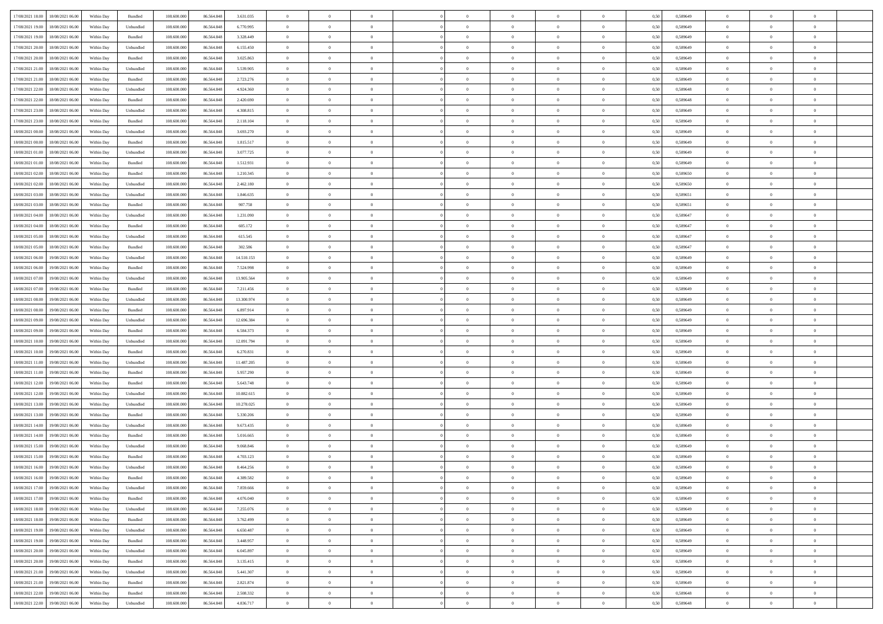| | | | | | | | | | | | | | | | | | | | | |
|---|---|---|---|---|---|---|---|---|---|---|---|---|---|---|---|---|---|---|---|---|
| 17/08/2021 18:00 | 18/08/2021 06:00 | Within Day | Bundled | 108.600.000 | 86.564.848 | 3.631.035 | 0 | 0 | 0 | | 0 | 0 | 0 | 0 | 0,50 | 0,589649 | 0 | 0 | 0 | |
| 17/08/2021 19:00 | 18/08/2021 06:00 | Within Day | Unbundled | 108.600.000 | 86.564.848 | 6.770.995 | 0 | 0 | 0 | | 0 | 0 | 0 | 0 | 0,50 | 0,589649 | 0 | 0 | 0 | |
| 17/08/2021 19:00 | 18/08/2021 06:00 | Within Day | Bundled | 108.600.000 | 86.564.848 | 3.328.449 | 0 | 0 | 0 | | 0 | 0 | 0 | 0 | 0,50 | 0,589649 | 0 | 0 | 0 | |
| 17/08/2021 20:00 | 18/08/2021 06:00 | Within Day | Unbundled | 108.600.000 | 86.564.848 | 6.155.450 | 0 | 0 | 0 | | 0 | 0 | 0 | 0 | 0,50 | 0,589649 | 0 | 0 | 0 | |
| 17/08/2021 20:00 | 18/08/2021 06:00 | Within Day | Bundled | 108.600.000 | 86.564.848 | 3.025.863 | 0 | 0 | 0 | | 0 | 0 | 0 | 0 | 0,50 | 0,589649 | 0 | 0 | 0 | |
| 17/08/2021 21:00 | 18/08/2021 06:00 | Within Day | Unbundled | 108.600.000 | 86.564.848 | 5.539.905 | 0 | 0 | 0 | | 0 | 0 | 0 | 0 | 0,50 | 0,589649 | 0 | 0 | 0 | |
| 17/08/2021 21:00 | 18/08/2021 06:00 | Within Day | Bundled | 108.600.000 | 86.564.848 | 2.723.276 | 0 | 0 | 0 | | 0 | 0 | 0 | 0 | 0,50 | 0,589649 | 0 | 0 | 0 | |
| 17/08/2021 22:00 | 18/08/2021 06:00 | Within Day | Unbundled | 108.600.000 | 86.564.848 | 4.924.360 | 0 | 0 | 0 | | 0 | 0 | 0 | 0 | 0,50 | 0,589648 | 0 | 0 | 0 | |
| 17/08/2021 22:00 | 18/08/2021 06:00 | Within Day | Bundled | 108.600.000 | 86.564.848 | 2.420.690 | 0 | 0 | 0 | | 0 | 0 | 0 | 0 | 0,50 | 0,589648 | 0 | 0 | 0 | |
| 17/08/2021 23:00 | 18/08/2021 06:00 | Within Day | Unbundled | 108.600.000 | 86.564.848 | 4.308.815 | 0 | 0 | 0 | | 0 | 0 | 0 | 0 | 0,50 | 0,589649 | 0 | 0 | 0 | |
| 17/08/2021 23:00 | 18/08/2021 06:00 | Within Day | Bundled | 108.600.000 | 86.564.848 | 2.118.104 | 0 | 0 | 0 | | 0 | 0 | 0 | 0 | 0,50 | 0,589649 | 0 | 0 | 0 | |
| 18/08/2021 00:00 | 18/08/2021 06:00 | Within Day | Unbundled | 108.600.000 | 86.564.848 | 3.693.270 | 0 | 0 | 0 | | 0 | 0 | 0 | 0 | 0,50 | 0,589649 | 0 | 0 | 0 | |
| 18/08/2021 00:00 | 18/08/2021 06:00 | Within Day | Bundled | 108.600.000 | 86.564.848 | 1.815.517 | 0 | 0 | 0 | | 0 | 0 | 0 | 0 | 0,50 | 0,589649 | 0 | 0 | 0 | |
| 18/08/2021 01:00 | 18/08/2021 06:00 | Within Day | Unbundled | 108.600.000 | 86.564.848 | 3.077.725 | 0 | 0 | 0 | | 0 | 0 | 0 | 0 | 0,50 | 0,589649 | 0 | 0 | 0 | |
| 18/08/2021 01:00 | 18/08/2021 06:00 | Within Day | Bundled | 108.600.000 | 86.564.848 | 1.512.931 | 0 | 0 | 0 | | 0 | 0 | 0 | 0 | 0,50 | 0,589649 | 0 | 0 | 0 | |
| 18/08/2021 02:00 | 18/08/2021 06:00 | Within Day | Bundled | 108.600.000 | 86.564.848 | 1.210.345 | 0 | 0 | 0 | | 0 | 0 | 0 | 0 | 0,50 | 0,589650 | 0 | 0 | 0 | |
| 18/08/2021 02:00 | 18/08/2021 06:00 | Within Day | Unbundled | 108.600.000 | 86.564.848 | 2.462.180 | 0 | 0 | 0 | | 0 | 0 | 0 | 0 | 0,50 | 0,589650 | 0 | 0 | 0 | |
| 18/08/2021 03:00 | 18/08/2021 06:00 | Within Day | Unbundled | 108.600.000 | 86.564.848 | 1.846.635 | 0 | 0 | 0 | | 0 | 0 | 0 | 0 | 0,50 | 0,589651 | 0 | 0 | 0 | |
| 18/08/2021 03:00 | 18/08/2021 06:00 | Within Day | Bundled | 108.600.000 | 86.564.848 | 907.758 | 0 | 0 | 0 | | 0 | 0 | 0 | 0 | 0,50 | 0,589651 | 0 | 0 | 0 | |
| 18/08/2021 04:00 | 18/08/2021 06:00 | Within Day | Unbundled | 108.600.000 | 86.564.848 | 1.231.090 | 0 | 0 | 0 | | 0 | 0 | 0 | 0 | 0,50 | 0,589647 | 0 | 0 | 0 | |
| 18/08/2021 04:00 | 18/08/2021 06:00 | Within Day | Bundled | 108.600.000 | 86.564.848 | 605.172 | 0 | 0 | 0 | | 0 | 0 | 0 | 0 | 0,50 | 0,589647 | 0 | 0 | 0 | |
| 18/08/2021 05:00 | 18/08/2021 06:00 | Within Day | Unbundled | 108.600.000 | 86.564.848 | 615.545 | 0 | 0 | 0 | | 0 | 0 | 0 | 0 | 0,50 | 0,589647 | 0 | 0 | 0 | |
| 18/08/2021 05:00 | 18/08/2021 06:00 | Within Day | Bundled | 108.600.000 | 86.564.848 | 302.586 | 0 | 0 | 0 | | 0 | 0 | 0 | 0 | 0,50 | 0,589647 | 0 | 0 | 0 | |
| 18/08/2021 06:00 | 19/08/2021 06:00 | Within Day | Unbundled | 108.600.000 | 86.564.848 | 14.510.153 | 0 | 0 | 0 | | 0 | 0 | 0 | 0 | 0,50 | 0,589649 | 0 | 0 | 0 | |
| 18/08/2021 06:00 | 19/08/2021 06:00 | Within Day | Bundled | 108.600.000 | 86.564.848 | 7.524.998 | 0 | 0 | 0 | | 0 | 0 | 0 | 0 | 0,50 | 0,589649 | 0 | 0 | 0 | |
| 18/08/2021 07:00 | 19/08/2021 06:00 | Within Day | Unbundled | 108.600.000 | 86.564.848 | 13.905.564 | 0 | 0 | 0 | | 0 | 0 | 0 | 0 | 0,50 | 0,589649 | 0 | 0 | 0 | |
| 18/08/2021 07:00 | 19/08/2021 06:00 | Within Day | Bundled | 108.600.000 | 86.564.848 | 7.211.456 | 0 | 0 | 0 | | 0 | 0 | 0 | 0 | 0,50 | 0,589649 | 0 | 0 | 0 | |
| 18/08/2021 08:00 | 19/08/2021 06:00 | Within Day | Unbundled | 108.600.000 | 86.564.848 | 13.300.974 | 0 | 0 | 0 | | 0 | 0 | 0 | 0 | 0,50 | 0,589649 | 0 | 0 | 0 | |
| 18/08/2021 08:00 | 19/08/2021 06:00 | Within Day | Bundled | 108.600.000 | 86.564.848 | 6.897.914 | 0 | 0 | 0 | | 0 | 0 | 0 | 0 | 0,50 | 0,589649 | 0 | 0 | 0 | |
| 18/08/2021 09:00 | 19/08/2021 06:00 | Within Day | Unbundled | 108.600.000 | 86.564.848 | 12.696.384 | 0 | 0 | 0 | | 0 | 0 | 0 | 0 | 0,50 | 0,589649 | 0 | 0 | 0 | |
| 18/08/2021 09:00 | 19/08/2021 06:00 | Within Day | Bundled | 108.600.000 | 86.564.848 | 6.584.373 | 0 | 0 | 0 | | 0 | 0 | 0 | 0 | 0,50 | 0,589649 | 0 | 0 | 0 | |
| 18/08/2021 10:00 | 19/08/2021 06:00 | Within Day | Unbundled | 108.600.000 | 86.564.848 | 12.091.794 | 0 | 0 | 0 | | 0 | 0 | 0 | 0 | 0,50 | 0,589649 | 0 | 0 | 0 | |
| 18/08/2021 10:00 | 19/08/2021 06:00 | Within Day | Bundled | 108.600.000 | 86.564.848 | 6.270.831 | 0 | 0 | 0 | | 0 | 0 | 0 | 0 | 0,50 | 0,589649 | 0 | 0 | 0 | |
| 18/08/2021 11:00 | 19/08/2021 06:00 | Within Day | Unbundled | 108.600.000 | 86.564.848 | 11.487.205 | 0 | 0 | 0 | | 0 | 0 | 0 | 0 | 0,50 | 0,589649 | 0 | 0 | 0 | |
| 18/08/2021 11:00 | 19/08/2021 06:00 | Within Day | Bundled | 108.600.000 | 86.564.848 | 5.957.290 | 0 | 0 | 0 | | 0 | 0 | 0 | 0 | 0,50 | 0,589649 | 0 | 0 | 0 | |
| 18/08/2021 12:00 | 19/08/2021 06:00 | Within Day | Bundled | 108.600.000 | 86.564.848 | 5.643.748 | 0 | 0 | 0 | | 0 | 0 | 0 | 0 | 0,50 | 0,589649 | 0 | 0 | 0 | |
| 18/08/2021 12:00 | 19/08/2021 06:00 | Within Day | Unbundled | 108.600.000 | 86.564.848 | 10.882.615 | 0 | 0 | 0 | | 0 | 0 | 0 | 0 | 0,50 | 0,589649 | 0 | 0 | 0 | |
| 18/08/2021 13:00 | 19/08/2021 06:00 | Within Day | Unbundled | 108.600.000 | 86.564.848 | 10.278.025 | 0 | 0 | 0 | | 0 | 0 | 0 | 0 | 0,50 | 0,589649 | 0 | 0 | 0 | |
| 18/08/2021 13:00 | 19/08/2021 06:00 | Within Day | Bundled | 108.600.000 | 86.564.848 | 5.330.206 | 0 | 0 | 0 | | 0 | 0 | 0 | 0 | 0,50 | 0,589649 | 0 | 0 | 0 | |
| 18/08/2021 14:00 | 19/08/2021 06:00 | Within Day | Unbundled | 108.600.000 | 86.564.848 | 9.673.435 | 0 | 0 | 0 | | 0 | 0 | 0 | 0 | 0,50 | 0,589649 | 0 | 0 | 0 | |
| 18/08/2021 14:00 | 19/08/2021 06:00 | Within Day | Bundled | 108.600.000 | 86.564.848 | 5.016.665 | 0 | 0 | 0 | | 0 | 0 | 0 | 0 | 0,50 | 0,589649 | 0 | 0 | 0 | |
| 18/08/2021 15:00 | 19/08/2021 06:00 | Within Day | Unbundled | 108.600.000 | 86.564.848 | 9.068.846 | 0 | 0 | 0 | | 0 | 0 | 0 | 0 | 0,50 | 0,589649 | 0 | 0 | 0 | |
| 18/08/2021 15:00 | 19/08/2021 06:00 | Within Day | Bundled | 108.600.000 | 86.564.848 | 4.703.123 | 0 | 0 | 0 | | 0 | 0 | 0 | 0 | 0,50 | 0,589649 | 0 | 0 | 0 | |
| 18/08/2021 16:00 | 19/08/2021 06:00 | Within Day | Unbundled | 108.600.000 | 86.564.848 | 8.464.256 | 0 | 0 | 0 | | 0 | 0 | 0 | 0 | 0,50 | 0,589649 | 0 | 0 | 0 | |
| 18/08/2021 16:00 | 19/08/2021 06:00 | Within Day | Bundled | 108.600.000 | 86.564.848 | 4.389.582 | 0 | 0 | 0 | | 0 | 0 | 0 | 0 | 0,50 | 0,589649 | 0 | 0 | 0 | |
| 18/08/2021 17:00 | 19/08/2021 06:00 | Within Day | Unbundled | 108.600.000 | 86.564.848 | 7.859.666 | 0 | 0 | 0 | | 0 | 0 | 0 | 0 | 0,50 | 0,589649 | 0 | 0 | 0 | |
| 18/08/2021 17:00 | 19/08/2021 06:00 | Within Day | Bundled | 108.600.000 | 86.564.848 | 4.076.040 | 0 | 0 | 0 | | 0 | 0 | 0 | 0 | 0,50 | 0,589649 | 0 | 0 | 0 | |
| 18/08/2021 18:00 | 19/08/2021 06:00 | Within Day | Unbundled | 108.600.000 | 86.564.848 | 7.255.076 | 0 | 0 | 0 | | 0 | 0 | 0 | 0 | 0,50 | 0,589649 | 0 | 0 | 0 | |
| 18/08/2021 18:00 | 19/08/2021 06:00 | Within Day | Bundled | 108.600.000 | 86.564.848 | 3.762.499 | 0 | 0 | 0 | | 0 | 0 | 0 | 0 | 0,50 | 0,589649 | 0 | 0 | 0 | |
| 18/08/2021 19:00 | 19/08/2021 06:00 | Within Day | Unbundled | 108.600.000 | 86.564.848 | 6.650.487 | 0 | 0 | 0 | | 0 | 0 | 0 | 0 | 0,50 | 0,589649 | 0 | 0 | 0 | |
| 18/08/2021 19:00 | 19/08/2021 06:00 | Within Day | Bundled | 108.600.000 | 86.564.848 | 3.448.957 | 0 | 0 | 0 | | 0 | 0 | 0 | 0 | 0,50 | 0,589649 | 0 | 0 | 0 | |
| 18/08/2021 20:00 | 19/08/2021 06:00 | Within Day | Unbundled | 108.600.000 | 86.564.848 | 6.045.897 | 0 | 0 | 0 | | 0 | 0 | 0 | 0 | 0,50 | 0,589649 | 0 | 0 | 0 | |
| 18/08/2021 20:00 | 19/08/2021 06:00 | Within Day | Bundled | 108.600.000 | 86.564.848 | 3.135.415 | 0 | 0 | 0 | | 0 | 0 | 0 | 0 | 0,50 | 0,589649 | 0 | 0 | 0 | |
| 18/08/2021 21:00 | 19/08/2021 06:00 | Within Day | Unbundled | 108.600.000 | 86.564.848 | 5.441.307 | 0 | 0 | 0 | | 0 | 0 | 0 | 0 | 0,50 | 0,589649 | 0 | 0 | 0 | |
| 18/08/2021 21:00 | 19/08/2021 06:00 | Within Day | Bundled | 108.600.000 | 86.564.848 | 2.821.874 | 0 | 0 | 0 | | 0 | 0 | 0 | 0 | 0,50 | 0,589649 | 0 | 0 | 0 | |
| 18/08/2021 22:00 | 19/08/2021 06:00 | Within Day | Bundled | 108.600.000 | 86.564.848 | 2.508.332 | 0 | 0 | 0 | | 0 | 0 | 0 | 0 | 0,50 | 0,589648 | 0 | 0 | 0 | |
| 18/08/2021 22:00 | 19/08/2021 06:00 | Within Day | Unbundled | 108.600.000 | 86.564.848 | 4.836.717 | 0 | 0 | 0 | | 0 | 0 | 0 | 0 | 0,50 | 0,589648 | 0 | 0 | 0 | |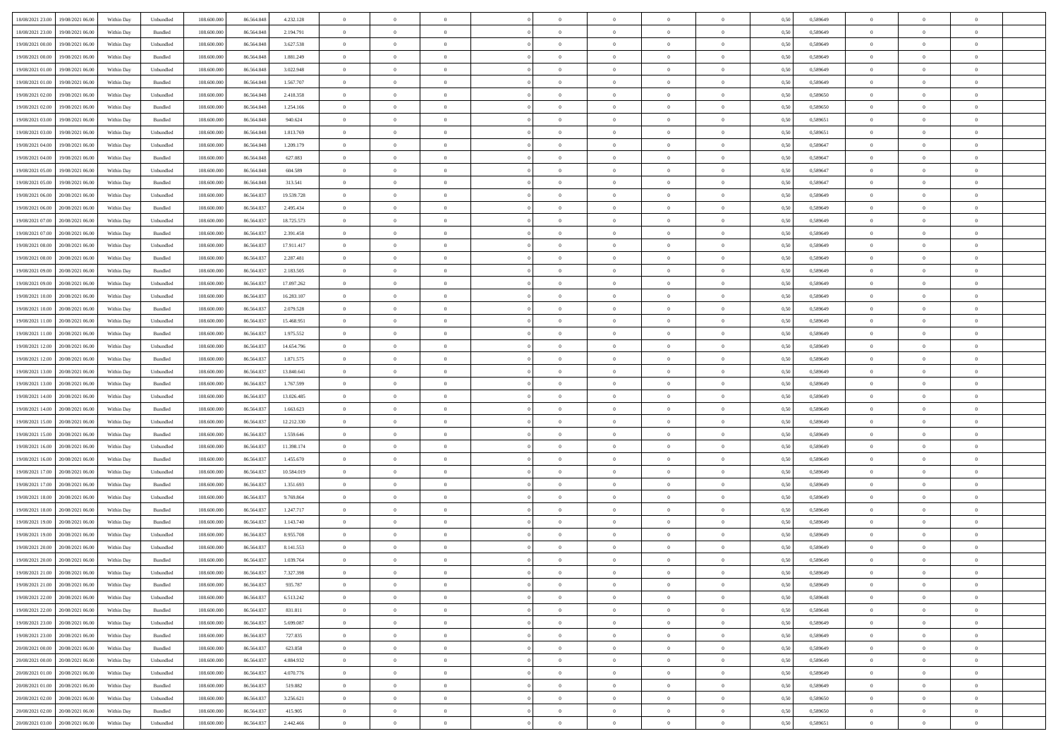| | | | | | | | | | | | | | | | | | | | | | |
|---|---|---|---|---|---|---|---|---|---|---|---|---|---|---|---|---|---|---|---|---|---|
| 18/08/2021 23:00 | 19/08/2021 06:00 | Within Day | Unbundled | 108.600.000 | 86.564.848 | 4.232.128 | 0 | 0 | 0 | | 0 | 0 | 0 | 0 | 0,50 | 0,589649 | 0 | 0 | 0 | |
| 18/08/2021 23:00 | 19/08/2021 06:00 | Within Day | Bundled | 108.600.000 | 86.564.848 | 2.194.791 | 0 | 0 | 0 | | 0 | 0 | 0 | 0 | 0,50 | 0,589649 | 0 | 0 | 0 | |
| 19/08/2021 00:00 | 19/08/2021 06:00 | Within Day | Unbundled | 108.600.000 | 86.564.848 | 3.627.538 | 0 | 0 | 0 | | 0 | 0 | 0 | 0 | 0,50 | 0,589649 | 0 | 0 | 0 | |
| 19/08/2021 00:00 | 19/08/2021 06:00 | Within Day | Bundled | 108.600.000 | 86.564.848 | 1.881.249 | 0 | 0 | 0 | | 0 | 0 | 0 | 0 | 0,50 | 0,589649 | 0 | 0 | 0 | |
| 19/08/2021 01:00 | 19/08/2021 06:00 | Within Day | Unbundled | 108.600.000 | 86.564.848 | 3.022.948 | 0 | 0 | 0 | | 0 | 0 | 0 | 0 | 0,50 | 0,589649 | 0 | 0 | 0 | |
| 19/08/2021 01:00 | 19/08/2021 06:00 | Within Day | Bundled | 108.600.000 | 86.564.848 | 1.567.707 | 0 | 0 | 0 | | 0 | 0 | 0 | 0 | 0,50 | 0,589649 | 0 | 0 | 0 | |
| 19/08/2021 02:00 | 19/08/2021 06:00 | Within Day | Unbundled | 108.600.000 | 86.564.848 | 2.418.358 | 0 | 0 | 0 | | 0 | 0 | 0 | 0 | 0,50 | 0,589650 | 0 | 0 | 0 | |
| 19/08/2021 02:00 | 19/08/2021 06:00 | Within Day | Bundled | 108.600.000 | 86.564.848 | 1.254.166 | 0 | 0 | 0 | | 0 | 0 | 0 | 0 | 0,50 | 0,589650 | 0 | 0 | 0 | |
| 19/08/2021 03:00 | 19/08/2021 06:00 | Within Day | Bundled | 108.600.000 | 86.564.848 | 940.624 | 0 | 0 | 0 | | 0 | 0 | 0 | 0 | 0,50 | 0,589651 | 0 | 0 | 0 | |
| 19/08/2021 03:00 | 19/08/2021 06:00 | Within Day | Unbundled | 108.600.000 | 86.564.848 | 1.813.769 | 0 | 0 | 0 | | 0 | 0 | 0 | 0 | 0,50 | 0,589651 | 0 | 0 | 0 | |
| 19/08/2021 04:00 | 19/08/2021 06:00 | Within Day | Unbundled | 108.600.000 | 86.564.848 | 1.209.179 | 0 | 0 | 0 | | 0 | 0 | 0 | 0 | 0,50 | 0,589647 | 0 | 0 | 0 | |
| 19/08/2021 04:00 | 19/08/2021 06:00 | Within Day | Bundled | 108.600.000 | 86.564.848 | 627.083 | 0 | 0 | 0 | | 0 | 0 | 0 | 0 | 0,50 | 0,589647 | 0 | 0 | 0 | |
| 19/08/2021 05:00 | 19/08/2021 06:00 | Within Day | Unbundled | 108.600.000 | 86.564.848 | 604.589 | 0 | 0 | 0 | | 0 | 0 | 0 | 0 | 0,50 | 0,589647 | 0 | 0 | 0 | |
| 19/08/2021 05:00 | 19/08/2021 06:00 | Within Day | Bundled | 108.600.000 | 86.564.848 | 313.541 | 0 | 0 | 0 | | 0 | 0 | 0 | 0 | 0,50 | 0,589647 | 0 | 0 | 0 | |
| 19/08/2021 06:00 | 20/08/2021 06:00 | Within Day | Unbundled | 108.600.000 | 86.564.837 | 19.539.728 | 0 | 0 | 0 | | 0 | 0 | 0 | 0 | 0,50 | 0,589649 | 0 | 0 | 0 | |
| 19/08/2021 06:00 | 20/08/2021 06:00 | Within Day | Bundled | 108.600.000 | 86.564.837 | 2.495.434 | 0 | 0 | 0 | | 0 | 0 | 0 | 0 | 0,50 | 0,589649 | 0 | 0 | 0 | |
| 19/08/2021 07:00 | 20/08/2021 06:00 | Within Day | Unbundled | 108.600.000 | 86.564.837 | 18.725.573 | 0 | 0 | 0 | | 0 | 0 | 0 | 0 | 0,50 | 0,589649 | 0 | 0 | 0 | |
| 19/08/2021 07:00 | 20/08/2021 06:00 | Within Day | Bundled | 108.600.000 | 86.564.837 | 2.391.458 | 0 | 0 | 0 | | 0 | 0 | 0 | 0 | 0,50 | 0,589649 | 0 | 0 | 0 | |
| 19/08/2021 08:00 | 20/08/2021 06:00 | Within Day | Unbundled | 108.600.000 | 86.564.837 | 17.911.417 | 0 | 0 | 0 | | 0 | 0 | 0 | 0 | 0,50 | 0,589649 | 0 | 0 | 0 | |
| 19/08/2021 08:00 | 20/08/2021 06:00 | Within Day | Bundled | 108.600.000 | 86.564.837 | 2.287.481 | 0 | 0 | 0 | | 0 | 0 | 0 | 0 | 0,50 | 0,589649 | 0 | 0 | 0 | |
| 19/08/2021 09:00 | 20/08/2021 06:00 | Within Day | Bundled | 108.600.000 | 86.564.837 | 2.183.505 | 0 | 0 | 0 | | 0 | 0 | 0 | 0 | 0,50 | 0,589649 | 0 | 0 | 0 | |
| 19/08/2021 09:00 | 20/08/2021 06:00 | Within Day | Unbundled | 108.600.000 | 86.564.837 | 17.097.262 | 0 | 0 | 0 | | 0 | 0 | 0 | 0 | 0,50 | 0,589649 | 0 | 0 | 0 | |
| 19/08/2021 10:00 | 20/08/2021 06:00 | Within Day | Unbundled | 108.600.000 | 86.564.837 | 16.283.107 | 0 | 0 | 0 | | 0 | 0 | 0 | 0 | 0,50 | 0,589649 | 0 | 0 | 0 | |
| 19/08/2021 10:00 | 20/08/2021 06:00 | Within Day | Bundled | 108.600.000 | 86.564.837 | 2.079.528 | 0 | 0 | 0 | | 0 | 0 | 0 | 0 | 0,50 | 0,589649 | 0 | 0 | 0 | |
| 19/08/2021 11:00 | 20/08/2021 06:00 | Within Day | Unbundled | 108.600.000 | 86.564.837 | 15.468.951 | 0 | 0 | 0 | | 0 | 0 | 0 | 0 | 0,50 | 0,589649 | 0 | 0 | 0 | |
| 19/08/2021 11:00 | 20/08/2021 06:00 | Within Day | Bundled | 108.600.000 | 86.564.837 | 1.975.552 | 0 | 0 | 0 | | 0 | 0 | 0 | 0 | 0,50 | 0,589649 | 0 | 0 | 0 | |
| 19/08/2021 12:00 | 20/08/2021 06:00 | Within Day | Unbundled | 108.600.000 | 86.564.837 | 14.654.796 | 0 | 0 | 0 | | 0 | 0 | 0 | 0 | 0,50 | 0,589649 | 0 | 0 | 0 | |
| 19/08/2021 12:00 | 20/08/2021 06:00 | Within Day | Bundled | 108.600.000 | 86.564.837 | 1.871.575 | 0 | 0 | 0 | | 0 | 0 | 0 | 0 | 0,50 | 0,589649 | 0 | 0 | 0 | |
| 19/08/2021 13:00 | 20/08/2021 06:00 | Within Day | Unbundled | 108.600.000 | 86.564.837 | 13.840.641 | 0 | 0 | 0 | | 0 | 0 | 0 | 0 | 0,50 | 0,589649 | 0 | 0 | 0 | |
| 19/08/2021 13:00 | 20/08/2021 06:00 | Within Day | Bundled | 108.600.000 | 86.564.837 | 1.767.599 | 0 | 0 | 0 | | 0 | 0 | 0 | 0 | 0,50 | 0,589649 | 0 | 0 | 0 | |
| 19/08/2021 14:00 | 20/08/2021 06:00 | Within Day | Unbundled | 108.600.000 | 86.564.837 | 13.026.485 | 0 | 0 | 0 | | 0 | 0 | 0 | 0 | 0,50 | 0,589649 | 0 | 0 | 0 | |
| 19/08/2021 14:00 | 20/08/2021 06:00 | Within Day | Bundled | 108.600.000 | 86.564.837 | 1.663.623 | 0 | 0 | 0 | | 0 | 0 | 0 | 0 | 0,50 | 0,589649 | 0 | 0 | 0 | |
| 19/08/2021 15:00 | 20/08/2021 06:00 | Within Day | Unbundled | 108.600.000 | 86.564.837 | 12.212.330 | 0 | 0 | 0 | | 0 | 0 | 0 | 0 | 0,50 | 0,589649 | 0 | 0 | 0 | |
| 19/08/2021 15:00 | 20/08/2021 06:00 | Within Day | Bundled | 108.600.000 | 86.564.837 | 1.559.646 | 0 | 0 | 0 | | 0 | 0 | 0 | 0 | 0,50 | 0,589649 | 0 | 0 | 0 | |
| 19/08/2021 16:00 | 20/08/2021 06:00 | Within Day | Unbundled | 108.600.000 | 86.564.837 | 11.398.174 | 0 | 0 | 0 | | 0 | 0 | 0 | 0 | 0,50 | 0,589649 | 0 | 0 | 0 | |
| 19/08/2021 16:00 | 20/08/2021 06:00 | Within Day | Bundled | 108.600.000 | 86.564.837 | 1.455.670 | 0 | 0 | 0 | | 0 | 0 | 0 | 0 | 0,50 | 0,589649 | 0 | 0 | 0 | |
| 19/08/2021 17:00 | 20/08/2021 06:00 | Within Day | Unbundled | 108.600.000 | 86.564.837 | 10.584.019 | 0 | 0 | 0 | | 0 | 0 | 0 | 0 | 0,50 | 0,589649 | 0 | 0 | 0 | |
| 19/08/2021 17:00 | 20/08/2021 06:00 | Within Day | Bundled | 108.600.000 | 86.564.837 | 1.351.693 | 0 | 0 | 0 | | 0 | 0 | 0 | 0 | 0,50 | 0,589649 | 0 | 0 | 0 | |
| 19/08/2021 18:00 | 20/08/2021 06:00 | Within Day | Unbundled | 108.600.000 | 86.564.837 | 9.769.864 | 0 | 0 | 0 | | 0 | 0 | 0 | 0 | 0,50 | 0,589649 | 0 | 0 | 0 | |
| 19/08/2021 18:00 | 20/08/2021 06:00 | Within Day | Bundled | 108.600.000 | 86.564.837 | 1.247.717 | 0 | 0 | 0 | | 0 | 0 | 0 | 0 | 0,50 | 0,589649 | 0 | 0 | 0 | |
| 19/08/2021 19:00 | 20/08/2021 06:00 | Within Day | Bundled | 108.600.000 | 86.564.837 | 1.143.740 | 0 | 0 | 0 | | 0 | 0 | 0 | 0 | 0,50 | 0,589649 | 0 | 0 | 0 | |
| 19/08/2021 19:00 | 20/08/2021 06:00 | Within Day | Unbundled | 108.600.000 | 86.564.837 | 8.955.708 | 0 | 0 | 0 | | 0 | 0 | 0 | 0 | 0,50 | 0,589649 | 0 | 0 | 0 | |
| 19/08/2021 20:00 | 20/08/2021 06:00 | Within Day | Unbundled | 108.600.000 | 86.564.837 | 8.141.553 | 0 | 0 | 0 | | 0 | 0 | 0 | 0 | 0,50 | 0,589649 | 0 | 0 | 0 | |
| 19/08/2021 20:00 | 20/08/2021 06:00 | Within Day | Bundled | 108.600.000 | 86.564.837 | 1.039.764 | 0 | 0 | 0 | | 0 | 0 | 0 | 0 | 0,50 | 0,589649 | 0 | 0 | 0 | |
| 19/08/2021 21:00 | 20/08/2021 06:00 | Within Day | Unbundled | 108.600.000 | 86.564.837 | 7.327.398 | 0 | 0 | 0 | | 0 | 0 | 0 | 0 | 0,50 | 0,589649 | 0 | 0 | 0 | |
| 19/08/2021 21:00 | 20/08/2021 06:00 | Within Day | Bundled | 108.600.000 | 86.564.837 | 935.787 | 0 | 0 | 0 | | 0 | 0 | 0 | 0 | 0,50 | 0,589649 | 0 | 0 | 0 | |
| 19/08/2021 22:00 | 20/08/2021 06:00 | Within Day | Unbundled | 108.600.000 | 86.564.837 | 6.513.242 | 0 | 0 | 0 | | 0 | 0 | 0 | 0 | 0,50 | 0,589648 | 0 | 0 | 0 | |
| 19/08/2021 22:00 | 20/08/2021 06:00 | Within Day | Bundled | 108.600.000 | 86.564.837 | 831.811 | 0 | 0 | 0 | | 0 | 0 | 0 | 0 | 0,50 | 0,589648 | 0 | 0 | 0 | |
| 19/08/2021 23:00 | 20/08/2021 06:00 | Within Day | Unbundled | 108.600.000 | 86.564.837 | 5.699.087 | 0 | 0 | 0 | | 0 | 0 | 0 | 0 | 0,50 | 0,589649 | 0 | 0 | 0 | |
| 19/08/2021 23:00 | 20/08/2021 06:00 | Within Day | Bundled | 108.600.000 | 86.564.837 | 727.835 | 0 | 0 | 0 | | 0 | 0 | 0 | 0 | 0,50 | 0,589649 | 0 | 0 | 0 | |
| 20/08/2021 00:00 | 20/08/2021 06:00 | Within Day | Bundled | 108.600.000 | 86.564.837 | 623.858 | 0 | 0 | 0 | | 0 | 0 | 0 | 0 | 0,50 | 0,589649 | 0 | 0 | 0 | |
| 20/08/2021 00:00 | 20/08/2021 06:00 | Within Day | Unbundled | 108.600.000 | 86.564.837 | 4.884.932 | 0 | 0 | 0 | | 0 | 0 | 0 | 0 | 0,50 | 0,589649 | 0 | 0 | 0 | |
| 20/08/2021 01:00 | 20/08/2021 06:00 | Within Day | Unbundled | 108.600.000 | 86.564.837 | 4.070.776 | 0 | 0 | 0 | | 0 | 0 | 0 | 0 | 0,50 | 0,589649 | 0 | 0 | 0 | |
| 20/08/2021 01:00 | 20/08/2021 06:00 | Within Day | Bundled | 108.600.000 | 86.564.837 | 519.882 | 0 | 0 | 0 | | 0 | 0 | 0 | 0 | 0,50 | 0,589649 | 0 | 0 | 0 | |
| 20/08/2021 02:00 | 20/08/2021 06:00 | Within Day | Unbundled | 108.600.000 | 86.564.837 | 3.256.621 | 0 | 0 | 0 | | 0 | 0 | 0 | 0 | 0,50 | 0,589650 | 0 | 0 | 0 | |
| 20/08/2021 02:00 | 20/08/2021 06:00 | Within Day | Bundled | 108.600.000 | 86.564.837 | 415.905 | 0 | 0 | 0 | | 0 | 0 | 0 | 0 | 0,50 | 0,589650 | 0 | 0 | 0 | |
| 20/08/2021 03:00 | 20/08/2021 06:00 | Within Day | Unbundled | 108.600.000 | 86.564.837 | 2.442.466 | 0 | 0 | 0 | | 0 | 0 | 0 | 0 | 0,50 | 0,589651 | 0 | 0 | 0 | |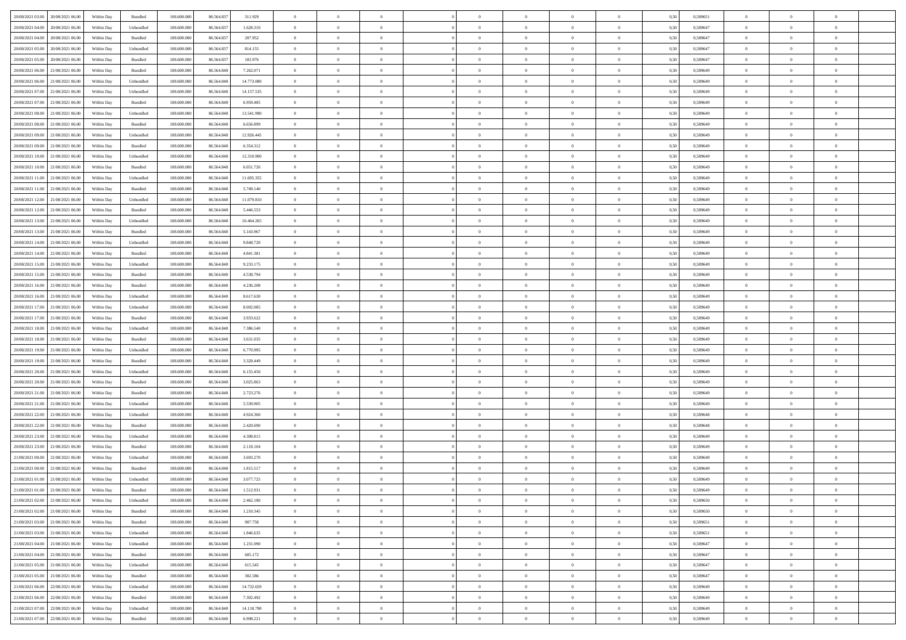| | | | | | | | | | | | | | | | | | | | | | |
|---|---|---|---|---|---|---|---|---|---|---|---|---|---|---|---|---|---|---|---|---|---|
| 20/08/2021 03:00 | 20/08/2021 06:00 | Within Day | Bundled | 108.600.000 | 86.564.837 | 311.929 | 0 | 0 | 0 | | 0 | 0 | 0 | 0 | 0,50 | 0,589651 | 0 | 0 | 0 | |
| 20/08/2021 04:00 | 20/08/2021 06:00 | Within Day | Unbundled | 108.600.000 | 86.564.837 | 1.628.310 | 0 | 0 | 0 | | 0 | 0 | 0 | 0 | 0,50 | 0,589647 | 0 | 0 | 0 | |
| 20/08/2021 04:00 | 20/08/2021 06:00 | Within Day | Bundled | 108.600.000 | 86.564.837 | 207.952 | 0 | 0 | 0 | | 0 | 0 | 0 | 0 | 0,50 | 0,589647 | 0 | 0 | 0 | |
| 20/08/2021 05:00 | 20/08/2021 06:00 | Within Day | Unbundled | 108.600.000 | 86.564.837 | 814.155 | 0 | 0 | 0 | | 0 | 0 | 0 | 0 | 0,50 | 0,589647 | 0 | 0 | 0 | |
| 20/08/2021 05:00 | 20/08/2021 06:00 | Within Day | Bundled | 108.600.000 | 86.564.837 | 103.976 | 0 | 0 | 0 | | 0 | 0 | 0 | 0 | 0,50 | 0,589647 | 0 | 0 | 0 | |
| 20/08/2021 06:00 | 21/08/2021 06:00 | Within Day | Bundled | 108.600.000 | 86.564.848 | 7.262.071 | 0 | 0 | 0 | | 0 | 0 | 0 | 0 | 0,50 | 0,589649 | 0 | 0 | 0 | |
| 20/08/2021 06:00 | 21/08/2021 06:00 | Within Day | Unbundled | 108.600.000 | 86.564.848 | 14.773.080 | 0 | 0 | 0 | | 0 | 0 | 0 | 0 | 0,50 | 0,589649 | 0 | 0 | 0 | |
| 20/08/2021 07:00 | 21/08/2021 06:00 | Within Day | Unbundled | 108.600.000 | 86.564.848 | 14.157.535 | 0 | 0 | 0 | | 0 | 0 | 0 | 0 | 0,50 | 0,589649 | 0 | 0 | 0 | |
| 20/08/2021 07:00 | 21/08/2021 06:00 | Within Day | Bundled | 108.600.000 | 86.564.848 | 6.959.485 | 0 | 0 | 0 | | 0 | 0 | 0 | 0 | 0,50 | 0,589649 | 0 | 0 | 0 | |
| 20/08/2021 08:00 | 21/08/2021 06:00 | Within Day | Unbundled | 108.600.000 | 86.564.848 | 13.541.990 | 0 | 0 | 0 | | 0 | 0 | 0 | 0 | 0,50 | 0,589649 | 0 | 0 | 0 | |
| 20/08/2021 08:00 | 21/08/2021 06:00 | Within Day | Bundled | 108.600.000 | 86.564.848 | 6.656.899 | 0 | 0 | 0 | | 0 | 0 | 0 | 0 | 0,50 | 0,589649 | 0 | 0 | 0 | |
| 20/08/2021 09:00 | 21/08/2021 06:00 | Within Day | Unbundled | 108.600.000 | 86.564.848 | 12.926.445 | 0 | 0 | 0 | | 0 | 0 | 0 | 0 | 0,50 | 0,589649 | 0 | 0 | 0 | |
| 20/08/2021 09:00 | 21/08/2021 06:00 | Within Day | Bundled | 108.600.000 | 86.564.848 | 6.354.312 | 0 | 0 | 0 | | 0 | 0 | 0 | 0 | 0,50 | 0,589649 | 0 | 0 | 0 | |
| 20/08/2021 10:00 | 21/08/2021 06:00 | Within Day | Unbundled | 108.600.000 | 86.564.848 | 12.310.900 | 0 | 0 | 0 | | 0 | 0 | 0 | 0 | 0,50 | 0,589649 | 0 | 0 | 0 | |
| 20/08/2021 10:00 | 21/08/2021 06:00 | Within Day | Bundled | 108.600.000 | 86.564.848 | 6.051.726 | 0 | 0 | 0 | | 0 | 0 | 0 | 0 | 0,50 | 0,589649 | 0 | 0 | 0 | |
| 20/08/2021 11:00 | 21/08/2021 06:00 | Within Day | Unbundled | 108.600.000 | 86.564.848 | 11.695.355 | 0 | 0 | 0 | | 0 | 0 | 0 | 0 | 0,50 | 0,589649 | 0 | 0 | 0 | |
| 20/08/2021 11:00 | 21/08/2021 06:00 | Within Day | Bundled | 108.600.000 | 86.564.848 | 5.749.140 | 0 | 0 | 0 | | 0 | 0 | 0 | 0 | 0,50 | 0,589649 | 0 | 0 | 0 | |
| 20/08/2021 12:00 | 21/08/2021 06:00 | Within Day | Unbundled | 108.600.000 | 86.564.848 | 11.079.810 | 0 | 0 | 0 | | 0 | 0 | 0 | 0 | 0,50 | 0,589649 | 0 | 0 | 0 | |
| 20/08/2021 12:00 | 21/08/2021 06:00 | Within Day | Bundled | 108.600.000 | 86.564.848 | 5.446.553 | 0 | 0 | 0 | | 0 | 0 | 0 | 0 | 0,50 | 0,589649 | 0 | 0 | 0 | |
| 20/08/2021 13:00 | 21/08/2021 06:00 | Within Day | Unbundled | 108.600.000 | 86.564.848 | 10.464.265 | 0 | 0 | 0 | | 0 | 0 | 0 | 0 | 0,50 | 0,589649 | 0 | 0 | 0 | |
| 20/08/2021 13:00 | 21/08/2021 06:00 | Within Day | Bundled | 108.600.000 | 86.564.848 | 5.143.967 | 0 | 0 | 0 | | 0 | 0 | 0 | 0 | 0,50 | 0,589649 | 0 | 0 | 0 | |
| 20/08/2021 14:00 | 21/08/2021 06:00 | Within Day | Unbundled | 108.600.000 | 86.564.848 | 9.848.720 | 0 | 0 | 0 | | 0 | 0 | 0 | 0 | 0,50 | 0,589649 | 0 | 0 | 0 | |
| 20/08/2021 14:00 | 21/08/2021 06:00 | Within Day | Bundled | 108.600.000 | 86.564.848 | 4.841.381 | 0 | 0 | 0 | | 0 | 0 | 0 | 0 | 0,50 | 0,589649 | 0 | 0 | 0 | |
| 20/08/2021 15:00 | 21/08/2021 06:00 | Within Day | Unbundled | 108.600.000 | 86.564.848 | 9.233.175 | 0 | 0 | 0 | | 0 | 0 | 0 | 0 | 0,50 | 0,589649 | 0 | 0 | 0 | |
| 20/08/2021 15:00 | 21/08/2021 06:00 | Within Day | Bundled | 108.600.000 | 86.564.848 | 4.538.794 | 0 | 0 | 0 | | 0 | 0 | 0 | 0 | 0,50 | 0,589649 | 0 | 0 | 0 | |
| 20/08/2021 16:00 | 21/08/2021 06:00 | Within Day | Bundled | 108.600.000 | 86.564.848 | 4.236.208 | 0 | 0 | 0 | | 0 | 0 | 0 | 0 | 0,50 | 0,589649 | 0 | 0 | 0 | |
| 20/08/2021 16:00 | 21/08/2021 06:00 | Within Day | Unbundled | 108.600.000 | 86.564.848 | 8.617.630 | 0 | 0 | 0 | | 0 | 0 | 0 | 0 | 0,50 | 0,589649 | 0 | 0 | 0 | |
| 20/08/2021 17:00 | 21/08/2021 06:00 | Within Day | Unbundled | 108.600.000 | 86.564.848 | 8.002.085 | 0 | 0 | 0 | | 0 | 0 | 0 | 0 | 0,50 | 0,589649 | 0 | 0 | 0 | |
| 20/08/2021 17:00 | 21/08/2021 06:00 | Within Day | Bundled | 108.600.000 | 86.564.848 | 3.933.622 | 0 | 0 | 0 | | 0 | 0 | 0 | 0 | 0,50 | 0,589649 | 0 | 0 | 0 | |
| 20/08/2021 18:00 | 21/08/2021 06:00 | Within Day | Unbundled | 108.600.000 | 86.564.848 | 7.386.540 | 0 | 0 | 0 | | 0 | 0 | 0 | 0 | 0,50 | 0,589649 | 0 | 0 | 0 | |
| 20/08/2021 18:00 | 21/08/2021 06:00 | Within Day | Bundled | 108.600.000 | 86.564.848 | 3.631.035 | 0 | 0 | 0 | | 0 | 0 | 0 | 0 | 0,50 | 0,589649 | 0 | 0 | 0 | |
| 20/08/2021 19:00 | 21/08/2021 06:00 | Within Day | Unbundled | 108.600.000 | 86.564.848 | 6.770.995 | 0 | 0 | 0 | | 0 | 0 | 0 | 0 | 0,50 | 0,589649 | 0 | 0 | 0 | |
| 20/08/2021 19:00 | 21/08/2021 06:00 | Within Day | Bundled | 108.600.000 | 86.564.848 | 3.328.449 | 0 | 0 | 0 | | 0 | 0 | 0 | 0 | 0,50 | 0,589649 | 0 | 0 | 0 | |
| 20/08/2021 20:00 | 21/08/2021 06:00 | Within Day | Unbundled | 108.600.000 | 86.564.848 | 6.155.450 | 0 | 0 | 0 | | 0 | 0 | 0 | 0 | 0,50 | 0,589649 | 0 | 0 | 0 | |
| 20/08/2021 20:00 | 21/08/2021 06:00 | Within Day | Bundled | 108.600.000 | 86.564.848 | 3.025.863 | 0 | 0 | 0 | | 0 | 0 | 0 | 0 | 0,50 | 0,589649 | 0 | 0 | 0 | |
| 20/08/2021 21:00 | 21/08/2021 06:00 | Within Day | Bundled | 108.600.000 | 86.564.848 | 2.723.276 | 0 | 0 | 0 | | 0 | 0 | 0 | 0 | 0,50 | 0,589649 | 0 | 0 | 0 | |
| 20/08/2021 21:00 | 21/08/2021 06:00 | Within Day | Unbundled | 108.600.000 | 86.564.848 | 5.539.905 | 0 | 0 | 0 | | 0 | 0 | 0 | 0 | 0,50 | 0,589649 | 0 | 0 | 0 | |
| 20/08/2021 22:00 | 21/08/2021 06:00 | Within Day | Unbundled | 108.600.000 | 86.564.848 | 4.924.360 | 0 | 0 | 0 | | 0 | 0 | 0 | 0 | 0,50 | 0,589648 | 0 | 0 | 0 | |
| 20/08/2021 22:00 | 21/08/2021 06:00 | Within Day | Bundled | 108.600.000 | 86.564.848 | 2.420.690 | 0 | 0 | 0 | | 0 | 0 | 0 | 0 | 0,50 | 0,589648 | 0 | 0 | 0 | |
| 20/08/2021 23:00 | 21/08/2021 06:00 | Within Day | Unbundled | 108.600.000 | 86.564.848 | 4.308.815 | 0 | 0 | 0 | | 0 | 0 | 0 | 0 | 0,50 | 0,589649 | 0 | 0 | 0 | |
| 20/08/2021 23:00 | 21/08/2021 06:00 | Within Day | Bundled | 108.600.000 | 86.564.848 | 2.118.104 | 0 | 0 | 0 | | 0 | 0 | 0 | 0 | 0,50 | 0,589649 | 0 | 0 | 0 | |
| 21/08/2021 00:00 | 21/08/2021 06:00 | Within Day | Unbundled | 108.600.000 | 86.564.848 | 3.693.270 | 0 | 0 | 0 | | 0 | 0 | 0 | 0 | 0,50 | 0,589649 | 0 | 0 | 0 | |
| 21/08/2021 00:00 | 21/08/2021 06:00 | Within Day | Bundled | 108.600.000 | 86.564.848 | 1.815.517 | 0 | 0 | 0 | | 0 | 0 | 0 | 0 | 0,50 | 0,589649 | 0 | 0 | 0 | |
| 21/08/2021 01:00 | 21/08/2021 06:00 | Within Day | Unbundled | 108.600.000 | 86.564.848 | 3.077.725 | 0 | 0 | 0 | | 0 | 0 | 0 | 0 | 0,50 | 0,589649 | 0 | 0 | 0 | |
| 21/08/2021 01:00 | 21/08/2021 06:00 | Within Day | Bundled | 108.600.000 | 86.564.848 | 1.512.931 | 0 | 0 | 0 | | 0 | 0 | 0 | 0 | 0,50 | 0,589649 | 0 | 0 | 0 | |
| 21/08/2021 02:00 | 21/08/2021 06:00 | Within Day | Unbundled | 108.600.000 | 86.564.848 | 2.462.180 | 0 | 0 | 0 | | 0 | 0 | 0 | 0 | 0,50 | 0,589650 | 0 | 0 | 0 | |
| 21/08/2021 02:00 | 21/08/2021 06:00 | Within Day | Bundled | 108.600.000 | 86.564.848 | 1.210.345 | 0 | 0 | 0 | | 0 | 0 | 0 | 0 | 0,50 | 0,589650 | 0 | 0 | 0 | |
| 21/08/2021 03:00 | 21/08/2021 06:00 | Within Day | Bundled | 108.600.000 | 86.564.848 | 907.758 | 0 | 0 | 0 | | 0 | 0 | 0 | 0 | 0,50 | 0,589651 | 0 | 0 | 0 | |
| 21/08/2021 03:00 | 21/08/2021 06:00 | Within Day | Unbundled | 108.600.000 | 86.564.848 | 1.846.635 | 0 | 0 | 0 | | 0 | 0 | 0 | 0 | 0,50 | 0,589651 | 0 | 0 | 0 | |
| 21/08/2021 04:00 | 21/08/2021 06:00 | Within Day | Unbundled | 108.600.000 | 86.564.848 | 1.231.090 | 0 | 0 | 0 | | 0 | 0 | 0 | 0 | 0,50 | 0,589647 | 0 | 0 | 0 | |
| 21/08/2021 04:00 | 21/08/2021 06:00 | Within Day | Bundled | 108.600.000 | 86.564.848 | 605.172 | 0 | 0 | 0 | | 0 | 0 | 0 | 0 | 0,50 | 0,589647 | 0 | 0 | 0 | |
| 21/08/2021 05:00 | 21/08/2021 06:00 | Within Day | Unbundled | 108.600.000 | 86.564.848 | 615.545 | 0 | 0 | 0 | | 0 | 0 | 0 | 0 | 0,50 | 0,589647 | 0 | 0 | 0 | |
| 21/08/2021 05:00 | 21/08/2021 06:00 | Within Day | Bundled | 108.600.000 | 86.564.848 | 302.586 | 0 | 0 | 0 | | 0 | 0 | 0 | 0 | 0,50 | 0,589647 | 0 | 0 | 0 | |
| 21/08/2021 06:00 | 22/08/2021 06:00 | Within Day | Unbundled | 108.600.000 | 86.564.848 | 14.732.659 | 0 | 0 | 0 | | 0 | 0 | 0 | 0 | 0,50 | 0,589649 | 0 | 0 | 0 | |
| 21/08/2021 06:00 | 22/08/2021 06:00 | Within Day | Bundled | 108.600.000 | 86.564.848 | 7.302.492 | 0 | 0 | 0 | | 0 | 0 | 0 | 0 | 0,50 | 0,589649 | 0 | 0 | 0 | |
| 21/08/2021 07:00 | 22/08/2021 06:00 | Within Day | Unbundled | 108.600.000 | 86.564.848 | 14.118.798 | 0 | 0 | 0 | | 0 | 0 | 0 | 0 | 0,50 | 0,589649 | 0 | 0 | 0 | |
| 21/08/2021 07:00 | 22/08/2021 06:00 | Within Day | Bundled | 108.600.000 | 86.564.848 | 6.998.221 | 0 | 0 | 0 | | 0 | 0 | 0 | 0 | 0,50 | 0,589649 | 0 | 0 | 0 | |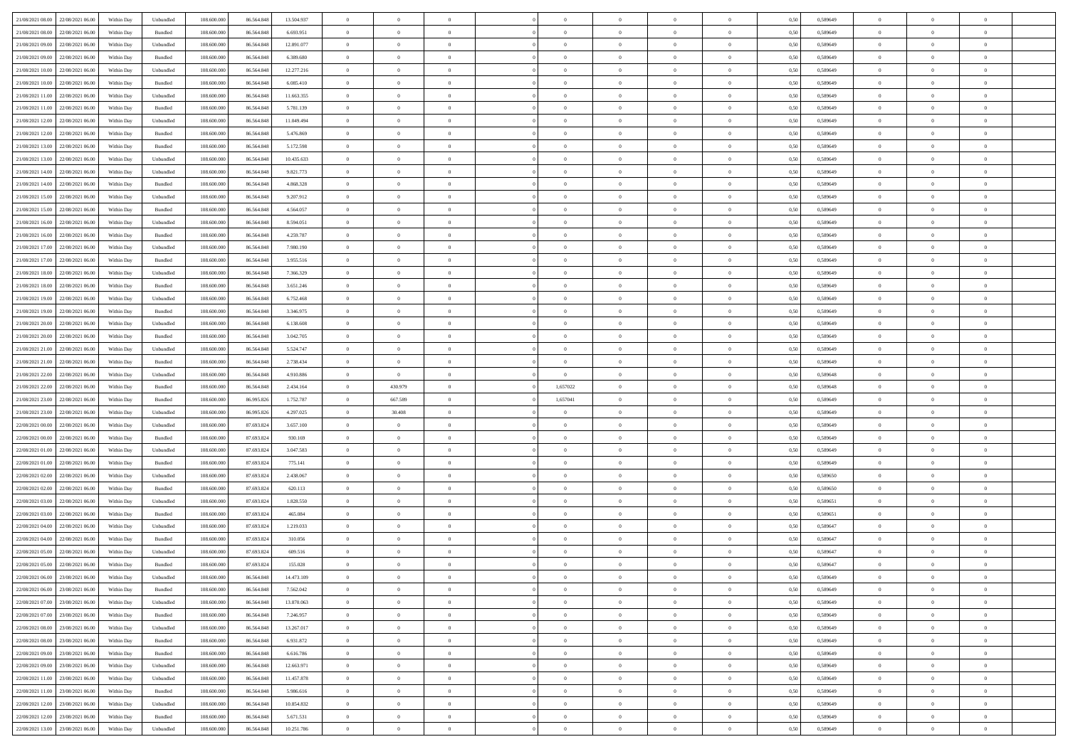| | | | | | | | | | | | | | | | | | | | | |
|---|---|---|---|---|---|---|---|---|---|---|---|---|---|---|---|---|---|---|---|---|
| 21/08/2021 08:00 | 22/08/2021 06:00 | Within Day | Unbundled | 108.600.000 | 86.564.848 | 13.504.937 | 0 | 0 | 0 | | 0 | 0 | 0 | 0 | 0,50 | 0,589649 | 0 | 0 | 0 | |
| 21/08/2021 08:00 | 22/08/2021 06:00 | Within Day | Bundled | 108.600.000 | 86.564.848 | 6.693.951 | 0 | 0 | 0 | | 0 | 0 | 0 | 0 | 0,50 | 0,589649 | 0 | 0 | 0 | |
| 21/08/2021 09:00 | 22/08/2021 06:00 | Within Day | Unbundled | 108.600.000 | 86.564.848 | 12.891.077 | 0 | 0 | 0 | | 0 | 0 | 0 | 0 | 0,50 | 0,589649 | 0 | 0 | 0 | |
| 21/08/2021 09:00 | 22/08/2021 06:00 | Within Day | Bundled | 108.600.000 | 86.564.848 | 6.389.680 | 0 | 0 | 0 | | 0 | 0 | 0 | 0 | 0,50 | 0,589649 | 0 | 0 | 0 | |
| 21/08/2021 10:00 | 22/08/2021 06:00 | Within Day | Unbundled | 108.600.000 | 86.564.848 | 12.277.216 | 0 | 0 | 0 | | 0 | 0 | 0 | 0 | 0,50 | 0,589649 | 0 | 0 | 0 | |
| 21/08/2021 10:00 | 22/08/2021 06:00 | Within Day | Bundled | 108.600.000 | 86.564.848 | 6.085.410 | 0 | 0 | 0 | | 0 | 0 | 0 | 0 | 0,50 | 0,589649 | 0 | 0 | 0 | |
| 21/08/2021 11:00 | 22/08/2021 06:00 | Within Day | Unbundled | 108.600.000 | 86.564.848 | 11.663.355 | 0 | 0 | 0 | | 0 | 0 | 0 | 0 | 0,50 | 0,589649 | 0 | 0 | 0 | |
| 21/08/2021 11:00 | 22/08/2021 06:00 | Within Day | Bundled | 108.600.000 | 86.564.848 | 5.781.139 | 0 | 0 | 0 | | 0 | 0 | 0 | 0 | 0,50 | 0,589649 | 0 | 0 | 0 | |
| 21/08/2021 12:00 | 22/08/2021 06:00 | Within Day | Unbundled | 108.600.000 | 86.564.848 | 11.049.494 | 0 | 0 | 0 | | 0 | 0 | 0 | 0 | 0,50 | 0,589649 | 0 | 0 | 0 | |
| 21/08/2021 12:00 | 22/08/2021 06:00 | Within Day | Bundled | 108.600.000 | 86.564.848 | 5.476.869 | 0 | 0 | 0 | | 0 | 0 | 0 | 0 | 0,50 | 0,589649 | 0 | 0 | 0 | |
| 21/08/2021 13:00 | 22/08/2021 06:00 | Within Day | Bundled | 108.600.000 | 86.564.848 | 5.172.598 | 0 | 0 | 0 | | 0 | 0 | 0 | 0 | 0,50 | 0,589649 | 0 | 0 | 0 | |
| 21/08/2021 13:00 | 22/08/2021 06:00 | Within Day | Unbundled | 108.600.000 | 86.564.848 | 10.435.633 | 0 | 0 | 0 | | 0 | 0 | 0 | 0 | 0,50 | 0,589649 | 0 | 0 | 0 | |
| 21/08/2021 14:00 | 22/08/2021 06:00 | Within Day | Unbundled | 108.600.000 | 86.564.848 | 9.821.773 | 0 | 0 | 0 | | 0 | 0 | 0 | 0 | 0,50 | 0,589649 | 0 | 0 | 0 | |
| 21/08/2021 14:00 | 22/08/2021 06:00 | Within Day | Bundled | 108.600.000 | 86.564.848 | 4.868.328 | 0 | 0 | 0 | | 0 | 0 | 0 | 0 | 0,50 | 0,589649 | 0 | 0 | 0 | |
| 21/08/2021 15:00 | 22/08/2021 06:00 | Within Day | Unbundled | 108.600.000 | 86.564.848 | 9.207.912 | 0 | 0 | 0 | | 0 | 0 | 0 | 0 | 0,50 | 0,589649 | 0 | 0 | 0 | |
| 21/08/2021 15:00 | 22/08/2021 06:00 | Within Day | Bundled | 108.600.000 | 86.564.848 | 4.564.057 | 0 | 0 | 0 | | 0 | 0 | 0 | 0 | 0,50 | 0,589649 | 0 | 0 | 0 | |
| 21/08/2021 16:00 | 22/08/2021 06:00 | Within Day | Unbundled | 108.600.000 | 86.564.848 | 8.594.051 | 0 | 0 | 0 | | 0 | 0 | 0 | 0 | 0,50 | 0,589649 | 0 | 0 | 0 | |
| 21/08/2021 16:00 | 22/08/2021 06:00 | Within Day | Bundled | 108.600.000 | 86.564.848 | 4.259.787 | 0 | 0 | 0 | | 0 | 0 | 0 | 0 | 0,50 | 0,589649 | 0 | 0 | 0 | |
| 21/08/2021 17:00 | 22/08/2021 06:00 | Within Day | Unbundled | 108.600.000 | 86.564.848 | 7.980.190 | 0 | 0 | 0 | | 0 | 0 | 0 | 0 | 0,50 | 0,589649 | 0 | 0 | 0 | |
| 21/08/2021 17:00 | 22/08/2021 06:00 | Within Day | Bundled | 108.600.000 | 86.564.848 | 3.955.516 | 0 | 0 | 0 | | 0 | 0 | 0 | 0 | 0,50 | 0,589649 | 0 | 0 | 0 | |
| 21/08/2021 18:00 | 22/08/2021 06:00 | Within Day | Unbundled | 108.600.000 | 86.564.848 | 7.366.329 | 0 | 0 | 0 | | 0 | 0 | 0 | 0 | 0,50 | 0,589649 | 0 | 0 | 0 | |
| 21/08/2021 18:00 | 22/08/2021 06:00 | Within Day | Bundled | 108.600.000 | 86.564.848 | 3.651.246 | 0 | 0 | 0 | | 0 | 0 | 0 | 0 | 0,50 | 0,589649 | 0 | 0 | 0 | |
| 21/08/2021 19:00 | 22/08/2021 06:00 | Within Day | Unbundled | 108.600.000 | 86.564.848 | 6.752.468 | 0 | 0 | 0 | | 0 | 0 | 0 | 0 | 0,50 | 0,589649 | 0 | 0 | 0 | |
| 21/08/2021 19:00 | 22/08/2021 06:00 | Within Day | Bundled | 108.600.000 | 86.564.848 | 3.346.975 | 0 | 0 | 0 | | 0 | 0 | 0 | 0 | 0,50 | 0,589649 | 0 | 0 | 0 | |
| 21/08/2021 20:00 | 22/08/2021 06:00 | Within Day | Unbundled | 108.600.000 | 86.564.848 | 6.138.608 | 0 | 0 | 0 | | 0 | 0 | 0 | 0 | 0,50 | 0,589649 | 0 | 0 | 0 | |
| 21/08/2021 20:00 | 22/08/2021 06:00 | Within Day | Bundled | 108.600.000 | 86.564.848 | 3.042.705 | 0 | 0 | 0 | | 0 | 0 | 0 | 0 | 0,50 | 0,589649 | 0 | 0 | 0 | |
| 21/08/2021 21:00 | 22/08/2021 06:00 | Within Day | Unbundled | 108.600.000 | 86.564.848 | 5.524.747 | 0 | 0 | 0 | | 0 | 0 | 0 | 0 | 0,50 | 0,589649 | 0 | 0 | 0 | |
| 21/08/2021 21:00 | 22/08/2021 06:00 | Within Day | Bundled | 108.600.000 | 86.564.848 | 2.738.434 | 0 | 0 | 0 | | 0 | 0 | 0 | 0 | 0,50 | 0,589649 | 0 | 0 | 0 | |
| 21/08/2021 22:00 | 22/08/2021 06:00 | Within Day | Unbundled | 108.600.000 | 86.564.848 | 4.910.886 | 0 | 0 | 0 | | 0 | 0 | 0 | 0 | 0,50 | 0,589648 | 0 | 0 | 0 | |
| 21/08/2021 22:00 | 22/08/2021 06:00 | Within Day | Bundled | 108.600.000 | 86.564.848 | 2.434.164 | 0 | 430.979 | 0 | | 1,657022 | 0 | 0 | 0 | 0,50 | 0,589648 | 0 | 0 | 0 | |
| 21/08/2021 23:00 | 22/08/2021 06:00 | Within Day | Bundled | 108.600.000 | 86.995.826 | 1.752.787 | 0 | 667.589 | 0 | | 1,657041 | 0 | 0 | 0 | 0,50 | 0,589649 | 0 | 0 | 0 | |
| 21/08/2021 23:00 | 22/08/2021 06:00 | Within Day | Unbundled | 108.600.000 | 86.995.826 | 4.297.025 | 0 | 30.408 | 0 | | 0 | 0 | 0 | 0 | 0,50 | 0,589649 | 0 | 0 | 0 | |
| 22/08/2021 00:00 | 22/08/2021 06:00 | Within Day | Unbundled | 108.600.000 | 87.693.824 | 3.657.100 | 0 | 0 | 0 | | 0 | 0 | 0 | 0 | 0,50 | 0,589649 | 0 | 0 | 0 | |
| 22/08/2021 00:00 | 22/08/2021 06:00 | Within Day | Bundled | 108.600.000 | 87.693.824 | 930.169 | 0 | 0 | 0 | | 0 | 0 | 0 | 0 | 0,50 | 0,589649 | 0 | 0 | 0 | |
| 22/08/2021 01:00 | 22/08/2021 06:00 | Within Day | Unbundled | 108.600.000 | 87.693.824 | 3.047.583 | 0 | 0 | 0 | | 0 | 0 | 0 | 0 | 0,50 | 0,589649 | 0 | 0 | 0 | |
| 22/08/2021 01:00 | 22/08/2021 06:00 | Within Day | Bundled | 108.600.000 | 87.693.824 | 775.141 | 0 | 0 | 0 | | 0 | 0 | 0 | 0 | 0,50 | 0,589649 | 0 | 0 | 0 | |
| 22/08/2021 02:00 | 22/08/2021 06:00 | Within Day | Unbundled | 108.600.000 | 87.693.824 | 2.438.067 | 0 | 0 | 0 | | 0 | 0 | 0 | 0 | 0,50 | 0,589650 | 0 | 0 | 0 | |
| 22/08/2021 02:00 | 22/08/2021 06:00 | Within Day | Bundled | 108.600.000 | 87.693.824 | 620.113 | 0 | 0 | 0 | | 0 | 0 | 0 | 0 | 0,50 | 0,589650 | 0 | 0 | 0 | |
| 22/08/2021 03:00 | 22/08/2021 06:00 | Within Day | Unbundled | 108.600.000 | 87.693.824 | 1.828.550 | 0 | 0 | 0 | | 0 | 0 | 0 | 0 | 0,50 | 0,589651 | 0 | 0 | 0 | |
| 22/08/2021 03:00 | 22/08/2021 06:00 | Within Day | Bundled | 108.600.000 | 87.693.824 | 465.084 | 0 | 0 | 0 | | 0 | 0 | 0 | 0 | 0,50 | 0,589651 | 0 | 0 | 0 | |
| 22/08/2021 04:00 | 22/08/2021 06:00 | Within Day | Unbundled | 108.600.000 | 87.693.824 | 1.219.033 | 0 | 0 | 0 | | 0 | 0 | 0 | 0 | 0,50 | 0,589647 | 0 | 0 | 0 | |
| 22/08/2021 04:00 | 22/08/2021 06:00 | Within Day | Bundled | 108.600.000 | 87.693.824 | 310.056 | 0 | 0 | 0 | | 0 | 0 | 0 | 0 | 0,50 | 0,589647 | 0 | 0 | 0 | |
| 22/08/2021 05:00 | 22/08/2021 06:00 | Within Day | Unbundled | 108.600.000 | 87.693.824 | 609.516 | 0 | 0 | 0 | | 0 | 0 | 0 | 0 | 0,50 | 0,589647 | 0 | 0 | 0 | |
| 22/08/2021 05:00 | 22/08/2021 06:00 | Within Day | Bundled | 108.600.000 | 87.693.824 | 155.028 | 0 | 0 | 0 | | 0 | 0 | 0 | 0 | 0,50 | 0,589647 | 0 | 0 | 0 | |
| 22/08/2021 06:00 | 23/08/2021 06:00 | Within Day | Unbundled | 108.600.000 | 86.564.848 | 14.473.109 | 0 | 0 | 0 | | 0 | 0 | 0 | 0 | 0,50 | 0,589649 | 0 | 0 | 0 | |
| 22/08/2021 06:00 | 23/08/2021 06:00 | Within Day | Bundled | 108.600.000 | 86.564.848 | 7.562.042 | 0 | 0 | 0 | | 0 | 0 | 0 | 0 | 0,50 | 0,589649 | 0 | 0 | 0 | |
| 22/08/2021 07:00 | 23/08/2021 06:00 | Within Day | Unbundled | 108.600.000 | 86.564.848 | 13.870.063 | 0 | 0 | 0 | | 0 | 0 | 0 | 0 | 0,50 | 0,589649 | 0 | 0 | 0 | |
| 22/08/2021 07:00 | 23/08/2021 06:00 | Within Day | Bundled | 108.600.000 | 86.564.848 | 7.246.957 | 0 | 0 | 0 | | 0 | 0 | 0 | 0 | 0,50 | 0,589649 | 0 | 0 | 0 | |
| 22/08/2021 08:00 | 23/08/2021 06:00 | Within Day | Unbundled | 108.600.000 | 86.564.848 | 13.267.017 | 0 | 0 | 0 | | 0 | 0 | 0 | 0 | 0,50 | 0,589649 | 0 | 0 | 0 | |
| 22/08/2021 08:00 | 23/08/2021 06:00 | Within Day | Bundled | 108.600.000 | 86.564.848 | 6.931.872 | 0 | 0 | 0 | | 0 | 0 | 0 | 0 | 0,50 | 0,589649 | 0 | 0 | 0 | |
| 22/08/2021 09:00 | 23/08/2021 06:00 | Within Day | Bundled | 108.600.000 | 86.564.848 | 6.616.786 | 0 | 0 | 0 | | 0 | 0 | 0 | 0 | 0,50 | 0,589649 | 0 | 0 | 0 | |
| 22/08/2021 09:00 | 23/08/2021 06:00 | Within Day | Unbundled | 108.600.000 | 86.564.848 | 12.663.971 | 0 | 0 | 0 | | 0 | 0 | 0 | 0 | 0,50 | 0,589649 | 0 | 0 | 0 | |
| 22/08/2021 11:00 | 23/08/2021 06:00 | Within Day | Unbundled | 108.600.000 | 86.564.848 | 11.457.878 | 0 | 0 | 0 | | 0 | 0 | 0 | 0 | 0,50 | 0,589649 | 0 | 0 | 0 | |
| 22/08/2021 11:00 | 23/08/2021 06:00 | Within Day | Bundled | 108.600.000 | 86.564.848 | 5.986.616 | 0 | 0 | 0 | | 0 | 0 | 0 | 0 | 0,50 | 0,589649 | 0 | 0 | 0 | |
| 22/08/2021 12:00 | 23/08/2021 06:00 | Within Day | Unbundled | 108.600.000 | 86.564.848 | 10.854.832 | 0 | 0 | 0 | | 0 | 0 | 0 | 0 | 0,50 | 0,589649 | 0 | 0 | 0 | |
| 22/08/2021 12:00 | 23/08/2021 06:00 | Within Day | Bundled | 108.600.000 | 86.564.848 | 5.671.531 | 0 | 0 | 0 | | 0 | 0 | 0 | 0 | 0,50 | 0,589649 | 0 | 0 | 0 | |
| 22/08/2021 13:00 | 23/08/2021 06:00 | Within Day | Unbundled | 108.600.000 | 86.564.848 | 10.251.786 | 0 | 0 | 0 | | 0 | 0 | 0 | 0 | 0,50 | 0,589649 | 0 | 0 | 0 | |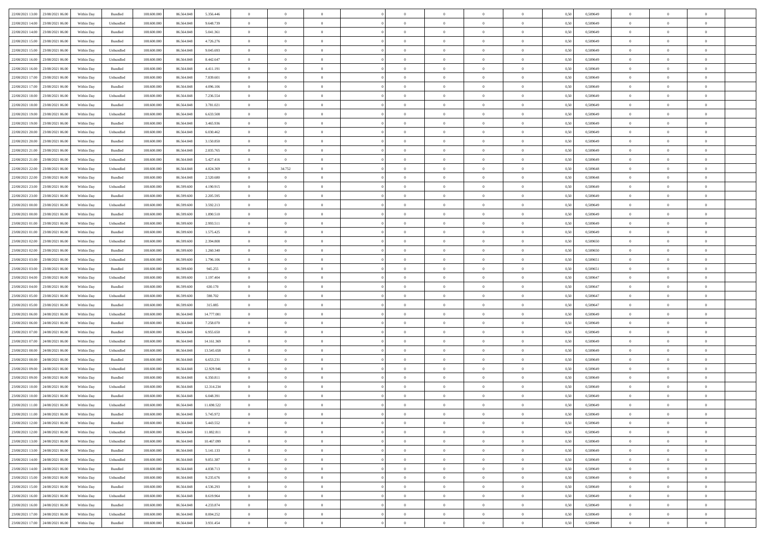| | | | | | | | | | | | | | | | | | | | | |
|---|---|---|---|---|---|---|---|---|---|---|---|---|---|---|---|---|---|---|---|---|
| 22/08/2021 13:00 | 23/08/2021 06:00 | Within Day | Bundled | 108.600.000 | 86.564.848 | 5.356.446 | 0 | 0 | 0 | | 0 | 0 | 0 | 0 | 0,50 | 0,589649 | 0 | 0 | 0 | |
| 22/08/2021 14:00 | 23/08/2021 06:00 | Within Day | Unbundled | 108.600.000 | 86.564.848 | 9.648.739 | 0 | 0 | 0 | | 0 | 0 | 0 | 0 | 0,50 | 0,589649 | 0 | 0 | 0 | |
| 22/08/2021 14:00 | 23/08/2021 06:00 | Within Day | Bundled | 108.600.000 | 86.564.848 | 5.041.361 | 0 | 0 | 0 | | 0 | 0 | 0 | 0 | 0,50 | 0,589649 | 0 | 0 | 0 | |
| 22/08/2021 15:00 | 23/08/2021 06:00 | Within Day | Bundled | 108.600.000 | 86.564.848 | 4.726.276 | 0 | 0 | 0 | | 0 | 0 | 0 | 0 | 0,50 | 0,589649 | 0 | 0 | 0 | |
| 22/08/2021 15:00 | 23/08/2021 06:00 | Within Day | Unbundled | 108.600.000 | 86.564.848 | 9.045.693 | 0 | 0 | 0 | | 0 | 0 | 0 | 0 | 0,50 | 0,589649 | 0 | 0 | 0 | |
| 22/08/2021 16:00 | 23/08/2021 06:00 | Within Day | Unbundled | 108.600.000 | 86.564.848 | 8.442.647 | 0 | 0 | 0 | | 0 | 0 | 0 | 0 | 0,50 | 0,589649 | 0 | 0 | 0 | |
| 22/08/2021 16:00 | 23/08/2021 06:00 | Within Day | Bundled | 108.600.000 | 86.564.848 | 4.411.191 | 0 | 0 | 0 | | 0 | 0 | 0 | 0 | 0,50 | 0,589649 | 0 | 0 | 0 | |
| 22/08/2021 17:00 | 23/08/2021 06:00 | Within Day | Unbundled | 108.600.000 | 86.564.848 | 7.839.601 | 0 | 0 | 0 | | 0 | 0 | 0 | 0 | 0,50 | 0,589649 | 0 | 0 | 0 | |
| 22/08/2021 17:00 | 23/08/2021 06:00 | Within Day | Bundled | 108.600.000 | 86.564.848 | 4.096.106 | 0 | 0 | 0 | | 0 | 0 | 0 | 0 | 0,50 | 0,589649 | 0 | 0 | 0 | |
| 22/08/2021 18:00 | 23/08/2021 06:00 | Within Day | Unbundled | 108.600.000 | 86.564.848 | 7.236.554 | 0 | 0 | 0 | | 0 | 0 | 0 | 0 | 0,50 | 0,589649 | 0 | 0 | 0 | |
| 22/08/2021 18:00 | 23/08/2021 06:00 | Within Day | Bundled | 108.600.000 | 86.564.848 | 3.781.021 | 0 | 0 | 0 | | 0 | 0 | 0 | 0 | 0,50 | 0,589649 | 0 | 0 | 0 | |
| 22/08/2021 19:00 | 23/08/2021 06:00 | Within Day | Unbundled | 108.600.000 | 86.564.848 | 6.633.508 | 0 | 0 | 0 | | 0 | 0 | 0 | 0 | 0,50 | 0,589649 | 0 | 0 | 0 | |
| 22/08/2021 19:00 | 23/08/2021 06:00 | Within Day | Bundled | 108.600.000 | 86.564.848 | 3.465.936 | 0 | 0 | 0 | | 0 | 0 | 0 | 0 | 0,50 | 0,589649 | 0 | 0 | 0 | |
| 22/08/2021 20:00 | 23/08/2021 06:00 | Within Day | Unbundled | 108.600.000 | 86.564.848 | 6.030.462 | 0 | 0 | 0 | | 0 | 0 | 0 | 0 | 0,50 | 0,589649 | 0 | 0 | 0 | |
| 22/08/2021 20:00 | 23/08/2021 06:00 | Within Day | Bundled | 108.600.000 | 86.564.848 | 3.150.850 | 0 | 0 | 0 | | 0 | 0 | 0 | 0 | 0,50 | 0,589649 | 0 | 0 | 0 | |
| 22/08/2021 21:00 | 23/08/2021 06:00 | Within Day | Bundled | 108.600.000 | 86.564.848 | 2.835.765 | 0 | 0 | 0 | | 0 | 0 | 0 | 0 | 0,50 | 0,589649 | 0 | 0 | 0 | |
| 22/08/2021 21:00 | 23/08/2021 06:00 | Within Day | Unbundled | 108.600.000 | 86.564.848 | 5.427.416 | 0 | 0 | 0 | | 0 | 0 | 0 | 0 | 0,50 | 0,589649 | 0 | 0 | 0 | |
| 22/08/2021 22:00 | 23/08/2021 06:00 | Within Day | Unbundled | 108.600.000 | 86.564.848 | 4.824.369 | 0 | 34.752 | 0 | | 0 | 0 | 0 | 0 | 0,50 | 0,589648 | 0 | 0 | 0 | |
| 22/08/2021 22:00 | 23/08/2021 06:00 | Within Day | Bundled | 108.600.000 | 86.564.848 | 2.520.680 | 0 | 0 | 0 | | 0 | 0 | 0 | 0 | 0,50 | 0,589648 | 0 | 0 | 0 | |
| 22/08/2021 23:00 | 23/08/2021 06:00 | Within Day | Unbundled | 108.600.000 | 86.599.600 | 4.190.915 | 0 | 0 | 0 | | 0 | 0 | 0 | 0 | 0,50 | 0,589649 | 0 | 0 | 0 | |
| 22/08/2021 23:00 | 23/08/2021 06:00 | Within Day | Bundled | 108.600.000 | 86.599.600 | 2.205.595 | 0 | 0 | 0 | | 0 | 0 | 0 | 0 | 0,50 | 0,589649 | 0 | 0 | 0 | |
| 23/08/2021 00:00 | 23/08/2021 06:00 | Within Day | Unbundled | 108.600.000 | 86.599.600 | 3.592.213 | 0 | 0 | 0 | | 0 | 0 | 0 | 0 | 0,50 | 0,589649 | 0 | 0 | 0 | |
| 23/08/2021 00:00 | 23/08/2021 06:00 | Within Day | Bundled | 108.600.000 | 86.599.600 | 1.890.510 | 0 | 0 | 0 | | 0 | 0 | 0 | 0 | 0,50 | 0,589649 | 0 | 0 | 0 | |
| 23/08/2021 01:00 | 23/08/2021 06:00 | Within Day | Unbundled | 108.600.000 | 86.599.600 | 2.993.511 | 0 | 0 | 0 | | 0 | 0 | 0 | 0 | 0,50 | 0,589649 | 0 | 0 | 0 | |
| 23/08/2021 01:00 | 23/08/2021 06:00 | Within Day | Bundled | 108.600.000 | 86.599.600 | 1.575.425 | 0 | 0 | 0 | | 0 | 0 | 0 | 0 | 0,50 | 0,589649 | 0 | 0 | 0 | |
| 23/08/2021 02:00 | 23/08/2021 06:00 | Within Day | Unbundled | 108.600.000 | 86.599.600 | 2.394.808 | 0 | 0 | 0 | | 0 | 0 | 0 | 0 | 0,50 | 0,589650 | 0 | 0 | 0 | |
| 23/08/2021 02:00 | 23/08/2021 06:00 | Within Day | Bundled | 108.600.000 | 86.599.600 | 1.260.340 | 0 | 0 | 0 | | 0 | 0 | 0 | 0 | 0,50 | 0,589650 | 0 | 0 | 0 | |
| 23/08/2021 03:00 | 23/08/2021 06:00 | Within Day | Unbundled | 108.600.000 | 86.599.600 | 1.796.106 | 0 | 0 | 0 | | 0 | 0 | 0 | 0 | 0,50 | 0,589651 | 0 | 0 | 0 | |
| 23/08/2021 03:00 | 23/08/2021 06:00 | Within Day | Bundled | 108.600.000 | 86.599.600 | 945.255 | 0 | 0 | 0 | | 0 | 0 | 0 | 0 | 0,50 | 0,589651 | 0 | 0 | 0 | |
| 23/08/2021 04:00 | 23/08/2021 06:00 | Within Day | Unbundled | 108.600.000 | 86.599.600 | 1.197.404 | 0 | 0 | 0 | | 0 | 0 | 0 | 0 | 0,50 | 0,589647 | 0 | 0 | 0 | |
| 23/08/2021 04:00 | 23/08/2021 06:00 | Within Day | Bundled | 108.600.000 | 86.599.600 | 630.170 | 0 | 0 | 0 | | 0 | 0 | 0 | 0 | 0,50 | 0,589647 | 0 | 0 | 0 | |
| 23/08/2021 05:00 | 23/08/2021 06:00 | Within Day | Unbundled | 108.600.000 | 86.599.600 | 598.702 | 0 | 0 | 0 | | 0 | 0 | 0 | 0 | 0,50 | 0,589647 | 0 | 0 | 0 | |
| 23/08/2021 05:00 | 23/08/2021 06:00 | Within Day | Bundled | 108.600.000 | 86.599.600 | 315.085 | 0 | 0 | 0 | | 0 | 0 | 0 | 0 | 0,50 | 0,589647 | 0 | 0 | 0 | |
| 23/08/2021 06:00 | 24/08/2021 06:00 | Within Day | Unbundled | 108.600.000 | 86.564.848 | 14.777.081 | 0 | 0 | 0 | | 0 | 0 | 0 | 0 | 0,50 | 0,589649 | 0 | 0 | 0 | |
| 23/08/2021 06:00 | 24/08/2021 06:00 | Within Day | Bundled | 108.600.000 | 86.564.848 | 7.258.070 | 0 | 0 | 0 | | 0 | 0 | 0 | 0 | 0,50 | 0,589649 | 0 | 0 | 0 | |
| 23/08/2021 07:00 | 24/08/2021 06:00 | Within Day | Bundled | 108.600.000 | 86.564.848 | 6.955.650 | 0 | 0 | 0 | | 0 | 0 | 0 | 0 | 0,50 | 0,589649 | 0 | 0 | 0 | |
| 23/08/2021 07:00 | 24/08/2021 06:00 | Within Day | Unbundled | 108.600.000 | 86.564.848 | 14.161.369 | 0 | 0 | 0 | | 0 | 0 | 0 | 0 | 0,50 | 0,589649 | 0 | 0 | 0 | |
| 23/08/2021 08:00 | 24/08/2021 06:00 | Within Day | Unbundled | 108.600.000 | 86.564.848 | 13.545.658 | 0 | 0 | 0 | | 0 | 0 | 0 | 0 | 0,50 | 0,589649 | 0 | 0 | 0 | |
| 23/08/2021 08:00 | 24/08/2021 06:00 | Within Day | Bundled | 108.600.000 | 86.564.848 | 6.653.231 | 0 | 0 | 0 | | 0 | 0 | 0 | 0 | 0,50 | 0,589649 | 0 | 0 | 0 | |
| 23/08/2021 09:00 | 24/08/2021 06:00 | Within Day | Unbundled | 108.600.000 | 86.564.848 | 12.929.946 | 0 | 0 | 0 | | 0 | 0 | 0 | 0 | 0,50 | 0,589649 | 0 | 0 | 0 | |
| 23/08/2021 09:00 | 24/08/2021 06:00 | Within Day | Bundled | 108.600.000 | 86.564.848 | 6.350.811 | 0 | 0 | 0 | | 0 | 0 | 0 | 0 | 0,50 | 0,589649 | 0 | 0 | 0 | |
| 23/08/2021 10:00 | 24/08/2021 06:00 | Within Day | Unbundled | 108.600.000 | 86.564.848 | 12.314.234 | 0 | 0 | 0 | | 0 | 0 | 0 | 0 | 0,50 | 0,589649 | 0 | 0 | 0 | |
| 23/08/2021 10:00 | 24/08/2021 06:00 | Within Day | Bundled | 108.600.000 | 86.564.848 | 6.048.391 | 0 | 0 | 0 | | 0 | 0 | 0 | 0 | 0,50 | 0,589649 | 0 | 0 | 0 | |
| 23/08/2021 11:00 | 24/08/2021 06:00 | Within Day | Unbundled | 108.600.000 | 86.564.848 | 11.698.522 | 0 | 0 | 0 | | 0 | 0 | 0 | 0 | 0,50 | 0,589649 | 0 | 0 | 0 | |
| 23/08/2021 11:00 | 24/08/2021 06:00 | Within Day | Bundled | 108.600.000 | 86.564.848 | 5.745.972 | 0 | 0 | 0 | | 0 | 0 | 0 | 0 | 0,50 | 0,589649 | 0 | 0 | 0 | |
| 23/08/2021 12:00 | 24/08/2021 06:00 | Within Day | Bundled | 108.600.000 | 86.564.848 | 5.443.552 | 0 | 0 | 0 | | 0 | 0 | 0 | 0 | 0,50 | 0,589649 | 0 | 0 | 0 | |
| 23/08/2021 12:00 | 24/08/2021 06:00 | Within Day | Unbundled | 108.600.000 | 86.564.848 | 11.082.811 | 0 | 0 | 0 | | 0 | 0 | 0 | 0 | 0,50 | 0,589649 | 0 | 0 | 0 | |
| 23/08/2021 13:00 | 24/08/2021 06:00 | Within Day | Unbundled | 108.600.000 | 86.564.848 | 10.467.099 | 0 | 0 | 0 | | 0 | 0 | 0 | 0 | 0,50 | 0,589649 | 0 | 0 | 0 | |
| 23/08/2021 13:00 | 24/08/2021 06:00 | Within Day | Bundled | 108.600.000 | 86.564.848 | 5.141.133 | 0 | 0 | 0 | | 0 | 0 | 0 | 0 | 0,50 | 0,589649 | 0 | 0 | 0 | |
| 23/08/2021 14:00 | 24/08/2021 06:00 | Within Day | Unbundled | 108.600.000 | 86.564.848 | 9.851.387 | 0 | 0 | 0 | | 0 | 0 | 0 | 0 | 0,50 | 0,589649 | 0 | 0 | 0 | |
| 23/08/2021 14:00 | 24/08/2021 06:00 | Within Day | Bundled | 108.600.000 | 86.564.848 | 4.838.713 | 0 | 0 | 0 | | 0 | 0 | 0 | 0 | 0,50 | 0,589649 | 0 | 0 | 0 | |
| 23/08/2021 15:00 | 24/08/2021 06:00 | Within Day | Unbundled | 108.600.000 | 86.564.848 | 9.235.676 | 0 | 0 | 0 | | 0 | 0 | 0 | 0 | 0,50 | 0,589649 | 0 | 0 | 0 | |
| 23/08/2021 15:00 | 24/08/2021 06:00 | Within Day | Bundled | 108.600.000 | 86.564.848 | 4.536.293 | 0 | 0 | 0 | | 0 | 0 | 0 | 0 | 0,50 | 0,589649 | 0 | 0 | 0 | |
| 23/08/2021 16:00 | 24/08/2021 06:00 | Within Day | Unbundled | 108.600.000 | 86.564.848 | 8.619.964 | 0 | 0 | 0 | | 0 | 0 | 0 | 0 | 0,50 | 0,589649 | 0 | 0 | 0 | |
| 23/08/2021 16:00 | 24/08/2021 06:00 | Within Day | Bundled | 108.600.000 | 86.564.848 | 4.233.874 | 0 | 0 | 0 | | 0 | 0 | 0 | 0 | 0,50 | 0,589649 | 0 | 0 | 0 | |
| 23/08/2021 17:00 | 24/08/2021 06:00 | Within Day | Unbundled | 108.600.000 | 86.564.848 | 8.004.252 | 0 | 0 | 0 | | 0 | 0 | 0 | 0 | 0,50 | 0,589649 | 0 | 0 | 0 | |
| 23/08/2021 17:00 | 24/08/2021 06:00 | Within Day | Bundled | 108.600.000 | 86.564.848 | 3.931.454 | 0 | 0 | 0 | | 0 | 0 | 0 | 0 | 0,50 | 0,589649 | 0 | 0 | 0 | |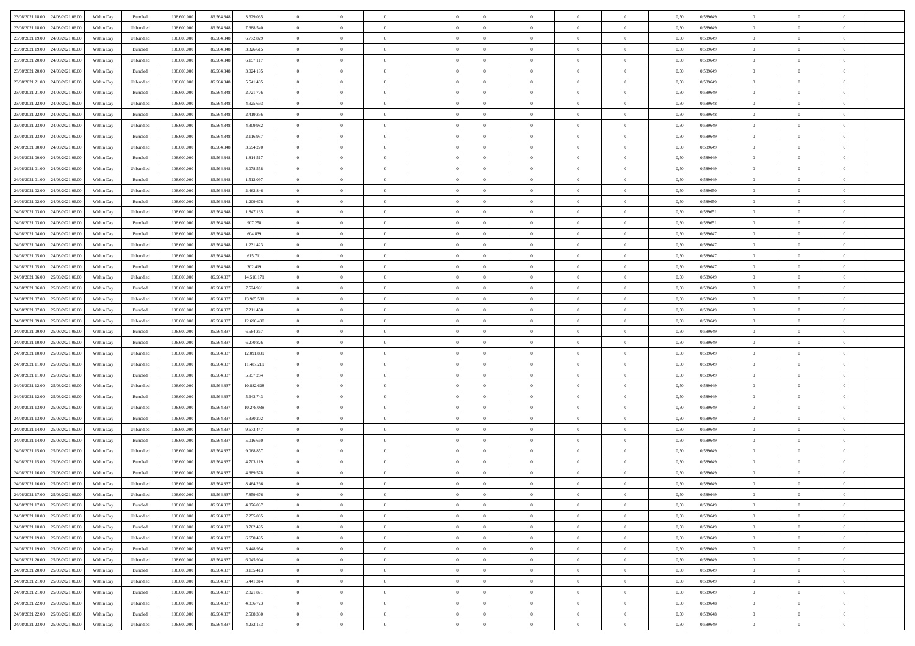| | | | | | | | | | | | | | | | | | | | | |
|---|---|---|---|---|---|---|---|---|---|---|---|---|---|---|---|---|---|---|---|---|
| 23/08/2021 18:00 | 24/08/2021 06:00 | Within Day | Bundled | 108.600.000 | 86.564.848 | 3.629.035 | 0 | 0 | 0 | | 0 | 0 | 0 | 0 | 0,50 | 0,589649 | 0 | 0 | 0 | |
| 23/08/2021 18:00 | 24/08/2021 06:00 | Within Day | Unbundled | 108.600.000 | 86.564.848 | 7.388.540 | 0 | 0 | 0 | | 0 | 0 | 0 | 0 | 0,50 | 0,589649 | 0 | 0 | 0 | |
| 23/08/2021 19:00 | 24/08/2021 06:00 | Within Day | Unbundled | 108.600.000 | 86.564.848 | 6.772.829 | 0 | 0 | 0 | | 0 | 0 | 0 | 0 | 0,50 | 0,589649 | 0 | 0 | 0 | |
| 23/08/2021 19:00 | 24/08/2021 06:00 | Within Day | Bundled | 108.600.000 | 86.564.848 | 3.326.615 | 0 | 0 | 0 | | 0 | 0 | 0 | 0 | 0,50 | 0,589649 | 0 | 0 | 0 | |
| 23/08/2021 20:00 | 24/08/2021 06:00 | Within Day | Unbundled | 108.600.000 | 86.564.848 | 6.157.117 | 0 | 0 | 0 | | 0 | 0 | 0 | 0 | 0,50 | 0,589649 | 0 | 0 | 0 | |
| 23/08/2021 20:00 | 24/08/2021 06:00 | Within Day | Bundled | 108.600.000 | 86.564.848 | 3.024.195 | 0 | 0 | 0 | | 0 | 0 | 0 | 0 | 0,50 | 0,589649 | 0 | 0 | 0 | |
| 23/08/2021 21:00 | 24/08/2021 06:00 | Within Day | Unbundled | 108.600.000 | 86.564.848 | 5.541.405 | 0 | 0 | 0 | | 0 | 0 | 0 | 0 | 0,50 | 0,589649 | 0 | 0 | 0 | |
| 23/08/2021 21:00 | 24/08/2021 06:00 | Within Day | Bundled | 108.600.000 | 86.564.848 | 2.721.776 | 0 | 0 | 0 | | 0 | 0 | 0 | 0 | 0,50 | 0,589649 | 0 | 0 | 0 | |
| 23/08/2021 22:00 | 24/08/2021 06:00 | Within Day | Unbundled | 108.600.000 | 86.564.848 | 4.925.693 | 0 | 0 | 0 | | 0 | 0 | 0 | 0 | 0,50 | 0,589648 | 0 | 0 | 0 | |
| 23/08/2021 22:00 | 24/08/2021 06:00 | Within Day | Bundled | 108.600.000 | 86.564.848 | 2.419.356 | 0 | 0 | 0 | | 0 | 0 | 0 | 0 | 0,50 | 0,589648 | 0 | 0 | 0 | |
| 23/08/2021 23:00 | 24/08/2021 06:00 | Within Day | Unbundled | 108.600.000 | 86.564.848 | 4.309.982 | 0 | 0 | 0 | | 0 | 0 | 0 | 0 | 0,50 | 0,589649 | 0 | 0 | 0 | |
| 23/08/2021 23:00 | 24/08/2021 06:00 | Within Day | Bundled | 108.600.000 | 86.564.848 | 2.116.937 | 0 | 0 | 0 | | 0 | 0 | 0 | 0 | 0,50 | 0,589649 | 0 | 0 | 0 | |
| 24/08/2021 00:00 | 24/08/2021 06:00 | Within Day | Unbundled | 108.600.000 | 86.564.848 | 3.694.270 | 0 | 0 | 0 | | 0 | 0 | 0 | 0 | 0,50 | 0,589649 | 0 | 0 | 0 | |
| 24/08/2021 00:00 | 24/08/2021 06:00 | Within Day | Bundled | 108.600.000 | 86.564.848 | 1.814.517 | 0 | 0 | 0 | | 0 | 0 | 0 | 0 | 0,50 | 0,589649 | 0 | 0 | 0 | |
| 24/08/2021 01:00 | 24/08/2021 06:00 | Within Day | Unbundled | 108.600.000 | 86.564.848 | 3.078.558 | 0 | 0 | 0 | | 0 | 0 | 0 | 0 | 0,50 | 0,589649 | 0 | 0 | 0 | |
| 24/08/2021 01:00 | 24/08/2021 06:00 | Within Day | Bundled | 108.600.000 | 86.564.848 | 1.512.097 | 0 | 0 | 0 | | 0 | 0 | 0 | 0 | 0,50 | 0,589649 | 0 | 0 | 0 | |
| 24/08/2021 02:00 | 24/08/2021 06:00 | Within Day | Unbundled | 108.600.000 | 86.564.848 | 2.462.846 | 0 | 0 | 0 | | 0 | 0 | 0 | 0 | 0,50 | 0,589650 | 0 | 0 | 0 | |
| 24/08/2021 02:00 | 24/08/2021 06:00 | Within Day | Bundled | 108.600.000 | 86.564.848 | 1.209.678 | 0 | 0 | 0 | | 0 | 0 | 0 | 0 | 0,50 | 0,589650 | 0 | 0 | 0 | |
| 24/08/2021 03:00 | 24/08/2021 06:00 | Within Day | Unbundled | 108.600.000 | 86.564.848 | 1.847.135 | 0 | 0 | 0 | | 0 | 0 | 0 | 0 | 0,50 | 0,589651 | 0 | 0 | 0 | |
| 24/08/2021 03:00 | 24/08/2021 06:00 | Within Day | Bundled | 108.600.000 | 86.564.848 | 907.258 | 0 | 0 | 0 | | 0 | 0 | 0 | 0 | 0,50 | 0,589651 | 0 | 0 | 0 | |
| 24/08/2021 04:00 | 24/08/2021 06:00 | Within Day | Bundled | 108.600.000 | 86.564.848 | 604.839 | 0 | 0 | 0 | | 0 | 0 | 0 | 0 | 0,50 | 0,589647 | 0 | 0 | 0 | |
| 24/08/2021 04:00 | 24/08/2021 06:00 | Within Day | Unbundled | 108.600.000 | 86.564.848 | 1.231.423 | 0 | 0 | 0 | | 0 | 0 | 0 | 0 | 0,50 | 0,589647 | 0 | 0 | 0 | |
| 24/08/2021 05:00 | 24/08/2021 06:00 | Within Day | Unbundled | 108.600.000 | 86.564.848 | 615.711 | 0 | 0 | 0 | | 0 | 0 | 0 | 0 | 0,50 | 0,589647 | 0 | 0 | 0 | |
| 24/08/2021 05:00 | 24/08/2021 06:00 | Within Day | Bundled | 108.600.000 | 86.564.848 | 302.419 | 0 | 0 | 0 | | 0 | 0 | 0 | 0 | 0,50 | 0,589647 | 0 | 0 | 0 | |
| 24/08/2021 06:00 | 25/08/2021 06:00 | Within Day | Unbundled | 108.600.000 | 86.564.837 | 14.510.171 | 0 | 0 | 0 | | 0 | 0 | 0 | 0 | 0,50 | 0,589649 | 0 | 0 | 0 | |
| 24/08/2021 06:00 | 25/08/2021 06:00 | Within Day | Bundled | 108.600.000 | 86.564.837 | 7.524.991 | 0 | 0 | 0 | | 0 | 0 | 0 | 0 | 0,50 | 0,589649 | 0 | 0 | 0 | |
| 24/08/2021 07:00 | 25/08/2021 06:00 | Within Day | Unbundled | 108.600.000 | 86.564.837 | 13.905.581 | 0 | 0 | 0 | | 0 | 0 | 0 | 0 | 0,50 | 0,589649 | 0 | 0 | 0 | |
| 24/08/2021 07:00 | 25/08/2021 06:00 | Within Day | Bundled | 108.600.000 | 86.564.837 | 7.211.450 | 0 | 0 | 0 | | 0 | 0 | 0 | 0 | 0,50 | 0,589649 | 0 | 0 | 0 | |
| 24/08/2021 09:00 | 25/08/2021 06:00 | Within Day | Unbundled | 108.600.000 | 86.564.837 | 12.696.400 | 0 | 0 | 0 | | 0 | 0 | 0 | 0 | 0,50 | 0,589649 | 0 | 0 | 0 | |
| 24/08/2021 09:00 | 25/08/2021 06:00 | Within Day | Bundled | 108.600.000 | 86.564.837 | 6.584.367 | 0 | 0 | 0 | | 0 | 0 | 0 | 0 | 0,50 | 0,589649 | 0 | 0 | 0 | |
| 24/08/2021 10:00 | 25/08/2021 06:00 | Within Day | Bundled | 108.600.000 | 86.564.837 | 6.270.826 | 0 | 0 | 0 | | 0 | 0 | 0 | 0 | 0,50 | 0,589649 | 0 | 0 | 0 | |
| 24/08/2021 10:00 | 25/08/2021 06:00 | Within Day | Unbundled | 108.600.000 | 86.564.837 | 12.091.809 | 0 | 0 | 0 | | 0 | 0 | 0 | 0 | 0,50 | 0,589649 | 0 | 0 | 0 | |
| 24/08/2021 11:00 | 25/08/2021 06:00 | Within Day | Unbundled | 108.600.000 | 86.564.837 | 11.487.219 | 0 | 0 | 0 | | 0 | 0 | 0 | 0 | 0,50 | 0,589649 | 0 | 0 | 0 | |
| 24/08/2021 11:00 | 25/08/2021 06:00 | Within Day | Bundled | 108.600.000 | 86.564.837 | 5.957.284 | 0 | 0 | 0 | | 0 | 0 | 0 | 0 | 0,50 | 0,589649 | 0 | 0 | 0 | |
| 24/08/2021 12:00 | 25/08/2021 06:00 | Within Day | Unbundled | 108.600.000 | 86.564.837 | 10.882.628 | 0 | 0 | 0 | | 0 | 0 | 0 | 0 | 0,50 | 0,589649 | 0 | 0 | 0 | |
| 24/08/2021 12:00 | 25/08/2021 06:00 | Within Day | Bundled | 108.600.000 | 86.564.837 | 5.643.743 | 0 | 0 | 0 | | 0 | 0 | 0 | 0 | 0,50 | 0,589649 | 0 | 0 | 0 | |
| 24/08/2021 13:00 | 25/08/2021 06:00 | Within Day | Unbundled | 108.600.000 | 86.564.837 | 10.278.038 | 0 | 0 | 0 | | 0 | 0 | 0 | 0 | 0,50 | 0,589649 | 0 | 0 | 0 | |
| 24/08/2021 13:00 | 25/08/2021 06:00 | Within Day | Bundled | 108.600.000 | 86.564.837 | 5.330.202 | 0 | 0 | 0 | | 0 | 0 | 0 | 0 | 0,50 | 0,589649 | 0 | 0 | 0 | |
| 24/08/2021 14:00 | 25/08/2021 06:00 | Within Day | Unbundled | 108.600.000 | 86.564.837 | 9.673.447 | 0 | 0 | 0 | | 0 | 0 | 0 | 0 | 0,50 | 0,589649 | 0 | 0 | 0 | |
| 24/08/2021 14:00 | 25/08/2021 06:00 | Within Day | Bundled | 108.600.000 | 86.564.837 | 5.016.660 | 0 | 0 | 0 | | 0 | 0 | 0 | 0 | 0,50 | 0,589649 | 0 | 0 | 0 | |
| 24/08/2021 15:00 | 25/08/2021 06:00 | Within Day | Unbundled | 108.600.000 | 86.564.837 | 9.068.857 | 0 | 0 | 0 | | 0 | 0 | 0 | 0 | 0,50 | 0,589649 | 0 | 0 | 0 | |
| 24/08/2021 15:00 | 25/08/2021 06:00 | Within Day | Bundled | 108.600.000 | 86.564.837 | 4.703.119 | 0 | 0 | 0 | | 0 | 0 | 0 | 0 | 0,50 | 0,589649 | 0 | 0 | 0 | |
| 24/08/2021 16:00 | 25/08/2021 06:00 | Within Day | Bundled | 108.600.000 | 86.564.837 | 4.389.578 | 0 | 0 | 0 | | 0 | 0 | 0 | 0 | 0,50 | 0,589649 | 0 | 0 | 0 | |
| 24/08/2021 16:00 | 25/08/2021 06:00 | Within Day | Unbundled | 108.600.000 | 86.564.837 | 8.464.266 | 0 | 0 | 0 | | 0 | 0 | 0 | 0 | 0,50 | 0,589649 | 0 | 0 | 0 | |
| 24/08/2021 17:00 | 25/08/2021 06:00 | Within Day | Unbundled | 108.600.000 | 86.564.837 | 7.859.676 | 0 | 0 | 0 | | 0 | 0 | 0 | 0 | 0,50 | 0,589649 | 0 | 0 | 0 | |
| 24/08/2021 17:00 | 25/08/2021 06:00 | Within Day | Bundled | 108.600.000 | 86.564.837 | 4.076.037 | 0 | 0 | 0 | | 0 | 0 | 0 | 0 | 0,50 | 0,589649 | 0 | 0 | 0 | |
| 24/08/2021 18:00 | 25/08/2021 06:00 | Within Day | Unbundled | 108.600.000 | 86.564.837 | 7.255.085 | 0 | 0 | 0 | | 0 | 0 | 0 | 0 | 0,50 | 0,589649 | 0 | 0 | 0 | |
| 24/08/2021 18:00 | 25/08/2021 06:00 | Within Day | Bundled | 108.600.000 | 86.564.837 | 3.762.495 | 0 | 0 | 0 | | 0 | 0 | 0 | 0 | 0,50 | 0,589649 | 0 | 0 | 0 | |
| 24/08/2021 19:00 | 25/08/2021 06:00 | Within Day | Unbundled | 108.600.000 | 86.564.837 | 6.650.495 | 0 | 0 | 0 | | 0 | 0 | 0 | 0 | 0,50 | 0,589649 | 0 | 0 | 0 | |
| 24/08/2021 19:00 | 25/08/2021 06:00 | Within Day | Bundled | 108.600.000 | 86.564.837 | 3.448.954 | 0 | 0 | 0 | | 0 | 0 | 0 | 0 | 0,50 | 0,589649 | 0 | 0 | 0 | |
| 24/08/2021 20:00 | 25/08/2021 06:00 | Within Day | Unbundled | 108.600.000 | 86.564.837 | 6.045.904 | 0 | 0 | 0 | | 0 | 0 | 0 | 0 | 0,50 | 0,589649 | 0 | 0 | 0 | |
| 24/08/2021 20:00 | 25/08/2021 06:00 | Within Day | Bundled | 108.600.000 | 86.564.837 | 3.135.413 | 0 | 0 | 0 | | 0 | 0 | 0 | 0 | 0,50 | 0,589649 | 0 | 0 | 0 | |
| 24/08/2021 21:00 | 25/08/2021 06:00 | Within Day | Unbundled | 108.600.000 | 86.564.837 | 5.441.314 | 0 | 0 | 0 | | 0 | 0 | 0 | 0 | 0,50 | 0,589649 | 0 | 0 | 0 | |
| 24/08/2021 21:00 | 25/08/2021 06:00 | Within Day | Bundled | 108.600.000 | 86.564.837 | 2.821.871 | 0 | 0 | 0 | | 0 | 0 | 0 | 0 | 0,50 | 0,589649 | 0 | 0 | 0 | |
| 24/08/2021 22:00 | 25/08/2021 06:00 | Within Day | Unbundled | 108.600.000 | 86.564.837 | 4.836.723 | 0 | 0 | 0 | | 0 | 0 | 0 | 0 | 0,50 | 0,589648 | 0 | 0 | 0 | |
| 24/08/2021 22:00 | 25/08/2021 06:00 | Within Day | Bundled | 108.600.000 | 86.564.837 | 2.508.330 | 0 | 0 | 0 | | 0 | 0 | 0 | 0 | 0,50 | 0,589648 | 0 | 0 | 0 | |
| 24/08/2021 23:00 | 25/08/2021 06:00 | Within Day | Unbundled | 108.600.000 | 86.564.837 | 4.232.133 | 0 | 0 | 0 | | 0 | 0 | 0 | 0 | 0,50 | 0,589649 | 0 | 0 | 0 | |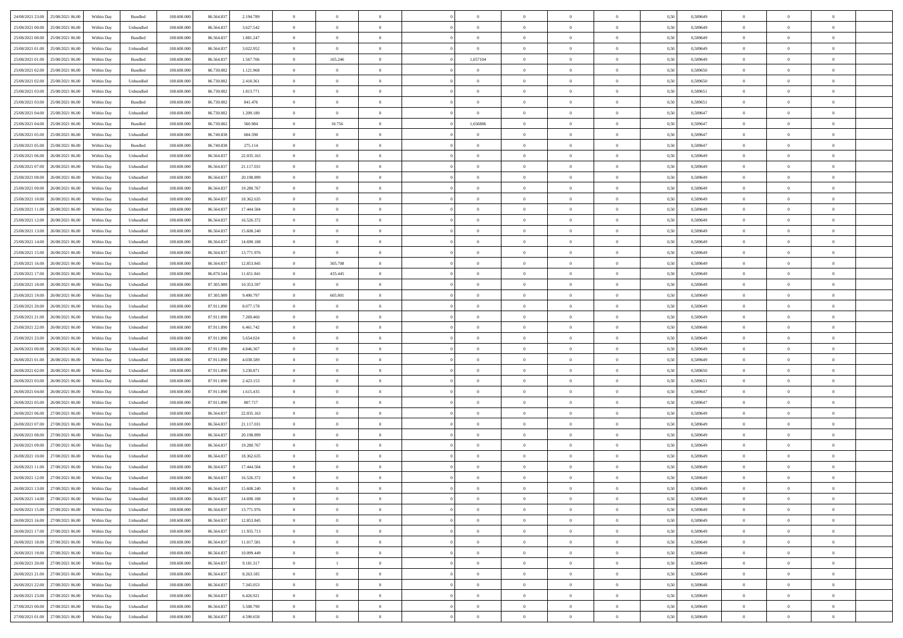| | | | | | | | | | | | | | | | | | | | | | |
|---|---|---|---|---|---|---|---|---|---|---|---|---|---|---|---|---|---|---|---|---|---|
| 24/08/2021 23:00 | 25/08/2021 06:00 | Within Day | Bundled | 108.600.000 | 86.564.837 | 2.194.789 | 0 | 0 | 0 | | 0 | 0 | 0 | 0 | 0 | 0,50 | 0,589649 | 0 | 0 | 0 | |
| 25/08/2021 00:00 | 25/08/2021 06:00 | Within Day | Unbundled | 108.600.000 | 86.564.837 | 3.627.542 | 0 | 0 | 0 | | 0 | 0 | 0 | 0 | 0 | 0,50 | 0,589649 | 0 | 0 | 0 | |
| 25/08/2021 00:00 | 25/08/2021 06:00 | Within Day | Bundled | 108.600.000 | 86.564.837 | 1.881.247 | 0 | 0 | 0 | | 0 | 0 | 0 | 0 | 0 | 0,50 | 0,589649 | 0 | 0 | 0 | |
| 25/08/2021 01:00 | 25/08/2021 06:00 | Within Day | Unbundled | 108.600.000 | 86.564.837 | 3.022.952 | 0 | 0 | 0 | | 0 | 0 | 0 | 0 | 0 | 0,50 | 0,589649 | 0 | 0 | 0 | |
| 25/08/2021 01:00 | 25/08/2021 06:00 | Within Day | Bundled | 108.600.000 | 86.564.837 | 1.567.706 | 0 | 165.246 | 0 | | 1,657104 | 0 | 0 | 0 | 0 | 0,50 | 0,589649 | 0 | 0 | 0 | |
| 25/08/2021 02:00 | 25/08/2021 06:00 | Within Day | Bundled | 108.600.000 | 86.730.082 | 1.121.968 | 0 | 0 | 0 | | 0 | 0 | 0 | 0 | 0 | 0,50 | 0,589650 | 0 | 0 | 0 | |
| 25/08/2021 02:00 | 25/08/2021 06:00 | Within Day | Unbundled | 108.600.000 | 86.730.082 | 2.418.361 | 0 | 0 | 0 | | 0 | 0 | 0 | 0 | 0 | 0,50 | 0,589650 | 0 | 0 | 0 | |
| 25/08/2021 03:00 | 25/08/2021 06:00 | Within Day | Unbundled | 108.600.000 | 86.730.082 | 1.813.771 | 0 | 0 | 0 | | 0 | 0 | 0 | 0 | 0 | 0,50 | 0,589651 | 0 | 0 | 0 | |
| 25/08/2021 03:00 | 25/08/2021 06:00 | Within Day | Bundled | 108.600.000 | 86.730.082 | 841.476 | 0 | 0 | 0 | | 0 | 0 | 0 | 0 | 0 | 0,50 | 0,589651 | 0 | 0 | 0 | |
| 25/08/2021 04:00 | 25/08/2021 06:00 | Within Day | Unbundled | 108.600.000 | 86.730.082 | 1.209.180 | 0 | 0 | 0 | | 0 | 0 | 0 | 0 | 0 | 0,50 | 0,589647 | 0 | 0 | 0 | |
| 25/08/2021 04:00 | 25/08/2021 06:00 | Within Day | Bundled | 108.600.000 | 86.730.082 | 560.984 | 0 | 10.756 | 0 | | 1,656886 | 0 | 0 | 0 | 0 | 0,50 | 0,589647 | 0 | 0 | 0 | |
| 25/08/2021 05:00 | 25/08/2021 06:00 | Within Day | Unbundled | 108.600.000 | 86.740.838 | 604.590 | 0 | 0 | 0 | | 0 | 0 | 0 | 0 | 0 | 0,50 | 0,589647 | 0 | 0 | 0 | |
| 25/08/2021 05:00 | 25/08/2021 06:00 | Within Day | Bundled | 108.600.000 | 86.740.838 | 275.114 | 0 | 0 | 0 | | 0 | 0 | 0 | 0 | 0 | 0,50 | 0,589647 | 0 | 0 | 0 | |
| 25/08/2021 06:00 | 26/08/2021 06:00 | Within Day | Unbundled | 108.600.000 | 86.564.837 | 22.035.163 | 0 | 0 | 0 | | 0 | 0 | 0 | 0 | 0 | 0,50 | 0,589649 | 0 | 0 | 0 | |
| 25/08/2021 07:00 | 26/08/2021 06:00 | Within Day | Unbundled | 108.600.000 | 86.564.837 | 21.117.031 | 0 | 0 | 0 | | 0 | 0 | 0 | 0 | 0 | 0,50 | 0,589649 | 0 | 0 | 0 | |
| 25/08/2021 08:00 | 26/08/2021 06:00 | Within Day | Unbundled | 108.600.000 | 86.564.837 | 20.198.899 | 0 | 0 | 0 | | 0 | 0 | 0 | 0 | 0 | 0,50 | 0,589649 | 0 | 0 | 0 | |
| 25/08/2021 09:00 | 26/08/2021 06:00 | Within Day | Unbundled | 108.600.000 | 86.564.837 | 19.280.767 | 0 | 0 | 0 | | 0 | 0 | 0 | 0 | 0 | 0,50 | 0,589649 | 0 | 0 | 0 | |
| 25/08/2021 10:00 | 26/08/2021 06:00 | Within Day | Unbundled | 108.600.000 | 86.564.837 | 18.362.635 | 0 | 0 | 0 | | 0 | 0 | 0 | 0 | 0 | 0,50 | 0,589649 | 0 | 0 | 0 | |
| 25/08/2021 11:00 | 26/08/2021 06:00 | Within Day | Unbundled | 108.600.000 | 86.564.837 | 17.444.504 | 0 | 0 | 0 | | 0 | 0 | 0 | 0 | 0 | 0,50 | 0,589649 | 0 | 0 | 0 | |
| 25/08/2021 12:00 | 26/08/2021 06:00 | Within Day | Unbundled | 108.600.000 | 86.564.837 | 16.526.372 | 0 | 0 | 0 | | 0 | 0 | 0 | 0 | 0 | 0,50 | 0,589649 | 0 | 0 | 0 | |
| 25/08/2021 13:00 | 26/08/2021 06:00 | Within Day | Unbundled | 108.600.000 | 86.564.837 | 15.608.240 | 0 | 0 | 0 | | 0 | 0 | 0 | 0 | 0 | 0,50 | 0,589649 | 0 | 0 | 0 | |
| 25/08/2021 14:00 | 26/08/2021 06:00 | Within Day | Unbundled | 108.600.000 | 86.564.837 | 14.690.108 | 0 | 0 | 0 | | 0 | 0 | 0 | 0 | 0 | 0,50 | 0,589649 | 0 | 0 | 0 | |
| 25/08/2021 15:00 | 26/08/2021 06:00 | Within Day | Unbundled | 108.600.000 | 86.564.837 | 13.771.976 | 0 | 0 | 0 | | 0 | 0 | 0 | 0 | 0 | 0,50 | 0,589649 | 0 | 0 | 0 | |
| 25/08/2021 16:00 | 26/08/2021 06:00 | Within Day | Unbundled | 108.600.000 | 86.564.837 | 12.853.845 | 0 | 305.708 | 0 | | 0 | 0 | 0 | 0 | 0 | 0,50 | 0,589649 | 0 | 0 | 0 | |
| 25/08/2021 17:00 | 26/08/2021 06:00 | Within Day | Unbundled | 108.600.000 | 86.870.544 | 11.651.841 | 0 | 435.445 | 0 | | 0 | 0 | 0 | 0 | 0 | 0,50 | 0,589649 | 0 | 0 | 0 | |
| 25/08/2021 18:00 | 26/08/2021 06:00 | Within Day | Unbundled | 108.600.000 | 87.305.989 | 10.353.597 | 0 | 0 | 0 | | 0 | 0 | 0 | 0 | 0 | 0,50 | 0,589649 | 0 | 0 | 0 | |
| 25/08/2021 19:00 | 26/08/2021 06:00 | Within Day | Unbundled | 108.600.000 | 87.305.989 | 9.490.797 | 0 | 605.901 | 0 | | 0 | 0 | 0 | 0 | 0 | 0,50 | 0,589649 | 0 | 0 | 0 | |
| 25/08/2021 20:00 | 26/08/2021 06:00 | Within Day | Unbundled | 108.600.000 | 87.911.890 | 8.077.178 | 0 | 0 | 0 | | 0 | 0 | 0 | 0 | 0 | 0,50 | 0,589649 | 0 | 0 | 0 | |
| 25/08/2021 21:00 | 26/08/2021 06:00 | Within Day | Unbundled | 108.600.000 | 87.911.890 | 7.269.460 | 0 | 0 | 0 | | 0 | 0 | 0 | 0 | 0 | 0,50 | 0,589649 | 0 | 0 | 0 | |
| 25/08/2021 22:00 | 26/08/2021 06:00 | Within Day | Unbundled | 108.600.000 | 87.911.890 | 6.461.742 | 0 | 0 | 0 | | 0 | 0 | 0 | 0 | 0 | 0,50 | 0,589648 | 0 | 0 | 0 | |
| 25/08/2021 23:00 | 26/08/2021 06:00 | Within Day | Unbundled | 108.600.000 | 87.911.890 | 5.654.024 | 0 | 0 | 0 | | 0 | 0 | 0 | 0 | 0 | 0,50 | 0,589649 | 0 | 0 | 0 | |
| 26/08/2021 00:00 | 26/08/2021 06:00 | Within Day | Unbundled | 108.600.000 | 87.911.890 | 4.846.307 | 0 | 0 | 0 | | 0 | 0 | 0 | 0 | 0 | 0,50 | 0,589649 | 0 | 0 | 0 | |
| 26/08/2021 01:00 | 26/08/2021 06:00 | Within Day | Unbundled | 108.600.000 | 87.911.890 | 4.038.589 | 0 | 0 | 0 | | 0 | 0 | 0 | 0 | 0 | 0,50 | 0,589649 | 0 | 0 | 0 | |
| 26/08/2021 02:00 | 26/08/2021 06:00 | Within Day | Unbundled | 108.600.000 | 87.911.890 | 3.230.871 | 0 | 0 | 0 | | 0 | 0 | 0 | 0 | 0 | 0,50 | 0,589650 | 0 | 0 | 0 | |
| 26/08/2021 03:00 | 26/08/2021 06:00 | Within Day | Unbundled | 108.600.000 | 87.911.890 | 2.423.153 | 0 | 0 | 0 | | 0 | 0 | 0 | 0 | 0 | 0,50 | 0,589651 | 0 | 0 | 0 | |
| 26/08/2021 04:00 | 26/08/2021 06:00 | Within Day | Unbundled | 108.600.000 | 87.911.890 | 1.615.435 | 0 | 0 | 0 | | 0 | 0 | 0 | 0 | 0 | 0,50 | 0,589647 | 0 | 0 | 0 | |
| 26/08/2021 05:00 | 26/08/2021 06:00 | Within Day | Unbundled | 108.600.000 | 87.911.890 | 807.717 | 0 | 0 | 0 | | 0 | 0 | 0 | 0 | 0 | 0,50 | 0,589647 | 0 | 0 | 0 | |
| 26/08/2021 06:00 | 27/08/2021 06:00 | Within Day | Unbundled | 108.600.000 | 86.564.837 | 22.035.163 | 0 | 0 | 0 | | 0 | 0 | 0 | 0 | 0 | 0,50 | 0,589649 | 0 | 0 | 0 | |
| 26/08/2021 07:00 | 27/08/2021 06:00 | Within Day | Unbundled | 108.600.000 | 86.564.837 | 21.117.031 | 0 | 0 | 0 | | 0 | 0 | 0 | 0 | 0 | 0,50 | 0,589649 | 0 | 0 | 0 | |
| 26/08/2021 08:00 | 27/08/2021 06:00 | Within Day | Unbundled | 108.600.000 | 86.564.837 | 20.198.899 | 0 | 0 | 0 | | 0 | 0 | 0 | 0 | 0 | 0,50 | 0,589649 | 0 | 0 | 0 | |
| 26/08/2021 09:00 | 27/08/2021 06:00 | Within Day | Unbundled | 108.600.000 | 86.564.837 | 19.280.767 | 0 | 0 | 0 | | 0 | 0 | 0 | 0 | 0 | 0,50 | 0,589649 | 0 | 0 | 0 | |
| 26/08/2021 10:00 | 27/08/2021 06:00 | Within Day | Unbundled | 108.600.000 | 86.564.837 | 18.362.635 | 0 | 0 | 0 | | 0 | 0 | 0 | 0 | 0 | 0,50 | 0,589649 | 0 | 0 | 0 | |
| 26/08/2021 11:00 | 27/08/2021 06:00 | Within Day | Unbundled | 108.600.000 | 86.564.837 | 17.444.504 | 0 | 0 | 0 | | 0 | 0 | 0 | 0 | 0 | 0,50 | 0,589649 | 0 | 0 | 0 | |
| 26/08/2021 12:00 | 27/08/2021 06:00 | Within Day | Unbundled | 108.600.000 | 86.564.837 | 16.526.372 | 0 | 0 | 0 | | 0 | 0 | 0 | 0 | 0 | 0,50 | 0,589649 | 0 | 0 | 0 | |
| 26/08/2021 13:00 | 27/08/2021 06:00 | Within Day | Unbundled | 108.600.000 | 86.564.837 | 15.608.240 | 0 | 0 | 0 | | 0 | 0 | 0 | 0 | 0 | 0,50 | 0,589649 | 0 | 0 | 0 | |
| 26/08/2021 14:00 | 27/08/2021 06:00 | Within Day | Unbundled | 108.600.000 | 86.564.837 | 14.690.108 | 0 | 0 | 0 | | 0 | 0 | 0 | 0 | 0 | 0,50 | 0,589649 | 0 | 0 | 0 | |
| 26/08/2021 15:00 | 27/08/2021 06:00 | Within Day | Unbundled | 108.600.000 | 86.564.837 | 13.771.976 | 0 | 0 | 0 | | 0 | 0 | 0 | 0 | 0 | 0,50 | 0,589649 | 0 | 0 | 0 | |
| 26/08/2021 16:00 | 27/08/2021 06:00 | Within Day | Unbundled | 108.600.000 | 86.564.837 | 12.853.845 | 0 | 0 | 0 | | 0 | 0 | 0 | 0 | 0 | 0,50 | 0,589649 | 0 | 0 | 0 | |
| 26/08/2021 17:00 | 27/08/2021 06:00 | Within Day | Unbundled | 108.600.000 | 86.564.837 | 11.935.713 | 0 | 0 | 0 | | 0 | 0 | 0 | 0 | 0 | 0,50 | 0,589649 | 0 | 0 | 0 | |
| 26/08/2021 18:00 | 27/08/2021 06:00 | Within Day | Unbundled | 108.600.000 | 86.564.837 | 11.017.581 | 0 | 0 | 0 | | 0 | 0 | 0 | 0 | 0 | 0,50 | 0,589649 | 0 | 0 | 0 | |
| 26/08/2021 19:00 | 27/08/2021 06:00 | Within Day | Unbundled | 108.600.000 | 86.564.837 | 10.099.449 | 0 | 0 | 0 | | 0 | 0 | 0 | 0 | 0 | 0,50 | 0,589649 | 0 | 0 | 0 | |
| 26/08/2021 20:00 | 27/08/2021 06:00 | Within Day | Unbundled | 108.600.000 | 86.564.837 | 9.181.317 | 0 | 1 | 0 | | 0 | 0 | 0 | 0 | 0 | 0,50 | 0,589649 | 0 | 0 | 0 | |
| 26/08/2021 21:00 | 27/08/2021 06:00 | Within Day | Unbundled | 108.600.000 | 86.564.837 | 8.263.185 | 0 | 0 | 0 | | 0 | 0 | 0 | 0 | 0 | 0,50 | 0,589649 | 0 | 0 | 0 | |
| 26/08/2021 22:00 | 27/08/2021 06:00 | Within Day | Unbundled | 108.600.000 | 86.564.837 | 7.345.053 | 0 | 0 | 0 | | 0 | 0 | 0 | 0 | 0 | 0,50 | 0,589648 | 0 | 0 | 0 | |
| 26/08/2021 23:00 | 27/08/2021 06:00 | Within Day | Unbundled | 108.600.000 | 86.564.837 | 6.426.921 | 0 | 0 | 0 | | 0 | 0 | 0 | 0 | 0 | 0,50 | 0,589649 | 0 | 0 | 0 | |
| 27/08/2021 00:00 | 27/08/2021 06:00 | Within Day | Unbundled | 108.600.000 | 86.564.837 | 5.508.790 | 0 | 0 | 0 | | 0 | 0 | 0 | 0 | 0 | 0,50 | 0,589649 | 0 | 0 | 0 | |
| 27/08/2021 01:00 | 27/08/2021 06:00 | Within Day | Unbundled | 108.600.000 | 86.564.837 | 4.590.658 | 0 | 0 | 0 | | 0 | 0 | 0 | 0 | 0 | 0,50 | 0,589649 | 0 | 0 | 0 | |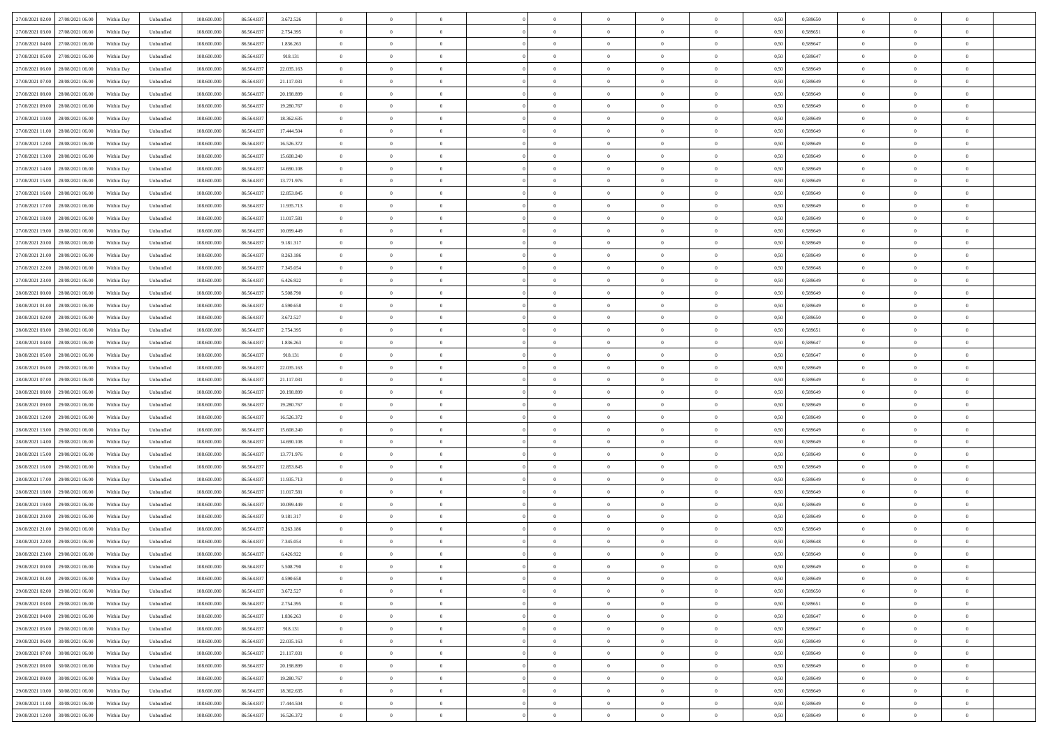| | | | | | | | | | | | | | | | | | | | | | |
|---|---|---|---|---|---|---|---|---|---|---|---|---|---|---|---|---|---|---|---|---|---|
| 27/08/2021 02:00 | 27/08/2021 06:00 | Within Day | Unbundled | 108.600.000 | 86.564.837 | 3.672.526 | 0 | 0 | 0 | | 0 | 0 | 0 | 0 | 0 | 0,50 | 0,589650 | 0 | 0 | 0 | |
| 27/08/2021 03:00 | 27/08/2021 06:00 | Within Day | Unbundled | 108.600.000 | 86.564.837 | 2.754.395 | 0 | 0 | 0 | | 0 | 0 | 0 | 0 | 0 | 0,50 | 0,589651 | 0 | 0 | 0 | |
| 27/08/2021 04:00 | 27/08/2021 06:00 | Within Day | Unbundled | 108.600.000 | 86.564.837 | 1.836.263 | 0 | 0 | 0 | | 0 | 0 | 0 | 0 | 0 | 0,50 | 0,589647 | 0 | 0 | 0 | |
| 27/08/2021 05:00 | 27/08/2021 06:00 | Within Day | Unbundled | 108.600.000 | 86.564.837 | 918.131 | 0 | 0 | 0 | | 0 | 0 | 0 | 0 | 0 | 0,50 | 0,589647 | 0 | 0 | 0 | |
| 27/08/2021 06:00 | 28/08/2021 06:00 | Within Day | Unbundled | 108.600.000 | 86.564.837 | 22.035.163 | 0 | 0 | 0 | | 0 | 0 | 0 | 0 | 0 | 0,50 | 0,589649 | 0 | 0 | 0 | |
| 27/08/2021 07:00 | 28/08/2021 06:00 | Within Day | Unbundled | 108.600.000 | 86.564.837 | 21.117.031 | 0 | 0 | 0 | | 0 | 0 | 0 | 0 | 0 | 0,50 | 0,589649 | 0 | 0 | 0 | |
| 27/08/2021 08:00 | 28/08/2021 06:00 | Within Day | Unbundled | 108.600.000 | 86.564.837 | 20.198.899 | 0 | 0 | 0 | | 0 | 0 | 0 | 0 | 0 | 0,50 | 0,589649 | 0 | 0 | 0 | |
| 27/08/2021 09:00 | 28/08/2021 06:00 | Within Day | Unbundled | 108.600.000 | 86.564.837 | 19.280.767 | 0 | 0 | 0 | | 0 | 0 | 0 | 0 | 0 | 0,50 | 0,589649 | 0 | 0 | 0 | |
| 27/08/2021 10:00 | 28/08/2021 06:00 | Within Day | Unbundled | 108.600.000 | 86.564.837 | 18.362.635 | 0 | 0 | 0 | | 0 | 0 | 0 | 0 | 0 | 0,50 | 0,589649 | 0 | 0 | 0 | |
| 27/08/2021 11:00 | 28/08/2021 06:00 | Within Day | Unbundled | 108.600.000 | 86.564.837 | 17.444.504 | 0 | 0 | 0 | | 0 | 0 | 0 | 0 | 0 | 0,50 | 0,589649 | 0 | 0 | 0 | |
| 27/08/2021 12:00 | 28/08/2021 06:00 | Within Day | Unbundled | 108.600.000 | 86.564.837 | 16.526.372 | 0 | 0 | 0 | | 0 | 0 | 0 | 0 | 0 | 0,50 | 0,589649 | 0 | 0 | 0 | |
| 27/08/2021 13:00 | 28/08/2021 06:00 | Within Day | Unbundled | 108.600.000 | 86.564.837 | 15.608.240 | 0 | 0 | 0 | | 0 | 0 | 0 | 0 | 0 | 0,50 | 0,589649 | 0 | 0 | 0 | |
| 27/08/2021 14:00 | 28/08/2021 06:00 | Within Day | Unbundled | 108.600.000 | 86.564.837 | 14.690.108 | 0 | 0 | 0 | | 0 | 0 | 0 | 0 | 0 | 0,50 | 0,589649 | 0 | 0 | 0 | |
| 27/08/2021 15:00 | 28/08/2021 06:00 | Within Day | Unbundled | 108.600.000 | 86.564.837 | 13.771.976 | 0 | 0 | 0 | | 0 | 0 | 0 | 0 | 0 | 0,50 | 0,589649 | 0 | 0 | 0 | |
| 27/08/2021 16:00 | 28/08/2021 06:00 | Within Day | Unbundled | 108.600.000 | 86.564.837 | 12.853.845 | 0 | 0 | 0 | | 0 | 0 | 0 | 0 | 0 | 0,50 | 0,589649 | 0 | 0 | 0 | |
| 27/08/2021 17:00 | 28/08/2021 06:00 | Within Day | Unbundled | 108.600.000 | 86.564.837 | 11.935.713 | 0 | 0 | 0 | | 0 | 0 | 0 | 0 | 0 | 0,50 | 0,589649 | 0 | 0 | 0 | |
| 27/08/2021 18:00 | 28/08/2021 06:00 | Within Day | Unbundled | 108.600.000 | 86.564.837 | 11.017.581 | 0 | 0 | 0 | | 0 | 0 | 0 | 0 | 0 | 0,50 | 0,589649 | 0 | 0 | 0 | |
| 27/08/2021 19:00 | 28/08/2021 06:00 | Within Day | Unbundled | 108.600.000 | 86.564.837 | 10.099.449 | 0 | 0 | 0 | | 0 | 0 | 0 | 0 | 0 | 0,50 | 0,589649 | 0 | 0 | 0 | |
| 27/08/2021 20:00 | 28/08/2021 06:00 | Within Day | Unbundled | 108.600.000 | 86.564.837 | 9.181.317 | 0 | 0 | 0 | | 0 | 0 | 0 | 0 | 0 | 0,50 | 0,589649 | 0 | 0 | 0 | |
| 27/08/2021 21:00 | 28/08/2021 06:00 | Within Day | Unbundled | 108.600.000 | 86.564.837 | 8.263.186 | 0 | 0 | 0 | | 0 | 0 | 0 | 0 | 0 | 0,50 | 0,589649 | 0 | 0 | 0 | |
| 27/08/2021 22:00 | 28/08/2021 06:00 | Within Day | Unbundled | 108.600.000 | 86.564.837 | 7.345.054 | 0 | 0 | 0 | | 0 | 0 | 0 | 0 | 0 | 0,50 | 0,589648 | 0 | 0 | 0 | |
| 27/08/2021 23:00 | 28/08/2021 06:00 | Within Day | Unbundled | 108.600.000 | 86.564.837 | 6.426.922 | 0 | 0 | 0 | | 0 | 0 | 0 | 0 | 0 | 0,50 | 0,589649 | 0 | 0 | 0 | |
| 28/08/2021 00:00 | 28/08/2021 06:00 | Within Day | Unbundled | 108.600.000 | 86.564.837 | 5.508.790 | 0 | 0 | 0 | | 0 | 0 | 0 | 0 | 0 | 0,50 | 0,589649 | 0 | 0 | 0 | |
| 28/08/2021 01:00 | 28/08/2021 06:00 | Within Day | Unbundled | 108.600.000 | 86.564.837 | 4.590.658 | 0 | 0 | 0 | | 0 | 0 | 0 | 0 | 0 | 0,50 | 0,589649 | 0 | 0 | 0 | |
| 28/08/2021 02:00 | 28/08/2021 06:00 | Within Day | Unbundled | 108.600.000 | 86.564.837 | 3.672.527 | 0 | 0 | 0 | | 0 | 0 | 0 | 0 | 0 | 0,50 | 0,589650 | 0 | 0 | 0 | |
| 28/08/2021 03:00 | 28/08/2021 06:00 | Within Day | Unbundled | 108.600.000 | 86.564.837 | 2.754.395 | 0 | 0 | 0 | | 0 | 0 | 0 | 0 | 0 | 0,50 | 0,589651 | 0 | 0 | 0 | |
| 28/08/2021 04:00 | 28/08/2021 06:00 | Within Day | Unbundled | 108.600.000 | 86.564.837 | 1.836.263 | 0 | 0 | 0 | | 0 | 0 | 0 | 0 | 0 | 0,50 | 0,589647 | 0 | 0 | 0 | |
| 28/08/2021 05:00 | 28/08/2021 06:00 | Within Day | Unbundled | 108.600.000 | 86.564.837 | 918.131 | 0 | 0 | 0 | | 0 | 0 | 0 | 0 | 0 | 0,50 | 0,589647 | 0 | 0 | 0 | |
| 28/08/2021 06:00 | 29/08/2021 06:00 | Within Day | Unbundled | 108.600.000 | 86.564.837 | 22.035.163 | 0 | 0 | 0 | | 0 | 0 | 0 | 0 | 0 | 0,50 | 0,589649 | 0 | 0 | 0 | |
| 28/08/2021 07:00 | 29/08/2021 06:00 | Within Day | Unbundled | 108.600.000 | 86.564.837 | 21.117.031 | 0 | 0 | 0 | | 0 | 0 | 0 | 0 | 0 | 0,50 | 0,589649 | 0 | 0 | 0 | |
| 28/08/2021 08:00 | 29/08/2021 06:00 | Within Day | Unbundled | 108.600.000 | 86.564.837 | 20.198.899 | 0 | 0 | 0 | | 0 | 0 | 0 | 0 | 0 | 0,50 | 0,589649 | 0 | 0 | 0 | |
| 28/08/2021 09:00 | 29/08/2021 06:00 | Within Day | Unbundled | 108.600.000 | 86.564.837 | 19.280.767 | 0 | 0 | 0 | | 0 | 0 | 0 | 0 | 0 | 0,50 | 0,589649 | 0 | 0 | 0 | |
| 28/08/2021 12:00 | 29/08/2021 06:00 | Within Day | Unbundled | 108.600.000 | 86.564.837 | 16.526.372 | 0 | 0 | 0 | | 0 | 0 | 0 | 0 | 0 | 0,50 | 0,589649 | 0 | 0 | 0 | |
| 28/08/2021 13:00 | 29/08/2021 06:00 | Within Day | Unbundled | 108.600.000 | 86.564.837 | 15.608.240 | 0 | 0 | 0 | | 0 | 0 | 0 | 0 | 0 | 0,50 | 0,589649 | 0 | 0 | 0 | |
| 28/08/2021 14:00 | 29/08/2021 06:00 | Within Day | Unbundled | 108.600.000 | 86.564.837 | 14.690.108 | 0 | 0 | 0 | | 0 | 0 | 0 | 0 | 0 | 0,50 | 0,589649 | 0 | 0 | 0 | |
| 28/08/2021 15:00 | 29/08/2021 06:00 | Within Day | Unbundled | 108.600.000 | 86.564.837 | 13.771.976 | 0 | 0 | 0 | | 0 | 0 | 0 | 0 | 0 | 0,50 | 0,589649 | 0 | 0 | 0 | |
| 28/08/2021 16:00 | 29/08/2021 06:00 | Within Day | Unbundled | 108.600.000 | 86.564.837 | 12.853.845 | 0 | 0 | 0 | | 0 | 0 | 0 | 0 | 0 | 0,50 | 0,589649 | 0 | 0 | 0 | |
| 28/08/2021 17:00 | 29/08/2021 06:00 | Within Day | Unbundled | 108.600.000 | 86.564.837 | 11.935.713 | 0 | 0 | 0 | | 0 | 0 | 0 | 0 | 0 | 0,50 | 0,589649 | 0 | 0 | 0 | |
| 28/08/2021 18:00 | 29/08/2021 06:00 | Within Day | Unbundled | 108.600.000 | 86.564.837 | 11.017.581 | 0 | 0 | 0 | | 0 | 0 | 0 | 0 | 0 | 0,50 | 0,589649 | 0 | 0 | 0 | |
| 28/08/2021 19:00 | 29/08/2021 06:00 | Within Day | Unbundled | 108.600.000 | 86.564.837 | 10.099.449 | 0 | 0 | 0 | | 0 | 0 | 0 | 0 | 0 | 0,50 | 0,589649 | 0 | 0 | 0 | |
| 28/08/2021 20:00 | 29/08/2021 06:00 | Within Day | Unbundled | 108.600.000 | 86.564.837 | 9.181.317 | 0 | 0 | 0 | | 0 | 0 | 0 | 0 | 0 | 0,50 | 0,589649 | 0 | 0 | 0 | |
| 28/08/2021 21:00 | 29/08/2021 06:00 | Within Day | Unbundled | 108.600.000 | 86.564.837 | 8.263.186 | 0 | 0 | 0 | | 0 | 0 | 0 | 0 | 0 | 0,50 | 0,589649 | 0 | 0 | 0 | |
| 28/08/2021 22:00 | 29/08/2021 06:00 | Within Day | Unbundled | 108.600.000 | 86.564.837 | 7.345.054 | 0 | 0 | 0 | | 0 | 0 | 0 | 0 | 0 | 0,50 | 0,589648 | 0 | 0 | 0 | |
| 28/08/2021 23:00 | 29/08/2021 06:00 | Within Day | Unbundled | 108.600.000 | 86.564.837 | 6.426.922 | 0 | 0 | 0 | | 0 | 0 | 0 | 0 | 0 | 0,50 | 0,589649 | 0 | 0 | 0 | |
| 29/08/2021 00:00 | 29/08/2021 06:00 | Within Day | Unbundled | 108.600.000 | 86.564.837 | 5.508.790 | 0 | 0 | 0 | | 0 | 0 | 0 | 0 | 0 | 0,50 | 0,589649 | 0 | 0 | 0 | |
| 29/08/2021 01:00 | 29/08/2021 06:00 | Within Day | Unbundled | 108.600.000 | 86.564.837 | 4.590.658 | 0 | 0 | 0 | | 0 | 0 | 0 | 0 | 0 | 0,50 | 0,589649 | 0 | 0 | 0 | |
| 29/08/2021 02:00 | 29/08/2021 06:00 | Within Day | Unbundled | 108.600.000 | 86.564.837 | 3.672.527 | 0 | 0 | 0 | | 0 | 0 | 0 | 0 | 0 | 0,50 | 0,589650 | 0 | 0 | 0 | |
| 29/08/2021 03:00 | 29/08/2021 06:00 | Within Day | Unbundled | 108.600.000 | 86.564.837 | 2.754.395 | 0 | 0 | 0 | | 0 | 0 | 0 | 0 | 0 | 0,50 | 0,589651 | 0 | 0 | 0 | |
| 29/08/2021 04:00 | 29/08/2021 06:00 | Within Day | Unbundled | 108.600.000 | 86.564.837 | 1.836.263 | 0 | 0 | 0 | | 0 | 0 | 0 | 0 | 0 | 0,50 | 0,589647 | 0 | 0 | 0 | |
| 29/08/2021 05:00 | 29/08/2021 06:00 | Within Day | Unbundled | 108.600.000 | 86.564.837 | 918.131 | 0 | 0 | 0 | | 0 | 0 | 0 | 0 | 0 | 0,50 | 0,589647 | 0 | 0 | 0 | |
| 29/08/2021 06:00 | 30/08/2021 06:00 | Within Day | Unbundled | 108.600.000 | 86.564.837 | 22.035.163 | 0 | 0 | 0 | | 0 | 0 | 0 | 0 | 0 | 0,50 | 0,589649 | 0 | 0 | 0 | |
| 29/08/2021 07:00 | 30/08/2021 06:00 | Within Day | Unbundled | 108.600.000 | 86.564.837 | 21.117.031 | 0 | 0 | 0 | | 0 | 0 | 0 | 0 | 0 | 0,50 | 0,589649 | 0 | 0 | 0 | |
| 29/08/2021 08:00 | 30/08/2021 06:00 | Within Day | Unbundled | 108.600.000 | 86.564.837 | 20.198.899 | 0 | 0 | 0 | | 0 | 0 | 0 | 0 | 0 | 0,50 | 0,589649 | 0 | 0 | 0 | |
| 29/08/2021 09:00 | 30/08/2021 06:00 | Within Day | Unbundled | 108.600.000 | 86.564.837 | 19.280.767 | 0 | 0 | 0 | | 0 | 0 | 0 | 0 | 0 | 0,50 | 0,589649 | 0 | 0 | 0 | |
| 29/08/2021 10:00 | 30/08/2021 06:00 | Within Day | Unbundled | 108.600.000 | 86.564.837 | 18.362.635 | 0 | 0 | 0 | | 0 | 0 | 0 | 0 | 0 | 0,50 | 0,589649 | 0 | 0 | 0 | |
| 29/08/2021 11:00 | 30/08/2021 06:00 | Within Day | Unbundled | 108.600.000 | 86.564.837 | 17.444.504 | 0 | 0 | 0 | | 0 | 0 | 0 | 0 | 0 | 0,50 | 0,589649 | 0 | 0 | 0 | |
| 29/08/2021 12:00 | 30/08/2021 06:00 | Within Day | Unbundled | 108.600.000 | 86.564.837 | 16.526.372 | 0 | 0 | 0 | | 0 | 0 | 0 | 0 | 0 | 0,50 | 0,589649 | 0 | 0 | 0 | |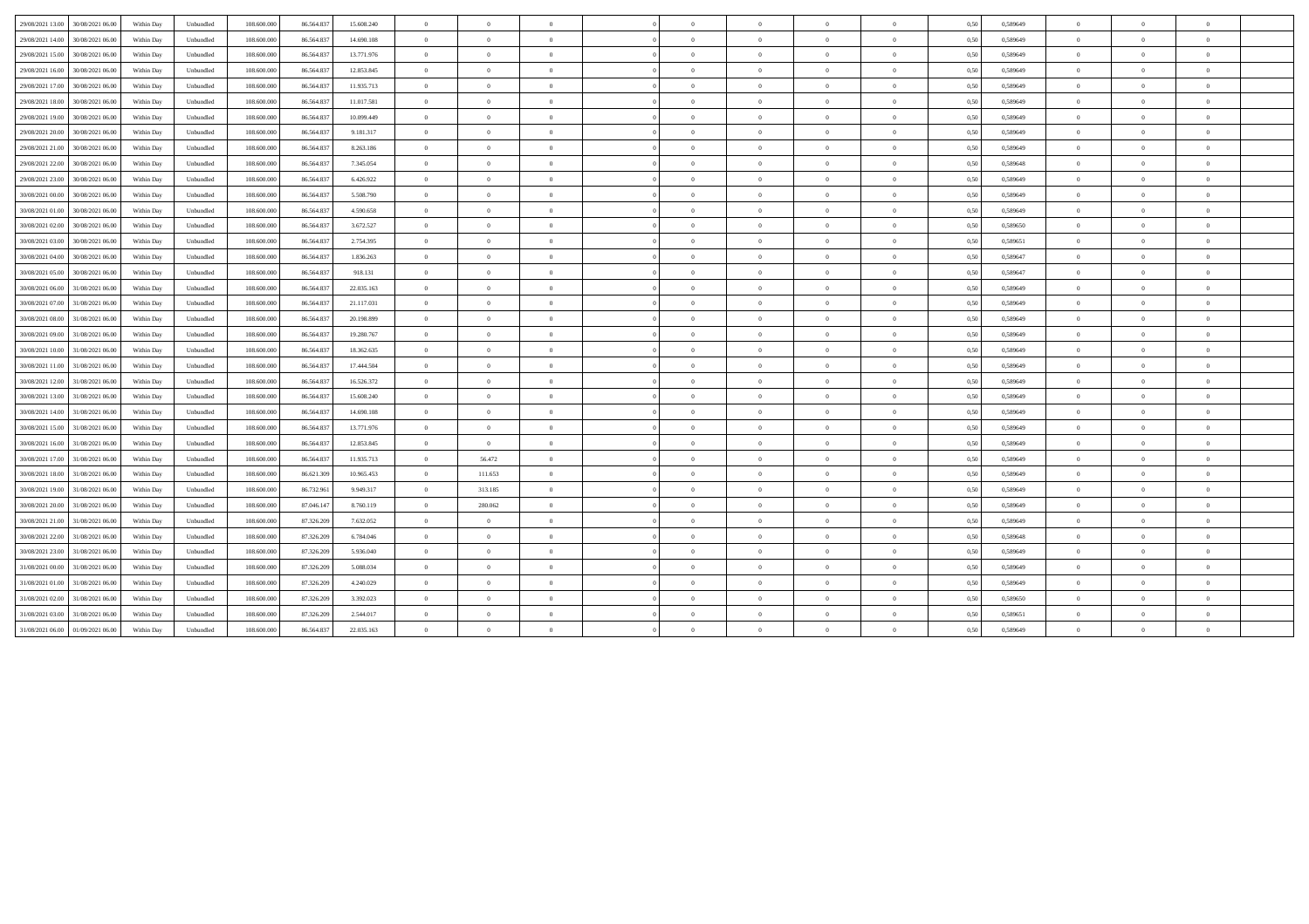| | | | | | | | | | | | | | | | | | | | | | |
|---|---|---|---|---|---|---|---|---|---|---|---|---|---|---|---|---|---|---|---|---|---|
| 29/08/2021 13.00 | 30/08/2021 06.00 | Within Day | Unbundled | 108.600.000 | 86.564.837 | 15.608.240 | 0 | 0 | 0 | | 0 | 0 | 0 | 0 | 0 | 0,50 | 0,589649 | 0 | 0 | 0 | |
| 29/08/2021 14.00 | 30/08/2021 06.00 | Within Day | Unbundled | 108.600.000 | 86.564.837 | 14.690.108 | 0 | 0 | 0 | | 0 | 0 | 0 | 0 | 0 | 0,50 | 0,589649 | 0 | 0 | 0 | |
| 29/08/2021 15.00 | 30/08/2021 06.00 | Within Day | Unbundled | 108.600.000 | 86.564.837 | 13.771.976 | 0 | 0 | 0 | | 0 | 0 | 0 | 0 | 0 | 0,50 | 0,589649 | 0 | 0 | 0 | |
| 29/08/2021 16.00 | 30/08/2021 06.00 | Within Day | Unbundled | 108.600.000 | 86.564.837 | 12.853.845 | 0 | 0 | 0 | | 0 | 0 | 0 | 0 | 0 | 0,50 | 0,589649 | 0 | 0 | 0 | |
| 29/08/2021 17.00 | 30/08/2021 06.00 | Within Day | Unbundled | 108.600.000 | 86.564.837 | 11.935.713 | 0 | 0 | 0 | | 0 | 0 | 0 | 0 | 0 | 0,50 | 0,589649 | 0 | 0 | 0 | |
| 29/08/2021 18.00 | 30/08/2021 06.00 | Within Day | Unbundled | 108.600.000 | 86.564.837 | 11.017.581 | 0 | 0 | 0 | | 0 | 0 | 0 | 0 | 0 | 0,50 | 0,589649 | 0 | 0 | 0 | |
| 29/08/2021 19.00 | 30/08/2021 06.00 | Within Day | Unbundled | 108.600.000 | 86.564.837 | 10.099.449 | 0 | 0 | 0 | | 0 | 0 | 0 | 0 | 0 | 0,50 | 0,589649 | 0 | 0 | 0 | |
| 29/08/2021 20.00 | 30/08/2021 06.00 | Within Day | Unbundled | 108.600.000 | 86.564.837 | 9.181.317 | 0 | 0 | 0 | | 0 | 0 | 0 | 0 | 0 | 0,50 | 0,589649 | 0 | 0 | 0 | |
| 29/08/2021 21.00 | 30/08/2021 06.00 | Within Day | Unbundled | 108.600.000 | 86.564.837 | 8.263.186 | 0 | 0 | 0 | | 0 | 0 | 0 | 0 | 0 | 0,50 | 0,589649 | 0 | 0 | 0 | |
| 29/08/2021 22.00 | 30/08/2021 06.00 | Within Day | Unbundled | 108.600.000 | 86.564.837 | 7.345.054 | 0 | 0 | 0 | | 0 | 0 | 0 | 0 | 0 | 0,50 | 0,589648 | 0 | 0 | 0 | |
| 29/08/2021 23.00 | 30/08/2021 06.00 | Within Day | Unbundled | 108.600.000 | 86.564.837 | 6.426.922 | 0 | 0 | 0 | | 0 | 0 | 0 | 0 | 0 | 0,50 | 0,589649 | 0 | 0 | 0 | |
| 30/08/2021 00.00 | 30/08/2021 06.00 | Within Day | Unbundled | 108.600.000 | 86.564.837 | 5.508.790 | 0 | 0 | 0 | | 0 | 0 | 0 | 0 | 0 | 0,50 | 0,589649 | 0 | 0 | 0 | |
| 30/08/2021 01.00 | 30/08/2021 06.00 | Within Day | Unbundled | 108.600.000 | 86.564.837 | 4.590.658 | 0 | 0 | 0 | | 0 | 0 | 0 | 0 | 0 | 0,50 | 0,589649 | 0 | 0 | 0 | |
| 30/08/2021 02.00 | 30/08/2021 06.00 | Within Day | Unbundled | 108.600.000 | 86.564.837 | 3.672.527 | 0 | 0 | 0 | | 0 | 0 | 0 | 0 | 0 | 0,50 | 0,589650 | 0 | 0 | 0 | |
| 30/08/2021 03.00 | 30/08/2021 06.00 | Within Day | Unbundled | 108.600.000 | 86.564.837 | 2.754.395 | 0 | 0 | 0 | | 0 | 0 | 0 | 0 | 0 | 0,50 | 0,589651 | 0 | 0 | 0 | |
| 30/08/2021 04.00 | 30/08/2021 06.00 | Within Day | Unbundled | 108.600.000 | 86.564.837 | 1.836.263 | 0 | 0 | 0 | | 0 | 0 | 0 | 0 | 0 | 0,50 | 0,589647 | 0 | 0 | 0 | |
| 30/08/2021 05.00 | 30/08/2021 06.00 | Within Day | Unbundled | 108.600.000 | 86.564.837 | 918.131 | 0 | 0 | 0 | | 0 | 0 | 0 | 0 | 0 | 0,50 | 0,589647 | 0 | 0 | 0 | |
| 30/08/2021 06.00 | 31/08/2021 06.00 | Within Day | Unbundled | 108.600.000 | 86.564.837 | 22.035.163 | 0 | 0 | 0 | | 0 | 0 | 0 | 0 | 0 | 0,50 | 0,589649 | 0 | 0 | 0 | |
| 30/08/2021 07.00 | 31/08/2021 06.00 | Within Day | Unbundled | 108.600.000 | 86.564.837 | 21.117.031 | 0 | 0 | 0 | | 0 | 0 | 0 | 0 | 0 | 0,50 | 0,589649 | 0 | 0 | 0 | |
| 30/08/2021 08.00 | 31/08/2021 06.00 | Within Day | Unbundled | 108.600.000 | 86.564.837 | 20.198.899 | 0 | 0 | 0 | | 0 | 0 | 0 | 0 | 0 | 0,50 | 0,589649 | 0 | 0 | 0 | |
| 30/08/2021 09.00 | 31/08/2021 06.00 | Within Day | Unbundled | 108.600.000 | 86.564.837 | 19.280.767 | 0 | 0 | 0 | | 0 | 0 | 0 | 0 | 0 | 0,50 | 0,589649 | 0 | 0 | 0 | |
| 30/08/2021 10.00 | 31/08/2021 06.00 | Within Day | Unbundled | 108.600.000 | 86.564.837 | 18.362.635 | 0 | 0 | 0 | | 0 | 0 | 0 | 0 | 0 | 0,50 | 0,589649 | 0 | 0 | 0 | |
| 30/08/2021 11.00 | 31/08/2021 06.00 | Within Day | Unbundled | 108.600.000 | 86.564.837 | 17.444.504 | 0 | 0 | 0 | | 0 | 0 | 0 | 0 | 0 | 0,50 | 0,589649 | 0 | 0 | 0 | |
| 30/08/2021 12.00 | 31/08/2021 06.00 | Within Day | Unbundled | 108.600.000 | 86.564.837 | 16.526.372 | 0 | 0 | 0 | | 0 | 0 | 0 | 0 | 0 | 0,50 | 0,589649 | 0 | 0 | 0 | |
| 30/08/2021 13.00 | 31/08/2021 06.00 | Within Day | Unbundled | 108.600.000 | 86.564.837 | 15.608.240 | 0 | 0 | 0 | | 0 | 0 | 0 | 0 | 0 | 0,50 | 0,589649 | 0 | 0 | 0 | |
| 30/08/2021 14.00 | 31/08/2021 06.00 | Within Day | Unbundled | 108.600.000 | 86.564.837 | 14.690.108 | 0 | 0 | 0 | | 0 | 0 | 0 | 0 | 0 | 0,50 | 0,589649 | 0 | 0 | 0 | |
| 30/08/2021 15.00 | 31/08/2021 06.00 | Within Day | Unbundled | 108.600.000 | 86.564.837 | 13.771.976 | 0 | 0 | 0 | | 0 | 0 | 0 | 0 | 0 | 0,50 | 0,589649 | 0 | 0 | 0 | |
| 30/08/2021 16.00 | 31/08/2021 06.00 | Within Day | Unbundled | 108.600.000 | 86.564.837 | 12.853.845 | 0 | 0 | 0 | | 0 | 0 | 0 | 0 | 0 | 0,50 | 0,589649 | 0 | 0 | 0 | |
| 30/08/2021 17.00 | 31/08/2021 06.00 | Within Day | Unbundled | 108.600.000 | 86.564.837 | 11.935.713 | 0 | 56.472 | 0 | | 0 | 0 | 0 | 0 | 0 | 0,50 | 0,589649 | 0 | 0 | 0 | |
| 30/08/2021 18.00 | 31/08/2021 06.00 | Within Day | Unbundled | 108.600.000 | 86.621.309 | 10.965.453 | 0 | 111.653 | 0 | | 0 | 0 | 0 | 0 | 0 | 0,50 | 0,589649 | 0 | 0 | 0 | |
| 30/08/2021 19.00 | 31/08/2021 06.00 | Within Day | Unbundled | 108.600.000 | 86.732.961 | 9.949.317 | 0 | 313.185 | 0 | | 0 | 0 | 0 | 0 | 0 | 0,50 | 0,589649 | 0 | 0 | 0 | |
| 30/08/2021 20.00 | 31/08/2021 06.00 | Within Day | Unbundled | 108.600.000 | 87.046.147 | 8.760.119 | 0 | 280.062 | 0 | | 0 | 0 | 0 | 0 | 0 | 0,50 | 0,589649 | 0 | 0 | 0 | |
| 30/08/2021 21.00 | 31/08/2021 06.00 | Within Day | Unbundled | 108.600.000 | 87.326.209 | 7.632.052 | 0 | 0 | 0 | | 0 | 0 | 0 | 0 | 0 | 0,50 | 0,589649 | 0 | 0 | 0 | |
| 30/08/2021 22.00 | 31/08/2021 06.00 | Within Day | Unbundled | 108.600.000 | 87.326.209 | 6.784.046 | 0 | 0 | 0 | | 0 | 0 | 0 | 0 | 0 | 0,50 | 0,589648 | 0 | 0 | 0 | |
| 30/08/2021 23.00 | 31/08/2021 06.00 | Within Day | Unbundled | 108.600.000 | 87.326.209 | 5.936.040 | 0 | 0 | 0 | | 0 | 0 | 0 | 0 | 0 | 0,50 | 0,589649 | 0 | 0 | 0 | |
| 31/08/2021 00.00 | 31/08/2021 06.00 | Within Day | Unbundled | 108.600.000 | 87.326.209 | 5.088.034 | 0 | 0 | 0 | | 0 | 0 | 0 | 0 | 0 | 0,50 | 0,589649 | 0 | 0 | 0 | |
| 31/08/2021 01.00 | 31/08/2021 06.00 | Within Day | Unbundled | 108.600.000 | 87.326.209 | 4.240.029 | 0 | 0 | 0 | | 0 | 0 | 0 | 0 | 0 | 0,50 | 0,589649 | 0 | 0 | 0 | |
| 31/08/2021 02.00 | 31/08/2021 06.00 | Within Day | Unbundled | 108.600.000 | 87.326.209 | 3.392.023 | 0 | 0 | 0 | | 0 | 0 | 0 | 0 | 0 | 0,50 | 0,589650 | 0 | 0 | 0 | |
| 31/08/2021 03.00 | 31/08/2021 06.00 | Within Day | Unbundled | 108.600.000 | 87.326.209 | 2.544.017 | 0 | 0 | 0 | | 0 | 0 | 0 | 0 | 0 | 0,50 | 0,589651 | 0 | 0 | 0 | |
| 31/08/2021 06.00 | 01/09/2021 06.00 | Within Day | Unbundled | 108.600.000 | 86.564.837 | 22.035.163 | 0 | 0 | 0 | | 0 | 0 | 0 | 0 | 0 | 0,50 | 0,589649 | 0 | 0 | 0 | |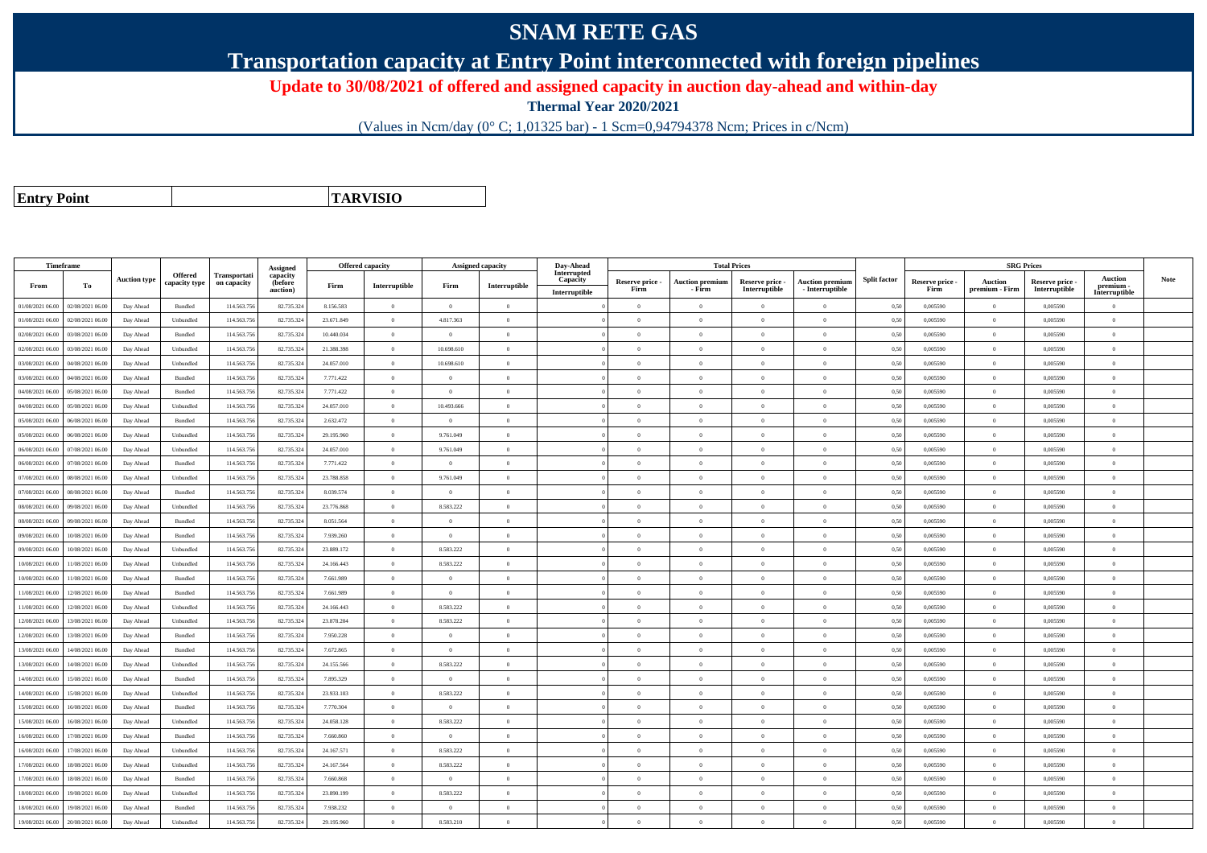# SNAM RETE GAS

## Transportation capacity at Entry Point interconnected with foreign pipelines

**Update to 30/08/2021 of offered and assigned capacity in auction day-ahead and within-day**

**Thermal Year 2020/2021**

(Values in Ncm/day (0° C; 1,01325 bar) - 1 Scm=0,94794378 Ncm; Prices in c/Ncm)

| **Entry Point** | **TARVISIO** |
|---|---|

| Timeframe | | Auction type | Offered capacity type | Transportation capacity | Assigned capacity (before auction) | Offered capacity | | Assigned capacity | | Day-Ahead Interrupted Capacity | Total Prices | | | | Split factor | SRG Prices | | | | Note |
|---|---|---|---|---|---|---|---|---|---|---|---|---|---|---|---|---|---|---|---|---|
| From | To | | | | | Firm | Interruptible | Firm | Interruptible | Interruptible | Reserve price - Firm | Auction premium - Firm | Reserve price - Interruptible | Auction premium - Interruptible | | Reserve price - Firm | Auction premium - Firm | Reserve price - Interruptible | Auction premium - Interruptible | |
| 01/08/2021 06.00 | 02/08/2021 06.00 | Day Ahead | Bundled | 114.563.756 | 82.735.324 | 8.156.583 | 0 | 0 | 0 | | 0 | 0 | 0 | 0 | 0,50 | 0,005590 | 0 | 0,005590 | 0 | |
| 01/08/2021 06.00 | 02/08/2021 06.00 | Day Ahead | Unbundled | 114.563.756 | 82.735.324 | 23.671.849 | 0 | 4.817.363 | 0 | | 0 | 0 | 0 | 0 | 0,50 | 0,005590 | 0 | 0,005590 | 0 | |
| 02/08/2021 06.00 | 03/08/2021 06.00 | Day Ahead | Bundled | 114.563.756 | 82.735.324 | 10.440.034 | 0 | 0 | 0 | | 0 | 0 | 0 | 0 | 0,50 | 0,005590 | 0 | 0,005590 | 0 | |
| 02/08/2021 06.00 | 03/08/2021 06.00 | Day Ahead | Unbundled | 114.563.756 | 82.735.324 | 21.388.398 | 0 | 10.698.610 | 0 | | 0 | 0 | 0 | 0 | 0,50 | 0,005590 | 0 | 0,005590 | 0 | |
| 03/08/2021 06.00 | 04/08/2021 06.00 | Day Ahead | Unbundled | 114.563.756 | 82.735.324 | 24.057.010 | 0 | 10.698.610 | 0 | | 0 | 0 | 0 | 0 | 0,50 | 0,005590 | 0 | 0,005590 | 0 | |
| 03/08/2021 06.00 | 04/08/2021 06.00 | Day Ahead | Bundled | 114.563.756 | 82.735.324 | 7.771.422 | 0 | 0 | 0 | | 0 | 0 | 0 | 0 | 0,50 | 0,005590 | 0 | 0,005590 | 0 | |
| 04/08/2021 06.00 | 05/08/2021 06.00 | Day Ahead | Bundled | 114.563.756 | 82.735.324 | 7.771.422 | 0 | 0 | 0 | | 0 | 0 | 0 | 0 | 0,50 | 0,005590 | 0 | 0,005590 | 0 | |
| 04/08/2021 06.00 | 05/08/2021 06.00 | Day Ahead | Unbundled | 114.563.756 | 82.735.324 | 24.057.010 | 0 | 10.493.666 | 0 | | 0 | 0 | 0 | 0 | 0,50 | 0,005590 | 0 | 0,005590 | 0 | |
| 05/08/2021 06.00 | 06/08/2021 06.00 | Day Ahead | Bundled | 114.563.756 | 82.735.324 | 2.632.472 | 0 | 0 | 0 | | 0 | 0 | 0 | 0 | 0,50 | 0,005590 | 0 | 0,005590 | 0 | |
| 05/08/2021 06.00 | 06/08/2021 06.00 | Day Ahead | Unbundled | 114.563.756 | 82.735.324 | 29.195.960 | 0 | 9.761.049 | 0 | | 0 | 0 | 0 | 0 | 0,50 | 0,005590 | 0 | 0,005590 | 0 | |
| 06/08/2021 06.00 | 07/08/2021 06.00 | Day Ahead | Unbundled | 114.563.756 | 82.735.324 | 24.057.010 | 0 | 9.761.049 | 0 | | 0 | 0 | 0 | 0 | 0,50 | 0,005590 | 0 | 0,005590 | 0 | |
| 06/08/2021 06.00 | 07/08/2021 06.00 | Day Ahead | Bundled | 114.563.756 | 82.735.324 | 7.771.422 | 0 | 0 | 0 | | 0 | 0 | 0 | 0 | 0,50 | 0,005590 | 0 | 0,005590 | 0 | |
| 07/08/2021 06.00 | 08/08/2021 06.00 | Day Ahead | Unbundled | 114.563.756 | 82.735.324 | 23.788.858 | 0 | 9.761.049 | 0 | | 0 | 0 | 0 | 0 | 0,50 | 0,005590 | 0 | 0,005590 | 0 | |
| 07/08/2021 06.00 | 08/08/2021 06.00 | Day Ahead | Bundled | 114.563.756 | 82.735.324 | 8.039.574 | 0 | 0 | 0 | | 0 | 0 | 0 | 0 | 0,50 | 0,005590 | 0 | 0,005590 | 0 | |
| 08/08/2021 06.00 | 09/08/2021 06.00 | Day Ahead | Unbundled | 114.563.756 | 82.735.324 | 23.776.868 | 0 | 8.583.222 | 0 | | 0 | 0 | 0 | 0 | 0,50 | 0,005590 | 0 | 0,005590 | 0 | |
| 08/08/2021 06.00 | 09/08/2021 06.00 | Day Ahead | Bundled | 114.563.756 | 82.735.324 | 8.051.564 | 0 | 0 | 0 | | 0 | 0 | 0 | 0 | 0,50 | 0,005590 | 0 | 0,005590 | 0 | |
| 09/08/2021 06.00 | 10/08/2021 06.00 | Day Ahead | Bundled | 114.563.756 | 82.735.324 | 7.939.260 | 0 | 0 | 0 | | 0 | 0 | 0 | 0 | 0,50 | 0,005590 | 0 | 0,005590 | 0 | |
| 09/08/2021 06.00 | 10/08/2021 06.00 | Day Ahead | Unbundled | 114.563.756 | 82.735.324 | 23.889.172 | 0 | 8.583.222 | 0 | | 0 | 0 | 0 | 0 | 0,50 | 0,005590 | 0 | 0,005590 | 0 | |
| 10/08/2021 06.00 | 11/08/2021 06.00 | Day Ahead | Unbundled | 114.563.756 | 82.735.324 | 24.166.443 | 0 | 8.583.222 | 0 | | 0 | 0 | 0 | 0 | 0,50 | 0,005590 | 0 | 0,005590 | 0 | |
| 10/08/2021 06.00 | 11/08/2021 06.00 | Day Ahead | Bundled | 114.563.756 | 82.735.324 | 7.661.989 | 0 | 0 | 0 | | 0 | 0 | 0 | 0 | 0,50 | 0,005590 | 0 | 0,005590 | 0 | |
| 11/08/2021 06.00 | 12/08/2021 06.00 | Day Ahead | Bundled | 114.563.756 | 82.735.324 | 7.661.989 | 0 | 0 | 0 | | 0 | 0 | 0 | 0 | 0,50 | 0,005590 | 0 | 0,005590 | 0 | |
| 11/08/2021 06.00 | 12/08/2021 06.00 | Day Ahead | Unbundled | 114.563.756 | 82.735.324 | 24.166.443 | 0 | 8.583.222 | 0 | | 0 | 0 | 0 | 0 | 0,50 | 0,005590 | 0 | 0,005590 | 0 | |
| 12/08/2021 06.00 | 13/08/2021 06.00 | Day Ahead | Unbundled | 114.563.756 | 82.735.324 | 23.878.204 | 0 | 8.583.222 | 0 | | 0 | 0 | 0 | 0 | 0,50 | 0,005590 | 0 | 0,005590 | 0 | |
| 12/08/2021 06.00 | 13/08/2021 06.00 | Day Ahead | Bundled | 114.563.756 | 82.735.324 | 7.950.228 | 0 | 0 | 0 | | 0 | 0 | 0 | 0 | 0,50 | 0,005590 | 0 | 0,005590 | 0 | |
| 13/08/2021 06.00 | 14/08/2021 06.00 | Day Ahead | Bundled | 114.563.756 | 82.735.324 | 7.672.865 | 0 | 0 | 0 | | 0 | 0 | 0 | 0 | 0,50 | 0,005590 | 0 | 0,005590 | 0 | |
| 13/08/2021 06.00 | 14/08/2021 06.00 | Day Ahead | Unbundled | 114.563.756 | 82.735.324 | 24.155.566 | 0 | 8.583.222 | 0 | | 0 | 0 | 0 | 0 | 0,50 | 0,005590 | 0 | 0,005590 | 0 | |
| 14/08/2021 06.00 | 15/08/2021 06.00 | Day Ahead | Bundled | 114.563.756 | 82.735.324 | 7.895.329 | 0 | 0 | 0 | | 0 | 0 | 0 | 0 | 0,50 | 0,005590 | 0 | 0,005590 | 0 | |
| 14/08/2021 06.00 | 15/08/2021 06.00 | Day Ahead | Unbundled | 114.563.756 | 82.735.324 | 23.933.103 | 0 | 8.583.222 | 0 | | 0 | 0 | 0 | 0 | 0,50 | 0,005590 | 0 | 0,005590 | 0 | |
| 15/08/2021 06.00 | 16/08/2021 06.00 | Day Ahead | Bundled | 114.563.756 | 82.735.324 | 7.770.304 | 0 | 0 | 0 | | 0 | 0 | 0 | 0 | 0,50 | 0,005590 | 0 | 0,005590 | 0 | |
| 15/08/2021 06.00 | 16/08/2021 06.00 | Day Ahead | Unbundled | 114.563.756 | 82.735.324 | 24.058.128 | 0 | 8.583.222 | 0 | | 0 | 0 | 0 | 0 | 0,50 | 0,005590 | 0 | 0,005590 | 0 | |
| 16/08/2021 06.00 | 17/08/2021 06.00 | Day Ahead | Bundled | 114.563.756 | 82.735.324 | 7.660.860 | 0 | 0 | 0 | | 0 | 0 | 0 | 0 | 0,50 | 0,005590 | 0 | 0,005590 | 0 | |
| 16/08/2021 06.00 | 17/08/2021 06.00 | Day Ahead | Unbundled | 114.563.756 | 82.735.324 | 24.167.571 | 0 | 8.583.222 | 0 | | 0 | 0 | 0 | 0 | 0,50 | 0,005590 | 0 | 0,005590 | 0 | |
| 17/08/2021 06.00 | 18/08/2021 06.00 | Day Ahead | Unbundled | 114.563.756 | 82.735.324 | 24.167.564 | 0 | 8.583.222 | 0 | | 0 | 0 | 0 | 0 | 0,50 | 0,005590 | 0 | 0,005590 | 0 | |
| 17/08/2021 06.00 | 18/08/2021 06.00 | Day Ahead | Bundled | 114.563.756 | 82.735.324 | 7.660.868 | 0 | 0 | 0 | | 0 | 0 | 0 | 0 | 0,50 | 0,005590 | 0 | 0,005590 | 0 | |
| 18/08/2021 06.00 | 19/08/2021 06.00 | Day Ahead | Unbundled | 114.563.756 | 82.735.324 | 23.890.199 | 0 | 8.583.222 | 0 | | 0 | 0 | 0 | 0 | 0,50 | 0,005590 | 0 | 0,005590 | 0 | |
| 18/08/2021 06.00 | 19/08/2021 06.00 | Day Ahead | Bundled | 114.563.756 | 82.735.324 | 7.938.232 | 0 | 0 | 0 | | 0 | 0 | 0 | 0 | 0,50 | 0,005590 | 0 | 0,005590 | 0 | |
| 19/08/2021 06.00 | 20/08/2021 06.00 | Day Ahead | Unbundled | 114.563.756 | 82.735.324 | 29.195.960 | 0 | 8.583.210 | 0 | | 0 | 0 | 0 | 0 | 0,50 | 0,005590 | 0 | 0,005590 | 0 | |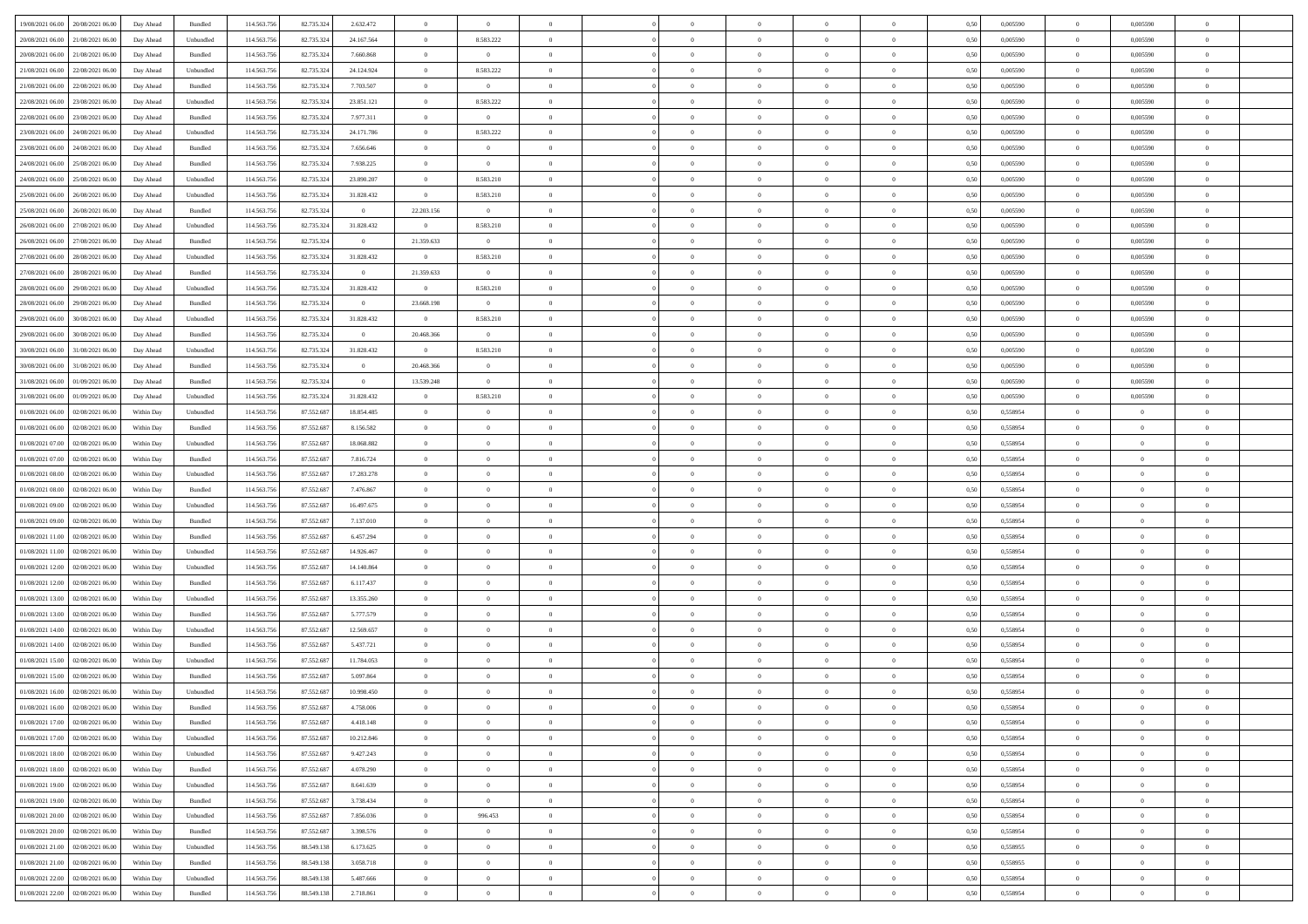| 19/08/2021 06:00 | 20/08/2021 06:00 | Day Ahead | Bundled | 114.563.756 | 82.735.324 | 2.632.472 | 0 | 0 | 0 | | 0 | 0 | 0 | 0 | 0,50 | 0,005590 | 0 | 0,005590 | 0 | |
|---|---|---|---|---|---|---|---|---|---|---|---|---|---|---|---|---|---|---|---|---|
| 20/08/2021 06:00 | 21/08/2021 06:00 | Day Ahead | Unbundled | 114.563.756 | 82.735.324 | 24.167.564 | 0 | 8.583.222 | 0 | | 0 | 0 | 0 | 0 | 0,50 | 0,005590 | 0 | 0,005590 | 0 | |
| 20/08/2021 06:00 | 21/08/2021 06:00 | Day Ahead | Bundled | 114.563.756 | 82.735.324 | 7.660.868 | 0 | 0 | 0 | | 0 | 0 | 0 | 0 | 0,50 | 0,005590 | 0 | 0,005590 | 0 | |
| 21/08/2021 06:00 | 22/08/2021 06:00 | Day Ahead | Unbundled | 114.563.756 | 82.735.324 | 24.124.924 | 0 | 8.583.222 | 0 | | 0 | 0 | 0 | 0 | 0,50 | 0,005590 | 0 | 0,005590 | 0 | |
| 21/08/2021 06:00 | 22/08/2021 06:00 | Day Ahead | Bundled | 114.563.756 | 82.735.324 | 7.703.507 | 0 | 0 | 0 | | 0 | 0 | 0 | 0 | 0,50 | 0,005590 | 0 | 0,005590 | 0 | |
| 22/08/2021 06:00 | 23/08/2021 06:00 | Day Ahead | Unbundled | 114.563.756 | 82.735.324 | 23.851.121 | 0 | 8.583.222 | 0 | | 0 | 0 | 0 | 0 | 0,50 | 0,005590 | 0 | 0,005590 | 0 | |
| 22/08/2021 06:00 | 23/08/2021 06:00 | Day Ahead | Bundled | 114.563.756 | 82.735.324 | 7.977.311 | 0 | 0 | 0 | | 0 | 0 | 0 | 0 | 0,50 | 0,005590 | 0 | 0,005590 | 0 | |
| 23/08/2021 06:00 | 24/08/2021 06:00 | Day Ahead | Unbundled | 114.563.756 | 82.735.324 | 24.171.786 | 0 | 8.583.222 | 0 | | 0 | 0 | 0 | 0 | 0,50 | 0,005590 | 0 | 0,005590 | 0 | |
| 23/08/2021 06:00 | 24/08/2021 06:00 | Day Ahead | Bundled | 114.563.756 | 82.735.324 | 7.656.646 | 0 | 0 | 0 | | 0 | 0 | 0 | 0 | 0,50 | 0,005590 | 0 | 0,005590 | 0 | |
| 24/08/2021 06:00 | 25/08/2021 06:00 | Day Ahead | Bundled | 114.563.756 | 82.735.324 | 7.938.225 | 0 | 0 | 0 | | 0 | 0 | 0 | 0 | 0,50 | 0,005590 | 0 | 0,005590 | 0 | |
| 24/08/2021 06:00 | 25/08/2021 06:00 | Day Ahead | Unbundled | 114.563.756 | 82.735.324 | 23.890.207 | 0 | 8.583.210 | 0 | | 0 | 0 | 0 | 0 | 0,50 | 0,005590 | 0 | 0,005590 | 0 | |
| 25/08/2021 06:00 | 26/08/2021 06:00 | Day Ahead | Unbundled | 114.563.756 | 82.735.324 | 31.828.432 | 0 | 8.583.210 | 0 | | 0 | 0 | 0 | 0 | 0,50 | 0,005590 | 0 | 0,005590 | 0 | |
| 25/08/2021 06:00 | 26/08/2021 06:00 | Day Ahead | Bundled | 114.563.756 | 82.735.324 | 0 | 22.203.156 | 0 | 0 | | 0 | 0 | 0 | 0 | 0,50 | 0,005590 | 0 | 0,005590 | 0 | |
| 26/08/2021 06:00 | 27/08/2021 06:00 | Day Ahead | Unbundled | 114.563.756 | 82.735.324 | 31.828.432 | 0 | 8.583.210 | 0 | | 0 | 0 | 0 | 0 | 0,50 | 0,005590 | 0 | 0,005590 | 0 | |
| 26/08/2021 06:00 | 27/08/2021 06:00 | Day Ahead | Bundled | 114.563.756 | 82.735.324 | 0 | 21.359.633 | 0 | 0 | | 0 | 0 | 0 | 0 | 0,50 | 0,005590 | 0 | 0,005590 | 0 | |
| 27/08/2021 06:00 | 28/08/2021 06:00 | Day Ahead | Unbundled | 114.563.756 | 82.735.324 | 31.828.432 | 0 | 8.583.210 | 0 | | 0 | 0 | 0 | 0 | 0,50 | 0,005590 | 0 | 0,005590 | 0 | |
| 27/08/2021 06:00 | 28/08/2021 06:00 | Day Ahead | Bundled | 114.563.756 | 82.735.324 | 0 | 21.359.633 | 0 | 0 | | 0 | 0 | 0 | 0 | 0,50 | 0,005590 | 0 | 0,005590 | 0 | |
| 28/08/2021 06:00 | 29/08/2021 06:00 | Day Ahead | Unbundled | 114.563.756 | 82.735.324 | 31.828.432 | 0 | 8.583.210 | 0 | | 0 | 0 | 0 | 0 | 0,50 | 0,005590 | 0 | 0,005590 | 0 | |
| 28/08/2021 06:00 | 29/08/2021 06:00 | Day Ahead | Bundled | 114.563.756 | 82.735.324 | 0 | 23.668.198 | 0 | 0 | | 0 | 0 | 0 | 0 | 0,50 | 0,005590 | 0 | 0,005590 | 0 | |
| 29/08/2021 06:00 | 30/08/2021 06:00 | Day Ahead | Unbundled | 114.563.756 | 82.735.324 | 31.828.432 | 0 | 8.583.210 | 0 | | 0 | 0 | 0 | 0 | 0,50 | 0,005590 | 0 | 0,005590 | 0 | |
| 29/08/2021 06:00 | 30/08/2021 06:00 | Day Ahead | Bundled | 114.563.756 | 82.735.324 | 0 | 20.468.366 | 0 | 0 | | 0 | 0 | 0 | 0 | 0,50 | 0,005590 | 0 | 0,005590 | 0 | |
| 30/08/2021 06:00 | 31/08/2021 06:00 | Day Ahead | Unbundled | 114.563.756 | 82.735.324 | 31.828.432 | 0 | 8.583.210 | 0 | | 0 | 0 | 0 | 0 | 0,50 | 0,005590 | 0 | 0,005590 | 0 | |
| 30/08/2021 06:00 | 31/08/2021 06:00 | Day Ahead | Bundled | 114.563.756 | 82.735.324 | 0 | 20.468.366 | 0 | 0 | | 0 | 0 | 0 | 0 | 0,50 | 0,005590 | 0 | 0,005590 | 0 | |
| 31/08/2021 06:00 | 01/09/2021 06:00 | Day Ahead | Bundled | 114.563.756 | 82.735.324 | 0 | 13.539.248 | 0 | 0 | | 0 | 0 | 0 | 0 | 0,50 | 0,005590 | 0 | 0,005590 | 0 | |
| 31/08/2021 06:00 | 01/09/2021 06:00 | Day Ahead | Unbundled | 114.563.756 | 82.735.324 | 31.828.432 | 0 | 8.583.210 | 0 | | 0 | 0 | 0 | 0 | 0,50 | 0,005590 | 0 | 0,005590 | 0 | |
| 01/08/2021 06:00 | 02/08/2021 06:00 | Within Day | Unbundled | 114.563.756 | 87.552.687 | 18.854.485 | 0 | 0 | 0 | | 0 | 0 | 0 | 0 | 0,50 | 0,558954 | 0 | 0 | 0 | |
| 01/08/2021 06:00 | 02/08/2021 06:00 | Within Day | Bundled | 114.563.756 | 87.552.687 | 8.156.582 | 0 | 0 | 0 | | 0 | 0 | 0 | 0 | 0,50 | 0,558954 | 0 | 0 | 0 | |
| 01/08/2021 07:00 | 02/08/2021 06:00 | Within Day | Unbundled | 114.563.756 | 87.552.687 | 18.068.882 | 0 | 0 | 0 | | 0 | 0 | 0 | 0 | 0,50 | 0,558954 | 0 | 0 | 0 | |
| 01/08/2021 07:00 | 02/08/2021 06:00 | Within Day | Bundled | 114.563.756 | 87.552.687 | 7.816.724 | 0 | 0 | 0 | | 0 | 0 | 0 | 0 | 0,50 | 0,558954 | 0 | 0 | 0 | |
| 01/08/2021 08:00 | 02/08/2021 06:00 | Within Day | Unbundled | 114.563.756 | 87.552.687 | 17.283.278 | 0 | 0 | 0 | | 0 | 0 | 0 | 0 | 0,50 | 0,558954 | 0 | 0 | 0 | |
| 01/08/2021 08:00 | 02/08/2021 06:00 | Within Day | Bundled | 114.563.756 | 87.552.687 | 7.476.867 | 0 | 0 | 0 | | 0 | 0 | 0 | 0 | 0,50 | 0,558954 | 0 | 0 | 0 | |
| 01/08/2021 09:00 | 02/08/2021 06:00 | Within Day | Unbundled | 114.563.756 | 87.552.687 | 16.497.675 | 0 | 0 | 0 | | 0 | 0 | 0 | 0 | 0,50 | 0,558954 | 0 | 0 | 0 | |
| 01/08/2021 09:00 | 02/08/2021 06:00 | Within Day | Bundled | 114.563.756 | 87.552.687 | 7.137.010 | 0 | 0 | 0 | | 0 | 0 | 0 | 0 | 0,50 | 0,558954 | 0 | 0 | 0 | |
| 01/08/2021 11:00 | 02/08/2021 06:00 | Within Day | Bundled | 114.563.756 | 87.552.687 | 6.457.294 | 0 | 0 | 0 | | 0 | 0 | 0 | 0 | 0,50 | 0,558954 | 0 | 0 | 0 | |
| 01/08/2021 11:00 | 02/08/2021 06:00 | Within Day | Unbundled | 114.563.756 | 87.552.687 | 14.926.467 | 0 | 0 | 0 | | 0 | 0 | 0 | 0 | 0,50 | 0,558954 | 0 | 0 | 0 | |
| 01/08/2021 12:00 | 02/08/2021 06:00 | Within Day | Unbundled | 114.563.756 | 87.552.687 | 14.140.864 | 0 | 0 | 0 | | 0 | 0 | 0 | 0 | 0,50 | 0,558954 | 0 | 0 | 0 | |
| 01/08/2021 12:00 | 02/08/2021 06:00 | Within Day | Bundled | 114.563.756 | 87.552.687 | 6.117.437 | 0 | 0 | 0 | | 0 | 0 | 0 | 0 | 0,50 | 0,558954 | 0 | 0 | 0 | |
| 01/08/2021 13:00 | 02/08/2021 06:00 | Within Day | Unbundled | 114.563.756 | 87.552.687 | 13.355.260 | 0 | 0 | 0 | | 0 | 0 | 0 | 0 | 0,50 | 0,558954 | 0 | 0 | 0 | |
| 01/08/2021 13:00 | 02/08/2021 06:00 | Within Day | Bundled | 114.563.756 | 87.552.687 | 5.777.579 | 0 | 0 | 0 | | 0 | 0 | 0 | 0 | 0,50 | 0,558954 | 0 | 0 | 0 | |
| 01/08/2021 14:00 | 02/08/2021 06:00 | Within Day | Unbundled | 114.563.756 | 87.552.687 | 12.569.657 | 0 | 0 | 0 | | 0 | 0 | 0 | 0 | 0,50 | 0,558954 | 0 | 0 | 0 | |
| 01/08/2021 14:00 | 02/08/2021 06:00 | Within Day | Bundled | 114.563.756 | 87.552.687 | 5.437.721 | 0 | 0 | 0 | | 0 | 0 | 0 | 0 | 0,50 | 0,558954 | 0 | 0 | 0 | |
| 01/08/2021 15:00 | 02/08/2021 06:00 | Within Day | Unbundled | 114.563.756 | 87.552.687 | 11.784.053 | 0 | 0 | 0 | | 0 | 0 | 0 | 0 | 0,50 | 0,558954 | 0 | 0 | 0 | |
| 01/08/2021 15:00 | 02/08/2021 06:00 | Within Day | Bundled | 114.563.756 | 87.552.687 | 5.097.864 | 0 | 0 | 0 | | 0 | 0 | 0 | 0 | 0,50 | 0,558954 | 0 | 0 | 0 | |
| 01/08/2021 16:00 | 02/08/2021 06:00 | Within Day | Unbundled | 114.563.756 | 87.552.687 | 10.998.450 | 0 | 0 | 0 | | 0 | 0 | 0 | 0 | 0,50 | 0,558954 | 0 | 0 | 0 | |
| 01/08/2021 16:00 | 02/08/2021 06:00 | Within Day | Bundled | 114.563.756 | 87.552.687 | 4.758.006 | 0 | 0 | 0 | | 0 | 0 | 0 | 0 | 0,50 | 0,558954 | 0 | 0 | 0 | |
| 01/08/2021 17:00 | 02/08/2021 06:00 | Within Day | Bundled | 114.563.756 | 87.552.687 | 4.418.148 | 0 | 0 | 0 | | 0 | 0 | 0 | 0 | 0,50 | 0,558954 | 0 | 0 | 0 | |
| 01/08/2021 17:00 | 02/08/2021 06:00 | Within Day | Unbundled | 114.563.756 | 87.552.687 | 10.212.846 | 0 | 0 | 0 | | 0 | 0 | 0 | 0 | 0,50 | 0,558954 | 0 | 0 | 0 | |
| 01/08/2021 18:00 | 02/08/2021 06:00 | Within Day | Unbundled | 114.563.756 | 87.552.687 | 9.427.243 | 0 | 0 | 0 | | 0 | 0 | 0 | 0 | 0,50 | 0,558954 | 0 | 0 | 0 | |
| 01/08/2021 18:00 | 02/08/2021 06:00 | Within Day | Bundled | 114.563.756 | 87.552.687 | 4.078.290 | 0 | 0 | 0 | | 0 | 0 | 0 | 0 | 0,50 | 0,558954 | 0 | 0 | 0 | |
| 01/08/2021 19:00 | 02/08/2021 06:00 | Within Day | Unbundled | 114.563.756 | 87.552.687 | 8.641.639 | 0 | 0 | 0 | | 0 | 0 | 0 | 0 | 0,50 | 0,558954 | 0 | 0 | 0 | |
| 01/08/2021 19:00 | 02/08/2021 06:00 | Within Day | Bundled | 114.563.756 | 87.552.687 | 3.738.434 | 0 | 0 | 0 | | 0 | 0 | 0 | 0 | 0,50 | 0,558954 | 0 | 0 | 0 | |
| 01/08/2021 20:00 | 02/08/2021 06:00 | Within Day | Unbundled | 114.563.756 | 87.552.687 | 7.856.036 | 0 | 996.453 | 0 | | 0 | 0 | 0 | 0 | 0,50 | 0,558954 | 0 | 0 | 0 | |
| 01/08/2021 20:00 | 02/08/2021 06:00 | Within Day | Bundled | 114.563.756 | 87.552.687 | 3.398.576 | 0 | 0 | 0 | | 0 | 0 | 0 | 0 | 0,50 | 0,558954 | 0 | 0 | 0 | |
| 01/08/2021 21:00 | 02/08/2021 06:00 | Within Day | Unbundled | 114.563.756 | 88.549.138 | 6.173.625 | 0 | 0 | 0 | | 0 | 0 | 0 | 0 | 0,50 | 0,558955 | 0 | 0 | 0 | |
| 01/08/2021 21:00 | 02/08/2021 06:00 | Within Day | Bundled | 114.563.756 | 88.549.138 | 3.058.718 | 0 | 0 | 0 | | 0 | 0 | 0 | 0 | 0,50 | 0,558955 | 0 | 0 | 0 | |
| 01/08/2021 22:00 | 02/08/2021 06:00 | Within Day | Unbundled | 114.563.756 | 88.549.138 | 5.487.666 | 0 | 0 | 0 | | 0 | 0 | 0 | 0 | 0,50 | 0,558954 | 0 | 0 | 0 | |
| 01/08/2021 22:00 | 02/08/2021 06:00 | Within Day | Bundled | 114.563.756 | 88.549.138 | 2.718.861 | 0 | 0 | 0 | | 0 | 0 | 0 | 0 | 0,50 | 0,558954 | 0 | 0 | 0 | |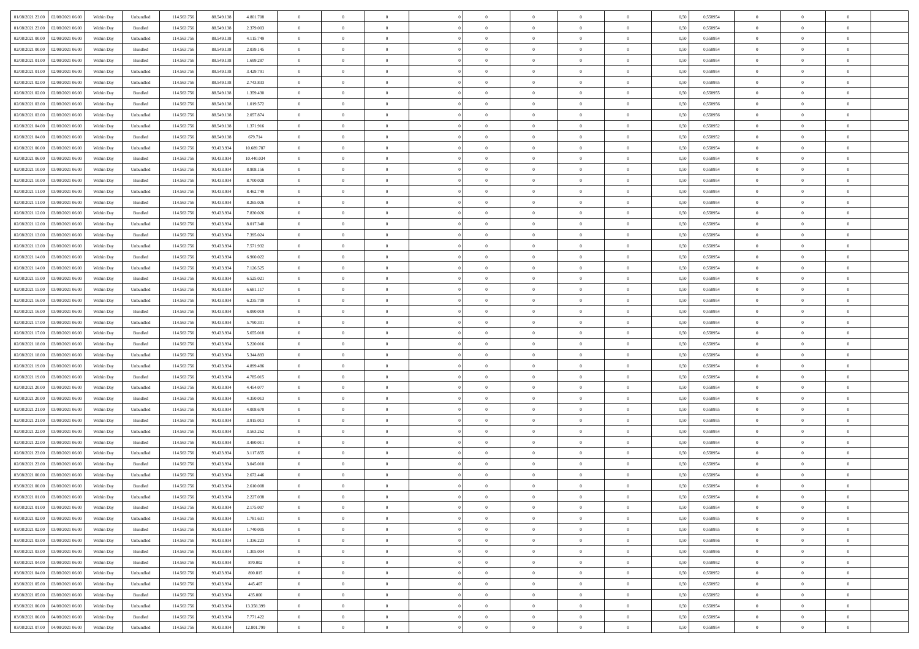| | | | | | | | | | | | | | | | | | | | | | |
|---|---|---|---|---|---|---|---|---|---|---|---|---|---|---|---|---|---|---|---|---|---|
| 01/08/2021 23.00 | 02/08/2021 06.00 | Within Day | Unbundled | 114.563.756 | 88.549.138 | 4.801.708 | 0 | 0 | 0 | | 0 | 0 | 0 | 0 | 0,50 | 0,558954 | 0 | 0 | 0 | |
| 01/08/2021 23.00 | 02/08/2021 06.00 | Within Day | Bundled | 114.563.756 | 88.549.138 | 2.379.003 | 0 | 0 | 0 | | 0 | 0 | 0 | 0 | 0,50 | 0,558954 | 0 | 0 | 0 | |
| 02/08/2021 00.00 | 02/08/2021 06.00 | Within Day | Unbundled | 114.563.756 | 88.549.138 | 4.115.749 | 0 | 0 | 0 | | 0 | 0 | 0 | 0 | 0,50 | 0,558954 | 0 | 0 | 0 | |
| 02/08/2021 00.00 | 02/08/2021 06.00 | Within Day | Bundled | 114.563.756 | 88.549.138 | 2.039.145 | 0 | 0 | 0 | | 0 | 0 | 0 | 0 | 0,50 | 0,558954 | 0 | 0 | 0 | |
| 02/08/2021 01.00 | 02/08/2021 06.00 | Within Day | Bundled | 114.563.756 | 88.549.138 | 1.699.287 | 0 | 0 | 0 | | 0 | 0 | 0 | 0 | 0,50 | 0,558954 | 0 | 0 | 0 | |
| 02/08/2021 01.00 | 02/08/2021 06.00 | Within Day | Unbundled | 114.563.756 | 88.549.138 | 3.429.791 | 0 | 0 | 0 | | 0 | 0 | 0 | 0 | 0,50 | 0,558954 | 0 | 0 | 0 | |
| 02/08/2021 02.00 | 02/08/2021 06.00 | Within Day | Unbundled | 114.563.756 | 88.549.138 | 2.743.833 | 0 | 0 | 0 | | 0 | 0 | 0 | 0 | 0,50 | 0,558955 | 0 | 0 | 0 | |
| 02/08/2021 02.00 | 02/08/2021 06.00 | Within Day | Bundled | 114.563.756 | 88.549.138 | 1.359.430 | 0 | 0 | 0 | | 0 | 0 | 0 | 0 | 0,50 | 0,558955 | 0 | 0 | 0 | |
| 02/08/2021 03.00 | 02/08/2021 06.00 | Within Day | Bundled | 114.563.756 | 88.549.138 | 1.019.572 | 0 | 0 | 0 | | 0 | 0 | 0 | 0 | 0,50 | 0,558956 | 0 | 0 | 0 | |
| 02/08/2021 03.00 | 02/08/2021 06.00 | Within Day | Unbundled | 114.563.756 | 88.549.138 | 2.057.874 | 0 | 0 | 0 | | 0 | 0 | 0 | 0 | 0,50 | 0,558956 | 0 | 0 | 0 | |
| 02/08/2021 04.00 | 02/08/2021 06.00 | Within Day | Unbundled | 114.563.756 | 88.549.138 | 1.371.916 | 0 | 0 | 0 | | 0 | 0 | 0 | 0 | 0,50 | 0,558952 | 0 | 0 | 0 | |
| 02/08/2021 04.00 | 02/08/2021 06.00 | Within Day | Bundled | 114.563.756 | 88.549.138 | 679.714 | 0 | 0 | 0 | | 0 | 0 | 0 | 0 | 0,50 | 0,558952 | 0 | 0 | 0 | |
| 02/08/2021 06.00 | 03/08/2021 06.00 | Within Day | Unbundled | 114.563.756 | 93.433.934 | 10.689.787 | 0 | 0 | 0 | | 0 | 0 | 0 | 0 | 0,50 | 0,558954 | 0 | 0 | 0 | |
| 02/08/2021 06.00 | 03/08/2021 06.00 | Within Day | Bundled | 114.563.756 | 93.433.934 | 10.440.034 | 0 | 0 | 0 | | 0 | 0 | 0 | 0 | 0,50 | 0,558954 | 0 | 0 | 0 | |
| 02/08/2021 10.00 | 03/08/2021 06.00 | Within Day | Unbundled | 114.563.756 | 93.433.934 | 8.908.156 | 0 | 0 | 0 | | 0 | 0 | 0 | 0 | 0,50 | 0,558954 | 0 | 0 | 0 | |
| 02/08/2021 10.00 | 03/08/2021 06.00 | Within Day | Bundled | 114.563.756 | 93.433.934 | 8.700.028 | 0 | 0 | 0 | | 0 | 0 | 0 | 0 | 0,50 | 0,558954 | 0 | 0 | 0 | |
| 02/08/2021 11.00 | 03/08/2021 06.00 | Within Day | Unbundled | 114.563.756 | 93.433.934 | 8.462.749 | 0 | 0 | 0 | | 0 | 0 | 0 | 0 | 0,50 | 0,558954 | 0 | 0 | 0 | |
| 02/08/2021 11.00 | 03/08/2021 06.00 | Within Day | Bundled | 114.563.756 | 93.433.934 | 8.265.026 | 0 | 0 | 0 | | 0 | 0 | 0 | 0 | 0,50 | 0,558954 | 0 | 0 | 0 | |
| 02/08/2021 12.00 | 03/08/2021 06.00 | Within Day | Bundled | 114.563.756 | 93.433.934 | 7.830.026 | 0 | 0 | 0 | | 0 | 0 | 0 | 0 | 0,50 | 0,558954 | 0 | 0 | 0 | |
| 02/08/2021 12.00 | 03/08/2021 06.00 | Within Day | Unbundled | 114.563.756 | 93.433.934 | 8.017.340 | 0 | 0 | 0 | | 0 | 0 | 0 | 0 | 0,50 | 0,558954 | 0 | 0 | 0 | |
| 02/08/2021 13.00 | 03/08/2021 06.00 | Within Day | Bundled | 114.563.756 | 93.433.934 | 7.395.024 | 0 | 0 | 0 | | 0 | 0 | 0 | 0 | 0,50 | 0,558954 | 0 | 0 | 0 | |
| 02/08/2021 13.00 | 03/08/2021 06.00 | Within Day | Unbundled | 114.563.756 | 93.433.934 | 7.571.932 | 0 | 0 | 0 | | 0 | 0 | 0 | 0 | 0,50 | 0,558954 | 0 | 0 | 0 | |
| 02/08/2021 14.00 | 03/08/2021 06.00 | Within Day | Bundled | 114.563.756 | 93.433.934 | 6.960.022 | 0 | 0 | 0 | | 0 | 0 | 0 | 0 | 0,50 | 0,558954 | 0 | 0 | 0 | |
| 02/08/2021 14.00 | 03/08/2021 06.00 | Within Day | Unbundled | 114.563.756 | 93.433.934 | 7.126.525 | 0 | 0 | 0 | | 0 | 0 | 0 | 0 | 0,50 | 0,558954 | 0 | 0 | 0 | |
| 02/08/2021 15.00 | 03/08/2021 06.00 | Within Day | Bundled | 114.563.756 | 93.433.934 | 6.525.021 | 0 | 0 | 0 | | 0 | 0 | 0 | 0 | 0,50 | 0,558954 | 0 | 0 | 0 | |
| 02/08/2021 15.00 | 03/08/2021 06.00 | Within Day | Unbundled | 114.563.756 | 93.433.934 | 6.681.117 | 0 | 0 | 0 | | 0 | 0 | 0 | 0 | 0,50 | 0,558954 | 0 | 0 | 0 | |
| 02/08/2021 16.00 | 03/08/2021 06.00 | Within Day | Unbundled | 114.563.756 | 93.433.934 | 6.235.709 | 0 | 0 | 0 | | 0 | 0 | 0 | 0 | 0,50 | 0,558954 | 0 | 0 | 0 | |
| 02/08/2021 16.00 | 03/08/2021 06.00 | Within Day | Bundled | 114.563.756 | 93.433.934 | 6.090.019 | 0 | 0 | 0 | | 0 | 0 | 0 | 0 | 0,50 | 0,558954 | 0 | 0 | 0 | |
| 02/08/2021 17.00 | 03/08/2021 06.00 | Within Day | Unbundled | 114.563.756 | 93.433.934 | 5.790.301 | 0 | 0 | 0 | | 0 | 0 | 0 | 0 | 0,50 | 0,558954 | 0 | 0 | 0 | |
| 02/08/2021 17.00 | 03/08/2021 06.00 | Within Day | Bundled | 114.563.756 | 93.433.934 | 5.655.018 | 0 | 0 | 0 | | 0 | 0 | 0 | 0 | 0,50 | 0,558954 | 0 | 0 | 0 | |
| 02/08/2021 18.00 | 03/08/2021 06.00 | Within Day | Bundled | 114.563.756 | 93.433.934 | 5.220.016 | 0 | 0 | 0 | | 0 | 0 | 0 | 0 | 0,50 | 0,558954 | 0 | 0 | 0 | |
| 02/08/2021 18.00 | 03/08/2021 06.00 | Within Day | Unbundled | 114.563.756 | 93.433.934 | 5.344.893 | 0 | 0 | 0 | | 0 | 0 | 0 | 0 | 0,50 | 0,558954 | 0 | 0 | 0 | |
| 02/08/2021 19.00 | 03/08/2021 06.00 | Within Day | Unbundled | 114.563.756 | 93.433.934 | 4.899.486 | 0 | 0 | 0 | | 0 | 0 | 0 | 0 | 0,50 | 0,558954 | 0 | 0 | 0 | |
| 02/08/2021 19.00 | 03/08/2021 06.00 | Within Day | Bundled | 114.563.756 | 93.433.934 | 4.785.015 | 0 | 0 | 0 | | 0 | 0 | 0 | 0 | 0,50 | 0,558954 | 0 | 0 | 0 | |
| 02/08/2021 20.00 | 03/08/2021 06.00 | Within Day | Unbundled | 114.563.756 | 93.433.934 | 4.454.077 | 0 | 0 | 0 | | 0 | 0 | 0 | 0 | 0,50 | 0,558954 | 0 | 0 | 0 | |
| 02/08/2021 20.00 | 03/08/2021 06.00 | Within Day | Bundled | 114.563.756 | 93.433.934 | 4.350.013 | 0 | 0 | 0 | | 0 | 0 | 0 | 0 | 0,50 | 0,558954 | 0 | 0 | 0 | |
| 02/08/2021 21.00 | 03/08/2021 06.00 | Within Day | Unbundled | 114.563.756 | 93.433.934 | 4.008.670 | 0 | 0 | 0 | | 0 | 0 | 0 | 0 | 0,50 | 0,558955 | 0 | 0 | 0 | |
| 02/08/2021 21.00 | 03/08/2021 06.00 | Within Day | Bundled | 114.563.756 | 93.433.934 | 3.915.013 | 0 | 0 | 0 | | 0 | 0 | 0 | 0 | 0,50 | 0,558955 | 0 | 0 | 0 | |
| 02/08/2021 22.00 | 03/08/2021 06.00 | Within Day | Unbundled | 114.563.756 | 93.433.934 | 3.563.262 | 0 | 0 | 0 | | 0 | 0 | 0 | 0 | 0,50 | 0,558954 | 0 | 0 | 0 | |
| 02/08/2021 22.00 | 03/08/2021 06.00 | Within Day | Bundled | 114.563.756 | 93.433.934 | 3.480.011 | 0 | 0 | 0 | | 0 | 0 | 0 | 0 | 0,50 | 0,558954 | 0 | 0 | 0 | |
| 02/08/2021 23.00 | 03/08/2021 06.00 | Within Day | Unbundled | 114.563.756 | 93.433.934 | 3.117.855 | 0 | 0 | 0 | | 0 | 0 | 0 | 0 | 0,50 | 0,558954 | 0 | 0 | 0 | |
| 02/08/2021 23.00 | 03/08/2021 06.00 | Within Day | Bundled | 114.563.756 | 93.433.934 | 3.045.010 | 0 | 0 | 0 | | 0 | 0 | 0 | 0 | 0,50 | 0,558954 | 0 | 0 | 0 | |
| 03/08/2021 00.00 | 03/08/2021 06.00 | Within Day | Unbundled | 114.563.756 | 93.433.934 | 2.672.446 | 0 | 0 | 0 | | 0 | 0 | 0 | 0 | 0,50 | 0,558954 | 0 | 0 | 0 | |
| 03/08/2021 00.00 | 03/08/2021 06.00 | Within Day | Bundled | 114.563.756 | 93.433.934 | 2.610.008 | 0 | 0 | 0 | | 0 | 0 | 0 | 0 | 0,50 | 0,558954 | 0 | 0 | 0 | |
| 03/08/2021 01.00 | 03/08/2021 06.00 | Within Day | Unbundled | 114.563.756 | 93.433.934 | 2.227.038 | 0 | 0 | 0 | | 0 | 0 | 0 | 0 | 0,50 | 0,558954 | 0 | 0 | 0 | |
| 03/08/2021 01.00 | 03/08/2021 06.00 | Within Day | Bundled | 114.563.756 | 93.433.934 | 2.175.007 | 0 | 0 | 0 | | 0 | 0 | 0 | 0 | 0,50 | 0,558954 | 0 | 0 | 0 | |
| 03/08/2021 02.00 | 03/08/2021 06.00 | Within Day | Unbundled | 114.563.756 | 93.433.934 | 1.781.631 | 0 | 0 | 0 | | 0 | 0 | 0 | 0 | 0,50 | 0,558955 | 0 | 0 | 0 | |
| 03/08/2021 02.00 | 03/08/2021 06.00 | Within Day | Bundled | 114.563.756 | 93.433.934 | 1.740.005 | 0 | 0 | 0 | | 0 | 0 | 0 | 0 | 0,50 | 0,558955 | 0 | 0 | 0 | |
| 03/08/2021 03.00 | 03/08/2021 06.00 | Within Day | Unbundled | 114.563.756 | 93.433.934 | 1.336.223 | 0 | 0 | 0 | | 0 | 0 | 0 | 0 | 0,50 | 0,558956 | 0 | 0 | 0 | |
| 03/08/2021 03.00 | 03/08/2021 06.00 | Within Day | Bundled | 114.563.756 | 93.433.934 | 1.305.004 | 0 | 0 | 0 | | 0 | 0 | 0 | 0 | 0,50 | 0,558956 | 0 | 0 | 0 | |
| 03/08/2021 04.00 | 03/08/2021 06.00 | Within Day | Bundled | 114.563.756 | 93.433.934 | 870.002 | 0 | 0 | 0 | | 0 | 0 | 0 | 0 | 0,50 | 0,558952 | 0 | 0 | 0 | |
| 03/08/2021 04.00 | 03/08/2021 06.00 | Within Day | Unbundled | 114.563.756 | 93.433.934 | 890.815 | 0 | 0 | 0 | | 0 | 0 | 0 | 0 | 0,50 | 0,558952 | 0 | 0 | 0 | |
| 03/08/2021 05.00 | 03/08/2021 06.00 | Within Day | Unbundled | 114.563.756 | 93.433.934 | 445.407 | 0 | 0 | 0 | | 0 | 0 | 0 | 0 | 0,50 | 0,558952 | 0 | 0 | 0 | |
| 03/08/2021 05.00 | 03/08/2021 06.00 | Within Day | Bundled | 114.563.756 | 93.433.934 | 435.000 | 0 | 0 | 0 | | 0 | 0 | 0 | 0 | 0,50 | 0,558952 | 0 | 0 | 0 | |
| 03/08/2021 06.00 | 04/08/2021 06.00 | Within Day | Unbundled | 114.563.756 | 93.433.934 | 13.358.399 | 0 | 0 | 0 | | 0 | 0 | 0 | 0 | 0,50 | 0,558954 | 0 | 0 | 0 | |
| 03/08/2021 06.00 | 04/08/2021 06.00 | Within Day | Bundled | 114.563.756 | 93.433.934 | 7.771.422 | 0 | 0 | 0 | | 0 | 0 | 0 | 0 | 0,50 | 0,558954 | 0 | 0 | 0 | |
| 03/08/2021 07.00 | 04/08/2021 06.00 | Within Day | Unbundled | 114.563.756 | 93.433.934 | 12.801.799 | 0 | 0 | 0 | | 0 | 0 | 0 | 0 | 0,50 | 0,558954 | 0 | 0 | 0 | |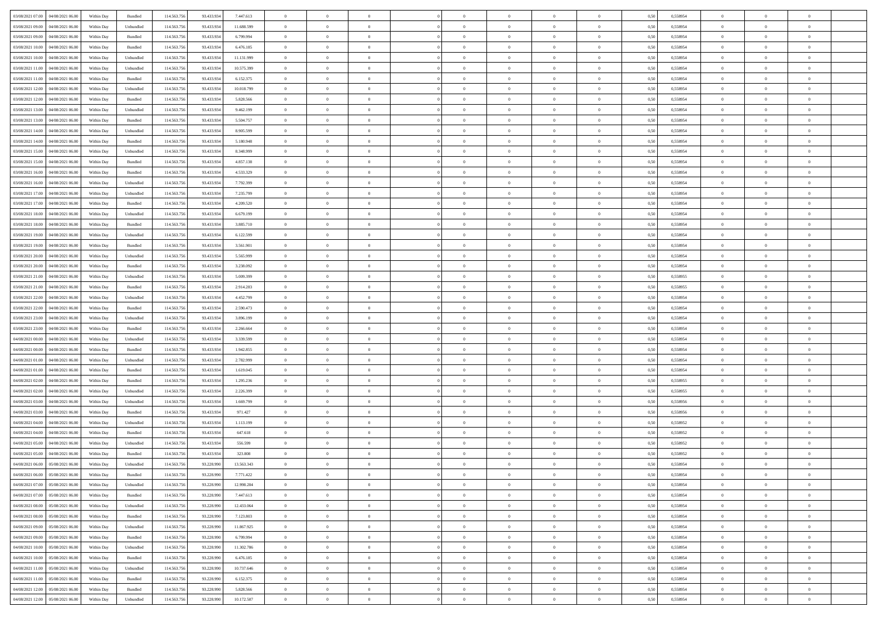| | | | | | | | | | | | | | | | | | | | | |
|---|---|---|---|---|---|---|---|---|---|---|---|---|---|---|---|---|---|---|---|---|
| 03/08/2021 07:00 | 04/08/2021 06:00 | Within Day | Bundled | 114.563.756 | 93.433.934 | 7.447.613 | 0 | 0 | 0 | | 0 | 0 | 0 | 0 | 0,50 | 0,558954 | 0 | 0 | 0 | |
| 03/08/2021 09:00 | 04/08/2021 06:00 | Within Day | Unbundled | 114.563.756 | 93.433.934 | 11.688.599 | 0 | 0 | 0 | | 0 | 0 | 0 | 0 | 0,50 | 0,558954 | 0 | 0 | 0 | |
| 03/08/2021 09:00 | 04/08/2021 06:00 | Within Day | Bundled | 114.563.756 | 93.433.934 | 6.799.994 | 0 | 0 | 0 | | 0 | 0 | 0 | 0 | 0,50 | 0,558954 | 0 | 0 | 0 | |
| 03/08/2021 10:00 | 04/08/2021 06:00 | Within Day | Bundled | 114.563.756 | 93.433.934 | 6.476.185 | 0 | 0 | 0 | | 0 | 0 | 0 | 0 | 0,50 | 0,558954 | 0 | 0 | 0 | |
| 03/08/2021 10:00 | 04/08/2021 06:00 | Within Day | Unbundled | 114.563.756 | 93.433.934 | 11.131.999 | 0 | 0 | 0 | | 0 | 0 | 0 | 0 | 0,50 | 0,558954 | 0 | 0 | 0 | |
| 03/08/2021 11:00 | 04/08/2021 06:00 | Within Day | Unbundled | 114.563.756 | 93.433.934 | 10.575.399 | 0 | 0 | 0 | | 0 | 0 | 0 | 0 | 0,50 | 0,558954 | 0 | 0 | 0 | |
| 03/08/2021 11:00 | 04/08/2021 06:00 | Within Day | Bundled | 114.563.756 | 93.433.934 | 6.152.375 | 0 | 0 | 0 | | 0 | 0 | 0 | 0 | 0,50 | 0,558954 | 0 | 0 | 0 | |
| 03/08/2021 12:00 | 04/08/2021 06:00 | Within Day | Unbundled | 114.563.756 | 93.433.934 | 10.018.799 | 0 | 0 | 0 | | 0 | 0 | 0 | 0 | 0,50 | 0,558954 | 0 | 0 | 0 | |
| 03/08/2021 12:00 | 04/08/2021 06:00 | Within Day | Bundled | 114.563.756 | 93.433.934 | 5.828.566 | 0 | 0 | 0 | | 0 | 0 | 0 | 0 | 0,50 | 0,558954 | 0 | 0 | 0 | |
| 03/08/2021 13:00 | 04/08/2021 06:00 | Within Day | Unbundled | 114.563.756 | 93.433.934 | 9.462.199 | 0 | 0 | 0 | | 0 | 0 | 0 | 0 | 0,50 | 0,558954 | 0 | 0 | 0 | |
| 03/08/2021 13:00 | 04/08/2021 06:00 | Within Day | Bundled | 114.563.756 | 93.433.934 | 5.504.757 | 0 | 0 | 0 | | 0 | 0 | 0 | 0 | 0,50 | 0,558954 | 0 | 0 | 0 | |
| 03/08/2021 14:00 | 04/08/2021 06:00 | Within Day | Unbundled | 114.563.756 | 93.433.934 | 8.905.599 | 0 | 0 | 0 | | 0 | 0 | 0 | 0 | 0,50 | 0,558954 | 0 | 0 | 0 | |
| 03/08/2021 14:00 | 04/08/2021 06:00 | Within Day | Bundled | 114.563.756 | 93.433.934 | 5.180.948 | 0 | 0 | 0 | | 0 | 0 | 0 | 0 | 0,50 | 0,558954 | 0 | 0 | 0 | |
| 03/08/2021 15:00 | 04/08/2021 06:00 | Within Day | Unbundled | 114.563.756 | 93.433.934 | 8.348.999 | 0 | 0 | 0 | | 0 | 0 | 0 | 0 | 0,50 | 0,558954 | 0 | 0 | 0 | |
| 03/08/2021 15:00 | 04/08/2021 06:00 | Within Day | Bundled | 114.563.756 | 93.433.934 | 4.857.138 | 0 | 0 | 0 | | 0 | 0 | 0 | 0 | 0,50 | 0,558954 | 0 | 0 | 0 | |
| 03/08/2021 16:00 | 04/08/2021 06:00 | Within Day | Bundled | 114.563.756 | 93.433.934 | 4.533.329 | 0 | 0 | 0 | | 0 | 0 | 0 | 0 | 0,50 | 0,558954 | 0 | 0 | 0 | |
| 03/08/2021 16:00 | 04/08/2021 06:00 | Within Day | Unbundled | 114.563.756 | 93.433.934 | 7.792.399 | 0 | 0 | 0 | | 0 | 0 | 0 | 0 | 0,50 | 0,558954 | 0 | 0 | 0 | |
| 03/08/2021 17:00 | 04/08/2021 06:00 | Within Day | Unbundled | 114.563.756 | 93.433.934 | 7.235.799 | 0 | 0 | 0 | | 0 | 0 | 0 | 0 | 0,50 | 0,558954 | 0 | 0 | 0 | |
| 03/08/2021 17:00 | 04/08/2021 06:00 | Within Day | Bundled | 114.563.756 | 93.433.934 | 4.209.520 | 0 | 0 | 0 | | 0 | 0 | 0 | 0 | 0,50 | 0,558954 | 0 | 0 | 0 | |
| 03/08/2021 18:00 | 04/08/2021 06:00 | Within Day | Unbundled | 114.563.756 | 93.433.934 | 6.679.199 | 0 | 0 | 0 | | 0 | 0 | 0 | 0 | 0,50 | 0,558954 | 0 | 0 | 0 | |
| 03/08/2021 18:00 | 04/08/2021 06:00 | Within Day | Bundled | 114.563.756 | 93.433.934 | 3.885.710 | 0 | 0 | 0 | | 0 | 0 | 0 | 0 | 0,50 | 0,558954 | 0 | 0 | 0 | |
| 03/08/2021 19:00 | 04/08/2021 06:00 | Within Day | Unbundled | 114.563.756 | 93.433.934 | 6.122.599 | 0 | 0 | 0 | | 0 | 0 | 0 | 0 | 0,50 | 0,558954 | 0 | 0 | 0 | |
| 03/08/2021 19:00 | 04/08/2021 06:00 | Within Day | Bundled | 114.563.756 | 93.433.934 | 3.561.901 | 0 | 0 | 0 | | 0 | 0 | 0 | 0 | 0,50 | 0,558954 | 0 | 0 | 0 | |
| 03/08/2021 20:00 | 04/08/2021 06:00 | Within Day | Unbundled | 114.563.756 | 93.433.934 | 5.565.999 | 0 | 0 | 0 | | 0 | 0 | 0 | 0 | 0,50 | 0,558954 | 0 | 0 | 0 | |
| 03/08/2021 20:00 | 04/08/2021 06:00 | Within Day | Bundled | 114.563.756 | 93.433.934 | 3.238.092 | 0 | 0 | 0 | | 0 | 0 | 0 | 0 | 0,50 | 0,558954 | 0 | 0 | 0 | |
| 03/08/2021 21:00 | 04/08/2021 06:00 | Within Day | Unbundled | 114.563.756 | 93.433.934 | 5.009.399 | 0 | 0 | 0 | | 0 | 0 | 0 | 0 | 0,50 | 0,558955 | 0 | 0 | 0 | |
| 03/08/2021 21:00 | 04/08/2021 06:00 | Within Day | Bundled | 114.563.756 | 93.433.934 | 2.914.283 | 0 | 0 | 0 | | 0 | 0 | 0 | 0 | 0,50 | 0,558955 | 0 | 0 | 0 | |
| 03/08/2021 22:00 | 04/08/2021 06:00 | Within Day | Unbundled | 114.563.756 | 93.433.934 | 4.452.799 | 0 | 0 | 0 | | 0 | 0 | 0 | 0 | 0,50 | 0,558954 | 0 | 0 | 0 | |
| 03/08/2021 22:00 | 04/08/2021 06:00 | Within Day | Bundled | 114.563.756 | 93.433.934 | 2.590.473 | 0 | 0 | 0 | | 0 | 0 | 0 | 0 | 0,50 | 0,558954 | 0 | 0 | 0 | |
| 03/08/2021 23:00 | 04/08/2021 06:00 | Within Day | Unbundled | 114.563.756 | 93.433.934 | 3.896.199 | 0 | 0 | 0 | | 0 | 0 | 0 | 0 | 0,50 | 0,558954 | 0 | 0 | 0 | |
| 03/08/2021 23:00 | 04/08/2021 06:00 | Within Day | Bundled | 114.563.756 | 93.433.934 | 2.266.664 | 0 | 0 | 0 | | 0 | 0 | 0 | 0 | 0,50 | 0,558954 | 0 | 0 | 0 | |
| 04/08/2021 00:00 | 04/08/2021 06:00 | Within Day | Unbundled | 114.563.756 | 93.433.934 | 3.339.599 | 0 | 0 | 0 | | 0 | 0 | 0 | 0 | 0,50 | 0,558954 | 0 | 0 | 0 | |
| 04/08/2021 00:00 | 04/08/2021 06:00 | Within Day | Bundled | 114.563.756 | 93.433.934 | 1.942.855 | 0 | 0 | 0 | | 0 | 0 | 0 | 0 | 0,50 | 0,558954 | 0 | 0 | 0 | |
| 04/08/2021 01:00 | 04/08/2021 06:00 | Within Day | Unbundled | 114.563.756 | 93.433.934 | 2.782.999 | 0 | 0 | 0 | | 0 | 0 | 0 | 0 | 0,50 | 0,558954 | 0 | 0 | 0 | |
| 04/08/2021 01:00 | 04/08/2021 06:00 | Within Day | Bundled | 114.563.756 | 93.433.934 | 1.619.045 | 0 | 0 | 0 | | 0 | 0 | 0 | 0 | 0,50 | 0,558954 | 0 | 0 | 0 | |
| 04/08/2021 02:00 | 04/08/2021 06:00 | Within Day | Bundled | 114.563.756 | 93.433.934 | 1.295.236 | 0 | 0 | 0 | | 0 | 0 | 0 | 0 | 0,50 | 0,558955 | 0 | 0 | 0 | |
| 04/08/2021 02:00 | 04/08/2021 06:00 | Within Day | Unbundled | 114.563.756 | 93.433.934 | 2.226.399 | 0 | 0 | 0 | | 0 | 0 | 0 | 0 | 0,50 | 0,558955 | 0 | 0 | 0 | |
| 04/08/2021 03:00 | 04/08/2021 06:00 | Within Day | Unbundled | 114.563.756 | 93.433.934 | 1.669.799 | 0 | 0 | 0 | | 0 | 0 | 0 | 0 | 0,50 | 0,558956 | 0 | 0 | 0 | |
| 04/08/2021 03:00 | 04/08/2021 06:00 | Within Day | Bundled | 114.563.756 | 93.433.934 | 971.427 | 0 | 0 | 0 | | 0 | 0 | 0 | 0 | 0,50 | 0,558956 | 0 | 0 | 0 | |
| 04/08/2021 04:00 | 04/08/2021 06:00 | Within Day | Unbundled | 114.563.756 | 93.433.934 | 1.113.199 | 0 | 0 | 0 | | 0 | 0 | 0 | 0 | 0,50 | 0,558952 | 0 | 0 | 0 | |
| 04/08/2021 04:00 | 04/08/2021 06:00 | Within Day | Bundled | 114.563.756 | 93.433.934 | 647.618 | 0 | 0 | 0 | | 0 | 0 | 0 | 0 | 0,50 | 0,558952 | 0 | 0 | 0 | |
| 04/08/2021 05:00 | 04/08/2021 06:00 | Within Day | Unbundled | 114.563.756 | 93.433.934 | 556.599 | 0 | 0 | 0 | | 0 | 0 | 0 | 0 | 0,50 | 0,558952 | 0 | 0 | 0 | |
| 04/08/2021 05:00 | 04/08/2021 06:00 | Within Day | Bundled | 114.563.756 | 93.433.934 | 323.808 | 0 | 0 | 0 | | 0 | 0 | 0 | 0 | 0,50 | 0,558952 | 0 | 0 | 0 | |
| 04/08/2021 06:00 | 05/08/2021 06:00 | Within Day | Unbundled | 114.563.756 | 93.228.990 | 13.563.343 | 0 | 0 | 0 | | 0 | 0 | 0 | 0 | 0,50 | 0,558954 | 0 | 0 | 0 | |
| 04/08/2021 06:00 | 05/08/2021 06:00 | Within Day | Bundled | 114.563.756 | 93.228.990 | 7.771.422 | 0 | 0 | 0 | | 0 | 0 | 0 | 0 | 0,50 | 0,558954 | 0 | 0 | 0 | |
| 04/08/2021 07:00 | 05/08/2021 06:00 | Within Day | Unbundled | 114.563.756 | 93.228.990 | 12.998.204 | 0 | 0 | 0 | | 0 | 0 | 0 | 0 | 0,50 | 0,558954 | 0 | 0 | 0 | |
| 04/08/2021 07:00 | 05/08/2021 06:00 | Within Day | Bundled | 114.563.756 | 93.228.990 | 7.447.613 | 0 | 0 | 0 | | 0 | 0 | 0 | 0 | 0,50 | 0,558954 | 0 | 0 | 0 | |
| 04/08/2021 08:00 | 05/08/2021 06:00 | Within Day | Unbundled | 114.563.756 | 93.228.990 | 12.433.064 | 0 | 0 | 0 | | 0 | 0 | 0 | 0 | 0,50 | 0,558954 | 0 | 0 | 0 | |
| 04/08/2021 08:00 | 05/08/2021 06:00 | Within Day | Bundled | 114.563.756 | 93.228.990 | 7.123.803 | 0 | 0 | 0 | | 0 | 0 | 0 | 0 | 0,50 | 0,558954 | 0 | 0 | 0 | |
| 04/08/2021 09:00 | 05/08/2021 06:00 | Within Day | Unbundled | 114.563.756 | 93.228.990 | 11.867.925 | 0 | 0 | 0 | | 0 | 0 | 0 | 0 | 0,50 | 0,558954 | 0 | 0 | 0 | |
| 04/08/2021 09:00 | 05/08/2021 06:00 | Within Day | Bundled | 114.563.756 | 93.228.990 | 6.799.994 | 0 | 0 | 0 | | 0 | 0 | 0 | 0 | 0,50 | 0,558954 | 0 | 0 | 0 | |
| 04/08/2021 10:00 | 05/08/2021 06:00 | Within Day | Unbundled | 114.563.756 | 93.228.990 | 11.302.786 | 0 | 0 | 0 | | 0 | 0 | 0 | 0 | 0,50 | 0,558954 | 0 | 0 | 0 | |
| 04/08/2021 10:00 | 05/08/2021 06:00 | Within Day | Bundled | 114.563.756 | 93.228.990 | 6.476.185 | 0 | 0 | 0 | | 0 | 0 | 0 | 0 | 0,50 | 0,558954 | 0 | 0 | 0 | |
| 04/08/2021 11:00 | 05/08/2021 06:00 | Within Day | Unbundled | 114.563.756 | 93.228.990 | 10.737.646 | 0 | 0 | 0 | | 0 | 0 | 0 | 0 | 0,50 | 0,558954 | 0 | 0 | 0 | |
| 04/08/2021 11:00 | 05/08/2021 06:00 | Within Day | Bundled | 114.563.756 | 93.228.990 | 6.152.375 | 0 | 0 | 0 | | 0 | 0 | 0 | 0 | 0,50 | 0,558954 | 0 | 0 | 0 | |
| 04/08/2021 12:00 | 05/08/2021 06:00 | Within Day | Bundled | 114.563.756 | 93.228.990 | 5.828.566 | 0 | 0 | 0 | | 0 | 0 | 0 | 0 | 0,50 | 0,558954 | 0 | 0 | 0 | |
| 04/08/2021 12:00 | 05/08/2021 06:00 | Within Day | Unbundled | 114.563.756 | 93.228.990 | 10.172.507 | 0 | 0 | 0 | | 0 | 0 | 0 | 0 | 0,50 | 0,558954 | 0 | 0 | 0 | |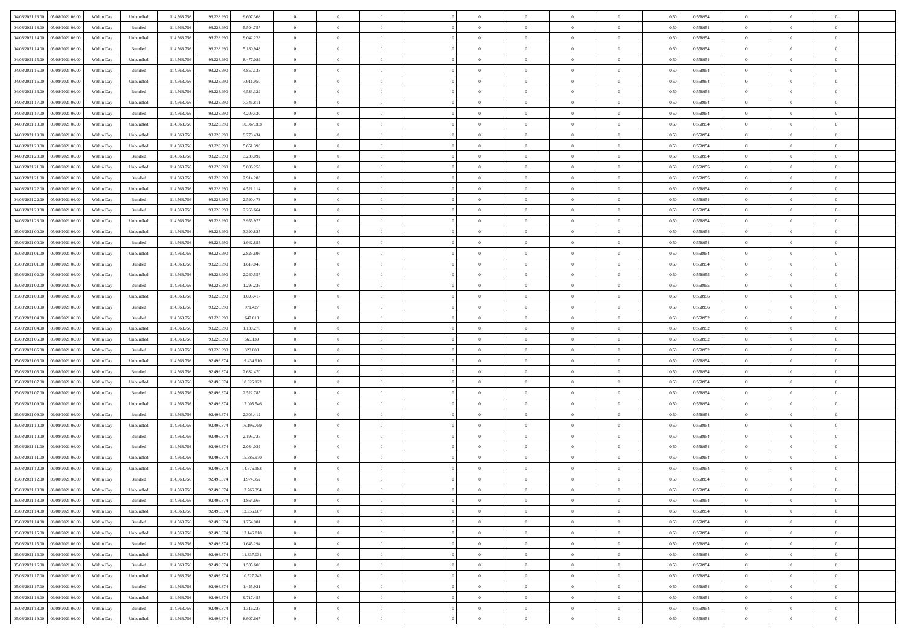| | | | | | | | | | | | | | | | | | | | | | |
|---|---|---|---|---|---|---|---|---|---|---|---|---|---|---|---|---|---|---|---|---|---|
| 04/08/2021 13:00 | 05/08/2021 06:00 | Within Day | Unbundled | 114.563.756 | 93.228.990 | 9.607.368 | 0 | 0 | 0 | | 0 | 0 | 0 | 0 | 0,50 | 0,558954 | 0 | 0 | 0 | |
| 04/08/2021 13:00 | 05/08/2021 06:00 | Within Day | Bundled | 114.563.756 | 93.228.990 | 5.504.757 | 0 | 0 | 0 | | 0 | 0 | 0 | 0 | 0,50 | 0,558954 | 0 | 0 | 0 | |
| 04/08/2021 14:00 | 05/08/2021 06:00 | Within Day | Unbundled | 114.563.756 | 93.228.990 | 9.042.228 | 0 | 0 | 0 | | 0 | 0 | 0 | 0 | 0,50 | 0,558954 | 0 | 0 | 0 | |
| 04/08/2021 14:00 | 05/08/2021 06:00 | Within Day | Bundled | 114.563.756 | 93.228.990 | 5.180.948 | 0 | 0 | 0 | | 0 | 0 | 0 | 0 | 0,50 | 0,558954 | 0 | 0 | 0 | |
| 04/08/2021 15:00 | 05/08/2021 06:00 | Within Day | Unbundled | 114.563.756 | 93.228.990 | 8.477.089 | 0 | 0 | 0 | | 0 | 0 | 0 | 0 | 0,50 | 0,558954 | 0 | 0 | 0 | |
| 04/08/2021 15:00 | 05/08/2021 06:00 | Within Day | Bundled | 114.563.756 | 93.228.990 | 4.857.138 | 0 | 0 | 0 | | 0 | 0 | 0 | 0 | 0,50 | 0,558954 | 0 | 0 | 0 | |
| 04/08/2021 16:00 | 05/08/2021 06:00 | Within Day | Unbundled | 114.563.756 | 93.228.990 | 7.911.950 | 0 | 0 | 0 | | 0 | 0 | 0 | 0 | 0,50 | 0,558954 | 0 | 0 | 0 | |
| 04/08/2021 16:00 | 05/08/2021 06:00 | Within Day | Bundled | 114.563.756 | 93.228.990 | 4.533.329 | 0 | 0 | 0 | | 0 | 0 | 0 | 0 | 0,50 | 0,558954 | 0 | 0 | 0 | |
| 04/08/2021 17:00 | 05/08/2021 06:00 | Within Day | Unbundled | 114.563.756 | 93.228.990 | 7.346.811 | 0 | 0 | 0 | | 0 | 0 | 0 | 0 | 0,50 | 0,558954 | 0 | 0 | 0 | |
| 04/08/2021 17:00 | 05/08/2021 06:00 | Within Day | Bundled | 114.563.756 | 93.228.990 | 4.209.520 | 0 | 0 | 0 | | 0 | 0 | 0 | 0 | 0,50 | 0,558954 | 0 | 0 | 0 | |
| 04/08/2021 18:00 | 05/08/2021 06:00 | Within Day | Unbundled | 114.563.756 | 93.228.990 | 10.667.383 | 0 | 0 | 0 | | 0 | 0 | 0 | 0 | 0,50 | 0,558954 | 0 | 0 | 0 | |
| 04/08/2021 19:00 | 05/08/2021 06:00 | Within Day | Unbundled | 114.563.756 | 93.228.990 | 9.778.434 | 0 | 0 | 0 | | 0 | 0 | 0 | 0 | 0,50 | 0,558954 | 0 | 0 | 0 | |
| 04/08/2021 20:00 | 05/08/2021 06:00 | Within Day | Unbundled | 114.563.756 | 93.228.990 | 5.651.393 | 0 | 0 | 0 | | 0 | 0 | 0 | 0 | 0,50 | 0,558954 | 0 | 0 | 0 | |
| 04/08/2021 20:00 | 05/08/2021 06:00 | Within Day | Bundled | 114.563.756 | 93.228.990 | 3.238.092 | 0 | 0 | 0 | | 0 | 0 | 0 | 0 | 0,50 | 0,558954 | 0 | 0 | 0 | |
| 04/08/2021 21:00 | 05/08/2021 06:00 | Within Day | Unbundled | 114.563.756 | 93.228.990 | 5.086.253 | 0 | 0 | 0 | | 0 | 0 | 0 | 0 | 0,50 | 0,558955 | 0 | 0 | 0 | |
| 04/08/2021 21:00 | 05/08/2021 06:00 | Within Day | Bundled | 114.563.756 | 93.228.990 | 2.914.283 | 0 | 0 | 0 | | 0 | 0 | 0 | 0 | 0,50 | 0,558955 | 0 | 0 | 0 | |
| 04/08/2021 22:00 | 05/08/2021 06:00 | Within Day | Unbundled | 114.563.756 | 93.228.990 | 4.521.114 | 0 | 0 | 0 | | 0 | 0 | 0 | 0 | 0,50 | 0,558954 | 0 | 0 | 0 | |
| 04/08/2021 22:00 | 05/08/2021 06:00 | Within Day | Bundled | 114.563.756 | 93.228.990 | 2.590.473 | 0 | 0 | 0 | | 0 | 0 | 0 | 0 | 0,50 | 0,558954 | 0 | 0 | 0 | |
| 04/08/2021 23:00 | 05/08/2021 06:00 | Within Day | Bundled | 114.563.756 | 93.228.990 | 2.266.664 | 0 | 0 | 0 | | 0 | 0 | 0 | 0 | 0,50 | 0,558954 | 0 | 0 | 0 | |
| 04/08/2021 23:00 | 05/08/2021 06:00 | Within Day | Unbundled | 114.563.756 | 93.228.990 | 3.955.975 | 0 | 0 | 0 | | 0 | 0 | 0 | 0 | 0,50 | 0,558954 | 0 | 0 | 0 | |
| 05/08/2021 00:00 | 05/08/2021 06:00 | Within Day | Unbundled | 114.563.756 | 93.228.990 | 3.390.835 | 0 | 0 | 0 | | 0 | 0 | 0 | 0 | 0,50 | 0,558954 | 0 | 0 | 0 | |
| 05/08/2021 00:00 | 05/08/2021 06:00 | Within Day | Bundled | 114.563.756 | 93.228.990 | 1.942.855 | 0 | 0 | 0 | | 0 | 0 | 0 | 0 | 0,50 | 0,558954 | 0 | 0 | 0 | |
| 05/08/2021 01:00 | 05/08/2021 06:00 | Within Day | Unbundled | 114.563.756 | 93.228.990 | 2.825.696 | 0 | 0 | 0 | | 0 | 0 | 0 | 0 | 0,50 | 0,558954 | 0 | 0 | 0 | |
| 05/08/2021 01:00 | 05/08/2021 06:00 | Within Day | Bundled | 114.563.756 | 93.228.990 | 1.619.045 | 0 | 0 | 0 | | 0 | 0 | 0 | 0 | 0,50 | 0,558954 | 0 | 0 | 0 | |
| 05/08/2021 02:00 | 05/08/2021 06:00 | Within Day | Unbundled | 114.563.756 | 93.228.990 | 2.260.557 | 0 | 0 | 0 | | 0 | 0 | 0 | 0 | 0,50 | 0,558955 | 0 | 0 | 0 | |
| 05/08/2021 02:00 | 05/08/2021 06:00 | Within Day | Bundled | 114.563.756 | 93.228.990 | 1.295.236 | 0 | 0 | 0 | | 0 | 0 | 0 | 0 | 0,50 | 0,558955 | 0 | 0 | 0 | |
| 05/08/2021 03:00 | 05/08/2021 06:00 | Within Day | Unbundled | 114.563.756 | 93.228.990 | 1.695.417 | 0 | 0 | 0 | | 0 | 0 | 0 | 0 | 0,50 | 0,558956 | 0 | 0 | 0 | |
| 05/08/2021 03:00 | 05/08/2021 06:00 | Within Day | Bundled | 114.563.756 | 93.228.990 | 971.427 | 0 | 0 | 0 | | 0 | 0 | 0 | 0 | 0,50 | 0,558956 | 0 | 0 | 0 | |
| 05/08/2021 04:00 | 05/08/2021 06:00 | Within Day | Bundled | 114.563.756 | 93.228.990 | 647.618 | 0 | 0 | 0 | | 0 | 0 | 0 | 0 | 0,50 | 0,558952 | 0 | 0 | 0 | |
| 05/08/2021 04:00 | 05/08/2021 06:00 | Within Day | Unbundled | 114.563.756 | 93.228.990 | 1.130.278 | 0 | 0 | 0 | | 0 | 0 | 0 | 0 | 0,50 | 0,558952 | 0 | 0 | 0 | |
| 05/08/2021 05:00 | 05/08/2021 06:00 | Within Day | Unbundled | 114.563.756 | 93.228.990 | 565.139 | 0 | 0 | 0 | | 0 | 0 | 0 | 0 | 0,50 | 0,558952 | 0 | 0 | 0 | |
| 05/08/2021 05:00 | 05/08/2021 06:00 | Within Day | Bundled | 114.563.756 | 93.228.990 | 323.808 | 0 | 0 | 0 | | 0 | 0 | 0 | 0 | 0,50 | 0,558952 | 0 | 0 | 0 | |
| 05/08/2021 06:00 | 06/08/2021 06:00 | Within Day | Unbundled | 114.563.756 | 92.496.374 | 19.434.910 | 0 | 0 | 0 | | 0 | 0 | 0 | 0 | 0,50 | 0,558954 | 0 | 0 | 0 | |
| 05/08/2021 06:00 | 06/08/2021 06:00 | Within Day | Bundled | 114.563.756 | 92.496.374 | 2.632.470 | 0 | 0 | 0 | | 0 | 0 | 0 | 0 | 0,50 | 0,558954 | 0 | 0 | 0 | |
| 05/08/2021 07:00 | 06/08/2021 06:00 | Within Day | Unbundled | 114.563.756 | 92.496.374 | 18.625.122 | 0 | 0 | 0 | | 0 | 0 | 0 | 0 | 0,50 | 0,558954 | 0 | 0 | 0 | |
| 05/08/2021 07:00 | 06/08/2021 06:00 | Within Day | Bundled | 114.563.756 | 92.496.374 | 2.522.785 | 0 | 0 | 0 | | 0 | 0 | 0 | 0 | 0,50 | 0,558954 | 0 | 0 | 0 | |
| 05/08/2021 09:00 | 06/08/2021 06:00 | Within Day | Unbundled | 114.563.756 | 92.496.374 | 17.005.546 | 0 | 0 | 0 | | 0 | 0 | 0 | 0 | 0,50 | 0,558954 | 0 | 0 | 0 | |
| 05/08/2021 09:00 | 06/08/2021 06:00 | Within Day | Bundled | 114.563.756 | 92.496.374 | 2.303.412 | 0 | 0 | 0 | | 0 | 0 | 0 | 0 | 0,50 | 0,558954 | 0 | 0 | 0 | |
| 05/08/2021 10:00 | 06/08/2021 06:00 | Within Day | Unbundled | 114.563.756 | 92.496.374 | 16.195.759 | 0 | 0 | 0 | | 0 | 0 | 0 | 0 | 0,50 | 0,558954 | 0 | 0 | 0 | |
| 05/08/2021 10:00 | 06/08/2021 06:00 | Within Day | Bundled | 114.563.756 | 92.496.374 | 2.193.725 | 0 | 0 | 0 | | 0 | 0 | 0 | 0 | 0,50 | 0,558954 | 0 | 0 | 0 | |
| 05/08/2021 11:00 | 06/08/2021 06:00 | Within Day | Bundled | 114.563.756 | 92.496.374 | 2.084.039 | 0 | 0 | 0 | | 0 | 0 | 0 | 0 | 0,50 | 0,558954 | 0 | 0 | 0 | |
| 05/08/2021 11:00 | 06/08/2021 06:00 | Within Day | Unbundled | 114.563.756 | 92.496.374 | 15.385.970 | 0 | 0 | 0 | | 0 | 0 | 0 | 0 | 0,50 | 0,558954 | 0 | 0 | 0 | |
| 05/08/2021 12:00 | 06/08/2021 06:00 | Within Day | Unbundled | 114.563.756 | 92.496.374 | 14.576.183 | 0 | 0 | 0 | | 0 | 0 | 0 | 0 | 0,50 | 0,558954 | 0 | 0 | 0 | |
| 05/08/2021 12:00 | 06/08/2021 06:00 | Within Day | Bundled | 114.563.756 | 92.496.374 | 1.974.352 | 0 | 0 | 0 | | 0 | 0 | 0 | 0 | 0,50 | 0,558954 | 0 | 0 | 0 | |
| 05/08/2021 13:00 | 06/08/2021 06:00 | Within Day | Unbundled | 114.563.756 | 92.496.374 | 13.766.394 | 0 | 0 | 0 | | 0 | 0 | 0 | 0 | 0,50 | 0,558954 | 0 | 0 | 0 | |
| 05/08/2021 13:00 | 06/08/2021 06:00 | Within Day | Bundled | 114.563.756 | 92.496.374 | 1.864.666 | 0 | 0 | 0 | | 0 | 0 | 0 | 0 | 0,50 | 0,558954 | 0 | 0 | 0 | |
| 05/08/2021 14:00 | 06/08/2021 06:00 | Within Day | Unbundled | 114.563.756 | 92.496.374 | 12.956.607 | 0 | 0 | 0 | | 0 | 0 | 0 | 0 | 0,50 | 0,558954 | 0 | 0 | 0 | |
| 05/08/2021 14:00 | 06/08/2021 06:00 | Within Day | Bundled | 114.563.756 | 92.496.374 | 1.754.981 | 0 | 0 | 0 | | 0 | 0 | 0 | 0 | 0,50 | 0,558954 | 0 | 0 | 0 | |
| 05/08/2021 15:00 | 06/08/2021 06:00 | Within Day | Unbundled | 114.563.756 | 92.496.374 | 12.146.818 | 0 | 0 | 0 | | 0 | 0 | 0 | 0 | 0,50 | 0,558954 | 0 | 0 | 0 | |
| 05/08/2021 15:00 | 06/08/2021 06:00 | Within Day | Bundled | 114.563.756 | 92.496.374 | 1.645.294 | 0 | 0 | 0 | | 0 | 0 | 0 | 0 | 0,50 | 0,558954 | 0 | 0 | 0 | |
| 05/08/2021 16:00 | 06/08/2021 06:00 | Within Day | Unbundled | 114.563.756 | 92.496.374 | 11.337.031 | 0 | 0 | 0 | | 0 | 0 | 0 | 0 | 0,50 | 0,558954 | 0 | 0 | 0 | |
| 05/08/2021 16:00 | 06/08/2021 06:00 | Within Day | Bundled | 114.563.756 | 92.496.374 | 1.535.608 | 0 | 0 | 0 | | 0 | 0 | 0 | 0 | 0,50 | 0,558954 | 0 | 0 | 0 | |
| 05/08/2021 17:00 | 06/08/2021 06:00 | Within Day | Unbundled | 114.563.756 | 92.496.374 | 10.527.242 | 0 | 0 | 0 | | 0 | 0 | 0 | 0 | 0,50 | 0,558954 | 0 | 0 | 0 | |
| 05/08/2021 17:00 | 06/08/2021 06:00 | Within Day | Bundled | 114.563.756 | 92.496.374 | 1.425.921 | 0 | 0 | 0 | | 0 | 0 | 0 | 0 | 0,50 | 0,558954 | 0 | 0 | 0 | |
| 05/08/2021 18:00 | 06/08/2021 06:00 | Within Day | Unbundled | 114.563.756 | 92.496.374 | 9.717.455 | 0 | 0 | 0 | | 0 | 0 | 0 | 0 | 0,50 | 0,558954 | 0 | 0 | 0 | |
| 05/08/2021 18:00 | 06/08/2021 06:00 | Within Day | Bundled | 114.563.756 | 92.496.374 | 1.316.235 | 0 | 0 | 0 | | 0 | 0 | 0 | 0 | 0,50 | 0,558954 | 0 | 0 | 0 | |
| 05/08/2021 19:00 | 06/08/2021 06:00 | Within Day | Unbundled | 114.563.756 | 92.496.374 | 8.907.667 | 0 | 0 | 0 | | 0 | 0 | 0 | 0 | 0,50 | 0,558954 | 0 | 0 | 0 | |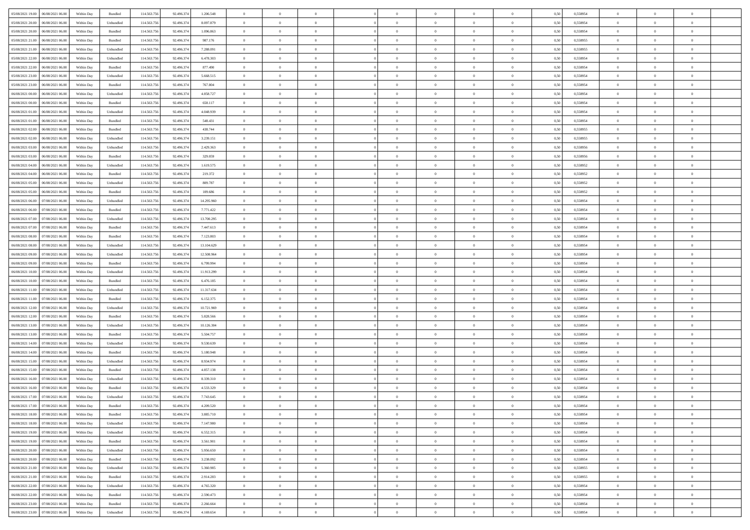| | | | | | | | | | | | | | | | | | | | | | |
|---|---|---|---|---|---|---|---|---|---|---|---|---|---|---|---|---|---|---|---|---|---|
| 05/08/2021 19.00 | 06/08/2021 06.00 | Within Day | Bundled | 114.563.756 | 92.496.374 | 1.206.548 | 0 | 0 | 0 | | 0 | 0 | 0 | 0 | 0 | 0,50 | 0,558954 | 0 | 0 | 0 | |
| 05/08/2021 20.00 | 06/08/2021 06.00 | Within Day | Unbundled | 114.563.756 | 92.496.374 | 8.097.879 | 0 | 0 | 0 | | 0 | 0 | 0 | 0 | 0 | 0,50 | 0,558954 | 0 | 0 | 0 | |
| 05/08/2021 20.00 | 06/08/2021 06.00 | Within Day | Bundled | 114.563.756 | 92.496.374 | 1.096.863 | 0 | 0 | 0 | | 0 | 0 | 0 | 0 | 0 | 0,50 | 0,558954 | 0 | 0 | 0 | |
| 05/08/2021 21.00 | 06/08/2021 06.00 | Within Day | Bundled | 114.563.756 | 92.496.374 | 987.176 | 0 | 0 | 0 | | 0 | 0 | 0 | 0 | 0 | 0,50 | 0,558955 | 0 | 0 | 0 | |
| 05/08/2021 21.00 | 06/08/2021 06.00 | Within Day | Unbundled | 114.563.756 | 92.496.374 | 7.288.091 | 0 | 0 | 0 | | 0 | 0 | 0 | 0 | 0 | 0,50 | 0,558955 | 0 | 0 | 0 | |
| 05/08/2021 22.00 | 06/08/2021 06.00 | Within Day | Unbundled | 114.563.756 | 92.496.374 | 6.478.303 | 0 | 0 | 0 | | 0 | 0 | 0 | 0 | 0 | 0,50 | 0,558954 | 0 | 0 | 0 | |
| 05/08/2021 22.00 | 06/08/2021 06.00 | Within Day | Bundled | 114.563.756 | 92.496.374 | 877.490 | 0 | 0 | 0 | | 0 | 0 | 0 | 0 | 0 | 0,50 | 0,558954 | 0 | 0 | 0 | |
| 05/08/2021 23.00 | 06/08/2021 06.00 | Within Day | Unbundled | 114.563.756 | 92.496.374 | 5.668.515 | 0 | 0 | 0 | | 0 | 0 | 0 | 0 | 0 | 0,50 | 0,558954 | 0 | 0 | 0 | |
| 05/08/2021 23.00 | 06/08/2021 06.00 | Within Day | Bundled | 114.563.756 | 92.496.374 | 767.804 | 0 | 0 | 0 | | 0 | 0 | 0 | 0 | 0 | 0,50 | 0,558954 | 0 | 0 | 0 | |
| 06/08/2021 00.00 | 06/08/2021 06.00 | Within Day | Unbundled | 114.563.756 | 92.496.374 | 4.858.727 | 0 | 0 | 0 | | 0 | 0 | 0 | 0 | 0 | 0,50 | 0,558954 | 0 | 0 | 0 | |
| 06/08/2021 00.00 | 06/08/2021 06.00 | Within Day | Bundled | 114.563.756 | 92.496.374 | 658.117 | 0 | 0 | 0 | | 0 | 0 | 0 | 0 | 0 | 0,50 | 0,558954 | 0 | 0 | 0 | |
| 06/08/2021 01.00 | 06/08/2021 06.00 | Within Day | Unbundled | 114.563.756 | 92.496.374 | 4.048.939 | 0 | 0 | 0 | | 0 | 0 | 0 | 0 | 0 | 0,50 | 0,558954 | 0 | 0 | 0 | |
| 06/08/2021 01.00 | 06/08/2021 06.00 | Within Day | Bundled | 114.563.756 | 92.496.374 | 548.431 | 0 | 0 | 0 | | 0 | 0 | 0 | 0 | 0 | 0,50 | 0,558954 | 0 | 0 | 0 | |
| 06/08/2021 02.00 | 06/08/2021 06.00 | Within Day | Bundled | 114.563.756 | 92.496.374 | 438.744 | 0 | 0 | 0 | | 0 | 0 | 0 | 0 | 0 | 0,50 | 0,558955 | 0 | 0 | 0 | |
| 06/08/2021 02.00 | 06/08/2021 06.00 | Within Day | Unbundled | 114.563.756 | 92.496.374 | 3.239.151 | 0 | 0 | 0 | | 0 | 0 | 0 | 0 | 0 | 0,50 | 0,558955 | 0 | 0 | 0 | |
| 06/08/2021 03.00 | 06/08/2021 06.00 | Within Day | Unbundled | 114.563.756 | 92.496.374 | 2.429.363 | 0 | 0 | 0 | | 0 | 0 | 0 | 0 | 0 | 0,50 | 0,558956 | 0 | 0 | 0 | |
| 06/08/2021 03.00 | 06/08/2021 06.00 | Within Day | Bundled | 114.563.756 | 92.496.374 | 329.059 | 0 | 0 | 0 | | 0 | 0 | 0 | 0 | 0 | 0,50 | 0,558956 | 0 | 0 | 0 | |
| 06/08/2021 04.00 | 06/08/2021 06.00 | Within Day | Unbundled | 114.563.756 | 92.496.374 | 1.619.575 | 0 | 0 | 0 | | 0 | 0 | 0 | 0 | 0 | 0,50 | 0,558952 | 0 | 0 | 0 | |
| 06/08/2021 04.00 | 06/08/2021 06.00 | Within Day | Bundled | 114.563.756 | 92.496.374 | 219.372 | 0 | 0 | 0 | | 0 | 0 | 0 | 0 | 0 | 0,50 | 0,558952 | 0 | 0 | 0 | |
| 06/08/2021 05.00 | 06/08/2021 06.00 | Within Day | Unbundled | 114.563.756 | 92.496.374 | 809.787 | 0 | 0 | 0 | | 0 | 0 | 0 | 0 | 0 | 0,50 | 0,558952 | 0 | 0 | 0 | |
| 06/08/2021 05.00 | 06/08/2021 06.00 | Within Day | Bundled | 114.563.756 | 92.496.374 | 109.686 | 0 | 0 | 0 | | 0 | 0 | 0 | 0 | 0 | 0,50 | 0,558952 | 0 | 0 | 0 | |
| 06/08/2021 06.00 | 07/08/2021 06.00 | Within Day | Unbundled | 114.563.756 | 92.496.374 | 14.295.960 | 0 | 0 | 0 | | 0 | 0 | 0 | 0 | 0 | 0,50 | 0,558954 | 0 | 0 | 0 | |
| 06/08/2021 06.00 | 07/08/2021 06.00 | Within Day | Bundled | 114.563.756 | 92.496.374 | 7.771.422 | 0 | 0 | 0 | | 0 | 0 | 0 | 0 | 0 | 0,50 | 0,558954 | 0 | 0 | 0 | |
| 06/08/2021 07.00 | 07/08/2021 06.00 | Within Day | Unbundled | 114.563.756 | 92.496.374 | 13.700.295 | 0 | 0 | 0 | | 0 | 0 | 0 | 0 | 0 | 0,50 | 0,558954 | 0 | 0 | 0 | |
| 06/08/2021 07.00 | 07/08/2021 06.00 | Within Day | Bundled | 114.563.756 | 92.496.374 | 7.447.613 | 0 | 0 | 0 | | 0 | 0 | 0 | 0 | 0 | 0,50 | 0,558954 | 0 | 0 | 0 | |
| 06/08/2021 08.00 | 07/08/2021 06.00 | Within Day | Bundled | 114.563.756 | 92.496.374 | 7.123.803 | 0 | 0 | 0 | | 0 | 0 | 0 | 0 | 0 | 0,50 | 0,558954 | 0 | 0 | 0 | |
| 06/08/2021 08.00 | 07/08/2021 06.00 | Within Day | Unbundled | 114.563.756 | 92.496.374 | 13.104.629 | 0 | 0 | 0 | | 0 | 0 | 0 | 0 | 0 | 0,50 | 0,558954 | 0 | 0 | 0 | |
| 06/08/2021 09.00 | 07/08/2021 06.00 | Within Day | Unbundled | 114.563.756 | 92.496.374 | 12.508.964 | 0 | 0 | 0 | | 0 | 0 | 0 | 0 | 0 | 0,50 | 0,558954 | 0 | 0 | 0 | |
| 06/08/2021 09.00 | 07/08/2021 06.00 | Within Day | Bundled | 114.563.756 | 92.496.374 | 6.799.994 | 0 | 0 | 0 | | 0 | 0 | 0 | 0 | 0 | 0,50 | 0,558954 | 0 | 0 | 0 | |
| 06/08/2021 10.00 | 07/08/2021 06.00 | Within Day | Unbundled | 114.563.756 | 92.496.374 | 11.913.299 | 0 | 0 | 0 | | 0 | 0 | 0 | 0 | 0 | 0,50 | 0,558954 | 0 | 0 | 0 | |
| 06/08/2021 10.00 | 07/08/2021 06.00 | Within Day | Bundled | 114.563.756 | 92.496.374 | 6.476.185 | 0 | 0 | 0 | | 0 | 0 | 0 | 0 | 0 | 0,50 | 0,558954 | 0 | 0 | 0 | |
| 06/08/2021 11.00 | 07/08/2021 06.00 | Within Day | Unbundled | 114.563.756 | 92.496.374 | 11.317.634 | 0 | 0 | 0 | | 0 | 0 | 0 | 0 | 0 | 0,50 | 0,558954 | 0 | 0 | 0 | |
| 06/08/2021 11.00 | 07/08/2021 06.00 | Within Day | Bundled | 114.563.756 | 92.496.374 | 6.152.375 | 0 | 0 | 0 | | 0 | 0 | 0 | 0 | 0 | 0,50 | 0,558954 | 0 | 0 | 0 | |
| 06/08/2021 12.00 | 07/08/2021 06.00 | Within Day | Unbundled | 114.563.756 | 92.496.374 | 10.721.969 | 0 | 0 | 0 | | 0 | 0 | 0 | 0 | 0 | 0,50 | 0,558954 | 0 | 0 | 0 | |
| 06/08/2021 12.00 | 07/08/2021 06.00 | Within Day | Bundled | 114.563.756 | 92.496.374 | 5.828.566 | 0 | 0 | 0 | | 0 | 0 | 0 | 0 | 0 | 0,50 | 0,558954 | 0 | 0 | 0 | |
| 06/08/2021 13.00 | 07/08/2021 06.00 | Within Day | Unbundled | 114.563.756 | 92.496.374 | 10.126.304 | 0 | 0 | 0 | | 0 | 0 | 0 | 0 | 0 | 0,50 | 0,558954 | 0 | 0 | 0 | |
| 06/08/2021 13.00 | 07/08/2021 06.00 | Within Day | Bundled | 114.563.756 | 92.496.374 | 5.504.757 | 0 | 0 | 0 | | 0 | 0 | 0 | 0 | 0 | 0,50 | 0,558954 | 0 | 0 | 0 | |
| 06/08/2021 14.00 | 07/08/2021 06.00 | Within Day | Unbundled | 114.563.756 | 92.496.374 | 9.530.639 | 0 | 0 | 0 | | 0 | 0 | 0 | 0 | 0 | 0,50 | 0,558954 | 0 | 0 | 0 | |
| 06/08/2021 14.00 | 07/08/2021 06.00 | Within Day | Bundled | 114.563.756 | 92.496.374 | 5.180.948 | 0 | 0 | 0 | | 0 | 0 | 0 | 0 | 0 | 0,50 | 0,558954 | 0 | 0 | 0 | |
| 06/08/2021 15.00 | 07/08/2021 06.00 | Within Day | Unbundled | 114.563.756 | 92.496.374 | 8.934.974 | 0 | 0 | 0 | | 0 | 0 | 0 | 0 | 0 | 0,50 | 0,558954 | 0 | 0 | 0 | |
| 06/08/2021 15.00 | 07/08/2021 06.00 | Within Day | Bundled | 114.563.756 | 92.496.374 | 4.857.138 | 0 | 0 | 0 | | 0 | 0 | 0 | 0 | 0 | 0,50 | 0,558954 | 0 | 0 | 0 | |
| 06/08/2021 16.00 | 07/08/2021 06.00 | Within Day | Unbundled | 114.563.756 | 92.496.374 | 8.339.310 | 0 | 0 | 0 | | 0 | 0 | 0 | 0 | 0 | 0,50 | 0,558954 | 0 | 0 | 0 | |
| 06/08/2021 16.00 | 07/08/2021 06.00 | Within Day | Bundled | 114.563.756 | 92.496.374 | 4.533.329 | 0 | 0 | 0 | | 0 | 0 | 0 | 0 | 0 | 0,50 | 0,558954 | 0 | 0 | 0 | |
| 06/08/2021 17.00 | 07/08/2021 06.00 | Within Day | Unbundled | 114.563.756 | 92.496.374 | 7.743.645 | 0 | 0 | 0 | | 0 | 0 | 0 | 0 | 0 | 0,50 | 0,558954 | 0 | 0 | 0 | |
| 06/08/2021 17.00 | 07/08/2021 06.00 | Within Day | Bundled | 114.563.756 | 92.496.374 | 4.209.520 | 0 | 0 | 0 | | 0 | 0 | 0 | 0 | 0 | 0,50 | 0,558954 | 0 | 0 | 0 | |
| 06/08/2021 18.00 | 07/08/2021 06.00 | Within Day | Bundled | 114.563.756 | 92.496.374 | 3.885.710 | 0 | 0 | 0 | | 0 | 0 | 0 | 0 | 0 | 0,50 | 0,558954 | 0 | 0 | 0 | |
| 06/08/2021 18.00 | 07/08/2021 06.00 | Within Day | Unbundled | 114.563.756 | 92.496.374 | 7.147.980 | 0 | 0 | 0 | | 0 | 0 | 0 | 0 | 0 | 0,50 | 0,558954 | 0 | 0 | 0 | |
| 06/08/2021 19.00 | 07/08/2021 06.00 | Within Day | Unbundled | 114.563.756 | 92.496.374 | 6.552.315 | 0 | 0 | 0 | | 0 | 0 | 0 | 0 | 0 | 0,50 | 0,558954 | 0 | 0 | 0 | |
| 06/08/2021 19.00 | 07/08/2021 06.00 | Within Day | Bundled | 114.563.756 | 92.496.374 | 3.561.901 | 0 | 0 | 0 | | 0 | 0 | 0 | 0 | 0 | 0,50 | 0,558954 | 0 | 0 | 0 | |
| 06/08/2021 20.00 | 07/08/2021 06.00 | Within Day | Unbundled | 114.563.756 | 92.496.374 | 5.956.650 | 0 | 0 | 0 | | 0 | 0 | 0 | 0 | 0 | 0,50 | 0,558954 | 0 | 0 | 0 | |
| 06/08/2021 20.00 | 07/08/2021 06.00 | Within Day | Bundled | 114.563.756 | 92.496.374 | 3.238.092 | 0 | 0 | 0 | | 0 | 0 | 0 | 0 | 0 | 0,50 | 0,558954 | 0 | 0 | 0 | |
| 06/08/2021 21.00 | 07/08/2021 06.00 | Within Day | Unbundled | 114.563.756 | 92.496.374 | 5.360.985 | 0 | 0 | 0 | | 0 | 0 | 0 | 0 | 0 | 0,50 | 0,558955 | 0 | 0 | 0 | |
| 06/08/2021 21.00 | 07/08/2021 06.00 | Within Day | Bundled | 114.563.756 | 92.496.374 | 2.914.283 | 0 | 0 | 0 | | 0 | 0 | 0 | 0 | 0 | 0,50 | 0,558955 | 0 | 0 | 0 | |
| 06/08/2021 22.00 | 07/08/2021 06.00 | Within Day | Unbundled | 114.563.756 | 92.496.374 | 4.765.320 | 0 | 0 | 0 | | 0 | 0 | 0 | 0 | 0 | 0,50 | 0,558954 | 0 | 0 | 0 | |
| 06/08/2021 22.00 | 07/08/2021 06.00 | Within Day | Bundled | 114.563.756 | 92.496.374 | 2.590.473 | 0 | 0 | 0 | | 0 | 0 | 0 | 0 | 0 | 0,50 | 0,558954 | 0 | 0 | 0 | |
| 06/08/2021 23.00 | 07/08/2021 06.00 | Within Day | Bundled | 114.563.756 | 92.496.374 | 2.266.664 | 0 | 0 | 0 | | 0 | 0 | 0 | 0 | 0 | 0,50 | 0,558954 | 0 | 0 | 0 | |
| 06/08/2021 23.00 | 07/08/2021 06.00 | Within Day | Unbundled | 114.563.756 | 92.496.374 | 4.169.654 | 0 | 0 | 0 | | 0 | 0 | 0 | 0 | 0 | 0,50 | 0,558954 | 0 | 0 | 0 | |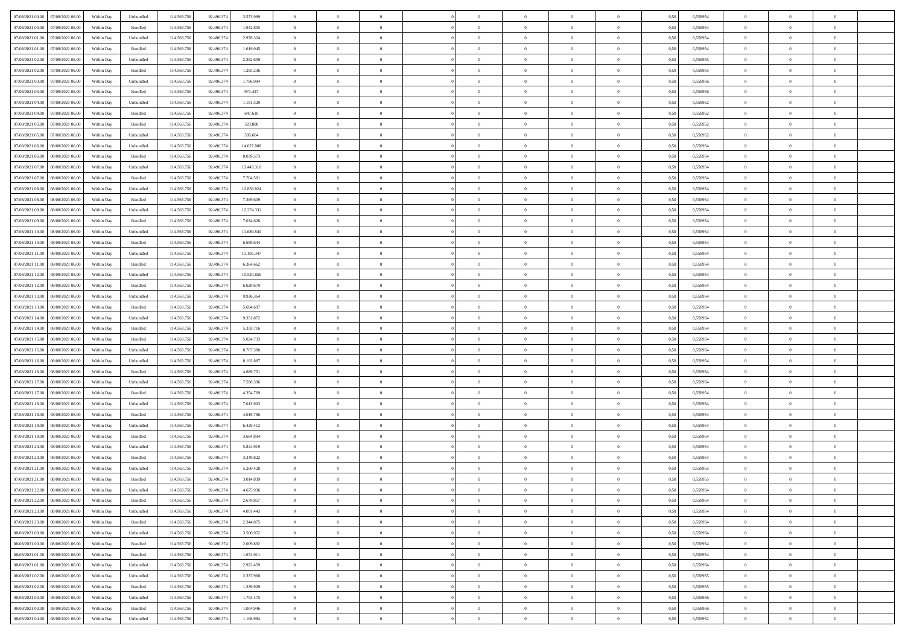| | | | | | | | | | | | | | | | | | | | | |
|---|---|---|---|---|---|---|---|---|---|---|---|---|---|---|---|---|---|---|---|---|
| 07/08/2021 00:00 | 07/08/2021 06:00 | Within Day | Unbundled | 114.563.756 | 92.496.374 | 3.573.989 | 0 | 0 | 0 | | 0 | 0 | 0 | 0 | 0,50 | 0,558954 | 0 | 0 | 0 | |
| 07/08/2021 00:00 | 07/08/2021 06:00 | Within Day | Bundled | 114.563.756 | 92.496.374 | 1.942.855 | 0 | 0 | 0 | | 0 | 0 | 0 | 0 | 0,50 | 0,558954 | 0 | 0 | 0 | |
| 07/08/2021 01:00 | 07/08/2021 06:00 | Within Day | Unbundled | 114.563.756 | 92.496.374 | 2.978.324 | 0 | 0 | 0 | | 0 | 0 | 0 | 0 | 0,50 | 0,558954 | 0 | 0 | 0 | |
| 07/08/2021 01:00 | 07/08/2021 06:00 | Within Day | Bundled | 114.563.756 | 92.496.374 | 1.619.045 | 0 | 0 | 0 | | 0 | 0 | 0 | 0 | 0,50 | 0,558954 | 0 | 0 | 0 | |
| 07/08/2021 02:00 | 07/08/2021 06:00 | Within Day | Unbundled | 114.563.756 | 92.496.374 | 2.382.659 | 0 | 0 | 0 | | 0 | 0 | 0 | 0 | 0,50 | 0,558955 | 0 | 0 | 0 | |
| 07/08/2021 02:00 | 07/08/2021 06:00 | Within Day | Bundled | 114.563.756 | 92.496.374 | 1.295.236 | 0 | 0 | 0 | | 0 | 0 | 0 | 0 | 0,50 | 0,558955 | 0 | 0 | 0 | |
| 07/08/2021 03:00 | 07/08/2021 06:00 | Within Day | Unbundled | 114.563.756 | 92.496.374 | 1.786.994 | 0 | 0 | 0 | | 0 | 0 | 0 | 0 | 0,50 | 0,558956 | 0 | 0 | 0 | |
| 07/08/2021 03:00 | 07/08/2021 06:00 | Within Day | Bundled | 114.563.756 | 92.496.374 | 971.427 | 0 | 0 | 0 | | 0 | 0 | 0 | 0 | 0,50 | 0,558956 | 0 | 0 | 0 | |
| 07/08/2021 04:00 | 07/08/2021 06:00 | Within Day | Unbundled | 114.563.756 | 92.496.374 | 1.191.329 | 0 | 0 | 0 | | 0 | 0 | 0 | 0 | 0,50 | 0,558952 | 0 | 0 | 0 | |
| 07/08/2021 04:00 | 07/08/2021 06:00 | Within Day | Bundled | 114.563.756 | 92.496.374 | 647.618 | 0 | 0 | 0 | | 0 | 0 | 0 | 0 | 0,50 | 0,558952 | 0 | 0 | 0 | |
| 07/08/2021 05:00 | 07/08/2021 06:00 | Within Day | Bundled | 114.563.756 | 92.496.374 | 323.808 | 0 | 0 | 0 | | 0 | 0 | 0 | 0 | 0,50 | 0,558952 | 0 | 0 | 0 | |
| 07/08/2021 05:00 | 07/08/2021 06:00 | Within Day | Unbundled | 114.563.756 | 92.496.374 | 595.664 | 0 | 0 | 0 | | 0 | 0 | 0 | 0 | 0,50 | 0,558952 | 0 | 0 | 0 | |
| 07/08/2021 06:00 | 08/08/2021 06:00 | Within Day | Unbundled | 114.563.756 | 92.496.374 | 14.027.808 | 0 | 0 | 0 | | 0 | 0 | 0 | 0 | 0,50 | 0,558954 | 0 | 0 | 0 | |
| 07/08/2021 06:00 | 08/08/2021 06:00 | Within Day | Bundled | 114.563.756 | 92.496.374 | 8.039.573 | 0 | 0 | 0 | | 0 | 0 | 0 | 0 | 0,50 | 0,558954 | 0 | 0 | 0 | |
| 07/08/2021 07:00 | 08/08/2021 06:00 | Within Day | Unbundled | 114.563.756 | 92.496.374 | 13.443.316 | 0 | 0 | 0 | | 0 | 0 | 0 | 0 | 0,50 | 0,558954 | 0 | 0 | 0 | |
| 07/08/2021 07:00 | 08/08/2021 06:00 | Within Day | Bundled | 114.563.756 | 92.496.374 | 7.704.591 | 0 | 0 | 0 | | 0 | 0 | 0 | 0 | 0,50 | 0,558954 | 0 | 0 | 0 | |
| 07/08/2021 08:00 | 08/08/2021 06:00 | Within Day | Unbundled | 114.563.756 | 92.496.374 | 12.858.824 | 0 | 0 | 0 | | 0 | 0 | 0 | 0 | 0,50 | 0,558954 | 0 | 0 | 0 | |
| 07/08/2021 08:00 | 08/08/2021 06:00 | Within Day | Bundled | 114.563.756 | 92.496.374 | 7.369.609 | 0 | 0 | 0 | | 0 | 0 | 0 | 0 | 0,50 | 0,558954 | 0 | 0 | 0 | |
| 07/08/2021 09:00 | 08/08/2021 06:00 | Within Day | Unbundled | 114.563.756 | 92.496.374 | 12.274.331 | 0 | 0 | 0 | | 0 | 0 | 0 | 0 | 0,50 | 0,558954 | 0 | 0 | 0 | |
| 07/08/2021 09:00 | 08/08/2021 06:00 | Within Day | Bundled | 114.563.756 | 92.496.374 | 7.034.626 | 0 | 0 | 0 | | 0 | 0 | 0 | 0 | 0,50 | 0,558954 | 0 | 0 | 0 | |
| 07/08/2021 10:00 | 08/08/2021 06:00 | Within Day | Unbundled | 114.563.756 | 92.496.374 | 11.689.840 | 0 | 0 | 0 | | 0 | 0 | 0 | 0 | 0,50 | 0,558954 | 0 | 0 | 0 | |
| 07/08/2021 10:00 | 08/08/2021 06:00 | Within Day | Bundled | 114.563.756 | 92.496.374 | 6.699.644 | 0 | 0 | 0 | | 0 | 0 | 0 | 0 | 0,50 | 0,558954 | 0 | 0 | 0 | |
| 07/08/2021 11:00 | 08/08/2021 06:00 | Within Day | Unbundled | 114.563.756 | 92.496.374 | 11.105.347 | 0 | 0 | 0 | | 0 | 0 | 0 | 0 | 0,50 | 0,558954 | 0 | 0 | 0 | |
| 07/08/2021 11:00 | 08/08/2021 06:00 | Within Day | Bundled | 114.563.756 | 92.496.374 | 6.364.662 | 0 | 0 | 0 | | 0 | 0 | 0 | 0 | 0,50 | 0,558954 | 0 | 0 | 0 | |
| 07/08/2021 12:00 | 08/08/2021 06:00 | Within Day | Unbundled | 114.563.756 | 92.496.374 | 10.520.856 | 0 | 0 | 0 | | 0 | 0 | 0 | 0 | 0,50 | 0,558954 | 0 | 0 | 0 | |
| 07/08/2021 12:00 | 08/08/2021 06:00 | Within Day | Bundled | 114.563.756 | 92.496.374 | 6.029.679 | 0 | 0 | 0 | | 0 | 0 | 0 | 0 | 0,50 | 0,558954 | 0 | 0 | 0 | |
| 07/08/2021 13:00 | 08/08/2021 06:00 | Within Day | Unbundled | 114.563.756 | 92.496.374 | 9.936.364 | 0 | 0 | 0 | | 0 | 0 | 0 | 0 | 0,50 | 0,558954 | 0 | 0 | 0 | |
| 07/08/2021 13:00 | 08/08/2021 06:00 | Within Day | Bundled | 114.563.756 | 92.496.374 | 5.694.697 | 0 | 0 | 0 | | 0 | 0 | 0 | 0 | 0,50 | 0,558954 | 0 | 0 | 0 | |
| 07/08/2021 14:00 | 08/08/2021 06:00 | Within Day | Unbundled | 114.563.756 | 92.496.374 | 9.351.872 | 0 | 0 | 0 | | 0 | 0 | 0 | 0 | 0,50 | 0,558954 | 0 | 0 | 0 | |
| 07/08/2021 14:00 | 08/08/2021 06:00 | Within Day | Bundled | 114.563.756 | 92.496.374 | 5.359.716 | 0 | 0 | 0 | | 0 | 0 | 0 | 0 | 0,50 | 0,558954 | 0 | 0 | 0 | |
| 07/08/2021 15:00 | 08/08/2021 06:00 | Within Day | Bundled | 114.563.756 | 92.496.374 | 5.024.733 | 0 | 0 | 0 | | 0 | 0 | 0 | 0 | 0,50 | 0,558954 | 0 | 0 | 0 | |
| 07/08/2021 15:00 | 08/08/2021 06:00 | Within Day | Unbundled | 114.563.756 | 92.496.374 | 8.767.380 | 0 | 0 | 0 | | 0 | 0 | 0 | 0 | 0,50 | 0,558954 | 0 | 0 | 0 | |
| 07/08/2021 16:00 | 08/08/2021 06:00 | Within Day | Unbundled | 114.563.756 | 92.496.374 | 8.182.887 | 0 | 0 | 0 | | 0 | 0 | 0 | 0 | 0,50 | 0,558954 | 0 | 0 | 0 | |
| 07/08/2021 16:00 | 08/08/2021 06:00 | Within Day | Bundled | 114.563.756 | 92.496.374 | 4.689.751 | 0 | 0 | 0 | | 0 | 0 | 0 | 0 | 0,50 | 0,558954 | 0 | 0 | 0 | |
| 07/08/2021 17:00 | 08/08/2021 06:00 | Within Day | Unbundled | 114.563.756 | 92.496.374 | 7.598.396 | 0 | 0 | 0 | | 0 | 0 | 0 | 0 | 0,50 | 0,558954 | 0 | 0 | 0 | |
| 07/08/2021 17:00 | 08/08/2021 06:00 | Within Day | Bundled | 114.563.756 | 92.496.374 | 4.354.769 | 0 | 0 | 0 | | 0 | 0 | 0 | 0 | 0,50 | 0,558954 | 0 | 0 | 0 | |
| 07/08/2021 18:00 | 08/08/2021 06:00 | Within Day | Unbundled | 114.563.756 | 92.496.374 | 7.013.903 | 0 | 0 | 0 | | 0 | 0 | 0 | 0 | 0,50 | 0,558954 | 0 | 0 | 0 | |
| 07/08/2021 18:00 | 08/08/2021 06:00 | Within Day | Bundled | 114.563.756 | 92.496.374 | 4.019.786 | 0 | 0 | 0 | | 0 | 0 | 0 | 0 | 0,50 | 0,558954 | 0 | 0 | 0 | |
| 07/08/2021 19:00 | 08/08/2021 06:00 | Within Day | Unbundled | 114.563.756 | 92.496.374 | 6.429.412 | 0 | 0 | 0 | | 0 | 0 | 0 | 0 | 0,50 | 0,558954 | 0 | 0 | 0 | |
| 07/08/2021 19:00 | 08/08/2021 06:00 | Within Day | Bundled | 114.563.756 | 92.496.374 | 3.684.804 | 0 | 0 | 0 | | 0 | 0 | 0 | 0 | 0,50 | 0,558954 | 0 | 0 | 0 | |
| 07/08/2021 20:00 | 08/08/2021 06:00 | Within Day | Unbundled | 114.563.756 | 92.496.374 | 5.844.919 | 0 | 0 | 0 | | 0 | 0 | 0 | 0 | 0,50 | 0,558954 | 0 | 0 | 0 | |
| 07/08/2021 20:00 | 08/08/2021 06:00 | Within Day | Bundled | 114.563.756 | 92.496.374 | 3.349.822 | 0 | 0 | 0 | | 0 | 0 | 0 | 0 | 0,50 | 0,558954 | 0 | 0 | 0 | |
| 07/08/2021 21:00 | 08/08/2021 06:00 | Within Day | Unbundled | 114.563.756 | 92.496.374 | 5.260.428 | 0 | 0 | 0 | | 0 | 0 | 0 | 0 | 0,50 | 0,558955 | 0 | 0 | 0 | |
| 07/08/2021 21:00 | 08/08/2021 06:00 | Within Day | Bundled | 114.563.756 | 92.496.374 | 3.014.839 | 0 | 0 | 0 | | 0 | 0 | 0 | 0 | 0,50 | 0,558955 | 0 | 0 | 0 | |
| 07/08/2021 22:00 | 08/08/2021 06:00 | Within Day | Unbundled | 114.563.756 | 92.496.374 | 4.675.936 | 0 | 0 | 0 | | 0 | 0 | 0 | 0 | 0,50 | 0,558954 | 0 | 0 | 0 | |
| 07/08/2021 22:00 | 08/08/2021 06:00 | Within Day | Bundled | 114.563.756 | 92.496.374 | 2.679.857 | 0 | 0 | 0 | | 0 | 0 | 0 | 0 | 0,50 | 0,558954 | 0 | 0 | 0 | |
| 07/08/2021 23:00 | 08/08/2021 06:00 | Within Day | Unbundled | 114.563.756 | 92.496.374 | 4.091.443 | 0 | 0 | 0 | | 0 | 0 | 0 | 0 | 0,50 | 0,558954 | 0 | 0 | 0 | |
| 07/08/2021 23:00 | 08/08/2021 06:00 | Within Day | Bundled | 114.563.756 | 92.496.374 | 2.344.875 | 0 | 0 | 0 | | 0 | 0 | 0 | 0 | 0,50 | 0,558954 | 0 | 0 | 0 | |
| 08/08/2021 00:00 | 08/08/2021 06:00 | Within Day | Unbundled | 114.563.756 | 92.496.374 | 3.506.952 | 0 | 0 | 0 | | 0 | 0 | 0 | 0 | 0,50 | 0,558954 | 0 | 0 | 0 | |
| 08/08/2021 00:00 | 08/08/2021 06:00 | Within Day | Bundled | 114.563.756 | 92.496.374 | 2.009.892 | 0 | 0 | 0 | | 0 | 0 | 0 | 0 | 0,50 | 0,558954 | 0 | 0 | 0 | |
| 08/08/2021 01:00 | 08/08/2021 06:00 | Within Day | Bundled | 114.563.756 | 92.496.374 | 1.674.911 | 0 | 0 | 0 | | 0 | 0 | 0 | 0 | 0,50 | 0,558954 | 0 | 0 | 0 | |
| 08/08/2021 01:00 | 08/08/2021 06:00 | Within Day | Unbundled | 114.563.756 | 92.496.374 | 2.922.459 | 0 | 0 | 0 | | 0 | 0 | 0 | 0 | 0,50 | 0,558954 | 0 | 0 | 0 | |
| 08/08/2021 02:00 | 08/08/2021 06:00 | Within Day | Unbundled | 114.563.756 | 92.496.374 | 2.337.968 | 0 | 0 | 0 | | 0 | 0 | 0 | 0 | 0,50 | 0,558955 | 0 | 0 | 0 | |
| 08/08/2021 02:00 | 08/08/2021 06:00 | Within Day | Bundled | 114.563.756 | 92.496.374 | 1.339.929 | 0 | 0 | 0 | | 0 | 0 | 0 | 0 | 0,50 | 0,558955 | 0 | 0 | 0 | |
| 08/08/2021 03:00 | 08/08/2021 06:00 | Within Day | Unbundled | 114.563.756 | 92.496.374 | 1.753.475 | 0 | 0 | 0 | | 0 | 0 | 0 | 0 | 0,50 | 0,558956 | 0 | 0 | 0 | |
| 08/08/2021 03:00 | 08/08/2021 06:00 | Within Day | Bundled | 114.563.756 | 92.496.374 | 1.004.946 | 0 | 0 | 0 | | 0 | 0 | 0 | 0 | 0,50 | 0,558956 | 0 | 0 | 0 | |
| 08/08/2021 04:00 | 08/08/2021 06:00 | Within Day | Unbundled | 114.563.756 | 92.496.374 | 1.168.984 | 0 | 0 | 0 | | 0 | 0 | 0 | 0 | 0,50 | 0,558952 | 0 | 0 | 0 | |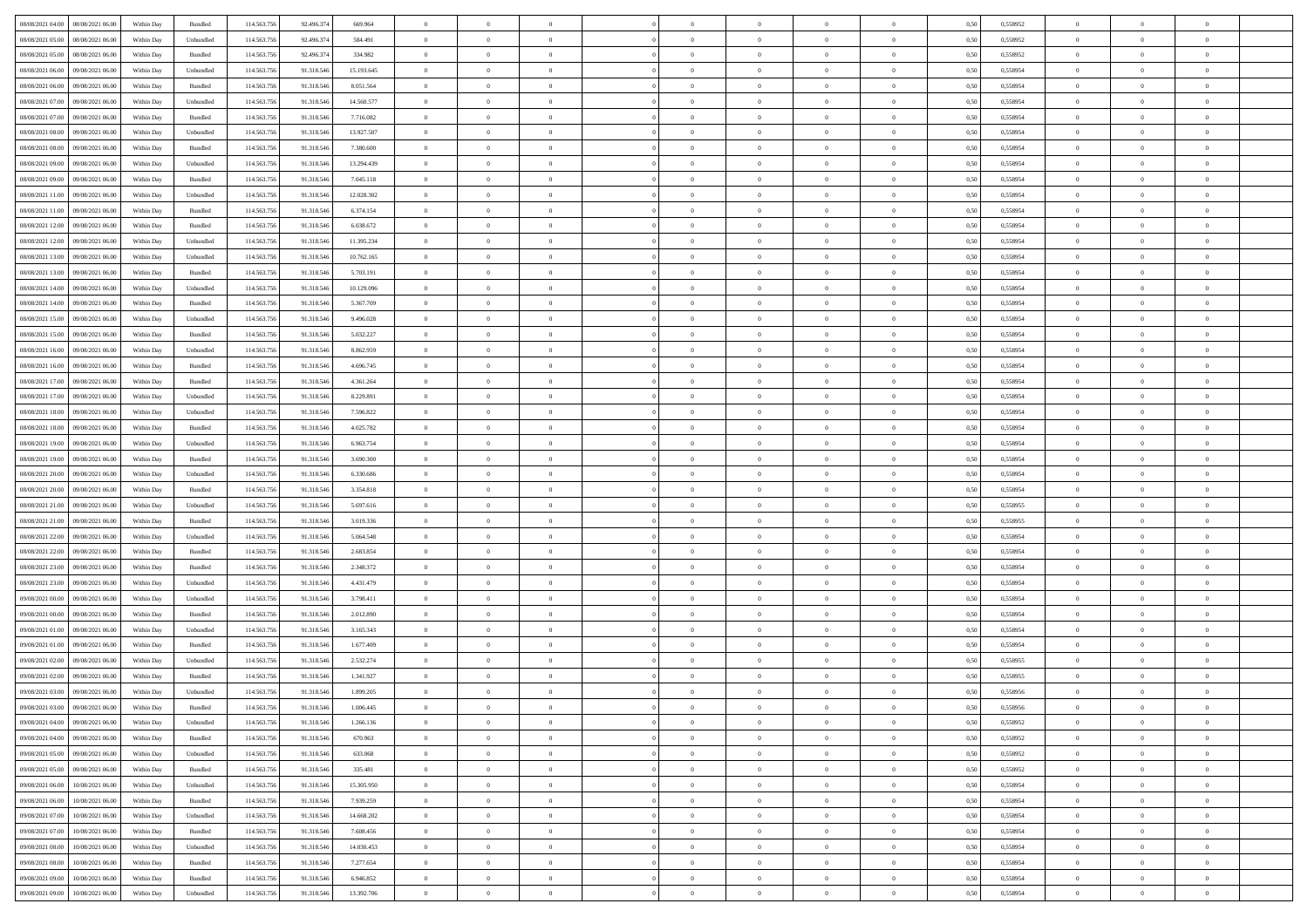| | | | | | | | | | | | | | | | | | | | | |
|---|---|---|---|---|---|---|---|---|---|---|---|---|---|---|---|---|---|---|---|---|
| 08/08/2021 04:00 | 08/08/2021 06:00 | Within Day | Bundled | 114.563.756 | 92.496.374 | 669.964 | 0 | 0 | 0 | | 0 | 0 | 0 | 0 | 0,50 | 0,558952 | 0 | 0 | 0 | |
| 08/08/2021 05:00 | 08/08/2021 06:00 | Within Day | Unbundled | 114.563.756 | 92.496.374 | 584.491 | 0 | 0 | 0 | | 0 | 0 | 0 | 0 | 0,50 | 0,558952 | 0 | 0 | 0 | |
| 08/08/2021 05:00 | 08/08/2021 06:00 | Within Day | Bundled | 114.563.756 | 92.496.374 | 334.982 | 0 | 0 | 0 | | 0 | 0 | 0 | 0 | 0,50 | 0,558952 | 0 | 0 | 0 | |
| 08/08/2021 06:00 | 09/08/2021 06:00 | Within Day | Unbundled | 114.563.756 | 91.318.546 | 15.193.645 | 0 | 0 | 0 | | 0 | 0 | 0 | 0 | 0,50 | 0,558954 | 0 | 0 | 0 | |
| 08/08/2021 06:00 | 09/08/2021 06:00 | Within Day | Bundled | 114.563.756 | 91.318.546 | 8.051.564 | 0 | 0 | 0 | | 0 | 0 | 0 | 0 | 0,50 | 0,558954 | 0 | 0 | 0 | |
| 08/08/2021 07:00 | 09/08/2021 06:00 | Within Day | Unbundled | 114.563.756 | 91.318.546 | 14.560.577 | 0 | 0 | 0 | | 0 | 0 | 0 | 0 | 0,50 | 0,558954 | 0 | 0 | 0 | |
| 08/08/2021 07:00 | 09/08/2021 06:00 | Within Day | Bundled | 114.563.756 | 91.318.546 | 7.716.082 | 0 | 0 | 0 | | 0 | 0 | 0 | 0 | 0,50 | 0,558954 | 0 | 0 | 0 | |
| 08/08/2021 08:00 | 09/08/2021 06:00 | Within Day | Unbundled | 114.563.756 | 91.318.546 | 13.927.507 | 0 | 0 | 0 | | 0 | 0 | 0 | 0 | 0,50 | 0,558954 | 0 | 0 | 0 | |
| 08/08/2021 08:00 | 09/08/2021 06:00 | Within Day | Bundled | 114.563.756 | 91.318.546 | 7.380.600 | 0 | 0 | 0 | | 0 | 0 | 0 | 0 | 0,50 | 0,558954 | 0 | 0 | 0 | |
| 08/08/2021 09:00 | 09/08/2021 06:00 | Within Day | Unbundled | 114.563.756 | 91.318.546 | 13.294.439 | 0 | 0 | 0 | | 0 | 0 | 0 | 0 | 0,50 | 0,558954 | 0 | 0 | 0 | |
| 08/08/2021 09:00 | 09/08/2021 06:00 | Within Day | Bundled | 114.563.756 | 91.318.546 | 7.045.118 | 0 | 0 | 0 | | 0 | 0 | 0 | 0 | 0,50 | 0,558954 | 0 | 0 | 0 | |
| 08/08/2021 11:00 | 09/08/2021 06:00 | Within Day | Unbundled | 114.563.756 | 91.318.546 | 12.028.302 | 0 | 0 | 0 | | 0 | 0 | 0 | 0 | 0,50 | 0,558954 | 0 | 0 | 0 | |
| 08/08/2021 11:00 | 09/08/2021 06:00 | Within Day | Bundled | 114.563.756 | 91.318.546 | 6.374.154 | 0 | 0 | 0 | | 0 | 0 | 0 | 0 | 0,50 | 0,558954 | 0 | 0 | 0 | |
| 08/08/2021 12:00 | 09/08/2021 06:00 | Within Day | Bundled | 114.563.756 | 91.318.546 | 6.038.672 | 0 | 0 | 0 | | 0 | 0 | 0 | 0 | 0,50 | 0,558954 | 0 | 0 | 0 | |
| 08/08/2021 12:00 | 09/08/2021 06:00 | Within Day | Unbundled | 114.563.756 | 91.318.546 | 11.395.234 | 0 | 0 | 0 | | 0 | 0 | 0 | 0 | 0,50 | 0,558954 | 0 | 0 | 0 | |
| 08/08/2021 13:00 | 09/08/2021 06:00 | Within Day | Unbundled | 114.563.756 | 91.318.546 | 10.762.165 | 0 | 0 | 0 | | 0 | 0 | 0 | 0 | 0,50 | 0,558954 | 0 | 0 | 0 | |
| 08/08/2021 13:00 | 09/08/2021 06:00 | Within Day | Bundled | 114.563.756 | 91.318.546 | 5.703.191 | 0 | 0 | 0 | | 0 | 0 | 0 | 0 | 0,50 | 0,558954 | 0 | 0 | 0 | |
| 08/08/2021 14:00 | 09/08/2021 06:00 | Within Day | Unbundled | 114.563.756 | 91.318.546 | 10.129.096 | 0 | 0 | 0 | | 0 | 0 | 0 | 0 | 0,50 | 0,558954 | 0 | 0 | 0 | |
| 08/08/2021 14:00 | 09/08/2021 06:00 | Within Day | Bundled | 114.563.756 | 91.318.546 | 5.367.709 | 0 | 0 | 0 | | 0 | 0 | 0 | 0 | 0,50 | 0,558954 | 0 | 0 | 0 | |
| 08/08/2021 15:00 | 09/08/2021 06:00 | Within Day | Unbundled | 114.563.756 | 91.318.546 | 9.496.028 | 0 | 0 | 0 | | 0 | 0 | 0 | 0 | 0,50 | 0,558954 | 0 | 0 | 0 | |
| 08/08/2021 15:00 | 09/08/2021 06:00 | Within Day | Bundled | 114.563.756 | 91.318.546 | 5.032.227 | 0 | 0 | 0 | | 0 | 0 | 0 | 0 | 0,50 | 0,558954 | 0 | 0 | 0 | |
| 08/08/2021 16:00 | 09/08/2021 06:00 | Within Day | Unbundled | 114.563.756 | 91.318.546 | 8.862.959 | 0 | 0 | 0 | | 0 | 0 | 0 | 0 | 0,50 | 0,558954 | 0 | 0 | 0 | |
| 08/08/2021 16:00 | 09/08/2021 06:00 | Within Day | Bundled | 114.563.756 | 91.318.546 | 4.696.745 | 0 | 0 | 0 | | 0 | 0 | 0 | 0 | 0,50 | 0,558954 | 0 | 0 | 0 | |
| 08/08/2021 17:00 | 09/08/2021 06:00 | Within Day | Bundled | 114.563.756 | 91.318.546 | 4.361.264 | 0 | 0 | 0 | | 0 | 0 | 0 | 0 | 0,50 | 0,558954 | 0 | 0 | 0 | |
| 08/08/2021 17:00 | 09/08/2021 06:00 | Within Day | Unbundled | 114.563.756 | 91.318.546 | 8.229.891 | 0 | 0 | 0 | | 0 | 0 | 0 | 0 | 0,50 | 0,558954 | 0 | 0 | 0 | |
| 08/08/2021 18:00 | 09/08/2021 06:00 | Within Day | Unbundled | 114.563.756 | 91.318.546 | 7.596.822 | 0 | 0 | 0 | | 0 | 0 | 0 | 0 | 0,50 | 0,558954 | 0 | 0 | 0 | |
| 08/08/2021 18:00 | 09/08/2021 06:00 | Within Day | Bundled | 114.563.756 | 91.318.546 | 4.025.782 | 0 | 0 | 0 | | 0 | 0 | 0 | 0 | 0,50 | 0,558954 | 0 | 0 | 0 | |
| 08/08/2021 19:00 | 09/08/2021 06:00 | Within Day | Unbundled | 114.563.756 | 91.318.546 | 6.963.754 | 0 | 0 | 0 | | 0 | 0 | 0 | 0 | 0,50 | 0,558954 | 0 | 0 | 0 | |
| 08/08/2021 19:00 | 09/08/2021 06:00 | Within Day | Bundled | 114.563.756 | 91.318.546 | 3.690.300 | 0 | 0 | 0 | | 0 | 0 | 0 | 0 | 0,50 | 0,558954 | 0 | 0 | 0 | |
| 08/08/2021 20:00 | 09/08/2021 06:00 | Within Day | Unbundled | 114.563.756 | 91.318.546 | 6.330.686 | 0 | 0 | 0 | | 0 | 0 | 0 | 0 | 0,50 | 0,558954 | 0 | 0 | 0 | |
| 08/08/2021 20:00 | 09/08/2021 06:00 | Within Day | Bundled | 114.563.756 | 91.318.546 | 3.354.818 | 0 | 0 | 0 | | 0 | 0 | 0 | 0 | 0,50 | 0,558954 | 0 | 0 | 0 | |
| 08/08/2021 21:00 | 09/08/2021 06:00 | Within Day | Unbundled | 114.563.756 | 91.318.546 | 5.697.616 | 0 | 0 | 0 | | 0 | 0 | 0 | 0 | 0,50 | 0,558955 | 0 | 0 | 0 | |
| 08/08/2021 21:00 | 09/08/2021 06:00 | Within Day | Bundled | 114.563.756 | 91.318.546 | 3.019.336 | 0 | 0 | 0 | | 0 | 0 | 0 | 0 | 0,50 | 0,558955 | 0 | 0 | 0 | |
| 08/08/2021 22:00 | 09/08/2021 06:00 | Within Day | Unbundled | 114.563.756 | 91.318.546 | 5.064.548 | 0 | 0 | 0 | | 0 | 0 | 0 | 0 | 0,50 | 0,558954 | 0 | 0 | 0 | |
| 08/08/2021 22:00 | 09/08/2021 06:00 | Within Day | Bundled | 114.563.756 | 91.318.546 | 2.683.854 | 0 | 0 | 0 | | 0 | 0 | 0 | 0 | 0,50 | 0,558954 | 0 | 0 | 0 | |
| 08/08/2021 23:00 | 09/08/2021 06:00 | Within Day | Bundled | 114.563.756 | 91.318.546 | 2.348.372 | 0 | 0 | 0 | | 0 | 0 | 0 | 0 | 0,50 | 0,558954 | 0 | 0 | 0 | |
| 08/08/2021 23:00 | 09/08/2021 06:00 | Within Day | Unbundled | 114.563.756 | 91.318.546 | 4.431.479 | 0 | 0 | 0 | | 0 | 0 | 0 | 0 | 0,50 | 0,558954 | 0 | 0 | 0 | |
| 09/08/2021 00:00 | 09/08/2021 06:00 | Within Day | Unbundled | 114.563.756 | 91.318.546 | 3.798.411 | 0 | 0 | 0 | | 0 | 0 | 0 | 0 | 0,50 | 0,558954 | 0 | 0 | 0 | |
| 09/08/2021 00:00 | 09/08/2021 06:00 | Within Day | Bundled | 114.563.756 | 91.318.546 | 2.012.890 | 0 | 0 | 0 | | 0 | 0 | 0 | 0 | 0,50 | 0,558954 | 0 | 0 | 0 | |
| 09/08/2021 01:00 | 09/08/2021 06:00 | Within Day | Unbundled | 114.563.756 | 91.318.546 | 3.165.343 | 0 | 0 | 0 | | 0 | 0 | 0 | 0 | 0,50 | 0,558954 | 0 | 0 | 0 | |
| 09/08/2021 01:00 | 09/08/2021 06:00 | Within Day | Bundled | 114.563.756 | 91.318.546 | 1.677.409 | 0 | 0 | 0 | | 0 | 0 | 0 | 0 | 0,50 | 0,558954 | 0 | 0 | 0 | |
| 09/08/2021 02:00 | 09/08/2021 06:00 | Within Day | Unbundled | 114.563.756 | 91.318.546 | 2.532.274 | 0 | 0 | 0 | | 0 | 0 | 0 | 0 | 0,50 | 0,558955 | 0 | 0 | 0 | |
| 09/08/2021 02:00 | 09/08/2021 06:00 | Within Day | Bundled | 114.563.756 | 91.318.546 | 1.341.927 | 0 | 0 | 0 | | 0 | 0 | 0 | 0 | 0,50 | 0,558955 | 0 | 0 | 0 | |
| 09/08/2021 03:00 | 09/08/2021 06:00 | Within Day | Unbundled | 114.563.756 | 91.318.546 | 1.899.205 | 0 | 0 | 0 | | 0 | 0 | 0 | 0 | 0,50 | 0,558956 | 0 | 0 | 0 | |
| 09/08/2021 03:00 | 09/08/2021 06:00 | Within Day | Bundled | 114.563.756 | 91.318.546 | 1.006.445 | 0 | 0 | 0 | | 0 | 0 | 0 | 0 | 0,50 | 0,558956 | 0 | 0 | 0 | |
| 09/08/2021 04:00 | 09/08/2021 06:00 | Within Day | Unbundled | 114.563.756 | 91.318.546 | 1.266.136 | 0 | 0 | 0 | | 0 | 0 | 0 | 0 | 0,50 | 0,558952 | 0 | 0 | 0 | |
| 09/08/2021 04:00 | 09/08/2021 06:00 | Within Day | Bundled | 114.563.756 | 91.318.546 | 670.963 | 0 | 0 | 0 | | 0 | 0 | 0 | 0 | 0,50 | 0,558952 | 0 | 0 | 0 | |
| 09/08/2021 05:00 | 09/08/2021 06:00 | Within Day | Unbundled | 114.563.756 | 91.318.546 | 633.068 | 0 | 0 | 0 | | 0 | 0 | 0 | 0 | 0,50 | 0,558952 | 0 | 0 | 0 | |
| 09/08/2021 05:00 | 09/08/2021 06:00 | Within Day | Bundled | 114.563.756 | 91.318.546 | 335.481 | 0 | 0 | 0 | | 0 | 0 | 0 | 0 | 0,50 | 0,558952 | 0 | 0 | 0 | |
| 09/08/2021 06:00 | 10/08/2021 06:00 | Within Day | Unbundled | 114.563.756 | 91.318.546 | 15.305.950 | 0 | 0 | 0 | | 0 | 0 | 0 | 0 | 0,50 | 0,558954 | 0 | 0 | 0 | |
| 09/08/2021 06:00 | 10/08/2021 06:00 | Within Day | Bundled | 114.563.756 | 91.318.546 | 7.939.259 | 0 | 0 | 0 | | 0 | 0 | 0 | 0 | 0,50 | 0,558954 | 0 | 0 | 0 | |
| 09/08/2021 07:00 | 10/08/2021 06:00 | Within Day | Unbundled | 114.563.756 | 91.318.546 | 14.668.202 | 0 | 0 | 0 | | 0 | 0 | 0 | 0 | 0,50 | 0,558954 | 0 | 0 | 0 | |
| 09/08/2021 07:00 | 10/08/2021 06:00 | Within Day | Bundled | 114.563.756 | 91.318.546 | 7.608.456 | 0 | 0 | 0 | | 0 | 0 | 0 | 0 | 0,50 | 0,558954 | 0 | 0 | 0 | |
| 09/08/2021 08:00 | 10/08/2021 06:00 | Within Day | Unbundled | 114.563.756 | 91.318.546 | 14.030.453 | 0 | 0 | 0 | | 0 | 0 | 0 | 0 | 0,50 | 0,558954 | 0 | 0 | 0 | |
| 09/08/2021 08:00 | 10/08/2021 06:00 | Within Day | Bundled | 114.563.756 | 91.318.546 | 7.277.654 | 0 | 0 | 0 | | 0 | 0 | 0 | 0 | 0,50 | 0,558954 | 0 | 0 | 0 | |
| 09/08/2021 09:00 | 10/08/2021 06:00 | Within Day | Bundled | 114.563.756 | 91.318.546 | 6.946.852 | 0 | 0 | 0 | | 0 | 0 | 0 | 0 | 0,50 | 0,558954 | 0 | 0 | 0 | |
| 09/08/2021 09:00 | 10/08/2021 06:00 | Within Day | Unbundled | 114.563.756 | 91.318.546 | 13.392.706 | 0 | 0 | 0 | | 0 | 0 | 0 | 0 | 0,50 | 0,558954 | 0 | 0 | 0 | |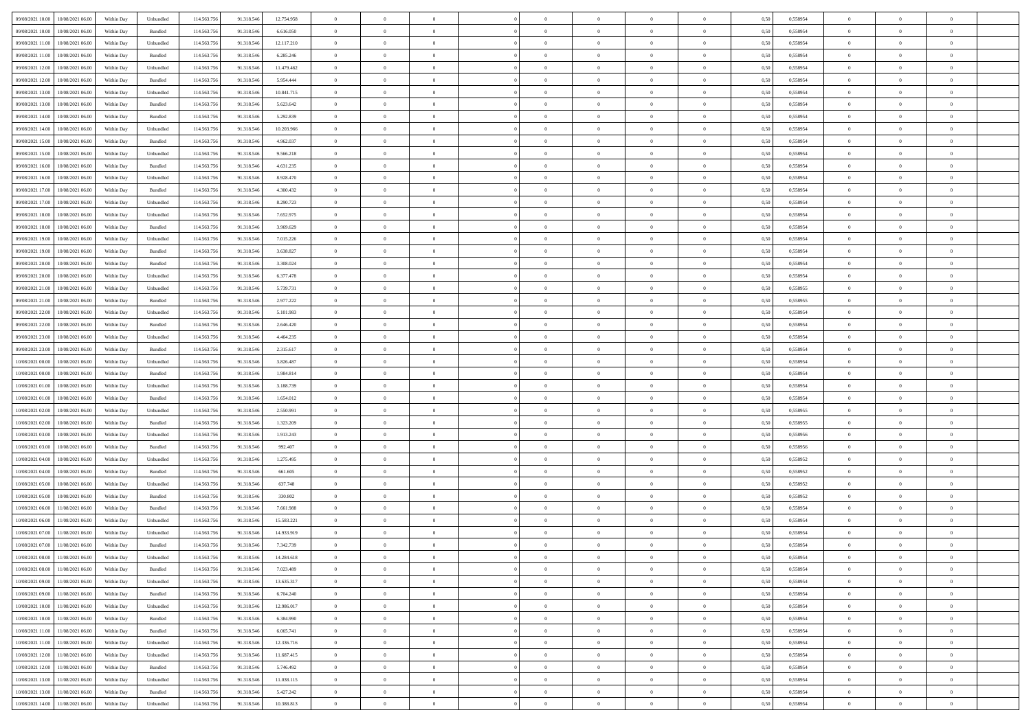| | | | | | | | | | | | | | | | | | | | | |
|---|---|---|---|---|---|---|---|---|---|---|---|---|---|---|---|---|---|---|---|---|
| 09/08/2021 10:00 | 10/08/2021 06:00 | Within Day | Unbundled | 114.563.756 | 91.318.546 | 12.754.958 | 0 | 0 | 0 | | 0 | 0 | 0 | 0 | 0,50 | 0,558954 | 0 | 0 | 0 | |
| 09/08/2021 10:00 | 10/08/2021 06:00 | Within Day | Bundled | 114.563.756 | 91.318.546 | 6.616.050 | 0 | 0 | 0 | | 0 | 0 | 0 | 0 | 0,50 | 0,558954 | 0 | 0 | 0 | |
| 09/08/2021 11:00 | 10/08/2021 06:00 | Within Day | Unbundled | 114.563.756 | 91.318.546 | 12.117.210 | 0 | 0 | 0 | | 0 | 0 | 0 | 0 | 0,50 | 0,558954 | 0 | 0 | 0 | |
| 09/08/2021 11:00 | 10/08/2021 06:00 | Within Day | Bundled | 114.563.756 | 91.318.546 | 6.285.246 | 0 | 0 | 0 | | 0 | 0 | 0 | 0 | 0,50 | 0,558954 | 0 | 0 | 0 | |
| 09/08/2021 12:00 | 10/08/2021 06:00 | Within Day | Unbundled | 114.563.756 | 91.318.546 | 11.479.462 | 0 | 0 | 0 | | 0 | 0 | 0 | 0 | 0,50 | 0,558954 | 0 | 0 | 0 | |
| 09/08/2021 12:00 | 10/08/2021 06:00 | Within Day | Bundled | 114.563.756 | 91.318.546 | 5.954.444 | 0 | 0 | 0 | | 0 | 0 | 0 | 0 | 0,50 | 0,558954 | 0 | 0 | 0 | |
| 09/08/2021 13:00 | 10/08/2021 06:00 | Within Day | Unbundled | 114.563.756 | 91.318.546 | 10.841.715 | 0 | 0 | 0 | | 0 | 0 | 0 | 0 | 0,50 | 0,558954 | 0 | 0 | 0 | |
| 09/08/2021 13:00 | 10/08/2021 06:00 | Within Day | Bundled | 114.563.756 | 91.318.546 | 5.623.642 | 0 | 0 | 0 | | 0 | 0 | 0 | 0 | 0,50 | 0,558954 | 0 | 0 | 0 | |
| 09/08/2021 14:00 | 10/08/2021 06:00 | Within Day | Bundled | 114.563.756 | 91.318.546 | 5.292.839 | 0 | 0 | 0 | | 0 | 0 | 0 | 0 | 0,50 | 0,558954 | 0 | 0 | 0 | |
| 09/08/2021 14:00 | 10/08/2021 06:00 | Within Day | Unbundled | 114.563.756 | 91.318.546 | 10.203.966 | 0 | 0 | 0 | | 0 | 0 | 0 | 0 | 0,50 | 0,558954 | 0 | 0 | 0 | |
| 09/08/2021 15:00 | 10/08/2021 06:00 | Within Day | Bundled | 114.563.756 | 91.318.546 | 4.962.037 | 0 | 0 | 0 | | 0 | 0 | 0 | 0 | 0,50 | 0,558954 | 0 | 0 | 0 | |
| 09/08/2021 15:00 | 10/08/2021 06:00 | Within Day | Unbundled | 114.563.756 | 91.318.546 | 9.566.218 | 0 | 0 | 0 | | 0 | 0 | 0 | 0 | 0,50 | 0,558954 | 0 | 0 | 0 | |
| 09/08/2021 16:00 | 10/08/2021 06:00 | Within Day | Bundled | 114.563.756 | 91.318.546 | 4.631.235 | 0 | 0 | 0 | | 0 | 0 | 0 | 0 | 0,50 | 0,558954 | 0 | 0 | 0 | |
| 09/08/2021 16:00 | 10/08/2021 06:00 | Within Day | Unbundled | 114.563.756 | 91.318.546 | 8.928.470 | 0 | 0 | 0 | | 0 | 0 | 0 | 0 | 0,50 | 0,558954 | 0 | 0 | 0 | |
| 09/08/2021 17:00 | 10/08/2021 06:00 | Within Day | Bundled | 114.563.756 | 91.318.546 | 4.300.432 | 0 | 0 | 0 | | 0 | 0 | 0 | 0 | 0,50 | 0,558954 | 0 | 0 | 0 | |
| 09/08/2021 17:00 | 10/08/2021 06:00 | Within Day | Unbundled | 114.563.756 | 91.318.546 | 8.290.723 | 0 | 0 | 0 | | 0 | 0 | 0 | 0 | 0,50 | 0,558954 | 0 | 0 | 0 | |
| 09/08/2021 18:00 | 10/08/2021 06:00 | Within Day | Unbundled | 114.563.756 | 91.318.546 | 7.652.975 | 0 | 0 | 0 | | 0 | 0 | 0 | 0 | 0,50 | 0,558954 | 0 | 0 | 0 | |
| 09/08/2021 18:00 | 10/08/2021 06:00 | Within Day | Bundled | 114.563.756 | 91.318.546 | 3.969.629 | 0 | 0 | 0 | | 0 | 0 | 0 | 0 | 0,50 | 0,558954 | 0 | 0 | 0 | |
| 09/08/2021 19:00 | 10/08/2021 06:00 | Within Day | Unbundled | 114.563.756 | 91.318.546 | 7.015.226 | 0 | 0 | 0 | | 0 | 0 | 0 | 0 | 0,50 | 0,558954 | 0 | 0 | 0 | |
| 09/08/2021 19:00 | 10/08/2021 06:00 | Within Day | Bundled | 114.563.756 | 91.318.546 | 3.638.827 | 0 | 0 | 0 | | 0 | 0 | 0 | 0 | 0,50 | 0,558954 | 0 | 0 | 0 | |
| 09/08/2021 20:00 | 10/08/2021 06:00 | Within Day | Bundled | 114.563.756 | 91.318.546 | 3.308.024 | 0 | 0 | 0 | | 0 | 0 | 0 | 0 | 0,50 | 0,558954 | 0 | 0 | 0 | |
| 09/08/2021 20:00 | 10/08/2021 06:00 | Within Day | Unbundled | 114.563.756 | 91.318.546 | 6.377.478 | 0 | 0 | 0 | | 0 | 0 | 0 | 0 | 0,50 | 0,558954 | 0 | 0 | 0 | |
| 09/08/2021 21:00 | 10/08/2021 06:00 | Within Day | Unbundled | 114.563.756 | 91.318.546 | 5.739.731 | 0 | 0 | 0 | | 0 | 0 | 0 | 0 | 0,50 | 0,558955 | 0 | 0 | 0 | |
| 09/08/2021 21:00 | 10/08/2021 06:00 | Within Day | Bundled | 114.563.756 | 91.318.546 | 2.977.222 | 0 | 0 | 0 | | 0 | 0 | 0 | 0 | 0,50 | 0,558955 | 0 | 0 | 0 | |
| 09/08/2021 22:00 | 10/08/2021 06:00 | Within Day | Unbundled | 114.563.756 | 91.318.546 | 5.101.983 | 0 | 0 | 0 | | 0 | 0 | 0 | 0 | 0,50 | 0,558954 | 0 | 0 | 0 | |
| 09/08/2021 22:00 | 10/08/2021 06:00 | Within Day | Bundled | 114.563.756 | 91.318.546 | 2.646.420 | 0 | 0 | 0 | | 0 | 0 | 0 | 0 | 0,50 | 0,558954 | 0 | 0 | 0 | |
| 09/08/2021 23:00 | 10/08/2021 06:00 | Within Day | Unbundled | 114.563.756 | 91.318.546 | 4.464.235 | 0 | 0 | 0 | | 0 | 0 | 0 | 0 | 0,50 | 0,558954 | 0 | 0 | 0 | |
| 09/08/2021 23:00 | 10/08/2021 06:00 | Within Day | Bundled | 114.563.756 | 91.318.546 | 2.315.617 | 0 | 0 | 0 | | 0 | 0 | 0 | 0 | 0,50 | 0,558954 | 0 | 0 | 0 | |
| 10/08/2021 00:00 | 10/08/2021 06:00 | Within Day | Unbundled | 114.563.756 | 91.318.546 | 3.826.487 | 0 | 0 | 0 | | 0 | 0 | 0 | 0 | 0,50 | 0,558954 | 0 | 0 | 0 | |
| 10/08/2021 00:00 | 10/08/2021 06:00 | Within Day | Bundled | 114.563.756 | 91.318.546 | 1.984.814 | 0 | 0 | 0 | | 0 | 0 | 0 | 0 | 0,50 | 0,558954 | 0 | 0 | 0 | |
| 10/08/2021 01:00 | 10/08/2021 06:00 | Within Day | Unbundled | 114.563.756 | 91.318.546 | 3.188.739 | 0 | 0 | 0 | | 0 | 0 | 0 | 0 | 0,50 | 0,558954 | 0 | 0 | 0 | |
| 10/08/2021 01:00 | 10/08/2021 06:00 | Within Day | Bundled | 114.563.756 | 91.318.546 | 1.654.012 | 0 | 0 | 0 | | 0 | 0 | 0 | 0 | 0,50 | 0,558954 | 0 | 0 | 0 | |
| 10/08/2021 02:00 | 10/08/2021 06:00 | Within Day | Unbundled | 114.563.756 | 91.318.546 | 2.550.991 | 0 | 0 | 0 | | 0 | 0 | 0 | 0 | 0,50 | 0,558955 | 0 | 0 | 0 | |
| 10/08/2021 02:00 | 10/08/2021 06:00 | Within Day | Bundled | 114.563.756 | 91.318.546 | 1.323.209 | 0 | 0 | 0 | | 0 | 0 | 0 | 0 | 0,50 | 0,558955 | 0 | 0 | 0 | |
| 10/08/2021 03:00 | 10/08/2021 06:00 | Within Day | Unbundled | 114.563.756 | 91.318.546 | 1.913.243 | 0 | 0 | 0 | | 0 | 0 | 0 | 0 | 0,50 | 0,558956 | 0 | 0 | 0 | |
| 10/08/2021 03:00 | 10/08/2021 06:00 | Within Day | Bundled | 114.563.756 | 91.318.546 | 992.407 | 0 | 0 | 0 | | 0 | 0 | 0 | 0 | 0,50 | 0,558956 | 0 | 0 | 0 | |
| 10/08/2021 04:00 | 10/08/2021 06:00 | Within Day | Unbundled | 114.563.756 | 91.318.546 | 1.275.495 | 0 | 0 | 0 | | 0 | 0 | 0 | 0 | 0,50 | 0,558952 | 0 | 0 | 0 | |
| 10/08/2021 04:00 | 10/08/2021 06:00 | Within Day | Bundled | 114.563.756 | 91.318.546 | 661.605 | 0 | 0 | 0 | | 0 | 0 | 0 | 0 | 0,50 | 0,558952 | 0 | 0 | 0 | |
| 10/08/2021 05:00 | 10/08/2021 06:00 | Within Day | Unbundled | 114.563.756 | 91.318.546 | 637.748 | 0 | 0 | 0 | | 0 | 0 | 0 | 0 | 0,50 | 0,558952 | 0 | 0 | 0 | |
| 10/08/2021 05:00 | 10/08/2021 06:00 | Within Day | Bundled | 114.563.756 | 91.318.546 | 330.802 | 0 | 0 | 0 | | 0 | 0 | 0 | 0 | 0,50 | 0,558952 | 0 | 0 | 0 | |
| 10/08/2021 06:00 | 11/08/2021 06:00 | Within Day | Bundled | 114.563.756 | 91.318.546 | 7.661.988 | 0 | 0 | 0 | | 0 | 0 | 0 | 0 | 0,50 | 0,558954 | 0 | 0 | 0 | |
| 10/08/2021 06:00 | 11/08/2021 06:00 | Within Day | Unbundled | 114.563.756 | 91.318.546 | 15.583.221 | 0 | 0 | 0 | | 0 | 0 | 0 | 0 | 0,50 | 0,558954 | 0 | 0 | 0 | |
| 10/08/2021 07:00 | 11/08/2021 06:00 | Within Day | Unbundled | 114.563.756 | 91.318.546 | 14.933.919 | 0 | 0 | 0 | | 0 | 0 | 0 | 0 | 0,50 | 0,558954 | 0 | 0 | 0 | |
| 10/08/2021 07:00 | 11/08/2021 06:00 | Within Day | Bundled | 114.563.756 | 91.318.546 | 7.342.739 | 0 | 0 | 0 | | 0 | 0 | 0 | 0 | 0,50 | 0,558954 | 0 | 0 | 0 | |
| 10/08/2021 08:00 | 11/08/2021 06:00 | Within Day | Unbundled | 114.563.756 | 91.318.546 | 14.284.618 | 0 | 0 | 0 | | 0 | 0 | 0 | 0 | 0,50 | 0,558954 | 0 | 0 | 0 | |
| 10/08/2021 08:00 | 11/08/2021 06:00 | Within Day | Bundled | 114.563.756 | 91.318.546 | 7.023.489 | 0 | 0 | 0 | | 0 | 0 | 0 | 0 | 0,50 | 0,558954 | 0 | 0 | 0 | |
| 10/08/2021 09:00 | 11/08/2021 06:00 | Within Day | Unbundled | 114.563.756 | 91.318.546 | 13.635.317 | 0 | 0 | 0 | | 0 | 0 | 0 | 0 | 0,50 | 0,558954 | 0 | 0 | 0 | |
| 10/08/2021 09:00 | 11/08/2021 06:00 | Within Day | Bundled | 114.563.756 | 91.318.546 | 6.704.240 | 0 | 0 | 0 | | 0 | 0 | 0 | 0 | 0,50 | 0,558954 | 0 | 0 | 0 | |
| 10/08/2021 10:00 | 11/08/2021 06:00 | Within Day | Unbundled | 114.563.756 | 91.318.546 | 12.986.017 | 0 | 0 | 0 | | 0 | 0 | 0 | 0 | 0,50 | 0,558954 | 0 | 0 | 0 | |
| 10/08/2021 10:00 | 11/08/2021 06:00 | Within Day | Bundled | 114.563.756 | 91.318.546 | 6.384.990 | 0 | 0 | 0 | | 0 | 0 | 0 | 0 | 0,50 | 0,558954 | 0 | 0 | 0 | |
| 10/08/2021 11:00 | 11/08/2021 06:00 | Within Day | Bundled | 114.563.756 | 91.318.546 | 6.065.741 | 0 | 0 | 0 | | 0 | 0 | 0 | 0 | 0,50 | 0,558954 | 0 | 0 | 0 | |
| 10/08/2021 11:00 | 11/08/2021 06:00 | Within Day | Unbundled | 114.563.756 | 91.318.546 | 12.336.716 | 0 | 0 | 0 | | 0 | 0 | 0 | 0 | 0,50 | 0,558954 | 0 | 0 | 0 | |
| 10/08/2021 12:00 | 11/08/2021 06:00 | Within Day | Unbundled | 114.563.756 | 91.318.546 | 11.687.415 | 0 | 0 | 0 | | 0 | 0 | 0 | 0 | 0,50 | 0,558954 | 0 | 0 | 0 | |
| 10/08/2021 12:00 | 11/08/2021 06:00 | Within Day | Bundled | 114.563.756 | 91.318.546 | 5.746.492 | 0 | 0 | 0 | | 0 | 0 | 0 | 0 | 0,50 | 0,558954 | 0 | 0 | 0 | |
| 10/08/2021 13:00 | 11/08/2021 06:00 | Within Day | Unbundled | 114.563.756 | 91.318.546 | 11.038.115 | 0 | 0 | 0 | | 0 | 0 | 0 | 0 | 0,50 | 0,558954 | 0 | 0 | 0 | |
| 10/08/2021 13:00 | 11/08/2021 06:00 | Within Day | Bundled | 114.563.756 | 91.318.546 | 5.427.242 | 0 | 0 | 0 | | 0 | 0 | 0 | 0 | 0,50 | 0,558954 | 0 | 0 | 0 | |
| 10/08/2021 14:00 | 11/08/2021 06:00 | Within Day | Unbundled | 114.563.756 | 91.318.546 | 10.388.813 | 0 | 0 | 0 | | 0 | 0 | 0 | 0 | 0,50 | 0,558954 | 0 | 0 | 0 | |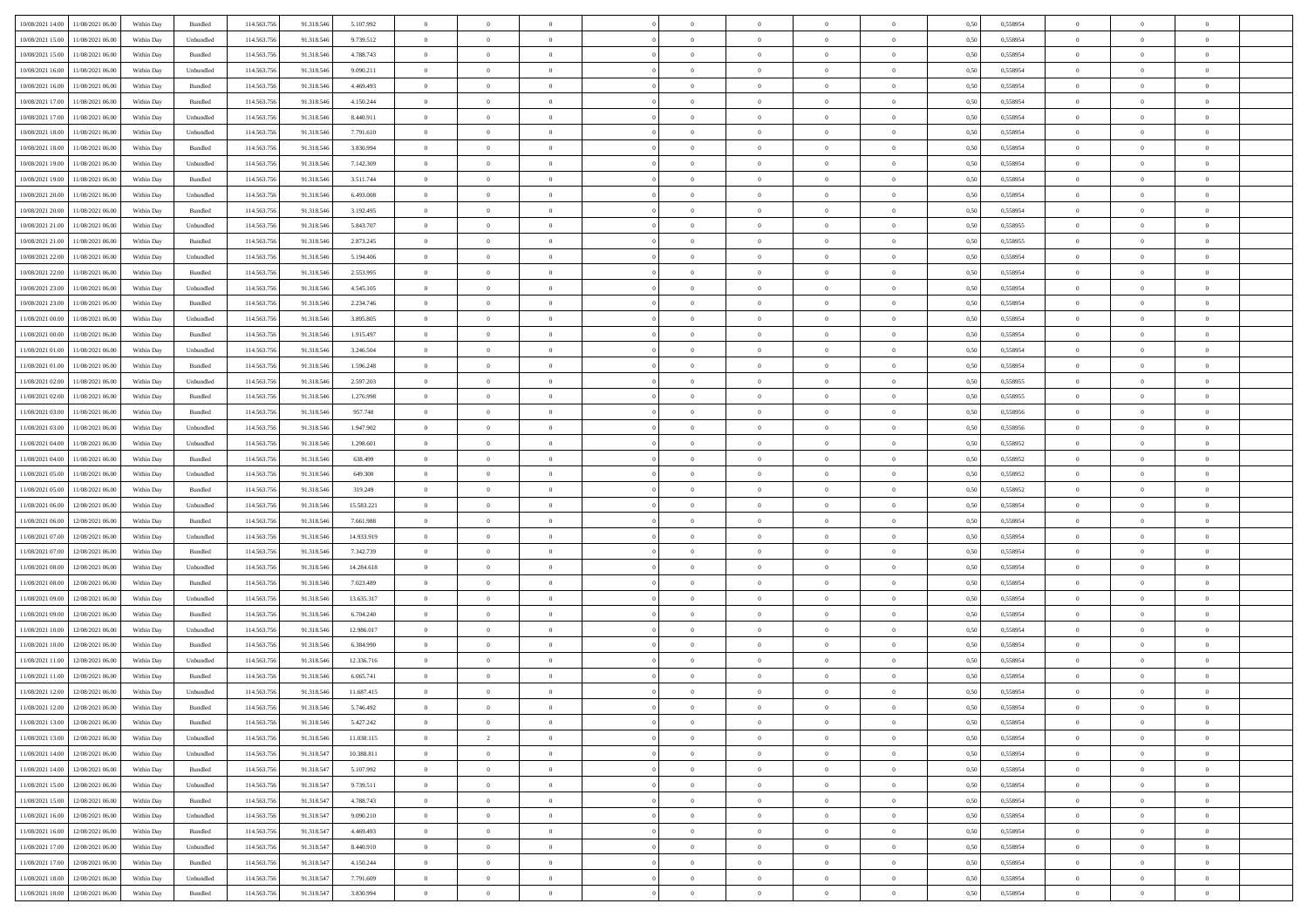| | | | | | | | | | | | | | | | | | | | | | |
|---|---|---|---|---|---|---|---|---|---|---|---|---|---|---|---|---|---|---|---|---|---|
| 10/08/2021 14:00 | 11/08/2021 06:00 | Within Day | Bundled | 114.563.756 | 91.318.546 | 5.107.992 | 0 | 0 | 0 | | 0 | 0 | 0 | 0 | 0 | 0,50 | 0,558954 | 0 | 0 | 0 | |
| 10/08/2021 15:00 | 11/08/2021 06:00 | Within Day | Unbundled | 114.563.756 | 91.318.546 | 9.739.512 | 0 | 0 | 0 | | 0 | 0 | 0 | 0 | 0 | 0,50 | 0,558954 | 0 | 0 | 0 | |
| 10/08/2021 15:00 | 11/08/2021 06:00 | Within Day | Bundled | 114.563.756 | 91.318.546 | 4.788.743 | 0 | 0 | 0 | | 0 | 0 | 0 | 0 | 0 | 0,50 | 0,558954 | 0 | 0 | 0 | |
| 10/08/2021 16:00 | 11/08/2021 06:00 | Within Day | Unbundled | 114.563.756 | 91.318.546 | 9.090.211 | 0 | 0 | 0 | | 0 | 0 | 0 | 0 | 0 | 0,50 | 0,558954 | 0 | 0 | 0 | |
| 10/08/2021 16:00 | 11/08/2021 06:00 | Within Day | Bundled | 114.563.756 | 91.318.546 | 4.469.493 | 0 | 0 | 0 | | 0 | 0 | 0 | 0 | 0 | 0,50 | 0,558954 | 0 | 0 | 0 | |
| 10/08/2021 17:00 | 11/08/2021 06:00 | Within Day | Bundled | 114.563.756 | 91.318.546 | 4.150.244 | 0 | 0 | 0 | | 0 | 0 | 0 | 0 | 0 | 0,50 | 0,558954 | 0 | 0 | 0 | |
| 10/08/2021 17:00 | 11/08/2021 06:00 | Within Day | Unbundled | 114.563.756 | 91.318.546 | 8.440.911 | 0 | 0 | 0 | | 0 | 0 | 0 | 0 | 0 | 0,50 | 0,558954 | 0 | 0 | 0 | |
| 10/08/2021 18:00 | 11/08/2021 06:00 | Within Day | Unbundled | 114.563.756 | 91.318.546 | 7.791.610 | 0 | 0 | 0 | | 0 | 0 | 0 | 0 | 0 | 0,50 | 0,558954 | 0 | 0 | 0 | |
| 10/08/2021 18:00 | 11/08/2021 06:00 | Within Day | Bundled | 114.563.756 | 91.318.546 | 3.830.994 | 0 | 0 | 0 | | 0 | 0 | 0 | 0 | 0 | 0,50 | 0,558954 | 0 | 0 | 0 | |
| 10/08/2021 19:00 | 11/08/2021 06:00 | Within Day | Unbundled | 114.563.756 | 91.318.546 | 7.142.309 | 0 | 0 | 0 | | 0 | 0 | 0 | 0 | 0 | 0,50 | 0,558954 | 0 | 0 | 0 | |
| 10/08/2021 19:00 | 11/08/2021 06:00 | Within Day | Bundled | 114.563.756 | 91.318.546 | 3.511.744 | 0 | 0 | 0 | | 0 | 0 | 0 | 0 | 0 | 0,50 | 0,558954 | 0 | 0 | 0 | |
| 10/08/2021 20:00 | 11/08/2021 06:00 | Within Day | Unbundled | 114.563.756 | 91.318.546 | 6.493.008 | 0 | 0 | 0 | | 0 | 0 | 0 | 0 | 0 | 0,50 | 0,558954 | 0 | 0 | 0 | |
| 10/08/2021 20:00 | 11/08/2021 06:00 | Within Day | Bundled | 114.563.756 | 91.318.546 | 3.192.495 | 0 | 0 | 0 | | 0 | 0 | 0 | 0 | 0 | 0,50 | 0,558954 | 0 | 0 | 0 | |
| 10/08/2021 21:00 | 11/08/2021 06:00 | Within Day | Unbundled | 114.563.756 | 91.318.546 | 5.843.707 | 0 | 0 | 0 | | 0 | 0 | 0 | 0 | 0 | 0,50 | 0,558955 | 0 | 0 | 0 | |
| 10/08/2021 21:00 | 11/08/2021 06:00 | Within Day | Bundled | 114.563.756 | 91.318.546 | 2.873.245 | 0 | 0 | 0 | | 0 | 0 | 0 | 0 | 0 | 0,50 | 0,558955 | 0 | 0 | 0 | |
| 10/08/2021 22:00 | 11/08/2021 06:00 | Within Day | Unbundled | 114.563.756 | 91.318.546 | 5.194.406 | 0 | 0 | 0 | | 0 | 0 | 0 | 0 | 0 | 0,50 | 0,558954 | 0 | 0 | 0 | |
| 10/08/2021 22:00 | 11/08/2021 06:00 | Within Day | Bundled | 114.563.756 | 91.318.546 | 2.553.995 | 0 | 0 | 0 | | 0 | 0 | 0 | 0 | 0 | 0,50 | 0,558954 | 0 | 0 | 0 | |
| 10/08/2021 23:00 | 11/08/2021 06:00 | Within Day | Unbundled | 114.563.756 | 91.318.546 | 4.545.105 | 0 | 0 | 0 | | 0 | 0 | 0 | 0 | 0 | 0,50 | 0,558954 | 0 | 0 | 0 | |
| 10/08/2021 23:00 | 11/08/2021 06:00 | Within Day | Bundled | 114.563.756 | 91.318.546 | 2.234.746 | 0 | 0 | 0 | | 0 | 0 | 0 | 0 | 0 | 0,50 | 0,558954 | 0 | 0 | 0 | |
| 11/08/2021 00:00 | 11/08/2021 06:00 | Within Day | Unbundled | 114.563.756 | 91.318.546 | 3.895.805 | 0 | 0 | 0 | | 0 | 0 | 0 | 0 | 0 | 0,50 | 0,558954 | 0 | 0 | 0 | |
| 11/08/2021 00:00 | 11/08/2021 06:00 | Within Day | Bundled | 114.563.756 | 91.318.546 | 1.915.497 | 0 | 0 | 0 | | 0 | 0 | 0 | 0 | 0 | 0,50 | 0,558954 | 0 | 0 | 0 | |
| 11/08/2021 01:00 | 11/08/2021 06:00 | Within Day | Unbundled | 114.563.756 | 91.318.546 | 3.246.504 | 0 | 0 | 0 | | 0 | 0 | 0 | 0 | 0 | 0,50 | 0,558954 | 0 | 0 | 0 | |
| 11/08/2021 01:00 | 11/08/2021 06:00 | Within Day | Bundled | 114.563.756 | 91.318.546 | 1.596.248 | 0 | 0 | 0 | | 0 | 0 | 0 | 0 | 0 | 0,50 | 0,558954 | 0 | 0 | 0 | |
| 11/08/2021 02:00 | 11/08/2021 06:00 | Within Day | Unbundled | 114.563.756 | 91.318.546 | 2.597.203 | 0 | 0 | 0 | | 0 | 0 | 0 | 0 | 0 | 0,50 | 0,558955 | 0 | 0 | 0 | |
| 11/08/2021 02:00 | 11/08/2021 06:00 | Within Day | Bundled | 114.563.756 | 91.318.546 | 1.276.998 | 0 | 0 | 0 | | 0 | 0 | 0 | 0 | 0 | 0,50 | 0,558955 | 0 | 0 | 0 | |
| 11/08/2021 03:00 | 11/08/2021 06:00 | Within Day | Bundled | 114.563.756 | 91.318.546 | 957.748 | 0 | 0 | 0 | | 0 | 0 | 0 | 0 | 0 | 0,50 | 0,558956 | 0 | 0 | 0 | |
| 11/08/2021 03:00 | 11/08/2021 06:00 | Within Day | Unbundled | 114.563.756 | 91.318.546 | 1.947.902 | 0 | 0 | 0 | | 0 | 0 | 0 | 0 | 0 | 0,50 | 0,558956 | 0 | 0 | 0 | |
| 11/08/2021 04:00 | 11/08/2021 06:00 | Within Day | Unbundled | 114.563.756 | 91.318.546 | 1.298.601 | 0 | 0 | 0 | | 0 | 0 | 0 | 0 | 0 | 0,50 | 0,558952 | 0 | 0 | 0 | |
| 11/08/2021 04:00 | 11/08/2021 06:00 | Within Day | Bundled | 114.563.756 | 91.318.546 | 638.499 | 0 | 0 | 0 | | 0 | 0 | 0 | 0 | 0 | 0,50 | 0,558952 | 0 | 0 | 0 | |
| 11/08/2021 05:00 | 11/08/2021 06:00 | Within Day | Unbundled | 114.563.756 | 91.318.546 | 649.300 | 0 | 0 | 0 | | 0 | 0 | 0 | 0 | 0 | 0,50 | 0,558952 | 0 | 0 | 0 | |
| 11/08/2021 05:00 | 11/08/2021 06:00 | Within Day | Bundled | 114.563.756 | 91.318.546 | 319.249 | 0 | 0 | 0 | | 0 | 0 | 0 | 0 | 0 | 0,50 | 0,558952 | 0 | 0 | 0 | |
| 11/08/2021 06:00 | 12/08/2021 06:00 | Within Day | Unbundled | 114.563.756 | 91.318.546 | 15.583.221 | 0 | 0 | 0 | | 0 | 0 | 0 | 0 | 0 | 0,50 | 0,558954 | 0 | 0 | 0 | |
| 11/08/2021 06:00 | 12/08/2021 06:00 | Within Day | Bundled | 114.563.756 | 91.318.546 | 7.661.988 | 0 | 0 | 0 | | 0 | 0 | 0 | 0 | 0 | 0,50 | 0,558954 | 0 | 0 | 0 | |
| 11/08/2021 07:00 | 12/08/2021 06:00 | Within Day | Unbundled | 114.563.756 | 91.318.546 | 14.933.919 | 0 | 0 | 0 | | 0 | 0 | 0 | 0 | 0 | 0,50 | 0,558954 | 0 | 0 | 0 | |
| 11/08/2021 07:00 | 12/08/2021 06:00 | Within Day | Bundled | 114.563.756 | 91.318.546 | 7.342.739 | 0 | 0 | 0 | | 0 | 0 | 0 | 0 | 0 | 0,50 | 0,558954 | 0 | 0 | 0 | |
| 11/08/2021 08:00 | 12/08/2021 06:00 | Within Day | Unbundled | 114.563.756 | 91.318.546 | 14.284.618 | 0 | 0 | 0 | | 0 | 0 | 0 | 0 | 0 | 0,50 | 0,558954 | 0 | 0 | 0 | |
| 11/08/2021 08:00 | 12/08/2021 06:00 | Within Day | Bundled | 114.563.756 | 91.318.546 | 7.023.489 | 0 | 0 | 0 | | 0 | 0 | 0 | 0 | 0 | 0,50 | 0,558954 | 0 | 0 | 0 | |
| 11/08/2021 09:00 | 12/08/2021 06:00 | Within Day | Unbundled | 114.563.756 | 91.318.546 | 13.635.317 | 0 | 0 | 0 | | 0 | 0 | 0 | 0 | 0 | 0,50 | 0,558954 | 0 | 0 | 0 | |
| 11/08/2021 09:00 | 12/08/2021 06:00 | Within Day | Bundled | 114.563.756 | 91.318.546 | 6.704.240 | 0 | 0 | 0 | | 0 | 0 | 0 | 0 | 0 | 0,50 | 0,558954 | 0 | 0 | 0 | |
| 11/08/2021 10:00 | 12/08/2021 06:00 | Within Day | Unbundled | 114.563.756 | 91.318.546 | 12.986.017 | 0 | 0 | 0 | | 0 | 0 | 0 | 0 | 0 | 0,50 | 0,558954 | 0 | 0 | 0 | |
| 11/08/2021 10:00 | 12/08/2021 06:00 | Within Day | Bundled | 114.563.756 | 91.318.546 | 6.384.990 | 0 | 0 | 0 | | 0 | 0 | 0 | 0 | 0 | 0,50 | 0,558954 | 0 | 0 | 0 | |
| 11/08/2021 11:00 | 12/08/2021 06:00 | Within Day | Unbundled | 114.563.756 | 91.318.546 | 12.336.716 | 0 | 0 | 0 | | 0 | 0 | 0 | 0 | 0 | 0,50 | 0,558954 | 0 | 0 | 0 | |
| 11/08/2021 11:00 | 12/08/2021 06:00 | Within Day | Bundled | 114.563.756 | 91.318.546 | 6.065.741 | 0 | 0 | 0 | | 0 | 0 | 0 | 0 | 0 | 0,50 | 0,558954 | 0 | 0 | 0 | |
| 11/08/2021 12:00 | 12/08/2021 06:00 | Within Day | Unbundled | 114.563.756 | 91.318.546 | 11.687.415 | 0 | 0 | 0 | | 0 | 0 | 0 | 0 | 0 | 0,50 | 0,558954 | 0 | 0 | 0 | |
| 11/08/2021 12:00 | 12/08/2021 06:00 | Within Day | Bundled | 114.563.756 | 91.318.546 | 5.746.492 | 0 | 0 | 0 | | 0 | 0 | 0 | 0 | 0 | 0,50 | 0,558954 | 0 | 0 | 0 | |
| 11/08/2021 13:00 | 12/08/2021 06:00 | Within Day | Bundled | 114.563.756 | 91.318.546 | 5.427.242 | 0 | 0 | 0 | | 0 | 0 | 0 | 0 | 0 | 0,50 | 0,558954 | 0 | 0 | 0 | |
| 11/08/2021 13:00 | 12/08/2021 06:00 | Within Day | Unbundled | 114.563.756 | 91.318.546 | 11.038.115 | 0 | 2 | 0 | | 0 | 0 | 0 | 0 | 0 | 0,50 | 0,558954 | 0 | 0 | 0 | |
| 11/08/2021 14:00 | 12/08/2021 06:00 | Within Day | Unbundled | 114.563.756 | 91.318.547 | 10.388.811 | 0 | 0 | 0 | | 0 | 0 | 0 | 0 | 0 | 0,50 | 0,558954 | 0 | 0 | 0 | |
| 11/08/2021 14:00 | 12/08/2021 06:00 | Within Day | Bundled | 114.563.756 | 91.318.547 | 5.107.992 | 0 | 0 | 0 | | 0 | 0 | 0 | 0 | 0 | 0,50 | 0,558954 | 0 | 0 | 0 | |
| 11/08/2021 15:00 | 12/08/2021 06:00 | Within Day | Unbundled | 114.563.756 | 91.318.547 | 9.739.511 | 0 | 0 | 0 | | 0 | 0 | 0 | 0 | 0 | 0,50 | 0,558954 | 0 | 0 | 0 | |
| 11/08/2021 15:00 | 12/08/2021 06:00 | Within Day | Bundled | 114.563.756 | 91.318.547 | 4.788.743 | 0 | 0 | 0 | | 0 | 0 | 0 | 0 | 0 | 0,50 | 0,558954 | 0 | 0 | 0 | |
| 11/08/2021 16:00 | 12/08/2021 06:00 | Within Day | Unbundled | 114.563.756 | 91.318.547 | 9.090.210 | 0 | 0 | 0 | | 0 | 0 | 0 | 0 | 0 | 0,50 | 0,558954 | 0 | 0 | 0 | |
| 11/08/2021 16:00 | 12/08/2021 06:00 | Within Day | Bundled | 114.563.756 | 91.318.547 | 4.469.493 | 0 | 0 | 0 | | 0 | 0 | 0 | 0 | 0 | 0,50 | 0,558954 | 0 | 0 | 0 | |
| 11/08/2021 17:00 | 12/08/2021 06:00 | Within Day | Unbundled | 114.563.756 | 91.318.547 | 8.440.910 | 0 | 0 | 0 | | 0 | 0 | 0 | 0 | 0 | 0,50 | 0,558954 | 0 | 0 | 0 | |
| 11/08/2021 17:00 | 12/08/2021 06:00 | Within Day | Bundled | 114.563.756 | 91.318.547 | 4.150.244 | 0 | 0 | 0 | | 0 | 0 | 0 | 0 | 0 | 0,50 | 0,558954 | 0 | 0 | 0 | |
| 11/08/2021 18:00 | 12/08/2021 06:00 | Within Day | Unbundled | 114.563.756 | 91.318.547 | 7.791.609 | 0 | 0 | 0 | | 0 | 0 | 0 | 0 | 0 | 0,50 | 0,558954 | 0 | 0 | 0 | |
| 11/08/2021 18:00 | 12/08/2021 06:00 | Within Day | Bundled | 114.563.756 | 91.318.547 | 3.830.994 | 0 | 0 | 0 | | 0 | 0 | 0 | 0 | 0 | 0,50 | 0,558954 | 0 | 0 | 0 | |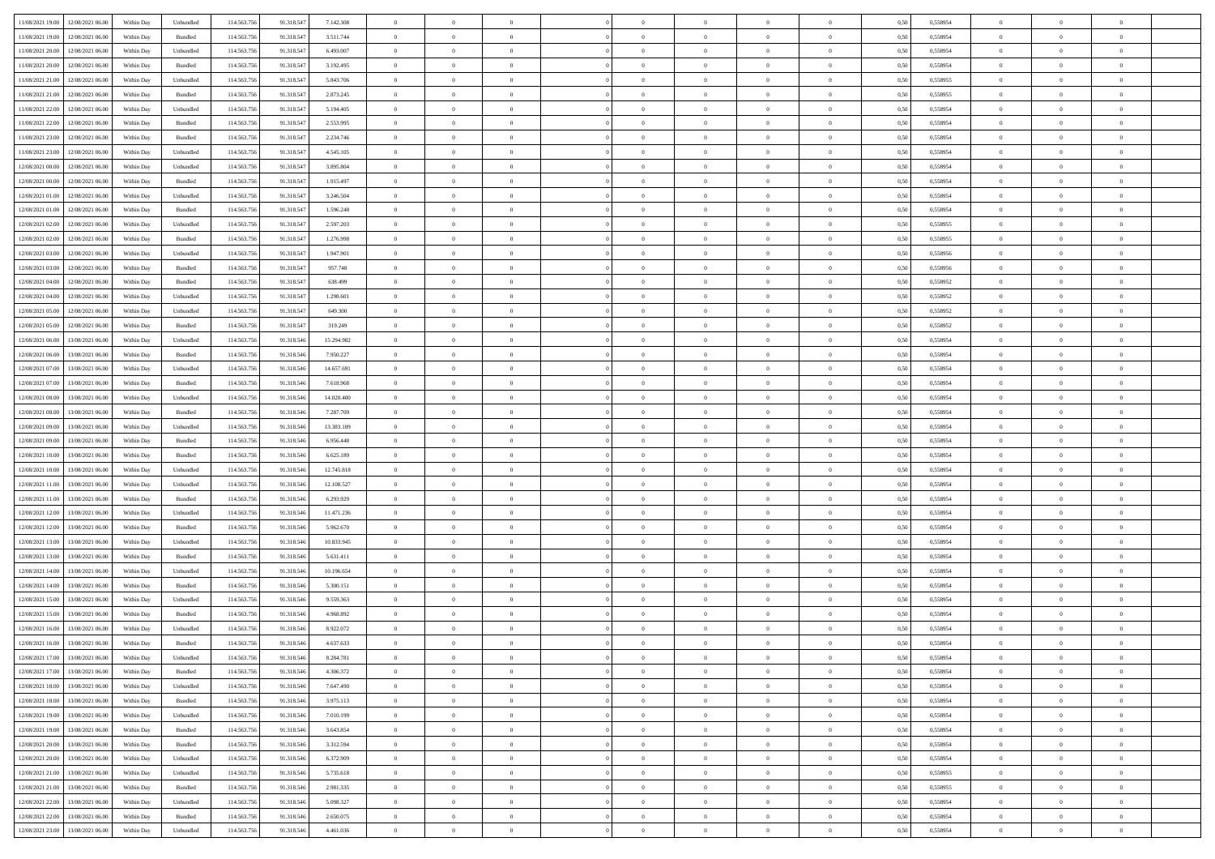| | | | | | | | | | | | | | | | | | | | | | |
|---|---|---|---|---|---|---|---|---|---|---|---|---|---|---|---|---|---|---|---|---|---|
| 11/08/2021 19:00 | 12/08/2021 06:00 | Within Day | Unbundled | 114.563.756 | 91.318.547 | 7.142.308 | 0 | 0 | 0 | | 0 | 0 | 0 | 0 | 0,50 | 0,558954 | 0 | 0 | 0 | |
| 11/08/2021 19:00 | 12/08/2021 06:00 | Within Day | Bundled | 114.563.756 | 91.318.547 | 3.511.744 | 0 | 0 | 0 | | 0 | 0 | 0 | 0 | 0,50 | 0,558954 | 0 | 0 | 0 | |
| 11/08/2021 20:00 | 12/08/2021 06:00 | Within Day | Unbundled | 114.563.756 | 91.318.547 | 6.493.007 | 0 | 0 | 0 | | 0 | 0 | 0 | 0 | 0,50 | 0,558954 | 0 | 0 | 0 | |
| 11/08/2021 20:00 | 12/08/2021 06:00 | Within Day | Bundled | 114.563.756 | 91.318.547 | 3.192.495 | 0 | 0 | 0 | | 0 | 0 | 0 | 0 | 0,50 | 0,558954 | 0 | 0 | 0 | |
| 11/08/2021 21:00 | 12/08/2021 06:00 | Within Day | Unbundled | 114.563.756 | 91.318.547 | 5.843.706 | 0 | 0 | 0 | | 0 | 0 | 0 | 0 | 0,50 | 0,558955 | 0 | 0 | 0 | |
| 11/08/2021 21:00 | 12/08/2021 06:00 | Within Day | Bundled | 114.563.756 | 91.318.547 | 2.873.245 | 0 | 0 | 0 | | 0 | 0 | 0 | 0 | 0,50 | 0,558955 | 0 | 0 | 0 | |
| 11/08/2021 22:00 | 12/08/2021 06:00 | Within Day | Unbundled | 114.563.756 | 91.318.547 | 5.194.405 | 0 | 0 | 0 | | 0 | 0 | 0 | 0 | 0,50 | 0,558954 | 0 | 0 | 0 | |
| 11/08/2021 22:00 | 12/08/2021 06:00 | Within Day | Bundled | 114.563.756 | 91.318.547 | 2.553.995 | 0 | 0 | 0 | | 0 | 0 | 0 | 0 | 0,50 | 0,558954 | 0 | 0 | 0 | |
| 11/08/2021 23:00 | 12/08/2021 06:00 | Within Day | Bundled | 114.563.756 | 91.318.547 | 2.234.746 | 0 | 0 | 0 | | 0 | 0 | 0 | 0 | 0,50 | 0,558954 | 0 | 0 | 0 | |
| 11/08/2021 23:00 | 12/08/2021 06:00 | Within Day | Unbundled | 114.563.756 | 91.318.547 | 4.545.105 | 0 | 0 | 0 | | 0 | 0 | 0 | 0 | 0,50 | 0,558954 | 0 | 0 | 0 | |
| 12/08/2021 00:00 | 12/08/2021 06:00 | Within Day | Unbundled | 114.563.756 | 91.318.547 | 3.895.804 | 0 | 0 | 0 | | 0 | 0 | 0 | 0 | 0,50 | 0,558954 | 0 | 0 | 0 | |
| 12/08/2021 00:00 | 12/08/2021 06:00 | Within Day | Bundled | 114.563.756 | 91.318.547 | 1.915.497 | 0 | 0 | 0 | | 0 | 0 | 0 | 0 | 0,50 | 0,558954 | 0 | 0 | 0 | |
| 12/08/2021 01:00 | 12/08/2021 06:00 | Within Day | Unbundled | 114.563.756 | 91.318.547 | 3.246.504 | 0 | 0 | 0 | | 0 | 0 | 0 | 0 | 0,50 | 0,558954 | 0 | 0 | 0 | |
| 12/08/2021 01:00 | 12/08/2021 06:00 | Within Day | Bundled | 114.563.756 | 91.318.547 | 1.596.248 | 0 | 0 | 0 | | 0 | 0 | 0 | 0 | 0,50 | 0,558954 | 0 | 0 | 0 | |
| 12/08/2021 02:00 | 12/08/2021 06:00 | Within Day | Unbundled | 114.563.756 | 91.318.547 | 2.597.203 | 0 | 0 | 0 | | 0 | 0 | 0 | 0 | 0,50 | 0,558955 | 0 | 0 | 0 | |
| 12/08/2021 02:00 | 12/08/2021 06:00 | Within Day | Bundled | 114.563.756 | 91.318.547 | 1.276.998 | 0 | 0 | 0 | | 0 | 0 | 0 | 0 | 0,50 | 0,558955 | 0 | 0 | 0 | |
| 12/08/2021 03:00 | 12/08/2021 06:00 | Within Day | Unbundled | 114.563.756 | 91.318.547 | 1.947.901 | 0 | 0 | 0 | | 0 | 0 | 0 | 0 | 0,50 | 0,558956 | 0 | 0 | 0 | |
| 12/08/2021 03:00 | 12/08/2021 06:00 | Within Day | Bundled | 114.563.756 | 91.318.547 | 957.748 | 0 | 0 | 0 | | 0 | 0 | 0 | 0 | 0,50 | 0,558956 | 0 | 0 | 0 | |
| 12/08/2021 04:00 | 12/08/2021 06:00 | Within Day | Bundled | 114.563.756 | 91.318.547 | 638.499 | 0 | 0 | 0 | | 0 | 0 | 0 | 0 | 0,50 | 0,558952 | 0 | 0 | 0 | |
| 12/08/2021 04:00 | 12/08/2021 06:00 | Within Day | Unbundled | 114.563.756 | 91.318.547 | 1.298.601 | 0 | 0 | 0 | | 0 | 0 | 0 | 0 | 0,50 | 0,558952 | 0 | 0 | 0 | |
| 12/08/2021 05:00 | 12/08/2021 06:00 | Within Day | Unbundled | 114.563.756 | 91.318.547 | 649.300 | 0 | 0 | 0 | | 0 | 0 | 0 | 0 | 0,50 | 0,558952 | 0 | 0 | 0 | |
| 12/08/2021 05:00 | 12/08/2021 06:00 | Within Day | Bundled | 114.563.756 | 91.318.547 | 319.249 | 0 | 0 | 0 | | 0 | 0 | 0 | 0 | 0,50 | 0,558952 | 0 | 0 | 0 | |
| 12/08/2021 06:00 | 13/08/2021 06:00 | Within Day | Unbundled | 114.563.756 | 91.318.546 | 15.294.982 | 0 | 0 | 0 | | 0 | 0 | 0 | 0 | 0,50 | 0,558954 | 0 | 0 | 0 | |
| 12/08/2021 06:00 | 13/08/2021 06:00 | Within Day | Bundled | 114.563.756 | 91.318.546 | 7.950.227 | 0 | 0 | 0 | | 0 | 0 | 0 | 0 | 0,50 | 0,558954 | 0 | 0 | 0 | |
| 12/08/2021 07:00 | 13/08/2021 06:00 | Within Day | Unbundled | 114.563.756 | 91.318.546 | 14.657.691 | 0 | 0 | 0 | | 0 | 0 | 0 | 0 | 0,50 | 0,558954 | 0 | 0 | 0 | |
| 12/08/2021 07:00 | 13/08/2021 06:00 | Within Day | Bundled | 114.563.756 | 91.318.546 | 7.618.968 | 0 | 0 | 0 | | 0 | 0 | 0 | 0 | 0,50 | 0,558954 | 0 | 0 | 0 | |
| 12/08/2021 08:00 | 13/08/2021 06:00 | Within Day | Unbundled | 114.563.756 | 91.318.546 | 14.020.400 | 0 | 0 | 0 | | 0 | 0 | 0 | 0 | 0,50 | 0,558954 | 0 | 0 | 0 | |
| 12/08/2021 08:00 | 13/08/2021 06:00 | Within Day | Bundled | 114.563.756 | 91.318.546 | 7.287.709 | 0 | 0 | 0 | | 0 | 0 | 0 | 0 | 0,50 | 0,558954 | 0 | 0 | 0 | |
| 12/08/2021 09:00 | 13/08/2021 06:00 | Within Day | Unbundled | 114.563.756 | 91.318.546 | 13.383.109 | 0 | 0 | 0 | | 0 | 0 | 0 | 0 | 0,50 | 0,558954 | 0 | 0 | 0 | |
| 12/08/2021 09:00 | 13/08/2021 06:00 | Within Day | Bundled | 114.563.756 | 91.318.546 | 6.956.448 | 0 | 0 | 0 | | 0 | 0 | 0 | 0 | 0,50 | 0,558954 | 0 | 0 | 0 | |
| 12/08/2021 10:00 | 13/08/2021 06:00 | Within Day | Bundled | 114.563.756 | 91.318.546 | 6.625.189 | 0 | 0 | 0 | | 0 | 0 | 0 | 0 | 0,50 | 0,558954 | 0 | 0 | 0 | |
| 12/08/2021 10:00 | 13/08/2021 06:00 | Within Day | Unbundled | 114.563.756 | 91.318.546 | 12.745.818 | 0 | 0 | 0 | | 0 | 0 | 0 | 0 | 0,50 | 0,558954 | 0 | 0 | 0 | |
| 12/08/2021 11:00 | 13/08/2021 06:00 | Within Day | Unbundled | 114.563.756 | 91.318.546 | 12.108.527 | 0 | 0 | 0 | | 0 | 0 | 0 | 0 | 0,50 | 0,558954 | 0 | 0 | 0 | |
| 12/08/2021 11:00 | 13/08/2021 06:00 | Within Day | Bundled | 114.563.756 | 91.318.546 | 6.293.929 | 0 | 0 | 0 | | 0 | 0 | 0 | 0 | 0,50 | 0,558954 | 0 | 0 | 0 | |
| 12/08/2021 12:00 | 13/08/2021 06:00 | Within Day | Unbundled | 114.563.756 | 91.318.546 | 11.471.236 | 0 | 0 | 0 | | 0 | 0 | 0 | 0 | 0,50 | 0,558954 | 0 | 0 | 0 | |
| 12/08/2021 12:00 | 13/08/2021 06:00 | Within Day | Bundled | 114.563.756 | 91.318.546 | 5.962.670 | 0 | 0 | 0 | | 0 | 0 | 0 | 0 | 0,50 | 0,558954 | 0 | 0 | 0 | |
| 12/08/2021 13:00 | 13/08/2021 06:00 | Within Day | Unbundled | 114.563.756 | 91.318.546 | 10.833.945 | 0 | 0 | 0 | | 0 | 0 | 0 | 0 | 0,50 | 0,558954 | 0 | 0 | 0 | |
| 12/08/2021 13:00 | 13/08/2021 06:00 | Within Day | Bundled | 114.563.756 | 91.318.546 | 5.631.411 | 0 | 0 | 0 | | 0 | 0 | 0 | 0 | 0,50 | 0,558954 | 0 | 0 | 0 | |
| 12/08/2021 14:00 | 13/08/2021 06:00 | Within Day | Unbundled | 114.563.756 | 91.318.546 | 10.196.654 | 0 | 0 | 0 | | 0 | 0 | 0 | 0 | 0,50 | 0,558954 | 0 | 0 | 0 | |
| 12/08/2021 14:00 | 13/08/2021 06:00 | Within Day | Bundled | 114.563.756 | 91.318.546 | 5.300.151 | 0 | 0 | 0 | | 0 | 0 | 0 | 0 | 0,50 | 0,558954 | 0 | 0 | 0 | |
| 12/08/2021 15:00 | 13/08/2021 06:00 | Within Day | Unbundled | 114.563.756 | 91.318.546 | 9.559.363 | 0 | 0 | 0 | | 0 | 0 | 0 | 0 | 0,50 | 0,558954 | 0 | 0 | 0 | |
| 12/08/2021 15:00 | 13/08/2021 06:00 | Within Day | Bundled | 114.563.756 | 91.318.546 | 4.968.892 | 0 | 0 | 0 | | 0 | 0 | 0 | 0 | 0,50 | 0,558954 | 0 | 0 | 0 | |
| 12/08/2021 16:00 | 13/08/2021 06:00 | Within Day | Unbundled | 114.563.756 | 91.318.546 | 8.922.072 | 0 | 0 | 0 | | 0 | 0 | 0 | 0 | 0,50 | 0,558954 | 0 | 0 | 0 | |
| 12/08/2021 16:00 | 13/08/2021 06:00 | Within Day | Bundled | 114.563.756 | 91.318.546 | 4.637.633 | 0 | 0 | 0 | | 0 | 0 | 0 | 0 | 0,50 | 0,558954 | 0 | 0 | 0 | |
| 12/08/2021 17:00 | 13/08/2021 06:00 | Within Day | Unbundled | 114.563.756 | 91.318.546 | 8.284.781 | 0 | 0 | 0 | | 0 | 0 | 0 | 0 | 0,50 | 0,558954 | 0 | 0 | 0 | |
| 12/08/2021 17:00 | 13/08/2021 06:00 | Within Day | Bundled | 114.563.756 | 91.318.546 | 4.306.372 | 0 | 0 | 0 | | 0 | 0 | 0 | 0 | 0,50 | 0,558954 | 0 | 0 | 0 | |
| 12/08/2021 18:00 | 13/08/2021 06:00 | Within Day | Unbundled | 114.563.756 | 91.318.546 | 7.647.490 | 0 | 0 | 0 | | 0 | 0 | 0 | 0 | 0,50 | 0,558954 | 0 | 0 | 0 | |
| 12/08/2021 18:00 | 13/08/2021 06:00 | Within Day | Bundled | 114.563.756 | 91.318.546 | 3.975.113 | 0 | 0 | 0 | | 0 | 0 | 0 | 0 | 0,50 | 0,558954 | 0 | 0 | 0 | |
| 12/08/2021 19:00 | 13/08/2021 06:00 | Within Day | Unbundled | 114.563.756 | 91.318.546 | 7.010.199 | 0 | 0 | 0 | | 0 | 0 | 0 | 0 | 0,50 | 0,558954 | 0 | 0 | 0 | |
| 12/08/2021 19:00 | 13/08/2021 06:00 | Within Day | Bundled | 114.563.756 | 91.318.546 | 3.643.854 | 0 | 0 | 0 | | 0 | 0 | 0 | 0 | 0,50 | 0,558954 | 0 | 0 | 0 | |
| 12/08/2021 20:00 | 13/08/2021 06:00 | Within Day | Bundled | 114.563.756 | 91.318.546 | 3.312.594 | 0 | 0 | 0 | | 0 | 0 | 0 | 0 | 0,50 | 0,558954 | 0 | 0 | 0 | |
| 12/08/2021 20:00 | 13/08/2021 06:00 | Within Day | Unbundled | 114.563.756 | 91.318.546 | 6.372.909 | 0 | 0 | 0 | | 0 | 0 | 0 | 0 | 0,50 | 0,558954 | 0 | 0 | 0 | |
| 12/08/2021 21:00 | 13/08/2021 06:00 | Within Day | Unbundled | 114.563.756 | 91.318.546 | 5.735.618 | 0 | 0 | 0 | | 0 | 0 | 0 | 0 | 0,50 | 0,558955 | 0 | 0 | 0 | |
| 12/08/2021 21:00 | 13/08/2021 06:00 | Within Day | Bundled | 114.563.756 | 91.318.546 | 2.981.335 | 0 | 0 | 0 | | 0 | 0 | 0 | 0 | 0,50 | 0,558955 | 0 | 0 | 0 | |
| 12/08/2021 22:00 | 13/08/2021 06:00 | Within Day | Unbundled | 114.563.756 | 91.318.546 | 5.098.327 | 0 | 0 | 0 | | 0 | 0 | 0 | 0 | 0,50 | 0,558954 | 0 | 0 | 0 | |
| 12/08/2021 22:00 | 13/08/2021 06:00 | Within Day | Bundled | 114.563.756 | 91.318.546 | 2.650.075 | 0 | 0 | 0 | | 0 | 0 | 0 | 0 | 0,50 | 0,558954 | 0 | 0 | 0 | |
| 12/08/2021 23:00 | 13/08/2021 06:00 | Within Day | Unbundled | 114.563.756 | 91.318.546 | 4.461.036 | 0 | 0 | 0 | | 0 | 0 | 0 | 0 | 0,50 | 0,558954 | 0 | 0 | 0 | |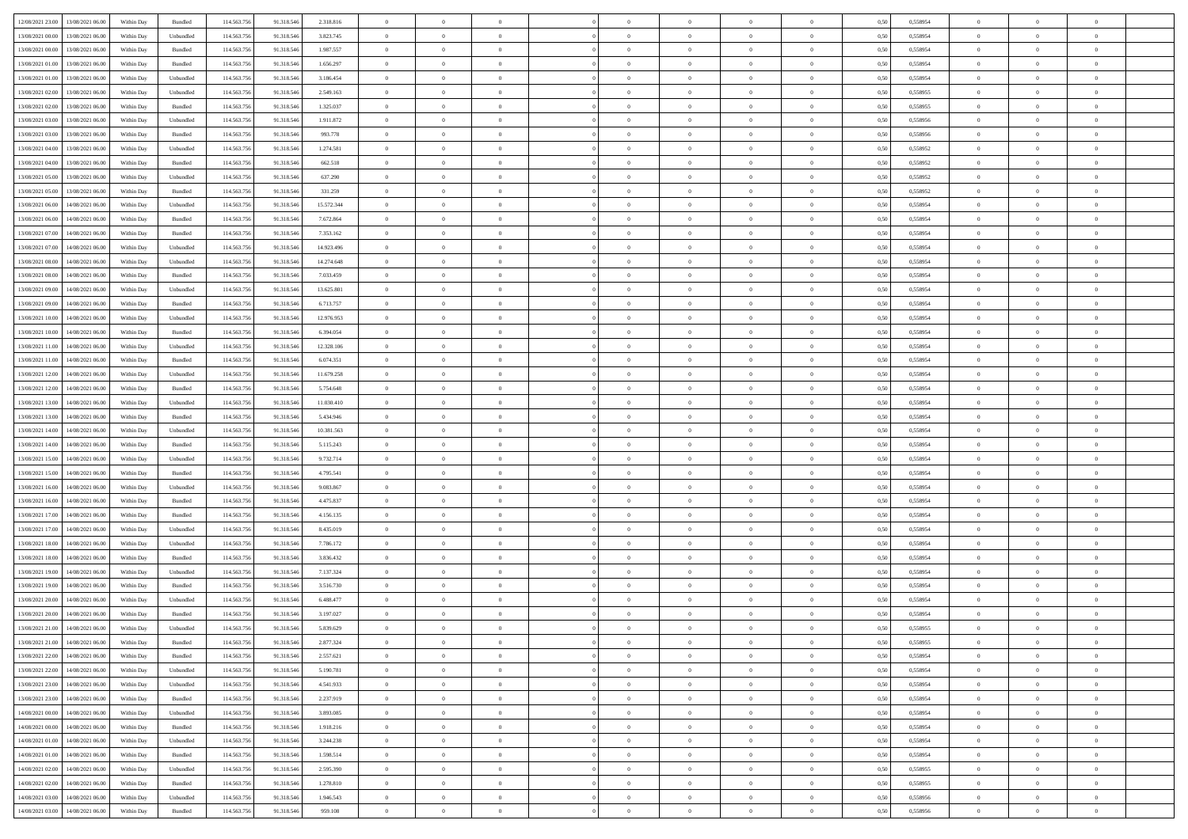| 12/08/2021 23:00 | 13/08/2021 06:00 | Within Day | Bundled | 114.563.756 | 91.318.546 | 2.318.816 | 0 | 0 | 0 | | 0 | 0 | 0 | 0 | 0,50 | 0,558954 | 0 | 0 | 0 | |
|---|---|---|---|---|---|---|---|---|---|---|---|---|---|---|---|---|---|---|---|---|
| 13/08/2021 00:00 | 13/08/2021 06:00 | Within Day | Unbundled | 114.563.756 | 91.318.546 | 3.823.745 | 0 | 0 | 0 | | 0 | 0 | 0 | 0 | 0,50 | 0,558954 | 0 | 0 | 0 | |
| 13/08/2021 00:00 | 13/08/2021 06:00 | Within Day | Bundled | 114.563.756 | 91.318.546 | 1.987.557 | 0 | 0 | 0 | | 0 | 0 | 0 | 0 | 0,50 | 0,558954 | 0 | 0 | 0 | |
| 13/08/2021 01:00 | 13/08/2021 06:00 | Within Day | Bundled | 114.563.756 | 91.318.546 | 1.656.297 | 0 | 0 | 0 | | 0 | 0 | 0 | 0 | 0,50 | 0,558954 | 0 | 0 | 0 | |
| 13/08/2021 01:00 | 13/08/2021 06:00 | Within Day | Unbundled | 114.563.756 | 91.318.546 | 3.186.454 | 0 | 0 | 0 | | 0 | 0 | 0 | 0 | 0,50 | 0,558954 | 0 | 0 | 0 | |
| 13/08/2021 02:00 | 13/08/2021 06:00 | Within Day | Unbundled | 114.563.756 | 91.318.546 | 2.549.163 | 0 | 0 | 0 | | 0 | 0 | 0 | 0 | 0,50 | 0,558955 | 0 | 0 | 0 | |
| 13/08/2021 02:00 | 13/08/2021 06:00 | Within Day | Bundled | 114.563.756 | 91.318.546 | 1.325.037 | 0 | 0 | 0 | | 0 | 0 | 0 | 0 | 0,50 | 0,558955 | 0 | 0 | 0 | |
| 13/08/2021 03:00 | 13/08/2021 06:00 | Within Day | Unbundled | 114.563.756 | 91.318.546 | 1.911.872 | 0 | 0 | 0 | | 0 | 0 | 0 | 0 | 0,50 | 0,558956 | 0 | 0 | 0 | |
| 13/08/2021 03:00 | 13/08/2021 06:00 | Within Day | Bundled | 114.563.756 | 91.318.546 | 993.778 | 0 | 0 | 0 | | 0 | 0 | 0 | 0 | 0,50 | 0,558956 | 0 | 0 | 0 | |
| 13/08/2021 04:00 | 13/08/2021 06:00 | Within Day | Unbundled | 114.563.756 | 91.318.546 | 1.274.581 | 0 | 0 | 0 | | 0 | 0 | 0 | 0 | 0,50 | 0,558952 | 0 | 0 | 0 | |
| 13/08/2021 04:00 | 13/08/2021 06:00 | Within Day | Bundled | 114.563.756 | 91.318.546 | 662.518 | 0 | 0 | 0 | | 0 | 0 | 0 | 0 | 0,50 | 0,558952 | 0 | 0 | 0 | |
| 13/08/2021 05:00 | 13/08/2021 06:00 | Within Day | Unbundled | 114.563.756 | 91.318.546 | 637.290 | 0 | 0 | 0 | | 0 | 0 | 0 | 0 | 0,50 | 0,558952 | 0 | 0 | 0 | |
| 13/08/2021 05:00 | 13/08/2021 06:00 | Within Day | Bundled | 114.563.756 | 91.318.546 | 331.259 | 0 | 0 | 0 | | 0 | 0 | 0 | 0 | 0,50 | 0,558952 | 0 | 0 | 0 | |
| 13/08/2021 06:00 | 14/08/2021 06:00 | Within Day | Unbundled | 114.563.756 | 91.318.546 | 15.572.344 | 0 | 0 | 0 | | 0 | 0 | 0 | 0 | 0,50 | 0,558954 | 0 | 0 | 0 | |
| 13/08/2021 06:00 | 14/08/2021 06:00 | Within Day | Bundled | 114.563.756 | 91.318.546 | 7.672.864 | 0 | 0 | 0 | | 0 | 0 | 0 | 0 | 0,50 | 0,558954 | 0 | 0 | 0 | |
| 13/08/2021 07:00 | 14/08/2021 06:00 | Within Day | Bundled | 114.563.756 | 91.318.546 | 7.353.162 | 0 | 0 | 0 | | 0 | 0 | 0 | 0 | 0,50 | 0,558954 | 0 | 0 | 0 | |
| 13/08/2021 07:00 | 14/08/2021 06:00 | Within Day | Unbundled | 114.563.756 | 91.318.546 | 14.923.496 | 0 | 0 | 0 | | 0 | 0 | 0 | 0 | 0,50 | 0,558954 | 0 | 0 | 0 | |
| 13/08/2021 08:00 | 14/08/2021 06:00 | Within Day | Unbundled | 114.563.756 | 91.318.546 | 14.274.648 | 0 | 0 | 0 | | 0 | 0 | 0 | 0 | 0,50 | 0,558954 | 0 | 0 | 0 | |
| 13/08/2021 08:00 | 14/08/2021 06:00 | Within Day | Bundled | 114.563.756 | 91.318.546 | 7.033.459 | 0 | 0 | 0 | | 0 | 0 | 0 | 0 | 0,50 | 0,558954 | 0 | 0 | 0 | |
| 13/08/2021 09:00 | 14/08/2021 06:00 | Within Day | Unbundled | 114.563.756 | 91.318.546 | 13.625.801 | 0 | 0 | 0 | | 0 | 0 | 0 | 0 | 0,50 | 0,558954 | 0 | 0 | 0 | |
| 13/08/2021 09:00 | 14/08/2021 06:00 | Within Day | Bundled | 114.563.756 | 91.318.546 | 6.713.757 | 0 | 0 | 0 | | 0 | 0 | 0 | 0 | 0,50 | 0,558954 | 0 | 0 | 0 | |
| 13/08/2021 10:00 | 14/08/2021 06:00 | Within Day | Unbundled | 114.563.756 | 91.318.546 | 12.976.953 | 0 | 0 | 0 | | 0 | 0 | 0 | 0 | 0,50 | 0,558954 | 0 | 0 | 0 | |
| 13/08/2021 10:00 | 14/08/2021 06:00 | Within Day | Bundled | 114.563.756 | 91.318.546 | 6.394.054 | 0 | 0 | 0 | | 0 | 0 | 0 | 0 | 0,50 | 0,558954 | 0 | 0 | 0 | |
| 13/08/2021 11:00 | 14/08/2021 06:00 | Within Day | Unbundled | 114.563.756 | 91.318.546 | 12.328.106 | 0 | 0 | 0 | | 0 | 0 | 0 | 0 | 0,50 | 0,558954 | 0 | 0 | 0 | |
| 13/08/2021 11:00 | 14/08/2021 06:00 | Within Day | Bundled | 114.563.756 | 91.318.546 | 6.074.351 | 0 | 0 | 0 | | 0 | 0 | 0 | 0 | 0,50 | 0,558954 | 0 | 0 | 0 | |
| 13/08/2021 12:00 | 14/08/2021 06:00 | Within Day | Unbundled | 114.563.756 | 91.318.546 | 11.679.258 | 0 | 0 | 0 | | 0 | 0 | 0 | 0 | 0,50 | 0,558954 | 0 | 0 | 0 | |
| 13/08/2021 12:00 | 14/08/2021 06:00 | Within Day | Bundled | 114.563.756 | 91.318.546 | 5.754.648 | 0 | 0 | 0 | | 0 | 0 | 0 | 0 | 0,50 | 0,558954 | 0 | 0 | 0 | |
| 13/08/2021 13:00 | 14/08/2021 06:00 | Within Day | Unbundled | 114.563.756 | 91.318.546 | 11.030.410 | 0 | 0 | 0 | | 0 | 0 | 0 | 0 | 0,50 | 0,558954 | 0 | 0 | 0 | |
| 13/08/2021 13:00 | 14/08/2021 06:00 | Within Day | Bundled | 114.563.756 | 91.318.546 | 5.434.946 | 0 | 0 | 0 | | 0 | 0 | 0 | 0 | 0,50 | 0,558954 | 0 | 0 | 0 | |
| 13/08/2021 14:00 | 14/08/2021 06:00 | Within Day | Unbundled | 114.563.756 | 91.318.546 | 10.381.563 | 0 | 0 | 0 | | 0 | 0 | 0 | 0 | 0,50 | 0,558954 | 0 | 0 | 0 | |
| 13/08/2021 14:00 | 14/08/2021 06:00 | Within Day | Bundled | 114.563.756 | 91.318.546 | 5.115.243 | 0 | 0 | 0 | | 0 | 0 | 0 | 0 | 0,50 | 0,558954 | 0 | 0 | 0 | |
| 13/08/2021 15:00 | 14/08/2021 06:00 | Within Day | Unbundled | 114.563.756 | 91.318.546 | 9.732.714 | 0 | 0 | 0 | | 0 | 0 | 0 | 0 | 0,50 | 0,558954 | 0 | 0 | 0 | |
| 13/08/2021 15:00 | 14/08/2021 06:00 | Within Day | Bundled | 114.563.756 | 91.318.546 | 4.795.541 | 0 | 0 | 0 | | 0 | 0 | 0 | 0 | 0,50 | 0,558954 | 0 | 0 | 0 | |
| 13/08/2021 16:00 | 14/08/2021 06:00 | Within Day | Unbundled | 114.563.756 | 91.318.546 | 9.083.867 | 0 | 0 | 0 | | 0 | 0 | 0 | 0 | 0,50 | 0,558954 | 0 | 0 | 0 | |
| 13/08/2021 16:00 | 14/08/2021 06:00 | Within Day | Bundled | 114.563.756 | 91.318.546 | 4.475.837 | 0 | 0 | 0 | | 0 | 0 | 0 | 0 | 0,50 | 0,558954 | 0 | 0 | 0 | |
| 13/08/2021 17:00 | 14/08/2021 06:00 | Within Day | Bundled | 114.563.756 | 91.318.546 | 4.156.135 | 0 | 0 | 0 | | 0 | 0 | 0 | 0 | 0,50 | 0,558954 | 0 | 0 | 0 | |
| 13/08/2021 17:00 | 14/08/2021 06:00 | Within Day | Unbundled | 114.563.756 | 91.318.546 | 8.435.019 | 0 | 0 | 0 | | 0 | 0 | 0 | 0 | 0,50 | 0,558954 | 0 | 0 | 0 | |
| 13/08/2021 18:00 | 14/08/2021 06:00 | Within Day | Unbundled | 114.563.756 | 91.318.546 | 7.786.172 | 0 | 0 | 0 | | 0 | 0 | 0 | 0 | 0,50 | 0,558954 | 0 | 0 | 0 | |
| 13/08/2021 18:00 | 14/08/2021 06:00 | Within Day | Bundled | 114.563.756 | 91.318.546 | 3.836.432 | 0 | 0 | 0 | | 0 | 0 | 0 | 0 | 0,50 | 0,558954 | 0 | 0 | 0 | |
| 13/08/2021 19:00 | 14/08/2021 06:00 | Within Day | Unbundled | 114.563.756 | 91.318.546 | 7.137.324 | 0 | 0 | 0 | | 0 | 0 | 0 | 0 | 0,50 | 0,558954 | 0 | 0 | 0 | |
| 13/08/2021 19:00 | 14/08/2021 06:00 | Within Day | Bundled | 114.563.756 | 91.318.546 | 3.516.730 | 0 | 0 | 0 | | 0 | 0 | 0 | 0 | 0,50 | 0,558954 | 0 | 0 | 0 | |
| 13/08/2021 20:00 | 14/08/2021 06:00 | Within Day | Unbundled | 114.563.756 | 91.318.546 | 6.488.477 | 0 | 0 | 0 | | 0 | 0 | 0 | 0 | 0,50 | 0,558954 | 0 | 0 | 0 | |
| 13/08/2021 20:00 | 14/08/2021 06:00 | Within Day | Bundled | 114.563.756 | 91.318.546 | 3.197.027 | 0 | 0 | 0 | | 0 | 0 | 0 | 0 | 0,50 | 0,558954 | 0 | 0 | 0 | |
| 13/08/2021 21:00 | 14/08/2021 06:00 | Within Day | Unbundled | 114.563.756 | 91.318.546 | 5.839.629 | 0 | 0 | 0 | | 0 | 0 | 0 | 0 | 0,50 | 0,558955 | 0 | 0 | 0 | |
| 13/08/2021 21:00 | 14/08/2021 06:00 | Within Day | Bundled | 114.563.756 | 91.318.546 | 2.877.324 | 0 | 0 | 0 | | 0 | 0 | 0 | 0 | 0,50 | 0,558955 | 0 | 0 | 0 | |
| 13/08/2021 22:00 | 14/08/2021 06:00 | Within Day | Bundled | 114.563.756 | 91.318.546 | 2.557.621 | 0 | 0 | 0 | | 0 | 0 | 0 | 0 | 0,50 | 0,558954 | 0 | 0 | 0 | |
| 13/08/2021 22:00 | 14/08/2021 06:00 | Within Day | Unbundled | 114.563.756 | 91.318.546 | 5.190.781 | 0 | 0 | 0 | | 0 | 0 | 0 | 0 | 0,50 | 0,558954 | 0 | 0 | 0 | |
| 13/08/2021 23:00 | 14/08/2021 06:00 | Within Day | Unbundled | 114.563.756 | 91.318.546 | 4.541.933 | 0 | 0 | 0 | | 0 | 0 | 0 | 0 | 0,50 | 0,558954 | 0 | 0 | 0 | |
| 13/08/2021 23:00 | 14/08/2021 06:00 | Within Day | Bundled | 114.563.756 | 91.318.546 | 2.237.919 | 0 | 0 | 0 | | 0 | 0 | 0 | 0 | 0,50 | 0,558954 | 0 | 0 | 0 | |
| 14/08/2021 00:00 | 14/08/2021 06:00 | Within Day | Unbundled | 114.563.756 | 91.318.546 | 3.893.085 | 0 | 0 | 0 | | 0 | 0 | 0 | 0 | 0,50 | 0,558954 | 0 | 0 | 0 | |
| 14/08/2021 00:00 | 14/08/2021 06:00 | Within Day | Bundled | 114.563.756 | 91.318.546 | 1.918.216 | 0 | 0 | 0 | | 0 | 0 | 0 | 0 | 0,50 | 0,558954 | 0 | 0 | 0 | |
| 14/08/2021 01:00 | 14/08/2021 06:00 | Within Day | Unbundled | 114.563.756 | 91.318.546 | 3.244.238 | 0 | 0 | 0 | | 0 | 0 | 0 | 0 | 0,50 | 0,558954 | 0 | 0 | 0 | |
| 14/08/2021 01:00 | 14/08/2021 06:00 | Within Day | Bundled | 114.563.756 | 91.318.546 | 1.598.514 | 0 | 0 | 0 | | 0 | 0 | 0 | 0 | 0,50 | 0,558954 | 0 | 0 | 0 | |
| 14/08/2021 02:00 | 14/08/2021 06:00 | Within Day | Unbundled | 114.563.756 | 91.318.546 | 2.595.390 | 0 | 0 | 0 | | 0 | 0 | 0 | 0 | 0,50 | 0,558955 | 0 | 0 | 0 | |
| 14/08/2021 02:00 | 14/08/2021 06:00 | Within Day | Bundled | 114.563.756 | 91.318.546 | 1.278.810 | 0 | 0 | 0 | | 0 | 0 | 0 | 0 | 0,50 | 0,558955 | 0 | 0 | 0 | |
| 14/08/2021 03:00 | 14/08/2021 06:00 | Within Day | Unbundled | 114.563.756 | 91.318.546 | 1.946.543 | 0 | 0 | 0 | | 0 | 0 | 0 | 0 | 0,50 | 0,558956 | 0 | 0 | 0 | |
| 14/08/2021 03:00 | 14/08/2021 06:00 | Within Day | Bundled | 114.563.756 | 91.318.546 | 959.108 | 0 | 0 | 0 | | 0 | 0 | 0 | 0 | 0,50 | 0,558956 | 0 | 0 | 0 | |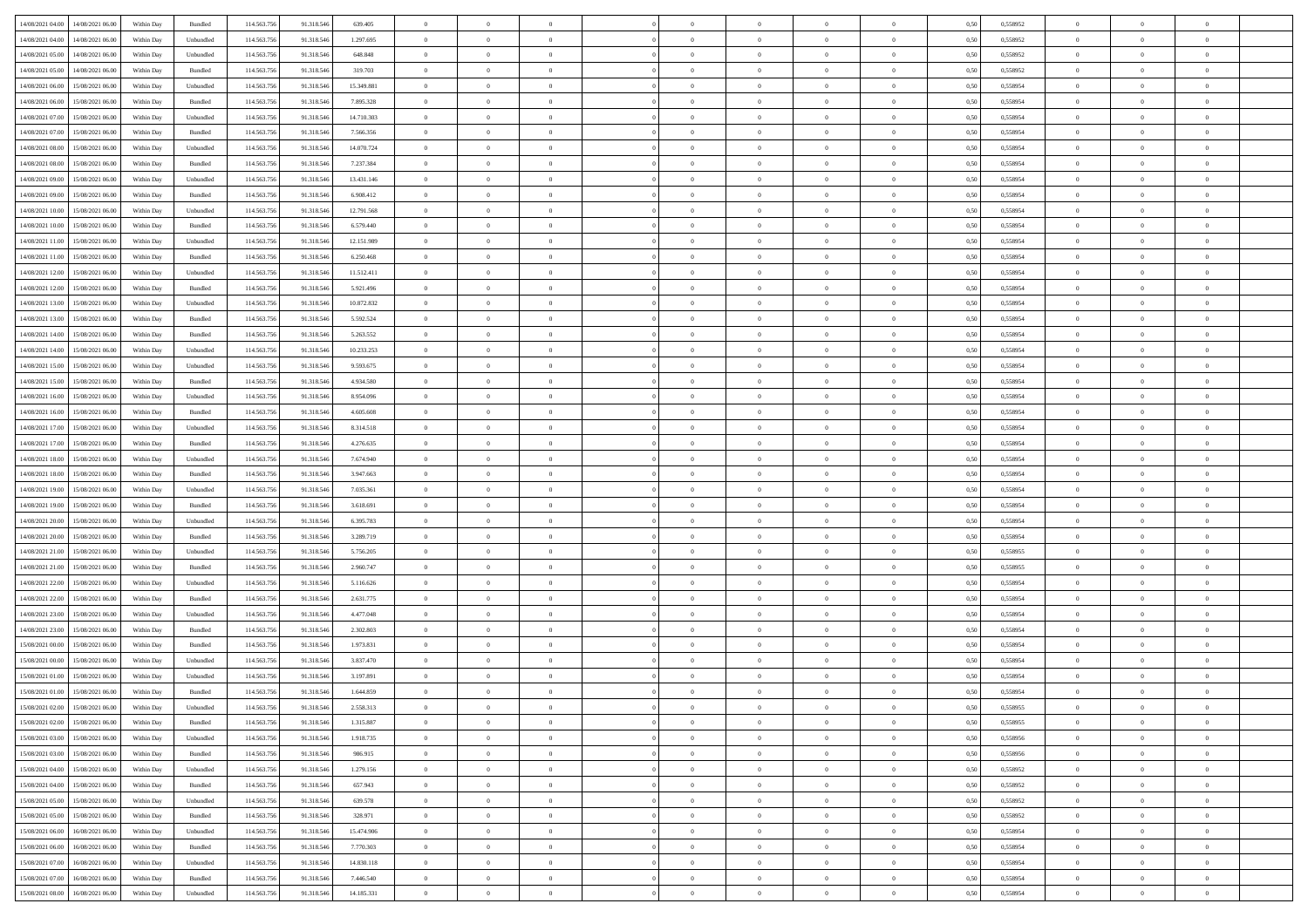| 14/08/2021 04:00 | 14/08/2021 06:00 | Within Day | Bundled | 114.563.756 | 91.318.546 | 639.405 | 0 | 0 | 0 | | 0 | 0 | 0 | 0 | 0,50 | 0,558952 | 0 | 0 | 0 | |
|---|---|---|---|---|---|---|---|---|---|---|---|---|---|---|---|---|---|---|---|---|
| 14/08/2021 04:00 | 14/08/2021 06:00 | Within Day | Unbundled | 114.563.756 | 91.318.546 | 1.297.695 | 0 | 0 | 0 | | 0 | 0 | 0 | 0 | 0,50 | 0,558952 | 0 | 0 | 0 | |
| 14/08/2021 05:00 | 14/08/2021 06:00 | Within Day | Unbundled | 114.563.756 | 91.318.546 | 648.848 | 0 | 0 | 0 | | 0 | 0 | 0 | 0 | 0,50 | 0,558952 | 0 | 0 | 0 | |
| 14/08/2021 05:00 | 14/08/2021 06:00 | Within Day | Bundled | 114.563.756 | 91.318.546 | 319.703 | 0 | 0 | 0 | | 0 | 0 | 0 | 0 | 0,50 | 0,558952 | 0 | 0 | 0 | |
| 14/08/2021 06:00 | 15/08/2021 06:00 | Within Day | Unbundled | 114.563.756 | 91.318.546 | 15.349.881 | 0 | 0 | 0 | | 0 | 0 | 0 | 0 | 0,50 | 0,558954 | 0 | 0 | 0 | |
| 14/08/2021 06:00 | 15/08/2021 06:00 | Within Day | Bundled | 114.563.756 | 91.318.546 | 7.895.328 | 0 | 0 | 0 | | 0 | 0 | 0 | 0 | 0,50 | 0,558954 | 0 | 0 | 0 | |
| 14/08/2021 07:00 | 15/08/2021 06:00 | Within Day | Unbundled | 114.563.756 | 91.318.546 | 14.710.303 | 0 | 0 | 0 | | 0 | 0 | 0 | 0 | 0,50 | 0,558954 | 0 | 0 | 0 | |
| 14/08/2021 07:00 | 15/08/2021 06:00 | Within Day | Bundled | 114.563.756 | 91.318.546 | 7.566.356 | 0 | 0 | 0 | | 0 | 0 | 0 | 0 | 0,50 | 0,558954 | 0 | 0 | 0 | |
| 14/08/2021 08:00 | 15/08/2021 06:00 | Within Day | Unbundled | 114.563.756 | 91.318.546 | 14.070.724 | 0 | 0 | 0 | | 0 | 0 | 0 | 0 | 0,50 | 0,558954 | 0 | 0 | 0 | |
| 14/08/2021 08:00 | 15/08/2021 06:00 | Within Day | Bundled | 114.563.756 | 91.318.546 | 7.237.384 | 0 | 0 | 0 | | 0 | 0 | 0 | 0 | 0,50 | 0,558954 | 0 | 0 | 0 | |
| 14/08/2021 09:00 | 15/08/2021 06:00 | Within Day | Unbundled | 114.563.756 | 91.318.546 | 13.431.146 | 0 | 0 | 0 | | 0 | 0 | 0 | 0 | 0,50 | 0,558954 | 0 | 0 | 0 | |
| 14/08/2021 09:00 | 15/08/2021 06:00 | Within Day | Bundled | 114.563.756 | 91.318.546 | 6.908.412 | 0 | 0 | 0 | | 0 | 0 | 0 | 0 | 0,50 | 0,558954 | 0 | 0 | 0 | |
| 14/08/2021 10:00 | 15/08/2021 06:00 | Within Day | Unbundled | 114.563.756 | 91.318.546 | 12.791.568 | 0 | 0 | 0 | | 0 | 0 | 0 | 0 | 0,50 | 0,558954 | 0 | 0 | 0 | |
| 14/08/2021 10:00 | 15/08/2021 06:00 | Within Day | Bundled | 114.563.756 | 91.318.546 | 6.579.440 | 0 | 0 | 0 | | 0 | 0 | 0 | 0 | 0,50 | 0,558954 | 0 | 0 | 0 | |
| 14/08/2021 11:00 | 15/08/2021 06:00 | Within Day | Unbundled | 114.563.756 | 91.318.546 | 12.151.989 | 0 | 0 | 0 | | 0 | 0 | 0 | 0 | 0,50 | 0,558954 | 0 | 0 | 0 | |
| 14/08/2021 11:00 | 15/08/2021 06:00 | Within Day | Bundled | 114.563.756 | 91.318.546 | 6.250.468 | 0 | 0 | 0 | | 0 | 0 | 0 | 0 | 0,50 | 0,558954 | 0 | 0 | 0 | |
| 14/08/2021 12:00 | 15/08/2021 06:00 | Within Day | Unbundled | 114.563.756 | 91.318.546 | 11.512.411 | 0 | 0 | 0 | | 0 | 0 | 0 | 0 | 0,50 | 0,558954 | 0 | 0 | 0 | |
| 14/08/2021 12:00 | 15/08/2021 06:00 | Within Day | Bundled | 114.563.756 | 91.318.546 | 5.921.496 | 0 | 0 | 0 | | 0 | 0 | 0 | 0 | 0,50 | 0,558954 | 0 | 0 | 0 | |
| 14/08/2021 13:00 | 15/08/2021 06:00 | Within Day | Unbundled | 114.563.756 | 91.318.546 | 10.872.832 | 0 | 0 | 0 | | 0 | 0 | 0 | 0 | 0,50 | 0,558954 | 0 | 0 | 0 | |
| 14/08/2021 13:00 | 15/08/2021 06:00 | Within Day | Bundled | 114.563.756 | 91.318.546 | 5.592.524 | 0 | 0 | 0 | | 0 | 0 | 0 | 0 | 0,50 | 0,558954 | 0 | 0 | 0 | |
| 14/08/2021 14:00 | 15/08/2021 06:00 | Within Day | Bundled | 114.563.756 | 91.318.546 | 5.263.552 | 0 | 0 | 0 | | 0 | 0 | 0 | 0 | 0,50 | 0,558954 | 0 | 0 | 0 | |
| 14/08/2021 14:00 | 15/08/2021 06:00 | Within Day | Unbundled | 114.563.756 | 91.318.546 | 10.233.253 | 0 | 0 | 0 | | 0 | 0 | 0 | 0 | 0,50 | 0,558954 | 0 | 0 | 0 | |
| 14/08/2021 15:00 | 15/08/2021 06:00 | Within Day | Unbundled | 114.563.756 | 91.318.546 | 9.593.675 | 0 | 0 | 0 | | 0 | 0 | 0 | 0 | 0,50 | 0,558954 | 0 | 0 | 0 | |
| 14/08/2021 15:00 | 15/08/2021 06:00 | Within Day | Bundled | 114.563.756 | 91.318.546 | 4.934.580 | 0 | 0 | 0 | | 0 | 0 | 0 | 0 | 0,50 | 0,558954 | 0 | 0 | 0 | |
| 14/08/2021 16:00 | 15/08/2021 06:00 | Within Day | Unbundled | 114.563.756 | 91.318.546 | 8.954.096 | 0 | 0 | 0 | | 0 | 0 | 0 | 0 | 0,50 | 0,558954 | 0 | 0 | 0 | |
| 14/08/2021 16:00 | 15/08/2021 06:00 | Within Day | Bundled | 114.563.756 | 91.318.546 | 4.605.608 | 0 | 0 | 0 | | 0 | 0 | 0 | 0 | 0,50 | 0,558954 | 0 | 0 | 0 | |
| 14/08/2021 17:00 | 15/08/2021 06:00 | Within Day | Unbundled | 114.563.756 | 91.318.546 | 8.314.518 | 0 | 0 | 0 | | 0 | 0 | 0 | 0 | 0,50 | 0,558954 | 0 | 0 | 0 | |
| 14/08/2021 17:00 | 15/08/2021 06:00 | Within Day | Bundled | 114.563.756 | 91.318.546 | 4.276.635 | 0 | 0 | 0 | | 0 | 0 | 0 | 0 | 0,50 | 0,558954 | 0 | 0 | 0 | |
| 14/08/2021 18:00 | 15/08/2021 06:00 | Within Day | Unbundled | 114.563.756 | 91.318.546 | 7.674.940 | 0 | 0 | 0 | | 0 | 0 | 0 | 0 | 0,50 | 0,558954 | 0 | 0 | 0 | |
| 14/08/2021 18:00 | 15/08/2021 06:00 | Within Day | Bundled | 114.563.756 | 91.318.546 | 3.947.663 | 0 | 0 | 0 | | 0 | 0 | 0 | 0 | 0,50 | 0,558954 | 0 | 0 | 0 | |
| 14/08/2021 19:00 | 15/08/2021 06:00 | Within Day | Unbundled | 114.563.756 | 91.318.546 | 7.035.361 | 0 | 0 | 0 | | 0 | 0 | 0 | 0 | 0,50 | 0,558954 | 0 | 0 | 0 | |
| 14/08/2021 19:00 | 15/08/2021 06:00 | Within Day | Bundled | 114.563.756 | 91.318.546 | 3.618.691 | 0 | 0 | 0 | | 0 | 0 | 0 | 0 | 0,50 | 0,558954 | 0 | 0 | 0 | |
| 14/08/2021 20:00 | 15/08/2021 06:00 | Within Day | Unbundled | 114.563.756 | 91.318.546 | 6.395.783 | 0 | 0 | 0 | | 0 | 0 | 0 | 0 | 0,50 | 0,558954 | 0 | 0 | 0 | |
| 14/08/2021 20:00 | 15/08/2021 06:00 | Within Day | Bundled | 114.563.756 | 91.318.546 | 3.289.719 | 0 | 0 | 0 | | 0 | 0 | 0 | 0 | 0,50 | 0,558954 | 0 | 0 | 0 | |
| 14/08/2021 21:00 | 15/08/2021 06:00 | Within Day | Unbundled | 114.563.756 | 91.318.546 | 5.756.205 | 0 | 0 | 0 | | 0 | 0 | 0 | 0 | 0,50 | 0,558955 | 0 | 0 | 0 | |
| 14/08/2021 21:00 | 15/08/2021 06:00 | Within Day | Bundled | 114.563.756 | 91.318.546 | 2.960.747 | 0 | 0 | 0 | | 0 | 0 | 0 | 0 | 0,50 | 0,558955 | 0 | 0 | 0 | |
| 14/08/2021 22:00 | 15/08/2021 06:00 | Within Day | Unbundled | 114.563.756 | 91.318.546 | 5.116.626 | 0 | 0 | 0 | | 0 | 0 | 0 | 0 | 0,50 | 0,558954 | 0 | 0 | 0 | |
| 14/08/2021 22:00 | 15/08/2021 06:00 | Within Day | Bundled | 114.563.756 | 91.318.546 | 2.631.775 | 0 | 0 | 0 | | 0 | 0 | 0 | 0 | 0,50 | 0,558954 | 0 | 0 | 0 | |
| 14/08/2021 23:00 | 15/08/2021 06:00 | Within Day | Unbundled | 114.563.756 | 91.318.546 | 4.477.048 | 0 | 0 | 0 | | 0 | 0 | 0 | 0 | 0,50 | 0,558954 | 0 | 0 | 0 | |
| 14/08/2021 23:00 | 15/08/2021 06:00 | Within Day | Bundled | 114.563.756 | 91.318.546 | 2.302.803 | 0 | 0 | 0 | | 0 | 0 | 0 | 0 | 0,50 | 0,558954 | 0 | 0 | 0 | |
| 15/08/2021 00:00 | 15/08/2021 06:00 | Within Day | Bundled | 114.563.756 | 91.318.546 | 1.973.831 | 0 | 0 | 0 | | 0 | 0 | 0 | 0 | 0,50 | 0,558954 | 0 | 0 | 0 | |
| 15/08/2021 00:00 | 15/08/2021 06:00 | Within Day | Unbundled | 114.563.756 | 91.318.546 | 3.837.470 | 0 | 0 | 0 | | 0 | 0 | 0 | 0 | 0,50 | 0,558954 | 0 | 0 | 0 | |
| 15/08/2021 01:00 | 15/08/2021 06:00 | Within Day | Unbundled | 114.563.756 | 91.318.546 | 3.197.891 | 0 | 0 | 0 | | 0 | 0 | 0 | 0 | 0,50 | 0,558954 | 0 | 0 | 0 | |
| 15/08/2021 01:00 | 15/08/2021 06:00 | Within Day | Bundled | 114.563.756 | 91.318.546 | 1.644.859 | 0 | 0 | 0 | | 0 | 0 | 0 | 0 | 0,50 | 0,558954 | 0 | 0 | 0 | |
| 15/08/2021 02:00 | 15/08/2021 06:00 | Within Day | Unbundled | 114.563.756 | 91.318.546 | 2.558.313 | 0 | 0 | 0 | | 0 | 0 | 0 | 0 | 0,50 | 0,558955 | 0 | 0 | 0 | |
| 15/08/2021 02:00 | 15/08/2021 06:00 | Within Day | Bundled | 114.563.756 | 91.318.546 | 1.315.887 | 0 | 0 | 0 | | 0 | 0 | 0 | 0 | 0,50 | 0,558955 | 0 | 0 | 0 | |
| 15/08/2021 03:00 | 15/08/2021 06:00 | Within Day | Unbundled | 114.563.756 | 91.318.546 | 1.918.735 | 0 | 0 | 0 | | 0 | 0 | 0 | 0 | 0,50 | 0,558956 | 0 | 0 | 0 | |
| 15/08/2021 03:00 | 15/08/2021 06:00 | Within Day | Bundled | 114.563.756 | 91.318.546 | 986.915 | 0 | 0 | 0 | | 0 | 0 | 0 | 0 | 0,50 | 0,558956 | 0 | 0 | 0 | |
| 15/08/2021 04:00 | 15/08/2021 06:00 | Within Day | Unbundled | 114.563.756 | 91.318.546 | 1.279.156 | 0 | 0 | 0 | | 0 | 0 | 0 | 0 | 0,50 | 0,558952 | 0 | 0 | 0 | |
| 15/08/2021 04:00 | 15/08/2021 06:00 | Within Day | Bundled | 114.563.756 | 91.318.546 | 657.943 | 0 | 0 | 0 | | 0 | 0 | 0 | 0 | 0,50 | 0,558952 | 0 | 0 | 0 | |
| 15/08/2021 05:00 | 15/08/2021 06:00 | Within Day | Unbundled | 114.563.756 | 91.318.546 | 639.578 | 0 | 0 | 0 | | 0 | 0 | 0 | 0 | 0,50 | 0,558952 | 0 | 0 | 0 | |
| 15/08/2021 05:00 | 15/08/2021 06:00 | Within Day | Bundled | 114.563.756 | 91.318.546 | 328.971 | 0 | 0 | 0 | | 0 | 0 | 0 | 0 | 0,50 | 0,558952 | 0 | 0 | 0 | |
| 15/08/2021 06:00 | 16/08/2021 06:00 | Within Day | Unbundled | 114.563.756 | 91.318.546 | 15.474.906 | 0 | 0 | 0 | | 0 | 0 | 0 | 0 | 0,50 | 0,558954 | 0 | 0 | 0 | |
| 15/08/2021 06:00 | 16/08/2021 06:00 | Within Day | Bundled | 114.563.756 | 91.318.546 | 7.770.303 | 0 | 0 | 0 | | 0 | 0 | 0 | 0 | 0,50 | 0,558954 | 0 | 0 | 0 | |
| 15/08/2021 07:00 | 16/08/2021 06:00 | Within Day | Unbundled | 114.563.756 | 91.318.546 | 14.830.118 | 0 | 0 | 0 | | 0 | 0 | 0 | 0 | 0,50 | 0,558954 | 0 | 0 | 0 | |
| 15/08/2021 07:00 | 16/08/2021 06:00 | Within Day | Bundled | 114.563.756 | 91.318.546 | 7.446.540 | 0 | 0 | 0 | | 0 | 0 | 0 | 0 | 0,50 | 0,558954 | 0 | 0 | 0 | |
| 15/08/2021 08:00 | 16/08/2021 06:00 | Within Day | Unbundled | 114.563.756 | 91.318.546 | 14.185.331 | 0 | 0 | 0 | | 0 | 0 | 0 | 0 | 0,50 | 0,558954 | 0 | 0 | 0 | |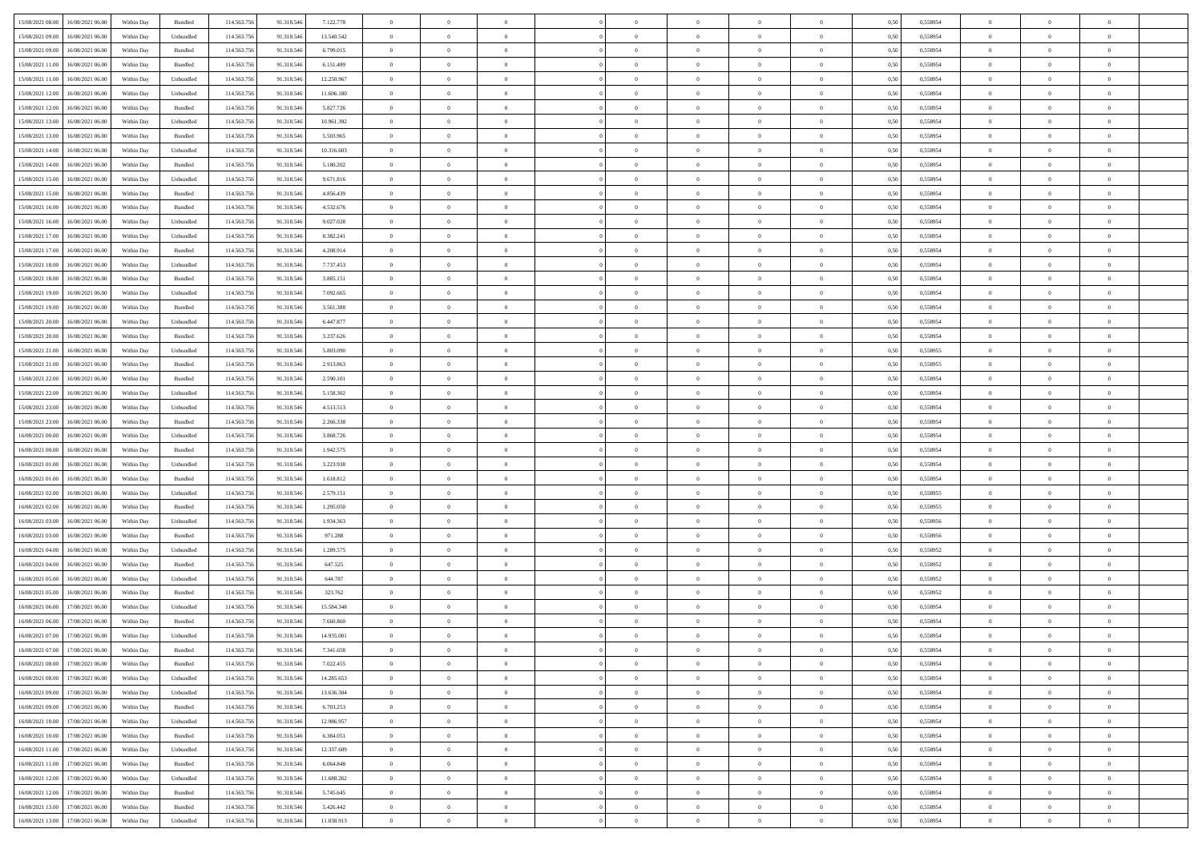| | | | | | | | | | | | | | | | | | | | | |
|---|---|---|---|---|---|---|---|---|---|---|---|---|---|---|---|---|---|---|---|---|
| 15/08/2021 08:00 | 16/08/2021 06:00 | Within Day | Bundled | 114.563.756 | 91.318.546 | 7.122.778 | 0 | 0 | 0 | | 0 | 0 | 0 | 0 | 0,50 | 0,558954 | 0 | 0 | 0 | |
| 15/08/2021 09:00 | 16/08/2021 06:00 | Within Day | Unbundled | 114.563.756 | 91.318.546 | 13.540.542 | 0 | 0 | 0 | | 0 | 0 | 0 | 0 | 0,50 | 0,558954 | 0 | 0 | 0 | |
| 15/08/2021 09:00 | 16/08/2021 06:00 | Within Day | Bundled | 114.563.756 | 91.318.546 | 6.799.015 | 0 | 0 | 0 | | 0 | 0 | 0 | 0 | 0,50 | 0,558954 | 0 | 0 | 0 | |
| 15/08/2021 11:00 | 16/08/2021 06:00 | Within Day | Bundled | 114.563.756 | 91.318.546 | 6.151.489 | 0 | 0 | 0 | | 0 | 0 | 0 | 0 | 0,50 | 0,558954 | 0 | 0 | 0 | |
| 15/08/2021 11:00 | 16/08/2021 06:00 | Within Day | Unbundled | 114.563.756 | 91.318.546 | 12.250.967 | 0 | 0 | 0 | | 0 | 0 | 0 | 0 | 0,50 | 0,558954 | 0 | 0 | 0 | |
| 15/08/2021 12:00 | 16/08/2021 06:00 | Within Day | Unbundled | 114.563.756 | 91.318.546 | 11.606.180 | 0 | 0 | 0 | | 0 | 0 | 0 | 0 | 0,50 | 0,558954 | 0 | 0 | 0 | |
| 15/08/2021 12:00 | 16/08/2021 06:00 | Within Day | Bundled | 114.563.756 | 91.318.546 | 5.827.726 | 0 | 0 | 0 | | 0 | 0 | 0 | 0 | 0,50 | 0,558954 | 0 | 0 | 0 | |
| 15/08/2021 13:00 | 16/08/2021 06:00 | Within Day | Unbundled | 114.563.756 | 91.318.546 | 10.961.392 | 0 | 0 | 0 | | 0 | 0 | 0 | 0 | 0,50 | 0,558954 | 0 | 0 | 0 | |
| 15/08/2021 13:00 | 16/08/2021 06:00 | Within Day | Bundled | 114.563.756 | 91.318.546 | 5.503.965 | 0 | 0 | 0 | | 0 | 0 | 0 | 0 | 0,50 | 0,558954 | 0 | 0 | 0 | |
| 15/08/2021 14:00 | 16/08/2021 06:00 | Within Day | Unbundled | 114.563.756 | 91.318.546 | 10.316.603 | 0 | 0 | 0 | | 0 | 0 | 0 | 0 | 0,50 | 0,558954 | 0 | 0 | 0 | |
| 15/08/2021 14:00 | 16/08/2021 06:00 | Within Day | Bundled | 114.563.756 | 91.318.546 | 5.180.202 | 0 | 0 | 0 | | 0 | 0 | 0 | 0 | 0,50 | 0,558954 | 0 | 0 | 0 | |
| 15/08/2021 15:00 | 16/08/2021 06:00 | Within Day | Unbundled | 114.563.756 | 91.318.546 | 9.671.816 | 0 | 0 | 0 | | 0 | 0 | 0 | 0 | 0,50 | 0,558954 | 0 | 0 | 0 | |
| 15/08/2021 15:00 | 16/08/2021 06:00 | Within Day | Bundled | 114.563.756 | 91.318.546 | 4.856.439 | 0 | 0 | 0 | | 0 | 0 | 0 | 0 | 0,50 | 0,558954 | 0 | 0 | 0 | |
| 15/08/2021 16:00 | 16/08/2021 06:00 | Within Day | Bundled | 114.563.756 | 91.318.546 | 4.532.676 | 0 | 0 | 0 | | 0 | 0 | 0 | 0 | 0,50 | 0,558954 | 0 | 0 | 0 | |
| 15/08/2021 16:00 | 16/08/2021 06:00 | Within Day | Unbundled | 114.563.756 | 91.318.546 | 9.027.028 | 0 | 0 | 0 | | 0 | 0 | 0 | 0 | 0,50 | 0,558954 | 0 | 0 | 0 | |
| 15/08/2021 17:00 | 16/08/2021 06:00 | Within Day | Unbundled | 114.563.756 | 91.318.546 | 8.382.241 | 0 | 0 | 0 | | 0 | 0 | 0 | 0 | 0,50 | 0,558954 | 0 | 0 | 0 | |
| 15/08/2021 17:00 | 16/08/2021 06:00 | Within Day | Bundled | 114.563.756 | 91.318.546 | 4.208.914 | 0 | 0 | 0 | | 0 | 0 | 0 | 0 | 0,50 | 0,558954 | 0 | 0 | 0 | |
| 15/08/2021 18:00 | 16/08/2021 06:00 | Within Day | Unbundled | 114.563.756 | 91.318.546 | 7.737.453 | 0 | 0 | 0 | | 0 | 0 | 0 | 0 | 0,50 | 0,558954 | 0 | 0 | 0 | |
| 15/08/2021 18:00 | 16/08/2021 06:00 | Within Day | Bundled | 114.563.756 | 91.318.546 | 3.885.151 | 0 | 0 | 0 | | 0 | 0 | 0 | 0 | 0,50 | 0,558954 | 0 | 0 | 0 | |
| 15/08/2021 19:00 | 16/08/2021 06:00 | Within Day | Unbundled | 114.563.756 | 91.318.546 | 7.092.665 | 0 | 0 | 0 | | 0 | 0 | 0 | 0 | 0,50 | 0,558954 | 0 | 0 | 0 | |
| 15/08/2021 19:00 | 16/08/2021 06:00 | Within Day | Bundled | 114.563.756 | 91.318.546 | 3.561.388 | 0 | 0 | 0 | | 0 | 0 | 0 | 0 | 0,50 | 0,558954 | 0 | 0 | 0 | |
| 15/08/2021 20:00 | 16/08/2021 06:00 | Within Day | Unbundled | 114.563.756 | 91.318.546 | 6.447.877 | 0 | 0 | 0 | | 0 | 0 | 0 | 0 | 0,50 | 0,558954 | 0 | 0 | 0 | |
| 15/08/2021 20:00 | 16/08/2021 06:00 | Within Day | Bundled | 114.563.756 | 91.318.546 | 3.237.626 | 0 | 0 | 0 | | 0 | 0 | 0 | 0 | 0,50 | 0,558954 | 0 | 0 | 0 | |
| 15/08/2021 21:00 | 16/08/2021 06:00 | Within Day | Unbundled | 114.563.756 | 91.318.546 | 5.803.090 | 0 | 0 | 0 | | 0 | 0 | 0 | 0 | 0,50 | 0,558955 | 0 | 0 | 0 | |
| 15/08/2021 21:00 | 16/08/2021 06:00 | Within Day | Bundled | 114.563.756 | 91.318.546 | 2.913.863 | 0 | 0 | 0 | | 0 | 0 | 0 | 0 | 0,50 | 0,558955 | 0 | 0 | 0 | |
| 15/08/2021 22:00 | 16/08/2021 06:00 | Within Day | Bundled | 114.563.756 | 91.318.546 | 2.590.101 | 0 | 0 | 0 | | 0 | 0 | 0 | 0 | 0,50 | 0,558954 | 0 | 0 | 0 | |
| 15/08/2021 22:00 | 16/08/2021 06:00 | Within Day | Unbundled | 114.563.756 | 91.318.546 | 5.158.302 | 0 | 0 | 0 | | 0 | 0 | 0 | 0 | 0,50 | 0,558954 | 0 | 0 | 0 | |
| 15/08/2021 23:00 | 16/08/2021 06:00 | Within Day | Unbundled | 114.563.756 | 91.318.546 | 4.513.513 | 0 | 0 | 0 | | 0 | 0 | 0 | 0 | 0,50 | 0,558954 | 0 | 0 | 0 | |
| 15/08/2021 23:00 | 16/08/2021 06:00 | Within Day | Bundled | 114.563.756 | 91.318.546 | 2.266.338 | 0 | 0 | 0 | | 0 | 0 | 0 | 0 | 0,50 | 0,558954 | 0 | 0 | 0 | |
| 16/08/2021 00:00 | 16/08/2021 06:00 | Within Day | Unbundled | 114.563.756 | 91.318.546 | 3.868.726 | 0 | 0 | 0 | | 0 | 0 | 0 | 0 | 0,50 | 0,558954 | 0 | 0 | 0 | |
| 16/08/2021 00:00 | 16/08/2021 06:00 | Within Day | Bundled | 114.563.756 | 91.318.546 | 1.942.575 | 0 | 0 | 0 | | 0 | 0 | 0 | 0 | 0,50 | 0,558954 | 0 | 0 | 0 | |
| 16/08/2021 01:00 | 16/08/2021 06:00 | Within Day | Unbundled | 114.563.756 | 91.318.546 | 3.223.938 | 0 | 0 | 0 | | 0 | 0 | 0 | 0 | 0,50 | 0,558954 | 0 | 0 | 0 | |
| 16/08/2021 01:00 | 16/08/2021 06:00 | Within Day | Bundled | 114.563.756 | 91.318.546 | 1.618.812 | 0 | 0 | 0 | | 0 | 0 | 0 | 0 | 0,50 | 0,558954 | 0 | 0 | 0 | |
| 16/08/2021 02:00 | 16/08/2021 06:00 | Within Day | Unbundled | 114.563.756 | 91.318.546 | 2.579.151 | 0 | 0 | 0 | | 0 | 0 | 0 | 0 | 0,50 | 0,558955 | 0 | 0 | 0 | |
| 16/08/2021 02:00 | 16/08/2021 06:00 | Within Day | Bundled | 114.563.756 | 91.318.546 | 1.295.050 | 0 | 0 | 0 | | 0 | 0 | 0 | 0 | 0,50 | 0,558955 | 0 | 0 | 0 | |
| 16/08/2021 03:00 | 16/08/2021 06:00 | Within Day | Unbundled | 114.563.756 | 91.318.546 | 1.934.363 | 0 | 0 | 0 | | 0 | 0 | 0 | 0 | 0,50 | 0,558956 | 0 | 0 | 0 | |
| 16/08/2021 03:00 | 16/08/2021 06:00 | Within Day | Bundled | 114.563.756 | 91.318.546 | 971.288 | 0 | 0 | 0 | | 0 | 0 | 0 | 0 | 0,50 | 0,558956 | 0 | 0 | 0 | |
| 16/08/2021 04:00 | 16/08/2021 06:00 | Within Day | Unbundled | 114.563.756 | 91.318.546 | 1.289.575 | 0 | 0 | 0 | | 0 | 0 | 0 | 0 | 0,50 | 0,558952 | 0 | 0 | 0 | |
| 16/08/2021 04:00 | 16/08/2021 06:00 | Within Day | Bundled | 114.563.756 | 91.318.546 | 647.525 | 0 | 0 | 0 | | 0 | 0 | 0 | 0 | 0,50 | 0,558952 | 0 | 0 | 0 | |
| 16/08/2021 05:00 | 16/08/2021 06:00 | Within Day | Unbundled | 114.563.756 | 91.318.546 | 644.787 | 0 | 0 | 0 | | 0 | 0 | 0 | 0 | 0,50 | 0,558952 | 0 | 0 | 0 | |
| 16/08/2021 05:00 | 16/08/2021 06:00 | Within Day | Bundled | 114.563.756 | 91.318.546 | 323.762 | 0 | 0 | 0 | | 0 | 0 | 0 | 0 | 0,50 | 0,558952 | 0 | 0 | 0 | |
| 16/08/2021 06:00 | 17/08/2021 06:00 | Within Day | Unbundled | 114.563.756 | 91.318.546 | 15.584.348 | 0 | 0 | 0 | | 0 | 0 | 0 | 0 | 0,50 | 0,558954 | 0 | 0 | 0 | |
| 16/08/2021 06:00 | 17/08/2021 06:00 | Within Day | Bundled | 114.563.756 | 91.318.546 | 7.660.860 | 0 | 0 | 0 | | 0 | 0 | 0 | 0 | 0,50 | 0,558954 | 0 | 0 | 0 | |
| 16/08/2021 07:00 | 17/08/2021 06:00 | Within Day | Unbundled | 114.563.756 | 91.318.546 | 14.935.001 | 0 | 0 | 0 | | 0 | 0 | 0 | 0 | 0,50 | 0,558954 | 0 | 0 | 0 | |
| 16/08/2021 07:00 | 17/08/2021 06:00 | Within Day | Bundled | 114.563.756 | 91.318.546 | 7.341.658 | 0 | 0 | 0 | | 0 | 0 | 0 | 0 | 0,50 | 0,558954 | 0 | 0 | 0 | |
| 16/08/2021 08:00 | 17/08/2021 06:00 | Within Day | Bundled | 114.563.756 | 91.318.546 | 7.022.455 | 0 | 0 | 0 | | 0 | 0 | 0 | 0 | 0,50 | 0,558954 | 0 | 0 | 0 | |
| 16/08/2021 08:00 | 17/08/2021 06:00 | Within Day | Unbundled | 114.563.756 | 91.318.546 | 14.285.653 | 0 | 0 | 0 | | 0 | 0 | 0 | 0 | 0,50 | 0,558954 | 0 | 0 | 0 | |
| 16/08/2021 09:00 | 17/08/2021 06:00 | Within Day | Unbundled | 114.563.756 | 91.318.546 | 13.636.304 | 0 | 0 | 0 | | 0 | 0 | 0 | 0 | 0,50 | 0,558954 | 0 | 0 | 0 | |
| 16/08/2021 09:00 | 17/08/2021 06:00 | Within Day | Bundled | 114.563.756 | 91.318.546 | 6.703.253 | 0 | 0 | 0 | | 0 | 0 | 0 | 0 | 0,50 | 0,558954 | 0 | 0 | 0 | |
| 16/08/2021 10:00 | 17/08/2021 06:00 | Within Day | Unbundled | 114.563.756 | 91.318.546 | 12.986.957 | 0 | 0 | 0 | | 0 | 0 | 0 | 0 | 0,50 | 0,558954 | 0 | 0 | 0 | |
| 16/08/2021 10:00 | 17/08/2021 06:00 | Within Day | Bundled | 114.563.756 | 91.318.546 | 6.384.051 | 0 | 0 | 0 | | 0 | 0 | 0 | 0 | 0,50 | 0,558954 | 0 | 0 | 0 | |
| 16/08/2021 11:00 | 17/08/2021 06:00 | Within Day | Unbundled | 114.563.756 | 91.318.546 | 12.337.609 | 0 | 0 | 0 | | 0 | 0 | 0 | 0 | 0,50 | 0,558954 | 0 | 0 | 0 | |
| 16/08/2021 11:00 | 17/08/2021 06:00 | Within Day | Bundled | 114.563.756 | 91.318.546 | 6.064.848 | 0 | 0 | 0 | | 0 | 0 | 0 | 0 | 0,50 | 0,558954 | 0 | 0 | 0 | |
| 16/08/2021 12:00 | 17/08/2021 06:00 | Within Day | Unbundled | 114.563.756 | 91.318.546 | 11.688.262 | 0 | 0 | 0 | | 0 | 0 | 0 | 0 | 0,50 | 0,558954 | 0 | 0 | 0 | |
| 16/08/2021 12:00 | 17/08/2021 06:00 | Within Day | Bundled | 114.563.756 | 91.318.546 | 5.745.645 | 0 | 0 | 0 | | 0 | 0 | 0 | 0 | 0,50 | 0,558954 | 0 | 0 | 0 | |
| 16/08/2021 13:00 | 17/08/2021 06:00 | Within Day | Bundled | 114.563.756 | 91.318.546 | 5.426.442 | 0 | 0 | 0 | | 0 | 0 | 0 | 0 | 0,50 | 0,558954 | 0 | 0 | 0 | |
| 16/08/2021 13:00 | 17/08/2021 06:00 | Within Day | Unbundled | 114.563.756 | 91.318.546 | 11.038.913 | 0 | 0 | 0 | | 0 | 0 | 0 | 0 | 0,50 | 0,558954 | 0 | 0 | 0 | |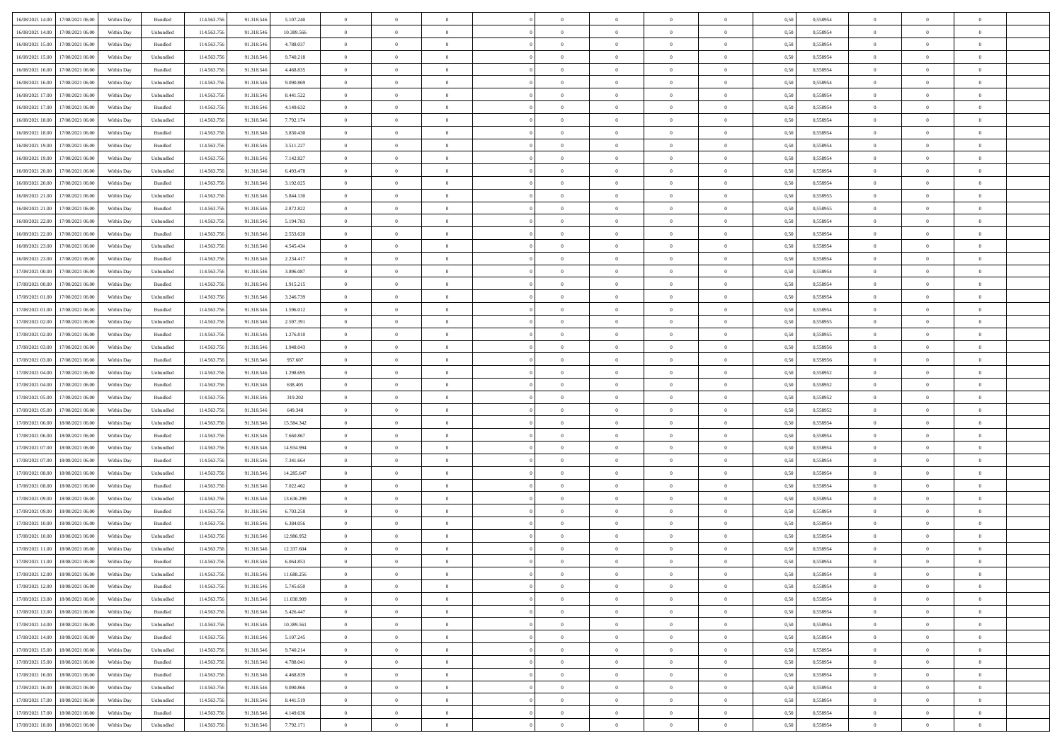| | | | | | | | | | | | | | | | | | | | | | |
|---|---|---|---|---|---|---|---|---|---|---|---|---|---|---|---|---|---|---|---|---|---|
| 16/08/2021 14:00 | 17/08/2021 06:00 | Within Day | Bundled | 114.563.756 | 91.318.546 | 5.107.240 | 0 | 0 | 0 | | 0 | 0 | 0 | 0 | 0,50 | 0,558954 | 0 | 0 | 0 | |
| 16/08/2021 14:00 | 17/08/2021 06:00 | Within Day | Unbundled | 114.563.756 | 91.318.546 | 10.389.566 | 0 | 0 | 0 | | 0 | 0 | 0 | 0 | 0,50 | 0,558954 | 0 | 0 | 0 | |
| 16/08/2021 15:00 | 17/08/2021 06:00 | Within Day | Bundled | 114.563.756 | 91.318.546 | 4.788.037 | 0 | 0 | 0 | | 0 | 0 | 0 | 0 | 0,50 | 0,558954 | 0 | 0 | 0 | |
| 16/08/2021 15:00 | 17/08/2021 06:00 | Within Day | Unbundled | 114.563.756 | 91.318.546 | 9.740.218 | 0 | 0 | 0 | | 0 | 0 | 0 | 0 | 0,50 | 0,558954 | 0 | 0 | 0 | |
| 16/08/2021 16:00 | 17/08/2021 06:00 | Within Day | Bundled | 114.563.756 | 91.318.546 | 4.468.835 | 0 | 0 | 0 | | 0 | 0 | 0 | 0 | 0,50 | 0,558954 | 0 | 0 | 0 | |
| 16/08/2021 16:00 | 17/08/2021 06:00 | Within Day | Unbundled | 114.563.756 | 91.318.546 | 9.090.869 | 0 | 0 | 0 | | 0 | 0 | 0 | 0 | 0,50 | 0,558954 | 0 | 0 | 0 | |
| 16/08/2021 17:00 | 17/08/2021 06:00 | Within Day | Unbundled | 114.563.756 | 91.318.546 | 8.441.522 | 0 | 0 | 0 | | 0 | 0 | 0 | 0 | 0,50 | 0,558954 | 0 | 0 | 0 | |
| 16/08/2021 17:00 | 17/08/2021 06:00 | Within Day | Bundled | 114.563.756 | 91.318.546 | 4.149.632 | 0 | 0 | 0 | | 0 | 0 | 0 | 0 | 0,50 | 0,558954 | 0 | 0 | 0 | |
| 16/08/2021 18:00 | 17/08/2021 06:00 | Within Day | Unbundled | 114.563.756 | 91.318.546 | 7.792.174 | 0 | 0 | 0 | | 0 | 0 | 0 | 0 | 0,50 | 0,558954 | 0 | 0 | 0 | |
| 16/08/2021 18:00 | 17/08/2021 06:00 | Within Day | Bundled | 114.563.756 | 91.318.546 | 3.830.430 | 0 | 0 | 0 | | 0 | 0 | 0 | 0 | 0,50 | 0,558954 | 0 | 0 | 0 | |
| 16/08/2021 19:00 | 17/08/2021 06:00 | Within Day | Bundled | 114.563.756 | 91.318.546 | 3.511.227 | 0 | 0 | 0 | | 0 | 0 | 0 | 0 | 0,50 | 0,558954 | 0 | 0 | 0 | |
| 16/08/2021 19:00 | 17/08/2021 06:00 | Within Day | Unbundled | 114.563.756 | 91.318.546 | 7.142.827 | 0 | 0 | 0 | | 0 | 0 | 0 | 0 | 0,50 | 0,558954 | 0 | 0 | 0 | |
| 16/08/2021 20:00 | 17/08/2021 06:00 | Within Day | Unbundled | 114.563.756 | 91.318.546 | 6.493.478 | 0 | 0 | 0 | | 0 | 0 | 0 | 0 | 0,50 | 0,558954 | 0 | 0 | 0 | |
| 16/08/2021 20:00 | 17/08/2021 06:00 | Within Day | Bundled | 114.563.756 | 91.318.546 | 3.192.025 | 0 | 0 | 0 | | 0 | 0 | 0 | 0 | 0,50 | 0,558954 | 0 | 0 | 0 | |
| 16/08/2021 21:00 | 17/08/2021 06:00 | Within Day | Unbundled | 114.563.756 | 91.318.546 | 5.844.130 | 0 | 0 | 0 | | 0 | 0 | 0 | 0 | 0,50 | 0,558955 | 0 | 0 | 0 | |
| 16/08/2021 21:00 | 17/08/2021 06:00 | Within Day | Bundled | 114.563.756 | 91.318.546 | 2.872.822 | 0 | 0 | 0 | | 0 | 0 | 0 | 0 | 0,50 | 0,558955 | 0 | 0 | 0 | |
| 16/08/2021 22:00 | 17/08/2021 06:00 | Within Day | Unbundled | 114.563.756 | 91.318.546 | 5.194.783 | 0 | 0 | 0 | | 0 | 0 | 0 | 0 | 0,50 | 0,558954 | 0 | 0 | 0 | |
| 16/08/2021 22:00 | 17/08/2021 06:00 | Within Day | Bundled | 114.563.756 | 91.318.546 | 2.553.620 | 0 | 0 | 0 | | 0 | 0 | 0 | 0 | 0,50 | 0,558954 | 0 | 0 | 0 | |
| 16/08/2021 23:00 | 17/08/2021 06:00 | Within Day | Unbundled | 114.563.756 | 91.318.546 | 4.545.434 | 0 | 0 | 0 | | 0 | 0 | 0 | 0 | 0,50 | 0,558954 | 0 | 0 | 0 | |
| 16/08/2021 23:00 | 17/08/2021 06:00 | Within Day | Bundled | 114.563.756 | 91.318.546 | 2.234.417 | 0 | 0 | 0 | | 0 | 0 | 0 | 0 | 0,50 | 0,558954 | 0 | 0 | 0 | |
| 17/08/2021 00:00 | 17/08/2021 06:00 | Within Day | Unbundled | 114.563.756 | 91.318.546 | 3.896.087 | 0 | 0 | 0 | | 0 | 0 | 0 | 0 | 0,50 | 0,558954 | 0 | 0 | 0 | |
| 17/08/2021 00:00 | 17/08/2021 06:00 | Within Day | Bundled | 114.563.756 | 91.318.546 | 1.915.215 | 0 | 0 | 0 | | 0 | 0 | 0 | 0 | 0,50 | 0,558954 | 0 | 0 | 0 | |
| 17/08/2021 01:00 | 17/08/2021 06:00 | Within Day | Unbundled | 114.563.756 | 91.318.546 | 3.246.739 | 0 | 0 | 0 | | 0 | 0 | 0 | 0 | 0,50 | 0,558954 | 0 | 0 | 0 | |
| 17/08/2021 01:00 | 17/08/2021 06:00 | Within Day | Bundled | 114.563.756 | 91.318.546 | 1.596.012 | 0 | 0 | 0 | | 0 | 0 | 0 | 0 | 0,50 | 0,558954 | 0 | 0 | 0 | |
| 17/08/2021 02:00 | 17/08/2021 06:00 | Within Day | Unbundled | 114.563.756 | 91.318.546 | 2.597.391 | 0 | 0 | 0 | | 0 | 0 | 0 | 0 | 0,50 | 0,558955 | 0 | 0 | 0 | |
| 17/08/2021 02:00 | 17/08/2021 06:00 | Within Day | Bundled | 114.563.756 | 91.318.546 | 1.276.810 | 0 | 0 | 0 | | 0 | 0 | 0 | 0 | 0,50 | 0,558955 | 0 | 0 | 0 | |
| 17/08/2021 03:00 | 17/08/2021 06:00 | Within Day | Unbundled | 114.563.756 | 91.318.546 | 1.948.043 | 0 | 0 | 0 | | 0 | 0 | 0 | 0 | 0,50 | 0,558956 | 0 | 0 | 0 | |
| 17/08/2021 03:00 | 17/08/2021 06:00 | Within Day | Bundled | 114.563.756 | 91.318.546 | 957.607 | 0 | 0 | 0 | | 0 | 0 | 0 | 0 | 0,50 | 0,558956 | 0 | 0 | 0 | |
| 17/08/2021 04:00 | 17/08/2021 06:00 | Within Day | Unbundled | 114.563.756 | 91.318.546 | 1.298.695 | 0 | 0 | 0 | | 0 | 0 | 0 | 0 | 0,50 | 0,558952 | 0 | 0 | 0 | |
| 17/08/2021 04:00 | 17/08/2021 06:00 | Within Day | Bundled | 114.563.756 | 91.318.546 | 638.405 | 0 | 0 | 0 | | 0 | 0 | 0 | 0 | 0,50 | 0,558952 | 0 | 0 | 0 | |
| 17/08/2021 05:00 | 17/08/2021 06:00 | Within Day | Bundled | 114.563.756 | 91.318.546 | 319.202 | 0 | 0 | 0 | | 0 | 0 | 0 | 0 | 0,50 | 0,558952 | 0 | 0 | 0 | |
| 17/08/2021 05:00 | 17/08/2021 06:00 | Within Day | Unbundled | 114.563.756 | 91.318.546 | 649.348 | 0 | 0 | 0 | | 0 | 0 | 0 | 0 | 0,50 | 0,558952 | 0 | 0 | 0 | |
| 17/08/2021 06:00 | 18/08/2021 06:00 | Within Day | Unbundled | 114.563.756 | 91.318.546 | 15.584.342 | 0 | 0 | 0 | | 0 | 0 | 0 | 0 | 0,50 | 0,558954 | 0 | 0 | 0 | |
| 17/08/2021 06:00 | 18/08/2021 06:00 | Within Day | Bundled | 114.563.756 | 91.318.546 | 7.660.867 | 0 | 0 | 0 | | 0 | 0 | 0 | 0 | 0,50 | 0,558954 | 0 | 0 | 0 | |
| 17/08/2021 07:00 | 18/08/2021 06:00 | Within Day | Unbundled | 114.563.756 | 91.318.546 | 14.934.994 | 0 | 0 | 0 | | 0 | 0 | 0 | 0 | 0,50 | 0,558954 | 0 | 0 | 0 | |
| 17/08/2021 07:00 | 18/08/2021 06:00 | Within Day | Bundled | 114.563.756 | 91.318.546 | 7.341.664 | 0 | 0 | 0 | | 0 | 0 | 0 | 0 | 0,50 | 0,558954 | 0 | 0 | 0 | |
| 17/08/2021 08:00 | 18/08/2021 06:00 | Within Day | Unbundled | 114.563.756 | 91.318.546 | 14.285.647 | 0 | 0 | 0 | | 0 | 0 | 0 | 0 | 0,50 | 0,558954 | 0 | 0 | 0 | |
| 17/08/2021 08:00 | 18/08/2021 06:00 | Within Day | Bundled | 114.563.756 | 91.318.546 | 7.022.462 | 0 | 0 | 0 | | 0 | 0 | 0 | 0 | 0,50 | 0,558954 | 0 | 0 | 0 | |
| 17/08/2021 09:00 | 18/08/2021 06:00 | Within Day | Unbundled | 114.563.756 | 91.318.546 | 13.636.299 | 0 | 0 | 0 | | 0 | 0 | 0 | 0 | 0,50 | 0,558954 | 0 | 0 | 0 | |
| 17/08/2021 09:00 | 18/08/2021 06:00 | Within Day | Bundled | 114.563.756 | 91.318.546 | 6.703.258 | 0 | 0 | 0 | | 0 | 0 | 0 | 0 | 0,50 | 0,558954 | 0 | 0 | 0 | |
| 17/08/2021 10:00 | 18/08/2021 06:00 | Within Day | Bundled | 114.563.756 | 91.318.546 | 6.384.056 | 0 | 0 | 0 | | 0 | 0 | 0 | 0 | 0,50 | 0,558954 | 0 | 0 | 0 | |
| 17/08/2021 10:00 | 18/08/2021 06:00 | Within Day | Unbundled | 114.563.756 | 91.318.546 | 12.986.952 | 0 | 0 | 0 | | 0 | 0 | 0 | 0 | 0,50 | 0,558954 | 0 | 0 | 0 | |
| 17/08/2021 11:00 | 18/08/2021 06:00 | Within Day | Unbundled | 114.563.756 | 91.318.546 | 12.337.604 | 0 | 0 | 0 | | 0 | 0 | 0 | 0 | 0,50 | 0,558954 | 0 | 0 | 0 | |
| 17/08/2021 11:00 | 18/08/2021 06:00 | Within Day | Bundled | 114.563.756 | 91.318.546 | 6.064.853 | 0 | 0 | 0 | | 0 | 0 | 0 | 0 | 0,50 | 0,558954 | 0 | 0 | 0 | |
| 17/08/2021 12:00 | 18/08/2021 06:00 | Within Day | Unbundled | 114.563.756 | 91.318.546 | 11.688.256 | 0 | 0 | 0 | | 0 | 0 | 0 | 0 | 0,50 | 0,558954 | 0 | 0 | 0 | |
| 17/08/2021 12:00 | 18/08/2021 06:00 | Within Day | Bundled | 114.563.756 | 91.318.546 | 5.745.650 | 0 | 0 | 0 | | 0 | 0 | 0 | 0 | 0,50 | 0,558954 | 0 | 0 | 0 | |
| 17/08/2021 13:00 | 18/08/2021 06:00 | Within Day | Unbundled | 114.563.756 | 91.318.546 | 11.038.909 | 0 | 0 | 0 | | 0 | 0 | 0 | 0 | 0,50 | 0,558954 | 0 | 0 | 0 | |
| 17/08/2021 13:00 | 18/08/2021 06:00 | Within Day | Bundled | 114.563.756 | 91.318.546 | 5.426.447 | 0 | 0 | 0 | | 0 | 0 | 0 | 0 | 0,50 | 0,558954 | 0 | 0 | 0 | |
| 17/08/2021 14:00 | 18/08/2021 06:00 | Within Day | Unbundled | 114.563.756 | 91.318.546 | 10.389.561 | 0 | 0 | 0 | | 0 | 0 | 0 | 0 | 0,50 | 0,558954 | 0 | 0 | 0 | |
| 17/08/2021 14:00 | 18/08/2021 06:00 | Within Day | Bundled | 114.563.756 | 91.318.546 | 5.107.245 | 0 | 0 | 0 | | 0 | 0 | 0 | 0 | 0,50 | 0,558954 | 0 | 0 | 0 | |
| 17/08/2021 15:00 | 18/08/2021 06:00 | Within Day | Unbundled | 114.563.756 | 91.318.546 | 9.740.214 | 0 | 0 | 0 | | 0 | 0 | 0 | 0 | 0,50 | 0,558954 | 0 | 0 | 0 | |
| 17/08/2021 15:00 | 18/08/2021 06:00 | Within Day | Bundled | 114.563.756 | 91.318.546 | 4.788.041 | 0 | 0 | 0 | | 0 | 0 | 0 | 0 | 0,50 | 0,558954 | 0 | 0 | 0 | |
| 17/08/2021 16:00 | 18/08/2021 06:00 | Within Day | Bundled | 114.563.756 | 91.318.546 | 4.468.839 | 0 | 0 | 0 | | 0 | 0 | 0 | 0 | 0,50 | 0,558954 | 0 | 0 | 0 | |
| 17/08/2021 16:00 | 18/08/2021 06:00 | Within Day | Unbundled | 114.563.756 | 91.318.546 | 9.090.866 | 0 | 0 | 0 | | 0 | 0 | 0 | 0 | 0,50 | 0,558954 | 0 | 0 | 0 | |
| 17/08/2021 17:00 | 18/08/2021 06:00 | Within Day | Unbundled | 114.563.756 | 91.318.546 | 8.441.519 | 0 | 0 | 0 | | 0 | 0 | 0 | 0 | 0,50 | 0,558954 | 0 | 0 | 0 | |
| 17/08/2021 17:00 | 18/08/2021 06:00 | Within Day | Bundled | 114.563.756 | 91.318.546 | 4.149.636 | 0 | 0 | 0 | | 0 | 0 | 0 | 0 | 0,50 | 0,558954 | 0 | 0 | 0 | |
| 17/08/2021 18:00 | 18/08/2021 06:00 | Within Day | Unbundled | 114.563.756 | 91.318.546 | 7.792.171 | 0 | 0 | 0 | | 0 | 0 | 0 | 0 | 0,50 | 0,558954 | 0 | 0 | 0 | |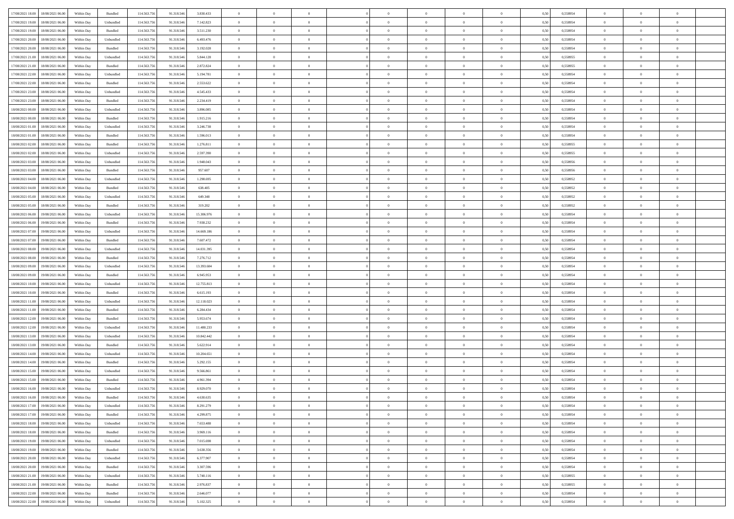| 17/08/2021 18:00 | 18/08/2021 06:00 | Within Day | Bundled | 114.563.756 | 91.318.546 | 3.830.433 | 0 | 0 | 0 | | 0 | 0 | 0 | 0 | 0,50 | 0,558954 | 0 | 0 | 0 | |
|---|---|---|---|---|---|---|---|---|---|---|---|---|---|---|---|---|---|---|---|---|
| 17/08/2021 19:00 | 18/08/2021 06:00 | Within Day | Unbundled | 114.563.756 | 91.318.546 | 7.142.823 | 0 | 0 | 0 | | 0 | 0 | 0 | 0 | 0,50 | 0,558954 | 0 | 0 | 0 | |
| 17/08/2021 19:00 | 18/08/2021 06:00 | Within Day | Bundled | 114.563.756 | 91.318.546 | 3.511.230 | 0 | 0 | 0 | | 0 | 0 | 0 | 0 | 0,50 | 0,558954 | 0 | 0 | 0 | |
| 17/08/2021 20:00 | 18/08/2021 06:00 | Within Day | Unbundled | 114.563.756 | 91.318.546 | 6.493.476 | 0 | 0 | 0 | | 0 | 0 | 0 | 0 | 0,50 | 0,558954 | 0 | 0 | 0 | |
| 17/08/2021 20:00 | 18/08/2021 06:00 | Within Day | Bundled | 114.563.756 | 91.318.546 | 3.192.028 | 0 | 0 | 0 | | 0 | 0 | 0 | 0 | 0,50 | 0,558954 | 0 | 0 | 0 | |
| 17/08/2021 21:00 | 18/08/2021 06:00 | Within Day | Unbundled | 114.563.756 | 91.318.546 | 5.844.128 | 0 | 0 | 0 | | 0 | 0 | 0 | 0 | 0,50 | 0,558955 | 0 | 0 | 0 | |
| 17/08/2021 21:00 | 18/08/2021 06:00 | Within Day | Bundled | 114.563.756 | 91.318.546 | 2.872.824 | 0 | 0 | 0 | | 0 | 0 | 0 | 0 | 0,50 | 0,558955 | 0 | 0 | 0 | |
| 17/08/2021 22:00 | 18/08/2021 06:00 | Within Day | Unbundled | 114.563.756 | 91.318.546 | 5.194.781 | 0 | 0 | 0 | | 0 | 0 | 0 | 0 | 0,50 | 0,558954 | 0 | 0 | 0 | |
| 17/08/2021 22:00 | 18/08/2021 06:00 | Within Day | Bundled | 114.563.756 | 91.318.546 | 2.553.622 | 0 | 0 | 0 | | 0 | 0 | 0 | 0 | 0,50 | 0,558954 | 0 | 0 | 0 | |
| 17/08/2021 23:00 | 18/08/2021 06:00 | Within Day | Unbundled | 114.563.756 | 91.318.546 | 4.545.433 | 0 | 0 | 0 | | 0 | 0 | 0 | 0 | 0,50 | 0,558954 | 0 | 0 | 0 | |
| 17/08/2021 23:00 | 18/08/2021 06:00 | Within Day | Bundled | 114.563.756 | 91.318.546 | 2.234.419 | 0 | 0 | 0 | | 0 | 0 | 0 | 0 | 0,50 | 0,558954 | 0 | 0 | 0 | |
| 18/08/2021 00:00 | 18/08/2021 06:00 | Within Day | Unbundled | 114.563.756 | 91.318.546 | 3.896.085 | 0 | 0 | 0 | | 0 | 0 | 0 | 0 | 0,50 | 0,558954 | 0 | 0 | 0 | |
| 18/08/2021 00:00 | 18/08/2021 06:00 | Within Day | Bundled | 114.563.756 | 91.318.546 | 1.915.216 | 0 | 0 | 0 | | 0 | 0 | 0 | 0 | 0,50 | 0,558954 | 0 | 0 | 0 | |
| 18/08/2021 01:00 | 18/08/2021 06:00 | Within Day | Unbundled | 114.563.756 | 91.318.546 | 3.246.738 | 0 | 0 | 0 | | 0 | 0 | 0 | 0 | 0,50 | 0,558954 | 0 | 0 | 0 | |
| 18/08/2021 01:00 | 18/08/2021 06:00 | Within Day | Bundled | 114.563.756 | 91.318.546 | 1.596.013 | 0 | 0 | 0 | | 0 | 0 | 0 | 0 | 0,50 | 0,558954 | 0 | 0 | 0 | |
| 18/08/2021 02:00 | 18/08/2021 06:00 | Within Day | Bundled | 114.563.756 | 91.318.546 | 1.276.811 | 0 | 0 | 0 | | 0 | 0 | 0 | 0 | 0,50 | 0,558955 | 0 | 0 | 0 | |
| 18/08/2021 02:00 | 18/08/2021 06:00 | Within Day | Unbundled | 114.563.756 | 91.318.546 | 2.597.390 | 0 | 0 | 0 | | 0 | 0 | 0 | 0 | 0,50 | 0,558955 | 0 | 0 | 0 | |
| 18/08/2021 03:00 | 18/08/2021 06:00 | Within Day | Unbundled | 114.563.756 | 91.318.546 | 1.948.043 | 0 | 0 | 0 | | 0 | 0 | 0 | 0 | 0,50 | 0,558956 | 0 | 0 | 0 | |
| 18/08/2021 03:00 | 18/08/2021 06:00 | Within Day | Bundled | 114.563.756 | 91.318.546 | 957.607 | 0 | 0 | 0 | | 0 | 0 | 0 | 0 | 0,50 | 0,558956 | 0 | 0 | 0 | |
| 18/08/2021 04:00 | 18/08/2021 06:00 | Within Day | Unbundled | 114.563.756 | 91.318.546 | 1.298.695 | 0 | 0 | 0 | | 0 | 0 | 0 | 0 | 0,50 | 0,558952 | 0 | 0 | 0 | |
| 18/08/2021 04:00 | 18/08/2021 06:00 | Within Day | Bundled | 114.563.756 | 91.318.546 | 638.405 | 0 | 0 | 0 | | 0 | 0 | 0 | 0 | 0,50 | 0,558952 | 0 | 0 | 0 | |
| 18/08/2021 05:00 | 18/08/2021 06:00 | Within Day | Unbundled | 114.563.756 | 91.318.546 | 649.348 | 0 | 0 | 0 | | 0 | 0 | 0 | 0 | 0,50 | 0,558952 | 0 | 0 | 0 | |
| 18/08/2021 05:00 | 18/08/2021 06:00 | Within Day | Bundled | 114.563.756 | 91.318.546 | 319.202 | 0 | 0 | 0 | | 0 | 0 | 0 | 0 | 0,50 | 0,558952 | 0 | 0 | 0 | |
| 18/08/2021 06:00 | 19/08/2021 06:00 | Within Day | Unbundled | 114.563.756 | 91.318.546 | 15.306.976 | 0 | 0 | 0 | | 0 | 0 | 0 | 0 | 0,50 | 0,558954 | 0 | 0 | 0 | |
| 18/08/2021 06:00 | 19/08/2021 06:00 | Within Day | Bundled | 114.563.756 | 91.318.546 | 7.938.232 | 0 | 0 | 0 | | 0 | 0 | 0 | 0 | 0,50 | 0,558954 | 0 | 0 | 0 | |
| 18/08/2021 07:00 | 19/08/2021 06:00 | Within Day | Unbundled | 114.563.756 | 91.318.546 | 14.669.186 | 0 | 0 | 0 | | 0 | 0 | 0 | 0 | 0,50 | 0,558954 | 0 | 0 | 0 | |
| 18/08/2021 07:00 | 19/08/2021 06:00 | Within Day | Bundled | 114.563.756 | 91.318.546 | 7.607.472 | 0 | 0 | 0 | | 0 | 0 | 0 | 0 | 0,50 | 0,558954 | 0 | 0 | 0 | |
| 18/08/2021 08:00 | 19/08/2021 06:00 | Within Day | Unbundled | 114.563.756 | 91.318.546 | 14.031.395 | 0 | 0 | 0 | | 0 | 0 | 0 | 0 | 0,50 | 0,558954 | 0 | 0 | 0 | |
| 18/08/2021 08:00 | 19/08/2021 06:00 | Within Day | Bundled | 114.563.756 | 91.318.546 | 7.276.712 | 0 | 0 | 0 | | 0 | 0 | 0 | 0 | 0,50 | 0,558954 | 0 | 0 | 0 | |
| 18/08/2021 09:00 | 19/08/2021 06:00 | Within Day | Unbundled | 114.563.756 | 91.318.546 | 13.393.604 | 0 | 0 | 0 | | 0 | 0 | 0 | 0 | 0,50 | 0,558954 | 0 | 0 | 0 | |
| 18/08/2021 09:00 | 19/08/2021 06:00 | Within Day | Bundled | 114.563.756 | 91.318.546 | 6.945.953 | 0 | 0 | 0 | | 0 | 0 | 0 | 0 | 0,50 | 0,558954 | 0 | 0 | 0 | |
| 18/08/2021 10:00 | 19/08/2021 06:00 | Within Day | Unbundled | 114.563.756 | 91.318.546 | 12.755.813 | 0 | 0 | 0 | | 0 | 0 | 0 | 0 | 0,50 | 0,558954 | 0 | 0 | 0 | |
| 18/08/2021 10:00 | 19/08/2021 06:00 | Within Day | Bundled | 114.563.756 | 91.318.546 | 6.615.193 | 0 | 0 | 0 | | 0 | 0 | 0 | 0 | 0,50 | 0,558954 | 0 | 0 | 0 | |
| 18/08/2021 11:00 | 19/08/2021 06:00 | Within Day | Unbundled | 114.563.756 | 91.318.546 | 12.118.023 | 0 | 0 | 0 | | 0 | 0 | 0 | 0 | 0,50 | 0,558954 | 0 | 0 | 0 | |
| 18/08/2021 11:00 | 19/08/2021 06:00 | Within Day | Bundled | 114.563.756 | 91.318.546 | 6.284.434 | 0 | 0 | 0 | | 0 | 0 | 0 | 0 | 0,50 | 0,558954 | 0 | 0 | 0 | |
| 18/08/2021 12:00 | 19/08/2021 06:00 | Within Day | Bundled | 114.563.756 | 91.318.546 | 5.953.674 | 0 | 0 | 0 | | 0 | 0 | 0 | 0 | 0,50 | 0,558954 | 0 | 0 | 0 | |
| 18/08/2021 12:00 | 19/08/2021 06:00 | Within Day | Unbundled | 114.563.756 | 91.318.546 | 11.480.233 | 0 | 0 | 0 | | 0 | 0 | 0 | 0 | 0,50 | 0,558954 | 0 | 0 | 0 | |
| 18/08/2021 13:00 | 19/08/2021 06:00 | Within Day | Unbundled | 114.563.756 | 91.318.546 | 10.842.442 | 0 | 0 | 0 | | 0 | 0 | 0 | 0 | 0,50 | 0,558954 | 0 | 0 | 0 | |
| 18/08/2021 13:00 | 19/08/2021 06:00 | Within Day | Bundled | 114.563.756 | 91.318.546 | 5.622.914 | 0 | 0 | 0 | | 0 | 0 | 0 | 0 | 0,50 | 0,558954 | 0 | 0 | 0 | |
| 18/08/2021 14:00 | 19/08/2021 06:00 | Within Day | Unbundled | 114.563.756 | 91.318.546 | 10.204.651 | 0 | 0 | 0 | | 0 | 0 | 0 | 0 | 0,50 | 0,558954 | 0 | 0 | 0 | |
| 18/08/2021 14:00 | 19/08/2021 06:00 | Within Day | Bundled | 114.563.756 | 91.318.546 | 5.292.155 | 0 | 0 | 0 | | 0 | 0 | 0 | 0 | 0,50 | 0,558954 | 0 | 0 | 0 | |
| 18/08/2021 15:00 | 19/08/2021 06:00 | Within Day | Unbundled | 114.563.756 | 91.318.546 | 9.566.861 | 0 | 0 | 0 | | 0 | 0 | 0 | 0 | 0,50 | 0,558954 | 0 | 0 | 0 | |
| 18/08/2021 15:00 | 19/08/2021 06:00 | Within Day | Bundled | 114.563.756 | 91.318.546 | 4.961.394 | 0 | 0 | 0 | | 0 | 0 | 0 | 0 | 0,50 | 0,558954 | 0 | 0 | 0 | |
| 18/08/2021 16:00 | 19/08/2021 06:00 | Within Day | Unbundled | 114.563.756 | 91.318.546 | 8.929.070 | 0 | 0 | 0 | | 0 | 0 | 0 | 0 | 0,50 | 0,558954 | 0 | 0 | 0 | |
| 18/08/2021 16:00 | 19/08/2021 06:00 | Within Day | Bundled | 114.563.756 | 91.318.546 | 4.630.635 | 0 | 0 | 0 | | 0 | 0 | 0 | 0 | 0,50 | 0,558954 | 0 | 0 | 0 | |
| 18/08/2021 17:00 | 19/08/2021 06:00 | Within Day | Unbundled | 114.563.756 | 91.318.546 | 8.291.279 | 0 | 0 | 0 | | 0 | 0 | 0 | 0 | 0,50 | 0,558954 | 0 | 0 | 0 | |
| 18/08/2021 17:00 | 19/08/2021 06:00 | Within Day | Bundled | 114.563.756 | 91.318.546 | 4.299.875 | 0 | 0 | 0 | | 0 | 0 | 0 | 0 | 0,50 | 0,558954 | 0 | 0 | 0 | |
| 18/08/2021 18:00 | 19/08/2021 06:00 | Within Day | Unbundled | 114.563.756 | 91.318.546 | 7.653.488 | 0 | 0 | 0 | | 0 | 0 | 0 | 0 | 0,50 | 0,558954 | 0 | 0 | 0 | |
| 18/08/2021 18:00 | 19/08/2021 06:00 | Within Day | Bundled | 114.563.756 | 91.318.546 | 3.969.116 | 0 | 0 | 0 | | 0 | 0 | 0 | 0 | 0,50 | 0,558954 | 0 | 0 | 0 | |
| 18/08/2021 19:00 | 19/08/2021 06:00 | Within Day | Unbundled | 114.563.756 | 91.318.546 | 7.015.698 | 0 | 0 | 0 | | 0 | 0 | 0 | 0 | 0,50 | 0,558954 | 0 | 0 | 0 | |
| 18/08/2021 19:00 | 19/08/2021 06:00 | Within Day | Bundled | 114.563.756 | 91.318.546 | 3.638.356 | 0 | 0 | 0 | | 0 | 0 | 0 | 0 | 0,50 | 0,558954 | 0 | 0 | 0 | |
| 18/08/2021 20:00 | 19/08/2021 06:00 | Within Day | Unbundled | 114.563.756 | 91.318.546 | 6.377.907 | 0 | 0 | 0 | | 0 | 0 | 0 | 0 | 0,50 | 0,558954 | 0 | 0 | 0 | |
| 18/08/2021 20:00 | 19/08/2021 06:00 | Within Day | Bundled | 114.563.756 | 91.318.546 | 3.307.596 | 0 | 0 | 0 | | 0 | 0 | 0 | 0 | 0,50 | 0,558954 | 0 | 0 | 0 | |
| 18/08/2021 21:00 | 19/08/2021 06:00 | Within Day | Unbundled | 114.563.756 | 91.318.546 | 5.740.116 | 0 | 0 | 0 | | 0 | 0 | 0 | 0 | 0,50 | 0,558955 | 0 | 0 | 0 | |
| 18/08/2021 21:00 | 19/08/2021 06:00 | Within Day | Bundled | 114.563.756 | 91.318.546 | 2.976.837 | 0 | 0 | 0 | | 0 | 0 | 0 | 0 | 0,50 | 0,558955 | 0 | 0 | 0 | |
| 18/08/2021 22:00 | 19/08/2021 06:00 | Within Day | Bundled | 114.563.756 | 91.318.546 | 2.646.077 | 0 | 0 | 0 | | 0 | 0 | 0 | 0 | 0,50 | 0,558954 | 0 | 0 | 0 | |
| 18/08/2021 22:00 | 19/08/2021 06:00 | Within Day | Unbundled | 114.563.756 | 91.318.546 | 5.102.325 | 0 | 0 | 0 | | 0 | 0 | 0 | 0 | 0,50 | 0,558954 | 0 | 0 | 0 | |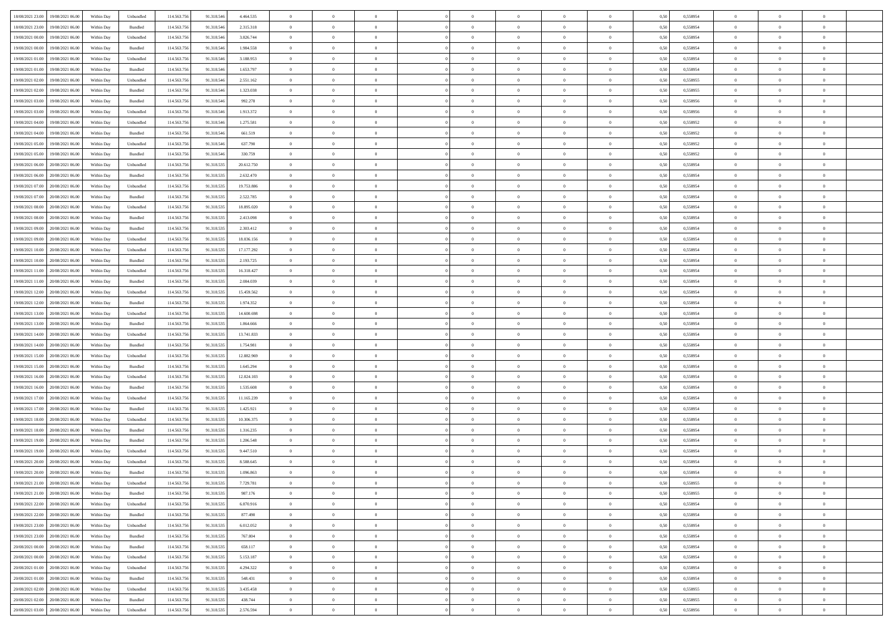| | | | | | | | | | | | | | | | | | | | | |
|---|---|---|---|---|---|---|---|---|---|---|---|---|---|---|---|---|---|---|---|---|
| 18/08/2021 23:00 | 19/08/2021 06:00 | Within Day | Unbundled | 114.563.756 | 91.318.546 | 4.464.535 | 0 | 0 | 0 | | 0 | 0 | 0 | 0 | 0,50 | 0,558954 | 0 | 0 | 0 | |
| 18/08/2021 23:00 | 19/08/2021 06:00 | Within Day | Bundled | 114.563.756 | 91.318.546 | 2.315.318 | 0 | 0 | 0 | | 0 | 0 | 0 | 0 | 0,50 | 0,558954 | 0 | 0 | 0 | |
| 19/08/2021 00:00 | 19/08/2021 06:00 | Within Day | Unbundled | 114.563.756 | 91.318.546 | 3.826.744 | 0 | 0 | 0 | | 0 | 0 | 0 | 0 | 0,50 | 0,558954 | 0 | 0 | 0 | |
| 19/08/2021 00:00 | 19/08/2021 06:00 | Within Day | Bundled | 114.563.756 | 91.318.546 | 1.984.558 | 0 | 0 | 0 | | 0 | 0 | 0 | 0 | 0,50 | 0,558954 | 0 | 0 | 0 | |
| 19/08/2021 01:00 | 19/08/2021 06:00 | Within Day | Unbundled | 114.563.756 | 91.318.546 | 3.188.953 | 0 | 0 | 0 | | 0 | 0 | 0 | 0 | 0,50 | 0,558954 | 0 | 0 | 0 | |
| 19/08/2021 01:00 | 19/08/2021 06:00 | Within Day | Bundled | 114.563.756 | 91.318.546 | 1.653.797 | 0 | 0 | 0 | | 0 | 0 | 0 | 0 | 0,50 | 0,558954 | 0 | 0 | 0 | |
| 19/08/2021 02:00 | 19/08/2021 06:00 | Within Day | Unbundled | 114.563.756 | 91.318.546 | 2.551.162 | 0 | 0 | 0 | | 0 | 0 | 0 | 0 | 0,50 | 0,558955 | 0 | 0 | 0 | |
| 19/08/2021 02:00 | 19/08/2021 06:00 | Within Day | Bundled | 114.563.756 | 91.318.546 | 1.323.038 | 0 | 0 | 0 | | 0 | 0 | 0 | 0 | 0,50 | 0,558955 | 0 | 0 | 0 | |
| 19/08/2021 03:00 | 19/08/2021 06:00 | Within Day | Bundled | 114.563.756 | 91.318.546 | 992.278 | 0 | 0 | 0 | | 0 | 0 | 0 | 0 | 0,50 | 0,558956 | 0 | 0 | 0 | |
| 19/08/2021 03:00 | 19/08/2021 06:00 | Within Day | Unbundled | 114.563.756 | 91.318.546 | 1.913.372 | 0 | 0 | 0 | | 0 | 0 | 0 | 0 | 0,50 | 0,558956 | 0 | 0 | 0 | |
| 19/08/2021 04:00 | 19/08/2021 06:00 | Within Day | Unbundled | 114.563.756 | 91.318.546 | 1.275.581 | 0 | 0 | 0 | | 0 | 0 | 0 | 0 | 0,50 | 0,558952 | 0 | 0 | 0 | |
| 19/08/2021 04:00 | 19/08/2021 06:00 | Within Day | Bundled | 114.563.756 | 91.318.546 | 661.519 | 0 | 0 | 0 | | 0 | 0 | 0 | 0 | 0,50 | 0,558952 | 0 | 0 | 0 | |
| 19/08/2021 05:00 | 19/08/2021 06:00 | Within Day | Unbundled | 114.563.756 | 91.318.546 | 637.790 | 0 | 0 | 0 | | 0 | 0 | 0 | 0 | 0,50 | 0,558952 | 0 | 0 | 0 | |
| 19/08/2021 05:00 | 19/08/2021 06:00 | Within Day | Bundled | 114.563.756 | 91.318.546 | 330.759 | 0 | 0 | 0 | | 0 | 0 | 0 | 0 | 0,50 | 0,558952 | 0 | 0 | 0 | |
| 19/08/2021 06:00 | 20/08/2021 06:00 | Within Day | Unbundled | 114.563.756 | 91.318.535 | 20.612.750 | 0 | 0 | 0 | | 0 | 0 | 0 | 0 | 0,50 | 0,558954 | 0 | 0 | 0 | |
| 19/08/2021 06:00 | 20/08/2021 06:00 | Within Day | Bundled | 114.563.756 | 91.318.535 | 2.632.470 | 0 | 0 | 0 | | 0 | 0 | 0 | 0 | 0,50 | 0,558954 | 0 | 0 | 0 | |
| 19/08/2021 07:00 | 20/08/2021 06:00 | Within Day | Unbundled | 114.563.756 | 91.318.535 | 19.753.886 | 0 | 0 | 0 | | 0 | 0 | 0 | 0 | 0,50 | 0,558954 | 0 | 0 | 0 | |
| 19/08/2021 07:00 | 20/08/2021 06:00 | Within Day | Bundled | 114.563.756 | 91.318.535 | 2.522.785 | 0 | 0 | 0 | | 0 | 0 | 0 | 0 | 0,50 | 0,558954 | 0 | 0 | 0 | |
| 19/08/2021 08:00 | 20/08/2021 06:00 | Within Day | Unbundled | 114.563.756 | 91.318.535 | 18.895.020 | 0 | 0 | 0 | | 0 | 0 | 0 | 0 | 0,50 | 0,558954 | 0 | 0 | 0 | |
| 19/08/2021 08:00 | 20/08/2021 06:00 | Within Day | Bundled | 114.563.756 | 91.318.535 | 2.413.098 | 0 | 0 | 0 | | 0 | 0 | 0 | 0 | 0,50 | 0,558954 | 0 | 0 | 0 | |
| 19/08/2021 09:00 | 20/08/2021 06:00 | Within Day | Bundled | 114.563.756 | 91.318.535 | 2.303.412 | 0 | 0 | 0 | | 0 | 0 | 0 | 0 | 0,50 | 0,558954 | 0 | 0 | 0 | |
| 19/08/2021 09:00 | 20/08/2021 06:00 | Within Day | Unbundled | 114.563.756 | 91.318.535 | 18.036.156 | 0 | 0 | 0 | | 0 | 0 | 0 | 0 | 0,50 | 0,558954 | 0 | 0 | 0 | |
| 19/08/2021 10:00 | 20/08/2021 06:00 | Within Day | Unbundled | 114.563.756 | 91.318.535 | 17.177.292 | 0 | 0 | 0 | | 0 | 0 | 0 | 0 | 0,50 | 0,558954 | 0 | 0 | 0 | |
| 19/08/2021 10:00 | 20/08/2021 06:00 | Within Day | Bundled | 114.563.756 | 91.318.535 | 2.193.725 | 0 | 0 | 0 | | 0 | 0 | 0 | 0 | 0,50 | 0,558954 | 0 | 0 | 0 | |
| 19/08/2021 11:00 | 20/08/2021 06:00 | Within Day | Unbundled | 114.563.756 | 91.318.535 | 16.318.427 | 0 | 0 | 0 | | 0 | 0 | 0 | 0 | 0,50 | 0,558954 | 0 | 0 | 0 | |
| 19/08/2021 11:00 | 20/08/2021 06:00 | Within Day | Bundled | 114.563.756 | 91.318.535 | 2.084.039 | 0 | 0 | 0 | | 0 | 0 | 0 | 0 | 0,50 | 0,558954 | 0 | 0 | 0 | |
| 19/08/2021 12:00 | 20/08/2021 06:00 | Within Day | Unbundled | 114.563.756 | 91.318.535 | 15.459.562 | 0 | 0 | 0 | | 0 | 0 | 0 | 0 | 0,50 | 0,558954 | 0 | 0 | 0 | |
| 19/08/2021 12:00 | 20/08/2021 06:00 | Within Day | Bundled | 114.563.756 | 91.318.535 | 1.974.352 | 0 | 0 | 0 | | 0 | 0 | 0 | 0 | 0,50 | 0,558954 | 0 | 0 | 0 | |
| 19/08/2021 13:00 | 20/08/2021 06:00 | Within Day | Unbundled | 114.563.756 | 91.318.535 | 14.600.698 | 0 | 0 | 0 | | 0 | 0 | 0 | 0 | 0,50 | 0,558954 | 0 | 0 | 0 | |
| 19/08/2021 13:00 | 20/08/2021 06:00 | Within Day | Bundled | 114.563.756 | 91.318.535 | 1.864.666 | 0 | 0 | 0 | | 0 | 0 | 0 | 0 | 0,50 | 0,558954 | 0 | 0 | 0 | |
| 19/08/2021 14:00 | 20/08/2021 06:00 | Within Day | Unbundled | 114.563.756 | 91.318.535 | 13.741.833 | 0 | 0 | 0 | | 0 | 0 | 0 | 0 | 0,50 | 0,558954 | 0 | 0 | 0 | |
| 19/08/2021 14:00 | 20/08/2021 06:00 | Within Day | Bundled | 114.563.756 | 91.318.535 | 1.754.981 | 0 | 0 | 0 | | 0 | 0 | 0 | 0 | 0,50 | 0,558954 | 0 | 0 | 0 | |
| 19/08/2021 15:00 | 20/08/2021 06:00 | Within Day | Unbundled | 114.563.756 | 91.318.535 | 12.882.969 | 0 | 0 | 0 | | 0 | 0 | 0 | 0 | 0,50 | 0,558954 | 0 | 0 | 0 | |
| 19/08/2021 15:00 | 20/08/2021 06:00 | Within Day | Bundled | 114.563.756 | 91.318.535 | 1.645.294 | 0 | 0 | 0 | | 0 | 0 | 0 | 0 | 0,50 | 0,558954 | 0 | 0 | 0 | |
| 19/08/2021 16:00 | 20/08/2021 06:00 | Within Day | Unbundled | 114.563.756 | 91.318.535 | 12.024.103 | 0 | 0 | 0 | | 0 | 0 | 0 | 0 | 0,50 | 0,558954 | 0 | 0 | 0 | |
| 19/08/2021 16:00 | 20/08/2021 06:00 | Within Day | Bundled | 114.563.756 | 91.318.535 | 1.535.608 | 0 | 0 | 0 | | 0 | 0 | 0 | 0 | 0,50 | 0,558954 | 0 | 0 | 0 | |
| 19/08/2021 17:00 | 20/08/2021 06:00 | Within Day | Unbundled | 114.563.756 | 91.318.535 | 11.165.239 | 0 | 0 | 0 | | 0 | 0 | 0 | 0 | 0,50 | 0,558954 | 0 | 0 | 0 | |
| 19/08/2021 17:00 | 20/08/2021 06:00 | Within Day | Bundled | 114.563.756 | 91.318.535 | 1.425.921 | 0 | 0 | 0 | | 0 | 0 | 0 | 0 | 0,50 | 0,558954 | 0 | 0 | 0 | |
| 19/08/2021 18:00 | 20/08/2021 06:00 | Within Day | Unbundled | 114.563.756 | 91.318.535 | 10.306.375 | 0 | 0 | 0 | | 0 | 0 | 0 | 0 | 0,50 | 0,558954 | 0 | 0 | 0 | |
| 19/08/2021 18:00 | 20/08/2021 06:00 | Within Day | Bundled | 114.563.756 | 91.318.535 | 1.316.235 | 0 | 0 | 0 | | 0 | 0 | 0 | 0 | 0,50 | 0,558954 | 0 | 0 | 0 | |
| 19/08/2021 19:00 | 20/08/2021 06:00 | Within Day | Bundled | 114.563.756 | 91.318.535 | 1.206.548 | 0 | 0 | 0 | | 0 | 0 | 0 | 0 | 0,50 | 0,558954 | 0 | 0 | 0 | |
| 19/08/2021 19:00 | 20/08/2021 06:00 | Within Day | Unbundled | 114.563.756 | 91.318.535 | 9.447.510 | 0 | 0 | 0 | | 0 | 0 | 0 | 0 | 0,50 | 0,558954 | 0 | 0 | 0 | |
| 19/08/2021 20:00 | 20/08/2021 06:00 | Within Day | Unbundled | 114.563.756 | 91.318.535 | 8.588.645 | 0 | 0 | 0 | | 0 | 0 | 0 | 0 | 0,50 | 0,558954 | 0 | 0 | 0 | |
| 19/08/2021 20:00 | 20/08/2021 06:00 | Within Day | Bundled | 114.563.756 | 91.318.535 | 1.096.863 | 0 | 0 | 0 | | 0 | 0 | 0 | 0 | 0,50 | 0,558954 | 0 | 0 | 0 | |
| 19/08/2021 21:00 | 20/08/2021 06:00 | Within Day | Unbundled | 114.563.756 | 91.318.535 | 7.729.781 | 0 | 0 | 0 | | 0 | 0 | 0 | 0 | 0,50 | 0,558955 | 0 | 0 | 0 | |
| 19/08/2021 21:00 | 20/08/2021 06:00 | Within Day | Bundled | 114.563.756 | 91.318.535 | 987.176 | 0 | 0 | 0 | | 0 | 0 | 0 | 0 | 0,50 | 0,558955 | 0 | 0 | 0 | |
| 19/08/2021 22:00 | 20/08/2021 06:00 | Within Day | Unbundled | 114.563.756 | 91.318.535 | 6.870.916 | 0 | 0 | 0 | | 0 | 0 | 0 | 0 | 0,50 | 0,558954 | 0 | 0 | 0 | |
| 19/08/2021 22:00 | 20/08/2021 06:00 | Within Day | Bundled | 114.563.756 | 91.318.535 | 877.490 | 0 | 0 | 0 | | 0 | 0 | 0 | 0 | 0,50 | 0,558954 | 0 | 0 | 0 | |
| 19/08/2021 23:00 | 20/08/2021 06:00 | Within Day | Unbundled | 114.563.756 | 91.318.535 | 6.012.052 | 0 | 0 | 0 | | 0 | 0 | 0 | 0 | 0,50 | 0,558954 | 0 | 0 | 0 | |
| 19/08/2021 23:00 | 20/08/2021 06:00 | Within Day | Bundled | 114.563.756 | 91.318.535 | 767.804 | 0 | 0 | 0 | | 0 | 0 | 0 | 0 | 0,50 | 0,558954 | 0 | 0 | 0 | |
| 20/08/2021 00:00 | 20/08/2021 06:00 | Within Day | Bundled | 114.563.756 | 91.318.535 | 658.117 | 0 | 0 | 0 | | 0 | 0 | 0 | 0 | 0,50 | 0,558954 | 0 | 0 | 0 | |
| 20/08/2021 00:00 | 20/08/2021 06:00 | Within Day | Unbundled | 114.563.756 | 91.318.535 | 5.153.187 | 0 | 0 | 0 | | 0 | 0 | 0 | 0 | 0,50 | 0,558954 | 0 | 0 | 0 | |
| 20/08/2021 01:00 | 20/08/2021 06:00 | Within Day | Unbundled | 114.563.756 | 91.318.535 | 4.294.322 | 0 | 0 | 0 | | 0 | 0 | 0 | 0 | 0,50 | 0,558954 | 0 | 0 | 0 | |
| 20/08/2021 01:00 | 20/08/2021 06:00 | Within Day | Bundled | 114.563.756 | 91.318.535 | 548.431 | 0 | 0 | 0 | | 0 | 0 | 0 | 0 | 0,50 | 0,558954 | 0 | 0 | 0 | |
| 20/08/2021 02:00 | 20/08/2021 06:00 | Within Day | Unbundled | 114.563.756 | 91.318.535 | 3.435.458 | 0 | 0 | 0 | | 0 | 0 | 0 | 0 | 0,50 | 0,558955 | 0 | 0 | 0 | |
| 20/08/2021 02:00 | 20/08/2021 06:00 | Within Day | Bundled | 114.563.756 | 91.318.535 | 438.744 | 0 | 0 | 0 | | 0 | 0 | 0 | 0 | 0,50 | 0,558955 | 0 | 0 | 0 | |
| 20/08/2021 03:00 | 20/08/2021 06:00 | Within Day | Unbundled | 114.563.756 | 91.318.535 | 2.576.594 | 0 | 0 | 0 | | 0 | 0 | 0 | 0 | 0,50 | 0,558956 | 0 | 0 | 0 | |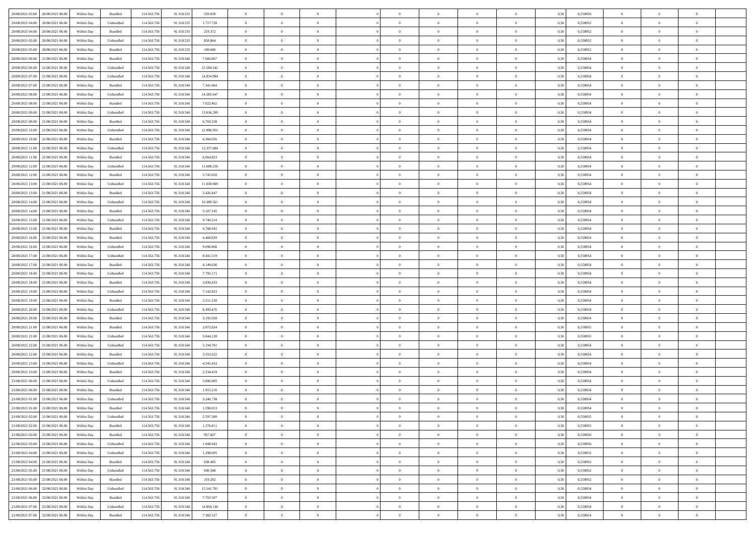| 20/08/2021 03:00 | 20/08/2021 06:00 | Within Day | Bundled | 114.563.756 | 91.318.535 | 329.059 | 0 | 0 | 0 | 0 | 0 | 0 | 0 | 0,50 | 0,558956 | 0 | 0 | 0 |
|---|---|---|---|---|---|---|---|---|---|---|---|---|---|---|---|---|---|---|
| 20/08/2021 04:00 | 20/08/2021 06:00 | Within Day | Unbundled | 114.563.756 | 91.318.535 | 1.717.728 | 0 | 0 | 0 | 0 | 0 | 0 | 0 | 0,50 | 0,558952 | 0 | 0 | 0 |
| 20/08/2021 04:00 | 20/08/2021 06:00 | Within Day | Bundled | 114.563.756 | 91.318.535 | 219.372 | 0 | 0 | 0 | 0 | 0 | 0 | 0 | 0,50 | 0,558952 | 0 | 0 | 0 |
| 20/08/2021 05:00 | 20/08/2021 06:00 | Within Day | Unbundled | 114.563.756 | 91.318.535 | 858.864 | 0 | 0 | 0 | 0 | 0 | 0 | 0 | 0,50 | 0,558952 | 0 | 0 | 0 |
| 20/08/2021 05:00 | 20/08/2021 06:00 | Within Day | Bundled | 114.563.756 | 91.318.535 | 109.686 | 0 | 0 | 0 | 0 | 0 | 0 | 0 | 0,50 | 0,558952 | 0 | 0 | 0 |
| 20/08/2021 06:00 | 21/08/2021 06:00 | Within Day | Bundled | 114.563.756 | 91.318.546 | 7.660.867 | 0 | 0 | 0 | 0 | 0 | 0 | 0 | 0,50 | 0,558954 | 0 | 0 | 0 |
| 20/08/2021 06:00 | 21/08/2021 06:00 | Within Day | Unbundled | 114.563.756 | 91.318.546 | 15.584.342 | 0 | 0 | 0 | 0 | 0 | 0 | 0 | 0,50 | 0,558954 | 0 | 0 | 0 |
| 20/08/2021 07:00 | 21/08/2021 06:00 | Within Day | Unbundled | 114.563.756 | 91.318.546 | 14.934.994 | 0 | 0 | 0 | 0 | 0 | 0 | 0 | 0,50 | 0,558954 | 0 | 0 | 0 |
| 20/08/2021 07:00 | 21/08/2021 06:00 | Within Day | Bundled | 114.563.756 | 91.318.546 | 7.341.664 | 0 | 0 | 0 | 0 | 0 | 0 | 0 | 0,50 | 0,558954 | 0 | 0 | 0 |
| 20/08/2021 08:00 | 21/08/2021 06:00 | Within Day | Unbundled | 114.563.756 | 91.318.546 | 14.285.647 | 0 | 0 | 0 | 0 | 0 | 0 | 0 | 0,50 | 0,558954 | 0 | 0 | 0 |
| 20/08/2021 08:00 | 21/08/2021 06:00 | Within Day | Bundled | 114.563.756 | 91.318.546 | 7.022.462 | 0 | 0 | 0 | 0 | 0 | 0 | 0 | 0,50 | 0,558954 | 0 | 0 | 0 |
| 20/08/2021 09:00 | 21/08/2021 06:00 | Within Day | Unbundled | 114.563.756 | 91.318.546 | 13.636.299 | 0 | 0 | 0 | 0 | 0 | 0 | 0 | 0,50 | 0,558954 | 0 | 0 | 0 |
| 20/08/2021 09:00 | 21/08/2021 06:00 | Within Day | Bundled | 114.563.756 | 91.318.546 | 6.703.258 | 0 | 0 | 0 | 0 | 0 | 0 | 0 | 0,50 | 0,558954 | 0 | 0 | 0 |
| 20/08/2021 10:00 | 21/08/2021 06:00 | Within Day | Unbundled | 114.563.756 | 91.318.546 | 12.986.952 | 0 | 0 | 0 | 0 | 0 | 0 | 0 | 0,50 | 0,558954 | 0 | 0 | 0 |
| 20/08/2021 10:00 | 21/08/2021 06:00 | Within Day | Bundled | 114.563.756 | 91.318.546 | 6.384.056 | 0 | 0 | 0 | 0 | 0 | 0 | 0 | 0,50 | 0,558954 | 0 | 0 | 0 |
| 20/08/2021 11:00 | 21/08/2021 06:00 | Within Day | Unbundled | 114.563.756 | 91.318.546 | 12.337.604 | 0 | 0 | 0 | 0 | 0 | 0 | 0 | 0,50 | 0,558954 | 0 | 0 | 0 |
| 20/08/2021 11:00 | 21/08/2021 06:00 | Within Day | Bundled | 114.563.756 | 91.318.546 | 6.064.853 | 0 | 0 | 0 | 0 | 0 | 0 | 0 | 0,50 | 0,558954 | 0 | 0 | 0 |
| 20/08/2021 12:00 | 21/08/2021 06:00 | Within Day | Unbundled | 114.563.756 | 91.318.546 | 11.688.256 | 0 | 0 | 0 | 0 | 0 | 0 | 0 | 0,50 | 0,558954 | 0 | 0 | 0 |
| 20/08/2021 12:00 | 21/08/2021 06:00 | Within Day | Bundled | 114.563.756 | 91.318.546 | 5.745.650 | 0 | 0 | 0 | 0 | 0 | 0 | 0 | 0,50 | 0,558954 | 0 | 0 | 0 |
| 20/08/2021 13:00 | 21/08/2021 06:00 | Within Day | Unbundled | 114.563.756 | 91.318.546 | 11.038.909 | 0 | 0 | 0 | 0 | 0 | 0 | 0 | 0,50 | 0,558954 | 0 | 0 | 0 |
| 20/08/2021 13:00 | 21/08/2021 06:00 | Within Day | Bundled | 114.563.756 | 91.318.546 | 5.426.447 | 0 | 0 | 0 | 0 | 0 | 0 | 0 | 0,50 | 0,558954 | 0 | 0 | 0 |
| 20/08/2021 14:00 | 21/08/2021 06:00 | Within Day | Unbundled | 114.563.756 | 91.318.546 | 10.389.561 | 0 | 0 | 0 | 0 | 0 | 0 | 0 | 0,50 | 0,558954 | 0 | 0 | 0 |
| 20/08/2021 14:00 | 21/08/2021 06:00 | Within Day | Bundled | 114.563.756 | 91.318.546 | 5.107.245 | 0 | 0 | 0 | 0 | 0 | 0 | 0 | 0,50 | 0,558954 | 0 | 0 | 0 |
| 20/08/2021 15:00 | 21/08/2021 06:00 | Within Day | Unbundled | 114.563.756 | 91.318.546 | 9.740.214 | 0 | 0 | 0 | 0 | 0 | 0 | 0 | 0,50 | 0,558954 | 0 | 0 | 0 |
| 20/08/2021 15:00 | 21/08/2021 06:00 | Within Day | Bundled | 114.563.756 | 91.318.546 | 4.788.041 | 0 | 0 | 0 | 0 | 0 | 0 | 0 | 0,50 | 0,558954 | 0 | 0 | 0 |
| 20/08/2021 16:00 | 21/08/2021 06:00 | Within Day | Bundled | 114.563.756 | 91.318.546 | 4.468.839 | 0 | 0 | 0 | 0 | 0 | 0 | 0 | 0,50 | 0,558954 | 0 | 0 | 0 |
| 20/08/2021 16:00 | 21/08/2021 06:00 | Within Day | Unbundled | 114.563.756 | 91.318.546 | 9.090.866 | 0 | 0 | 0 | 0 | 0 | 0 | 0 | 0,50 | 0,558954 | 0 | 0 | 0 |
| 20/08/2021 17:00 | 21/08/2021 06:00 | Within Day | Unbundled | 114.563.756 | 91.318.546 | 8.441.519 | 0 | 0 | 0 | 0 | 0 | 0 | 0 | 0,50 | 0,558954 | 0 | 0 | 0 |
| 20/08/2021 17:00 | 21/08/2021 06:00 | Within Day | Bundled | 114.563.756 | 91.318.546 | 4.149.636 | 0 | 0 | 0 | 0 | 0 | 0 | 0 | 0,50 | 0,558954 | 0 | 0 | 0 |
| 20/08/2021 18:00 | 21/08/2021 06:00 | Within Day | Unbundled | 114.563.756 | 91.318.546 | 7.792.171 | 0 | 0 | 0 | 0 | 0 | 0 | 0 | 0,50 | 0,558954 | 0 | 0 | 0 |
| 20/08/2021 18:00 | 21/08/2021 06:00 | Within Day | Bundled | 114.563.756 | 91.318.546 | 3.830.433 | 0 | 0 | 0 | 0 | 0 | 0 | 0 | 0,50 | 0,558954 | 0 | 0 | 0 |
| 20/08/2021 19:00 | 21/08/2021 06:00 | Within Day | Unbundled | 114.563.756 | 91.318.546 | 7.142.823 | 0 | 0 | 0 | 0 | 0 | 0 | 0 | 0,50 | 0,558954 | 0 | 0 | 0 |
| 20/08/2021 19:00 | 21/08/2021 06:00 | Within Day | Bundled | 114.563.756 | 91.318.546 | 3.511.230 | 0 | 0 | 0 | 0 | 0 | 0 | 0 | 0,50 | 0,558954 | 0 | 0 | 0 |
| 20/08/2021 20:00 | 21/08/2021 06:00 | Within Day | Unbundled | 114.563.756 | 91.318.546 | 6.493.476 | 0 | 0 | 0 | 0 | 0 | 0 | 0 | 0,50 | 0,558954 | 0 | 0 | 0 |
| 20/08/2021 20:00 | 21/08/2021 06:00 | Within Day | Bundled | 114.563.756 | 91.318.546 | 3.192.028 | 0 | 0 | 0 | 0 | 0 | 0 | 0 | 0,50 | 0,558954 | 0 | 0 | 0 |
| 20/08/2021 21:00 | 21/08/2021 06:00 | Within Day | Bundled | 114.563.756 | 91.318.546 | 2.872.824 | 0 | 0 | 0 | 0 | 0 | 0 | 0 | 0,50 | 0,558955 | 0 | 0 | 0 |
| 20/08/2021 21:00 | 21/08/2021 06:00 | Within Day | Unbundled | 114.563.756 | 91.318.546 | 5.844.128 | 0 | 0 | 0 | 0 | 0 | 0 | 0 | 0,50 | 0,558955 | 0 | 0 | 0 |
| 20/08/2021 22:00 | 21/08/2021 06:00 | Within Day | Unbundled | 114.563.756 | 91.318.546 | 5.194.781 | 0 | 0 | 0 | 0 | 0 | 0 | 0 | 0,50 | 0,558954 | 0 | 0 | 0 |
| 20/08/2021 22:00 | 21/08/2021 06:00 | Within Day | Bundled | 114.563.756 | 91.318.546 | 2.553.622 | 0 | 0 | 0 | 0 | 0 | 0 | 0 | 0,50 | 0,558954 | 0 | 0 | 0 |
| 20/08/2021 23:00 | 21/08/2021 06:00 | Within Day | Unbundled | 114.563.756 | 91.318.546 | 4.545.433 | 0 | 0 | 0 | 0 | 0 | 0 | 0 | 0,50 | 0,558954 | 0 | 0 | 0 |
| 20/08/2021 23:00 | 21/08/2021 06:00 | Within Day | Bundled | 114.563.756 | 91.318.546 | 2.234.419 | 0 | 0 | 0 | 0 | 0 | 0 | 0 | 0,50 | 0,558954 | 0 | 0 | 0 |
| 21/08/2021 00:00 | 21/08/2021 06:00 | Within Day | Unbundled | 114.563.756 | 91.318.546 | 3.896.085 | 0 | 0 | 0 | 0 | 0 | 0 | 0 | 0,50 | 0,558954 | 0 | 0 | 0 |
| 21/08/2021 00:00 | 21/08/2021 06:00 | Within Day | Bundled | 114.563.756 | 91.318.546 | 1.915.216 | 0 | 0 | 0 | 0 | 0 | 0 | 0 | 0,50 | 0,558954 | 0 | 0 | 0 |
| 21/08/2021 01:00 | 21/08/2021 06:00 | Within Day | Unbundled | 114.563.756 | 91.318.546 | 3.246.738 | 0 | 0 | 0 | 0 | 0 | 0 | 0 | 0,50 | 0,558954 | 0 | 0 | 0 |
| 21/08/2021 01:00 | 21/08/2021 06:00 | Within Day | Bundled | 114.563.756 | 91.318.546 | 1.596.013 | 0 | 0 | 0 | 0 | 0 | 0 | 0 | 0,50 | 0,558954 | 0 | 0 | 0 |
| 21/08/2021 02:00 | 21/08/2021 06:00 | Within Day | Unbundled | 114.563.756 | 91.318.546 | 2.597.390 | 0 | 0 | 0 | 0 | 0 | 0 | 0 | 0,50 | 0,558955 | 0 | 0 | 0 |
| 21/08/2021 02:00 | 21/08/2021 06:00 | Within Day | Bundled | 114.563.756 | 91.318.546 | 1.276.811 | 0 | 0 | 0 | 0 | 0 | 0 | 0 | 0,50 | 0,558955 | 0 | 0 | 0 |
| 21/08/2021 03:00 | 21/08/2021 06:00 | Within Day | Bundled | 114.563.756 | 91.318.546 | 957.607 | 0 | 0 | 0 | 0 | 0 | 0 | 0 | 0,50 | 0,558956 | 0 | 0 | 0 |
| 21/08/2021 03:00 | 21/08/2021 06:00 | Within Day | Unbundled | 114.563.756 | 91.318.546 | 1.948.043 | 0 | 0 | 0 | 0 | 0 | 0 | 0 | 0,50 | 0,558956 | 0 | 0 | 0 |
| 21/08/2021 04:00 | 21/08/2021 06:00 | Within Day | Unbundled | 114.563.756 | 91.318.546 | 1.298.695 | 0 | 0 | 0 | 0 | 0 | 0 | 0 | 0,50 | 0,558952 | 0 | 0 | 0 |
| 21/08/2021 04:00 | 21/08/2021 06:00 | Within Day | Bundled | 114.563.756 | 91.318.546 | 638.405 | 0 | 0 | 0 | 0 | 0 | 0 | 0 | 0,50 | 0,558952 | 0 | 0 | 0 |
| 21/08/2021 05:00 | 21/08/2021 06:00 | Within Day | Unbundled | 114.563.756 | 91.318.546 | 649.348 | 0 | 0 | 0 | 0 | 0 | 0 | 0 | 0,50 | 0,558952 | 0 | 0 | 0 |
| 21/08/2021 05:00 | 21/08/2021 06:00 | Within Day | Bundled | 114.563.756 | 91.318.546 | 319.202 | 0 | 0 | 0 | 0 | 0 | 0 | 0 | 0,50 | 0,558952 | 0 | 0 | 0 |
| 21/08/2021 06:00 | 22/08/2021 06:00 | Within Day | Unbundled | 114.563.756 | 91.318.546 | 15.541.701 | 0 | 0 | 0 | 0 | 0 | 0 | 0 | 0,50 | 0,558954 | 0 | 0 | 0 |
| 21/08/2021 06:00 | 22/08/2021 06:00 | Within Day | Bundled | 114.563.756 | 91.318.546 | 7.703.507 | 0 | 0 | 0 | 0 | 0 | 0 | 0 | 0,50 | 0,558954 | 0 | 0 | 0 |
| 21/08/2021 07:00 | 22/08/2021 06:00 | Within Day | Unbundled | 114.563.756 | 91.318.546 | 14.894.130 | 0 | 0 | 0 | 0 | 0 | 0 | 0 | 0,50 | 0,558954 | 0 | 0 | 0 |
| 21/08/2021 07:00 | 22/08/2021 06:00 | Within Day | Bundled | 114.563.756 | 91.318.546 | 7.382.527 | 0 | 0 | 0 | 0 | 0 | 0 | 0 | 0,50 | 0,558954 | 0 | 0 | 0 |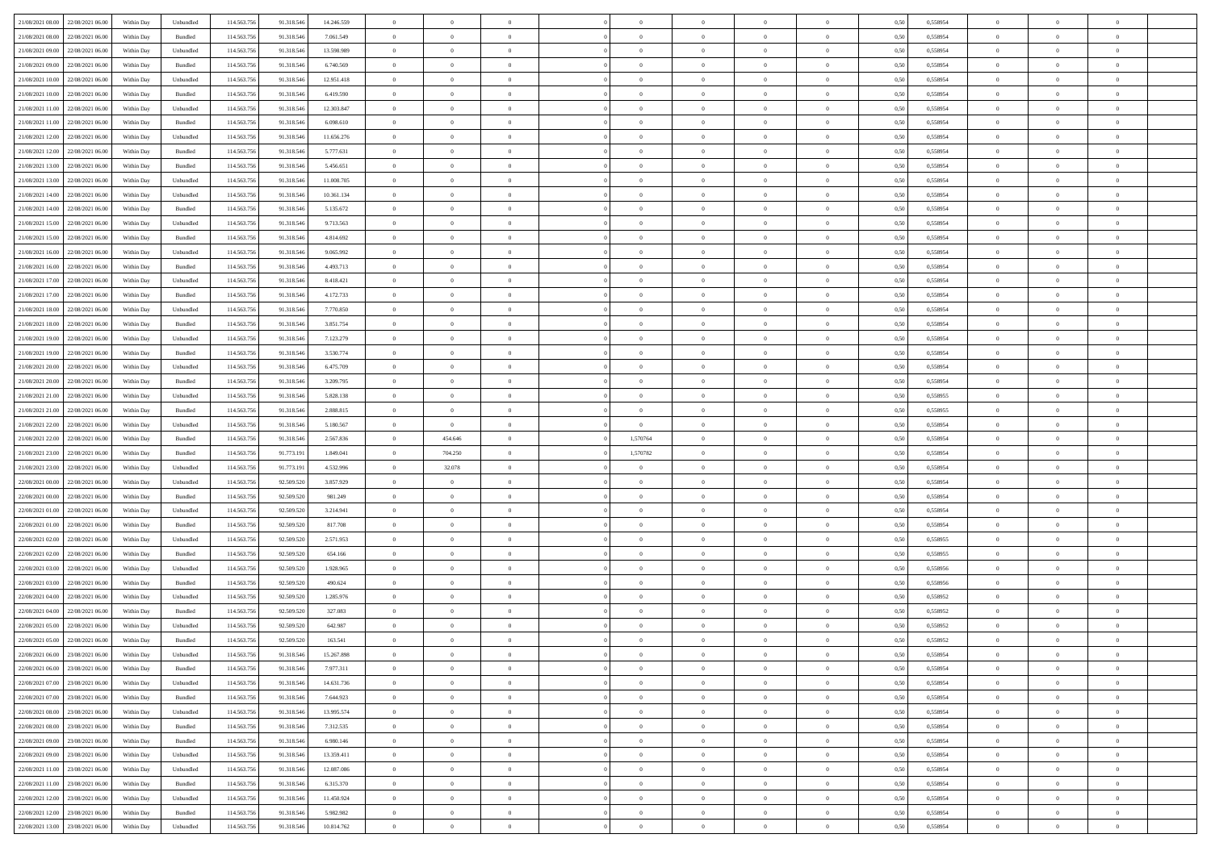| | | | | | | | | | | | | | | | | | | | | |
|---|---|---|---|---|---|---|---|---|---|---|---|---|---|---|---|---|---|---|---|---|
| 21/08/2021 08:00 | 22/08/2021 06:00 | Within Day | Unbundled | 114.563.756 | 91.318.546 | 14.246.559 | 0 | 0 | 0 | | 0 | 0 | 0 | 0 | 0,50 | 0,558954 | 0 | 0 | 0 | |
| 21/08/2021 08:00 | 22/08/2021 06:00 | Within Day | Bundled | 114.563.756 | 91.318.546 | 7.061.549 | 0 | 0 | 0 | | 0 | 0 | 0 | 0 | 0,50 | 0,558954 | 0 | 0 | 0 | |
| 21/08/2021 09:00 | 22/08/2021 06:00 | Within Day | Unbundled | 114.563.756 | 91.318.546 | 13.598.989 | 0 | 0 | 0 | | 0 | 0 | 0 | 0 | 0,50 | 0,558954 | 0 | 0 | 0 | |
| 21/08/2021 09:00 | 22/08/2021 06:00 | Within Day | Bundled | 114.563.756 | 91.318.546 | 6.740.569 | 0 | 0 | 0 | | 0 | 0 | 0 | 0 | 0,50 | 0,558954 | 0 | 0 | 0 | |
| 21/08/2021 10:00 | 22/08/2021 06:00 | Within Day | Unbundled | 114.563.756 | 91.318.546 | 12.951.418 | 0 | 0 | 0 | | 0 | 0 | 0 | 0 | 0,50 | 0,558954 | 0 | 0 | 0 | |
| 21/08/2021 10:00 | 22/08/2021 06:00 | Within Day | Bundled | 114.563.756 | 91.318.546 | 6.419.590 | 0 | 0 | 0 | | 0 | 0 | 0 | 0 | 0,50 | 0,558954 | 0 | 0 | 0 | |
| 21/08/2021 11:00 | 22/08/2021 06:00 | Within Day | Unbundled | 114.563.756 | 91.318.546 | 12.303.847 | 0 | 0 | 0 | | 0 | 0 | 0 | 0 | 0,50 | 0,558954 | 0 | 0 | 0 | |
| 21/08/2021 11:00 | 22/08/2021 06:00 | Within Day | Bundled | 114.563.756 | 91.318.546 | 6.098.610 | 0 | 0 | 0 | | 0 | 0 | 0 | 0 | 0,50 | 0,558954 | 0 | 0 | 0 | |
| 21/08/2021 12:00 | 22/08/2021 06:00 | Within Day | Unbundled | 114.563.756 | 91.318.546 | 11.656.276 | 0 | 0 | 0 | | 0 | 0 | 0 | 0 | 0,50 | 0,558954 | 0 | 0 | 0 | |
| 21/08/2021 12:00 | 22/08/2021 06:00 | Within Day | Bundled | 114.563.756 | 91.318.546 | 5.777.631 | 0 | 0 | 0 | | 0 | 0 | 0 | 0 | 0,50 | 0,558954 | 0 | 0 | 0 | |
| 21/08/2021 13:00 | 22/08/2021 06:00 | Within Day | Bundled | 114.563.756 | 91.318.546 | 5.456.651 | 0 | 0 | 0 | | 0 | 0 | 0 | 0 | 0,50 | 0,558954 | 0 | 0 | 0 | |
| 21/08/2021 13:00 | 22/08/2021 06:00 | Within Day | Unbundled | 114.563.756 | 91.318.546 | 11.008.705 | 0 | 0 | 0 | | 0 | 0 | 0 | 0 | 0,50 | 0,558954 | 0 | 0 | 0 | |
| 21/08/2021 14:00 | 22/08/2021 06:00 | Within Day | Unbundled | 114.563.756 | 91.318.546 | 10.361.134 | 0 | 0 | 0 | | 0 | 0 | 0 | 0 | 0,50 | 0,558954 | 0 | 0 | 0 | |
| 21/08/2021 14:00 | 22/08/2021 06:00 | Within Day | Bundled | 114.563.756 | 91.318.546 | 5.135.672 | 0 | 0 | 0 | | 0 | 0 | 0 | 0 | 0,50 | 0,558954 | 0 | 0 | 0 | |
| 21/08/2021 15:00 | 22/08/2021 06:00 | Within Day | Unbundled | 114.563.756 | 91.318.546 | 9.713.563 | 0 | 0 | 0 | | 0 | 0 | 0 | 0 | 0,50 | 0,558954 | 0 | 0 | 0 | |
| 21/08/2021 15:00 | 22/08/2021 06:00 | Within Day | Bundled | 114.563.756 | 91.318.546 | 4.814.692 | 0 | 0 | 0 | | 0 | 0 | 0 | 0 | 0,50 | 0,558954 | 0 | 0 | 0 | |
| 21/08/2021 16:00 | 22/08/2021 06:00 | Within Day | Unbundled | 114.563.756 | 91.318.546 | 9.065.992 | 0 | 0 | 0 | | 0 | 0 | 0 | 0 | 0,50 | 0,558954 | 0 | 0 | 0 | |
| 21/08/2021 16:00 | 22/08/2021 06:00 | Within Day | Bundled | 114.563.756 | 91.318.546 | 4.493.713 | 0 | 0 | 0 | | 0 | 0 | 0 | 0 | 0,50 | 0,558954 | 0 | 0 | 0 | |
| 21/08/2021 17:00 | 22/08/2021 06:00 | Within Day | Unbundled | 114.563.756 | 91.318.546 | 8.418.421 | 0 | 0 | 0 | | 0 | 0 | 0 | 0 | 0,50 | 0,558954 | 0 | 0 | 0 | |
| 21/08/2021 17:00 | 22/08/2021 06:00 | Within Day | Bundled | 114.563.756 | 91.318.546 | 4.172.733 | 0 | 0 | 0 | | 0 | 0 | 0 | 0 | 0,50 | 0,558954 | 0 | 0 | 0 | |
| 21/08/2021 18:00 | 22/08/2021 06:00 | Within Day | Unbundled | 114.563.756 | 91.318.546 | 7.770.850 | 0 | 0 | 0 | | 0 | 0 | 0 | 0 | 0,50 | 0,558954 | 0 | 0 | 0 | |
| 21/08/2021 18:00 | 22/08/2021 06:00 | Within Day | Bundled | 114.563.756 | 91.318.546 | 3.851.754 | 0 | 0 | 0 | | 0 | 0 | 0 | 0 | 0,50 | 0,558954 | 0 | 0 | 0 | |
| 21/08/2021 19:00 | 22/08/2021 06:00 | Within Day | Unbundled | 114.563.756 | 91.318.546 | 7.123.279 | 0 | 0 | 0 | | 0 | 0 | 0 | 0 | 0,50 | 0,558954 | 0 | 0 | 0 | |
| 21/08/2021 19:00 | 22/08/2021 06:00 | Within Day | Bundled | 114.563.756 | 91.318.546 | 3.530.774 | 0 | 0 | 0 | | 0 | 0 | 0 | 0 | 0,50 | 0,558954 | 0 | 0 | 0 | |
| 21/08/2021 20:00 | 22/08/2021 06:00 | Within Day | Unbundled | 114.563.756 | 91.318.546 | 6.475.709 | 0 | 0 | 0 | | 0 | 0 | 0 | 0 | 0,50 | 0,558954 | 0 | 0 | 0 | |
| 21/08/2021 20:00 | 22/08/2021 06:00 | Within Day | Bundled | 114.563.756 | 91.318.546 | 3.209.795 | 0 | 0 | 0 | | 0 | 0 | 0 | 0 | 0,50 | 0,558954 | 0 | 0 | 0 | |
| 21/08/2021 21:00 | 22/08/2021 06:00 | Within Day | Unbundled | 114.563.756 | 91.318.546 | 5.828.138 | 0 | 0 | 0 | | 0 | 0 | 0 | 0 | 0,50 | 0,558955 | 0 | 0 | 0 | |
| 21/08/2021 21:00 | 22/08/2021 06:00 | Within Day | Bundled | 114.563.756 | 91.318.546 | 2.888.815 | 0 | 0 | 0 | | 0 | 0 | 0 | 0 | 0,50 | 0,558955 | 0 | 0 | 0 | |
| 21/08/2021 22:00 | 22/08/2021 06:00 | Within Day | Unbundled | 114.563.756 | 91.318.546 | 5.180.567 | 0 | 0 | 0 | | 0 | 0 | 0 | 0 | 0,50 | 0,558954 | 0 | 0 | 0 | |
| 21/08/2021 22:00 | 22/08/2021 06:00 | Within Day | Bundled | 114.563.756 | 91.318.546 | 2.567.836 | 0 | 454.646 | 0 | | 1,570764 | 0 | 0 | 0 | 0,50 | 0,558954 | 0 | 0 | 0 | |
| 21/08/2021 23:00 | 22/08/2021 06:00 | Within Day | Bundled | 114.563.756 | 91.773.191 | 1.849.041 | 0 | 704.250 | 0 | | 1,570782 | 0 | 0 | 0 | 0,50 | 0,558954 | 0 | 0 | 0 | |
| 21/08/2021 23:00 | 22/08/2021 06:00 | Within Day | Unbundled | 114.563.756 | 91.773.191 | 4.532.996 | 0 | 32.078 | 0 | | 0 | 0 | 0 | 0 | 0,50 | 0,558954 | 0 | 0 | 0 | |
| 22/08/2021 00:00 | 22/08/2021 06:00 | Within Day | Unbundled | 114.563.756 | 92.509.520 | 3.857.929 | 0 | 0 | 0 | | 0 | 0 | 0 | 0 | 0,50 | 0,558954 | 0 | 0 | 0 | |
| 22/08/2021 00:00 | 22/08/2021 06:00 | Within Day | Bundled | 114.563.756 | 92.509.520 | 981.249 | 0 | 0 | 0 | | 0 | 0 | 0 | 0 | 0,50 | 0,558954 | 0 | 0 | 0 | |
| 22/08/2021 01:00 | 22/08/2021 06:00 | Within Day | Unbundled | 114.563.756 | 92.509.520 | 3.214.941 | 0 | 0 | 0 | | 0 | 0 | 0 | 0 | 0,50 | 0,558954 | 0 | 0 | 0 | |
| 22/08/2021 01:00 | 22/08/2021 06:00 | Within Day | Bundled | 114.563.756 | 92.509.520 | 817.708 | 0 | 0 | 0 | | 0 | 0 | 0 | 0 | 0,50 | 0,558954 | 0 | 0 | 0 | |
| 22/08/2021 02:00 | 22/08/2021 06:00 | Within Day | Unbundled | 114.563.756 | 92.509.520 | 2.571.953 | 0 | 0 | 0 | | 0 | 0 | 0 | 0 | 0,50 | 0,558955 | 0 | 0 | 0 | |
| 22/08/2021 02:00 | 22/08/2021 06:00 | Within Day | Bundled | 114.563.756 | 92.509.520 | 654.166 | 0 | 0 | 0 | | 0 | 0 | 0 | 0 | 0,50 | 0,558955 | 0 | 0 | 0 | |
| 22/08/2021 03:00 | 22/08/2021 06:00 | Within Day | Unbundled | 114.563.756 | 92.509.520 | 1.928.965 | 0 | 0 | 0 | | 0 | 0 | 0 | 0 | 0,50 | 0,558956 | 0 | 0 | 0 | |
| 22/08/2021 03:00 | 22/08/2021 06:00 | Within Day | Bundled | 114.563.756 | 92.509.520 | 490.624 | 0 | 0 | 0 | | 0 | 0 | 0 | 0 | 0,50 | 0,558956 | 0 | 0 | 0 | |
| 22/08/2021 04:00 | 22/08/2021 06:00 | Within Day | Unbundled | 114.563.756 | 92.509.520 | 1.285.976 | 0 | 0 | 0 | | 0 | 0 | 0 | 0 | 0,50 | 0,558952 | 0 | 0 | 0 | |
| 22/08/2021 04:00 | 22/08/2021 06:00 | Within Day | Bundled | 114.563.756 | 92.509.520 | 327.083 | 0 | 0 | 0 | | 0 | 0 | 0 | 0 | 0,50 | 0,558952 | 0 | 0 | 0 | |
| 22/08/2021 05:00 | 22/08/2021 06:00 | Within Day | Unbundled | 114.563.756 | 92.509.520 | 642.987 | 0 | 0 | 0 | | 0 | 0 | 0 | 0 | 0,50 | 0,558952 | 0 | 0 | 0 | |
| 22/08/2021 05:00 | 22/08/2021 06:00 | Within Day | Bundled | 114.563.756 | 92.509.520 | 163.541 | 0 | 0 | 0 | | 0 | 0 | 0 | 0 | 0,50 | 0,558952 | 0 | 0 | 0 | |
| 22/08/2021 06:00 | 23/08/2021 06:00 | Within Day | Unbundled | 114.563.756 | 91.318.546 | 15.267.898 | 0 | 0 | 0 | | 0 | 0 | 0 | 0 | 0,50 | 0,558954 | 0 | 0 | 0 | |
| 22/08/2021 06:00 | 23/08/2021 06:00 | Within Day | Bundled | 114.563.756 | 91.318.546 | 7.977.311 | 0 | 0 | 0 | | 0 | 0 | 0 | 0 | 0,50 | 0,558954 | 0 | 0 | 0 | |
| 22/08/2021 07:00 | 23/08/2021 06:00 | Within Day | Unbundled | 114.563.756 | 91.318.546 | 14.631.736 | 0 | 0 | 0 | | 0 | 0 | 0 | 0 | 0,50 | 0,558954 | 0 | 0 | 0 | |
| 22/08/2021 07:00 | 23/08/2021 06:00 | Within Day | Bundled | 114.563.756 | 91.318.546 | 7.644.923 | 0 | 0 | 0 | | 0 | 0 | 0 | 0 | 0,50 | 0,558954 | 0 | 0 | 0 | |
| 22/08/2021 08:00 | 23/08/2021 06:00 | Within Day | Unbundled | 114.563.756 | 91.318.546 | 13.995.574 | 0 | 0 | 0 | | 0 | 0 | 0 | 0 | 0,50 | 0,558954 | 0 | 0 | 0 | |
| 22/08/2021 08:00 | 23/08/2021 06:00 | Within Day | Bundled | 114.563.756 | 91.318.546 | 7.312.535 | 0 | 0 | 0 | | 0 | 0 | 0 | 0 | 0,50 | 0,558954 | 0 | 0 | 0 | |
| 22/08/2021 09:00 | 23/08/2021 06:00 | Within Day | Bundled | 114.563.756 | 91.318.546 | 6.980.146 | 0 | 0 | 0 | | 0 | 0 | 0 | 0 | 0,50 | 0,558954 | 0 | 0 | 0 | |
| 22/08/2021 09:00 | 23/08/2021 06:00 | Within Day | Unbundled | 114.563.756 | 91.318.546 | 13.359.411 | 0 | 0 | 0 | | 0 | 0 | 0 | 0 | 0,50 | 0,558954 | 0 | 0 | 0 | |
| 22/08/2021 11:00 | 23/08/2021 06:00 | Within Day | Unbundled | 114.563.756 | 91.318.546 | 12.087.086 | 0 | 0 | 0 | | 0 | 0 | 0 | 0 | 0,50 | 0,558954 | 0 | 0 | 0 | |
| 22/08/2021 11:00 | 23/08/2021 06:00 | Within Day | Bundled | 114.563.756 | 91.318.546 | 6.315.370 | 0 | 0 | 0 | | 0 | 0 | 0 | 0 | 0,50 | 0,558954 | 0 | 0 | 0 | |
| 22/08/2021 12:00 | 23/08/2021 06:00 | Within Day | Unbundled | 114.563.756 | 91.318.546 | 11.450.924 | 0 | 0 | 0 | | 0 | 0 | 0 | 0 | 0,50 | 0,558954 | 0 | 0 | 0 | |
| 22/08/2021 12:00 | 23/08/2021 06:00 | Within Day | Bundled | 114.563.756 | 91.318.546 | 5.982.982 | 0 | 0 | 0 | | 0 | 0 | 0 | 0 | 0,50 | 0,558954 | 0 | 0 | 0 | |
| 22/08/2021 13:00 | 23/08/2021 06:00 | Within Day | Unbundled | 114.563.756 | 91.318.546 | 10.814.762 | 0 | 0 | 0 | | 0 | 0 | 0 | 0 | 0,50 | 0,558954 | 0 | 0 | 0 | |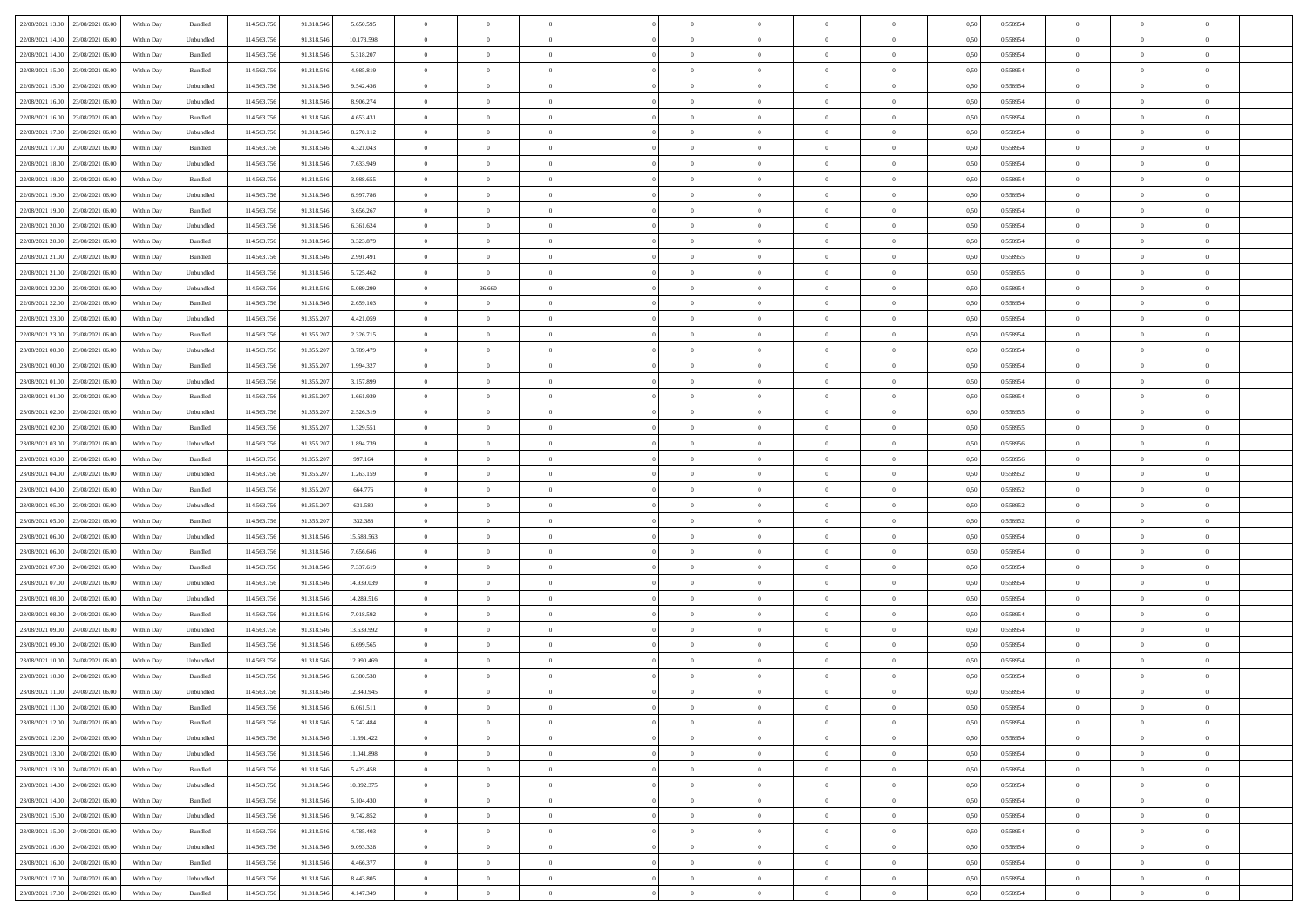| | | | | | | | | | | | | | | | | | | | | |
|---|---|---|---|---|---|---|---|---|---|---|---|---|---|---|---|---|---|---|---|---|
| 22/08/2021 13:00 | 23/08/2021 06:00 | Within Day | Bundled | 114.563.756 | 91.318.546 | 5.650.595 | 0 | 0 | 0 | | 0 | 0 | 0 | 0 | 0,50 | 0,558954 | 0 | 0 | 0 | |
| 22/08/2021 14:00 | 23/08/2021 06:00 | Within Day | Unbundled | 114.563.756 | 91.318.546 | 10.178.598 | 0 | 0 | 0 | | 0 | 0 | 0 | 0 | 0,50 | 0,558954 | 0 | 0 | 0 | |
| 22/08/2021 14:00 | 23/08/2021 06:00 | Within Day | Bundled | 114.563.756 | 91.318.546 | 5.318.207 | 0 | 0 | 0 | | 0 | 0 | 0 | 0 | 0,50 | 0,558954 | 0 | 0 | 0 | |
| 22/08/2021 15:00 | 23/08/2021 06:00 | Within Day | Bundled | 114.563.756 | 91.318.546 | 4.985.819 | 0 | 0 | 0 | | 0 | 0 | 0 | 0 | 0,50 | 0,558954 | 0 | 0 | 0 | |
| 22/08/2021 15:00 | 23/08/2021 06:00 | Within Day | Unbundled | 114.563.756 | 91.318.546 | 9.542.436 | 0 | 0 | 0 | | 0 | 0 | 0 | 0 | 0,50 | 0,558954 | 0 | 0 | 0 | |
| 22/08/2021 16:00 | 23/08/2021 06:00 | Within Day | Unbundled | 114.563.756 | 91.318.546 | 8.906.274 | 0 | 0 | 0 | | 0 | 0 | 0 | 0 | 0,50 | 0,558954 | 0 | 0 | 0 | |
| 22/08/2021 16:00 | 23/08/2021 06:00 | Within Day | Bundled | 114.563.756 | 91.318.546 | 4.653.431 | 0 | 0 | 0 | | 0 | 0 | 0 | 0 | 0,50 | 0,558954 | 0 | 0 | 0 | |
| 22/08/2021 17:00 | 23/08/2021 06:00 | Within Day | Unbundled | 114.563.756 | 91.318.546 | 8.270.112 | 0 | 0 | 0 | | 0 | 0 | 0 | 0 | 0,50 | 0,558954 | 0 | 0 | 0 | |
| 22/08/2021 17:00 | 23/08/2021 06:00 | Within Day | Bundled | 114.563.756 | 91.318.546 | 4.321.043 | 0 | 0 | 0 | | 0 | 0 | 0 | 0 | 0,50 | 0,558954 | 0 | 0 | 0 | |
| 22/08/2021 18:00 | 23/08/2021 06:00 | Within Day | Unbundled | 114.563.756 | 91.318.546 | 7.633.949 | 0 | 0 | 0 | | 0 | 0 | 0 | 0 | 0,50 | 0,558954 | 0 | 0 | 0 | |
| 22/08/2021 18:00 | 23/08/2021 06:00 | Within Day | Bundled | 114.563.756 | 91.318.546 | 3.988.655 | 0 | 0 | 0 | | 0 | 0 | 0 | 0 | 0,50 | 0,558954 | 0 | 0 | 0 | |
| 22/08/2021 19:00 | 23/08/2021 06:00 | Within Day | Unbundled | 114.563.756 | 91.318.546 | 6.997.786 | 0 | 0 | 0 | | 0 | 0 | 0 | 0 | 0,50 | 0,558954 | 0 | 0 | 0 | |
| 22/08/2021 19:00 | 23/08/2021 06:00 | Within Day | Bundled | 114.563.756 | 91.318.546 | 3.656.267 | 0 | 0 | 0 | | 0 | 0 | 0 | 0 | 0,50 | 0,558954 | 0 | 0 | 0 | |
| 22/08/2021 20:00 | 23/08/2021 06:00 | Within Day | Unbundled | 114.563.756 | 91.318.546 | 6.361.624 | 0 | 0 | 0 | | 0 | 0 | 0 | 0 | 0,50 | 0,558954 | 0 | 0 | 0 | |
| 22/08/2021 20:00 | 23/08/2021 06:00 | Within Day | Bundled | 114.563.756 | 91.318.546 | 3.323.879 | 0 | 0 | 0 | | 0 | 0 | 0 | 0 | 0,50 | 0,558954 | 0 | 0 | 0 | |
| 22/08/2021 21:00 | 23/08/2021 06:00 | Within Day | Bundled | 114.563.756 | 91.318.546 | 2.991.491 | 0 | 0 | 0 | | 0 | 0 | 0 | 0 | 0,50 | 0,558955 | 0 | 0 | 0 | |
| 22/08/2021 21:00 | 23/08/2021 06:00 | Within Day | Unbundled | 114.563.756 | 91.318.546 | 5.725.462 | 0 | 0 | 0 | | 0 | 0 | 0 | 0 | 0,50 | 0,558955 | 0 | 0 | 0 | |
| 22/08/2021 22:00 | 23/08/2021 06:00 | Within Day | Unbundled | 114.563.756 | 91.318.546 | 5.089.299 | 0 | 36.660 | 0 | | 0 | 0 | 0 | 0 | 0,50 | 0,558954 | 0 | 0 | 0 | |
| 22/08/2021 22:00 | 23/08/2021 06:00 | Within Day | Bundled | 114.563.756 | 91.318.546 | 2.659.103 | 0 | 0 | 0 | | 0 | 0 | 0 | 0 | 0,50 | 0,558954 | 0 | 0 | 0 | |
| 22/08/2021 23:00 | 23/08/2021 06:00 | Within Day | Unbundled | 114.563.756 | 91.355.207 | 4.421.059 | 0 | 0 | 0 | | 0 | 0 | 0 | 0 | 0,50 | 0,558954 | 0 | 0 | 0 | |
| 22/08/2021 23:00 | 23/08/2021 06:00 | Within Day | Bundled | 114.563.756 | 91.355.207 | 2.326.715 | 0 | 0 | 0 | | 0 | 0 | 0 | 0 | 0,50 | 0,558954 | 0 | 0 | 0 | |
| 23/08/2021 00:00 | 23/08/2021 06:00 | Within Day | Unbundled | 114.563.756 | 91.355.207 | 3.789.479 | 0 | 0 | 0 | | 0 | 0 | 0 | 0 | 0,50 | 0,558954 | 0 | 0 | 0 | |
| 23/08/2021 00:00 | 23/08/2021 06:00 | Within Day | Bundled | 114.563.756 | 91.355.207 | 1.994.327 | 0 | 0 | 0 | | 0 | 0 | 0 | 0 | 0,50 | 0,558954 | 0 | 0 | 0 | |
| 23/08/2021 01:00 | 23/08/2021 06:00 | Within Day | Unbundled | 114.563.756 | 91.355.207 | 3.157.899 | 0 | 0 | 0 | | 0 | 0 | 0 | 0 | 0,50 | 0,558954 | 0 | 0 | 0 | |
| 23/08/2021 01:00 | 23/08/2021 06:00 | Within Day | Bundled | 114.563.756 | 91.355.207 | 1.661.939 | 0 | 0 | 0 | | 0 | 0 | 0 | 0 | 0,50 | 0,558954 | 0 | 0 | 0 | |
| 23/08/2021 02:00 | 23/08/2021 06:00 | Within Day | Unbundled | 114.563.756 | 91.355.207 | 2.526.319 | 0 | 0 | 0 | | 0 | 0 | 0 | 0 | 0,50 | 0,558955 | 0 | 0 | 0 | |
| 23/08/2021 02:00 | 23/08/2021 06:00 | Within Day | Bundled | 114.563.756 | 91.355.207 | 1.329.551 | 0 | 0 | 0 | | 0 | 0 | 0 | 0 | 0,50 | 0,558955 | 0 | 0 | 0 | |
| 23/08/2021 03:00 | 23/08/2021 06:00 | Within Day | Unbundled | 114.563.756 | 91.355.207 | 1.894.739 | 0 | 0 | 0 | | 0 | 0 | 0 | 0 | 0,50 | 0,558956 | 0 | 0 | 0 | |
| 23/08/2021 03:00 | 23/08/2021 06:00 | Within Day | Bundled | 114.563.756 | 91.355.207 | 997.164 | 0 | 0 | 0 | | 0 | 0 | 0 | 0 | 0,50 | 0,558956 | 0 | 0 | 0 | |
| 23/08/2021 04:00 | 23/08/2021 06:00 | Within Day | Unbundled | 114.563.756 | 91.355.207 | 1.263.159 | 0 | 0 | 0 | | 0 | 0 | 0 | 0 | 0,50 | 0,558952 | 0 | 0 | 0 | |
| 23/08/2021 04:00 | 23/08/2021 06:00 | Within Day | Bundled | 114.563.756 | 91.355.207 | 664.776 | 0 | 0 | 0 | | 0 | 0 | 0 | 0 | 0,50 | 0,558952 | 0 | 0 | 0 | |
| 23/08/2021 05:00 | 23/08/2021 06:00 | Within Day | Unbundled | 114.563.756 | 91.355.207 | 631.580 | 0 | 0 | 0 | | 0 | 0 | 0 | 0 | 0,50 | 0,558952 | 0 | 0 | 0 | |
| 23/08/2021 05:00 | 23/08/2021 06:00 | Within Day | Bundled | 114.563.756 | 91.355.207 | 332.388 | 0 | 0 | 0 | | 0 | 0 | 0 | 0 | 0,50 | 0,558952 | 0 | 0 | 0 | |
| 23/08/2021 06:00 | 24/08/2021 06:00 | Within Day | Unbundled | 114.563.756 | 91.318.546 | 15.588.563 | 0 | 0 | 0 | | 0 | 0 | 0 | 0 | 0,50 | 0,558954 | 0 | 0 | 0 | |
| 23/08/2021 06:00 | 24/08/2021 06:00 | Within Day | Bundled | 114.563.756 | 91.318.546 | 7.656.646 | 0 | 0 | 0 | | 0 | 0 | 0 | 0 | 0,50 | 0,558954 | 0 | 0 | 0 | |
| 23/08/2021 07:00 | 24/08/2021 06:00 | Within Day | Bundled | 114.563.756 | 91.318.546 | 7.337.619 | 0 | 0 | 0 | | 0 | 0 | 0 | 0 | 0,50 | 0,558954 | 0 | 0 | 0 | |
| 23/08/2021 07:00 | 24/08/2021 06:00 | Within Day | Unbundled | 114.563.756 | 91.318.546 | 14.939.039 | 0 | 0 | 0 | | 0 | 0 | 0 | 0 | 0,50 | 0,558954 | 0 | 0 | 0 | |
| 23/08/2021 08:00 | 24/08/2021 06:00 | Within Day | Unbundled | 114.563.756 | 91.318.546 | 14.289.516 | 0 | 0 | 0 | | 0 | 0 | 0 | 0 | 0,50 | 0,558954 | 0 | 0 | 0 | |
| 23/08/2021 08:00 | 24/08/2021 06:00 | Within Day | Bundled | 114.563.756 | 91.318.546 | 7.018.592 | 0 | 0 | 0 | | 0 | 0 | 0 | 0 | 0,50 | 0,558954 | 0 | 0 | 0 | |
| 23/08/2021 09:00 | 24/08/2021 06:00 | Within Day | Unbundled | 114.563.756 | 91.318.546 | 13.639.992 | 0 | 0 | 0 | | 0 | 0 | 0 | 0 | 0,50 | 0,558954 | 0 | 0 | 0 | |
| 23/08/2021 09:00 | 24/08/2021 06:00 | Within Day | Bundled | 114.563.756 | 91.318.546 | 6.699.565 | 0 | 0 | 0 | | 0 | 0 | 0 | 0 | 0,50 | 0,558954 | 0 | 0 | 0 | |
| 23/08/2021 10:00 | 24/08/2021 06:00 | Within Day | Unbundled | 114.563.756 | 91.318.546 | 12.990.469 | 0 | 0 | 0 | | 0 | 0 | 0 | 0 | 0,50 | 0,558954 | 0 | 0 | 0 | |
| 23/08/2021 10:00 | 24/08/2021 06:00 | Within Day | Bundled | 114.563.756 | 91.318.546 | 6.380.538 | 0 | 0 | 0 | | 0 | 0 | 0 | 0 | 0,50 | 0,558954 | 0 | 0 | 0 | |
| 23/08/2021 11:00 | 24/08/2021 06:00 | Within Day | Unbundled | 114.563.756 | 91.318.546 | 12.340.945 | 0 | 0 | 0 | | 0 | 0 | 0 | 0 | 0,50 | 0,558954 | 0 | 0 | 0 | |
| 23/08/2021 11:00 | 24/08/2021 06:00 | Within Day | Bundled | 114.563.756 | 91.318.546 | 6.061.511 | 0 | 0 | 0 | | 0 | 0 | 0 | 0 | 0,50 | 0,558954 | 0 | 0 | 0 | |
| 23/08/2021 12:00 | 24/08/2021 06:00 | Within Day | Bundled | 114.563.756 | 91.318.546 | 5.742.484 | 0 | 0 | 0 | | 0 | 0 | 0 | 0 | 0,50 | 0,558954 | 0 | 0 | 0 | |
| 23/08/2021 12:00 | 24/08/2021 06:00 | Within Day | Unbundled | 114.563.756 | 91.318.546 | 11.691.422 | 0 | 0 | 0 | | 0 | 0 | 0 | 0 | 0,50 | 0,558954 | 0 | 0 | 0 | |
| 23/08/2021 13:00 | 24/08/2021 06:00 | Within Day | Unbundled | 114.563.756 | 91.318.546 | 11.041.898 | 0 | 0 | 0 | | 0 | 0 | 0 | 0 | 0,50 | 0,558954 | 0 | 0 | 0 | |
| 23/08/2021 13:00 | 24/08/2021 06:00 | Within Day | Bundled | 114.563.756 | 91.318.546 | 5.423.458 | 0 | 0 | 0 | | 0 | 0 | 0 | 0 | 0,50 | 0,558954 | 0 | 0 | 0 | |
| 23/08/2021 14:00 | 24/08/2021 06:00 | Within Day | Unbundled | 114.563.756 | 91.318.546 | 10.392.375 | 0 | 0 | 0 | | 0 | 0 | 0 | 0 | 0,50 | 0,558954 | 0 | 0 | 0 | |
| 23/08/2021 14:00 | 24/08/2021 06:00 | Within Day | Bundled | 114.563.756 | 91.318.546 | 5.104.430 | 0 | 0 | 0 | | 0 | 0 | 0 | 0 | 0,50 | 0,558954 | 0 | 0 | 0 | |
| 23/08/2021 15:00 | 24/08/2021 06:00 | Within Day | Unbundled | 114.563.756 | 91.318.546 | 9.742.852 | 0 | 0 | 0 | | 0 | 0 | 0 | 0 | 0,50 | 0,558954 | 0 | 0 | 0 | |
| 23/08/2021 15:00 | 24/08/2021 06:00 | Within Day | Bundled | 114.563.756 | 91.318.546 | 4.785.403 | 0 | 0 | 0 | | 0 | 0 | 0 | 0 | 0,50 | 0,558954 | 0 | 0 | 0 | |
| 23/08/2021 16:00 | 24/08/2021 06:00 | Within Day | Unbundled | 114.563.756 | 91.318.546 | 9.093.328 | 0 | 0 | 0 | | 0 | 0 | 0 | 0 | 0,50 | 0,558954 | 0 | 0 | 0 | |
| 23/08/2021 16:00 | 24/08/2021 06:00 | Within Day | Bundled | 114.563.756 | 91.318.546 | 4.466.377 | 0 | 0 | 0 | | 0 | 0 | 0 | 0 | 0,50 | 0,558954 | 0 | 0 | 0 | |
| 23/08/2021 17:00 | 24/08/2021 06:00 | Within Day | Unbundled | 114.563.756 | 91.318.546 | 8.443.805 | 0 | 0 | 0 | | 0 | 0 | 0 | 0 | 0,50 | 0,558954 | 0 | 0 | 0 | |
| 23/08/2021 17:00 | 24/08/2021 06:00 | Within Day | Bundled | 114.563.756 | 91.318.546 | 4.147.349 | 0 | 0 | 0 | | 0 | 0 | 0 | 0 | 0,50 | 0,558954 | 0 | 0 | 0 | |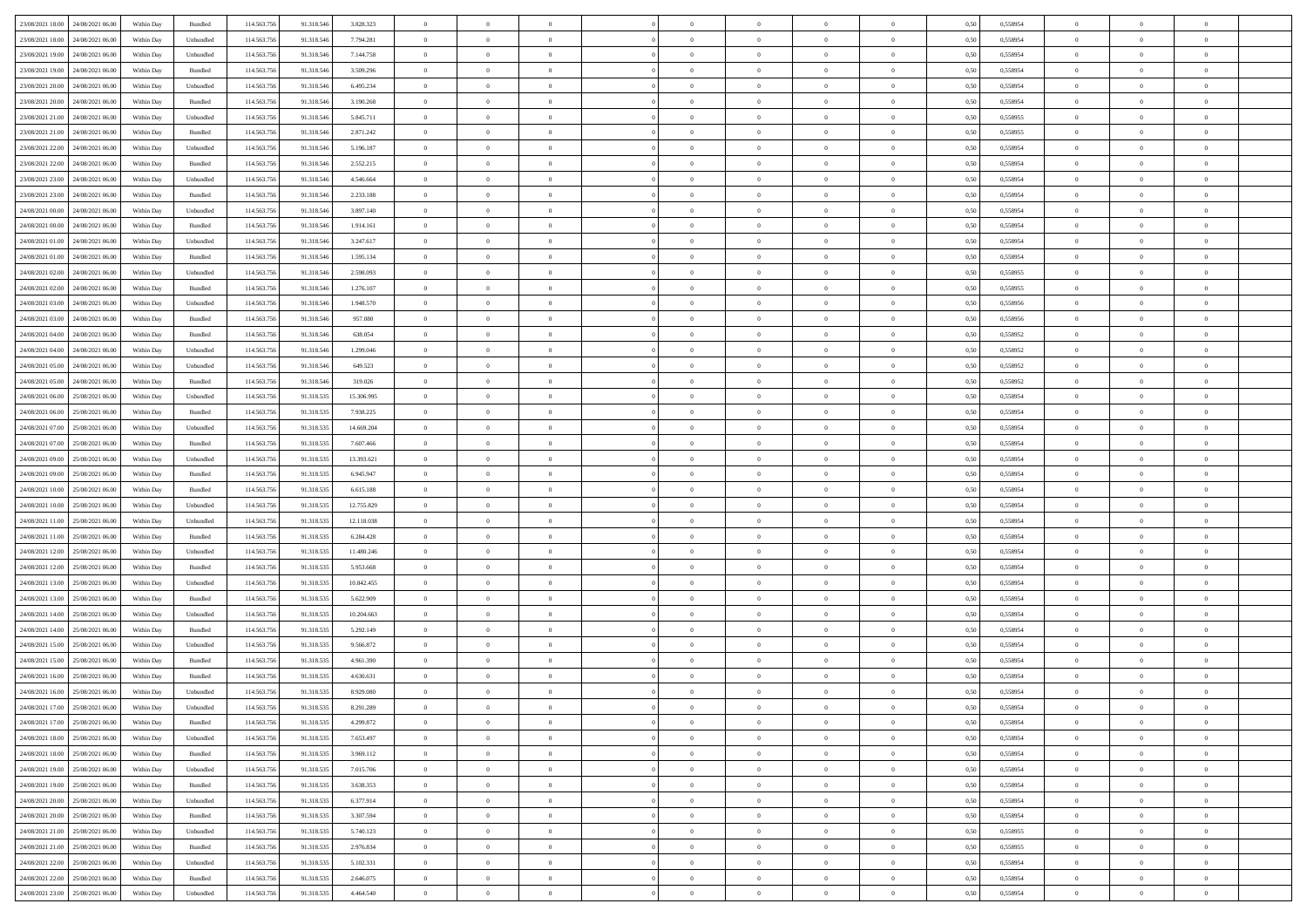| 23/08/2021 18:00 | 24/08/2021 06:00 | Within Day | Bundled | 114.563.756 | 91.318.546 | 3.828.323 | 0 | 0 | 0 | | 0 | 0 | 0 | 0 | 0,50 | 0,558954 | 0 | 0 | 0 | |
|---|---|---|---|---|---|---|---|---|---|---|---|---|---|---|---|---|---|---|---|---|
| 23/08/2021 18:00 | 24/08/2021 06:00 | Within Day | Unbundled | 114.563.756 | 91.318.546 | 7.794.281 | 0 | 0 | 0 | | 0 | 0 | 0 | 0 | 0,50 | 0,558954 | 0 | 0 | 0 | |
| 23/08/2021 19:00 | 24/08/2021 06:00 | Within Day | Unbundled | 114.563.756 | 91.318.546 | 7.144.758 | 0 | 0 | 0 | | 0 | 0 | 0 | 0 | 0,50 | 0,558954 | 0 | 0 | 0 | |
| 23/08/2021 19:00 | 24/08/2021 06:00 | Within Day | Bundled | 114.563.756 | 91.318.546 | 3.509.296 | 0 | 0 | 0 | | 0 | 0 | 0 | 0 | 0,50 | 0,558954 | 0 | 0 | 0 | |
| 23/08/2021 20:00 | 24/08/2021 06:00 | Within Day | Unbundled | 114.563.756 | 91.318.546 | 6.495.234 | 0 | 0 | 0 | | 0 | 0 | 0 | 0 | 0,50 | 0,558954 | 0 | 0 | 0 | |
| 23/08/2021 20:00 | 24/08/2021 06:00 | Within Day | Bundled | 114.563.756 | 91.318.546 | 3.190.268 | 0 | 0 | 0 | | 0 | 0 | 0 | 0 | 0,50 | 0,558954 | 0 | 0 | 0 | |
| 23/08/2021 21:00 | 24/08/2021 06:00 | Within Day | Unbundled | 114.563.756 | 91.318.546 | 5.845.711 | 0 | 0 | 0 | | 0 | 0 | 0 | 0 | 0,50 | 0,558955 | 0 | 0 | 0 | |
| 23/08/2021 21:00 | 24/08/2021 06:00 | Within Day | Bundled | 114.563.756 | 91.318.546 | 2.871.242 | 0 | 0 | 0 | | 0 | 0 | 0 | 0 | 0,50 | 0,558955 | 0 | 0 | 0 | |
| 23/08/2021 22:00 | 24/08/2021 06:00 | Within Day | Unbundled | 114.563.756 | 91.318.546 | 5.196.187 | 0 | 0 | 0 | | 0 | 0 | 0 | 0 | 0,50 | 0,558954 | 0 | 0 | 0 | |
| 23/08/2021 22:00 | 24/08/2021 06:00 | Within Day | Bundled | 114.563.756 | 91.318.546 | 2.552.215 | 0 | 0 | 0 | | 0 | 0 | 0 | 0 | 0,50 | 0,558954 | 0 | 0 | 0 | |
| 23/08/2021 23:00 | 24/08/2021 06:00 | Within Day | Unbundled | 114.563.756 | 91.318.546 | 4.546.664 | 0 | 0 | 0 | | 0 | 0 | 0 | 0 | 0,50 | 0,558954 | 0 | 0 | 0 | |
| 23/08/2021 23:00 | 24/08/2021 06:00 | Within Day | Bundled | 114.563.756 | 91.318.546 | 2.233.188 | 0 | 0 | 0 | | 0 | 0 | 0 | 0 | 0,50 | 0,558954 | 0 | 0 | 0 | |
| 24/08/2021 00:00 | 24/08/2021 06:00 | Within Day | Unbundled | 114.563.756 | 91.318.546 | 3.897.140 | 0 | 0 | 0 | | 0 | 0 | 0 | 0 | 0,50 | 0,558954 | 0 | 0 | 0 | |
| 24/08/2021 00:00 | 24/08/2021 06:00 | Within Day | Bundled | 114.563.756 | 91.318.546 | 1.914.161 | 0 | 0 | 0 | | 0 | 0 | 0 | 0 | 0,50 | 0,558954 | 0 | 0 | 0 | |
| 24/08/2021 01:00 | 24/08/2021 06:00 | Within Day | Unbundled | 114.563.756 | 91.318.546 | 3.247.617 | 0 | 0 | 0 | | 0 | 0 | 0 | 0 | 0,50 | 0,558954 | 0 | 0 | 0 | |
| 24/08/2021 01:00 | 24/08/2021 06:00 | Within Day | Bundled | 114.563.756 | 91.318.546 | 1.595.134 | 0 | 0 | 0 | | 0 | 0 | 0 | 0 | 0,50 | 0,558954 | 0 | 0 | 0 | |
| 24/08/2021 02:00 | 24/08/2021 06:00 | Within Day | Unbundled | 114.563.756 | 91.318.546 | 2.598.093 | 0 | 0 | 0 | | 0 | 0 | 0 | 0 | 0,50 | 0,558955 | 0 | 0 | 0 | |
| 24/08/2021 02:00 | 24/08/2021 06:00 | Within Day | Bundled | 114.563.756 | 91.318.546 | 1.276.107 | 0 | 0 | 0 | | 0 | 0 | 0 | 0 | 0,50 | 0,558955 | 0 | 0 | 0 | |
| 24/08/2021 03:00 | 24/08/2021 06:00 | Within Day | Unbundled | 114.563.756 | 91.318.546 | 1.948.570 | 0 | 0 | 0 | | 0 | 0 | 0 | 0 | 0,50 | 0,558956 | 0 | 0 | 0 | |
| 24/08/2021 03:00 | 24/08/2021 06:00 | Within Day | Bundled | 114.563.756 | 91.318.546 | 957.080 | 0 | 0 | 0 | | 0 | 0 | 0 | 0 | 0,50 | 0,558956 | 0 | 0 | 0 | |
| 24/08/2021 04:00 | 24/08/2021 06:00 | Within Day | Bundled | 114.563.756 | 91.318.546 | 638.054 | 0 | 0 | 0 | | 0 | 0 | 0 | 0 | 0,50 | 0,558952 | 0 | 0 | 0 | |
| 24/08/2021 04:00 | 24/08/2021 06:00 | Within Day | Unbundled | 114.563.756 | 91.318.546 | 1.299.046 | 0 | 0 | 0 | | 0 | 0 | 0 | 0 | 0,50 | 0,558952 | 0 | 0 | 0 | |
| 24/08/2021 05:00 | 24/08/2021 06:00 | Within Day | Unbundled | 114.563.756 | 91.318.546 | 649.523 | 0 | 0 | 0 | | 0 | 0 | 0 | 0 | 0,50 | 0,558952 | 0 | 0 | 0 | |
| 24/08/2021 05:00 | 24/08/2021 06:00 | Within Day | Bundled | 114.563.756 | 91.318.546 | 319.026 | 0 | 0 | 0 | | 0 | 0 | 0 | 0 | 0,50 | 0,558952 | 0 | 0 | 0 | |
| 24/08/2021 06:00 | 25/08/2021 06:00 | Within Day | Unbundled | 114.563.756 | 91.318.535 | 15.306.995 | 0 | 0 | 0 | | 0 | 0 | 0 | 0 | 0,50 | 0,558954 | 0 | 0 | 0 | |
| 24/08/2021 06:00 | 25/08/2021 06:00 | Within Day | Bundled | 114.563.756 | 91.318.535 | 7.938.225 | 0 | 0 | 0 | | 0 | 0 | 0 | 0 | 0,50 | 0,558954 | 0 | 0 | 0 | |
| 24/08/2021 07:00 | 25/08/2021 06:00 | Within Day | Unbundled | 114.563.756 | 91.318.535 | 14.669.204 | 0 | 0 | 0 | | 0 | 0 | 0 | 0 | 0,50 | 0,558954 | 0 | 0 | 0 | |
| 24/08/2021 07:00 | 25/08/2021 06:00 | Within Day | Bundled | 114.563.756 | 91.318.535 | 7.607.466 | 0 | 0 | 0 | | 0 | 0 | 0 | 0 | 0,50 | 0,558954 | 0 | 0 | 0 | |
| 24/08/2021 09:00 | 25/08/2021 06:00 | Within Day | Unbundled | 114.563.756 | 91.318.535 | 13.393.621 | 0 | 0 | 0 | | 0 | 0 | 0 | 0 | 0,50 | 0,558954 | 0 | 0 | 0 | |
| 24/08/2021 09:00 | 25/08/2021 06:00 | Within Day | Bundled | 114.563.756 | 91.318.535 | 6.945.947 | 0 | 0 | 0 | | 0 | 0 | 0 | 0 | 0,50 | 0,558954 | 0 | 0 | 0 | |
| 24/08/2021 10:00 | 25/08/2021 06:00 | Within Day | Bundled | 114.563.756 | 91.318.535 | 6.615.188 | 0 | 0 | 0 | | 0 | 0 | 0 | 0 | 0,50 | 0,558954 | 0 | 0 | 0 | |
| 24/08/2021 10:00 | 25/08/2021 06:00 | Within Day | Unbundled | 114.563.756 | 91.318.535 | 12.755.829 | 0 | 0 | 0 | | 0 | 0 | 0 | 0 | 0,50 | 0,558954 | 0 | 0 | 0 | |
| 24/08/2021 11:00 | 25/08/2021 06:00 | Within Day | Unbundled | 114.563.756 | 91.318.535 | 12.118.038 | 0 | 0 | 0 | | 0 | 0 | 0 | 0 | 0,50 | 0,558954 | 0 | 0 | 0 | |
| 24/08/2021 11:00 | 25/08/2021 06:00 | Within Day | Bundled | 114.563.756 | 91.318.535 | 6.284.428 | 0 | 0 | 0 | | 0 | 0 | 0 | 0 | 0,50 | 0,558954 | 0 | 0 | 0 | |
| 24/08/2021 12:00 | 25/08/2021 06:00 | Within Day | Unbundled | 114.563.756 | 91.318.535 | 11.480.246 | 0 | 0 | 0 | | 0 | 0 | 0 | 0 | 0,50 | 0,558954 | 0 | 0 | 0 | |
| 24/08/2021 12:00 | 25/08/2021 06:00 | Within Day | Bundled | 114.563.756 | 91.318.535 | 5.953.668 | 0 | 0 | 0 | | 0 | 0 | 0 | 0 | 0,50 | 0,558954 | 0 | 0 | 0 | |
| 24/08/2021 13:00 | 25/08/2021 06:00 | Within Day | Unbundled | 114.563.756 | 91.318.535 | 10.842.455 | 0 | 0 | 0 | | 0 | 0 | 0 | 0 | 0,50 | 0,558954 | 0 | 0 | 0 | |
| 24/08/2021 13:00 | 25/08/2021 06:00 | Within Day | Bundled | 114.563.756 | 91.318.535 | 5.622.909 | 0 | 0 | 0 | | 0 | 0 | 0 | 0 | 0,50 | 0,558954 | 0 | 0 | 0 | |
| 24/08/2021 14:00 | 25/08/2021 06:00 | Within Day | Unbundled | 114.563.756 | 91.318.535 | 10.204.663 | 0 | 0 | 0 | | 0 | 0 | 0 | 0 | 0,50 | 0,558954 | 0 | 0 | 0 | |
| 24/08/2021 14:00 | 25/08/2021 06:00 | Within Day | Bundled | 114.563.756 | 91.318.535 | 5.292.149 | 0 | 0 | 0 | | 0 | 0 | 0 | 0 | 0,50 | 0,558954 | 0 | 0 | 0 | |
| 24/08/2021 15:00 | 25/08/2021 06:00 | Within Day | Unbundled | 114.563.756 | 91.318.535 | 9.566.872 | 0 | 0 | 0 | | 0 | 0 | 0 | 0 | 0,50 | 0,558954 | 0 | 0 | 0 | |
| 24/08/2021 15:00 | 25/08/2021 06:00 | Within Day | Bundled | 114.563.756 | 91.318.535 | 4.961.390 | 0 | 0 | 0 | | 0 | 0 | 0 | 0 | 0,50 | 0,558954 | 0 | 0 | 0 | |
| 24/08/2021 16:00 | 25/08/2021 06:00 | Within Day | Bundled | 114.563.756 | 91.318.535 | 4.630.631 | 0 | 0 | 0 | | 0 | 0 | 0 | 0 | 0,50 | 0,558954 | 0 | 0 | 0 | |
| 24/08/2021 16:00 | 25/08/2021 06:00 | Within Day | Unbundled | 114.563.756 | 91.318.535 | 8.929.080 | 0 | 0 | 0 | | 0 | 0 | 0 | 0 | 0,50 | 0,558954 | 0 | 0 | 0 | |
| 24/08/2021 17:00 | 25/08/2021 06:00 | Within Day | Unbundled | 114.563.756 | 91.318.535 | 8.291.289 | 0 | 0 | 0 | | 0 | 0 | 0 | 0 | 0,50 | 0,558954 | 0 | 0 | 0 | |
| 24/08/2021 17:00 | 25/08/2021 06:00 | Within Day | Bundled | 114.563.756 | 91.318.535 | 4.299.872 | 0 | 0 | 0 | | 0 | 0 | 0 | 0 | 0,50 | 0,558954 | 0 | 0 | 0 | |
| 24/08/2021 18:00 | 25/08/2021 06:00 | Within Day | Unbundled | 114.563.756 | 91.318.535 | 7.653.497 | 0 | 0 | 0 | | 0 | 0 | 0 | 0 | 0,50 | 0,558954 | 0 | 0 | 0 | |
| 24/08/2021 18:00 | 25/08/2021 06:00 | Within Day | Bundled | 114.563.756 | 91.318.535 | 3.969.112 | 0 | 0 | 0 | | 0 | 0 | 0 | 0 | 0,50 | 0,558954 | 0 | 0 | 0 | |
| 24/08/2021 19:00 | 25/08/2021 06:00 | Within Day | Unbundled | 114.563.756 | 91.318.535 | 7.015.706 | 0 | 0 | 0 | | 0 | 0 | 0 | 0 | 0,50 | 0,558954 | 0 | 0 | 0 | |
| 24/08/2021 19:00 | 25/08/2021 06:00 | Within Day | Bundled | 114.563.756 | 91.318.535 | 3.638.353 | 0 | 0 | 0 | | 0 | 0 | 0 | 0 | 0,50 | 0,558954 | 0 | 0 | 0 | |
| 24/08/2021 20:00 | 25/08/2021 06:00 | Within Day | Unbundled | 114.563.756 | 91.318.535 | 6.377.914 | 0 | 0 | 0 | | 0 | 0 | 0 | 0 | 0,50 | 0,558954 | 0 | 0 | 0 | |
| 24/08/2021 20:00 | 25/08/2021 06:00 | Within Day | Bundled | 114.563.756 | 91.318.535 | 3.307.594 | 0 | 0 | 0 | | 0 | 0 | 0 | 0 | 0,50 | 0,558954 | 0 | 0 | 0 | |
| 24/08/2021 21:00 | 25/08/2021 06:00 | Within Day | Unbundled | 114.563.756 | 91.318.535 | 5.740.123 | 0 | 0 | 0 | | 0 | 0 | 0 | 0 | 0,50 | 0,558955 | 0 | 0 | 0 | |
| 24/08/2021 21:00 | 25/08/2021 06:00 | Within Day | Bundled | 114.563.756 | 91.318.535 | 2.976.834 | 0 | 0 | 0 | | 0 | 0 | 0 | 0 | 0,50 | 0,558955 | 0 | 0 | 0 | |
| 24/08/2021 22:00 | 25/08/2021 06:00 | Within Day | Unbundled | 114.563.756 | 91.318.535 | 5.102.331 | 0 | 0 | 0 | | 0 | 0 | 0 | 0 | 0,50 | 0,558954 | 0 | 0 | 0 | |
| 24/08/2021 22:00 | 25/08/2021 06:00 | Within Day | Bundled | 114.563.756 | 91.318.535 | 2.646.075 | 0 | 0 | 0 | | 0 | 0 | 0 | 0 | 0,50 | 0,558954 | 0 | 0 | 0 | |
| 24/08/2021 23:00 | 25/08/2021 06:00 | Within Day | Unbundled | 114.563.756 | 91.318.535 | 4.464.540 | 0 | 0 | 0 | | 0 | 0 | 0 | 0 | 0,50 | 0,558954 | 0 | 0 | 0 | |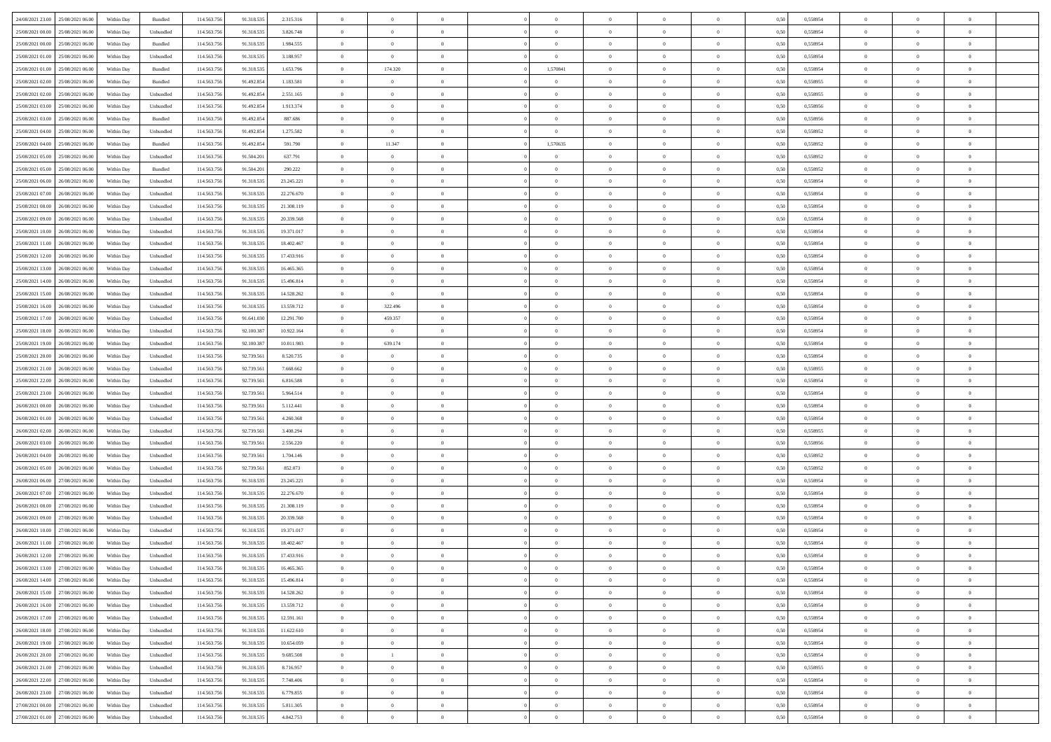| | | | | | | | | | | | | | | | | | | | | |
|---|---|---|---|---|---|---|---|---|---|---|---|---|---|---|---|---|---|---|---|---|
| 24/08/2021 23:00 | 25/08/2021 06:00 | Within Day | Bundled | 114.563.756 | 91.318.535 | 2.315.316 | 0 | 0 | 0 | | 0 | 0 | 0 | 0 | 0,50 | 0,558954 | 0 | 0 | 0 | |
| 25/08/2021 00:00 | 25/08/2021 06:00 | Within Day | Unbundled | 114.563.756 | 91.318.535 | 3.826.748 | 0 | 0 | 0 | | 0 | 0 | 0 | 0 | 0,50 | 0,558954 | 0 | 0 | 0 | |
| 25/08/2021 00:00 | 25/08/2021 06:00 | Within Day | Bundled | 114.563.756 | 91.318.535 | 1.984.555 | 0 | 0 | 0 | | 0 | 0 | 0 | 0 | 0,50 | 0,558954 | 0 | 0 | 0 | |
| 25/08/2021 01:00 | 25/08/2021 06:00 | Within Day | Unbundled | 114.563.756 | 91.318.535 | 3.188.957 | 0 | 0 | 0 | | 0 | 0 | 0 | 0 | 0,50 | 0,558954 | 0 | 0 | 0 | |
| 25/08/2021 01:00 | 25/08/2021 06:00 | Within Day | Bundled | 114.563.756 | 91.318.535 | 1.653.796 | 0 | 174.320 | 0 | | 1,570841 | 0 | 0 | 0 | 0,50 | 0,558954 | 0 | 0 | 0 | |
| 25/08/2021 02:00 | 25/08/2021 06:00 | Within Day | Bundled | 114.563.756 | 91.492.854 | 1.183.581 | 0 | 0 | 0 | | 0 | 0 | 0 | 0 | 0,50 | 0,558955 | 0 | 0 | 0 | |
| 25/08/2021 02:00 | 25/08/2021 06:00 | Within Day | Unbundled | 114.563.756 | 91.492.854 | 2.551.165 | 0 | 0 | 0 | | 0 | 0 | 0 | 0 | 0,50 | 0,558955 | 0 | 0 | 0 | |
| 25/08/2021 03:00 | 25/08/2021 06:00 | Within Day | Unbundled | 114.563.756 | 91.492.854 | 1.913.374 | 0 | 0 | 0 | | 0 | 0 | 0 | 0 | 0,50 | 0,558956 | 0 | 0 | 0 | |
| 25/08/2021 03:00 | 25/08/2021 06:00 | Within Day | Bundled | 114.563.756 | 91.492.854 | 887.686 | 0 | 0 | 0 | | 0 | 0 | 0 | 0 | 0,50 | 0,558956 | 0 | 0 | 0 | |
| 25/08/2021 04:00 | 25/08/2021 06:00 | Within Day | Unbundled | 114.563.756 | 91.492.854 | 1.275.582 | 0 | 0 | 0 | | 0 | 0 | 0 | 0 | 0,50 | 0,558952 | 0 | 0 | 0 | |
| 25/08/2021 04:00 | 25/08/2021 06:00 | Within Day | Bundled | 114.563.756 | 91.492.854 | 591.790 | 0 | 11.347 | 0 | | 1,570635 | 0 | 0 | 0 | 0,50 | 0,558952 | 0 | 0 | 0 | |
| 25/08/2021 05:00 | 25/08/2021 06:00 | Within Day | Unbundled | 114.563.756 | 91.504.201 | 637.791 | 0 | 0 | 0 | | 0 | 0 | 0 | 0 | 0,50 | 0,558952 | 0 | 0 | 0 | |
| 25/08/2021 05:00 | 25/08/2021 06:00 | Within Day | Bundled | 114.563.756 | 91.504.201 | 290.222 | 0 | 0 | 0 | | 0 | 0 | 0 | 0 | 0,50 | 0,558952 | 0 | 0 | 0 | |
| 25/08/2021 06:00 | 26/08/2021 06:00 | Within Day | Unbundled | 114.563.756 | 91.318.535 | 23.245.221 | 0 | 0 | 0 | | 0 | 0 | 0 | 0 | 0,50 | 0,558954 | 0 | 0 | 0 | |
| 25/08/2021 07:00 | 26/08/2021 06:00 | Within Day | Unbundled | 114.563.756 | 91.318.535 | 22.276.670 | 0 | 0 | 0 | | 0 | 0 | 0 | 0 | 0,50 | 0,558954 | 0 | 0 | 0 | |
| 25/08/2021 08:00 | 26/08/2021 06:00 | Within Day | Unbundled | 114.563.756 | 91.318.535 | 21.308.119 | 0 | 0 | 0 | | 0 | 0 | 0 | 0 | 0,50 | 0,558954 | 0 | 0 | 0 | |
| 25/08/2021 09:00 | 26/08/2021 06:00 | Within Day | Unbundled | 114.563.756 | 91.318.535 | 20.339.568 | 0 | 0 | 0 | | 0 | 0 | 0 | 0 | 0,50 | 0,558954 | 0 | 0 | 0 | |
| 25/08/2021 10:00 | 26/08/2021 06:00 | Within Day | Unbundled | 114.563.756 | 91.318.535 | 19.371.017 | 0 | 0 | 0 | | 0 | 0 | 0 | 0 | 0,50 | 0,558954 | 0 | 0 | 0 | |
| 25/08/2021 11:00 | 26/08/2021 06:00 | Within Day | Unbundled | 114.563.756 | 91.318.535 | 18.402.467 | 0 | 0 | 0 | | 0 | 0 | 0 | 0 | 0,50 | 0,558954 | 0 | 0 | 0 | |
| 25/08/2021 12:00 | 26/08/2021 06:00 | Within Day | Unbundled | 114.563.756 | 91.318.535 | 17.433.916 | 0 | 0 | 0 | | 0 | 0 | 0 | 0 | 0,50 | 0,558954 | 0 | 0 | 0 | |
| 25/08/2021 13:00 | 26/08/2021 06:00 | Within Day | Unbundled | 114.563.756 | 91.318.535 | 16.465.365 | 0 | 0 | 0 | | 0 | 0 | 0 | 0 | 0,50 | 0,558954 | 0 | 0 | 0 | |
| 25/08/2021 14:00 | 26/08/2021 06:00 | Within Day | Unbundled | 114.563.756 | 91.318.535 | 15.496.814 | 0 | 0 | 0 | | 0 | 0 | 0 | 0 | 0,50 | 0,558954 | 0 | 0 | 0 | |
| 25/08/2021 15:00 | 26/08/2021 06:00 | Within Day | Unbundled | 114.563.756 | 91.318.535 | 14.528.262 | 0 | 0 | 0 | | 0 | 0 | 0 | 0 | 0,50 | 0,558954 | 0 | 0 | 0 | |
| 25/08/2021 16:00 | 26/08/2021 06:00 | Within Day | Unbundled | 114.563.756 | 91.318.535 | 13.559.712 | 0 | 322.496 | 0 | | 0 | 0 | 0 | 0 | 0,50 | 0,558954 | 0 | 0 | 0 | |
| 25/08/2021 17:00 | 26/08/2021 06:00 | Within Day | Unbundled | 114.563.756 | 91.641.030 | 12.291.700 | 0 | 459.357 | 0 | | 0 | 0 | 0 | 0 | 0,50 | 0,558954 | 0 | 0 | 0 | |
| 25/08/2021 18:00 | 26/08/2021 06:00 | Within Day | Unbundled | 114.563.756 | 92.100.387 | 10.922.164 | 0 | 0 | 0 | | 0 | 0 | 0 | 0 | 0,50 | 0,558954 | 0 | 0 | 0 | |
| 25/08/2021 19:00 | 26/08/2021 06:00 | Within Day | Unbundled | 114.563.756 | 92.100.387 | 10.011.983 | 0 | 639.174 | 0 | | 0 | 0 | 0 | 0 | 0,50 | 0,558954 | 0 | 0 | 0 | |
| 25/08/2021 20:00 | 26/08/2021 06:00 | Within Day | Unbundled | 114.563.756 | 92.739.561 | 8.520.735 | 0 | 0 | 0 | | 0 | 0 | 0 | 0 | 0,50 | 0,558954 | 0 | 0 | 0 | |
| 25/08/2021 21:00 | 26/08/2021 06:00 | Within Day | Unbundled | 114.563.756 | 92.739.561 | 7.668.662 | 0 | 0 | 0 | | 0 | 0 | 0 | 0 | 0,50 | 0,558955 | 0 | 0 | 0 | |
| 25/08/2021 22:00 | 26/08/2021 06:00 | Within Day | Unbundled | 114.563.756 | 92.739.561 | 6.816.588 | 0 | 0 | 0 | | 0 | 0 | 0 | 0 | 0,50 | 0,558954 | 0 | 0 | 0 | |
| 25/08/2021 23:00 | 26/08/2021 06:00 | Within Day | Unbundled | 114.563.756 | 92.739.561 | 5.964.514 | 0 | 0 | 0 | | 0 | 0 | 0 | 0 | 0,50 | 0,558954 | 0 | 0 | 0 | |
| 26/08/2021 00:00 | 26/08/2021 06:00 | Within Day | Unbundled | 114.563.756 | 92.739.561 | 5.112.441 | 0 | 0 | 0 | | 0 | 0 | 0 | 0 | 0,50 | 0,558954 | 0 | 0 | 0 | |
| 26/08/2021 01:00 | 26/08/2021 06:00 | Within Day | Unbundled | 114.563.756 | 92.739.561 | 4.260.368 | 0 | 0 | 0 | | 0 | 0 | 0 | 0 | 0,50 | 0,558954 | 0 | 0 | 0 | |
| 26/08/2021 02:00 | 26/08/2021 06:00 | Within Day | Unbundled | 114.563.756 | 92.739.561 | 3.408.294 | 0 | 0 | 0 | | 0 | 0 | 0 | 0 | 0,50 | 0,558955 | 0 | 0 | 0 | |
| 26/08/2021 03:00 | 26/08/2021 06:00 | Within Day | Unbundled | 114.563.756 | 92.739.561 | 2.556.220 | 0 | 0 | 0 | | 0 | 0 | 0 | 0 | 0,50 | 0,558956 | 0 | 0 | 0 | |
| 26/08/2021 04:00 | 26/08/2021 06:00 | Within Day | Unbundled | 114.563.756 | 92.739.561 | 1.704.146 | 0 | 0 | 0 | | 0 | 0 | 0 | 0 | 0,50 | 0,558952 | 0 | 0 | 0 | |
| 26/08/2021 05:00 | 26/08/2021 06:00 | Within Day | Unbundled | 114.563.756 | 92.739.561 | 852.073 | 0 | 0 | 0 | | 0 | 0 | 0 | 0 | 0,50 | 0,558952 | 0 | 0 | 0 | |
| 26/08/2021 06:00 | 27/08/2021 06:00 | Within Day | Unbundled | 114.563.756 | 91.318.535 | 23.245.221 | 0 | 0 | 0 | | 0 | 0 | 0 | 0 | 0,50 | 0,558954 | 0 | 0 | 0 | |
| 26/08/2021 07:00 | 27/08/2021 06:00 | Within Day | Unbundled | 114.563.756 | 91.318.535 | 22.276.670 | 0 | 0 | 0 | | 0 | 0 | 0 | 0 | 0,50 | 0,558954 | 0 | 0 | 0 | |
| 26/08/2021 08:00 | 27/08/2021 06:00 | Within Day | Unbundled | 114.563.756 | 91.318.535 | 21.308.119 | 0 | 0 | 0 | | 0 | 0 | 0 | 0 | 0,50 | 0,558954 | 0 | 0 | 0 | |
| 26/08/2021 09:00 | 27/08/2021 06:00 | Within Day | Unbundled | 114.563.756 | 91.318.535 | 20.339.568 | 0 | 0 | 0 | | 0 | 0 | 0 | 0 | 0,50 | 0,558954 | 0 | 0 | 0 | |
| 26/08/2021 10:00 | 27/08/2021 06:00 | Within Day | Unbundled | 114.563.756 | 91.318.535 | 19.371.017 | 0 | 0 | 0 | | 0 | 0 | 0 | 0 | 0,50 | 0,558954 | 0 | 0 | 0 | |
| 26/08/2021 11:00 | 27/08/2021 06:00 | Within Day | Unbundled | 114.563.756 | 91.318.535 | 18.402.467 | 0 | 0 | 0 | | 0 | 0 | 0 | 0 | 0,50 | 0,558954 | 0 | 0 | 0 | |
| 26/08/2021 12:00 | 27/08/2021 06:00 | Within Day | Unbundled | 114.563.756 | 91.318.535 | 17.433.916 | 0 | 0 | 0 | | 0 | 0 | 0 | 0 | 0,50 | 0,558954 | 0 | 0 | 0 | |
| 26/08/2021 13:00 | 27/08/2021 06:00 | Within Day | Unbundled | 114.563.756 | 91.318.535 | 16.465.365 | 0 | 0 | 0 | | 0 | 0 | 0 | 0 | 0,50 | 0,558954 | 0 | 0 | 0 | |
| 26/08/2021 14:00 | 27/08/2021 06:00 | Within Day | Unbundled | 114.563.756 | 91.318.535 | 15.496.814 | 0 | 0 | 0 | | 0 | 0 | 0 | 0 | 0,50 | 0,558954 | 0 | 0 | 0 | |
| 26/08/2021 15:00 | 27/08/2021 06:00 | Within Day | Unbundled | 114.563.756 | 91.318.535 | 14.528.262 | 0 | 0 | 0 | | 0 | 0 | 0 | 0 | 0,50 | 0,558954 | 0 | 0 | 0 | |
| 26/08/2021 16:00 | 27/08/2021 06:00 | Within Day | Unbundled | 114.563.756 | 91.318.535 | 13.559.712 | 0 | 0 | 0 | | 0 | 0 | 0 | 0 | 0,50 | 0,558954 | 0 | 0 | 0 | |
| 26/08/2021 17:00 | 27/08/2021 06:00 | Within Day | Unbundled | 114.563.756 | 91.318.535 | 12.591.161 | 0 | 0 | 0 | | 0 | 0 | 0 | 0 | 0,50 | 0,558954 | 0 | 0 | 0 | |
| 26/08/2021 18:00 | 27/08/2021 06:00 | Within Day | Unbundled | 114.563.756 | 91.318.535 | 11.622.610 | 0 | 0 | 0 | | 0 | 0 | 0 | 0 | 0,50 | 0,558954 | 0 | 0 | 0 | |
| 26/08/2021 19:00 | 27/08/2021 06:00 | Within Day | Unbundled | 114.563.756 | 91.318.535 | 10.654.059 | 0 | 0 | 0 | | 0 | 0 | 0 | 0 | 0,50 | 0,558954 | 0 | 0 | 0 | |
| 26/08/2021 20:00 | 27/08/2021 06:00 | Within Day | Unbundled | 114.563.756 | 91.318.535 | 9.685.508 | 0 | 1 | 0 | | 0 | 0 | 0 | 0 | 0,50 | 0,558954 | 0 | 0 | 0 | |
| 26/08/2021 21:00 | 27/08/2021 06:00 | Within Day | Unbundled | 114.563.756 | 91.318.535 | 8.716.957 | 0 | 0 | 0 | | 0 | 0 | 0 | 0 | 0,50 | 0,558955 | 0 | 0 | 0 | |
| 26/08/2021 22:00 | 27/08/2021 06:00 | Within Day | Unbundled | 114.563.756 | 91.318.535 | 7.748.406 | 0 | 0 | 0 | | 0 | 0 | 0 | 0 | 0,50 | 0,558954 | 0 | 0 | 0 | |
| 26/08/2021 23:00 | 27/08/2021 06:00 | Within Day | Unbundled | 114.563.756 | 91.318.535 | 6.779.855 | 0 | 0 | 0 | | 0 | 0 | 0 | 0 | 0,50 | 0,558954 | 0 | 0 | 0 | |
| 27/08/2021 00:00 | 27/08/2021 06:00 | Within Day | Unbundled | 114.563.756 | 91.318.535 | 5.811.305 | 0 | 0 | 0 | | 0 | 0 | 0 | 0 | 0,50 | 0,558954 | 0 | 0 | 0 | |
| 27/08/2021 01:00 | 27/08/2021 06:00 | Within Day | Unbundled | 114.563.756 | 91.318.535 | 4.842.753 | 0 | 0 | 0 | | 0 | 0 | 0 | 0 | 0,50 | 0,558954 | 0 | 0 | 0 | |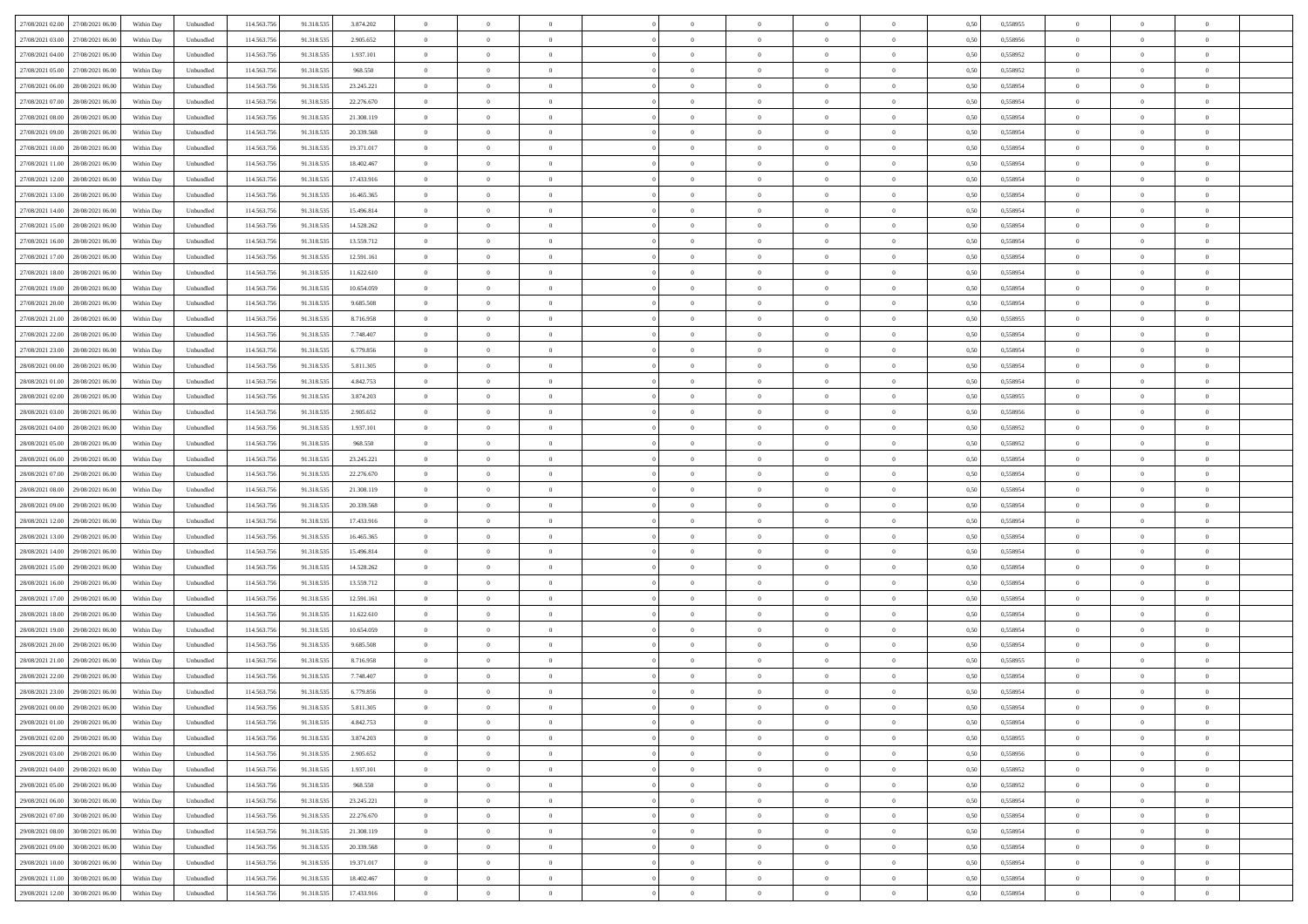| | | | | | | | | | | | | | | | | | | | | | |
|---|---|---|---|---|---|---|---|---|---|---|---|---|---|---|---|---|---|---|---|---|---|
| 27/08/2021 02:00 | 27/08/2021 06:00 | Within Day | Unbundled | 114.563.756 | 91.318.535 | 3.874.202 | 0 | 0 | 0 | | 0 | 0 | 0 | 0 | 0,50 | 0,558955 | 0 | 0 | 0 | |
| 27/08/2021 03:00 | 27/08/2021 06:00 | Within Day | Unbundled | 114.563.756 | 91.318.535 | 2.905.652 | 0 | 0 | 0 | | 0 | 0 | 0 | 0 | 0,50 | 0,558956 | 0 | 0 | 0 | |
| 27/08/2021 04:00 | 27/08/2021 06:00 | Within Day | Unbundled | 114.563.756 | 91.318.535 | 1.937.101 | 0 | 0 | 0 | | 0 | 0 | 0 | 0 | 0,50 | 0,558952 | 0 | 0 | 0 | |
| 27/08/2021 05:00 | 27/08/2021 06:00 | Within Day | Unbundled | 114.563.756 | 91.318.535 | 968.550 | 0 | 0 | 0 | | 0 | 0 | 0 | 0 | 0,50 | 0,558952 | 0 | 0 | 0 | |
| 27/08/2021 06:00 | 28/08/2021 06:00 | Within Day | Unbundled | 114.563.756 | 91.318.535 | 23.245.221 | 0 | 0 | 0 | | 0 | 0 | 0 | 0 | 0,50 | 0,558954 | 0 | 0 | 0 | |
| 27/08/2021 07:00 | 28/08/2021 06:00 | Within Day | Unbundled | 114.563.756 | 91.318.535 | 22.276.670 | 0 | 0 | 0 | | 0 | 0 | 0 | 0 | 0,50 | 0,558954 | 0 | 0 | 0 | |
| 27/08/2021 08:00 | 28/08/2021 06:00 | Within Day | Unbundled | 114.563.756 | 91.318.535 | 21.308.119 | 0 | 0 | 0 | | 0 | 0 | 0 | 0 | 0,50 | 0,558954 | 0 | 0 | 0 | |
| 27/08/2021 09:00 | 28/08/2021 06:00 | Within Day | Unbundled | 114.563.756 | 91.318.535 | 20.339.568 | 0 | 0 | 0 | | 0 | 0 | 0 | 0 | 0,50 | 0,558954 | 0 | 0 | 0 | |
| 27/08/2021 10:00 | 28/08/2021 06:00 | Within Day | Unbundled | 114.563.756 | 91.318.535 | 19.371.017 | 0 | 0 | 0 | | 0 | 0 | 0 | 0 | 0,50 | 0,558954 | 0 | 0 | 0 | |
| 27/08/2021 11:00 | 28/08/2021 06:00 | Within Day | Unbundled | 114.563.756 | 91.318.535 | 18.402.467 | 0 | 0 | 0 | | 0 | 0 | 0 | 0 | 0,50 | 0,558954 | 0 | 0 | 0 | |
| 27/08/2021 12:00 | 28/08/2021 06:00 | Within Day | Unbundled | 114.563.756 | 91.318.535 | 17.433.916 | 0 | 0 | 0 | | 0 | 0 | 0 | 0 | 0,50 | 0,558954 | 0 | 0 | 0 | |
| 27/08/2021 13:00 | 28/08/2021 06:00 | Within Day | Unbundled | 114.563.756 | 91.318.535 | 16.465.365 | 0 | 0 | 0 | | 0 | 0 | 0 | 0 | 0,50 | 0,558954 | 0 | 0 | 0 | |
| 27/08/2021 14:00 | 28/08/2021 06:00 | Within Day | Unbundled | 114.563.756 | 91.318.535 | 15.496.814 | 0 | 0 | 0 | | 0 | 0 | 0 | 0 | 0,50 | 0,558954 | 0 | 0 | 0 | |
| 27/08/2021 15:00 | 28/08/2021 06:00 | Within Day | Unbundled | 114.563.756 | 91.318.535 | 14.528.262 | 0 | 0 | 0 | | 0 | 0 | 0 | 0 | 0,50 | 0,558954 | 0 | 0 | 0 | |
| 27/08/2021 16:00 | 28/08/2021 06:00 | Within Day | Unbundled | 114.563.756 | 91.318.535 | 13.559.712 | 0 | 0 | 0 | | 0 | 0 | 0 | 0 | 0,50 | 0,558954 | 0 | 0 | 0 | |
| 27/08/2021 17:00 | 28/08/2021 06:00 | Within Day | Unbundled | 114.563.756 | 91.318.535 | 12.591.161 | 0 | 0 | 0 | | 0 | 0 | 0 | 0 | 0,50 | 0,558954 | 0 | 0 | 0 | |
| 27/08/2021 18:00 | 28/08/2021 06:00 | Within Day | Unbundled | 114.563.756 | 91.318.535 | 11.622.610 | 0 | 0 | 0 | | 0 | 0 | 0 | 0 | 0,50 | 0,558954 | 0 | 0 | 0 | |
| 27/08/2021 19:00 | 28/08/2021 06:00 | Within Day | Unbundled | 114.563.756 | 91.318.535 | 10.654.059 | 0 | 0 | 0 | | 0 | 0 | 0 | 0 | 0,50 | 0,558954 | 0 | 0 | 0 | |
| 27/08/2021 20:00 | 28/08/2021 06:00 | Within Day | Unbundled | 114.563.756 | 91.318.535 | 9.685.508 | 0 | 0 | 0 | | 0 | 0 | 0 | 0 | 0,50 | 0,558954 | 0 | 0 | 0 | |
| 27/08/2021 21:00 | 28/08/2021 06:00 | Within Day | Unbundled | 114.563.756 | 91.318.535 | 8.716.958 | 0 | 0 | 0 | | 0 | 0 | 0 | 0 | 0,50 | 0,558955 | 0 | 0 | 0 | |
| 27/08/2021 22:00 | 28/08/2021 06:00 | Within Day | Unbundled | 114.563.756 | 91.318.535 | 7.748.407 | 0 | 0 | 0 | | 0 | 0 | 0 | 0 | 0,50 | 0,558954 | 0 | 0 | 0 | |
| 27/08/2021 23:00 | 28/08/2021 06:00 | Within Day | Unbundled | 114.563.756 | 91.318.535 | 6.779.856 | 0 | 0 | 0 | | 0 | 0 | 0 | 0 | 0,50 | 0,558954 | 0 | 0 | 0 | |
| 28/08/2021 00:00 | 28/08/2021 06:00 | Within Day | Unbundled | 114.563.756 | 91.318.535 | 5.811.305 | 0 | 0 | 0 | | 0 | 0 | 0 | 0 | 0,50 | 0,558954 | 0 | 0 | 0 | |
| 28/08/2021 01:00 | 28/08/2021 06:00 | Within Day | Unbundled | 114.563.756 | 91.318.535 | 4.842.753 | 0 | 0 | 0 | | 0 | 0 | 0 | 0 | 0,50 | 0,558954 | 0 | 0 | 0 | |
| 28/08/2021 02:00 | 28/08/2021 06:00 | Within Day | Unbundled | 114.563.756 | 91.318.535 | 3.874.203 | 0 | 0 | 0 | | 0 | 0 | 0 | 0 | 0,50 | 0,558955 | 0 | 0 | 0 | |
| 28/08/2021 03:00 | 28/08/2021 06:00 | Within Day | Unbundled | 114.563.756 | 91.318.535 | 2.905.652 | 0 | 0 | 0 | | 0 | 0 | 0 | 0 | 0,50 | 0,558956 | 0 | 0 | 0 | |
| 28/08/2021 04:00 | 28/08/2021 06:00 | Within Day | Unbundled | 114.563.756 | 91.318.535 | 1.937.101 | 0 | 0 | 0 | | 0 | 0 | 0 | 0 | 0,50 | 0,558952 | 0 | 0 | 0 | |
| 28/08/2021 05:00 | 28/08/2021 06:00 | Within Day | Unbundled | 114.563.756 | 91.318.535 | 968.550 | 0 | 0 | 0 | | 0 | 0 | 0 | 0 | 0,50 | 0,558952 | 0 | 0 | 0 | |
| 28/08/2021 06:00 | 29/08/2021 06:00 | Within Day | Unbundled | 114.563.756 | 91.318.535 | 23.245.221 | 0 | 0 | 0 | | 0 | 0 | 0 | 0 | 0,50 | 0,558954 | 0 | 0 | 0 | |
| 28/08/2021 07:00 | 29/08/2021 06:00 | Within Day | Unbundled | 114.563.756 | 91.318.535 | 22.276.670 | 0 | 0 | 0 | | 0 | 0 | 0 | 0 | 0,50 | 0,558954 | 0 | 0 | 0 | |
| 28/08/2021 08:00 | 29/08/2021 06:00 | Within Day | Unbundled | 114.563.756 | 91.318.535 | 21.308.119 | 0 | 0 | 0 | | 0 | 0 | 0 | 0 | 0,50 | 0,558954 | 0 | 0 | 0 | |
| 28/08/2021 09:00 | 29/08/2021 06:00 | Within Day | Unbundled | 114.563.756 | 91.318.535 | 20.339.568 | 0 | 0 | 0 | | 0 | 0 | 0 | 0 | 0,50 | 0,558954 | 0 | 0 | 0 | |
| 28/08/2021 12:00 | 29/08/2021 06:00 | Within Day | Unbundled | 114.563.756 | 91.318.535 | 17.433.916 | 0 | 0 | 0 | | 0 | 0 | 0 | 0 | 0,50 | 0,558954 | 0 | 0 | 0 | |
| 28/08/2021 13:00 | 29/08/2021 06:00 | Within Day | Unbundled | 114.563.756 | 91.318.535 | 16.465.365 | 0 | 0 | 0 | | 0 | 0 | 0 | 0 | 0,50 | 0,558954 | 0 | 0 | 0 | |
| 28/08/2021 14:00 | 29/08/2021 06:00 | Within Day | Unbundled | 114.563.756 | 91.318.535 | 15.496.814 | 0 | 0 | 0 | | 0 | 0 | 0 | 0 | 0,50 | 0,558954 | 0 | 0 | 0 | |
| 28/08/2021 15:00 | 29/08/2021 06:00 | Within Day | Unbundled | 114.563.756 | 91.318.535 | 14.528.262 | 0 | 0 | 0 | | 0 | 0 | 0 | 0 | 0,50 | 0,558954 | 0 | 0 | 0 | |
| 28/08/2021 16:00 | 29/08/2021 06:00 | Within Day | Unbundled | 114.563.756 | 91.318.535 | 13.559.712 | 0 | 0 | 0 | | 0 | 0 | 0 | 0 | 0,50 | 0,558954 | 0 | 0 | 0 | |
| 28/08/2021 17:00 | 29/08/2021 06:00 | Within Day | Unbundled | 114.563.756 | 91.318.535 | 12.591.161 | 0 | 0 | 0 | | 0 | 0 | 0 | 0 | 0,50 | 0,558954 | 0 | 0 | 0 | |
| 28/08/2021 18:00 | 29/08/2021 06:00 | Within Day | Unbundled | 114.563.756 | 91.318.535 | 11.622.610 | 0 | 0 | 0 | | 0 | 0 | 0 | 0 | 0,50 | 0,558954 | 0 | 0 | 0 | |
| 28/08/2021 19:00 | 29/08/2021 06:00 | Within Day | Unbundled | 114.563.756 | 91.318.535 | 10.654.059 | 0 | 0 | 0 | | 0 | 0 | 0 | 0 | 0,50 | 0,558954 | 0 | 0 | 0 | |
| 28/08/2021 20:00 | 29/08/2021 06:00 | Within Day | Unbundled | 114.563.756 | 91.318.535 | 9.685.508 | 0 | 0 | 0 | | 0 | 0 | 0 | 0 | 0,50 | 0,558954 | 0 | 0 | 0 | |
| 28/08/2021 21:00 | 29/08/2021 06:00 | Within Day | Unbundled | 114.563.756 | 91.318.535 | 8.716.958 | 0 | 0 | 0 | | 0 | 0 | 0 | 0 | 0,50 | 0,558955 | 0 | 0 | 0 | |
| 28/08/2021 22:00 | 29/08/2021 06:00 | Within Day | Unbundled | 114.563.756 | 91.318.535 | 7.748.407 | 0 | 0 | 0 | | 0 | 0 | 0 | 0 | 0,50 | 0,558954 | 0 | 0 | 0 | |
| 28/08/2021 23:00 | 29/08/2021 06:00 | Within Day | Unbundled | 114.563.756 | 91.318.535 | 6.779.856 | 0 | 0 | 0 | | 0 | 0 | 0 | 0 | 0,50 | 0,558954 | 0 | 0 | 0 | |
| 29/08/2021 00:00 | 29/08/2021 06:00 | Within Day | Unbundled | 114.563.756 | 91.318.535 | 5.811.305 | 0 | 0 | 0 | | 0 | 0 | 0 | 0 | 0,50 | 0,558954 | 0 | 0 | 0 | |
| 29/08/2021 01:00 | 29/08/2021 06:00 | Within Day | Unbundled | 114.563.756 | 91.318.535 | 4.842.753 | 0 | 0 | 0 | | 0 | 0 | 0 | 0 | 0,50 | 0,558954 | 0 | 0 | 0 | |
| 29/08/2021 02:00 | 29/08/2021 06:00 | Within Day | Unbundled | 114.563.756 | 91.318.535 | 3.874.203 | 0 | 0 | 0 | | 0 | 0 | 0 | 0 | 0,50 | 0,558955 | 0 | 0 | 0 | |
| 29/08/2021 03:00 | 29/08/2021 06:00 | Within Day | Unbundled | 114.563.756 | 91.318.535 | 2.905.652 | 0 | 0 | 0 | | 0 | 0 | 0 | 0 | 0,50 | 0,558956 | 0 | 0 | 0 | |
| 29/08/2021 04:00 | 29/08/2021 06:00 | Within Day | Unbundled | 114.563.756 | 91.318.535 | 1.937.101 | 0 | 0 | 0 | | 0 | 0 | 0 | 0 | 0,50 | 0,558952 | 0 | 0 | 0 | |
| 29/08/2021 05:00 | 29/08/2021 06:00 | Within Day | Unbundled | 114.563.756 | 91.318.535 | 968.550 | 0 | 0 | 0 | | 0 | 0 | 0 | 0 | 0,50 | 0,558952 | 0 | 0 | 0 | |
| 29/08/2021 06:00 | 30/08/2021 06:00 | Within Day | Unbundled | 114.563.756 | 91.318.535 | 23.245.221 | 0 | 0 | 0 | | 0 | 0 | 0 | 0 | 0,50 | 0,558954 | 0 | 0 | 0 | |
| 29/08/2021 07:00 | 30/08/2021 06:00 | Within Day | Unbundled | 114.563.756 | 91.318.535 | 22.276.670 | 0 | 0 | 0 | | 0 | 0 | 0 | 0 | 0,50 | 0,558954 | 0 | 0 | 0 | |
| 29/08/2021 08:00 | 30/08/2021 06:00 | Within Day | Unbundled | 114.563.756 | 91.318.535 | 21.308.119 | 0 | 0 | 0 | | 0 | 0 | 0 | 0 | 0,50 | 0,558954 | 0 | 0 | 0 | |
| 29/08/2021 09:00 | 30/08/2021 06:00 | Within Day | Unbundled | 114.563.756 | 91.318.535 | 20.339.568 | 0 | 0 | 0 | | 0 | 0 | 0 | 0 | 0,50 | 0,558954 | 0 | 0 | 0 | |
| 29/08/2021 10:00 | 30/08/2021 06:00 | Within Day | Unbundled | 114.563.756 | 91.318.535 | 19.371.017 | 0 | 0 | 0 | | 0 | 0 | 0 | 0 | 0,50 | 0,558954 | 0 | 0 | 0 | |
| 29/08/2021 11:00 | 30/08/2021 06:00 | Within Day | Unbundled | 114.563.756 | 91.318.535 | 18.402.467 | 0 | 0 | 0 | | 0 | 0 | 0 | 0 | 0,50 | 0,558954 | 0 | 0 | 0 | |
| 29/08/2021 12:00 | 30/08/2021 06:00 | Within Day | Unbundled | 114.563.756 | 91.318.535 | 17.433.916 | 0 | 0 | 0 | | 0 | 0 | 0 | 0 | 0,50 | 0,558954 | 0 | 0 | 0 | |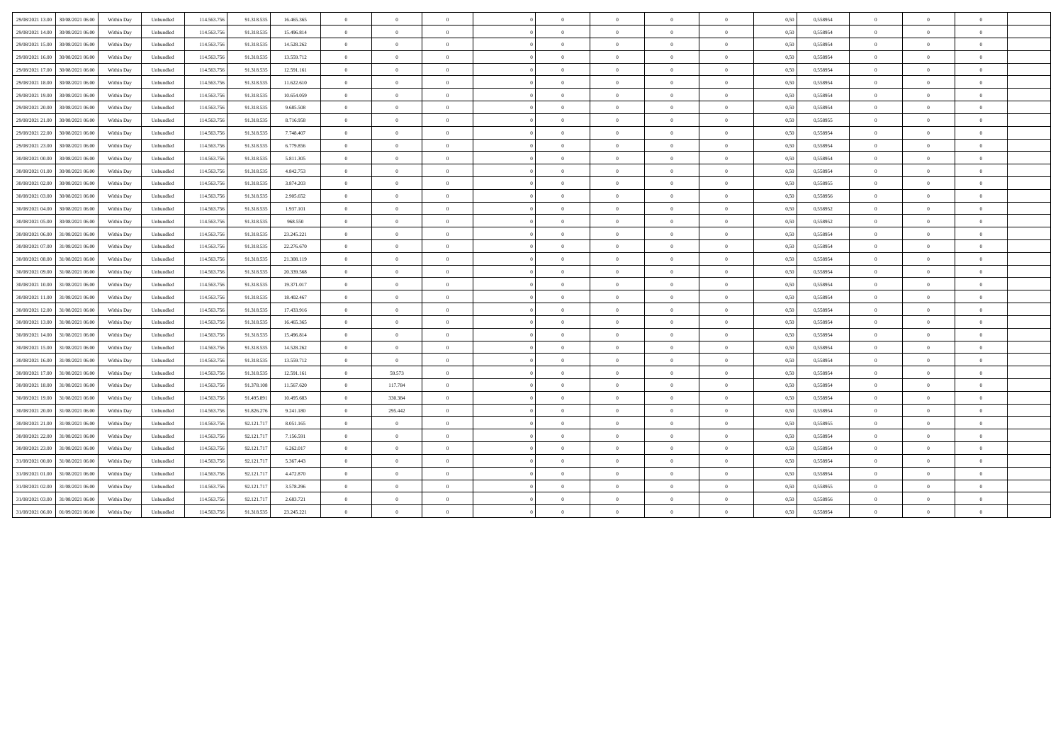| | | | | | | | | | | | | | | | | | | | | |
|---|---|---|---|---|---|---|---|---|---|---|---|---|---|---|---|---|---|---|---|---|
| 29/08/2021 13.00 | 30/08/2021 06.00 | Within Day | Unbundled | 114.563.756 | 91.318.535 | 16.465.365 | 0 | 0 | 0 | 0 | 0 | 0 | 0 | 0 | 0,50 | 0,558954 | 0 | 0 | 0 | |
| 29/08/2021 14.00 | 30/08/2021 06.00 | Within Day | Unbundled | 114.563.756 | 91.318.535 | 15.496.814 | 0 | 0 | 0 | 0 | 0 | 0 | 0 | 0 | 0,50 | 0,558954 | 0 | 0 | 0 | |
| 29/08/2021 15.00 | 30/08/2021 06.00 | Within Day | Unbundled | 114.563.756 | 91.318.535 | 14.528.262 | 0 | 0 | 0 | 0 | 0 | 0 | 0 | 0 | 0,50 | 0,558954 | 0 | 0 | 0 | |
| 29/08/2021 16.00 | 30/08/2021 06.00 | Within Day | Unbundled | 114.563.756 | 91.318.535 | 13.559.712 | 0 | 0 | 0 | 0 | 0 | 0 | 0 | 0 | 0,50 | 0,558954 | 0 | 0 | 0 | |
| 29/08/2021 17.00 | 30/08/2021 06.00 | Within Day | Unbundled | 114.563.756 | 91.318.535 | 12.591.161 | 0 | 0 | 0 | 0 | 0 | 0 | 0 | 0 | 0,50 | 0,558954 | 0 | 0 | 0 | |
| 29/08/2021 18.00 | 30/08/2021 06.00 | Within Day | Unbundled | 114.563.756 | 91.318.535 | 11.622.610 | 0 | 0 | 0 | 0 | 0 | 0 | 0 | 0 | 0,50 | 0,558954 | 0 | 0 | 0 | |
| 29/08/2021 19.00 | 30/08/2021 06.00 | Within Day | Unbundled | 114.563.756 | 91.318.535 | 10.654.059 | 0 | 0 | 0 | 0 | 0 | 0 | 0 | 0 | 0,50 | 0,558954 | 0 | 0 | 0 | |
| 29/08/2021 20.00 | 30/08/2021 06.00 | Within Day | Unbundled | 114.563.756 | 91.318.535 | 9.685.508 | 0 | 0 | 0 | 0 | 0 | 0 | 0 | 0 | 0,50 | 0,558954 | 0 | 0 | 0 | |
| 29/08/2021 21.00 | 30/08/2021 06.00 | Within Day | Unbundled | 114.563.756 | 91.318.535 | 8.716.958 | 0 | 0 | 0 | 0 | 0 | 0 | 0 | 0 | 0,50 | 0,558955 | 0 | 0 | 0 | |
| 29/08/2021 22.00 | 30/08/2021 06.00 | Within Day | Unbundled | 114.563.756 | 91.318.535 | 7.748.407 | 0 | 0 | 0 | 0 | 0 | 0 | 0 | 0 | 0,50 | 0,558954 | 0 | 0 | 0 | |
| 29/08/2021 23.00 | 30/08/2021 06.00 | Within Day | Unbundled | 114.563.756 | 91.318.535 | 6.779.856 | 0 | 0 | 0 | 0 | 0 | 0 | 0 | 0 | 0,50 | 0,558954 | 0 | 0 | 0 | |
| 30/08/2021 00.00 | 30/08/2021 06.00 | Within Day | Unbundled | 114.563.756 | 91.318.535 | 5.811.305 | 0 | 0 | 0 | 0 | 0 | 0 | 0 | 0 | 0,50 | 0,558954 | 0 | 0 | 0 | |
| 30/08/2021 01.00 | 30/08/2021 06.00 | Within Day | Unbundled | 114.563.756 | 91.318.535 | 4.842.753 | 0 | 0 | 0 | 0 | 0 | 0 | 0 | 0 | 0,50 | 0,558954 | 0 | 0 | 0 | |
| 30/08/2021 02.00 | 30/08/2021 06.00 | Within Day | Unbundled | 114.563.756 | 91.318.535 | 3.874.203 | 0 | 0 | 0 | 0 | 0 | 0 | 0 | 0 | 0,50 | 0,558955 | 0 | 0 | 0 | |
| 30/08/2021 03.00 | 30/08/2021 06.00 | Within Day | Unbundled | 114.563.756 | 91.318.535 | 2.905.652 | 0 | 0 | 0 | 0 | 0 | 0 | 0 | 0 | 0,50 | 0,558956 | 0 | 0 | 0 | |
| 30/08/2021 04.00 | 30/08/2021 06.00 | Within Day | Unbundled | 114.563.756 | 91.318.535 | 1.937.101 | 0 | 0 | 0 | 0 | 0 | 0 | 0 | 0 | 0,50 | 0,558952 | 0 | 0 | 0 | |
| 30/08/2021 05.00 | 30/08/2021 06.00 | Within Day | Unbundled | 114.563.756 | 91.318.535 | 968.550 | 0 | 0 | 0 | 0 | 0 | 0 | 0 | 0 | 0,50 | 0,558952 | 0 | 0 | 0 | |
| 30/08/2021 06.00 | 31/08/2021 06.00 | Within Day | Unbundled | 114.563.756 | 91.318.535 | 23.245.221 | 0 | 0 | 0 | 0 | 0 | 0 | 0 | 0 | 0,50 | 0,558954 | 0 | 0 | 0 | |
| 30/08/2021 07.00 | 31/08/2021 06.00 | Within Day | Unbundled | 114.563.756 | 91.318.535 | 22.276.670 | 0 | 0 | 0 | 0 | 0 | 0 | 0 | 0 | 0,50 | 0,558954 | 0 | 0 | 0 | |
| 30/08/2021 08.00 | 31/08/2021 06.00 | Within Day | Unbundled | 114.563.756 | 91.318.535 | 21.308.119 | 0 | 0 | 0 | 0 | 0 | 0 | 0 | 0 | 0,50 | 0,558954 | 0 | 0 | 0 | |
| 30/08/2021 09.00 | 31/08/2021 06.00 | Within Day | Unbundled | 114.563.756 | 91.318.535 | 20.339.568 | 0 | 0 | 0 | 0 | 0 | 0 | 0 | 0 | 0,50 | 0,558954 | 0 | 0 | 0 | |
| 30/08/2021 10.00 | 31/08/2021 06.00 | Within Day | Unbundled | 114.563.756 | 91.318.535 | 19.371.017 | 0 | 0 | 0 | 0 | 0 | 0 | 0 | 0 | 0,50 | 0,558954 | 0 | 0 | 0 | |
| 30/08/2021 11.00 | 31/08/2021 06.00 | Within Day | Unbundled | 114.563.756 | 91.318.535 | 18.402.467 | 0 | 0 | 0 | 0 | 0 | 0 | 0 | 0 | 0,50 | 0,558954 | 0 | 0 | 0 | |
| 30/08/2021 12.00 | 31/08/2021 06.00 | Within Day | Unbundled | 114.563.756 | 91.318.535 | 17.433.916 | 0 | 0 | 0 | 0 | 0 | 0 | 0 | 0 | 0,50 | 0,558954 | 0 | 0 | 0 | |
| 30/08/2021 13.00 | 31/08/2021 06.00 | Within Day | Unbundled | 114.563.756 | 91.318.535 | 16.465.365 | 0 | 0 | 0 | 0 | 0 | 0 | 0 | 0 | 0,50 | 0,558954 | 0 | 0 | 0 | |
| 30/08/2021 14.00 | 31/08/2021 06.00 | Within Day | Unbundled | 114.563.756 | 91.318.535 | 15.496.814 | 0 | 0 | 0 | 0 | 0 | 0 | 0 | 0 | 0,50 | 0,558954 | 0 | 0 | 0 | |
| 30/08/2021 15.00 | 31/08/2021 06.00 | Within Day | Unbundled | 114.563.756 | 91.318.535 | 14.528.262 | 0 | 0 | 0 | 0 | 0 | 0 | 0 | 0 | 0,50 | 0,558954 | 0 | 0 | 0 | |
| 30/08/2021 16.00 | 31/08/2021 06.00 | Within Day | Unbundled | 114.563.756 | 91.318.535 | 13.559.712 | 0 | 0 | 0 | 0 | 0 | 0 | 0 | 0 | 0,50 | 0,558954 | 0 | 0 | 0 | |
| 30/08/2021 17.00 | 31/08/2021 06.00 | Within Day | Unbundled | 114.563.756 | 91.318.535 | 12.591.161 | 0 | 59.573 | 0 | 0 | 0 | 0 | 0 | 0 | 0,50 | 0,558954 | 0 | 0 | 0 | |
| 30/08/2021 18.00 | 31/08/2021 06.00 | Within Day | Unbundled | 114.563.756 | 91.378.108 | 11.567.620 | 0 | 117.784 | 0 | 0 | 0 | 0 | 0 | 0 | 0,50 | 0,558954 | 0 | 0 | 0 | |
| 30/08/2021 19.00 | 31/08/2021 06.00 | Within Day | Unbundled | 114.563.756 | 91.495.891 | 10.495.683 | 0 | 330.384 | 0 | 0 | 0 | 0 | 0 | 0 | 0,50 | 0,558954 | 0 | 0 | 0 | |
| 30/08/2021 20.00 | 31/08/2021 06.00 | Within Day | Unbundled | 114.563.756 | 91.826.276 | 9.241.180 | 0 | 295.442 | 0 | 0 | 0 | 0 | 0 | 0 | 0,50 | 0,558954 | 0 | 0 | 0 | |
| 30/08/2021 21.00 | 31/08/2021 06.00 | Within Day | Unbundled | 114.563.756 | 92.121.717 | 8.051.165 | 0 | 0 | 0 | 0 | 0 | 0 | 0 | 0 | 0,50 | 0,558955 | 0 | 0 | 0 | |
| 30/08/2021 22.00 | 31/08/2021 06.00 | Within Day | Unbundled | 114.563.756 | 92.121.717 | 7.156.591 | 0 | 0 | 0 | 0 | 0 | 0 | 0 | 0 | 0,50 | 0,558954 | 0 | 0 | 0 | |
| 30/08/2021 23.00 | 31/08/2021 06.00 | Within Day | Unbundled | 114.563.756 | 92.121.717 | 6.262.017 | 0 | 0 | 0 | 0 | 0 | 0 | 0 | 0 | 0,50 | 0,558954 | 0 | 0 | 0 | |
| 31/08/2021 00.00 | 31/08/2021 06.00 | Within Day | Unbundled | 114.563.756 | 92.121.717 | 5.367.443 | 0 | 0 | 0 | 0 | 0 | 0 | 0 | 0 | 0,50 | 0,558954 | 0 | 0 | 0 | |
| 31/08/2021 01.00 | 31/08/2021 06.00 | Within Day | Unbundled | 114.563.756 | 92.121.717 | 4.472.870 | 0 | 0 | 0 | 0 | 0 | 0 | 0 | 0 | 0,50 | 0,558954 | 0 | 0 | 0 | |
| 31/08/2021 02.00 | 31/08/2021 06.00 | Within Day | Unbundled | 114.563.756 | 92.121.717 | 3.578.296 | 0 | 0 | 0 | 0 | 0 | 0 | 0 | 0 | 0,50 | 0,558955 | 0 | 0 | 0 | |
| 31/08/2021 03.00 | 31/08/2021 06.00 | Within Day | Unbundled | 114.563.756 | 92.121.717 | 2.683.721 | 0 | 0 | 0 | 0 | 0 | 0 | 0 | 0 | 0,50 | 0,558956 | 0 | 0 | 0 | |
| 31/08/2021 06.00 | 01/09/2021 06.00 | Within Day | Unbundled | 114.563.756 | 91.318.535 | 23.245.221 | 0 | 0 | 0 | 0 | 0 | 0 | 0 | 0 | 0,50 | 0,558954 | 0 | 0 | 0 | |